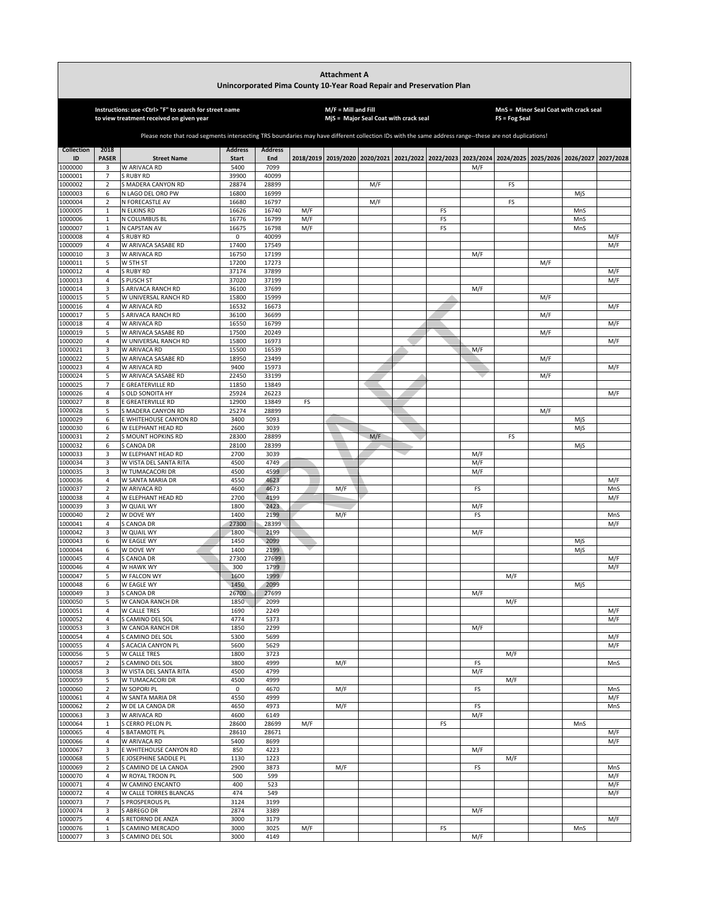# Attachment A
## Unincorporated Pima County 10-Year Road Repair and Preservation Plan

**Instructions: use <Ctrl> "F" to search for street name to view treatment received on given year**

**M/F = Mill and Fill**
**MjS = Major Seal Coat with crack seal**

**MnS = Minor Seal Coat with crack seal**
**FS = Fog Seal**

Please note that road segments intersecting TRS boundaries may have different collection IDs with the same address range--these are not duplications.

| Collection ID | 2018 PASER | Street Name | Address Start | Address End | 2018/2019 | 2019/2020 | 2020/2021 | 2021/2022 | 2022/2023 | 2023/2024 | 2024/2025 | 2025/2026 | 2026/2027 | 2027/2028 |
|---|---|---|---|---|---|---|---|---|---|---|---|---|---|---|
| 1000000 | 3 | W ARIVACA RD | 5400 | 7099 | | | | | | M/F | | | | |
| 1000001 | 7 | S RUBY RD | 39900 | 40099 | | | | | | | | | | |
| 1000002 | 2 | S MADERA CANYON RD | 28874 | 28899 | | | M/F | | | | FS | | | |
| 1000003 | 6 | N LAGO DEL ORO PW | 16800 | 16999 | | | | | | | | | MjS | |
| 1000004 | 2 | N FORECASTLE AV | 16680 | 16797 | | | M/F | | | | FS | | | |
| 1000005 | 1 | N ELKINS RD | 16626 | 16740 | M/F | | | | FS | | | | MnS | |
| 1000006 | 1 | N COLUMBUS BL | 16776 | 16799 | M/F | | | | FS | | | | MnS | |
| 1000007 | 1 | N CAPSTAN AV | 16675 | 16798 | M/F | | | | FS | | | | MnS | |
| 1000008 | 4 | S RUBY RD | 0 | 40099 | | | | | | | | | | M/F |
| 1000009 | 4 | W ARIVACA SASABE RD | 17400 | 17549 | | | | | | | | | | M/F |
| 1000010 | 3 | W ARIVACA RD | 16750 | 17199 | | | | | | M/F | | | | |
| 1000011 | 5 | W 5TH ST | 17200 | 17273 | | | | | | | | M/F | | |
| 1000012 | 4 | S RUBY RD | 37174 | 37899 | | | | | | | | | | M/F |
| 1000013 | 4 | S PUSCH ST | 37020 | 37199 | | | | | | | | | | M/F |
| 1000014 | 3 | S ARIVACA RANCH RD | 36100 | 37699 | | | | | | M/F | | | | |
| 1000015 | 5 | W UNIVERSAL RANCH RD | 15800 | 15999 | | | | | | | | M/F | | |
| 1000016 | 4 | W ARIVACA RD | 16532 | 16673 | | | | | | | | | | M/F |
| 1000017 | 5 | S ARIVACA RANCH RD | 36100 | 36699 | | | | | | | | M/F | | |
| 1000018 | 4 | W ARIVACA RD | 16550 | 16799 | | | | | | | | | | M/F |
| 1000019 | 5 | W ARIVACA SASABE RD | 17500 | 20249 | | | | | | | | M/F | | |
| 1000020 | 4 | W UNIVERSAL RANCH RD | 15800 | 16973 | | | | | | | | | | M/F |
| 1000021 | 3 | W ARIVACA RD | 15500 | 16539 | | | | | | M/F | | | | |
| 1000022 | 5 | W ARIVACA SASABE RD | 18950 | 23499 | | | | | | | | M/F | | |
| 1000023 | 4 | W ARIVACA RD | 9400 | 15973 | | | | | | | | | | M/F |
| 1000024 | 5 | W ARIVACA SASABE RD | 22450 | 33199 | | | | | | | | M/F | | |
| 1000025 | 7 | E GREATERVILLE RD | 11850 | 13849 | | | | | | | | | | |
| 1000026 | 4 | S OLD SONOITA HY | 25924 | 26223 | | | | | | | | | | M/F |
| 1000027 | 8 | E GREATERVILLE RD | 12900 | 13849 | FS | | | | | | | | | |
| 1000028 | 5 | S MADERA CANYON RD | 25274 | 28899 | | | | | | | | M/F | | |
| 1000029 | 6 | E WHITEHOUSE CANYON RD | 3400 | 5093 | | | | | | | | | MjS | |
| 1000030 | 6 | W ELEPHANT HEAD RD | 2600 | 3039 | | | | | | | | | MjS | |
| 1000031 | 2 | S MOUNT HOPKINS RD | 28300 | 28899 | | | M/F | | | | FS | | | |
| 1000032 | 6 | S CANOA DR | 28100 | 28399 | | | | | | | | | MjS | |
| 1000033 | 3 | W ELEPHANT HEAD RD | 2700 | 3039 | | | | | | M/F | | | | |
| 1000034 | 3 | W VISTA DEL SANTA RITA | 4500 | 4749 | | | | | | M/F | | | | |
| 1000035 | 3 | W TUMACACORI DR | 4500 | 4599 | | | | | | M/F | | | | |
| 1000036 | 4 | W SANTA MARIA DR | 4550 | 4623 | | | | | | | | | | M/F |
| 1000037 | 2 | W ARIVACA RD | 4600 | 4673 | | M/F | | | | FS | | | | MnS |
| 1000038 | 4 | W ELEPHANT HEAD RD | 2700 | 4199 | | | | | | | | | | M/F |
| 1000039 | 3 | W QUAIL WY | 1800 | 2423 | | | | | | M/F | | | | |
| 1000040 | 2 | W DOVE WY | 1400 | 2199 | | M/F | | | | FS | | | | MnS |
| 1000041 | 4 | S CANOA DR | 27300 | 28399 | | | | | | | | | | M/F |
| 1000042 | 3 | W QUAIL WY | 1800 | 2199 | | | | | | M/F | | | | |
| 1000043 | 6 | W EAGLE WY | 1450 | 2099 | | | | | | | | | MjS | |
| 1000044 | 6 | W DOVE WY | 1400 | 2199 | | | | | | | | | MjS | |
| 1000045 | 4 | S CANOA DR | 27300 | 27699 | | | | | | | | | | M/F |
| 1000046 | 4 | W HAWK WY | 300 | 1799 | | | | | | | | | | M/F |
| 1000047 | 5 | W FALCON WY | 1600 | 1999 | | | | | | | M/F | | | |
| 1000048 | 6 | W EAGLE WY | 1450 | 2099 | | | | | | | | | MjS | |
| 1000049 | 3 | S CANOA DR | 26700 | 27699 | | | | | | M/F | | | | |
| 1000050 | 5 | W CANOA RANCH DR | 1850 | 2099 | | | | | | | M/F | | | |
| 1000051 | 4 | W CALLE TRES | 1690 | 2249 | | | | | | | | | | M/F |
| 1000052 | 4 | S CAMINO DEL SOL | 4774 | 5373 | | | | | | | | | | M/F |
| 1000053 | 3 | W CANOA RANCH DR | 1850 | 2299 | | | | | | M/F | | | | |
| 1000054 | 4 | S CAMINO DEL SOL | 5300 | 5699 | | | | | | | | | | M/F |
| 1000055 | 4 | S ACACIA CANYON PL | 5600 | 5629 | | | | | | | | | | M/F |
| 1000056 | 5 | W CALLE TRES | 1800 | 3723 | | | | | | | M/F | | | |
| 1000057 | 2 | S CAMINO DEL SOL | 3800 | 4999 | | M/F | | | | FS | | | | MnS |
| 1000058 | 3 | W VISTA DEL SANTA RITA | 4500 | 4799 | | | | | | M/F | | | | |
| 1000059 | 5 | W TUMACACORI DR | 4500 | 4999 | | | | | | | M/F | | | |
| 1000060 | 2 | W SOPORI PL | 0 | 4670 | | M/F | | | | FS | | | | MnS |
| 1000061 | 4 | W SANTA MARIA DR | 4550 | 4999 | | | | | | | | | | M/F |
| 1000062 | 2 | W DE LA CANOA DR | 4650 | 4973 | | M/F | | | | FS | | | | MnS |
| 1000063 | 3 | W ARIVACA RD | 4600 | 6149 | | | | | | M/F | | | | |
| 1000064 | 1 | S CERRO PELON PL | 28600 | 28699 | M/F | | | | FS | | | | MnS | |
| 1000065 | 4 | S BATAMOTE PL | 28610 | 28671 | | | | | | | | | | M/F |
| 1000066 | 4 | W ARIVACA RD | 5400 | 8699 | | | | | | | | | | M/F |
| 1000067 | 3 | E WHITEHOUSE CANYON RD | 850 | 4223 | | | | | | M/F | | | | |
| 1000068 | 5 | E JOSEPHINE SADDLE PL | 1130 | 1223 | | | | | | | M/F | | | |
| 1000069 | 2 | S CAMINO DE LA CANOA | 2900 | 3873 | | M/F | | | | FS | | | | MnS |
| 1000070 | 4 | W ROYAL TROON PL | 500 | 599 | | | | | | | | | | M/F |
| 1000071 | 4 | W CAMINO ENCANTO | 400 | 523 | | | | | | | | | | M/F |
| 1000072 | 4 | W CALLE TORRES BLANCAS | 474 | 549 | | | | | | | | | | M/F |
| 1000073 | 7 | S PROSPEROUS PL | 3124 | 3199 | | | | | | | | | | |
| 1000074 | 3 | S ABREGO DR | 2874 | 3389 | | | | | | M/F | | | | |
| 1000075 | 4 | S RETORNO DE ANZA | 3000 | 3179 | | | | | | | | | | M/F |
| 1000076 | 1 | S CAMINO MERCADO | 3000 | 3025 | M/F | | | | FS | | | | MnS | |
| 1000077 | 3 | S CAMINO DEL SOL | 3000 | 4149 | | | | | | M/F | | | | |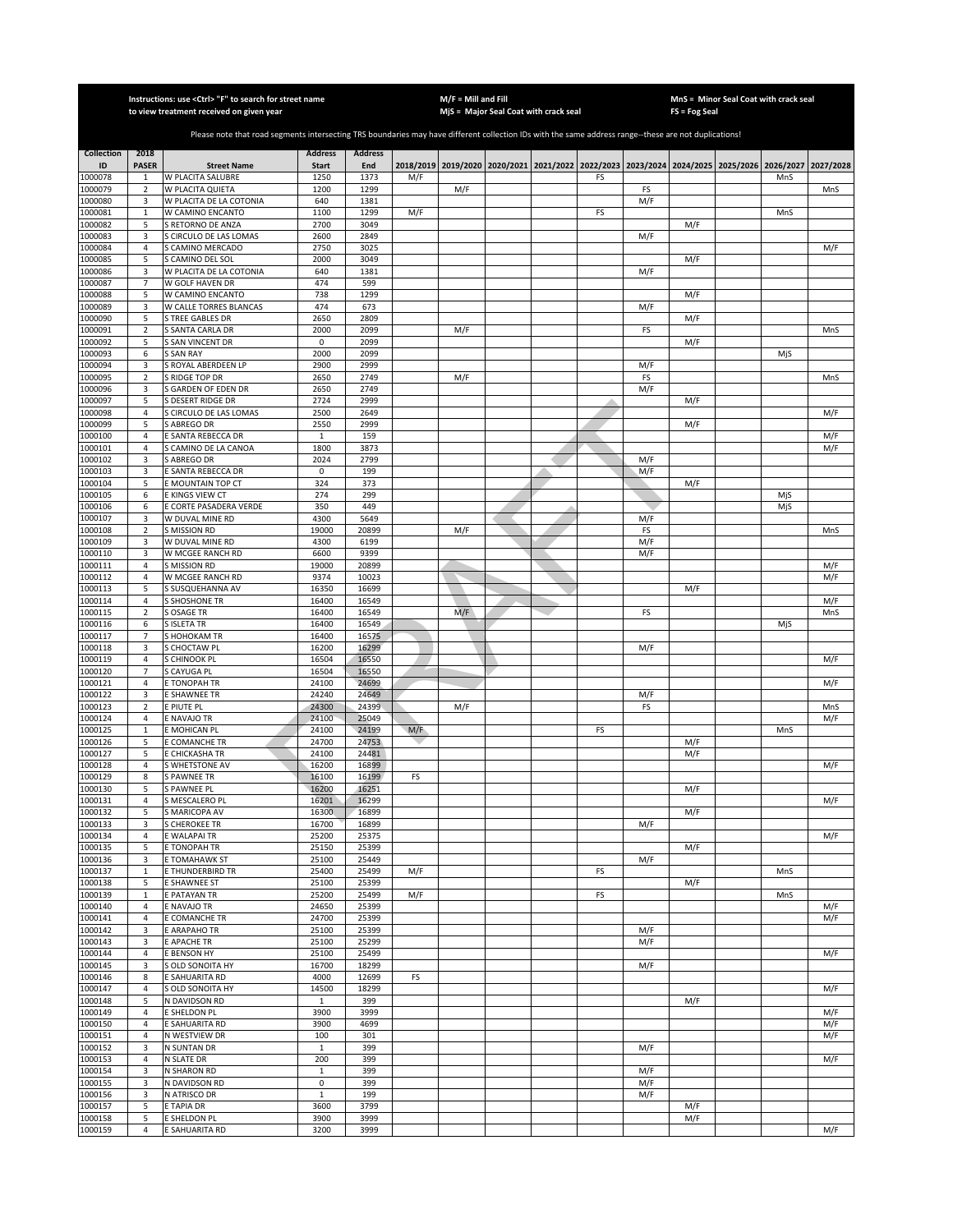Instructions: use <Ctrl> "F" to search for street name to view treatment received on given year

M/F = Mill and Fill
MjS = Major Seal Coat with crack seal

MnS = Minor Seal Coat with crack seal
FS = Fog Seal

Please note that road segments intersecting TRS boundaries may have different collection IDs with the same address range--these are not duplications!

| Collection ID | 2018 PASER | Street Name | Address Start | Address End | 2018/2019 | 2019/2020 | 2020/2021 | 2021/2022 | 2022/2023 | 2023/2024 | 2024/2025 | 2025/2026 | 2026/2027 | 2027/2028 |
|---|---|---|---|---|---|---|---|---|---|---|---|---|---|---|
| 1000078 | 1 | W PLACITA SALUBRE | 1250 | 1373 | M/F | | | | FS | | | | MnS | |
| 1000079 | 2 | W PLACITA QUIETA | 1200 | 1299 | | M/F | | | | FS | | | | MnS |
| 1000080 | 3 | W PLACITA DE LA COTONIA | 640 | 1381 | | | | | | M/F | | | | |
| 1000081 | 1 | W CAMINO ENCANTO | 1100 | 1299 | M/F | | | | FS | | | | MnS | |
| 1000082 | 5 | S RETORNO DE ANZA | 2700 | 3049 | | | | | | | M/F | | | |
| 1000083 | 3 | S CIRCULO DE LAS LOMAS | 2600 | 2849 | | | | | | M/F | | | | |
| 1000084 | 4 | S CAMINO MERCADO | 2750 | 3025 | | | | | | | | | | M/F |
| 1000085 | 5 | S CAMINO DEL SOL | 2000 | 3049 | | | | | | | M/F | | | |
| 1000086 | 3 | W PLACITA DE LA COTONIA | 640 | 1381 | | | | | | M/F | | | | |
| 1000087 | 7 | W GOLF HAVEN DR | 474 | 599 | | | | | | | | | | |
| 1000088 | 5 | W CAMINO ENCANTO | 738 | 1299 | | | | | | | M/F | | | |
| 1000089 | 3 | W CALLE TORRES BLANCAS | 474 | 673 | | | | | | M/F | | | | |
| 1000090 | 5 | S TREE GABLES DR | 2650 | 2809 | | | | | | | M/F | | | |
| 1000091 | 2 | S SANTA CARLA DR | 2000 | 2099 | | M/F | | | | FS | | | | MnS |
| 1000092 | 5 | S SAN VINCENT DR | 0 | 2099 | | | | | | | M/F | | | |
| 1000093 | 6 | S SAN RAY | 2000 | 2099 | | | | | | | | | MjS | |
| 1000094 | 3 | S ROYAL ABERDEEN LP | 2900 | 2999 | | | | | | M/F | | | | |
| 1000095 | 2 | S RIDGE TOP DR | 2650 | 2749 | | M/F | | | | FS | | | | MnS |
| 1000096 | 3 | S GARDEN OF EDEN DR | 2650 | 2749 | | | | | | M/F | | | | |
| 1000097 | 5 | S DESERT RIDGE DR | 2724 | 2999 | | | | | | | M/F | | | |
| 1000098 | 4 | S CIRCULO DE LAS LOMAS | 2500 | 2649 | | | | | | | | | | M/F |
| 1000099 | 5 | S ABREGO DR | 2550 | 2999 | | | | | | | M/F | | | |
| 1000100 | 4 | E SANTA REBECCA DR | 1 | 159 | | | | | | | | | | M/F |
| 1000101 | 4 | S CAMINO DE LA CANOA | 1800 | 3873 | | | | | | | | | | M/F |
| 1000102 | 3 | S ABREGO DR | 2024 | 2799 | | | | | | M/F | | | | |
| 1000103 | 3 | E SANTA REBECCA DR | 0 | 199 | | | | | | M/F | | | | |
| 1000104 | 5 | E MOUNTAIN TOP CT | 324 | 373 | | | | | | | M/F | | | |
| 1000105 | 6 | E KINGS VIEW CT | 274 | 299 | | | | | | | | | MjS | |
| 1000106 | 6 | E CORTE PASADERA VERDE | 350 | 449 | | | | | | | | | MjS | |
| 1000107 | 3 | W DUVAL MINE RD | 4300 | 5649 | | | | | | M/F | | | | |
| 1000108 | 2 | S MISSION RD | 19000 | 20899 | | M/F | | | | FS | | | | MnS |
| 1000109 | 3 | W DUVAL MINE RD | 4300 | 6199 | | | | | | M/F | | | | |
| 1000110 | 3 | W MCGEE RANCH RD | 6600 | 9399 | | | | | | M/F | | | | |
| 1000111 | 4 | S MISSION RD | 19000 | 20899 | | | | | | | | | | M/F |
| 1000112 | 4 | W MCGEE RANCH RD | 9374 | 10023 | | | | | | | | | | M/F |
| 1000113 | 5 | S SUSQUEHANNA AV | 16350 | 16699 | | | | | | | M/F | | | |
| 1000114 | 4 | S SHOSHONE TR | 16400 | 16549 | | | | | | | | | | M/F |
| 1000115 | 2 | S OSAGE TR | 16400 | 16549 | | M/F | | | | FS | | | | MnS |
| 1000116 | 6 | S ISLETA TR | 16400 | 16549 | | | | | | | | | MjS | |
| 1000117 | 7 | S HOHOKAM TR | 16400 | 16575 | | | | | | | | | | |
| 1000118 | 3 | S CHOCTAW PL | 16200 | 16299 | | | | | | M/F | | | | |
| 1000119 | 4 | S CHINOOK PL | 16504 | 16550 | | | | | | | | | | M/F |
| 1000120 | 7 | S CAYUGA PL | 16504 | 16550 | | | | | | | | | | |
| 1000121 | 4 | E TONOPAH TR | 24100 | 24699 | | | | | | | | | | M/F |
| 1000122 | 3 | E SHAWNEE TR | 24240 | 24649 | | | | | | M/F | | | | |
| 1000123 | 2 | E PIUTE PL | 24300 | 24399 | | M/F | | | | FS | | | | MnS |
| 1000124 | 4 | E NAVAJO TR | 24100 | 25049 | | | | | | | | | | M/F |
| 1000125 | 1 | E MOHICAN PL | 24100 | 24199 | M/F | | | | FS | | | | MnS | |
| 1000126 | 5 | E COMANCHE TR | 24700 | 24753 | | | | | | | M/F | | | |
| 1000127 | 5 | E CHICKASHA TR | 24100 | 24481 | | | | | | | M/F | | | |
| 1000128 | 4 | S WHETSTONE AV | 16200 | 16899 | | | | | | | | | | M/F |
| 1000129 | 8 | S PAWNEE TR | 16100 | 16199 | FS | | | | | | | | | |
| 1000130 | 5 | S PAWNEE PL | 16200 | 16251 | | | | | | | M/F | | | |
| 1000131 | 4 | S MESCALERO PL | 16201 | 16299 | | | | | | | | | | M/F |
| 1000132 | 5 | S MARICOPA AV | 16300 | 16899 | | | | | | | M/F | | | |
| 1000133 | 3 | S CHEROKEE TR | 16700 | 16899 | | | | | | M/F | | | | |
| 1000134 | 4 | E WALAPAI TR | 25200 | 25375 | | | | | | | | | | M/F |
| 1000135 | 5 | E TONOPAH TR | 25150 | 25399 | | | | | | | M/F | | | |
| 1000136 | 3 | E TOMAHAWK ST | 25100 | 25449 | | | | | | M/F | | | | |
| 1000137 | 1 | E THUNDERBIRD TR | 25400 | 25499 | M/F | | | | FS | | | | MnS | |
| 1000138 | 5 | E SHAWNEE ST | 25100 | 25399 | | | | | | | M/F | | | |
| 1000139 | 1 | E PATAYAN TR | 25200 | 25499 | M/F | | | | FS | | | | MnS | |
| 1000140 | 4 | E NAVAJO TR | 24650 | 25399 | | | | | | | | | | M/F |
| 1000141 | 4 | E COMANCHE TR | 24700 | 25399 | | | | | | | | | | M/F |
| 1000142 | 3 | E ARAPAHO TR | 25100 | 25399 | | | | | | M/F | | | | |
| 1000143 | 3 | E APACHE TR | 25100 | 25299 | | | | | | M/F | | | | |
| 1000144 | 4 | E BENSON HY | 25100 | 25499 | | | | | | | | | | M/F |
| 1000145 | 3 | S OLD SONOITA HY | 16700 | 18299 | | | | | | M/F | | | | |
| 1000146 | 8 | E SAHUARITA RD | 4000 | 12699 | FS | | | | | | | | | |
| 1000147 | 4 | S OLD SONOITA HY | 14500 | 18299 | | | | | | | | | | M/F |
| 1000148 | 5 | N DAVIDSON RD | 1 | 399 | | | | | | | M/F | | | |
| 1000149 | 4 | E SHELDON PL | 3900 | 3999 | | | | | | | | | | M/F |
| 1000150 | 4 | E SAHUARITA RD | 3900 | 4699 | | | | | | | | | | M/F |
| 1000151 | 4 | N WESTVIEW DR | 100 | 301 | | | | | | | | | | M/F |
| 1000152 | 3 | N SUNTAN DR | 1 | 399 | | | | | | M/F | | | | |
| 1000153 | 4 | N SLATE DR | 200 | 399 | | | | | | | | | | M/F |
| 1000154 | 3 | N SHARON RD | 1 | 399 | | | | | | M/F | | | | |
| 1000155 | 3 | N DAVIDSON RD | 0 | 399 | | | | | | M/F | | | | |
| 1000156 | 3 | N ATRISCO DR | 1 | 199 | | | | | | M/F | | | | |
| 1000157 | 5 | E TAPIA DR | 3600 | 3799 | | | | | | | M/F | | | |
| 1000158 | 5 | E SHELDON PL | 3900 | 3999 | | | | | | | M/F | | | |
| 1000159 | 4 | E SAHUARITA RD | 3200 | 3999 | | | | | | | | | | M/F |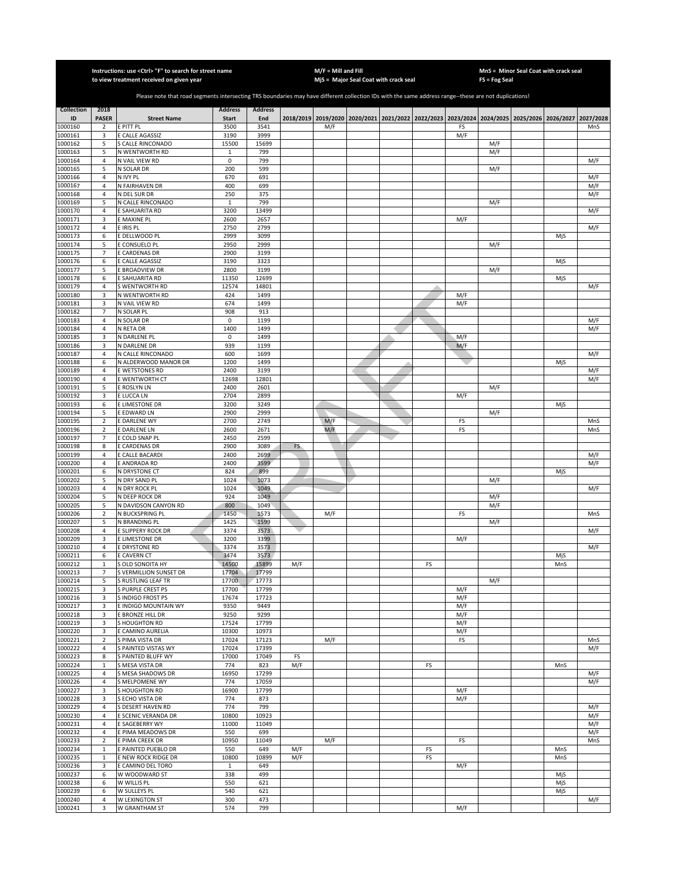Instructions: use <Ctrl> "F" to search for street name to view treatment received on given year

M/F = Mill and Fill
MjS = Major Seal Coat with crack seal

MnS = Minor Seal Coat with crack seal
FS = Fog Seal

Please note that road segments intersecting TRS boundaries may have different collection IDs with the same address range--these are not duplications!

| Collection ID | 2018 PASER | Street Name | Address Start | Address End | 2018/2019 | 2019/2020 | 2020/2021 | 2021/2022 | 2022/2023 | 2023/2024 | 2024/2025 | 2025/2026 | 2026/2027 | 2027/2028 |
|---|---|---|---|---|---|---|---|---|---|---|---|---|---|---|
| 1000160 | 2 | E PITT PL | 3500 | 3541 | | M/F | | | | FS | | | | MnS |
| 1000161 | 3 | E CALLE AGASSIZ | 3190 | 3999 | | | | | | M/F | | | | |
| 1000162 | 5 | S CALLE RINCONADO | 15500 | 15699 | | | | | | | M/F | | | |
| 1000163 | 5 | N WENTWORTH RD | 1 | 799 | | | | | | | M/F | | | |
| 1000164 | 4 | N VAIL VIEW RD | 0 | 799 | | | | | | | | | | M/F |
| 1000165 | 5 | N SOLAR DR | 200 | 599 | | | | | | | M/F | | | |
| 1000166 | 4 | N IVY PL | 670 | 691 | | | | | | | | | | M/F |
| 1000167 | 4 | N FAIRHAVEN DR | 400 | 699 | | | | | | | | | | M/F |
| 1000168 | 4 | N DEL SUR DR | 250 | 375 | | | | | | | | | | M/F |
| 1000169 | 5 | N CALLE RINCONADO | 1 | 799 | | | | | | | M/F | | | |
| 1000170 | 4 | E SAHUARITA RD | 3200 | 13499 | | | | | | | | | | M/F |
| 1000171 | 3 | E MAXINE PL | 2600 | 2657 | | | | | | M/F | | | | |
| 1000172 | 4 | E IRIS PL | 2750 | 2799 | | | | | | | | | | M/F |
| 1000173 | 6 | E DELLWOOD PL | 2999 | 3099 | | | | | | | | | MjS | |
| 1000174 | 5 | E CONSUELO PL | 2950 | 2999 | | | | | | | M/F | | | |
| 1000175 | 7 | E CARDENAS DR | 2900 | 3199 | | | | | | | | | | |
| 1000176 | 6 | E CALLE AGASSIZ | 3190 | 3323 | | | | | | | | | MjS | |
| 1000177 | 5 | E BROADVIEW DR | 2800 | 3199 | | | | | | | M/F | | | |
| 1000178 | 6 | E SAHUARITA RD | 11350 | 12699 | | | | | | | | | MjS | |
| 1000179 | 4 | S WENTWORTH RD | 12574 | 14801 | | | | | | | | | | M/F |
| 1000180 | 3 | N WENTWORTH RD | 424 | 1499 | | | | | | M/F | | | | |
| 1000181 | 3 | N VAIL VIEW RD | 674 | 1499 | | | | | | M/F | | | | |
| 1000182 | 7 | N SOLAR PL | 908 | 913 | | | | | | | | | | |
| 1000183 | 4 | N SOLAR DR | 0 | 1199 | | | | | | | | | | M/F |
| 1000184 | 4 | N RETA DR | 1400 | 1499 | | | | | | | | | | M/F |
| 1000185 | 3 | N DARLENE PL | 0 | 1499 | | | | | | M/F | | | | |
| 1000186 | 3 | N DARLENE DR | 939 | 1199 | | | | | | M/F | | | | |
| 1000187 | 4 | N CALLE RINCONADO | 600 | 1699 | | | | | | | | | | M/F |
| 1000188 | 6 | N ALDERWOOD MANOR DR | 1200 | 1499 | | | | | | | | | MjS | |
| 1000189 | 4 | E WETSTONES RD | 2400 | 3199 | | | | | | | | | | M/F |
| 1000190 | 4 | E WENTWORTH CT | 12698 | 12801 | | | | | | | | | | M/F |
| 1000191 | 5 | E ROSLYN LN | 2400 | 2601 | | | | | | | M/F | | | |
| 1000192 | 3 | E LUCCA LN | 2704 | 2899 | | | | | | M/F | | | | |
| 1000193 | 6 | E LIMESTONE DR | 3200 | 3249 | | | | | | | | | MjS | |
| 1000194 | 5 | E EDWARD LN | 2900 | 2999 | | | | | | | M/F | | | |
| 1000195 | 2 | E DARLENE WY | 2700 | 2749 | | M/F | | | | FS | | | | MnS |
| 1000196 | 2 | E DARLENE LN | 2600 | 2671 | | M/F | | | | FS | | | | MnS |
| 1000197 | 7 | E COLD SNAP PL | 2450 | 2599 | | | | | | | | | | |
| 1000198 | 8 | E CARDENAS DR | 2900 | 3089 | FS | | | | | | | | | |
| 1000199 | 4 | E CALLE BACARDI | 2400 | 2699 | | | | | | | | | | M/F |
| 1000200 | 4 | E ANDRADA RD | 2400 | 3599 | | | | | | | | | | M/F |
| 1000201 | 6 | N DRYSTONE CT | 824 | 899 | | | | | | | | | MjS | |
| 1000202 | 5 | N DRY SAND PL | 1024 | 1073 | | | | | | | M/F | | | |
| 1000203 | 4 | N DRY ROCK PL | 1024 | 1049 | | | | | | | | | | M/F |
| 1000204 | 5 | N DEEP ROCK DR | 924 | 1049 | | | | | | | M/F | | | |
| 1000205 | 5 | N DAVIDSON CANYON RD | 800 | 1049 | | | | | | | M/F | | | |
| 1000206 | 2 | N BUCKSPRING PL | 1450 | 1573 | | M/F | | | | FS | | | | MnS |
| 1000207 | 5 | N BRANDING PL | 1425 | 1599 | | | | | | | M/F | | | |
| 1000208 | 4 | E SLIPPERY ROCK DR | 3374 | 3573 | | | | | | | | | | M/F |
| 1000209 | 3 | E LIMESTONE DR | 3200 | 3399 | | | | | | M/F | | | | |
| 1000210 | 4 | E DRYSTONE RD | 3374 | 3573 | | | | | | | | | | M/F |
| 1000211 | 6 | E CAVERN CT | 3474 | 3573 | | | | | | | | | MjS | |
| 1000212 | 1 | S OLD SONOITA HY | 14500 | 15899 | M/F | | | | FS | | | | MnS | |
| 1000213 | 7 | S VERMILLION SUNSET DR | 17704 | 17799 | | | | | | | | | | |
| 1000214 | 5 | S RUSTLING LEAF TR | 17700 | 17773 | | | | | | | M/F | | | |
| 1000215 | 3 | S PURPLE CREST PS | 17700 | 17799 | | | | | | M/F | | | | |
| 1000216 | 3 | S INDIGO FROST PS | 17674 | 17723 | | | | | | M/F | | | | |
| 1000217 | 3 | E INDIGO MOUNTAIN WY | 9350 | 9449 | | | | | | M/F | | | | |
| 1000218 | 3 | E BRONZE HILL DR | 9250 | 9299 | | | | | | M/F | | | | |
| 1000219 | 3 | S HOUGHTON RD | 17524 | 17799 | | | | | | M/F | | | | |
| 1000220 | 3 | E CAMINO AURELIA | 10300 | 10973 | | | | | | M/F | | | | |
| 1000221 | 2 | S PIMA VISTA DR | 17024 | 17123 | | M/F | | | | FS | | | | MnS |
| 1000222 | 4 | S PAINTED VISTAS WY | 17024 | 17399 | | | | | | | | | | M/F |
| 1000223 | 8 | S PAINTED BLUFF WY | 17000 | 17049 | FS | | | | | | | | | |
| 1000224 | 1 | S MESA VISTA DR | 774 | 823 | M/F | | | | FS | | | | MnS | |
| 1000225 | 4 | S MESA SHADOWS DR | 16950 | 17299 | | | | | | | | | | M/F |
| 1000226 | 4 | S MELPOMENE WY | 774 | 17059 | | | | | | | | | | M/F |
| 1000227 | 3 | S HOUGHTON RD | 16900 | 17799 | | | | | | M/F | | | | |
| 1000228 | 3 | S ECHO VISTA DR | 774 | 873 | | | | | | M/F | | | | |
| 1000229 | 4 | S DESERT HAVEN RD | 774 | 799 | | | | | | | | | | M/F |
| 1000230 | 4 | E SCENIC VERANDA DR | 10800 | 10923 | | | | | | | | | | M/F |
| 1000231 | 4 | E SAGEBERRY WY | 11000 | 11049 | | | | | | | | | | M/F |
| 1000232 | 4 | E PIMA MEADOWS DR | 550 | 699 | | | | | | | | | | M/F |
| 1000233 | 2 | E PIMA CREEK DR | 10950 | 11049 | | M/F | | | | FS | | | | MnS |
| 1000234 | 1 | E PAINTED PUEBLO DR | 550 | 649 | M/F | | | | FS | | | | MnS | |
| 1000235 | 1 | E NEW ROCK RIDGE DR | 10800 | 10899 | M/F | | | | FS | | | | MnS | |
| 1000236 | 3 | E CAMINO DEL TORO | 1 | 649 | | | | | | M/F | | | | |
| 1000237 | 6 | W WOODWARD ST | 338 | 499 | | | | | | | | | MjS | |
| 1000238 | 6 | W WILLIS PL | 550 | 621 | | | | | | | | | MjS | |
| 1000239 | 6 | W SULLEYS PL | 540 | 621 | | | | | | | | | MjS | |
| 1000240 | 4 | W LEXINGTON ST | 300 | 473 | | | | | | | | | | M/F |
| 1000241 | 3 | W GRANTHAM ST | 574 | 799 | | | | | | M/F | | | | |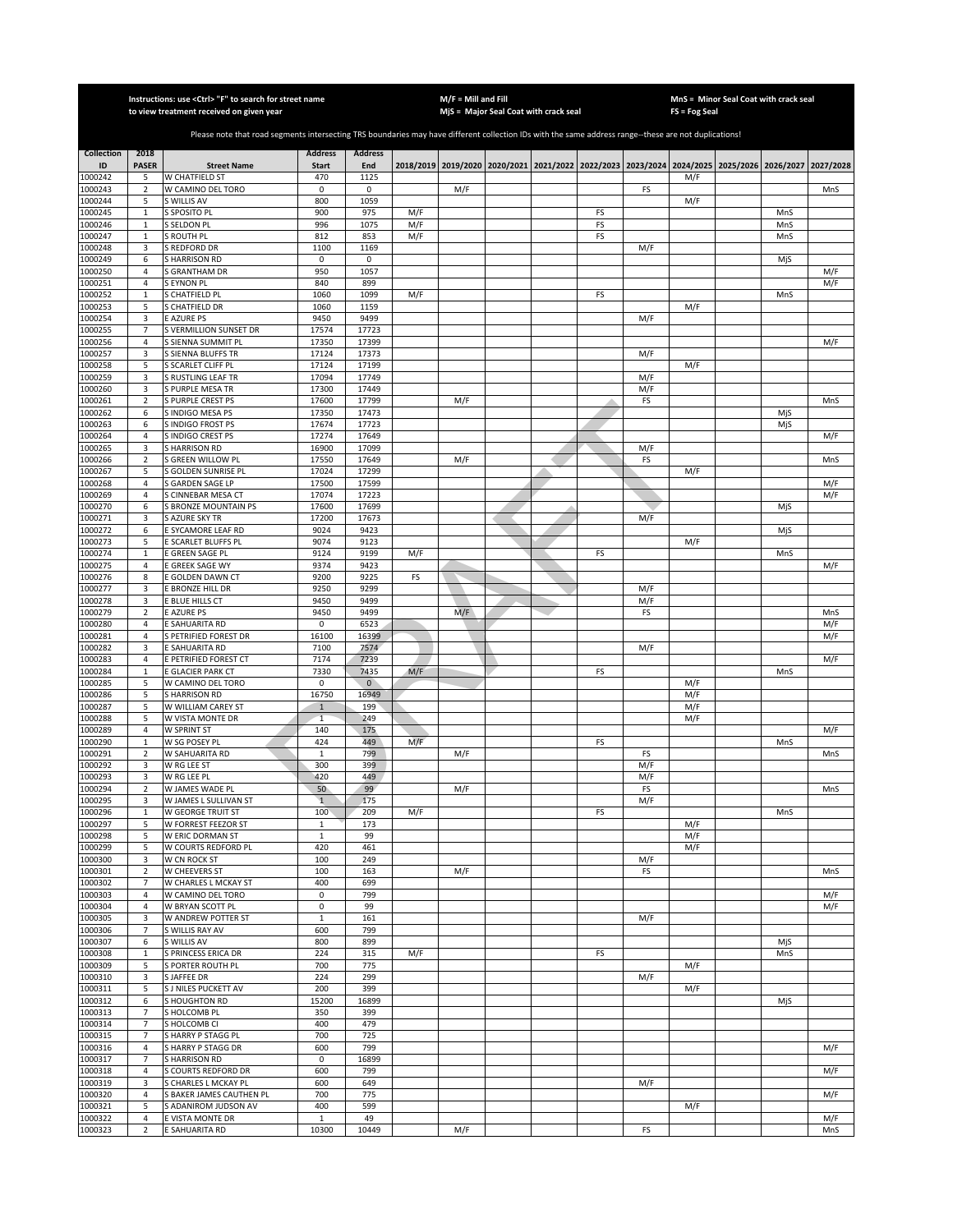Instructions: use <Ctrl> "F" to search for street name to view treatment received on given year

M/F = Mill and Fill
MjS = Major Seal Coat with crack seal

MnS = Minor Seal Coat with crack seal
FS = Fog Seal

Please note that road segments intersecting TRS boundaries may have different collection IDs with the same address range--these are not duplications!

| Collection ID | 2018 PASER | Street Name | Address Start | Address End | 2018/2019 | 2019/2020 | 2020/2021 | 2021/2022 | 2022/2023 | 2023/2024 | 2024/2025 | 2025/2026 | 2026/2027 | 2027/2028 |
|---|---|---|---|---|---|---|---|---|---|---|---|---|---|---|
| 1000242 | 5 | W CHATFIELD ST | 470 | 1125 | | | | | | | M/F | | | |
| 1000243 | 2 | W CAMINO DEL TORO | 0 | 0 | | M/F | | | | FS | | | | MnS |
| 1000244 | 5 | S WILLIS AV | 800 | 1059 | | | | | | | M/F | | | |
| 1000245 | 1 | S SPOSITO PL | 900 | 975 | M/F | | | | FS | | | | MnS | |
| 1000246 | 1 | S SELDON PL | 996 | 1075 | M/F | | | | FS | | | | MnS | |
| 1000247 | 1 | S ROUTH PL | 812 | 853 | M/F | | | | FS | | | | MnS | |
| 1000248 | 3 | S REDFORD DR | 1100 | 1169 | | | | | | M/F | | | | |
| 1000249 | 6 | S HARRISON RD | 0 | 0 | | | | | | | | | MjS | |
| 1000250 | 4 | S GRANTHAM DR | 950 | 1057 | | | | | | | | | | M/F |
| 1000251 | 4 | S EYNON PL | 840 | 899 | | | | | | | | | | M/F |
| 1000252 | 1 | S CHATFIELD PL | 1060 | 1099 | M/F | | | | FS | | | | MnS | |
| 1000253 | 5 | S CHATFIELD DR | 1060 | 1159 | | | | | | | M/F | | | |
| 1000254 | 3 | E AZURE PS | 9450 | 9499 | | | | | | M/F | | | | |
| 1000255 | 7 | S VERMILLION SUNSET DR | 17574 | 17723 | | | | | | | | | | |
| 1000256 | 4 | S SIENNA SUMMIT PL | 17350 | 17399 | | | | | | | | | | M/F |
| 1000257 | 3 | S SIENNA BLUFFS TR | 17124 | 17373 | | | | | | M/F | | | | |
| 1000258 | 5 | S SCARLET CLIFF PL | 17124 | 17199 | | | | | | | M/F | | | |
| 1000259 | 3 | S RUSTLING LEAF TR | 17094 | 17749 | | | | | | M/F | | | | |
| 1000260 | 3 | S PURPLE MESA TR | 17300 | 17449 | | | | | | M/F | | | | |
| 1000261 | 2 | S PURPLE CREST PS | 17600 | 17799 | | M/F | | | | FS | | | | MnS |
| 1000262 | 6 | S INDIGO MESA PS | 17350 | 17473 | | | | | | | | | MjS | |
| 1000263 | 6 | S INDIGO FROST PS | 17674 | 17723 | | | | | | | | | MjS | |
| 1000264 | 4 | S INDIGO CREST PS | 17274 | 17649 | | | | | | | | | | M/F |
| 1000265 | 3 | S HARRISON RD | 16900 | 17099 | | | | | | M/F | | | | |
| 1000266 | 2 | S GREEN WILLOW PL | 17550 | 17649 | | M/F | | | | FS | | | | MnS |
| 1000267 | 5 | S GOLDEN SUNRISE PL | 17024 | 17299 | | | | | | | M/F | | | |
| 1000268 | 4 | S GARDEN SAGE LP | 17500 | 17599 | | | | | | | | | | M/F |
| 1000269 | 4 | S CINNEBAR MESA CT | 17074 | 17223 | | | | | | | | | | M/F |
| 1000270 | 6 | S BRONZE MOUNTAIN PS | 17600 | 17699 | | | | | | | | | MjS | |
| 1000271 | 3 | S AZURE SKY TR | 17200 | 17673 | | | | | | M/F | | | | |
| 1000272 | 6 | E SYCAMORE LEAF RD | 9024 | 9423 | | | | | | | | | MjS | |
| 1000273 | 5 | E SCARLET BLUFFS PL | 9074 | 9123 | | | | | | | M/F | | | |
| 1000274 | 1 | E GREEN SAGE PL | 9124 | 9199 | M/F | | | | FS | | | | MnS | |
| 1000275 | 4 | E GREEK SAGE WY | 9374 | 9423 | | | | | | | | | | M/F |
| 1000276 | 8 | E GOLDEN DAWN CT | 9200 | 9225 | FS | | | | | | | | | |
| 1000277 | 3 | E BRONZE HILL DR | 9250 | 9299 | | | | | | M/F | | | | |
| 1000278 | 3 | E BLUE HILLS CT | 9450 | 9499 | | | | | | M/F | | | | |
| 1000279 | 2 | E AZURE PS | 9450 | 9499 | | M/F | | | | FS | | | | MnS |
| 1000280 | 4 | E SAHUARITA RD | 0 | 6523 | | | | | | | | | | M/F |
| 1000281 | 4 | S PETRIFIED FOREST DR | 16100 | 16399 | | | | | | | | | | M/F |
| 1000282 | 3 | E SAHUARITA RD | 7100 | 7574 | | | | | | M/F | | | | |
| 1000283 | 4 | E PETRIFIED FOREST CT | 7174 | 7239 | | | | | | | | | | M/F |
| 1000284 | 1 | E GLACIER PARK CT | 7330 | 7435 | M/F | | | | FS | | | | MnS | |
| 1000285 | 5 | W CAMINO DEL TORO | 0 | 0 | | | | | | | M/F | | | |
| 1000286 | 5 | S HARRISON RD | 16750 | 16949 | | | | | | | M/F | | | |
| 1000287 | 5 | W WILLIAM CAREY ST | 1 | 199 | | | | | | | M/F | | | |
| 1000288 | 5 | W VISTA MONTE DR | 1 | 249 | | | | | | | M/F | | | |
| 1000289 | 4 | W SPRINT ST | 140 | 175 | | | | | | | | | | M/F |
| 1000290 | 1 | W SG POSEY PL | 424 | 449 | M/F | | | | FS | | | | MnS | |
| 1000291 | 2 | W SAHUARITA RD | 1 | 799 | | M/F | | | | FS | | | | MnS |
| 1000292 | 3 | W RG LEE ST | 300 | 399 | | | | | | M/F | | | | |
| 1000293 | 3 | W RG LEE PL | 420 | 449 | | | | | | M/F | | | | |
| 1000294 | 2 | W JAMES WADE PL | 50 | 99 | | M/F | | | | FS | | | | MnS |
| 1000295 | 3 | W JAMES L SULLIVAN ST | 1 | 175 | | | | | | M/F | | | | |
| 1000296 | 1 | W GEORGE TRUIT ST | 100 | 209 | M/F | | | | FS | | | | MnS | |
| 1000297 | 5 | W FORREST FEEZOR ST | 1 | 173 | | | | | | | M/F | | | |
| 1000298 | 5 | W ERIC DORMAN ST | 1 | 99 | | | | | | | M/F | | | |
| 1000299 | 5 | W COURTS REDFORD PL | 420 | 461 | | | | | | | M/F | | | |
| 1000300 | 3 | W CN ROCK ST | 100 | 249 | | | | | | M/F | | | | |
| 1000301 | 2 | W CHEEVERS ST | 100 | 163 | | M/F | | | | FS | | | | MnS |
| 1000302 | 7 | W CHARLES L MCKAY ST | 400 | 699 | | | | | | | | | | |
| 1000303 | 4 | W CAMINO DEL TORO | 0 | 799 | | | | | | | | | | M/F |
| 1000304 | 4 | W BRYAN SCOTT PL | 0 | 99 | | | | | | | | | | M/F |
| 1000305 | 3 | W ANDREW POTTER ST | 1 | 161 | | | | | | M/F | | | | |
| 1000306 | 7 | S WILLIS RAY AV | 600 | 799 | | | | | | | | | | |
| 1000307 | 6 | S WILLIS AV | 800 | 899 | | | | | | | | | MjS | |
| 1000308 | 1 | S PRINCESS ERICA DR | 224 | 315 | M/F | | | | FS | | | | MnS | |
| 1000309 | 5 | S PORTER ROUTH PL | 700 | 775 | | | | | | | M/F | | | |
| 1000310 | 3 | S JAFFEE DR | 224 | 299 | | | | | | M/F | | | | |
| 1000311 | 5 | S J NILES PUCKETT AV | 200 | 399 | | | | | | | M/F | | | |
| 1000312 | 6 | S HOUGHTON RD | 15200 | 16899 | | | | | | | | | MjS | |
| 1000313 | 7 | S HOLCOMB PL | 350 | 399 | | | | | | | | | | |
| 1000314 | 7 | S HOLCOMB CI | 400 | 479 | | | | | | | | | | |
| 1000315 | 7 | S HARRY P STAGG PL | 700 | 725 | | | | | | | | | | |
| 1000316 | 4 | S HARRY P STAGG DR | 600 | 799 | | | | | | | | | | M/F |
| 1000317 | 7 | S HARRISON RD | 0 | 16899 | | | | | | | | | | |
| 1000318 | 4 | S COURTS REDFORD DR | 600 | 799 | | | | | | | | | | M/F |
| 1000319 | 3 | S CHARLES L MCKAY PL | 600 | 649 | | | | | | M/F | | | | |
| 1000320 | 4 | S BAKER JAMES CAUTHEN PL | 700 | 775 | | | | | | | | | | M/F |
| 1000321 | 5 | S ADANIROM JUDSON AV | 400 | 599 | | | | | | | M/F | | | |
| 1000322 | 4 | E VISTA MONTE DR | 1 | 49 | | | | | | | | | | M/F |
| 1000323 | 2 | E SAHUARITA RD | 10300 | 10449 | | M/F | | | | FS | | | | MnS |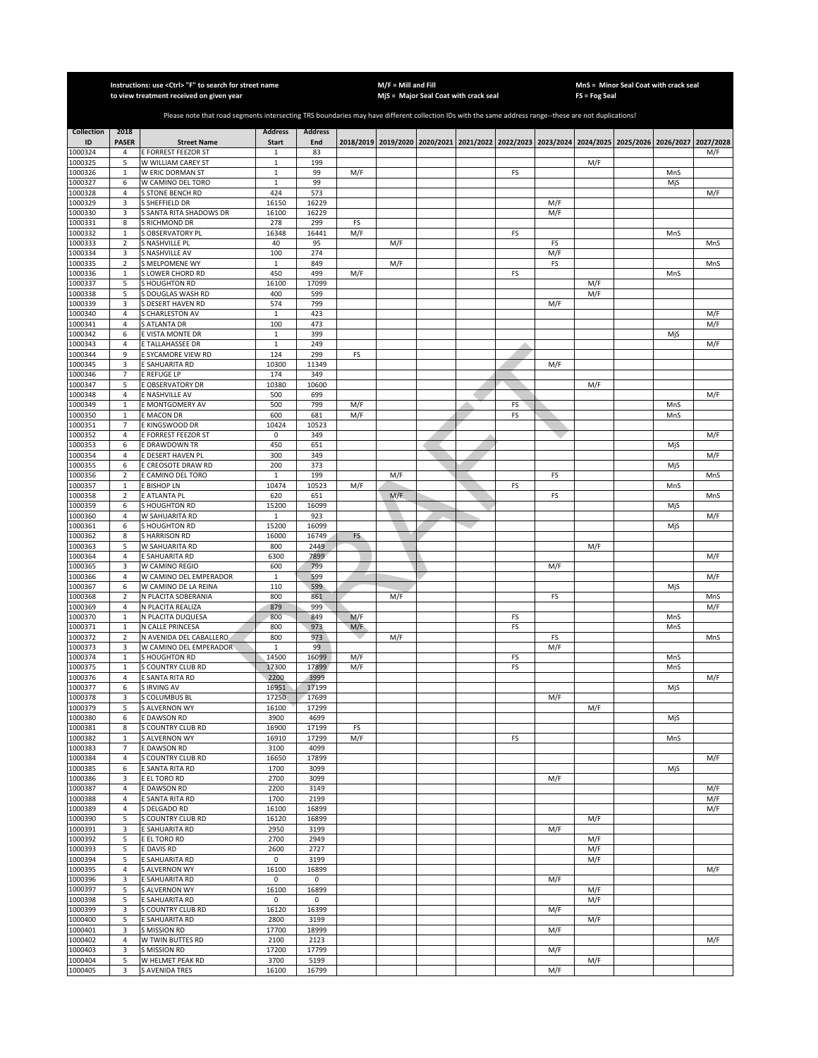Instructions: use <Ctrl> "F" to search for street name to view treatment received on given year

M/F = Mill and Fill
MjS = Major Seal Coat with crack seal

MnS = Minor Seal Coat with crack seal
FS = Fog Seal

Please note that road segments intersecting TRS boundaries may have different collection IDs with the same address range--these are not duplications!

| Collection ID | 2018 PASER | Street Name | Address Start | Address End | 2018/2019 | 2019/2020 | 2020/2021 | 2021/2022 | 2022/2023 | 2023/2024 | 2024/2025 | 2025/2026 | 2026/2027 | 2027/2028 |
|---|---|---|---|---|---|---|---|---|---|---|---|---|---|---|
| 1000324 | 4 | E FORREST FEEZOR ST | 1 | 83 | | | | | | | | | | M/F |
| 1000325 | 5 | W WILLIAM CAREY ST | 1 | 199 | | | | | | | M/F | | | |
| 1000326 | 1 | W ERIC DORMAN ST | 1 | 99 | M/F | | | | FS | | | | MnS | |
| 1000327 | 6 | W CAMINO DEL TORO | 1 | 99 | | | | | | | | | MjS | |
| 1000328 | 4 | S STONE BENCH RD | 424 | 573 | | | | | | | | | | M/F |
| 1000329 | 3 | S SHEFFIELD DR | 16150 | 16229 | | | | | | M/F | | | | |
| 1000330 | 3 | S SANTA RITA SHADOWS DR | 16100 | 16229 | | | | | | M/F | | | | |
| 1000331 | 8 | S RICHMOND DR | 278 | 299 | FS | | | | | | | | | |
| 1000332 | 1 | S OBSERVATORY PL | 16348 | 16441 | M/F | | | | FS | | | | MnS | |
| 1000333 | 2 | S NASHVILLE PL | 40 | 95 | | M/F | | | | FS | | | | MnS |
| 1000334 | 3 | S NASHVILLE AV | 100 | 274 | | | | | | M/F | | | | |
| 1000335 | 2 | S MELPOMENE WY | 1 | 849 | | M/F | | | | FS | | | | MnS |
| 1000336 | 1 | S LOWER CHORD RD | 450 | 499 | M/F | | | | FS | | | | MnS | |
| 1000337 | 5 | S HOUGHTON RD | 16100 | 17099 | | | | | | | M/F | | | |
| 1000338 | 5 | S DOUGLAS WASH RD | 400 | 599 | | | | | | | M/F | | | |
| 1000339 | 3 | S DESERT HAVEN RD | 574 | 799 | | | | | | M/F | | | | |
| 1000340 | 4 | S CHARLESTON AV | 1 | 423 | | | | | | | | | | M/F |
| 1000341 | 4 | S ATLANTA DR | 100 | 473 | | | | | | | | | | M/F |
| 1000342 | 6 | E VISTA MONTE DR | 1 | 399 | | | | | | | | | MjS | |
| 1000343 | 4 | E TALLAHASSEE DR | 1 | 249 | | | | | | | | | | M/F |
| 1000344 | 9 | E SYCAMORE VIEW RD | 124 | 299 | FS | | | | | | | | | |
| 1000345 | 3 | E SAHUARITA RD | 10300 | 11349 | | | | | | M/F | | | | |
| 1000346 | 7 | E REFUGE LP | 174 | 349 | | | | | | | | | | |
| 1000347 | 5 | E OBSERVATORY DR | 10380 | 10600 | | | | | | | M/F | | | |
| 1000348 | 4 | E NASHVILLE AV | 500 | 699 | | | | | | | | | | M/F |
| 1000349 | 1 | E MONTGOMERY AV | 500 | 799 | M/F | | | | FS | | | | MnS | |
| 1000350 | 1 | E MACON DR | 600 | 681 | M/F | | | | FS | | | | MnS | |
| 1000351 | 7 | E KINGSWOOD DR | 10424 | 10523 | | | | | | | | | | |
| 1000352 | 4 | E FORREST FEEZOR ST | 0 | 349 | | | | | | | | | | M/F |
| 1000353 | 6 | E DRAWDOWN TR | 450 | 651 | | | | | | | | | MjS | |
| 1000354 | 4 | E DESERT HAVEN PL | 300 | 349 | | | | | | | | | | M/F |
| 1000355 | 6 | E CREOSOTE DRAW RD | 200 | 373 | | | | | | | | | MjS | |
| 1000356 | 2 | E CAMINO DEL TORO | 1 | 199 | | M/F | | | | FS | | | | MnS |
| 1000357 | 1 | E BISHOP LN | 10474 | 10523 | M/F | | | | FS | | | | MnS | |
| 1000358 | 2 | E ATLANTA PL | 620 | 651 | | M/F | | | | FS | | | | MnS |
| 1000359 | 6 | S HOUGHTON RD | 15200 | 16099 | | | | | | | | | MjS | |
| 1000360 | 4 | W SAHUARITA RD | 1 | 923 | | | | | | | | | | M/F |
| 1000361 | 6 | S HOUGHTON RD | 15200 | 16099 | | | | | | | | | MjS | |
| 1000362 | 8 | S HARRISON RD | 16000 | 16749 | FS | | | | | | | | | |
| 1000363 | 5 | W SAHUARITA RD | 800 | 2449 | | | | | | | M/F | | | |
| 1000364 | 4 | E SAHUARITA RD | 6300 | 7899 | | | | | | | | | | M/F |
| 1000365 | 3 | W CAMINO REGIO | 600 | 799 | | | | | | M/F | | | | |
| 1000366 | 4 | W CAMINO DEL EMPERADOR | 1 | 599 | | | | | | | | | | M/F |
| 1000367 | 6 | W CAMINO DE LA REINA | 110 | 599 | | | | | | | | | MjS | |
| 1000368 | 2 | N PLACITA SOBERANIA | 800 | 861 | | M/F | | | | FS | | | | MnS |
| 1000369 | 4 | N PLACITA REALIZA | 879 | 999 | | | | | | | | | | M/F |
| 1000370 | 1 | N PLACITA DUQUESA | 800 | 849 | M/F | | | | FS | | | | MnS | |
| 1000371 | 1 | N CALLE PRINCESA | 800 | 973 | M/F | | | | FS | | | | MnS | |
| 1000372 | 2 | N AVENIDA DEL CABALLERO | 800 | 973 | | M/F | | | | FS | | | | MnS |
| 1000373 | 3 | W CAMINO DEL EMPERADOR | 1 | 99 | | | | | | M/F | | | | |
| 1000374 | 1 | S HOUGHTON RD | 14500 | 16099 | M/F | | | | FS | | | | MnS | |
| 1000375 | 1 | S COUNTRY CLUB RD | 17300 | 17899 | M/F | | | | FS | | | | MnS | |
| 1000376 | 4 | E SANTA RITA RD | 2200 | 3999 | | | | | | | | | | M/F |
| 1000377 | 6 | S IRVING AV | 16951 | 17199 | | | | | | | | | MjS | |
| 1000378 | 3 | S COLUMBUS BL | 17250 | 17699 | | | | | | M/F | | | | |
| 1000379 | 5 | S ALVERNON WY | 16100 | 17299 | | | | | | | M/F | | | |
| 1000380 | 6 | E DAWSON RD | 3900 | 4699 | | | | | | | | | MjS | |
| 1000381 | 8 | S COUNTRY CLUB RD | 16900 | 17199 | FS | | | | | | | | | |
| 1000382 | 1 | S ALVERNON WY | 16910 | 17299 | M/F | | | | FS | | | | MnS | |
| 1000383 | 7 | E DAWSON RD | 3100 | 4099 | | | | | | | | | | |
| 1000384 | 4 | S COUNTRY CLUB RD | 16650 | 17899 | | | | | | | | | | M/F |
| 1000385 | 6 | E SANTA RITA RD | 1700 | 3099 | | | | | | | | | MjS | |
| 1000386 | 3 | E EL TORO RD | 2700 | 3099 | | | | | | M/F | | | | |
| 1000387 | 4 | E DAWSON RD | 2200 | 3149 | | | | | | | | | | M/F |
| 1000388 | 4 | E SANTA RITA RD | 1700 | 2199 | | | | | | | | | | M/F |
| 1000389 | 4 | S DELGADO RD | 16100 | 16899 | | | | | | | | | | M/F |
| 1000390 | 5 | S COUNTRY CLUB RD | 16120 | 16899 | | | | | | | M/F | | | |
| 1000391 | 3 | E SAHUARITA RD | 2950 | 3199 | | | | | | M/F | | | | |
| 1000392 | 5 | E EL TORO RD | 2700 | 2949 | | | | | | | M/F | | | |
| 1000393 | 5 | E DAVIS RD | 2600 | 2727 | | | | | | | M/F | | | |
| 1000394 | 5 | E SAHUARITA RD | 0 | 3199 | | | | | | | M/F | | | |
| 1000395 | 4 | S ALVERNON WY | 16100 | 16899 | | | | | | | | | | M/F |
| 1000396 | 3 | E SAHUARITA RD | 0 | 0 | | | | | | M/F | | | | |
| 1000397 | 5 | S ALVERNON WY | 16100 | 16899 | | | | | | | M/F | | | |
| 1000398 | 5 | E SAHUARITA RD | 0 | 0 | | | | | | | M/F | | | |
| 1000399 | 3 | S COUNTRY CLUB RD | 16120 | 16399 | | | | | | M/F | | | | |
| 1000400 | 5 | E SAHUARITA RD | 2800 | 3199 | | | | | | | M/F | | | |
| 1000401 | 3 | S MISSION RD | 17700 | 18999 | | | | | | M/F | | | | |
| 1000402 | 4 | W TWIN BUTTES RD | 2100 | 2123 | | | | | | | | | | M/F |
| 1000403 | 3 | S MISSION RD | 17200 | 17799 | | | | | | M/F | | | | |
| 1000404 | 5 | W HELMET PEAK RD | 3700 | 5199 | | | | | | | M/F | | | |
| 1000405 | 3 | S AVENIDA TRES | 16100 | 16799 | | | | | | M/F | | | | |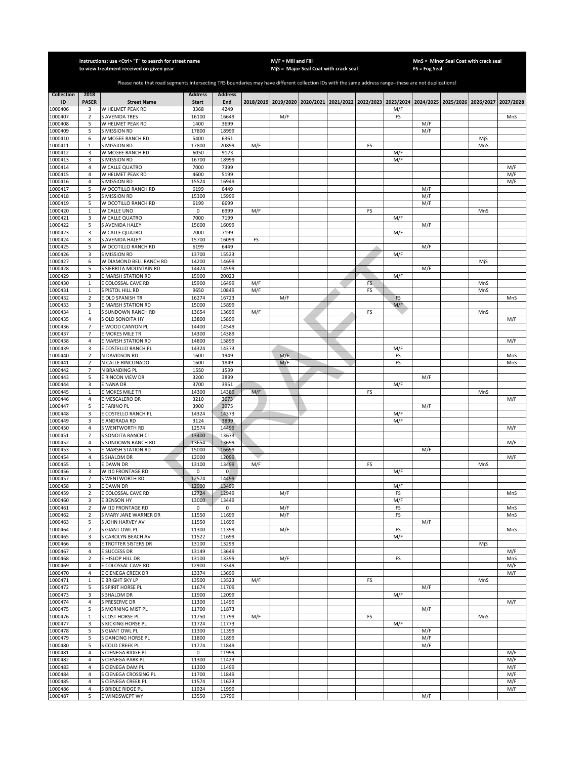Instructions: use <Ctrl> "F" to search for street name to view treatment received on given year

M/F = Mill and Fill
MjS = Major Seal Coat with crack seal

MnS = Minor Seal Coat with crack seal
FS = Fog Seal

Please note that road segments intersecting TRS boundaries may have different collection IDs with the same address range--these are not duplications!

| Collection ID | 2018 PASER | Street Name | Address Start | Address End | 2018/2019 | 2019/2020 | 2020/2021 | 2021/2022 | 2022/2023 | 2023/2024 | 2024/2025 | 2025/2026 | 2026/2027 | 2027/2028 |
|---|---|---|---|---|---|---|---|---|---|---|---|---|---|---|
| 1000406 | 3 | W HELMET PEAK RD | 3368 | 4249 | | | | | | M/F | | | | |
| 1000407 | 2 | S AVENIDA TRES | 16100 | 16649 | | M/F | | | | FS | | | | MnS |
| 1000408 | 5 | W HELMET PEAK RD | 1400 | 3699 | | | | | | | M/F | | | |
| 1000409 | 5 | S MISSION RD | 17800 | 18999 | | | | | | | M/F | | | |
| 1000410 | 6 | W MCGEE RANCH RD | 5400 | 6361 | | | | | | | | | MjS | |
| 1000411 | 1 | S MISSION RD | 17800 | 20899 | M/F | | | | FS | | | | MnS | |
| 1000412 | 3 | W MCGEE RANCH RD | 6050 | 9173 | | | | | | M/F | | | | |
| 1000413 | 3 | S MISSION RD | 16700 | 18999 | | | | | | M/F | | | | |
| 1000414 | 4 | W CALLE QUATRO | 7000 | 7399 | | | | | | | | | | M/F |
| 1000415 | 4 | W HELMET PEAK RD | 4600 | 5199 | | | | | | | | | | M/F |
| 1000416 | 4 | S MISSION RD | 15524 | 16949 | | | | | | | | | | M/F |
| 1000417 | 5 | W OCOTILLO RANCH RD | 6199 | 6449 | | | | | | | M/F | | | |
| 1000418 | 5 | S MISSION RD | 15300 | 15999 | | | | | | | M/F | | | |
| 1000419 | 5 | W OCOTILLO RANCH RD | 6199 | 6699 | | | | | | | M/F | | | |
| 1000420 | 1 | W CALLE UNO | 0 | 6999 | M/F | | | | FS | | | | MnS | |
| 1000421 | 3 | W CALLE QUATRO | 7000 | 7199 | | | | | | M/F | | | | |
| 1000422 | 5 | S AVENIDA HALEY | 15600 | 16099 | | | | | | | M/F | | | |
| 1000423 | 3 | W CALLE QUATRO | 7000 | 7199 | | | | | | M/F | | | | |
| 1000424 | 8 | S AVENIDA HALEY | 15700 | 16099 | FS | | | | | | | | | |
| 1000425 | 5 | W OCOTILLO RANCH RD | 6199 | 6449 | | | | | | | M/F | | | |
| 1000426 | 3 | S MISSION RD | 13700 | 15523 | | | | | | M/F | | | | |
| 1000427 | 6 | W DIAMOND BELL RANCH RD | 14200 | 14699 | | | | | | | | | MjS | |
| 1000428 | 5 | S SIERRITA MOUNTAIN RD | 14424 | 14599 | | | | | | | M/F | | | |
| 1000429 | 3 | E MARSH STATION RD | 15900 | 20023 | | | | | | M/F | | | | |
| 1000430 | 1 | E COLOSSAL CAVE RD | 15900 | 16499 | M/F | | | | FS | | | | MnS | |
| 1000431 | 1 | S PISTOL HILL RD | 9650 | 10849 | M/F | | | | FS | | | | MnS | |
| 1000432 | 2 | E OLD SPANISH TR | 16274 | 16723 | | M/F | | | | FS | | | | MnS |
| 1000433 | 3 | E MARSH STATION RD | 15000 | 15899 | | | | | | M/F | | | | |
| 1000434 | 1 | S SUNDOWN RANCH RD | 13654 | 13699 | M/F | | | | FS | | | | MnS | |
| 1000435 | 4 | S OLD SONOITA HY | 13800 | 15899 | | | | | | | | | | M/F |
| 1000436 | 7 | E WOOD CANYON PL | 14400 | 14549 | | | | | | | | | | |
| 1000437 | 7 | E MOKES MILE TR | 14300 | 14389 | | | | | | | | | | |
| 1000438 | 4 | E MARSH STATION RD | 14800 | 15899 | | | | | | | | | | M/F |
| 1000439 | 3 | E COSTELLO RANCH PL | 14324 | 14373 | | | | | | M/F | | | | |
| 1000440 | 2 | N DAVIDSON RD | 1600 | 1949 | | M/F | | | | FS | | | | MnS |
| 1000441 | 2 | N CALLE RINCONADO | 1600 | 1849 | | M/F | | | | FS | | | | MnS |
| 1000442 | 7 | N BRANDING PL | 1550 | 1599 | | | | | | | | | | |
| 1000443 | 5 | E RINCON VIEW DR | 3200 | 3899 | | | | | | | M/F | | | |
| 1000444 | 3 | E NANA DR | 3700 | 3951 | | | | | | M/F | | | | |
| 1000445 | 1 | E MOKES MILE TR | 14300 | 14389 | M/F | | | | FS | | | | MnS | |
| 1000446 | 4 | E MESCALERO DR | 3210 | 3673 | | | | | | | | | | M/F |
| 1000447 | 5 | E FARINO PL | 3900 | 3975 | | | | | | | M/F | | | |
| 1000448 | 3 | E COSTELLO RANCH PL | 14324 | 14373 | | | | | | M/F | | | | |
| 1000449 | 3 | E ANDRADA RD | 3124 | 3899 | | | | | | M/F | | | | |
| 1000450 | 4 | S WENTWORTH RD | 12574 | 14499 | | | | | | | | | | M/F |
| 1000451 | 7 | S SONOITA RANCH CI | 13400 | 13673 | | | | | | | | | | |
| 1000452 | 4 | S SUNDOWN RANCH RD | 13654 | 13699 | | | | | | | | | | M/F |
| 1000453 | 5 | E MARSH STATION RD | 15000 | 16699 | | | | | | | M/F | | | |
| 1000454 | 4 | S SHALOM DR | 12000 | 12099 | | | | | | | | | | M/F |
| 1000455 | 1 | E DAWN DR | 13100 | 13499 | M/F | | | | FS | | | | MnS | |
| 1000456 | 3 | W I10 FRONTAGE RD | 0 | 0 | | | | | | M/F | | | | |
| 1000457 | 7 | S WENTWORTH RD | 12574 | 14499 | | | | | | | | | | |
| 1000458 | 3 | E DAWN DR | 12900 | 13499 | | | | | | M/F | | | | |
| 1000459 | 2 | E COLOSSAL CAVE RD | 12724 | 12949 | | M/F | | | | FS | | | | MnS |
| 1000460 | 3 | E BENSON HY | 13000 | 13449 | | | | | | M/F | | | | |
| 1000461 | 2 | W I10 FRONTAGE RD | 0 | 0 | | M/F | | | | FS | | | | MnS |
| 1000462 | 2 | S MARY JANE WARNER DR | 11550 | 11699 | | M/F | | | | FS | | | | MnS |
| 1000463 | 5 | S JOHN HARVEY AV | 11550 | 11699 | | | | | | | M/F | | | |
| 1000464 | 2 | S GIANT OWL PL | 11300 | 11399 | | M/F | | | | FS | | | | MnS |
| 1000465 | 3 | S CAROLYN BEACH AV | 11522 | 11699 | | | | | | M/F | | | | |
| 1000466 | 6 | E TROTTER SISTERS DR | 13100 | 13299 | | | | | | | | | MjS | |
| 1000467 | 4 | E SUCCESS DR | 13149 | 13649 | | | | | | | | | | M/F |
| 1000468 | 2 | E HISLOP HILL DR | 13100 | 13399 | | M/F | | | | FS | | | | MnS |
| 1000469 | 4 | E COLOSSAL CAVE RD | 12900 | 13349 | | | | | | | | | | M/F |
| 1000470 | 4 | E CIENEGA CREEK DR | 13374 | 13699 | | | | | | | | | | M/F |
| 1000471 | 1 | E BRIGHT SKY LP | 13500 | 13523 | M/F | | | | FS | | | | MnS | |
| 1000472 | 5 | S SPIRIT HORSE PL | 11674 | 11709 | | | | | | | M/F | | | |
| 1000473 | 3 | S SHALOM DR | 11900 | 12099 | | | | | | M/F | | | | |
| 1000474 | 4 | S PRESERVE DR | 11300 | 11499 | | | | | | | | | | M/F |
| 1000475 | 5 | S MORNING MIST PL | 11700 | 11873 | | | | | | | M/F | | | |
| 1000476 | 1 | S LOST HORSE PL | 11750 | 11799 | M/F | | | | FS | | | | MnS | |
| 1000477 | 3 | S KICKING HORSE PL | 11724 | 11773 | | | | | | M/F | | | | |
| 1000478 | 5 | S GIANT OWL PL | 11300 | 11399 | | | | | | | M/F | | | |
| 1000479 | 5 | S DANCING HORSE PL | 11800 | 11899 | | | | | | | M/F | | | |
| 1000480 | 5 | S COLD CREEK PL | 11774 | 11849 | | | | | | | M/F | | | |
| 1000481 | 4 | S CIENEGA RIDGE PL | 0 | 11999 | | | | | | | | | | M/F |
| 1000482 | 4 | S CIENEGA PARK PL | 11300 | 11423 | | | | | | | | | | M/F |
| 1000483 | 4 | S CIENEGA DAM PL | 11300 | 11499 | | | | | | | | | | M/F |
| 1000484 | 4 | S CIENEGA CROSSING PL | 11700 | 11849 | | | | | | | | | | M/F |
| 1000485 | 4 | S CIENEGA CREEK PL | 11574 | 11623 | | | | | | | | | | M/F |
| 1000486 | 4 | S BRIDLE RIDGE PL | 11924 | 11999 | | | | | | | | | | M/F |
| 1000487 | 5 | E WINDSWEPT WY | 13550 | 13799 | | | | | | | M/F | | | |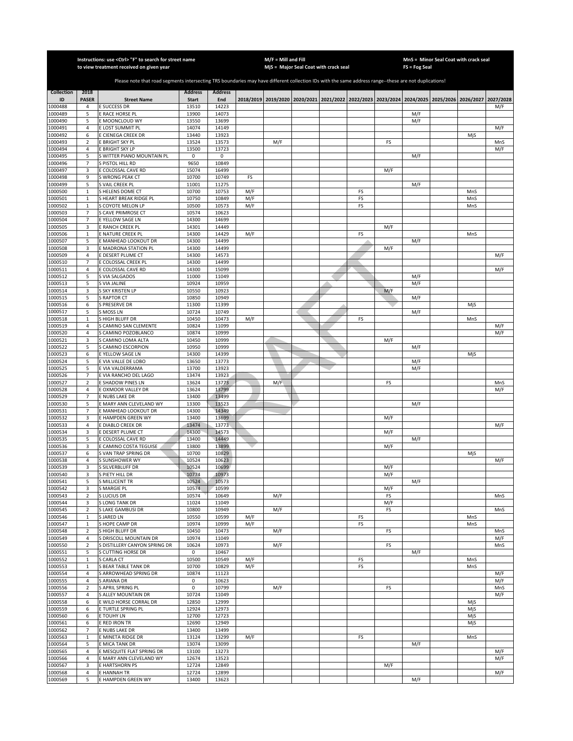Instructions: use <Ctrl> "F" to search for street name to view treatment received on given year

M/F = Mill and Fill
MjS = Major Seal Coat with crack seal

MnS = Minor Seal Coat with crack seal
FS = Fog Seal

Please note that road segments intersecting TRS boundaries may have different collection IDs with the same address range--these are not duplications!

| Collection ID | 2018 PASER | Street Name | Address Start | Address End | 2018/2019 | 2019/2020 | 2020/2021 | 2021/2022 | 2022/2023 | 2023/2024 | 2024/2025 | 2025/2026 | 2026/2027 | 2027/2028 |
|---|---|---|---|---|---|---|---|---|---|---|---|---|---|---|
| 1000488 | 4 | E SUCCESS DR | 13510 | 14223 | | | | | | | | | | M/F |
| 1000489 | 5 | E RACE HORSE PL | 13900 | 14073 | | | | | | | M/F | | | |
| 1000490 | 5 | E MOONCLOUD WY | 13550 | 13699 | | | | | | | M/F | | | |
| 1000491 | 4 | E LOST SUMMIT PL | 14074 | 14149 | | | | | | | | | | M/F |
| 1000492 | 6 | E CIENEGA CREEK DR | 13440 | 13923 | | | | | | | | | MjS | |
| 1000493 | 2 | E BRIGHT SKY PL | 13524 | 13573 | | M/F | | | | FS | | | | MnS |
| 1000494 | 4 | E BRIGHT SKY LP | 13500 | 13723 | | | | | | | | | | M/F |
| 1000495 | 5 | S WITTER PIANO MOUNTAIN PL | 0 | 0 | | | | | | | M/F | | | |
| 1000496 | 7 | S PISTOL HILL RD | 9650 | 10849 | | | | | | | | | | |
| 1000497 | 3 | E COLOSSAL CAVE RD | 15074 | 16499 | | | | | | M/F | | | | |
| 1000498 | 9 | S WRONG PEAK CT | 10700 | 10749 | FS | | | | | | | | | |
| 1000499 | 5 | S VAIL CREEK PL | 11001 | 11275 | | | | | | | M/F | | | |
| 1000500 | 1 | S HELENS DOME CT | 10700 | 10753 | M/F | | | | FS | | | | MnS | |
| 1000501 | 1 | S HEART BREAK RIDGE PL | 10750 | 10849 | M/F | | | | FS | | | | MnS | |
| 1000502 | 1 | S COYOTE MELON LP | 10500 | 10573 | M/F | | | | FS | | | | MnS | |
| 1000503 | 7 | S CAVE PRIMROSE CT | 10574 | 10623 | | | | | | | | | | |
| 1000504 | 7 | E YELLOW SAGE LN | 14300 | 14699 | | | | | | | | | | |
| 1000505 | 3 | E RANCH CREEK PL | 14301 | 14449 | | | | | | M/F | | | | |
| 1000506 | 1 | E NATURE CREEK PL | 14300 | 14429 | M/F | | | | FS | | | | MnS | |
| 1000507 | 5 | E MANHEAD LOOKOUT DR | 14300 | 14499 | | | | | | | M/F | | | |
| 1000508 | 3 | E MADRONA STATION PL | 14300 | 14499 | | | | | | M/F | | | | |
| 1000509 | 4 | E DESERT PLUME CT | 14300 | 14573 | | | | | | | | | | M/F |
| 1000510 | 7 | E COLOSSAL CREEK PL | 14300 | 14499 | | | | | | | | | | |
| 1000511 | 4 | E COLOSSAL CAVE RD | 14300 | 15099 | | | | | | | | | | M/F |
| 1000512 | 5 | S VIA SALGADOS | 11000 | 11049 | | | | | | | M/F | | | |
| 1000513 | 5 | S VIA JALINE | 10924 | 10959 | | | | | | | M/F | | | |
| 1000514 | 3 | S SKY KRISTEN LP | 10550 | 10923 | | | | | | M/F | | | | |
| 1000515 | 5 | S RAPTOR CT | 10850 | 10949 | | | | | | | M/F | | | |
| 1000516 | 6 | S PRESERVE DR | 11300 | 11399 | | | | | | | | | MjS | |
| 1000517 | 5 | S MOSS LN | 10724 | 10749 | | | | | | | M/F | | | |
| 1000518 | 1 | S HIGH BLUFF DR | 10450 | 10473 | M/F | | | | FS | | | | MnS | |
| 1000519 | 4 | S CAMINO SAN CLEMENTE | 10824 | 11099 | | | | | | | | | | M/F |
| 1000520 | 4 | S CAMINO POZOBLANCO | 10874 | 10999 | | | | | | | | | | M/F |
| 1000521 | 3 | S CAMINO LOMA ALTA | 10450 | 10999 | | | | | | M/F | | | | |
| 1000522 | 5 | S CAMINO ESCORPION | 10950 | 10999 | | | | | | | M/F | | | |
| 1000523 | 6 | E YELLOW SAGE LN | 14300 | 14399 | | | | | | | | | MjS | |
| 1000524 | 5 | E VIA VALLE DE LOBO | 13650 | 13773 | | | | | | | M/F | | | |
| 1000525 | 5 | E VIA VALDERRAMA | 13700 | 13923 | | | | | | | M/F | | | |
| 1000526 | 7 | E VIA RANCHO DEL LAGO | 13474 | 13923 | | | | | | | | | | |
| 1000527 | 2 | E SHADOW PINES LN | 13624 | 13773 | | M/F | | | | FS | | | | MnS |
| 1000528 | 4 | E OXMOOR VALLEY DR | 13624 | 13799 | | | | | | | | | | M/F |
| 1000529 | 7 | E NUBS LAKE DR | 13400 | 13499 | | | | | | | | | | |
| 1000530 | 5 | E MARY ANN CLEVELAND WY | 13300 | 13523 | | | | | | | M/F | | | |
| 1000531 | 7 | E MANHEAD LOOKOUT DR | 14300 | 14349 | | | | | | | | | | |
| 1000532 | 3 | E HAMPDEN GREEN WY | 13400 | 13699 | | | | | | M/F | | | | |
| 1000533 | 4 | E DIABLO CREEK DR | 13474 | 13773 | | | | | | | | | | M/F |
| 1000534 | 3 | E DESERT PLUME CT | 14300 | 14573 | | | | | | M/F | | | | |
| 1000535 | 5 | E COLOSSAL CAVE RD | 13400 | 14449 | | | | | | | M/F | | | |
| 1000536 | 3 | E CAMINO COSTA TEGUISE | 13800 | 13899 | | | | | | M/F | | | | |
| 1000537 | 6 | S VAN TRAP SPRING DR | 10700 | 10829 | | | | | | | | | MjS | |
| 1000538 | 4 | S SUNSHOWER WY | 10524 | 10623 | | | | | | | | | | M/F |
| 1000539 | 3 | S SILVERBLUFF DR | 10524 | 10699 | | | | | | M/F | | | | |
| 1000540 | 3 | S PIETY HILL DR | 10774 | 10973 | | | | | | M/F | | | | |
| 1000541 | 5 | S MILLICENT TR | 10524 | 10573 | | | | | | | M/F | | | |
| 1000542 | 3 | S MARGIE PL | 10574 | 10599 | | | | | | M/F | | | | |
| 1000543 | 2 | S LUCIUS DR | 10574 | 10649 | | M/F | | | | FS | | | | MnS |
| 1000544 | 3 | S LONG TANK DR | 11024 | 11049 | | | | | | M/F | | | | |
| 1000545 | 2 | S LAKE GAMBUSI DR | 10800 | 10949 | | M/F | | | | FS | | | | MnS |
| 1000546 | 1 | S JARED LN | 10550 | 10599 | M/F | | | | FS | | | | MnS | |
| 1000547 | 1 | S HOPE CAMP DR | 10974 | 10999 | M/F | | | | FS | | | | MnS | |
| 1000548 | 2 | S HIGH BLUFF DR | 10450 | 10473 | | M/F | | | | FS | | | | MnS |
| 1000549 | 4 | S DRISCOLL MOUNTAIN DR | 10974 | 11049 | | | | | | | | | | M/F |
| 1000550 | 2 | S DISTILLERY CANYON SPRING DR | 10624 | 10973 | | M/F | | | | FS | | | | MnS |
| 1000551 | 5 | S CUTTING HORSE DR | 0 | 10467 | | | | | | | M/F | | | |
| 1000552 | 1 | S CARLA CT | 10500 | 10549 | M/F | | | | FS | | | | MnS | |
| 1000553 | 1 | S BEAR TABLE TANK DR | 10700 | 10829 | M/F | | | | FS | | | | MnS | |
| 1000554 | 4 | S ARROWHEAD SPRING DR | 10874 | 11123 | | | | | | | | | | M/F |
| 1000555 | 4 | S ARIANA DR | 0 | 10623 | | | | | | | | | | M/F |
| 1000556 | 2 | S APRIL SPRING PL | 0 | 10799 | | M/F | | | | FS | | | | MnS |
| 1000557 | 4 | S ALLEY MOUNTAIN DR | 10724 | 11049 | | | | | | | | | | M/F |
| 1000558 | 6 | E WILD HORSE CORRAL DR | 12850 | 12999 | | | | | | | | | MjS | |
| 1000559 | 6 | E TURTLE SPRING PL | 12924 | 12973 | | | | | | | | | MjS | |
| 1000560 | 6 | E TOUHY LN | 12700 | 12723 | | | | | | | | | MjS | |
| 1000561 | 6 | E RED IRON TR | 12690 | 12949 | | | | | | | | | MjS | |
| 1000562 | 7 | E NUBS LAKE DR | 13400 | 13499 | | | | | | | | | | |
| 1000563 | 1 | E MINETA RIDGE DR | 13124 | 13299 | M/F | | | | FS | | | | MnS | |
| 1000564 | 5 | E MICA TANK DR | 13074 | 13099 | | | | | | | M/F | | | |
| 1000565 | 4 | E MESQUITE FLAT SPRING DR | 13100 | 13273 | | | | | | | | | | M/F |
| 1000566 | 4 | E MARY ANN CLEVELAND WY | 12674 | 13523 | | | | | | | | | | M/F |
| 1000567 | 3 | E HARTSHORN PS | 12724 | 12849 | | | | | | M/F | | | | |
| 1000568 | 4 | E HANNAH TR | 12724 | 12899 | | | | | | | | | | M/F |
| 1000569 | 5 | E HAMPDEN GREEN WY | 13400 | 13623 | | | | | | | M/F | | | |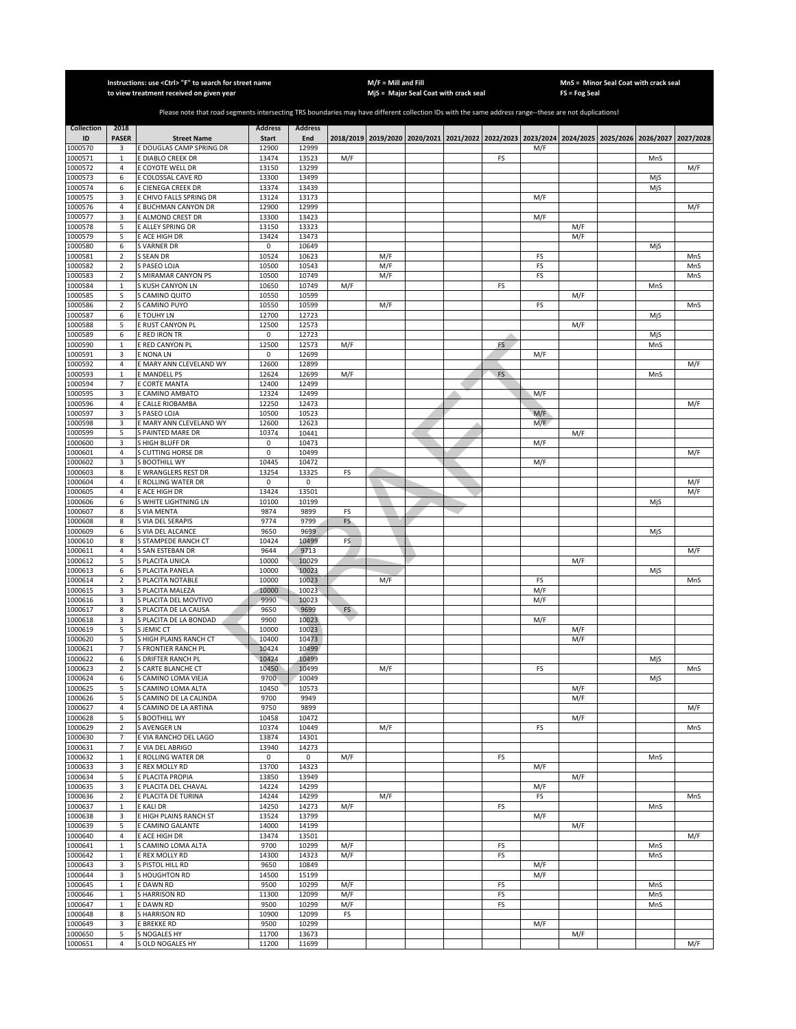Instructions: use <Ctrl> "F" to search for street name to view treatment received on given year

M/F = Mill and Fill
MjS = Major Seal Coat with crack seal

MnS = Minor Seal Coat with crack seal
FS = Fog Seal

Please note that road segments intersecting TRS boundaries may have different collection IDs with the same address range--these are not duplications!

| Collection ID | 2018 PASER | Street Name | Address Start | Address End | 2018/2019 | 2019/2020 | 2020/2021 | 2021/2022 | 2022/2023 | 2023/2024 | 2024/2025 | 2025/2026 | 2026/2027 | 2027/2028 |
|---|---|---|---|---|---|---|---|---|---|---|---|---|---|---|
| 1000570 | 3 | E DOUGLAS CAMP SPRING DR | 12900 | 12999 | | | | | | M/F | | | | |
| 1000571 | 1 | E DIABLO CREEK DR | 13474 | 13523 | M/F | | | | FS | | | | MnS | |
| 1000572 | 4 | E COYOTE WELL DR | 13150 | 13299 | | | | | | | | | | M/F |
| 1000573 | 6 | E COLOSSAL CAVE RD | 13300 | 13499 | | | | | | | | | MjS | |
| 1000574 | 6 | E CIENEGA CREEK DR | 13374 | 13439 | | | | | | | | | MjS | |
| 1000575 | 3 | E CHIVO FALLS SPRING DR | 13124 | 13173 | | | | | | M/F | | | | |
| 1000576 | 4 | E BUCHMAN CANYON DR | 12900 | 12999 | | | | | | | | | | M/F |
| 1000577 | 3 | E ALMOND CREST DR | 13300 | 13423 | | | | | | M/F | | | | |
| 1000578 | 5 | E ALLEY SPRING DR | 13150 | 13323 | | | | | | | M/F | | | |
| 1000579 | 5 | E ACE HIGH DR | 13424 | 13473 | | | | | | | M/F | | | |
| 1000580 | 6 | S VARNER DR | 0 | 10649 | | | | | | | | | MjS | |
| 1000581 | 2 | S SEAN DR | 10524 | 10623 | | M/F | | | | FS | | | | MnS |
| 1000582 | 2 | S PASEO LOJA | 10500 | 10543 | | M/F | | | | FS | | | | MnS |
| 1000583 | 2 | S MIRAMAR CANYON PS | 10500 | 10749 | | M/F | | | | FS | | | | MnS |
| 1000584 | 1 | S KUSH CANYON LN | 10650 | 10749 | M/F | | | | FS | | | | MnS | |
| 1000585 | 5 | S CAMINO QUITO | 10550 | 10599 | | | | | | | M/F | | | |
| 1000586 | 2 | S CAMINO PUYO | 10550 | 10599 | | M/F | | | | FS | | | | MnS |
| 1000587 | 6 | E TOUHY LN | 12700 | 12723 | | | | | | | | | MjS | |
| 1000588 | 5 | E RUST CANYON PL | 12500 | 12573 | | | | | | | M/F | | | |
| 1000589 | 6 | E RED IRON TR | 0 | 12723 | | | | | | | | | MjS | |
| 1000590 | 1 | E RED CANYON PL | 12500 | 12573 | M/F | | | | FS | | | | MnS | |
| 1000591 | 3 | E NONA LN | 0 | 12699 | | | | | | M/F | | | | |
| 1000592 | 4 | E MARY ANN CLEVELAND WY | 12600 | 12899 | | | | | | | | | | M/F |
| 1000593 | 1 | E MANDELL PS | 12624 | 12699 | M/F | | | | FS | | | | MnS | |
| 1000594 | 7 | E CORTE MANTA | 12400 | 12499 | | | | | | | | | | |
| 1000595 | 3 | E CAMINO AMBATO | 12324 | 12499 | | | | | | M/F | | | | |
| 1000596 | 4 | E CALLE RIOBAMBA | 12250 | 12473 | | | | | | | | | | M/F |
| 1000597 | 3 | S PASEO LOJA | 10500 | 10523 | | | | | | M/F | | | | |
| 1000598 | 3 | E MARY ANN CLEVELAND WY | 12600 | 12623 | | | | | | M/F | | | | |
| 1000599 | 5 | S PAINTED MARE DR | 10374 | 10441 | | | | | | | M/F | | | |
| 1000600 | 3 | S HIGH BLUFF DR | 0 | 10473 | | | | | | M/F | | | | |
| 1000601 | 4 | S CUTTING HORSE DR | 0 | 10499 | | | | | | | | | | M/F |
| 1000602 | 3 | S BOOTHILL WY | 10445 | 10472 | | | | | | M/F | | | | |
| 1000603 | 8 | E WRANGLERS REST DR | 13254 | 13325 | FS | | | | | | | | | |
| 1000604 | 4 | E ROLLING WATER DR | 0 | 0 | | | | | | | | | | M/F |
| 1000605 | 4 | E ACE HIGH DR | 13424 | 13501 | | | | | | | | | | M/F |
| 1000606 | 6 | S WHITE LIGHTNING LN | 10100 | 10199 | | | | | | | | | MjS | |
| 1000607 | 8 | S VIA MENTA | 9874 | 9899 | FS | | | | | | | | | |
| 1000608 | 8 | S VIA DEL SERAPIS | 9774 | 9799 | FS | | | | | | | | | |
| 1000609 | 6 | S VIA DEL ALCANCE | 9650 | 9699 | | | | | | | | | MjS | |
| 1000610 | 8 | S STAMPEDE RANCH CT | 10424 | 10499 | FS | | | | | | | | | |
| 1000611 | 4 | S SAN ESTEBAN DR | 9644 | 9713 | | | | | | | | | | M/F |
| 1000612 | 5 | S PLACITA UNICA | 10000 | 10029 | | | | | | | M/F | | | |
| 1000613 | 6 | S PLACITA PANELA | 10000 | 10023 | | | | | | | | | MjS | |
| 1000614 | 2 | S PLACITA NOTABLE | 10000 | 10023 | | M/F | | | | FS | | | | MnS |
| 1000615 | 3 | S PLACITA MALEZA | 10000 | 10023 | | | | | | M/F | | | | |
| 1000616 | 3 | S PLACITA DEL MOVTIVO | 9990 | 10023 | | | | | | M/F | | | | |
| 1000617 | 8 | S PLACITA DE LA CAUSA | 9650 | 9699 | FS | | | | | | | | | |
| 1000618 | 3 | S PLACITA DE LA BONDAD | 9900 | 10023 | | | | | | M/F | | | | |
| 1000619 | 5 | S JEMIC CT | 10000 | 10023 | | | | | | | M/F | | | |
| 1000620 | 5 | S HIGH PLAINS RANCH CT | 10400 | 10473 | | | | | | | M/F | | | |
| 1000621 | 7 | S FRONTIER RANCH PL | 10424 | 10499 | | | | | | | | | | |
| 1000622 | 6 | S DRIFTER RANCH PL | 10424 | 10499 | | | | | | | | | MjS | |
| 1000623 | 2 | S CARTE BLANCHE CT | 10450 | 10499 | | M/F | | | | FS | | | | MnS |
| 1000624 | 6 | S CAMINO LOMA VIEJA | 9700 | 10049 | | | | | | | | | MjS | |
| 1000625 | 5 | S CAMINO LOMA ALTA | 10450 | 10573 | | | | | | | M/F | | | |
| 1000626 | 5 | S CAMINO DE LA CALINDA | 9700 | 9949 | | | | | | | M/F | | | |
| 1000627 | 4 | S CAMINO DE LA ARTINA | 9750 | 9899 | | | | | | | | | | M/F |
| 1000628 | 5 | S BOOTHILL WY | 10458 | 10472 | | | | | | | M/F | | | |
| 1000629 | 2 | S AVENGER LN | 10374 | 10449 | | M/F | | | | FS | | | | MnS |
| 1000630 | 7 | E VIA RANCHO DEL LAGO | 13874 | 14301 | | | | | | | | | | |
| 1000631 | 7 | E VIA DEL ABRIGO | 13940 | 14273 | | | | | | | | | | |
| 1000632 | 1 | E ROLLING WATER DR | 0 | 0 | M/F | | | | FS | | | | MnS | |
| 1000633 | 3 | E REX MOLLY RD | 13700 | 14323 | | | | | | M/F | | | | |
| 1000634 | 5 | E PLACITA PROPIA | 13850 | 13949 | | | | | | | M/F | | | |
| 1000635 | 3 | E PLACITA DEL CHAVAL | 14224 | 14299 | | | | | | M/F | | | | |
| 1000636 | 2 | E PLACITA DE TURINA | 14244 | 14299 | | M/F | | | | FS | | | | MnS |
| 1000637 | 1 | E KALI DR | 14250 | 14273 | M/F | | | | FS | | | | MnS | |
| 1000638 | 3 | E HIGH PLAINS RANCH ST | 13524 | 13799 | | | | | | M/F | | | | |
| 1000639 | 5 | E CAMINO GALANTE | 14000 | 14199 | | | | | | | M/F | | | |
| 1000640 | 4 | E ACE HIGH DR | 13474 | 13501 | | | | | | | | | | M/F |
| 1000641 | 1 | S CAMINO LOMA ALTA | 9700 | 10299 | M/F | | | | FS | | | | MnS | |
| 1000642 | 1 | E REX MOLLY RD | 14300 | 14323 | M/F | | | | FS | | | | MnS | |
| 1000643 | 3 | S PISTOL HILL RD | 9650 | 10849 | | | | | | M/F | | | | |
| 1000644 | 3 | S HOUGHTON RD | 14500 | 15199 | | | | | | M/F | | | | |
| 1000645 | 1 | E DAWN RD | 9500 | 10299 | M/F | | | | FS | | | | MnS | |
| 1000646 | 1 | S HARRISON RD | 11300 | 12099 | M/F | | | | FS | | | | MnS | |
| 1000647 | 1 | E DAWN RD | 9500 | 10299 | M/F | | | | FS | | | | MnS | |
| 1000648 | 8 | S HARRISON RD | 10900 | 12099 | FS | | | | | | | | | |
| 1000649 | 3 | E BREKKE RD | 9500 | 10299 | | | | | | M/F | | | | |
| 1000650 | 5 | S NOGALES HY | 11700 | 13673 | | | | | | | M/F | | | |
| 1000651 | 4 | S OLD NOGALES HY | 11200 | 11699 | | | | | | | | | | M/F |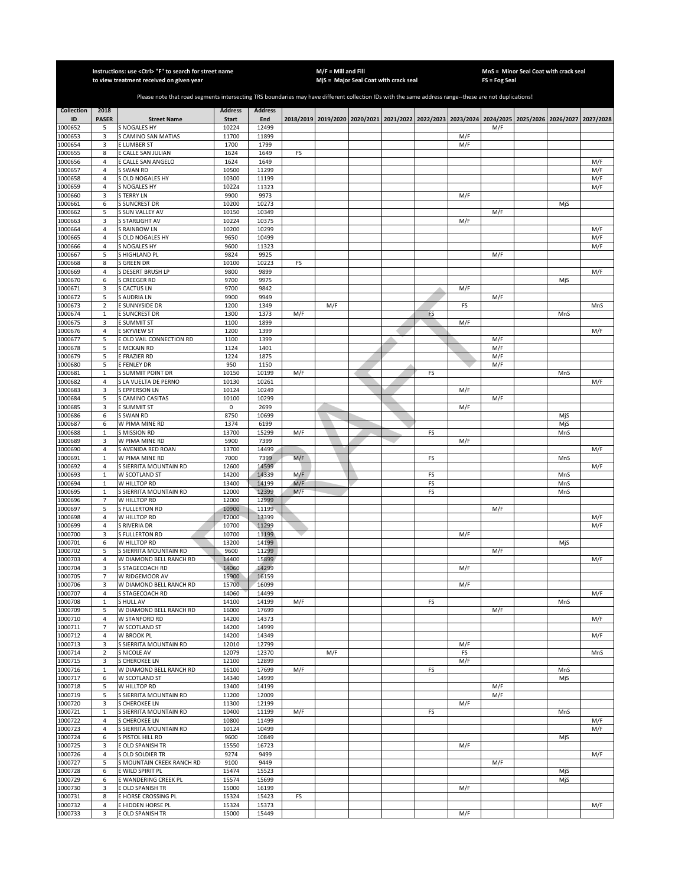Instructions: use <Ctrl> "F" to search for street name to view treatment received on given year

M/F = Mill and Fill
MjS = Major Seal Coat with crack seal

MnS = Minor Seal Coat with crack seal
FS = Fog Seal

Please note that road segments intersecting TRS boundaries may have different collection IDs with the same address range--these are not duplications!

| Collection ID | 2018 PASER | Street Name | Address Start | Address End | 2018/2019 | 2019/2020 | 2020/2021 | 2021/2022 | 2022/2023 | 2023/2024 | 2024/2025 | 2025/2026 | 2026/2027 | 2027/2028 |
|---|---|---|---|---|---|---|---|---|---|---|---|---|---|---|
| 1000652 | 5 | S NOGALES HY | 10224 | 12499 | | | | | | | M/F | | | |
| 1000653 | 3 | S CAMINO SAN MATIAS | 11700 | 11899 | | | | | | M/F | | | | |
| 1000654 | 3 | E LUMBER ST | 1700 | 1799 | | | | | | M/F | | | | |
| 1000655 | 8 | E CALLE SAN JULIAN | 1624 | 1649 | FS | | | | | | | | | |
| 1000656 | 4 | E CALLE SAN ANGELO | 1624 | 1649 | | | | | | | | | | M/F |
| 1000657 | 4 | S SWAN RD | 10500 | 11299 | | | | | | | | | | M/F |
| 1000658 | 4 | S OLD NOGALES HY | 10300 | 11199 | | | | | | | | | | M/F |
| 1000659 | 4 | S NOGALES HY | 10224 | 11323 | | | | | | | | | | M/F |
| 1000660 | 3 | S TERRY LN | 9900 | 9973 | | | | | | M/F | | | | |
| 1000661 | 6 | S SUNCREST DR | 10200 | 10273 | | | | | | | | | MjS | |
| 1000662 | 5 | S SUN VALLEY AV | 10150 | 10349 | | | | | | | M/F | | | |
| 1000663 | 3 | S STARLIGHT AV | 10224 | 10375 | | | | | | M/F | | | | |
| 1000664 | 4 | S RAINBOW LN | 10200 | 10299 | | | | | | | | | | M/F |
| 1000665 | 4 | S OLD NOGALES HY | 9650 | 10499 | | | | | | | | | | M/F |
| 1000666 | 4 | S NOGALES HY | 9600 | 11323 | | | | | | | | | | M/F |
| 1000667 | 5 | S HIGHLAND PL | 9824 | 9925 | | | | | | | M/F | | | |
| 1000668 | 8 | S GREEN DR | 10100 | 10223 | FS | | | | | | | | | |
| 1000669 | 4 | S DESERT BRUSH LP | 9800 | 9899 | | | | | | | | | | M/F |
| 1000670 | 6 | S CREEGER RD | 9700 | 9975 | | | | | | | | | MjS | |
| 1000671 | 3 | S CACTUS LN | 9700 | 9842 | | | | | | M/F | | | | |
| 1000672 | 5 | S AUDRIA LN | 9900 | 9949 | | | | | | | M/F | | | |
| 1000673 | 2 | E SUNNYSIDE DR | 1200 | 1349 | | M/F | | | | FS | | | | MnS |
| 1000674 | 1 | E SUNCREST DR | 1300 | 1373 | M/F | | | | FS | | | | MnS | |
| 1000675 | 3 | E SUMMIT ST | 1100 | 1899 | | | | | | M/F | | | | |
| 1000676 | 4 | E SKYVIEW ST | 1200 | 1399 | | | | | | | | | | M/F |
| 1000677 | 5 | E OLD VAIL CONNECTION RD | 1100 | 1399 | | | | | | | M/F | | | |
| 1000678 | 5 | E MCKAIN RD | 1124 | 1401 | | | | | | | M/F | | | |
| 1000679 | 5 | E FRAZIER RD | 1224 | 1875 | | | | | | | M/F | | | |
| 1000680 | 5 | E FENLEY DR | 950 | 1150 | | | | | | | M/F | | | |
| 1000681 | 1 | S SUMMIT POINT DR | 10150 | 10199 | M/F | | | | FS | | | | MnS | |
| 1000682 | 4 | S LA VUELTA DE PERNO | 10130 | 10261 | | | | | | | | | | M/F |
| 1000683 | 3 | S EPPERSON LN | 10124 | 10249 | | | | | | M/F | | | | |
| 1000684 | 5 | S CAMINO CASITAS | 10100 | 10299 | | | | | | | M/F | | | |
| 1000685 | 3 | E SUMMIT ST | 0 | 2699 | | | | | | M/F | | | | |
| 1000686 | 6 | S SWAN RD | 8750 | 10699 | | | | | | | | | MjS | |
| 1000687 | 6 | W PIMA MINE RD | 1374 | 6199 | | | | | | | | | MjS | |
| 1000688 | 1 | S MISSION RD | 13700 | 15299 | M/F | | | | FS | | | | MnS | |
| 1000689 | 3 | W PIMA MINE RD | 5900 | 7399 | | | | | | M/F | | | | |
| 1000690 | 4 | S AVENIDA RED ROAN | 13700 | 14499 | | | | | | | | | | M/F |
| 1000691 | 1 | W PIMA MINE RD | 7000 | 7399 | M/F | | | | FS | | | | MnS | |
| 1000692 | 4 | S SIERRITA MOUNTAIN RD | 12600 | 14599 | | | | | | | | | | M/F |
| 1000693 | 1 | W SCOTLAND ST | 14200 | 14339 | M/F | | | | FS | | | | MnS | |
| 1000694 | 1 | W HILLTOP RD | 13400 | 14199 | M/F | | | | FS | | | | MnS | |
| 1000695 | 1 | S SIERRITA MOUNTAIN RD | 12000 | 12399 | M/F | | | | FS | | | | MnS | |
| 1000696 | 7 | W HILLTOP RD | 12000 | 12999 | | | | | | | | | | |
| 1000697 | 5 | S FULLERTON RD | 10900 | 11199 | | | | | | | M/F | | | |
| 1000698 | 4 | W HILLTOP RD | 12000 | 13399 | | | | | | | | | | M/F |
| 1000699 | 4 | S RIVERIA DR | 10700 | 11299 | | | | | | | | | | M/F |
| 1000700 | 3 | S FULLERTON RD | 10700 | 11199 | | | | | | M/F | | | | |
| 1000701 | 6 | W HILLTOP RD | 13200 | 14199 | | | | | | | | | MjS | |
| 1000702 | 5 | S SIERRITA MOUNTAIN RD | 9600 | 11299 | | | | | | | M/F | | | |
| 1000703 | 4 | W DIAMOND BELL RANCH RD | 14400 | 15899 | | | | | | | | | | M/F |
| 1000704 | 3 | S STAGECOACH RD | 14060 | 14299 | | | | | | M/F | | | | |
| 1000705 | 7 | W RIDGEMOOR AV | 15900 | 16159 | | | | | | | | | | |
| 1000706 | 3 | W DIAMOND BELL RANCH RD | 15700 | 16099 | | | | | | M/F | | | | |
| 1000707 | 4 | S STAGECOACH RD | 14060 | 14499 | | | | | | | | | | M/F |
| 1000708 | 1 | S HULL AV | 14100 | 14199 | M/F | | | | FS | | | | MnS | |
| 1000709 | 5 | W DIAMOND BELL RANCH RD | 16000 | 17699 | | | | | | | M/F | | | |
| 1000710 | 4 | W STANFORD RD | 14200 | 14373 | | | | | | | | | | M/F |
| 1000711 | 7 | W SCOTLAND ST | 14200 | 14999 | | | | | | | | | | |
| 1000712 | 4 | W BROOK PL | 14200 | 14349 | | | | | | | | | | M/F |
| 1000713 | 3 | S SIERRITA MOUNTAIN RD | 12010 | 12799 | | | | | | M/F | | | | |
| 1000714 | 2 | S NICOLE AV | 12079 | 12370 | | M/F | | | | FS | | | | MnS |
| 1000715 | 3 | S CHEROKEE LN | 12100 | 12899 | | | | | | M/F | | | | |
| 1000716 | 1 | W DIAMOND BELL RANCH RD | 16100 | 17699 | M/F | | | | FS | | | | MnS | |
| 1000717 | 6 | W SCOTLAND ST | 14340 | 14999 | | | | | | | | | MjS | |
| 1000718 | 5 | W HILLTOP RD | 13400 | 14199 | | | | | | | M/F | | | |
| 1000719 | 5 | S SIERRITA MOUNTAIN RD | 11200 | 12009 | | | | | | | M/F | | | |
| 1000720 | 3 | S CHEROKEE LN | 11300 | 12199 | | | | | | M/F | | | | |
| 1000721 | 1 | S SIERRITA MOUNTAIN RD | 10400 | 11199 | M/F | | | | FS | | | | MnS | |
| 1000722 | 4 | S CHEROKEE LN | 10800 | 11499 | | | | | | | | | | M/F |
| 1000723 | 4 | S SIERRITA MOUNTAIN RD | 10124 | 10499 | | | | | | | | | | M/F |
| 1000724 | 6 | S PISTOL HILL RD | 9600 | 10849 | | | | | | | | | MjS | |
| 1000725 | 3 | E OLD SPANISH TR | 15550 | 16723 | | | | | | M/F | | | | |
| 1000726 | 4 | S OLD SOLDIER TR | 9274 | 9499 | | | | | | | | | | M/F |
| 1000727 | 5 | S MOUNTAIN CREEK RANCH RD | 9100 | 9449 | | | | | | | M/F | | | |
| 1000728 | 6 | E WILD SPIRIT PL | 15474 | 15523 | | | | | | | | | MjS | |
| 1000729 | 6 | E WANDERING CREEK PL | 15574 | 15699 | | | | | | | | | MjS | |
| 1000730 | 3 | E OLD SPANISH TR | 15000 | 16199 | | | | | | M/F | | | | |
| 1000731 | 8 | E HORSE CROSSING PL | 15324 | 15423 | FS | | | | | | | | | |
| 1000732 | 4 | E HIDDEN HORSE PL | 15324 | 15373 | | | | | | | | | | M/F |
| 1000733 | 3 | E OLD SPANISH TR | 15000 | 15449 | | | | | | M/F | | | | |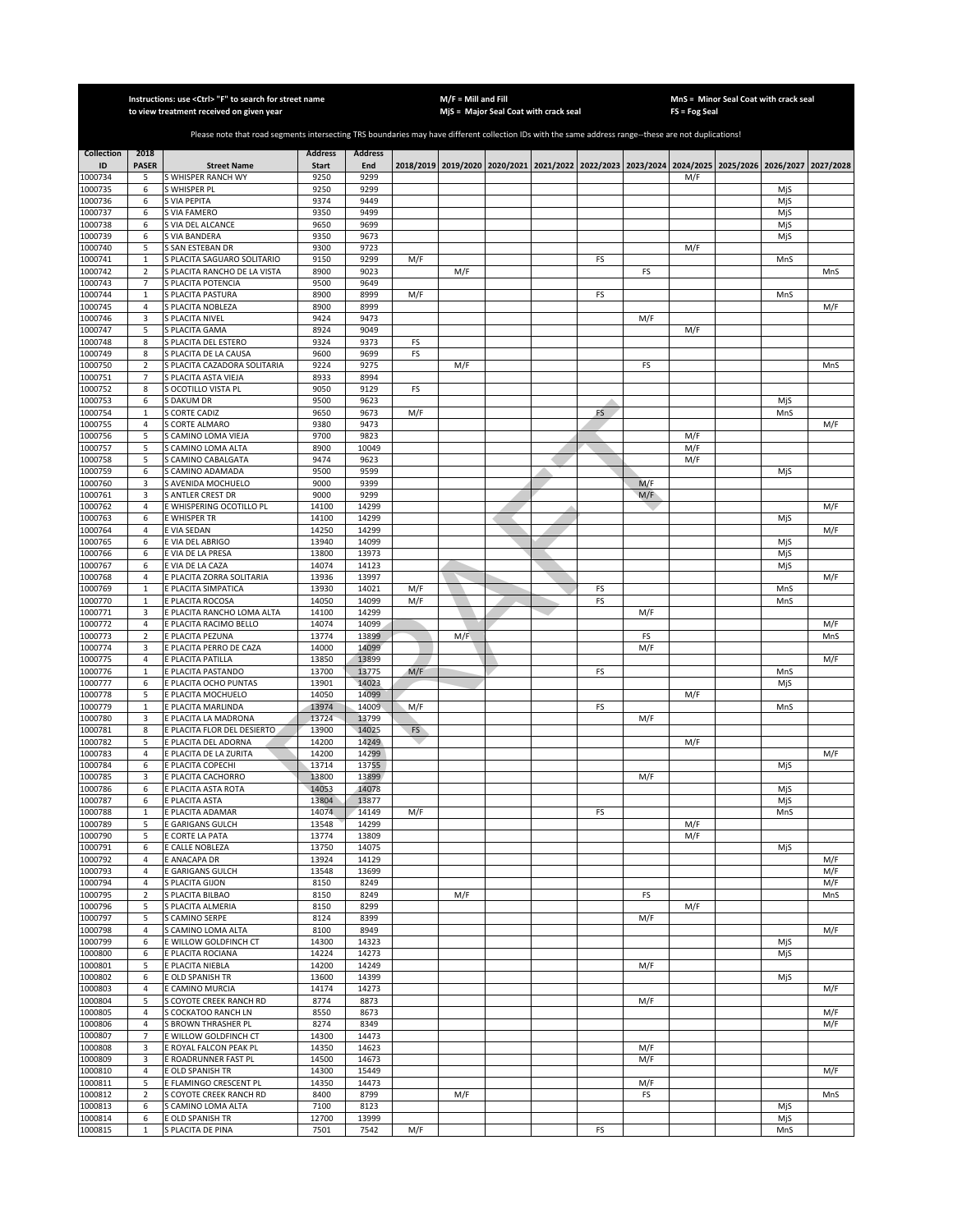Instructions: use <Ctrl> "F" to search for street name to view treatment received on given year

M/F = Mill and Fill
MjS = Major Seal Coat with crack seal

MnS = Minor Seal Coat with crack seal
FS = Fog Seal

Please note that road segments intersecting TRS boundaries may have different collection IDs with the same address range--these are not duplications!

| Collection ID | 2018 PASER | Street Name | Address Start | Address End | 2018/2019 | 2019/2020 | 2020/2021 | 2021/2022 | 2022/2023 | 2023/2024 | 2024/2025 | 2025/2026 | 2026/2027 | 2027/2028 |
|---|---|---|---|---|---|---|---|---|---|---|---|---|---|---|
| 1000734 | 5 | S WHISPER RANCH WY | 9250 | 9299 | | | | | | | M/F | | | |
| 1000735 | 6 | S WHISPER PL | 9250 | 9299 | | | | | | | | | MjS | |
| 1000736 | 6 | S VIA PEPITA | 9374 | 9449 | | | | | | | | | MjS | |
| 1000737 | 6 | S VIA FAMERO | 9350 | 9499 | | | | | | | | | MjS | |
| 1000738 | 6 | S VIA DEL ALCANCE | 9650 | 9699 | | | | | | | | | MjS | |
| 1000739 | 6 | S VIA BANDERA | 9350 | 9673 | | | | | | | | | MjS | |
| 1000740 | 5 | S SAN ESTEBAN DR | 9300 | 9723 | | | | | | | M/F | | | |
| 1000741 | 1 | S PLACITA SAGUARO SOLITARIO | 9150 | 9299 | M/F | | | | FS | | | | MnS | |
| 1000742 | 2 | S PLACITA RANCHO DE LA VISTA | 8900 | 9023 | | M/F | | | | FS | | | | MnS |
| 1000743 | 7 | S PLACITA POTENCIA | 9500 | 9649 | | | | | | | | | | |
| 1000744 | 1 | S PLACITA PASTURA | 8900 | 8999 | M/F | | | | FS | | | | MnS | |
| 1000745 | 4 | S PLACITA NOBLEZA | 8900 | 8999 | | | | | | | | | | M/F |
| 1000746 | 3 | S PLACITA NIVEL | 9424 | 9473 | | | | | | M/F | | | | |
| 1000747 | 5 | S PLACITA GAMA | 8924 | 9049 | | | | | | | M/F | | | |
| 1000748 | 8 | S PLACITA DEL ESTERO | 9324 | 9373 | FS | | | | | | | | | |
| 1000749 | 8 | S PLACITA DE LA CAUSA | 9600 | 9699 | FS | | | | | | | | | |
| 1000750 | 2 | S PLACITA CAZADORA SOLITARIA | 9224 | 9275 | | M/F | | | | FS | | | | MnS |
| 1000751 | 7 | S PLACITA ASTA VIEJA | 8933 | 8994 | | | | | | | | | | |
| 1000752 | 8 | S OCOTILLO VISTA PL | 9050 | 9129 | FS | | | | | | | | | |
| 1000753 | 6 | S DAKUM DR | 9500 | 9623 | | | | | | | | | MjS | |
| 1000754 | 1 | S CORTE CADIZ | 9650 | 9673 | M/F | | | | FS | | | | MnS | |
| 1000755 | 4 | S CORTE ALMARO | 9380 | 9473 | | | | | | | | | | M/F |
| 1000756 | 5 | S CAMINO LOMA VIEJA | 9700 | 9823 | | | | | | | M/F | | | |
| 1000757 | 5 | S CAMINO LOMA ALTA | 8900 | 10049 | | | | | | | M/F | | | |
| 1000758 | 5 | S CAMINO CABALGATA | 9474 | 9623 | | | | | | | M/F | | | |
| 1000759 | 6 | S CAMINO ADAMADA | 9500 | 9599 | | | | | | | | | MjS | |
| 1000760 | 3 | S AVENIDA MOCHUELO | 9000 | 9399 | | | | | | M/F | | | | |
| 1000761 | 3 | S ANTLER CREST DR | 9000 | 9299 | | | | | | M/F | | | | |
| 1000762 | 4 | E WHISPERING OCOTILLO PL | 14100 | 14299 | | | | | | | | | | M/F |
| 1000763 | 6 | E WHISPER TR | 14100 | 14299 | | | | | | | | | MjS | |
| 1000764 | 4 | E VIA SEDAN | 14250 | 14299 | | | | | | | | | | M/F |
| 1000765 | 6 | E VIA DEL ABRIGO | 13940 | 14099 | | | | | | | | | MjS | |
| 1000766 | 6 | E VIA DE LA PRESA | 13800 | 13973 | | | | | | | | | MjS | |
| 1000767 | 6 | E VIA DE LA CAZA | 14074 | 14123 | | | | | | | | | MjS | |
| 1000768 | 4 | E PLACITA ZORRA SOLITARIA | 13936 | 13997 | | | | | | | | | | M/F |
| 1000769 | 1 | E PLACITA SIMPATICA | 13930 | 14021 | M/F | | | | FS | | | | MnS | |
| 1000770 | 1 | E PLACITA ROCOSA | 14050 | 14099 | M/F | | | | FS | | | | MnS | |
| 1000771 | 3 | E PLACITA RANCHO LOMA ALTA | 14100 | 14299 | | | | | | M/F | | | | |
| 1000772 | 4 | E PLACITA RACIMO BELLO | 14074 | 14099 | | | | | | | | | | M/F |
| 1000773 | 2 | E PLACITA PEZUNA | 13774 | 13899 | | M/F | | | | FS | | | | MnS |
| 1000774 | 3 | E PLACITA PERRO DE CAZA | 14000 | 14099 | | | | | | M/F | | | | |
| 1000775 | 4 | E PLACITA PATILLA | 13850 | 13899 | | | | | | | | | | M/F |
| 1000776 | 1 | E PLACITA PASTANDO | 13700 | 13775 | M/F | | | | FS | | | | MnS | |
| 1000777 | 6 | E PLACITA OCHO PUNTAS | 13901 | 14023 | | | | | | | | | MjS | |
| 1000778 | 5 | E PLACITA MOCHUELO | 14050 | 14099 | | | | | | | M/F | | | |
| 1000779 | 1 | E PLACITA MARLINDA | 13974 | 14009 | M/F | | | | FS | | | | MnS | |
| 1000780 | 3 | E PLACITA LA MADRONA | 13724 | 13799 | | | | | | M/F | | | | |
| 1000781 | 8 | E PLACITA FLOR DEL DESIERTO | 13900 | 14025 | FS | | | | | | | | | |
| 1000782 | 5 | E PLACITA DEL ADORNA | 14200 | 14249 | | | | | | | M/F | | | |
| 1000783 | 4 | E PLACITA DE LA ZURITA | 14200 | 14299 | | | | | | | | | | M/F |
| 1000784 | 6 | E PLACITA COPECHI | 13714 | 13755 | | | | | | | | | MjS | |
| 1000785 | 3 | E PLACITA CACHORRO | 13800 | 13899 | | | | | | M/F | | | | |
| 1000786 | 6 | E PLACITA ASTA ROTA | 14053 | 14078 | | | | | | | | | MjS | |
| 1000787 | 6 | E PLACITA ASTA | 13804 | 13877 | | | | | | | | | MjS | |
| 1000788 | 1 | E PLACITA ADAMAR | 14074 | 14149 | M/F | | | | FS | | | | MnS | |
| 1000789 | 5 | E GARIGANS GULCH | 13548 | 14299 | | | | | | | M/F | | | |
| 1000790 | 5 | E CORTE LA PATA | 13774 | 13809 | | | | | | | M/F | | | |
| 1000791 | 6 | E CALLE NOBLEZA | 13750 | 14075 | | | | | | | | | MjS | |
| 1000792 | 4 | E ANACAPA DR | 13924 | 14129 | | | | | | | | | | M/F |
| 1000793 | 4 | E GARIGANS GULCH | 13548 | 13699 | | | | | | | | | | M/F |
| 1000794 | 4 | S PLACITA GIJON | 8150 | 8249 | | | | | | | | | | M/F |
| 1000795 | 2 | S PLACITA BILBAO | 8150 | 8249 | | M/F | | | | FS | | | | MnS |
| 1000796 | 5 | S PLACITA ALMERIA | 8150 | 8299 | | | | | | | M/F | | | |
| 1000797 | 5 | S CAMINO SERPE | 8124 | 8399 | | | | | | M/F | | | | |
| 1000798 | 4 | S CAMINO LOMA ALTA | 8100 | 8949 | | | | | | | | | | M/F |
| 1000799 | 6 | E WILLOW GOLDFINCH CT | 14300 | 14323 | | | | | | | | | MjS | |
| 1000800 | 6 | E PLACITA ROCIANA | 14224 | 14273 | | | | | | | | | MjS | |
| 1000801 | 5 | E PLACITA NIEBLA | 14200 | 14249 | | | | | | M/F | | | | |
| 1000802 | 6 | E OLD SPANISH TR | 13600 | 14399 | | | | | | | | | MjS | |
| 1000803 | 4 | E CAMINO MURCIA | 14174 | 14273 | | | | | | | | | | M/F |
| 1000804 | 5 | S COYOTE CREEK RANCH RD | 8774 | 8873 | | | | | | M/F | | | | |
| 1000805 | 4 | S COCKATOO RANCH LN | 8550 | 8673 | | | | | | | | | | M/F |
| 1000806 | 4 | S BROWN THRASHER PL | 8274 | 8349 | | | | | | | | | | M/F |
| 1000807 | 7 | E WILLOW GOLDFINCH CT | 14300 | 14473 | | | | | | | | | | |
| 1000808 | 3 | E ROYAL FALCON PEAK PL | 14350 | 14623 | | | | | | M/F | | | | |
| 1000809 | 3 | E ROADRUNNER FAST PL | 14500 | 14673 | | | | | | M/F | | | | |
| 1000810 | 4 | E OLD SPANISH TR | 14300 | 15449 | | | | | | | | | | M/F |
| 1000811 | 5 | E FLAMINGO CRESCENT PL | 14350 | 14473 | | | | | | M/F | | | | |
| 1000812 | 2 | S COYOTE CREEK RANCH RD | 8400 | 8799 | | M/F | | | | FS | | | | MnS |
| 1000813 | 6 | S CAMINO LOMA ALTA | 7100 | 8123 | | | | | | | | | MjS | |
| 1000814 | 6 | E OLD SPANISH TR | 12700 | 13999 | | | | | | | | | MjS | |
| 1000815 | 1 | S PLACITA DE PINA | 7501 | 7542 | M/F | | | | FS | | | | MnS | |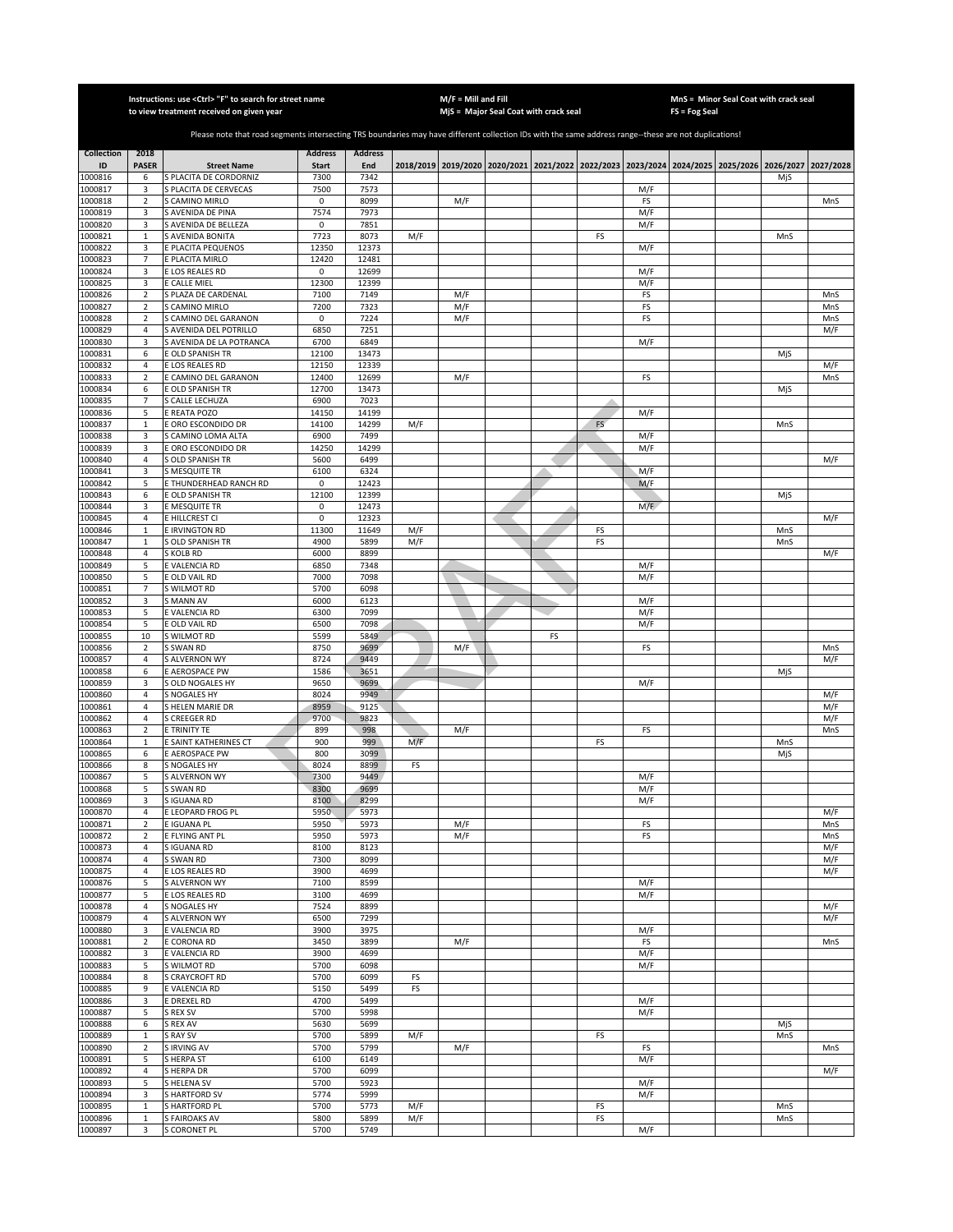Instructions: use <Ctrl> "F" to search for street name to view treatment received on given year

M/F = Mill and Fill
MjS = Major Seal Coat with crack seal

MnS = Minor Seal Coat with crack seal
FS = Fog Seal

Please note that road segments intersecting TRS boundaries may have different collection IDs with the same address range--these are not duplications!

| Collection ID | 2018 PASER | Street Name | Address Start | Address End | 2018/2019 | 2019/2020 | 2020/2021 | 2021/2022 | 2022/2023 | 2023/2024 | 2024/2025 | 2025/2026 | 2026/2027 | 2027/2028 |
|---|---|---|---|---|---|---|---|---|---|---|---|---|---|---|
| 1000816 | 6 | S PLACITA DE CORDORNIZ | 7300 | 7342 | | | | | | | | | MjS | |
| 1000817 | 3 | S PLACITA DE CERVECAS | 7500 | 7573 | | | | | | M/F | | | | |
| 1000818 | 2 | S CAMINO MIRLO | 0 | 8099 | | M/F | | | | FS | | | | MnS |
| 1000819 | 3 | S AVENIDA DE PINA | 7574 | 7973 | | | | | | M/F | | | | |
| 1000820 | 3 | S AVENIDA DE BELLEZA | 0 | 7851 | | | | | | M/F | | | | |
| 1000821 | 1 | S AVENIDA BONITA | 7723 | 8073 | M/F | | | | FS | | | | MnS | |
| 1000822 | 3 | E PLACITA PEQUENOS | 12350 | 12373 | | | | | | M/F | | | | |
| 1000823 | 7 | E PLACITA MIRLO | 12420 | 12481 | | | | | | | | | | |
| 1000824 | 3 | E LOS REALES RD | 0 | 12699 | | | | | | M/F | | | | |
| 1000825 | 3 | E CALLE MIEL | 12300 | 12399 | | | | | | M/F | | | | |
| 1000826 | 2 | S PLAZA DE CARDENAL | 7100 | 7149 | | M/F | | | | FS | | | | MnS |
| 1000827 | 2 | S CAMINO MIRLO | 7200 | 7323 | | M/F | | | | FS | | | | MnS |
| 1000828 | 2 | S CAMINO DEL GARANON | 0 | 7224 | | M/F | | | | FS | | | | MnS |
| 1000829 | 4 | S AVENIDA DEL POTRILLO | 6850 | 7251 | | | | | | | | | | M/F |
| 1000830 | 3 | S AVENIDA DE LA POTRANCA | 6700 | 6849 | | | | | | M/F | | | | |
| 1000831 | 6 | E OLD SPANISH TR | 12100 | 13473 | | | | | | | | | MjS | |
| 1000832 | 4 | E LOS REALES RD | 12150 | 12339 | | | | | | | | | | M/F |
| 1000833 | 2 | E CAMINO DEL GARANON | 12400 | 12699 | | M/F | | | | FS | | | | MnS |
| 1000834 | 6 | E OLD SPANISH TR | 12700 | 13473 | | | | | | | | | MjS | |
| 1000835 | 7 | S CALLE LECHUZA | 6900 | 7023 | | | | | | | | | | |
| 1000836 | 5 | E REATA POZO | 14150 | 14199 | | | | | | M/F | | | | |
| 1000837 | 1 | E ORO ESCONDIDO DR | 14100 | 14299 | M/F | | | | FS | | | | MnS | |
| 1000838 | 3 | S CAMINO LOMA ALTA | 6900 | 7499 | | | | | | M/F | | | | |
| 1000839 | 3 | E ORO ESCONDIDO DR | 14250 | 14299 | | | | | | M/F | | | | |
| 1000840 | 4 | S OLD SPANISH TR | 5600 | 6499 | | | | | | | | | | M/F |
| 1000841 | 3 | S MESQUITE TR | 6100 | 6324 | | | | | | M/F | | | | |
| 1000842 | 5 | E THUNDERHEAD RANCH RD | 0 | 12423 | | | | | | M/F | | | | |
| 1000843 | 6 | E OLD SPANISH TR | 12100 | 12399 | | | | | | | | | MjS | |
| 1000844 | 3 | E MESQUITE TR | 0 | 12473 | | | | | | M/F | | | | |
| 1000845 | 4 | E HILLCREST CI | 0 | 12323 | | | | | | | | | | M/F |
| 1000846 | 1 | E IRVINGTON RD | 11300 | 11649 | M/F | | | | FS | | | | MnS | |
| 1000847 | 1 | S OLD SPANISH TR | 4900 | 5899 | M/F | | | | FS | | | | MnS | |
| 1000848 | 4 | S KOLB RD | 6000 | 8899 | | | | | | | | | | M/F |
| 1000849 | 5 | E VALENCIA RD | 6850 | 7348 | | | | | | M/F | | | | |
| 1000850 | 5 | E OLD VAIL RD | 7000 | 7098 | | | | | | M/F | | | | |
| 1000851 | 7 | S WILMOT RD | 5700 | 6098 | | | | | | | | | | |
| 1000852 | 3 | S MANN AV | 6000 | 6123 | | | | | | M/F | | | | |
| 1000853 | 5 | E VALENCIA RD | 6300 | 7099 | | | | | | M/F | | | | |
| 1000854 | 5 | E OLD VAIL RD | 6500 | 7098 | | | | | | M/F | | | | |
| 1000855 | 10 | S WILMOT RD | 5599 | 5849 | | | | FS | | | | | | |
| 1000856 | 2 | S SWAN RD | 8750 | 9699 | | M/F | | | | FS | | | | MnS |
| 1000857 | 4 | S ALVERNON WY | 8724 | 9449 | | | | | | | | | | M/F |
| 1000858 | 6 | E AEROSPACE PW | 1586 | 3651 | | | | | | | | | MjS | |
| 1000859 | 3 | S OLD NOGALES HY | 9650 | 9699 | | | | | | M/F | | | | |
| 1000860 | 4 | S NOGALES HY | 8024 | 9949 | | | | | | | | | | M/F |
| 1000861 | 4 | S HELEN MARIE DR | 8959 | 9125 | | | | | | | | | | M/F |
| 1000862 | 4 | S CREEGER RD | 9700 | 9823 | | | | | | | | | | M/F |
| 1000863 | 2 | E TRINITY TE | 899 | 998 | | M/F | | | | FS | | | | MnS |
| 1000864 | 1 | E SAINT KATHERINES CT | 900 | 999 | M/F | | | | FS | | | | MnS | |
| 1000865 | 6 | E AEROSPACE PW | 800 | 3099 | | | | | | | | | MjS | |
| 1000866 | 8 | S NOGALES HY | 8024 | 8899 | FS | | | | | | | | | |
| 1000867 | 5 | S ALVERNON WY | 7300 | 9449 | | | | | | M/F | | | | |
| 1000868 | 5 | S SWAN RD | 8300 | 9699 | | | | | | M/F | | | | |
| 1000869 | 3 | S IGUANA RD | 8100 | 8299 | | | | | | M/F | | | | |
| 1000870 | 4 | E LEOPARD FROG PL | 5950 | 5973 | | | | | | | | | | M/F |
| 1000871 | 2 | E IGUANA PL | 5950 | 5973 | | M/F | | | | FS | | | | MnS |
| 1000872 | 2 | E FLYING ANT PL | 5950 | 5973 | | M/F | | | | FS | | | | MnS |
| 1000873 | 4 | S IGUANA RD | 8100 | 8123 | | | | | | | | | | M/F |
| 1000874 | 4 | S SWAN RD | 7300 | 8099 | | | | | | | | | | M/F |
| 1000875 | 4 | E LOS REALES RD | 3900 | 4699 | | | | | | | | | | M/F |
| 1000876 | 5 | S ALVERNON WY | 7100 | 8599 | | | | | | M/F | | | | |
| 1000877 | 5 | E LOS REALES RD | 3100 | 4699 | | | | | | M/F | | | | |
| 1000878 | 4 | S NOGALES HY | 7524 | 8899 | | | | | | | | | | M/F |
| 1000879 | 4 | S ALVERNON WY | 6500 | 7299 | | | | | | | | | | M/F |
| 1000880 | 3 | E VALENCIA RD | 3900 | 3975 | | | | | | M/F | | | | |
| 1000881 | 2 | E CORONA RD | 3450 | 3899 | | M/F | | | | FS | | | | MnS |
| 1000882 | 3 | E VALENCIA RD | 3900 | 4699 | | | | | | M/F | | | | |
| 1000883 | 5 | S WILMOT RD | 5700 | 6098 | | | | | | M/F | | | | |
| 1000884 | 8 | S CRAYCROFT RD | 5700 | 6099 | FS | | | | | | | | | |
| 1000885 | 9 | E VALENCIA RD | 5150 | 5499 | FS | | | | | | | | | |
| 1000886 | 3 | E DREXEL RD | 4700 | 5499 | | | | | | M/F | | | | |
| 1000887 | 5 | S REX SV | 5700 | 5998 | | | | | | M/F | | | | |
| 1000888 | 6 | S REX AV | 5630 | 5699 | | | | | | | | | MjS | |
| 1000889 | 1 | S RAY SV | 5700 | 5899 | M/F | | | | FS | | | | MnS | |
| 1000890 | 2 | S IRVING AV | 5700 | 5799 | | M/F | | | | FS | | | | MnS |
| 1000891 | 5 | S HERPA ST | 6100 | 6149 | | | | | | M/F | | | | |
| 1000892 | 4 | S HERPA DR | 5700 | 6099 | | | | | | | | | | M/F |
| 1000893 | 5 | S HELENA SV | 5700 | 5923 | | | | | | M/F | | | | |
| 1000894 | 3 | S HARTFORD SV | 5774 | 5999 | | | | | | M/F | | | | |
| 1000895 | 1 | S HARTFORD PL | 5700 | 5773 | M/F | | | | FS | | | | MnS | |
| 1000896 | 1 | S FAIROAKS AV | 5800 | 5899 | M/F | | | | FS | | | | MnS | |
| 1000897 | 3 | S CORONET PL | 5700 | 5749 | | | | | | M/F | | | | |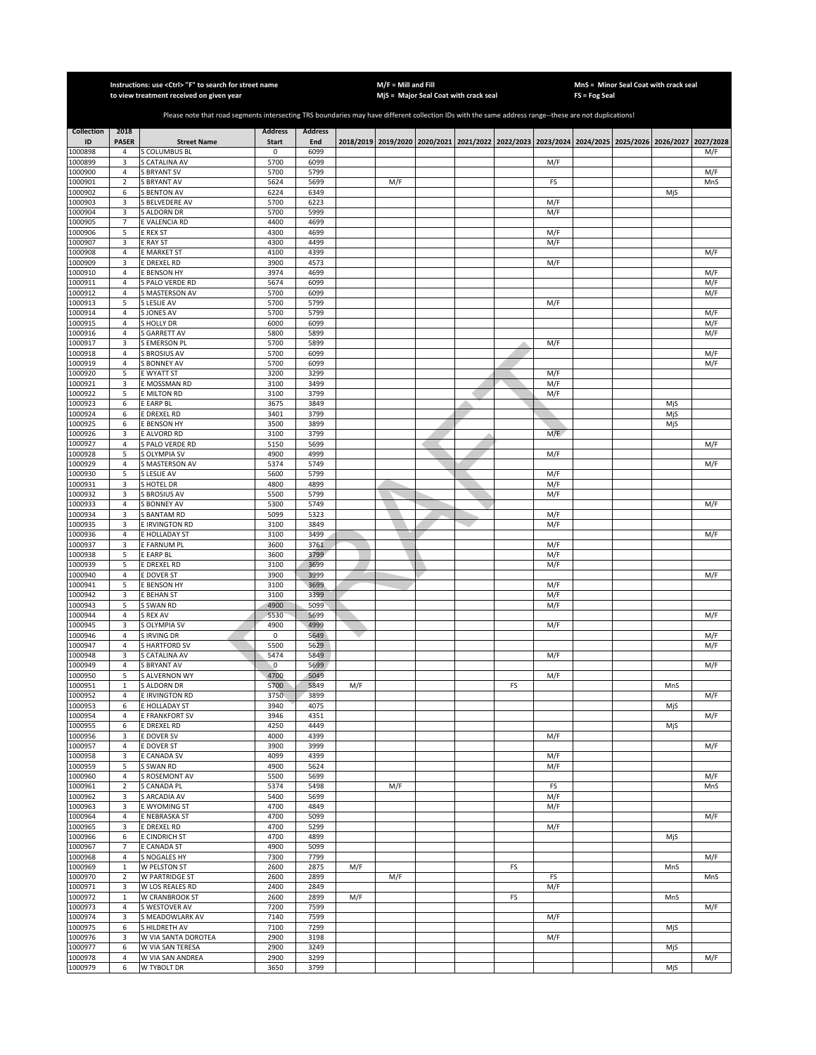Instructions: use <Ctrl> "F" to search for street name to view treatment received on given year

M/F = Mill and Fill
MjS = Major Seal Coat with crack seal

MnS = Minor Seal Coat with crack seal
FS = Fog Seal

Please note that road segments intersecting TRS boundaries may have different collection IDs with the same address range--these are not duplications!

| Collection ID | 2018 PASER | Street Name | Address Start | Address End | 2018/2019 | 2019/2020 | 2020/2021 | 2021/2022 | 2022/2023 | 2023/2024 | 2024/2025 | 2025/2026 | 2026/2027 | 2027/2028 |
|---|---|---|---|---|---|---|---|---|---|---|---|---|---|---|
| 1000898 | 4 | S COLUMBUS BL | 0 | 6099 | | | | | | | | | | M/F |
| 1000899 | 3 | S CATALINA AV | 5700 | 6099 | | | | | | M/F | | | | |
| 1000900 | 4 | S BRYANT SV | 5700 | 5799 | | | | | | | | | | M/F |
| 1000901 | 2 | S BRYANT AV | 5624 | 5699 | | M/F | | | | FS | | | | MnS |
| 1000902 | 6 | S BENTON AV | 6224 | 6349 | | | | | | | | | MjS | |
| 1000903 | 3 | S BELVEDERE AV | 5700 | 6223 | | | | | | M/F | | | | |
| 1000904 | 3 | S ALDORN DR | 5700 | 5999 | | | | | | M/F | | | | |
| 1000905 | 7 | E VALENCIA RD | 4400 | 4699 | | | | | | | | | | |
| 1000906 | 5 | E REX ST | 4300 | 4699 | | | | | | M/F | | | | |
| 1000907 | 3 | E RAY ST | 4300 | 4499 | | | | | | M/F | | | | |
| 1000908 | 4 | E MARKET ST | 4100 | 4399 | | | | | | | | | | M/F |
| 1000909 | 3 | E DREXEL RD | 3900 | 4573 | | | | | | M/F | | | | |
| 1000910 | 4 | E BENSON HY | 3974 | 4699 | | | | | | | | | | M/F |
| 1000911 | 4 | S PALO VERDE RD | 5674 | 6099 | | | | | | | | | | M/F |
| 1000912 | 4 | S MASTERSON AV | 5700 | 6099 | | | | | | | | | | M/F |
| 1000913 | 5 | S LESLIE AV | 5700 | 5799 | | | | | | M/F | | | | |
| 1000914 | 4 | S JONES AV | 5700 | 5799 | | | | | | | | | | M/F |
| 1000915 | 4 | S HOLLY DR | 6000 | 6099 | | | | | | | | | | M/F |
| 1000916 | 4 | S GARRETT AV | 5800 | 5899 | | | | | | | | | | M/F |
| 1000917 | 3 | S EMERSON PL | 5700 | 5899 | | | | | | M/F | | | | |
| 1000918 | 4 | S BROSIUS AV | 5700 | 6099 | | | | | | | | | | M/F |
| 1000919 | 4 | S BONNEY AV | 5700 | 6099 | | | | | | | | | | M/F |
| 1000920 | 5 | E WYATT ST | 3200 | 3299 | | | | | | M/F | | | | |
| 1000921 | 3 | E MOSSMAN RD | 3100 | 3499 | | | | | | M/F | | | | |
| 1000922 | 5 | E MILTON RD | 3100 | 3799 | | | | | | M/F | | | | |
| 1000923 | 6 | E EARP BL | 3675 | 3849 | | | | | | | | | MjS | |
| 1000924 | 6 | E DREXEL RD | 3401 | 3799 | | | | | | | | | MjS | |
| 1000925 | 6 | E BENSON HY | 3500 | 3899 | | | | | | | | | MjS | |
| 1000926 | 3 | E ALVORD RD | 3100 | 3799 | | | | | | M/F | | | | |
| 1000927 | 4 | S PALO VERDE RD | 5150 | 5699 | | | | | | | | | | M/F |
| 1000928 | 5 | S OLYMPIA SV | 4900 | 4999 | | | | | | M/F | | | | |
| 1000929 | 4 | S MASTERSON AV | 5374 | 5749 | | | | | | | | | | M/F |
| 1000930 | 5 | S LESLIE AV | 5600 | 5799 | | | | | | M/F | | | | |
| 1000931 | 3 | S HOTEL DR | 4800 | 4899 | | | | | | M/F | | | | |
| 1000932 | 3 | S BROSIUS AV | 5500 | 5799 | | | | | | M/F | | | | |
| 1000933 | 4 | S BONNEY AV | 5300 | 5749 | | | | | | | | | | M/F |
| 1000934 | 3 | S BANTAM RD | 5099 | 5323 | | | | | | M/F | | | | |
| 1000935 | 3 | E IRVINGTON RD | 3100 | 3849 | | | | | | M/F | | | | |
| 1000936 | 4 | E HOLLADAY ST | 3100 | 3499 | | | | | | | | | | M/F |
| 1000937 | 3 | E FARNUM PL | 3600 | 3761 | | | | | | M/F | | | | |
| 1000938 | 5 | E EARP BL | 3600 | 3799 | | | | | | M/F | | | | |
| 1000939 | 5 | E DREXEL RD | 3100 | 3699 | | | | | | M/F | | | | |
| 1000940 | 4 | E DOVER ST | 3900 | 3999 | | | | | | | | | | M/F |
| 1000941 | 5 | E BENSON HY | 3100 | 3699 | | | | | | M/F | | | | |
| 1000942 | 3 | E BEHAN ST | 3100 | 3399 | | | | | | M/F | | | | |
| 1000943 | 5 | S SWAN RD | 4900 | 5099 | | | | | | M/F | | | | |
| 1000944 | 4 | S REX AV | 5530 | 5699 | | | | | | | | | | M/F |
| 1000945 | 3 | S OLYMPIA SV | 4900 | 4999 | | | | | | M/F | | | | |
| 1000946 | 4 | S IRVING DR | 0 | 5649 | | | | | | | | | | M/F |
| 1000947 | 4 | S HARTFORD SV | 5500 | 5629 | | | | | | | | | | M/F |
| 1000948 | 3 | S CATALINA AV | 5474 | 5849 | | | | | | M/F | | | | |
| 1000949 | 4 | S BRYANT AV | 0 | 5699 | | | | | | | | | | M/F |
| 1000950 | 5 | S ALVERNON WY | 4700 | 5049 | | | | | | M/F | | | | |
| 1000951 | 1 | S ALDORN DR | 5700 | 5849 | M/F | | | | FS | | | | MnS | |
| 1000952 | 4 | E IRVINGTON RD | 3750 | 3899 | | | | | | | | | | M/F |
| 1000953 | 6 | E HOLLADAY ST | 3940 | 4075 | | | | | | | | | MjS | |
| 1000954 | 4 | E FRANKFORT SV | 3946 | 4351 | | | | | | | | | | M/F |
| 1000955 | 6 | E DREXEL RD | 4250 | 4449 | | | | | | | | | MjS | |
| 1000956 | 3 | E DOVER SV | 4000 | 4399 | | | | | | M/F | | | | |
| 1000957 | 4 | E DOVER ST | 3900 | 3999 | | | | | | | | | | M/F |
| 1000958 | 3 | E CANADA SV | 4099 | 4399 | | | | | | M/F | | | | |
| 1000959 | 5 | S SWAN RD | 4900 | 5624 | | | | | | M/F | | | | |
| 1000960 | 4 | S ROSEMONT AV | 5500 | 5699 | | | | | | | | | | M/F |
| 1000961 | 2 | S CANADA PL | 5374 | 5498 | | M/F | | | | FS | | | | MnS |
| 1000962 | 3 | S ARCADIA AV | 5400 | 5699 | | | | | | M/F | | | | |
| 1000963 | 3 | E WYOMING ST | 4700 | 4849 | | | | | | M/F | | | | |
| 1000964 | 4 | E NEBRASKA ST | 4700 | 5099 | | | | | | | | | | M/F |
| 1000965 | 3 | E DREXEL RD | 4700 | 5299 | | | | | | M/F | | | | |
| 1000966 | 6 | E CINDRICH ST | 4700 | 4899 | | | | | | | | | MjS | |
| 1000967 | 7 | E CANADA ST | 4900 | 5099 | | | | | | | | | | |
| 1000968 | 4 | S NOGALES HY | 7300 | 7799 | | | | | | | | | | M/F |
| 1000969 | 1 | W PELSTON ST | 2600 | 2875 | M/F | | | | FS | | | | MnS | |
| 1000970 | 2 | W PARTRIDGE ST | 2600 | 2899 | | M/F | | | | FS | | | | MnS |
| 1000971 | 3 | W LOS REALES RD | 2400 | 2849 | | | | | | M/F | | | | |
| 1000972 | 1 | W CRANBROOK ST | 2600 | 2899 | M/F | | | | FS | | | | MnS | |
| 1000973 | 4 | S WESTOVER AV | 7200 | 7599 | | | | | | | | | | M/F |
| 1000974 | 3 | S MEADOWLARK AV | 7140 | 7599 | | | | | | M/F | | | | |
| 1000975 | 6 | S HILDRETH AV | 7100 | 7299 | | | | | | | | | MjS | |
| 1000976 | 3 | W VIA SANTA DOROTEA | 2900 | 3198 | | | | | | M/F | | | | |
| 1000977 | 6 | W VIA SAN TERESA | 2900 | 3249 | | | | | | | | | MjS | |
| 1000978 | 4 | W VIA SAN ANDREA | 2900 | 3299 | | | | | | | | | | M/F |
| 1000979 | 6 | W TYBOLT DR | 3650 | 3799 | | | | | | | | | MjS | |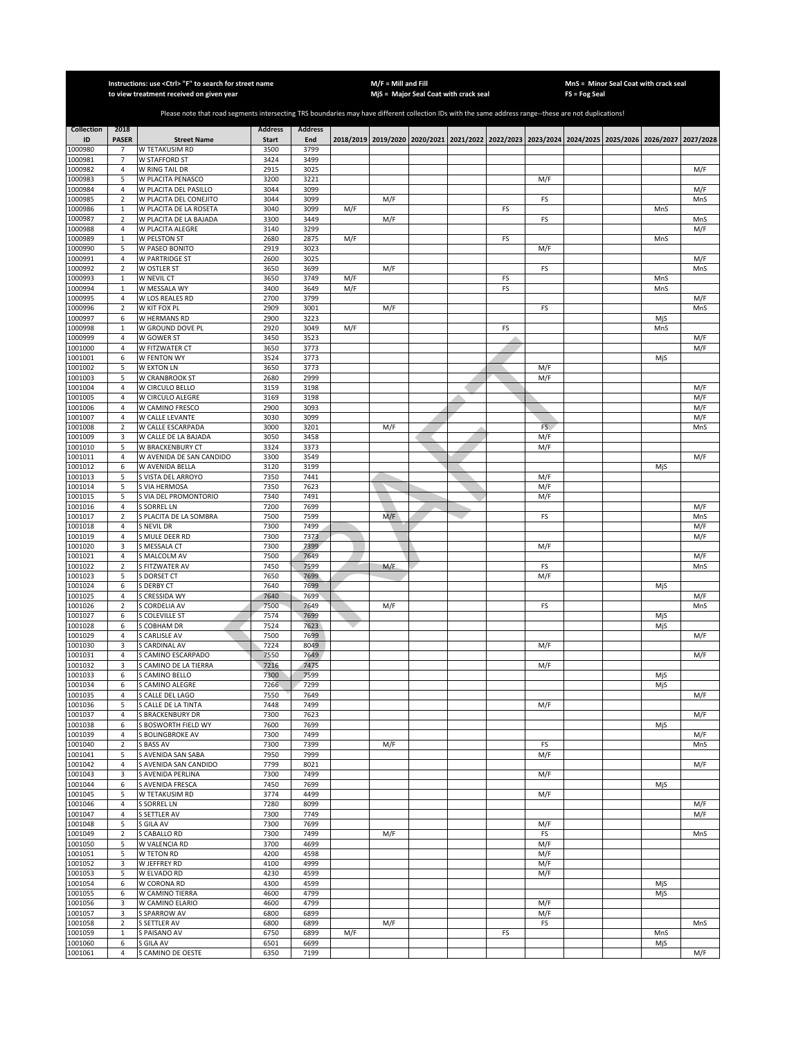Instructions: use <Ctrl> "F" to search for street name to view treatment received on given year

M/F = Mill and Fill
MjS = Major Seal Coat with crack seal

MnS = Minor Seal Coat with crack seal
FS = Fog Seal

Please note that road segments intersecting TRS boundaries may have different collection IDs with the same address range--these are not duplications!

| Collection ID | 2018 PASER | Street Name | Address Start | Address End | 2018/2019 | 2019/2020 | 2020/2021 | 2021/2022 | 2022/2023 | 2023/2024 | 2024/2025 | 2025/2026 | 2026/2027 | 2027/2028 |
|---|---|---|---|---|---|---|---|---|---|---|---|---|---|---|
| 1000980 | 7 | W TETAKUSIM RD | 3500 | 3799 | | | | | | | | | | |
| 1000981 | 7 | W STAFFORD ST | 3424 | 3499 | | | | | | | | | | |
| 1000982 | 4 | W RING TAIL DR | 2915 | 3025 | | | | | | | | | | M/F |
| 1000983 | 5 | W PLACITA PENASCO | 3200 | 3221 | | | | | | M/F | | | | |
| 1000984 | 4 | W PLACITA DEL PASILLO | 3044 | 3099 | | | | | | | | | | M/F |
| 1000985 | 2 | W PLACITA DEL CONEJITO | 3044 | 3099 | | M/F | | | | FS | | | | MnS |
| 1000986 | 1 | W PLACITA DE LA ROSETA | 3040 | 3099 | M/F | | | | FS | | | | MnS | |
| 1000987 | 2 | W PLACITA DE LA BAJADA | 3300 | 3449 | | M/F | | | | FS | | | | MnS |
| 1000988 | 4 | W PLACITA ALEGRE | 3140 | 3299 | | | | | | | | | | M/F |
| 1000989 | 1 | W PELSTON ST | 2680 | 2875 | M/F | | | | FS | | | | MnS | |
| 1000990 | 5 | W PASEO BONITO | 2919 | 3023 | | | | | | M/F | | | | |
| 1000991 | 4 | W PARTRIDGE ST | 2600 | 3025 | | | | | | | | | | M/F |
| 1000992 | 2 | W OSTLER ST | 3650 | 3699 | | M/F | | | | FS | | | | MnS |
| 1000993 | 1 | W NEVIL CT | 3650 | 3749 | M/F | | | | FS | | | | MnS | |
| 1000994 | 1 | W MESSALA WY | 3400 | 3649 | M/F | | | | FS | | | | MnS | |
| 1000995 | 4 | W LOS REALES RD | 2700 | 3799 | | | | | | | | | | M/F |
| 1000996 | 2 | W KIT FOX PL | 2909 | 3001 | | M/F | | | | FS | | | | MnS |
| 1000997 | 6 | W HERMANS RD | 2900 | 3223 | | | | | | | | | MjS | |
| 1000998 | 1 | W GROUND DOVE PL | 2920 | 3049 | M/F | | | | FS | | | | MnS | |
| 1000999 | 4 | W GOWER ST | 3450 | 3523 | | | | | | | | | | M/F |
| 1001000 | 4 | W FITZWATER CT | 3650 | 3773 | | | | | | | | | | M/F |
| 1001001 | 6 | W FENTON WY | 3524 | 3773 | | | | | | | | | MjS | |
| 1001002 | 5 | W EXTON LN | 3650 | 3773 | | | | | | M/F | | | | |
| 1001003 | 5 | W CRANBROOK ST | 2680 | 2999 | | | | | | M/F | | | | |
| 1001004 | 4 | W CIRCULO BELLO | 3159 | 3198 | | | | | | | | | | M/F |
| 1001005 | 4 | W CIRCULO ALEGRE | 3169 | 3198 | | | | | | | | | | M/F |
| 1001006 | 4 | W CAMINO FRESCO | 2900 | 3093 | | | | | | | | | | M/F |
| 1001007 | 4 | W CALLE LEVANTE | 3030 | 3099 | | | | | | | | | | M/F |
| 1001008 | 2 | W CALLE ESCARPADA | 3000 | 3201 | | M/F | | | | FS | | | | MnS |
| 1001009 | 3 | W CALLE DE LA BAJADA | 3050 | 3458 | | | | | | M/F | | | | |
| 1001010 | 5 | W BRACKENBURY CT | 3324 | 3373 | | | | | | M/F | | | | |
| 1001011 | 4 | W AVENIDA DE SAN CANDIDO | 3300 | 3549 | | | | | | | | | | M/F |
| 1001012 | 6 | W AVENIDA BELLA | 3120 | 3199 | | | | | | | | | MjS | |
| 1001013 | 5 | S VISTA DEL ARROYO | 7350 | 7441 | | | | | | M/F | | | | |
| 1001014 | 5 | S VIA HERMOSA | 7350 | 7623 | | | | | | M/F | | | | |
| 1001015 | 5 | S VIA DEL PROMONTORIO | 7340 | 7491 | | | | | | M/F | | | | |
| 1001016 | 4 | S SORREL LN | 7200 | 7699 | | | | | | | | | | M/F |
| 1001017 | 2 | S PLACITA DE LA SOMBRA | 7500 | 7599 | | M/F | | | | FS | | | | MnS |
| 1001018 | 4 | S NEVIL DR | 7300 | 7499 | | | | | | | | | | M/F |
| 1001019 | 4 | S MULE DEER RD | 7300 | 7373 | | | | | | | | | | M/F |
| 1001020 | 3 | S MESSALA CT | 7300 | 7399 | | | | | | M/F | | | | |
| 1001021 | 4 | S MALCOLM AV | 7500 | 7649 | | | | | | | | | | M/F |
| 1001022 | 2 | S FITZWATER AV | 7450 | 7599 | | M/F | | | | FS | | | | MnS |
| 1001023 | 5 | S DORSET CT | 7650 | 7699 | | | | | | M/F | | | | |
| 1001024 | 6 | S DERBY CT | 7640 | 7699 | | | | | | | | | MjS | |
| 1001025 | 4 | S CRESSIDA WY | 7640 | 7699 | | | | | | | | | | M/F |
| 1001026 | 2 | S CORDELIA AV | 7500 | 7649 | | M/F | | | | FS | | | | MnS |
| 1001027 | 6 | S COLEVILLE ST | 7574 | 7699 | | | | | | | | | MjS | |
| 1001028 | 6 | S COBHAM DR | 7524 | 7623 | | | | | | | | | MjS | |
| 1001029 | 4 | S CARLISLE AV | 7500 | 7699 | | | | | | | | | | M/F |
| 1001030 | 3 | S CARDINAL AV | 7224 | 8049 | | | | | | M/F | | | | |
| 1001031 | 4 | S CAMINO ESCARPADO | 7550 | 7649 | | | | | | | | | | M/F |
| 1001032 | 3 | S CAMINO DE LA TIERRA | 7216 | 7475 | | | | | | M/F | | | | |
| 1001033 | 6 | S CAMINO BELLO | 7300 | 7599 | | | | | | | | | MjS | |
| 1001034 | 6 | S CAMINO ALEGRE | 7266 | 7299 | | | | | | | | | MjS | |
| 1001035 | 4 | S CALLE DEL LAGO | 7550 | 7649 | | | | | | | | | | M/F |
| 1001036 | 5 | S CALLE DE LA TINTA | 7448 | 7499 | | | | | | M/F | | | | |
| 1001037 | 4 | S BRACKENBURY DR | 7300 | 7623 | | | | | | | | | | M/F |
| 1001038 | 6 | S BOSWORTH FIELD WY | 7600 | 7699 | | | | | | | | | MjS | |
| 1001039 | 4 | S BOLINGBROKE AV | 7300 | 7499 | | | | | | | | | | M/F |
| 1001040 | 2 | S BASS AV | 7300 | 7399 | | M/F | | | | FS | | | | MnS |
| 1001041 | 5 | S AVENIDA SAN SABA | 7950 | 7999 | | | | | | M/F | | | | |
| 1001042 | 4 | S AVENIDA SAN CANDIDO | 7799 | 8021 | | | | | | | | | | M/F |
| 1001043 | 3 | S AVENIDA PERLINA | 7300 | 7499 | | | | | | M/F | | | | |
| 1001044 | 6 | S AVENIDA FRESCA | 7450 | 7699 | | | | | | | | | MjS | |
| 1001045 | 5 | W TETAKUSIM RD | 3774 | 4499 | | | | | | M/F | | | | |
| 1001046 | 4 | S SORREL LN | 7280 | 8099 | | | | | | | | | | M/F |
| 1001047 | 4 | S SETTLER AV | 7300 | 7749 | | | | | | | | | | M/F |
| 1001048 | 5 | S GILA AV | 7300 | 7699 | | | | | | M/F | | | | |
| 1001049 | 2 | S CABALLO RD | 7300 | 7499 | | M/F | | | | FS | | | | MnS |
| 1001050 | 5 | W VALENCIA RD | 3700 | 4699 | | | | | | M/F | | | | |
| 1001051 | 5 | W TETON RD | 4200 | 4598 | | | | | | M/F | | | | |
| 1001052 | 3 | W JEFFREY RD | 4100 | 4999 | | | | | | M/F | | | | |
| 1001053 | 5 | W ELVADO RD | 4230 | 4599 | | | | | | M/F | | | | |
| 1001054 | 6 | W CORONA RD | 4300 | 4599 | | | | | | | | | MjS | |
| 1001055 | 6 | W CAMINO TIERRA | 4600 | 4799 | | | | | | | | | MjS | |
| 1001056 | 3 | W CAMINO ELARIO | 4600 | 4799 | | | | | | M/F | | | | |
| 1001057 | 3 | S SPARROW AV | 6800 | 6899 | | | | | | M/F | | | | |
| 1001058 | 2 | S SETTLER AV | 6800 | 6899 | | M/F | | | | FS | | | | MnS |
| 1001059 | 1 | S PAISANO AV | 6750 | 6899 | M/F | | | | FS | | | | MnS | |
| 1001060 | 6 | S GILA AV | 6501 | 6699 | | | | | | | | | MjS | |
| 1001061 | 4 | S CAMINO DE OESTE | 6350 | 7199 | | | | | | | | | | M/F |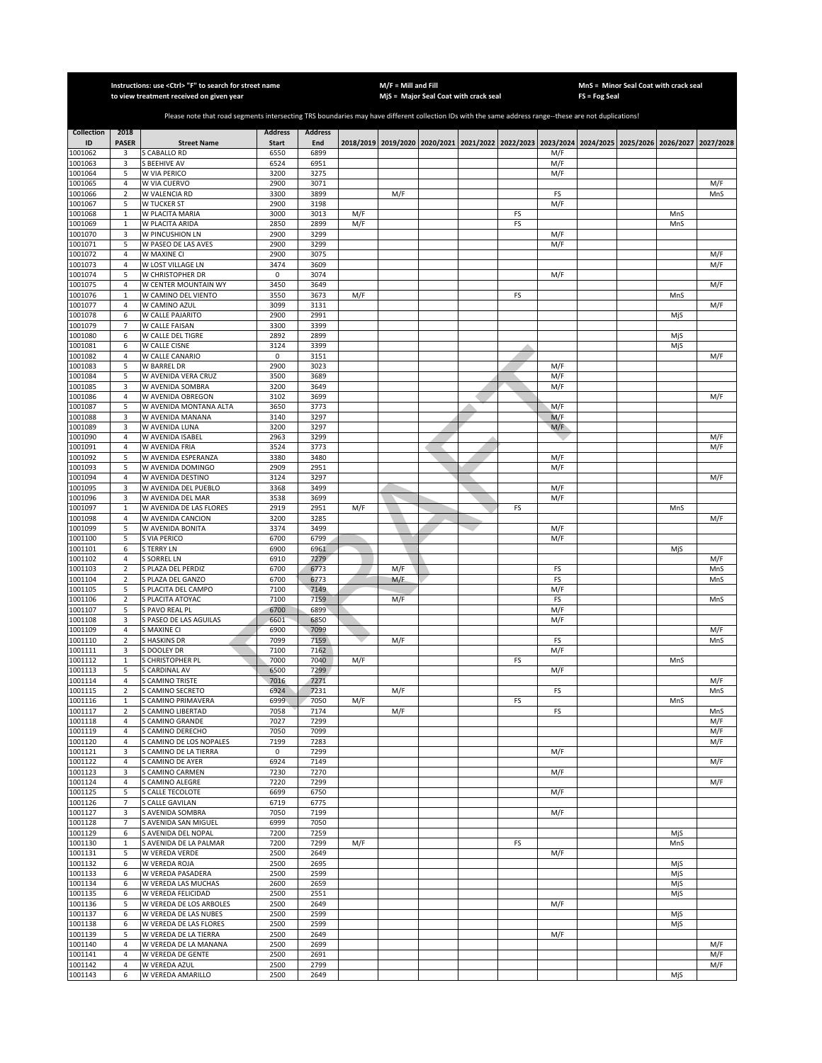Instructions: use <Ctrl> "F" to search for street name to view treatment received on given year

M/F = Mill and Fill
MjS = Major Seal Coat with crack seal

MnS = Minor Seal Coat with crack seal
FS = Fog Seal

Please note that road segments intersecting TRS boundaries may have different collection IDs with the same address range--these are not duplications!

| Collection ID | 2018 PASER | Street Name | Address Start | Address End | 2018/2019 | 2019/2020 | 2020/2021 | 2021/2022 | 2022/2023 | 2023/2024 | 2024/2025 | 2025/2026 | 2026/2027 | 2027/2028 |
|---|---|---|---|---|---|---|---|---|---|---|---|---|---|---|
| 1001062 | 3 | S CABALLO RD | 6550 | 6899 | | | | | | M/F | | | | |
| 1001063 | 3 | S BEEHIVE AV | 6524 | 6951 | | | | | | M/F | | | | |
| 1001064 | 5 | W VIA PERICO | 3200 | 3275 | | | | | | M/F | | | | |
| 1001065 | 4 | W VIA CUERVO | 2900 | 3071 | | | | | | | | | | M/F |
| 1001066 | 2 | W VALENCIA RD | 3300 | 3899 | | M/F | | | | FS | | | | MnS |
| 1001067 | 5 | W TUCKER ST | 2900 | 3198 | | | | | | M/F | | | | |
| 1001068 | 1 | W PLACITA MARIA | 3000 | 3013 | M/F | | | | FS | | | | MnS | |
| 1001069 | 1 | W PLACITA ARIDA | 2850 | 2899 | M/F | | | | FS | | | | MnS | |
| 1001070 | 3 | W PINCUSHION LN | 2900 | 3299 | | | | | | M/F | | | | |
| 1001071 | 5 | W PASEO DE LAS AVES | 2900 | 3299 | | | | | | M/F | | | | |
| 1001072 | 4 | W MAXINE CI | 2900 | 3075 | | | | | | | | | | M/F |
| 1001073 | 4 | W LOST VILLAGE LN | 3474 | 3609 | | | | | | | | | | M/F |
| 1001074 | 5 | W CHRISTOPHER DR | 0 | 3074 | | | | | | M/F | | | | |
| 1001075 | 4 | W CENTER MOUNTAIN WY | 3450 | 3649 | | | | | | | | | | M/F |
| 1001076 | 1 | W CAMINO DEL VIENTO | 3550 | 3673 | M/F | | | | FS | | | | MnS | |
| 1001077 | 4 | W CAMINO AZUL | 3099 | 3131 | | | | | | | | | | M/F |
| 1001078 | 6 | W CALLE PAJARITO | 2900 | 2991 | | | | | | | | | MjS | |
| 1001079 | 7 | W CALLE FAISAN | 3300 | 3399 | | | | | | | | | | |
| 1001080 | 6 | W CALLE DEL TIGRE | 2892 | 2899 | | | | | | | | | MjS | |
| 1001081 | 6 | W CALLE CISNE | 3124 | 3399 | | | | | | | | | MjS | |
| 1001082 | 4 | W CALLE CANARIO | 0 | 3151 | | | | | | | | | | M/F |
| 1001083 | 5 | W BARREL DR | 2900 | 3023 | | | | | | M/F | | | | |
| 1001084 | 5 | W AVENIDA VERA CRUZ | 3500 | 3689 | | | | | | M/F | | | | |
| 1001085 | 3 | W AVENIDA SOMBRA | 3200 | 3649 | | | | | | M/F | | | | |
| 1001086 | 4 | W AVENIDA OBREGON | 3102 | 3699 | | | | | | | | | | M/F |
| 1001087 | 5 | W AVENIDA MONTANA ALTA | 3650 | 3773 | | | | | | M/F | | | | |
| 1001088 | 3 | W AVENIDA MANANA | 3140 | 3297 | | | | | | M/F | | | | |
| 1001089 | 3 | W AVENIDA LUNA | 3200 | 3297 | | | | | | M/F | | | | |
| 1001090 | 4 | W AVENIDA ISABEL | 2963 | 3299 | | | | | | | | | | M/F |
| 1001091 | 4 | W AVENIDA FRIA | 3524 | 3773 | | | | | | | | | | M/F |
| 1001092 | 5 | W AVENIDA ESPERANZA | 3380 | 3480 | | | | | | M/F | | | | |
| 1001093 | 5 | W AVENIDA DOMINGO | 2909 | 2951 | | | | | | M/F | | | | |
| 1001094 | 4 | W AVENIDA DESTINO | 3124 | 3297 | | | | | | | | | | M/F |
| 1001095 | 3 | W AVENIDA DEL PUEBLO | 3368 | 3499 | | | | | | M/F | | | | |
| 1001096 | 3 | W AVENIDA DEL MAR | 3538 | 3699 | | | | | | M/F | | | | |
| 1001097 | 1 | W AVENIDA DE LAS FLORES | 2919 | 2951 | M/F | | | | FS | | | | MnS | |
| 1001098 | 4 | W AVENIDA CANCION | 3200 | 3285 | | | | | | | | | | M/F |
| 1001099 | 5 | W AVENIDA BONITA | 3374 | 3499 | | | | | | M/F | | | | |
| 1001100 | 5 | S VIA PERICO | 6700 | 6799 | | | | | | M/F | | | | |
| 1001101 | 6 | S TERRY LN | 6900 | 6961 | | | | | | | | | MjS | |
| 1001102 | 4 | S SORREL LN | 6910 | 7279 | | | | | | | | | | M/F |
| 1001103 | 2 | S PLAZA DEL PERDIZ | 6700 | 6773 | | M/F | | | | FS | | | | MnS |
| 1001104 | 2 | S PLAZA DEL GANZO | 6700 | 6773 | | M/F | | | | FS | | | | MnS |
| 1001105 | 5 | S PLACITA DEL CAMPO | 7100 | 7149 | | | | | | M/F | | | | |
| 1001106 | 2 | S PLACITA ATOYAC | 7100 | 7159 | | M/F | | | | FS | | | | MnS |
| 1001107 | 5 | S PAVO REAL PL | 6700 | 6899 | | | | | | M/F | | | | |
| 1001108 | 3 | S PASEO DE LAS AGUILAS | 6601 | 6850 | | | | | | M/F | | | | |
| 1001109 | 4 | S MAXINE CI | 6900 | 7099 | | | | | | | | | | M/F |
| 1001110 | 2 | S HASKINS DR | 7099 | 7159 | | M/F | | | | FS | | | | MnS |
| 1001111 | 3 | S DOOLEY DR | 7100 | 7162 | | | | | | M/F | | | | |
| 1001112 | 1 | S CHRISTOPHER PL | 7000 | 7040 | M/F | | | | FS | | | | MnS | |
| 1001113 | 5 | S CARDINAL AV | 6500 | 7299 | | | | | | M/F | | | | |
| 1001114 | 4 | S CAMINO TRISTE | 7016 | 7271 | | | | | | | | | | M/F |
| 1001115 | 2 | S CAMINO SECRETO | 6924 | 7231 | | M/F | | | | FS | | | | MnS |
| 1001116 | 1 | S CAMINO PRIMAVERA | 6999 | 7050 | M/F | | | | FS | | | | MnS | |
| 1001117 | 2 | S CAMINO LIBERTAD | 7058 | 7174 | | M/F | | | | FS | | | | MnS |
| 1001118 | 4 | S CAMINO GRANDE | 7027 | 7299 | | | | | | | | | | M/F |
| 1001119 | 4 | S CAMINO DERECHO | 7050 | 7099 | | | | | | | | | | M/F |
| 1001120 | 4 | S CAMINO DE LOS NOPALES | 7199 | 7283 | | | | | | | | | | M/F |
| 1001121 | 3 | S CAMINO DE LA TIERRA | 0 | 7299 | | | | | | M/F | | | | |
| 1001122 | 4 | S CAMINO DE AYER | 6924 | 7149 | | | | | | | | | | M/F |
| 1001123 | 3 | S CAMINO CARMEN | 7230 | 7270 | | | | | | M/F | | | | |
| 1001124 | 4 | S CAMINO ALEGRE | 7220 | 7299 | | | | | | | | | | M/F |
| 1001125 | 5 | S CALLE TECOLOTE | 6699 | 6750 | | | | | | M/F | | | | |
| 1001126 | 7 | S CALLE GAVILAN | 6719 | 6775 | | | | | | | | | | |
| 1001127 | 3 | S AVENIDA SOMBRA | 7050 | 7199 | | | | | | M/F | | | | |
| 1001128 | 7 | S AVENIDA SAN MIGUEL | 6999 | 7050 | | | | | | | | | | |
| 1001129 | 6 | S AVENIDA DEL NOPAL | 7200 | 7259 | | | | | | | | | MjS | |
| 1001130 | 1 | S AVENIDA DE LA PALMAR | 7200 | 7299 | M/F | | | | FS | | | | MnS | |
| 1001131 | 5 | W VEREDA VERDE | 2500 | 2649 | | | | | | M/F | | | | |
| 1001132 | 6 | W VEREDA ROJA | 2500 | 2695 | | | | | | | | | MjS | |
| 1001133 | 6 | W VEREDA PASADERA | 2500 | 2599 | | | | | | | | | MjS | |
| 1001134 | 6 | W VEREDA LAS MUCHAS | 2600 | 2659 | | | | | | | | | MjS | |
| 1001135 | 6 | W VEREDA FELICIDAD | 2500 | 2551 | | | | | | | | | MjS | |
| 1001136 | 5 | W VEREDA DE LOS ARBOLES | 2500 | 2649 | | | | | | M/F | | | | |
| 1001137 | 6 | W VEREDA DE LAS NUBES | 2500 | 2599 | | | | | | | | | MjS | |
| 1001138 | 6 | W VEREDA DE LAS FLORES | 2500 | 2599 | | | | | | | | | MjS | |
| 1001139 | 5 | W VEREDA DE LA TIERRA | 2500 | 2649 | | | | | | M/F | | | | |
| 1001140 | 4 | W VEREDA DE LA MANANA | 2500 | 2699 | | | | | | | | | | M/F |
| 1001141 | 4 | W VEREDA DE GENTE | 2500 | 2691 | | | | | | | | | | M/F |
| 1001142 | 4 | W VEREDA AZUL | 2500 | 2799 | | | | | | | | | | M/F |
| 1001143 | 6 | W VEREDA AMARILLO | 2500 | 2649 | | | | | | | | | MjS | |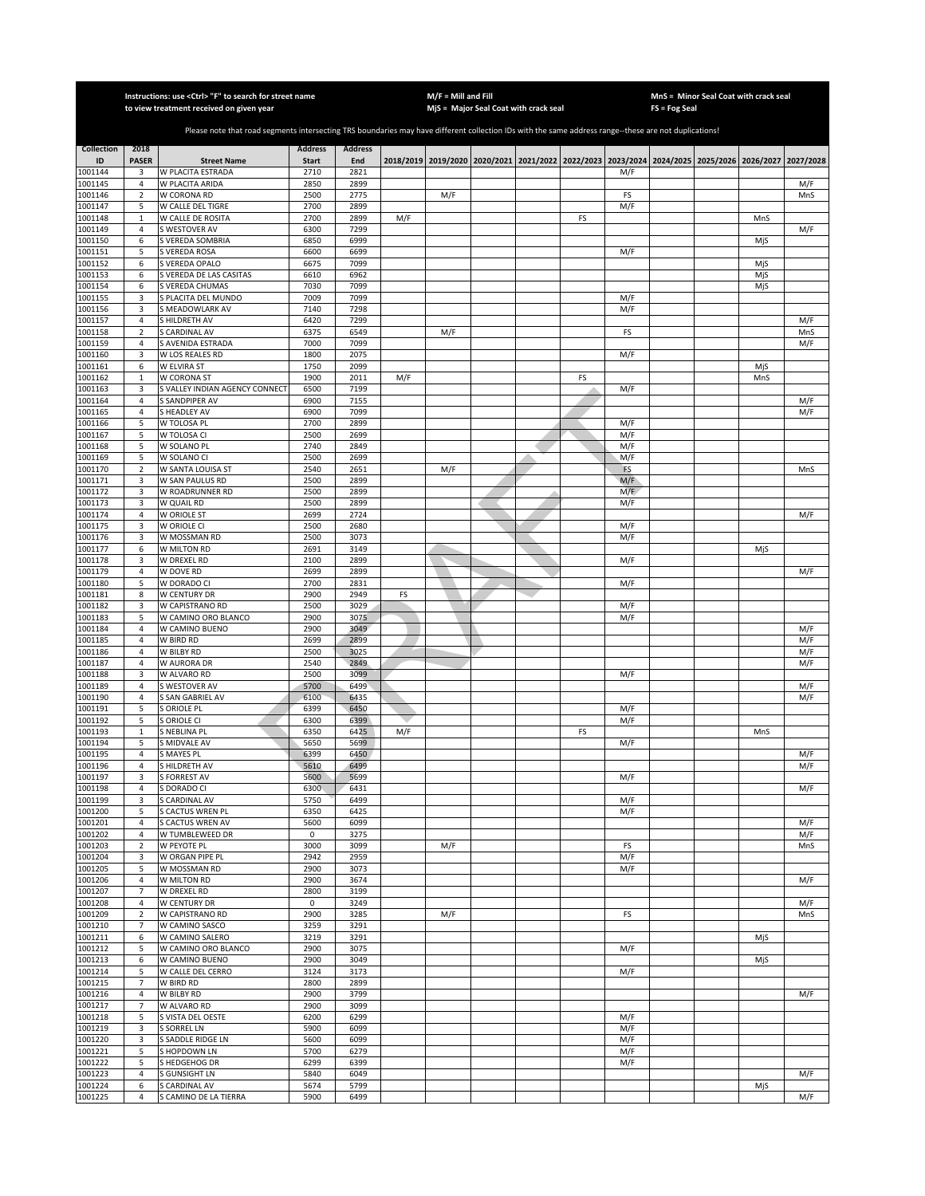Instructions: use <Ctrl> "F" to search for street name to view treatment received on given year

M/F = Mill and Fill
MjS = Major Seal Coat with crack seal

MnS = Minor Seal Coat with crack seal
FS = Fog Seal

Please note that road segments intersecting TRS boundaries may have different collection IDs with the same address range--these are not duplications!

| Collection ID | 2018 PASER | Street Name | Address Start | Address End | 2018/2019 | 2019/2020 | 2020/2021 | 2021/2022 | 2022/2023 | 2023/2024 | 2024/2025 | 2025/2026 | 2026/2027 | 2027/2028 |
|---|---|---|---|---|---|---|---|---|---|---|---|---|---|---|
| 1001144 | 3 | W PLACITA ESTRADA | 2710 | 2821 | | | | | | M/F | | | | |
| 1001145 | 4 | W PLACITA ARIDA | 2850 | 2899 | | | | | | | | | | M/F |
| 1001146 | 2 | W CORONA RD | 2500 | 2775 | | M/F | | | | FS | | | | MnS |
| 1001147 | 5 | W CALLE DEL TIGRE | 2700 | 2899 | | | | | | M/F | | | | |
| 1001148 | 1 | W CALLE DE ROSITA | 2700 | 2899 | M/F | | | | FS | | | | MnS | |
| 1001149 | 4 | S WESTOVER AV | 6300 | 7299 | | | | | | | | | | M/F |
| 1001150 | 6 | S VEREDA SOMBRIA | 6850 | 6999 | | | | | | | | | MjS | |
| 1001151 | 5 | S VEREDA ROSA | 6600 | 6699 | | | | | | M/F | | | | |
| 1001152 | 6 | S VEREDA OPALO | 6675 | 7099 | | | | | | | | | MjS | |
| 1001153 | 6 | S VEREDA DE LAS CASITAS | 6610 | 6962 | | | | | | | | | MjS | |
| 1001154 | 6 | S VEREDA CHUMAS | 7030 | 7099 | | | | | | | | | MjS | |
| 1001155 | 3 | S PLACITA DEL MUNDO | 7009 | 7099 | | | | | | M/F | | | | |
| 1001156 | 3 | S MEADOWLARK AV | 7140 | 7298 | | | | | | M/F | | | | |
| 1001157 | 4 | S HILDRETH AV | 6420 | 7299 | | | | | | | | | | M/F |
| 1001158 | 2 | S CARDINAL AV | 6375 | 6549 | | M/F | | | | FS | | | | MnS |
| 1001159 | 4 | S AVENIDA ESTRADA | 7000 | 7099 | | | | | | | | | | M/F |
| 1001160 | 3 | W LOS REALES RD | 1800 | 2075 | | | | | | M/F | | | | |
| 1001161 | 6 | W ELVIRA ST | 1750 | 2099 | | | | | | | | | MjS | |
| 1001162 | 1 | W CORONA ST | 1900 | 2011 | M/F | | | | FS | | | | MnS | |
| 1001163 | 3 | S VALLEY INDIAN AGENCY CONNECT | 6500 | 7199 | | | | | | M/F | | | | |
| 1001164 | 4 | S SANDPIPER AV | 6900 | 7155 | | | | | | | | | | M/F |
| 1001165 | 4 | S HEADLEY AV | 6900 | 7099 | | | | | | | | | | M/F |
| 1001166 | 5 | W TOLOSA PL | 2700 | 2899 | | | | | | M/F | | | | |
| 1001167 | 5 | W TOLOSA CI | 2500 | 2699 | | | | | | M/F | | | | |
| 1001168 | 5 | W SOLANO PL | 2740 | 2849 | | | | | | M/F | | | | |
| 1001169 | 5 | W SOLANO CI | 2500 | 2699 | | | | | | M/F | | | | |
| 1001170 | 2 | W SANTA LOUISA ST | 2540 | 2651 | | M/F | | | | FS | | | | MnS |
| 1001171 | 3 | W SAN PAULUS RD | 2500 | 2899 | | | | | | M/F | | | | |
| 1001172 | 3 | W ROADRUNNER RD | 2500 | 2899 | | | | | | M/F | | | | |
| 1001173 | 3 | W QUAIL RD | 2500 | 2899 | | | | | | M/F | | | | |
| 1001174 | 4 | W ORIOLE ST | 2699 | 2724 | | | | | | | | | | M/F |
| 1001175 | 3 | W ORIOLE CI | 2500 | 2680 | | | | | | M/F | | | | |
| 1001176 | 3 | W MOSSMAN RD | 2500 | 3073 | | | | | | M/F | | | | |
| 1001177 | 6 | W MILTON RD | 2691 | 3149 | | | | | | | | | MjS | |
| 1001178 | 3 | W DREXEL RD | 2100 | 2899 | | | | | | M/F | | | | |
| 1001179 | 4 | W DOVE RD | 2699 | 2899 | | | | | | | | | | M/F |
| 1001180 | 5 | W DORADO CI | 2700 | 2831 | | | | | | M/F | | | | |
| 1001181 | 8 | W CENTURY DR | 2900 | 2949 | FS | | | | | | | | | |
| 1001182 | 3 | W CAPISTRANO RD | 2500 | 3029 | | | | | | M/F | | | | |
| 1001183 | 5 | W CAMINO ORO BLANCO | 2900 | 3075 | | | | | | M/F | | | | |
| 1001184 | 4 | W CAMINO BUENO | 2900 | 3049 | | | | | | | | | | M/F |
| 1001185 | 4 | W BIRD RD | 2699 | 2899 | | | | | | | | | | M/F |
| 1001186 | 4 | W BILBY RD | 2500 | 3025 | | | | | | | | | | M/F |
| 1001187 | 4 | W AURORA DR | 2540 | 2849 | | | | | | | | | | M/F |
| 1001188 | 3 | W ALVARO RD | 2500 | 3099 | | | | | | M/F | | | | |
| 1001189 | 4 | S WESTOVER AV | 5700 | 6499 | | | | | | | | | | M/F |
| 1001190 | 4 | S SAN GABRIEL AV | 6100 | 6435 | | | | | | | | | | M/F |
| 1001191 | 5 | S ORIOLE PL | 6399 | 6450 | | | | | | M/F | | | | |
| 1001192 | 5 | S ORIOLE CI | 6300 | 6399 | | | | | | M/F | | | | |
| 1001193 | 1 | S NEBLINA PL | 6350 | 6425 | M/F | | | | FS | | | | MnS | |
| 1001194 | 5 | S MIDVALE AV | 5650 | 5699 | | | | | | M/F | | | | |
| 1001195 | 4 | S MAYES PL | 6399 | 6450 | | | | | | | | | | M/F |
| 1001196 | 4 | S HILDRETH AV | 5610 | 6499 | | | | | | | | | | M/F |
| 1001197 | 3 | S FORREST AV | 5600 | 5699 | | | | | | M/F | | | | |
| 1001198 | 4 | S DORADO CI | 6300 | 6431 | | | | | | | | | | M/F |
| 1001199 | 3 | S CARDINAL AV | 5750 | 6499 | | | | | | M/F | | | | |
| 1001200 | 5 | S CACTUS WREN PL | 6350 | 6425 | | | | | | M/F | | | | |
| 1001201 | 4 | S CACTUS WREN AV | 5600 | 6099 | | | | | | | | | | M/F |
| 1001202 | 4 | W TUMBLEWEED DR | 0 | 3275 | | | | | | | | | | M/F |
| 1001203 | 2 | W PEYOTE PL | 3000 | 3099 | | M/F | | | | FS | | | | MnS |
| 1001204 | 3 | W ORGAN PIPE PL | 2942 | 2959 | | | | | | M/F | | | | |
| 1001205 | 5 | W MOSSMAN RD | 2900 | 3073 | | | | | | M/F | | | | |
| 1001206 | 4 | W MILTON RD | 2900 | 3674 | | | | | | | | | | M/F |
| 1001207 | 7 | W DREXEL RD | 2800 | 3199 | | | | | | | | | | |
| 1001208 | 4 | W CENTURY DR | 0 | 3249 | | | | | | | | | | M/F |
| 1001209 | 2 | W CAPISTRANO RD | 2900 | 3285 | | M/F | | | | FS | | | | MnS |
| 1001210 | 7 | W CAMINO SASCO | 3259 | 3291 | | | | | | | | | | |
| 1001211 | 6 | W CAMINO SALERO | 3219 | 3291 | | | | | | | | | MjS | |
| 1001212 | 5 | W CAMINO ORO BLANCO | 2900 | 3075 | | | | | | M/F | | | | |
| 1001213 | 6 | W CAMINO BUENO | 2900 | 3049 | | | | | | | | | MjS | |
| 1001214 | 5 | W CALLE DEL CERRO | 3124 | 3173 | | | | | | M/F | | | | |
| 1001215 | 7 | W BIRD RD | 2800 | 2899 | | | | | | | | | | |
| 1001216 | 4 | W BILBY RD | 2900 | 3799 | | | | | | | | | | M/F |
| 1001217 | 7 | W ALVARO RD | 2900 | 3099 | | | | | | | | | | |
| 1001218 | 5 | S VISTA DEL OESTE | 6200 | 6299 | | | | | | M/F | | | | |
| 1001219 | 3 | S SORREL LN | 5900 | 6099 | | | | | | M/F | | | | |
| 1001220 | 3 | S SADDLE RIDGE LN | 5600 | 6099 | | | | | | M/F | | | | |
| 1001221 | 5 | S HOPDOWN LN | 5700 | 6279 | | | | | | M/F | | | | |
| 1001222 | 5 | S HEDGEHOG DR | 6299 | 6399 | | | | | | M/F | | | | |
| 1001223 | 4 | S GUNSIGHT LN | 5840 | 6049 | | | | | | | | | | M/F |
| 1001224 | 6 | S CARDINAL AV | 5674 | 5799 | | | | | | | | | MjS | |
| 1001225 | 4 | S CAMINO DE LA TIERRA | 5900 | 6499 | | | | | | | | | | M/F |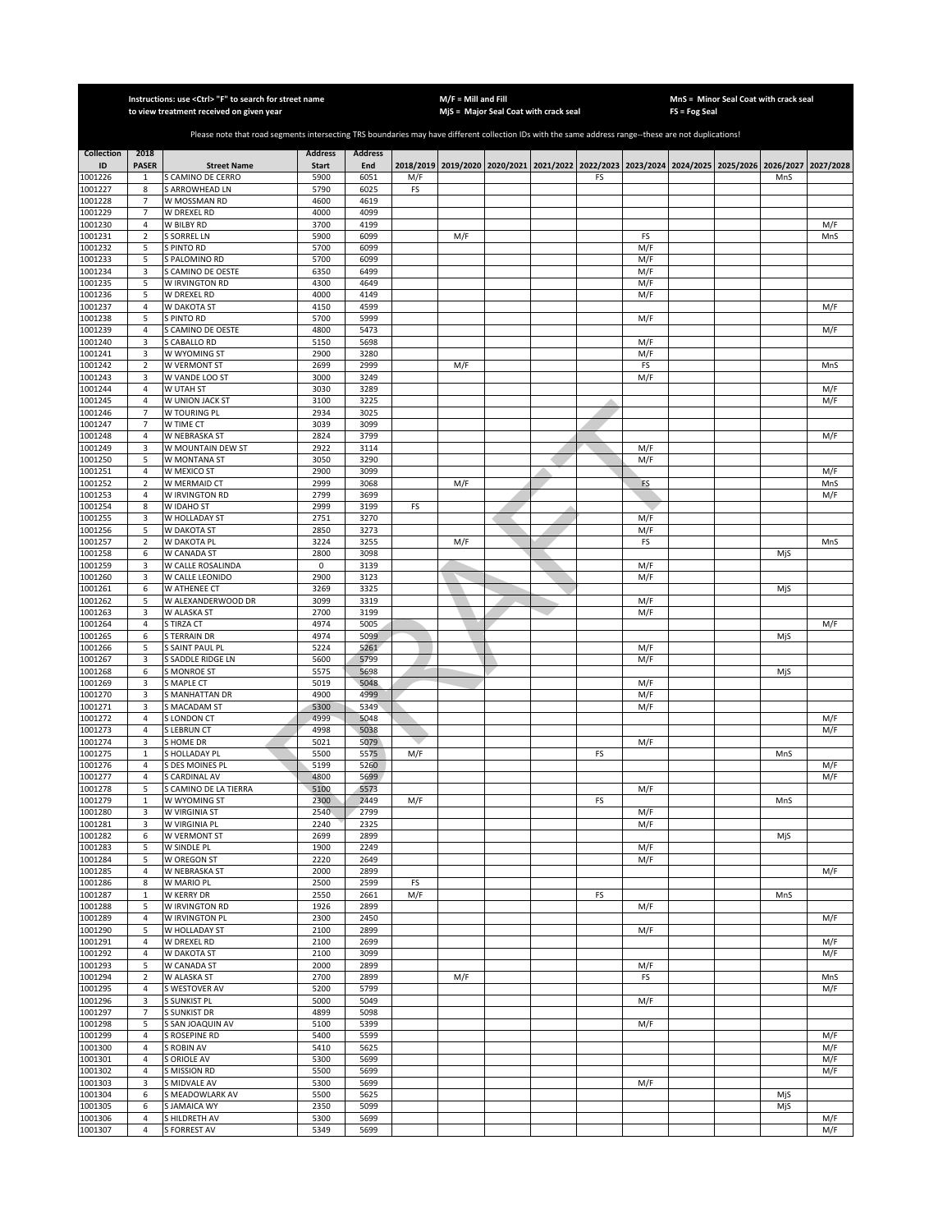Instructions: use <Ctrl> "F" to search for street name to view treatment received on given year

M/F = Mill and Fill
MjS = Major Seal Coat with crack seal

MnS = Minor Seal Coat with crack seal
FS = Fog Seal

Please note that road segments intersecting TRS boundaries may have different collection IDs with the same address range--these are not duplications!

| Collection ID | 2018 PASER | Street Name | Address Start | Address End | 2018/2019 | 2019/2020 | 2020/2021 | 2021/2022 | 2022/2023 | 2023/2024 | 2024/2025 | 2025/2026 | 2026/2027 | 2027/2028 |
|---|---|---|---|---|---|---|---|---|---|---|---|---|---|---|
| 1001226 | 1 | S CAMINO DE CERRO | 5900 | 6051 | M/F | | | | FS | | | | MnS | |
| 1001227 | 8 | S ARROWHEAD LN | 5790 | 6025 | FS | | | | | | | | | |
| 1001228 | 7 | W MOSSMAN RD | 4600 | 4619 | | | | | | | | | | |
| 1001229 | 7 | W DREXEL RD | 4000 | 4099 | | | | | | | | | | |
| 1001230 | 4 | W BILBY RD | 3700 | 4199 | | | | | | | | | | M/F |
| 1001231 | 2 | S SORREL LN | 5900 | 6099 | | M/F | | | | FS | | | | MnS |
| 1001232 | 5 | S PINTO RD | 5700 | 6099 | | | | | | M/F | | | | |
| 1001233 | 5 | S PALOMINO RD | 5700 | 6099 | | | | | | M/F | | | | |
| 1001234 | 3 | S CAMINO DE OESTE | 6350 | 6499 | | | | | | M/F | | | | |
| 1001235 | 5 | W IRVINGTON RD | 4300 | 4649 | | | | | | M/F | | | | |
| 1001236 | 5 | W DREXEL RD | 4000 | 4149 | | | | | | M/F | | | | |
| 1001237 | 4 | W DAKOTA ST | 4150 | 4599 | | | | | | | | | | M/F |
| 1001238 | 5 | S PINTO RD | 5700 | 5999 | | | | | | M/F | | | | |
| 1001239 | 4 | S CAMINO DE OESTE | 4800 | 5473 | | | | | | | | | | M/F |
| 1001240 | 3 | S CABALLO RD | 5150 | 5698 | | | | | | M/F | | | | |
| 1001241 | 3 | W WYOMING ST | 2900 | 3280 | | | | | | M/F | | | | |
| 1001242 | 2 | W VERMONT ST | 2699 | 2999 | | M/F | | | | FS | | | | MnS |
| 1001243 | 3 | W VANDE LOO ST | 3000 | 3249 | | | | | | M/F | | | | |
| 1001244 | 4 | W UTAH ST | 3030 | 3289 | | | | | | | | | | M/F |
| 1001245 | 4 | W UNION JACK ST | 3100 | 3225 | | | | | | | | | | M/F |
| 1001246 | 7 | W TOURING PL | 2934 | 3025 | | | | | | | | | | |
| 1001247 | 7 | W TIME CT | 3039 | 3099 | | | | | | | | | | |
| 1001248 | 4 | W NEBRASKA ST | 2824 | 3799 | | | | | | | | | | M/F |
| 1001249 | 3 | W MOUNTAIN DEW ST | 2922 | 3114 | | | | | | M/F | | | | |
| 1001250 | 5 | W MONTANA ST | 3050 | 3290 | | | | | | M/F | | | | |
| 1001251 | 4 | W MEXICO ST | 2900 | 3099 | | | | | | | | | | M/F |
| 1001252 | 2 | W MERMAID CT | 2999 | 3068 | | M/F | | | | FS | | | | MnS |
| 1001253 | 4 | W IRVINGTON RD | 2799 | 3699 | | | | | | | | | | M/F |
| 1001254 | 8 | W IDAHO ST | 2999 | 3199 | FS | | | | | | | | | |
| 1001255 | 3 | W HOLLADAY ST | 2751 | 3270 | | | | | | M/F | | | | |
| 1001256 | 5 | W DAKOTA ST | 2850 | 3273 | | | | | | M/F | | | | |
| 1001257 | 2 | W DAKOTA PL | 3224 | 3255 | | M/F | | | | FS | | | | MnS |
| 1001258 | 6 | W CANADA ST | 2800 | 3098 | | | | | | | | | MjS | |
| 1001259 | 3 | W CALLE ROSALINDA | 0 | 3139 | | | | | | M/F | | | | |
| 1001260 | 3 | W CALLE LEONIDO | 2900 | 3123 | | | | | | M/F | | | | |
| 1001261 | 6 | W ATHENEE CT | 3269 | 3325 | | | | | | | | | MjS | |
| 1001262 | 5 | W ALEXANDERWOOD DR | 3099 | 3319 | | | | | | M/F | | | | |
| 1001263 | 3 | W ALASKA ST | 2700 | 3199 | | | | | | M/F | | | | |
| 1001264 | 4 | S TIRZA CT | 4974 | 5005 | | | | | | | | | | M/F |
| 1001265 | 6 | S TERRAIN DR | 4974 | 5099 | | | | | | | | | MjS | |
| 1001266 | 5 | S SAINT PAUL PL | 5224 | 5261 | | | | | | M/F | | | | |
| 1001267 | 3 | S SADDLE RIDGE LN | 5600 | 5799 | | | | | | M/F | | | | |
| 1001268 | 6 | S MONROE ST | 5575 | 5698 | | | | | | | | | MjS | |
| 1001269 | 3 | S MAPLE CT | 5019 | 5048 | | | | | | M/F | | | | |
| 1001270 | 3 | S MANHATTAN DR | 4900 | 4999 | | | | | | M/F | | | | |
| 1001271 | 3 | S MACADAM ST | 5300 | 5349 | | | | | | M/F | | | | |
| 1001272 | 4 | S LONDON CT | 4999 | 5048 | | | | | | | | | | M/F |
| 1001273 | 4 | S LEBRUN CT | 4998 | 5038 | | | | | | | | | | M/F |
| 1001274 | 3 | S HOME DR | 5021 | 5079 | | | | | | M/F | | | | |
| 1001275 | 1 | S HOLLADAY PL | 5500 | 5575 | M/F | | | | FS | | | | MnS | |
| 1001276 | 4 | S DES MOINES PL | 5199 | 5260 | | | | | | | | | | M/F |
| 1001277 | 4 | S CARDINAL AV | 4800 | 5699 | | | | | | | | | | M/F |
| 1001278 | 5 | S CAMINO DE LA TIERRA | 5100 | 5573 | | | | | | M/F | | | | |
| 1001279 | 1 | W WYOMING ST | 2300 | 2449 | M/F | | | | FS | | | | MnS | |
| 1001280 | 3 | W VIRGINIA ST | 2540 | 2799 | | | | | | M/F | | | | |
| 1001281 | 3 | W VIRGINIA PL | 2240 | 2325 | | | | | | M/F | | | | |
| 1001282 | 6 | W VERMONT ST | 2699 | 2899 | | | | | | | | | MjS | |
| 1001283 | 5 | W SINDLE PL | 1900 | 2249 | | | | | | M/F | | | | |
| 1001284 | 5 | W OREGON ST | 2220 | 2649 | | | | | | M/F | | | | |
| 1001285 | 4 | W NEBRASKA ST | 2000 | 2899 | | | | | | | | | | M/F |
| 1001286 | 8 | W MARIO PL | 2500 | 2599 | FS | | | | | | | | | |
| 1001287 | 1 | W KERRY DR | 2550 | 2661 | M/F | | | | FS | | | | MnS | |
| 1001288 | 5 | W IRVINGTON RD | 1926 | 2899 | | | | | | M/F | | | | |
| 1001289 | 4 | W IRVINGTON PL | 2300 | 2450 | | | | | | | | | | M/F |
| 1001290 | 5 | W HOLLADAY ST | 2100 | 2899 | | | | | | M/F | | | | |
| 1001291 | 4 | W DREXEL RD | 2100 | 2699 | | | | | | | | | | M/F |
| 1001292 | 4 | W DAKOTA ST | 2100 | 3099 | | | | | | | | | | M/F |
| 1001293 | 5 | W CANADA ST | 2000 | 2899 | | | | | | M/F | | | | |
| 1001294 | 2 | W ALASKA ST | 2700 | 2899 | | M/F | | | | FS | | | | MnS |
| 1001295 | 4 | S WESTOVER AV | 5200 | 5799 | | | | | | | | | | M/F |
| 1001296 | 3 | S SUNKIST PL | 5000 | 5049 | | | | | | M/F | | | | |
| 1001297 | 7 | S SUNKIST DR | 4899 | 5098 | | | | | | | | | | |
| 1001298 | 5 | S SAN JOAQUIN AV | 5100 | 5399 | | | | | | M/F | | | | |
| 1001299 | 4 | S ROSEPINE RD | 5400 | 5599 | | | | | | | | | | M/F |
| 1001300 | 4 | S ROBIN AV | 5410 | 5625 | | | | | | | | | | M/F |
| 1001301 | 4 | S ORIOLE AV | 5300 | 5699 | | | | | | | | | | M/F |
| 1001302 | 4 | S MISSION RD | 5500 | 5699 | | | | | | | | | | M/F |
| 1001303 | 3 | S MIDVALE AV | 5300 | 5699 | | | | | | M/F | | | | |
| 1001304 | 6 | S MEADOWLARK AV | 5500 | 5625 | | | | | | | | | MjS | |
| 1001305 | 6 | S JAMAICA WY | 2350 | 5099 | | | | | | | | | MjS | |
| 1001306 | 4 | S HILDRETH AV | 5300 | 5699 | | | | | | | | | | M/F |
| 1001307 | 4 | S FORREST AV | 5349 | 5699 | | | | | | | | | | M/F |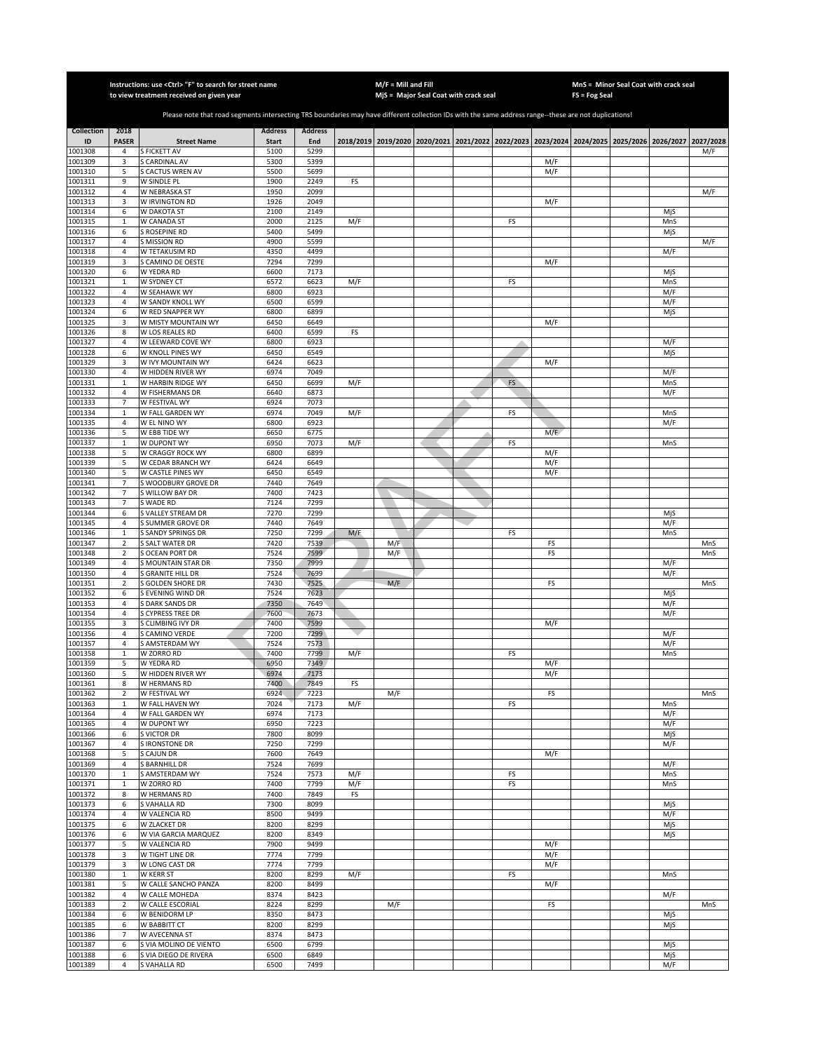Instructions: use <Ctrl> "F" to search for street name to view treatment received on given year

M/F = Mill and Fill
MjS = Major Seal Coat with crack seal

MnS = Minor Seal Coat with crack seal
FS = Fog Seal

Please note that road segments intersecting TRS boundaries may have different collection IDs with the same address range--these are not duplications!

| Collection ID | 2018 PASER | Street Name | Address Start | Address End | 2018/2019 | 2019/2020 | 2020/2021 | 2021/2022 | 2022/2023 | 2023/2024 | 2024/2025 | 2025/2026 | 2026/2027 | 2027/2028 |
|---|---|---|---|---|---|---|---|---|---|---|---|---|---|---|
| 1001308 | 4 | S FICKETT AV | 5100 | 5299 | | | | | | | | | | M/F |
| 1001309 | 3 | S CARDINAL AV | 5300 | 5399 | | | | | | M/F | | | | |
| 1001310 | 5 | S CACTUS WREN AV | 5500 | 5699 | | | | | | M/F | | | | |
| 1001311 | 9 | W SINDLE PL | 1900 | 2249 | FS | | | | | | | | | |
| 1001312 | 4 | W NEBRASKA ST | 1950 | 2099 | | | | | | | | | | M/F |
| 1001313 | 3 | W IRVINGTON RD | 1926 | 2049 | | | | | | M/F | | | | |
| 1001314 | 6 | W DAKOTA ST | 2100 | 2149 | | | | | | | | | MjS | |
| 1001315 | 1 | W CANADA ST | 2000 | 2125 | M/F | | | | FS | | | | MnS | |
| 1001316 | 6 | S ROSEPINE RD | 5400 | 5499 | | | | | | | | | MjS | |
| 1001317 | 4 | S MISSION RD | 4900 | 5599 | | | | | | | | | | M/F |
| 1001318 | 4 | W TETAKUSIM RD | 4350 | 4499 | | | | | | | | | M/F | |
| 1001319 | 3 | S CAMINO DE OESTE | 7294 | 7299 | | | | | | M/F | | | | |
| 1001320 | 6 | W YEDRA RD | 6600 | 7173 | | | | | | | | | MjS | |
| 1001321 | 1 | W SYDNEY CT | 6572 | 6623 | M/F | | | | FS | | | | MnS | |
| 1001322 | 4 | W SEAHAWK WY | 6800 | 6923 | | | | | | | | | M/F | |
| 1001323 | 4 | W SANDY KNOLL WY | 6500 | 6599 | | | | | | | | | M/F | |
| 1001324 | 6 | W RED SNAPPER WY | 6800 | 6899 | | | | | | | | | MjS | |
| 1001325 | 3 | W MISTY MOUNTAIN WY | 6450 | 6649 | | | | | | M/F | | | | |
| 1001326 | 8 | W LOS REALES RD | 6400 | 6599 | FS | | | | | | | | | |
| 1001327 | 4 | W LEEWARD COVE WY | 6800 | 6923 | | | | | | | | | M/F | |
| 1001328 | 6 | W KNOLL PINES WY | 6450 | 6549 | | | | | | | | | MjS | |
| 1001329 | 3 | W IVY MOUNTAIN WY | 6424 | 6623 | | | | | | M/F | | | | |
| 1001330 | 4 | W HIDDEN RIVER WY | 6974 | 7049 | | | | | | | | | M/F | |
| 1001331 | 1 | W HARBIN RIDGE WY | 6450 | 6699 | M/F | | | | FS | | | | MnS | |
| 1001332 | 4 | W FISHERMANS DR | 6640 | 6873 | | | | | | | | | M/F | |
| 1001333 | 7 | W FESTIVAL WY | 6924 | 7073 | | | | | | | | | | |
| 1001334 | 1 | W FALL GARDEN WY | 6974 | 7049 | M/F | | | | FS | | | | MnS | |
| 1001335 | 4 | W EL NINO WY | 6800 | 6923 | | | | | | | | | M/F | |
| 1001336 | 5 | W EBB TIDE WY | 6650 | 6775 | | | | | | M/F | | | | |
| 1001337 | 1 | W DUPONT WY | 6950 | 7073 | M/F | | | | FS | | | | MnS | |
| 1001338 | 5 | W CRAGGY ROCK WY | 6800 | 6899 | | | | | | M/F | | | | |
| 1001339 | 5 | W CEDAR BRANCH WY | 6424 | 6649 | | | | | | M/F | | | | |
| 1001340 | 5 | W CASTLE PINES WY | 6450 | 6549 | | | | | | M/F | | | | |
| 1001341 | 7 | S WOODBURY GROVE DR | 7440 | 7649 | | | | | | | | | | |
| 1001342 | 7 | S WILLOW BAY DR | 7400 | 7423 | | | | | | | | | | |
| 1001343 | 7 | S WADE RD | 7124 | 7299 | | | | | | | | | | |
| 1001344 | 6 | S VALLEY STREAM DR | 7270 | 7299 | | | | | | | | | MjS | |
| 1001345 | 4 | S SUMMER GROVE DR | 7440 | 7649 | | | | | | | | | M/F | |
| 1001346 | 1 | S SANDY SPRINGS DR | 7250 | 7299 | M/F | | | | FS | | | | MnS | |
| 1001347 | 2 | S SALT WATER DR | 7420 | 7539 | | M/F | | | | FS | | | | MnS |
| 1001348 | 2 | S OCEAN PORT DR | 7524 | 7599 | | M/F | | | | FS | | | | MnS |
| 1001349 | 4 | S MOUNTAIN STAR DR | 7350 | 7999 | | | | | | | | | M/F | |
| 1001350 | 4 | S GRANITE HILL DR | 7524 | 7699 | | | | | | | | | M/F | |
| 1001351 | 2 | S GOLDEN SHORE DR | 7430 | 7525 | | M/F | | | | FS | | | | MnS |
| 1001352 | 6 | S EVENING WIND DR | 7524 | 7623 | | | | | | | | | MjS | |
| 1001353 | 4 | S DARK SANDS DR | 7350 | 7649 | | | | | | | | | M/F | |
| 1001354 | 4 | S CYPRESS TREE DR | 7600 | 7673 | | | | | | | | | M/F | |
| 1001355 | 3 | S CLIMBING IVY DR | 7400 | 7599 | | | | | | M/F | | | | |
| 1001356 | 4 | S CAMINO VERDE | 7200 | 7299 | | | | | | | | | M/F | |
| 1001357 | 4 | S AMSTERDAM WY | 7524 | 7573 | | | | | | | | | M/F | |
| 1001358 | 1 | W ZORRO RD | 7400 | 7799 | M/F | | | | FS | | | | MnS | |
| 1001359 | 5 | W YEDRA RD | 6950 | 7349 | | | | | | M/F | | | | |
| 1001360 | 5 | W HIDDEN RIVER WY | 6974 | 7173 | | | | | | M/F | | | | |
| 1001361 | 8 | W HERMANS RD | 7400 | 7849 | FS | | | | | | | | | |
| 1001362 | 2 | W FESTIVAL WY | 6924 | 7223 | | M/F | | | | FS | | | | MnS |
| 1001363 | 1 | W FALL HAVEN WY | 7024 | 7173 | M/F | | | | FS | | | | MnS | |
| 1001364 | 4 | W FALL GARDEN WY | 6974 | 7173 | | | | | | | | | M/F | |
| 1001365 | 4 | W DUPONT WY | 6950 | 7223 | | | | | | | | | M/F | |
| 1001366 | 6 | S VICTOR DR | 7800 | 8099 | | | | | | | | | MjS | |
| 1001367 | 4 | S IRONSTONE DR | 7250 | 7299 | | | | | | | | | M/F | |
| 1001368 | 5 | S CAJUN DR | 7600 | 7649 | | | | | | M/F | | | | |
| 1001369 | 4 | S BARNHILL DR | 7524 | 7699 | | | | | | | | | M/F | |
| 1001370 | 1 | S AMSTERDAM WY | 7524 | 7573 | M/F | | | | FS | | | | MnS | |
| 1001371 | 1 | W ZORRO RD | 7400 | 7799 | M/F | | | | FS | | | | MnS | |
| 1001372 | 8 | W HERMANS RD | 7400 | 7849 | FS | | | | | | | | | |
| 1001373 | 6 | S VAHALLA RD | 7300 | 8099 | | | | | | | | | MjS | |
| 1001374 | 4 | W VALENCIA RD | 8500 | 9499 | | | | | | | | | M/F | |
| 1001375 | 6 | W ZLACKET DR | 8200 | 8299 | | | | | | | | | MjS | |
| 1001376 | 6 | W VIA GARCIA MARQUEZ | 8200 | 8349 | | | | | | | | | MjS | |
| 1001377 | 5 | W VALENCIA RD | 7900 | 9499 | | | | | | M/F | | | | |
| 1001378 | 3 | W TIGHT LINE DR | 7774 | 7799 | | | | | | M/F | | | | |
| 1001379 | 3 | W LONG CAST DR | 7774 | 7799 | | | | | | M/F | | | | |
| 1001380 | 1 | W KERR ST | 8200 | 8299 | M/F | | | | FS | | | | MnS | |
| 1001381 | 5 | W CALLE SANCHO PANZA | 8200 | 8499 | | | | | | M/F | | | | |
| 1001382 | 4 | W CALLE MOHEDA | 8374 | 8423 | | | | | | | | | M/F | |
| 1001383 | 2 | W CALLE ESCORIAL | 8224 | 8299 | | M/F | | | | FS | | | | MnS |
| 1001384 | 6 | W BENIDORM LP | 8350 | 8473 | | | | | | | | | MjS | |
| 1001385 | 6 | W BABBITT CT | 8200 | 8299 | | | | | | | | | MjS | |
| 1001386 | 7 | W AVECENNA ST | 8374 | 8473 | | | | | | | | | | |
| 1001387 | 6 | S VIA MOLINO DE VIENTO | 6500 | 6799 | | | | | | | | | MjS | |
| 1001388 | 6 | S VIA DIEGO DE RIVERA | 6500 | 6849 | | | | | | | | | MjS | |
| 1001389 | 4 | S VAHALLA RD | 6500 | 7499 | | | | | | | | | M/F | |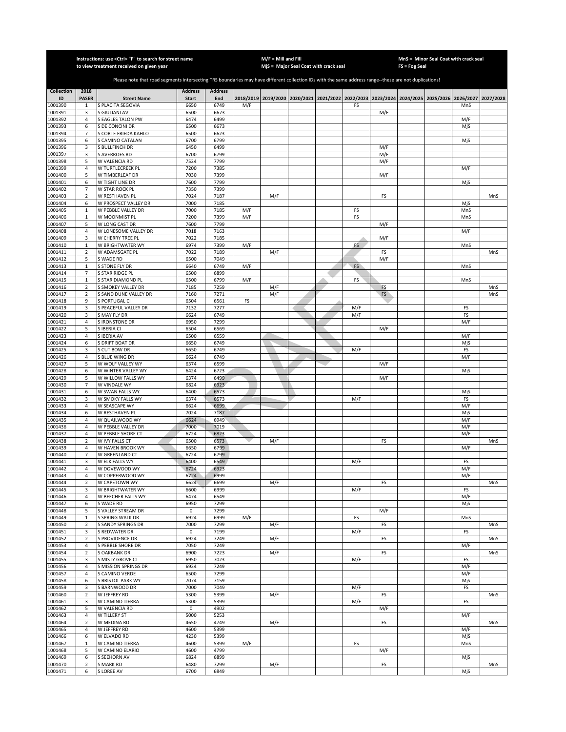Instructions: use <Ctrl> "F" to search for street name to view treatment received on given year

M/F = Mill and Fill
MjS = Major Seal Coat with crack seal

MnS = Minor Seal Coat with crack seal
FS = Fog Seal

Please note that road segments intersecting TRS boundaries may have different collection IDs with the same address range--these are not duplications!

| Collection ID | 2018 PASER | Street Name | Address Start | Address End | 2018/2019 | 2019/2020 | 2020/2021 | 2021/2022 | 2022/2023 | 2023/2024 | 2024/2025 | 2025/2026 | 2026/2027 | 2027/2028 |
|---|---|---|---|---|---|---|---|---|---|---|---|---|---|---|
| 1001390 | 1 | S PLACITA SEGOVIA | 6650 | 6749 | M/F | | | | FS | | | | MnS | |
| 1001391 | 3 | S GIULIANI AV | 6500 | 6673 | | | | | | M/F | | | | |
| 1001392 | 4 | S EAGLES TALON PW | 6474 | 6499 | | | | | | | | | M/F | |
| 1001393 | 6 | S DE CONCINI DR | 6500 | 6673 | | | | | | | | | MjS | |
| 1001394 | 7 | S CORTE FRIEDA KAHLO | 6500 | 6623 | | | | | | | | | | |
| 1001395 | 6 | S CAMINO CATALAN | 6700 | 6799 | | | | | | | | | MjS | |
| 1001396 | 3 | S BULLFINCH DR | 6450 | 6499 | | | | | | M/F | | | | |
| 1001397 | 3 | S AVERROES RD | 6700 | 6799 | | | | | | M/F | | | | |
| 1001398 | 5 | W VALENCIA RD | 7524 | 7799 | | | | | | M/F | | | | |
| 1001399 | 4 | W TURTLECREEK PL | 7200 | 7385 | | | | | | | | | M/F | |
| 1001400 | 5 | W TIMBERLEAF DR | 7030 | 7399 | | | | | | M/F | | | | |
| 1001401 | 6 | W TIGHT LINE DR | 7600 | 7799 | | | | | | | | | MjS | |
| 1001402 | 7 | W STAR ROCK PL | 7350 | 7399 | | | | | | | | | | |
| 1001403 | 2 | W RESTHAVEN PL | 7024 | 7187 | | M/F | | | | FS | | | | MnS |
| 1001404 | 6 | W PROSPECT VALLEY DR | 7000 | 7185 | | | | | | | | | MjS | |
| 1001405 | 1 | W PEBBLE VALLEY DR | 7000 | 7185 | M/F | | | | FS | | | | MnS | |
| 1001406 | 1 | W MOONMIST PL | 7200 | 7399 | M/F | | | | FS | | | | MnS | |
| 1001407 | 5 | W LONG CAST DR | 7600 | 7799 | | | | | | M/F | | | | |
| 1001408 | 4 | W LONESOME VALLEY DR | 7018 | 7163 | | | | | | | | | M/F | |
| 1001409 | 3 | W CHERRY TREE PL | 7022 | 7185 | | | | | | M/F | | | | |
| 1001410 | 1 | W BRIGHTWATER WY | 6974 | 7399 | M/F | | | | FS | | | | MnS | |
| 1001411 | 2 | W ADAMSGATE PL | 7022 | 7189 | | M/F | | | | FS | | | | MnS |
| 1001412 | 5 | S WADE RD | 6500 | 7049 | | | | | | M/F | | | | |
| 1001413 | 1 | S STONE FLY DR | 6640 | 6749 | M/F | | | | FS | | | | MnS | |
| 1001414 | 7 | S STAR RIDGE PL | 6500 | 6899 | | | | | | | | | | |
| 1001415 | 1 | S STAR DIAMOND PL | 6500 | 6799 | M/F | | | | FS | | | | MnS | |
| 1001416 | 2 | S SMOKEY VALLEY DR | 7185 | 7259 | | M/F | | | | FS | | | | MnS |
| 1001417 | 2 | S SAND DUNE VALLEY DR | 7160 | 7271 | | M/F | | | | FS | | | | MnS |
| 1001418 | 9 | S PORTUGAL CI | 6504 | 6561 | FS | | | | | | | | | |
| 1001419 | 3 | S PEACEFUL VALLEY DR | 7132 | 7277 | | | | | M/F | | | | FS | |
| 1001420 | 3 | S MAY FLY DR | 6624 | 6749 | | | | | M/F | | | | FS | |
| 1001421 | 4 | S IRONSTONE DR | 6950 | 7299 | | | | | | | | | M/F | |
| 1001422 | 5 | S IBERIA CI | 6504 | 6569 | | | | | | M/F | | | | |
| 1001423 | 4 | S IBERIA AV | 6500 | 6559 | | | | | | | | | M/F | |
| 1001424 | 6 | S DRIFT BOAT DR | 6650 | 6749 | | | | | | | | | MjS | |
| 1001425 | 3 | S CUT BOW DR | 6650 | 6749 | | | | | M/F | | | | FS | |
| 1001426 | 4 | S BLUE WING DR | 6624 | 6749 | | | | | | | | | M/F | |
| 1001427 | 5 | W WOLF VALLEY WY | 6374 | 6599 | | | | | | M/F | | | | |
| 1001428 | 6 | W WINTER VALLEY WY | 6424 | 6723 | | | | | | | | | MjS | |
| 1001429 | 5 | W WILLOW FALLS WY | 6374 | 6499 | | | | | | M/F | | | | |
| 1001430 | 7 | W VINDALE WY | 6824 | 6923 | | | | | | | | | | |
| 1001431 | 6 | W SWAN FALLS WY | 6400 | 6573 | | | | | | | | | MjS | |
| 1001432 | 3 | W SMOKY FALLS WY | 6374 | 6573 | | | | | M/F | | | | FS | |
| 1001433 | 4 | W SEASCAPE WY | 6624 | 6699 | | | | | | | | | M/F | |
| 1001434 | 6 | W RESTHAVEN PL | 7024 | 7187 | | | | | | | | | MjS | |
| 1001435 | 4 | W QUAILWOOD WY | 6624 | 6949 | | | | | | | | | M/F | |
| 1001436 | 4 | W PEBBLE VALLEY DR | 7000 | 7019 | | | | | | | | | M/F | |
| 1001437 | 4 | W PEBBLE SHORE CT | 6724 | 6823 | | | | | | | | | M/F | |
| 1001438 | 2 | W IVY FALLS CT | 6500 | 6573 | | M/F | | | | FS | | | | MnS |
| 1001439 | 4 | W HAVEN BROOK WY | 6650 | 6799 | | | | | | | | | M/F | |
| 1001440 | 7 | W GREENLAND CT | 6724 | 6799 | | | | | | | | | | |
| 1001441 | 3 | W ELK FALLS WY | 6400 | 6549 | | | | | M/F | | | | FS | |
| 1001442 | 4 | W DOVEWOOD WY | 6724 | 6923 | | | | | | | | | M/F | |
| 1001443 | 4 | W COPPERWOOD WY | 6724 | 6999 | | | | | | | | | M/F | |
| 1001444 | 2 | W CAPETOWN WY | 6624 | 6699 | | M/F | | | | FS | | | | MnS |
| 1001445 | 3 | W BRIGHTWATER WY | 6600 | 6999 | | | | | M/F | | | | FS | |
| 1001446 | 4 | W BEECHER FALLS WY | 6474 | 6549 | | | | | | | | | M/F | |
| 1001447 | 6 | S WADE RD | 6950 | 7299 | | | | | | | | | MjS | |
| 1001448 | 5 | S VALLEY STREAM DR | 0 | 7299 | | | | | | M/F | | | | |
| 1001449 | 1 | S SPRING WALK DR | 6924 | 6999 | M/F | | | | FS | | | | MnS | |
| 1001450 | 2 | S SANDY SPRINGS DR | 7000 | 7299 | | M/F | | | | FS | | | | MnS |
| 1001451 | 3 | S REDWATER DR | 0 | 7199 | | | | | M/F | | | | FS | |
| 1001452 | 2 | S PROVIDENCE DR | 6924 | 7249 | | M/F | | | | FS | | | | MnS |
| 1001453 | 4 | S PEBBLE SHORE DR | 7050 | 7249 | | | | | | | | | M/F | |
| 1001454 | 2 | S OAKBANK DR | 6900 | 7223 | | M/F | | | | FS | | | | MnS |
| 1001455 | 3 | S MISTY GROVE CT | 6950 | 7023 | | | | | M/F | | | | FS | |
| 1001456 | 4 | S MISSION SPRINGS DR | 6924 | 7249 | | | | | | | | | M/F | |
| 1001457 | 4 | S CAMINO VERDE | 6500 | 7299 | | | | | | | | | M/F | |
| 1001458 | 6 | S BRISTOL PARK WY | 7074 | 7159 | | | | | | | | | MjS | |
| 1001459 | 3 | S BARNWOOD DR | 7000 | 7049 | | | | | M/F | | | | FS | |
| 1001460 | 2 | W JEFFREY RD | 5300 | 5399 | | M/F | | | | FS | | | | MnS |
| 1001461 | 3 | W CAMINO TIERRA | 5300 | 5399 | | | | | M/F | | | | FS | |
| 1001462 | 5 | W VALENCIA RD | 0 | 4902 | | | | | | M/F | | | | |
| 1001463 | 4 | W TILLERY ST | 5000 | 5253 | | | | | | | | | M/F | |
| 1001464 | 2 | W MEDINA RD | 4650 | 4749 | | M/F | | | | FS | | | | MnS |
| 1001465 | 4 | W JEFFREY RD | 4600 | 5399 | | | | | | | | | M/F | |
| 1001466 | 6 | W ELVADO RD | 4230 | 5399 | | | | | | | | | MjS | |
| 1001467 | 1 | W CAMINO TIERRA | 4600 | 5399 | M/F | | | | FS | | | | MnS | |
| 1001468 | 5 | W CAMINO ELARIO | 4600 | 4799 | | | | | | M/F | | | | |
| 1001469 | 6 | S SEEHORN AV | 6824 | 6899 | | | | | | | | | MjS | |
| 1001470 | 2 | S MARK RD | 6480 | 7299 | | M/F | | | | FS | | | | MnS |
| 1001471 | 6 | S LOREE AV | 6700 | 6849 | | | | | | | | | MjS | |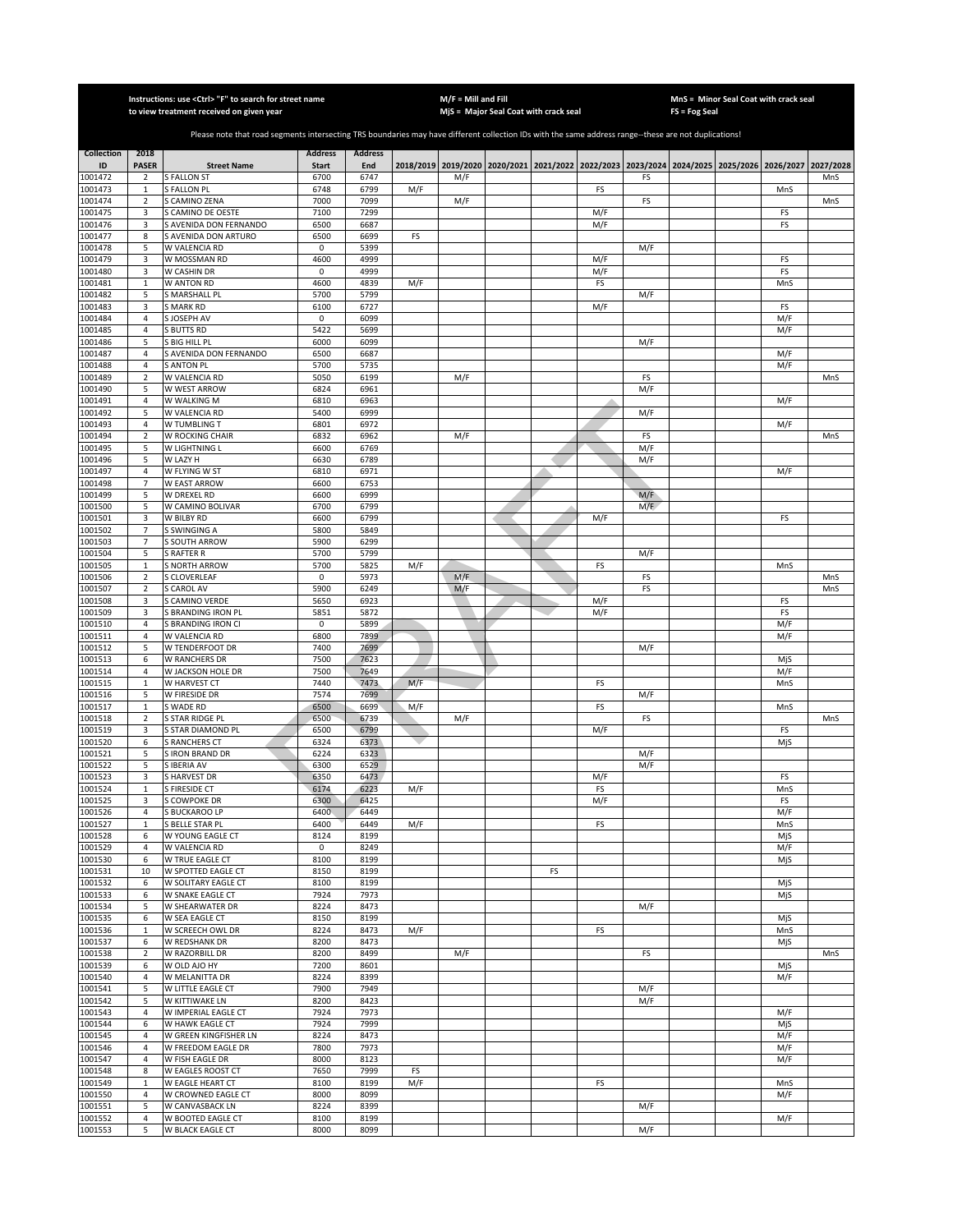Instructions: use <Ctrl> "F" to search for street name to view treatment received on given year

M/F = Mill and Fill
MjS = Major Seal Coat with crack seal

MnS = Minor Seal Coat with crack seal
FS = Fog Seal

Please note that road segments intersecting TRS boundaries may have different collection IDs with the same address range--these are not duplications!

| Collection ID | 2018 PASER | Street Name | Address Start | Address End | 2018/2019 | 2019/2020 | 2020/2021 | 2021/2022 | 2022/2023 | 2023/2024 | 2024/2025 | 2025/2026 | 2026/2027 | 2027/2028 |
|---|---|---|---|---|---|---|---|---|---|---|---|---|---|---|
| 1001472 | 2 | S FALLON ST | 6700 | 6747 | | M/F | | | | FS | | | | MnS |
| 1001473 | 1 | S FALLON PL | 6748 | 6799 | M/F | | | | FS | | | | MnS | |
| 1001474 | 2 | S CAMINO ZENA | 7000 | 7099 | | M/F | | | | FS | | | | MnS |
| 1001475 | 3 | S CAMINO DE OESTE | 7100 | 7299 | | | | | M/F | | | | FS | |
| 1001476 | 3 | S AVENIDA DON FERNANDO | 6500 | 6687 | | | | | M/F | | | | FS | |
| 1001477 | 8 | S AVENIDA DON ARTURO | 6500 | 6699 | FS | | | | | | | | | |
| 1001478 | 5 | W VALENCIA RD | 0 | 5399 | | | | | | M/F | | | | |
| 1001479 | 3 | W MOSSMAN RD | 4600 | 4999 | | | | | M/F | | | | FS | |
| 1001480 | 3 | W CASHIN DR | 0 | 4999 | | | | | M/F | | | | FS | |
| 1001481 | 1 | W ANTON RD | 4600 | 4839 | M/F | | | | FS | | | | MnS | |
| 1001482 | 5 | S MARSHALL PL | 5700 | 5799 | | | | | | M/F | | | | |
| 1001483 | 3 | S MARK RD | 6100 | 6727 | | | | | M/F | | | | FS | |
| 1001484 | 4 | S JOSEPH AV | 0 | 6099 | | | | | | | | | M/F | |
| 1001485 | 4 | S BUTTS RD | 5422 | 5699 | | | | | | | | | M/F | |
| 1001486 | 5 | S BIG HILL PL | 6000 | 6099 | | | | | | M/F | | | | |
| 1001487 | 4 | S AVENIDA DON FERNANDO | 6500 | 6687 | | | | | | | | | M/F | |
| 1001488 | 4 | S ANTON PL | 5700 | 5735 | | | | | | | | | M/F | |
| 1001489 | 2 | W VALENCIA RD | 5050 | 6199 | | M/F | | | | FS | | | | MnS |
| 1001490 | 5 | W WEST ARROW | 6824 | 6961 | | | | | | M/F | | | | |
| 1001491 | 4 | W WALKING M | 6810 | 6963 | | | | | | | | | M/F | |
| 1001492 | 5 | W VALENCIA RD | 5400 | 6999 | | | | | | M/F | | | | |
| 1001493 | 4 | W TUMBLING T | 6801 | 6972 | | | | | | | | | M/F | |
| 1001494 | 2 | W ROCKING CHAIR | 6832 | 6962 | | M/F | | | | FS | | | | MnS |
| 1001495 | 5 | W LIGHTNING L | 6600 | 6769 | | | | | | M/F | | | | |
| 1001496 | 5 | W LAZY H | 6630 | 6789 | | | | | | M/F | | | | |
| 1001497 | 4 | W FLYING W ST | 6810 | 6971 | | | | | | | | | M/F | |
| 1001498 | 7 | W EAST ARROW | 6600 | 6753 | | | | | | | | | | |
| 1001499 | 5 | W DREXEL RD | 6600 | 6999 | | | | | | M/F | | | | |
| 1001500 | 5 | W CAMINO BOLIVAR | 6700 | 6799 | | | | | | M/F | | | | |
| 1001501 | 3 | W BILBY RD | 6600 | 6799 | | | | | M/F | | | | FS | |
| 1001502 | 7 | S SWINGING A | 5800 | 5849 | | | | | | | | | | |
| 1001503 | 7 | S SOUTH ARROW | 5900 | 6299 | | | | | | | | | | |
| 1001504 | 5 | S RAFTER R | 5700 | 5799 | | | | | | M/F | | | | |
| 1001505 | 1 | S NORTH ARROW | 5700 | 5825 | M/F | | | | FS | | | | MnS | |
| 1001506 | 2 | S CLOVERLEAF | 0 | 5973 | | M/F | | | | FS | | | | MnS |
| 1001507 | 2 | S CAROL AV | 5900 | 6249 | | M/F | | | | FS | | | | MnS |
| 1001508 | 3 | S CAMINO VERDE | 5650 | 6923 | | | | | M/F | | | | FS | |
| 1001509 | 3 | S BRANDING IRON PL | 5851 | 5872 | | | | | M/F | | | | FS | |
| 1001510 | 4 | S BRANDING IRON CI | 0 | 5899 | | | | | | | | | M/F | |
| 1001511 | 4 | W VALENCIA RD | 6800 | 7899 | | | | | | | | | M/F | |
| 1001512 | 5 | W TENDERFOOT DR | 7400 | 7699 | | | | | | M/F | | | | |
| 1001513 | 6 | W RANCHERS DR | 7500 | 7623 | | | | | | | | | MjS | |
| 1001514 | 4 | W JACKSON HOLE DR | 7500 | 7649 | | | | | | | | | M/F | |
| 1001515 | 1 | W HARVEST CT | 7440 | 7473 | M/F | | | | FS | | | | MnS | |
| 1001516 | 5 | W FIRESIDE DR | 7574 | 7699 | | | | | | M/F | | | | |
| 1001517 | 1 | S WADE RD | 6500 | 6699 | M/F | | | | FS | | | | MnS | |
| 1001518 | 2 | S STAR RIDGE PL | 6500 | 6739 | | M/F | | | | FS | | | | MnS |
| 1001519 | 3 | S STAR DIAMOND PL | 6500 | 6799 | | | | | M/F | | | | FS | |
| 1001520 | 6 | S RANCHERS CT | 6324 | 6373 | | | | | | | | | MjS | |
| 1001521 | 5 | S IRON BRAND DR | 6224 | 6323 | | | | | | M/F | | | | |
| 1001522 | 5 | S IBERIA AV | 6300 | 6529 | | | | | | M/F | | | | |
| 1001523 | 3 | S HARVEST DR | 6350 | 6473 | | | | | M/F | | | | FS | |
| 1001524 | 1 | S FIRESIDE CT | 6174 | 6223 | M/F | | | | FS | | | | MnS | |
| 1001525 | 3 | S COWPOKE DR | 6300 | 6425 | | | | | M/F | | | | FS | |
| 1001526 | 4 | S BUCKAROO LP | 6400 | 6449 | | | | | | | | | M/F | |
| 1001527 | 1 | S BELLE STAR PL | 6400 | 6449 | M/F | | | | FS | | | | MnS | |
| 1001528 | 6 | W YOUNG EAGLE CT | 8124 | 8199 | | | | | | | | | MjS | |
| 1001529 | 4 | W VALENCIA RD | 0 | 8249 | | | | | | | | | M/F | |
| 1001530 | 6 | W TRUE EAGLE CT | 8100 | 8199 | | | | | | | | | MjS | |
| 1001531 | 10 | W SPOTTED EAGLE CT | 8150 | 8199 | | | | FS | | | | | | |
| 1001532 | 6 | W SOLITARY EAGLE CT | 8100 | 8199 | | | | | | | | | MjS | |
| 1001533 | 6 | W SNAKE EAGLE CT | 7924 | 7973 | | | | | | | | | MjS | |
| 1001534 | 5 | W SHEARWATER DR | 8224 | 8473 | | | | | | M/F | | | | |
| 1001535 | 6 | W SEA EAGLE CT | 8150 | 8199 | | | | | | | | | MjS | |
| 1001536 | 1 | W SCREECH OWL DR | 8224 | 8473 | M/F | | | | FS | | | | MnS | |
| 1001537 | 6 | W REDSHANK DR | 8200 | 8473 | | | | | | | | | MjS | |
| 1001538 | 2 | W RAZORBILL DR | 8200 | 8499 | | M/F | | | | FS | | | | MnS |
| 1001539 | 6 | W OLD AJO HY | 7200 | 8601 | | | | | | | | | MjS | |
| 1001540 | 4 | W MELANITTA DR | 8224 | 8399 | | | | | | | | | M/F | |
| 1001541 | 5 | W LITTLE EAGLE CT | 7900 | 7949 | | | | | | M/F | | | | |
| 1001542 | 5 | W KITTIWAKE LN | 8200 | 8423 | | | | | | M/F | | | | |
| 1001543 | 4 | W IMPERIAL EAGLE CT | 7924 | 7973 | | | | | | | | | M/F | |
| 1001544 | 6 | W HAWK EAGLE CT | 7924 | 7999 | | | | | | | | | MjS | |
| 1001545 | 4 | W GREEN KINGFISHER LN | 8224 | 8473 | | | | | | | | | M/F | |
| 1001546 | 4 | W FREEDOM EAGLE DR | 7800 | 7973 | | | | | | | | | M/F | |
| 1001547 | 4 | W FISH EAGLE DR | 8000 | 8123 | | | | | | | | | M/F | |
| 1001548 | 8 | W EAGLES ROOST CT | 7650 | 7999 | FS | | | | | | | | | |
| 1001549 | 1 | W EAGLE HEART CT | 8100 | 8199 | M/F | | | | FS | | | | MnS | |
| 1001550 | 4 | W CROWNED EAGLE CT | 8000 | 8099 | | | | | | | | | M/F | |
| 1001551 | 5 | W CANVASBACK LN | 8224 | 8399 | | | | | | M/F | | | | |
| 1001552 | 4 | W BOOTED EAGLE CT | 8100 | 8199 | | | | | | | | | M/F | |
| 1001553 | 5 | W BLACK EAGLE CT | 8000 | 8099 | | | | | | M/F | | | | |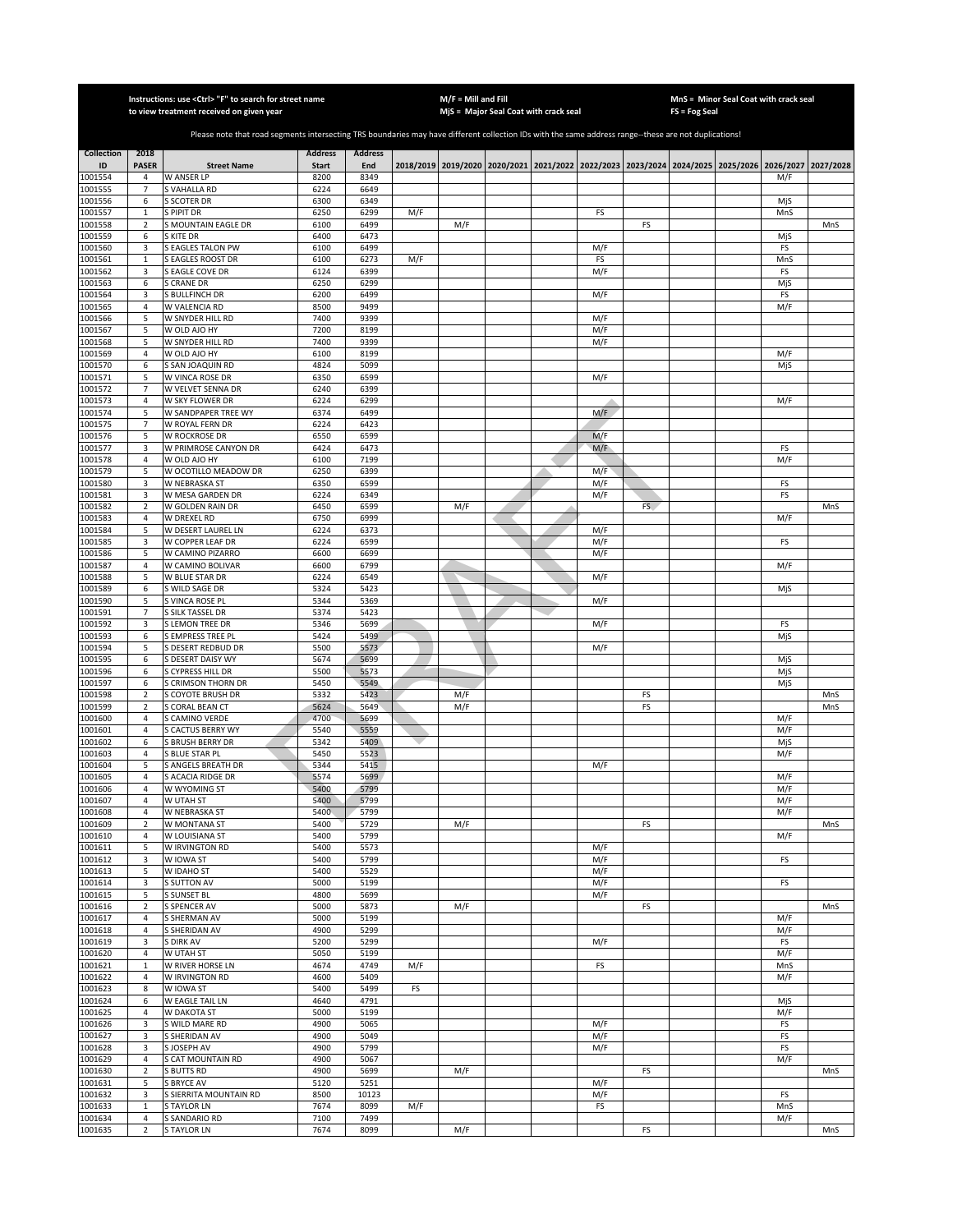Instructions: use <Ctrl> "F" to search for street name to view treatment received on given year

M/F = Mill and Fill
MjS = Major Seal Coat with crack seal

MnS = Minor Seal Coat with crack seal
FS = Fog Seal

Please note that road segments intersecting TRS boundaries may have different collection IDs with the same address range--these are not duplications!

| Collection ID | 2018 PASER | Street Name | Address Start | Address End | 2018/2019 | 2019/2020 | 2020/2021 | 2021/2022 | 2022/2023 | 2023/2024 | 2024/2025 | 2025/2026 | 2026/2027 | 2027/2028 |
|---|---|---|---|---|---|---|---|---|---|---|---|---|---|---|
| 1001554 | 4 | W ANSER LP | 8200 | 8349 | | | | | | | | | M/F | |
| 1001555 | 7 | S VAHALLA RD | 6224 | 6649 | | | | | | | | | | |
| 1001556 | 6 | S SCOTER DR | 6300 | 6349 | | | | | | | | | MjS | |
| 1001557 | 1 | S PIPIT DR | 6250 | 6299 | M/F | | | | FS | | | | MnS | |
| 1001558 | 2 | S MOUNTAIN EAGLE DR | 6100 | 6499 | | M/F | | | | FS | | | | MnS |
| 1001559 | 6 | S KITE DR | 6400 | 6473 | | | | | | | | | MjS | |
| 1001560 | 3 | S EAGLES TALON PW | 6100 | 6499 | | | | | M/F | | | | FS | |
| 1001561 | 1 | S EAGLES ROOST DR | 6100 | 6273 | M/F | | | | FS | | | | MnS | |
| 1001562 | 3 | S EAGLE COVE DR | 6124 | 6399 | | | | | M/F | | | | FS | |
| 1001563 | 6 | S CRANE DR | 6250 | 6299 | | | | | | | | | MjS | |
| 1001564 | 3 | S BULLFINCH DR | 6200 | 6499 | | | | | M/F | | | | FS | |
| 1001565 | 4 | W VALENCIA RD | 8500 | 9499 | | | | | | | | | M/F | |
| 1001566 | 5 | W SNYDER HILL RD | 7400 | 9399 | | | | | M/F | | | | | |
| 1001567 | 5 | W OLD AJO HY | 7200 | 8199 | | | | | M/F | | | | | |
| 1001568 | 5 | W SNYDER HILL RD | 7400 | 9399 | | | | | M/F | | | | | |
| 1001569 | 4 | W OLD AJO HY | 6100 | 8199 | | | | | | | | | M/F | |
| 1001570 | 6 | S SAN JOAQUIN RD | 4824 | 5099 | | | | | | | | | MjS | |
| 1001571 | 5 | W VINCA ROSE DR | 6350 | 6599 | | | | | M/F | | | | | |
| 1001572 | 7 | W VELVET SENNA DR | 6240 | 6399 | | | | | | | | | | |
| 1001573 | 4 | W SKY FLOWER DR | 6224 | 6299 | | | | | | | | | M/F | |
| 1001574 | 5 | W SANDPAPER TREE WY | 6374 | 6499 | | | | | M/F | | | | | |
| 1001575 | 7 | W ROYAL FERN DR | 6224 | 6423 | | | | | | | | | | |
| 1001576 | 5 | W ROCKROSE DR | 6550 | 6599 | | | | | M/F | | | | | |
| 1001577 | 3 | W PRIMROSE CANYON DR | 6424 | 6473 | | | | | M/F | | | | FS | |
| 1001578 | 4 | W OLD AJO HY | 6100 | 7199 | | | | | | | | | M/F | |
| 1001579 | 5 | W OCOTILLO MEADOW DR | 6250 | 6399 | | | | | M/F | | | | | |
| 1001580 | 3 | W NEBRASKA ST | 6350 | 6599 | | | | | M/F | | | | FS | |
| 1001581 | 3 | W MESA GARDEN DR | 6224 | 6349 | | | | | M/F | | | | FS | |
| 1001582 | 2 | W GOLDEN RAIN DR | 6450 | 6599 | | M/F | | | | FS | | | | MnS |
| 1001583 | 4 | W DREXEL RD | 6750 | 6999 | | | | | | | | | M/F | |
| 1001584 | 5 | W DESERT LAUREL LN | 6224 | 6373 | | | | | M/F | | | | | |
| 1001585 | 3 | W COPPER LEAF DR | 6224 | 6599 | | | | | M/F | | | | FS | |
| 1001586 | 5 | W CAMINO PIZARRO | 6600 | 6699 | | | | | M/F | | | | | |
| 1001587 | 4 | W CAMINO BOLIVAR | 6600 | 6799 | | | | | | | | | M/F | |
| 1001588 | 5 | W BLUE STAR DR | 6224 | 6549 | | | | | M/F | | | | | |
| 1001589 | 6 | S WILD SAGE DR | 5324 | 5423 | | | | | | | | | MjS | |
| 1001590 | 5 | S VINCA ROSE PL | 5344 | 5369 | | | | | M/F | | | | | |
| 1001591 | 7 | S SILK TASSEL DR | 5374 | 5423 | | | | | | | | | | |
| 1001592 | 3 | S LEMON TREE DR | 5346 | 5699 | | | | | M/F | | | | FS | |
| 1001593 | 6 | S EMPRESS TREE PL | 5424 | 5499 | | | | | | | | | MjS | |
| 1001594 | 5 | S DESERT REDBUD DR | 5500 | 5573 | | | | | M/F | | | | | |
| 1001595 | 6 | S DESERT DAISY WY | 5674 | 5699 | | | | | | | | | MjS | |
| 1001596 | 6 | S CYPRESS HILL DR | 5500 | 5573 | | | | | | | | | MjS | |
| 1001597 | 6 | S CRIMSON THORN DR | 5450 | 5549 | | | | | | | | | MjS | |
| 1001598 | 2 | S COYOTE BRUSH DR | 5332 | 5423 | | M/F | | | | FS | | | | MnS |
| 1001599 | 2 | S CORAL BEAN CT | 5624 | 5649 | | M/F | | | | FS | | | | MnS |
| 1001600 | 4 | S CAMINO VERDE | 4700 | 5699 | | | | | | | | | M/F | |
| 1001601 | 4 | S CACTUS BERRY WY | 5540 | 5559 | | | | | | | | | M/F | |
| 1001602 | 6 | S BRUSH BERRY DR | 5342 | 5409 | | | | | | | | | MjS | |
| 1001603 | 4 | S BLUE STAR PL | 5450 | 5523 | | | | | | | | | M/F | |
| 1001604 | 5 | S ANGELS BREATH DR | 5344 | 5415 | | | | | M/F | | | | | |
| 1001605 | 4 | S ACACIA RIDGE DR | 5574 | 5699 | | | | | | | | | M/F | |
| 1001606 | 4 | W WYOMING ST | 5400 | 5799 | | | | | | | | | M/F | |
| 1001607 | 4 | W UTAH ST | 5400 | 5799 | | | | | | | | | M/F | |
| 1001608 | 4 | W NEBRASKA ST | 5400 | 5799 | | | | | | | | | M/F | |
| 1001609 | 2 | W MONTANA ST | 5400 | 5729 | | M/F | | | | FS | | | | MnS |
| 1001610 | 4 | W LOUISIANA ST | 5400 | 5799 | | | | | | | | | M/F | |
| 1001611 | 5 | W IRVINGTON RD | 5400 | 5573 | | | | | M/F | | | | | |
| 1001612 | 3 | W IOWA ST | 5400 | 5799 | | | | | M/F | | | | FS | |
| 1001613 | 5 | W IDAHO ST | 5400 | 5529 | | | | | M/F | | | | | |
| 1001614 | 3 | S SUTTON AV | 5000 | 5199 | | | | | M/F | | | | FS | |
| 1001615 | 5 | S SUNSET BL | 4800 | 5699 | | | | | M/F | | | | | |
| 1001616 | 2 | S SPENCER AV | 5000 | 5873 | | M/F | | | | FS | | | | MnS |
| 1001617 | 4 | S SHERMAN AV | 5000 | 5199 | | | | | | | | | M/F | |
| 1001618 | 4 | S SHERIDAN AV | 4900 | 5299 | | | | | | | | | M/F | |
| 1001619 | 3 | S DIRK AV | 5200 | 5299 | | | | | M/F | | | | FS | |
| 1001620 | 4 | W UTAH ST | 5050 | 5199 | | | | | | | | | M/F | |
| 1001621 | 1 | W RIVER HORSE LN | 4674 | 4749 | M/F | | | | FS | | | | MnS | |
| 1001622 | 4 | W IRVINGTON RD | 4600 | 5409 | | | | | | | | | M/F | |
| 1001623 | 8 | W IOWA ST | 5400 | 5499 | FS | | | | | | | | | |
| 1001624 | 6 | W EAGLE TAIL LN | 4640 | 4791 | | | | | | | | | MjS | |
| 1001625 | 4 | W DAKOTA ST | 5000 | 5199 | | | | | | | | | M/F | |
| 1001626 | 3 | S WILD MARE RD | 4900 | 5065 | | | | | M/F | | | | FS | |
| 1001627 | 3 | S SHERIDAN AV | 4900 | 5049 | | | | | M/F | | | | FS | |
| 1001628 | 3 | S JOSEPH AV | 4900 | 5799 | | | | | M/F | | | | FS | |
| 1001629 | 4 | S CAT MOUNTAIN RD | 4900 | 5067 | | | | | | | | | M/F | |
| 1001630 | 2 | S BUTTS RD | 4900 | 5699 | | M/F | | | | FS | | | | MnS |
| 1001631 | 5 | S BRYCE AV | 5120 | 5251 | | | | | M/F | | | | | |
| 1001632 | 3 | S SIERRITA MOUNTAIN RD | 8500 | 10123 | | | | | M/F | | | | FS | |
| 1001633 | 1 | S TAYLOR LN | 7674 | 8099 | M/F | | | | FS | | | | MnS | |
| 1001634 | 4 | S SANDARIO RD | 7100 | 7499 | | | | | | | | | M/F | |
| 1001635 | 2 | S TAYLOR LN | 7674 | 8099 | | M/F | | | | FS | | | | MnS |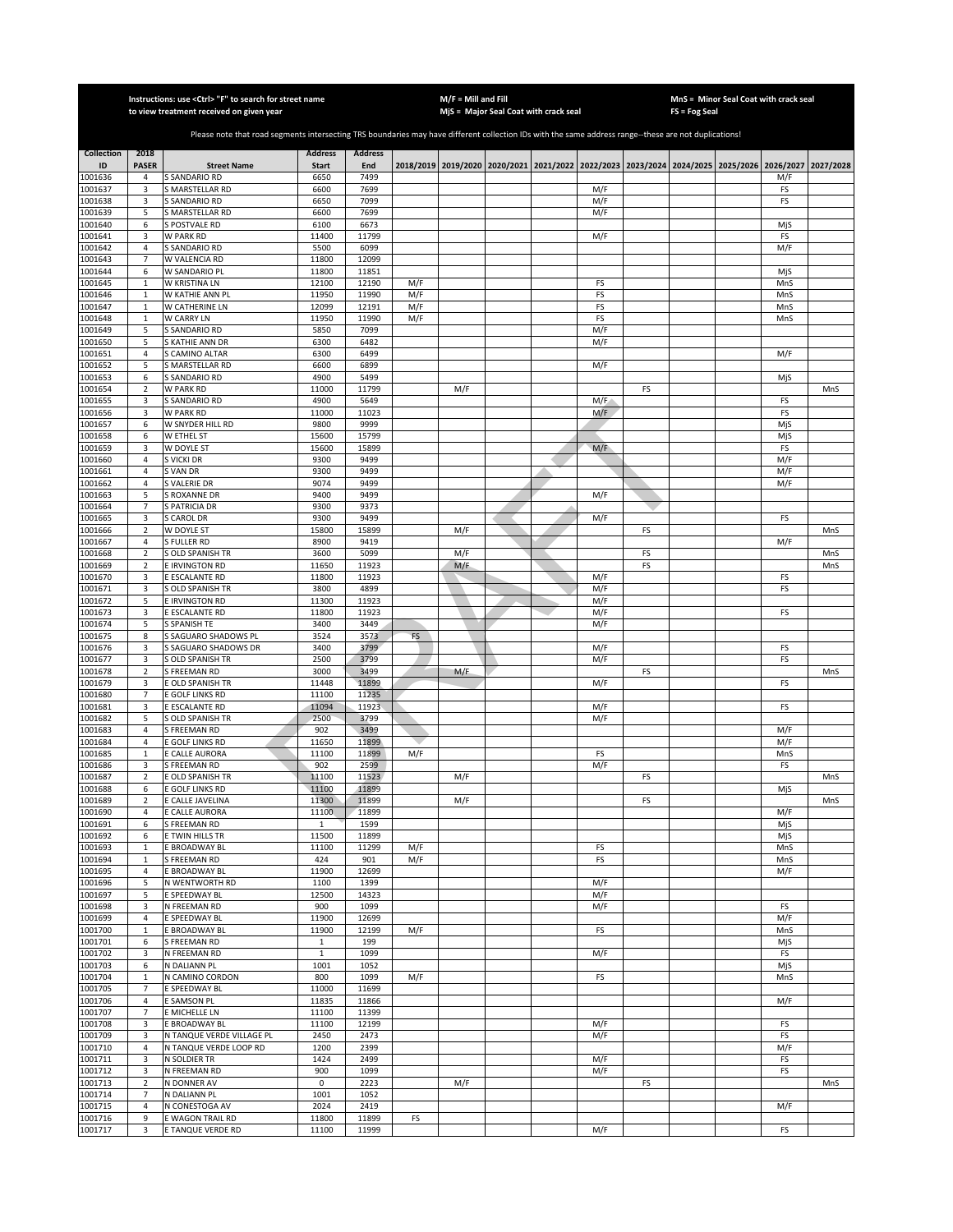Instructions: use <Ctrl> "F" to search for street name to view treatment received on given year

M/F = Mill and Fill
MjS = Major Seal Coat with crack seal

MnS = Minor Seal Coat with crack seal
FS = Fog Seal

Please note that road segments intersecting TRS boundaries may have different collection IDs with the same address range--these are not duplications!

| Collection ID | 2018 PASER | Street Name | Address Start | Address End | 2018/2019 | 2019/2020 | 2020/2021 | 2021/2022 | 2022/2023 | 2023/2024 | 2024/2025 | 2025/2026 | 2026/2027 | 2027/2028 |
|---|---|---|---|---|---|---|---|---|---|---|---|---|---|---|
| 1001636 | 4 | S SANDARIO RD | 6650 | 7499 | | | | | | | | | M/F | |
| 1001637 | 3 | S MARSTELLAR RD | 6600 | 7699 | | | | | M/F | | | | FS | |
| 1001638 | 3 | S SANDARIO RD | 6650 | 7099 | | | | | M/F | | | | FS | |
| 1001639 | 5 | S MARSTELLAR RD | 6600 | 7699 | | | | | M/F | | | | | |
| 1001640 | 6 | S POSTVALE RD | 6100 | 6673 | | | | | | | | | MjS | |
| 1001641 | 3 | W PARK RD | 11400 | 11799 | | | | | M/F | | | | FS | |
| 1001642 | 4 | S SANDARIO RD | 5500 | 6099 | | | | | | | | | M/F | |
| 1001643 | 7 | W VALENCIA RD | 11800 | 12099 | | | | | | | | | | |
| 1001644 | 6 | W SANDARIO PL | 11800 | 11851 | | | | | | | | | MjS | |
| 1001645 | 1 | W KRISTINA LN | 12100 | 12190 | M/F | | | | FS | | | | MnS | |
| 1001646 | 1 | W KATHIE ANN PL | 11950 | 11990 | M/F | | | | FS | | | | MnS | |
| 1001647 | 1 | W CATHERINE LN | 12099 | 12191 | M/F | | | | FS | | | | MnS | |
| 1001648 | 1 | W CARRY LN | 11950 | 11990 | M/F | | | | FS | | | | MnS | |
| 1001649 | 5 | S SANDARIO RD | 5850 | 7099 | | | | | M/F | | | | | |
| 1001650 | 5 | S KATHIE ANN DR | 6300 | 6482 | | | | | M/F | | | | | |
| 1001651 | 4 | S CAMINO ALTAR | 6300 | 6499 | | | | | | | | | M/F | |
| 1001652 | 5 | S MARSTELLAR RD | 6600 | 6899 | | | | | M/F | | | | | |
| 1001653 | 6 | S SANDARIO RD | 4900 | 5499 | | | | | | | | | MjS | |
| 1001654 | 2 | W PARK RD | 11000 | 11799 | | M/F | | | | FS | | | | MnS |
| 1001655 | 3 | S SANDARIO RD | 4900 | 5649 | | | | | M/F | | | | FS | |
| 1001656 | 3 | W PARK RD | 11000 | 11023 | | | | | M/F | | | | FS | |
| 1001657 | 6 | W SNYDER HILL RD | 9800 | 9999 | | | | | | | | | MjS | |
| 1001658 | 6 | W ETHEL ST | 15600 | 15799 | | | | | | | | | MjS | |
| 1001659 | 3 | W DOYLE ST | 15600 | 15899 | | | | | M/F | | | | FS | |
| 1001660 | 4 | S VICKI DR | 9300 | 9499 | | | | | | | | | M/F | |
| 1001661 | 4 | S VAN DR | 9300 | 9499 | | | | | | | | | M/F | |
| 1001662 | 4 | S VALERIE DR | 9074 | 9499 | | | | | | | | | M/F | |
| 1001663 | 5 | S ROXANNE DR | 9400 | 9499 | | | | | M/F | | | | | |
| 1001664 | 7 | S PATRICIA DR | 9300 | 9373 | | | | | | | | | | |
| 1001665 | 3 | S CAROL DR | 9300 | 9499 | | | | | M/F | | | | FS | |
| 1001666 | 2 | W DOYLE ST | 15800 | 15899 | | M/F | | | | FS | | | | MnS |
| 1001667 | 4 | S FULLER RD | 8900 | 9419 | | | | | | | | | M/F | |
| 1001668 | 2 | S OLD SPANISH TR | 3600 | 5099 | | M/F | | | | FS | | | | MnS |
| 1001669 | 2 | E IRVINGTON RD | 11650 | 11923 | | M/F | | | | FS | | | | MnS |
| 1001670 | 3 | E ESCALANTE RD | 11800 | 11923 | | | | | M/F | | | | FS | |
| 1001671 | 3 | S OLD SPANISH TR | 3800 | 4899 | | | | | M/F | | | | FS | |
| 1001672 | 5 | E IRVINGTON RD | 11300 | 11923 | | | | | M/F | | | | | |
| 1001673 | 3 | E ESCALANTE RD | 11800 | 11923 | | | | | M/F | | | | FS | |
| 1001674 | 5 | S SPANISH TE | 3400 | 3449 | | | | | M/F | | | | | |
| 1001675 | 8 | S SAGUARO SHADOWS PL | 3524 | 3573 | FS | | | | | | | | | |
| 1001676 | 3 | S SAGUARO SHADOWS DR | 3400 | 3799 | | | | | M/F | | | | FS | |
| 1001677 | 3 | S OLD SPANISH TR | 2500 | 3799 | | | | | M/F | | | | FS | |
| 1001678 | 2 | S FREEMAN RD | 3000 | 3499 | | M/F | | | | FS | | | | MnS |
| 1001679 | 3 | E OLD SPANISH TR | 11448 | 11899 | | | | | M/F | | | | FS | |
| 1001680 | 7 | E GOLF LINKS RD | 11100 | 11235 | | | | | | | | | | |
| 1001681 | 3 | E ESCALANTE RD | 11094 | 11923 | | | | | M/F | | | | FS | |
| 1001682 | 5 | S OLD SPANISH TR | 2500 | 3799 | | | | | M/F | | | | | |
| 1001683 | 4 | S FREEMAN RD | 902 | 3499 | | | | | | | | | M/F | |
| 1001684 | 4 | E GOLF LINKS RD | 11650 | 11899 | | | | | | | | | M/F | |
| 1001685 | 1 | E CALLE AURORA | 11100 | 11899 | M/F | | | | FS | | | | MnS | |
| 1001686 | 3 | S FREEMAN RD | 902 | 2599 | | | | | M/F | | | | FS | |
| 1001687 | 2 | E OLD SPANISH TR | 11100 | 11523 | | M/F | | | | FS | | | | MnS |
| 1001688 | 6 | E GOLF LINKS RD | 11100 | 11899 | | | | | | | | | MjS | |
| 1001689 | 2 | E CALLE JAVELINA | 11300 | 11899 | | M/F | | | | FS | | | | MnS |
| 1001690 | 4 | E CALLE AURORA | 11100 | 11899 | | | | | | | | | M/F | |
| 1001691 | 6 | S FREEMAN RD | 1 | 1599 | | | | | | | | | MjS | |
| 1001692 | 6 | E TWIN HILLS TR | 11500 | 11899 | | | | | | | | | MjS | |
| 1001693 | 1 | E BROADWAY BL | 11100 | 11299 | M/F | | | | FS | | | | MnS | |
| 1001694 | 1 | S FREEMAN RD | 424 | 901 | M/F | | | | FS | | | | MnS | |
| 1001695 | 4 | E BROADWAY BL | 11900 | 12699 | | | | | | | | | M/F | |
| 1001696 | 5 | N WENTWORTH RD | 1100 | 1399 | | | | | M/F | | | | | |
| 1001697 | 5 | E SPEEDWAY BL | 12500 | 14323 | | | | | M/F | | | | | |
| 1001698 | 3 | N FREEMAN RD | 900 | 1099 | | | | | M/F | | | | FS | |
| 1001699 | 4 | E SPEEDWAY BL | 11900 | 12699 | | | | | | | | | M/F | |
| 1001700 | 1 | E BROADWAY BL | 11900 | 12199 | M/F | | | | FS | | | | MnS | |
| 1001701 | 6 | S FREEMAN RD | 1 | 199 | | | | | | | | | MjS | |
| 1001702 | 3 | N FREEMAN RD | 1 | 1099 | | | | | M/F | | | | FS | |
| 1001703 | 6 | N DALIANN PL | 1001 | 1052 | | | | | | | | | MjS | |
| 1001704 | 1 | N CAMINO CORDON | 800 | 1099 | M/F | | | | FS | | | | MnS | |
| 1001705 | 7 | E SPEEDWAY BL | 11000 | 11699 | | | | | | | | | | |
| 1001706 | 4 | E SAMSON PL | 11835 | 11866 | | | | | | | | | M/F | |
| 1001707 | 7 | E MICHELLE LN | 11100 | 11399 | | | | | | | | | | |
| 1001708 | 3 | E BROADWAY BL | 11100 | 12199 | | | | | M/F | | | | FS | |
| 1001709 | 3 | N TANQUE VERDE VILLAGE PL | 2450 | 2473 | | | | | M/F | | | | FS | |
| 1001710 | 4 | N TANQUE VERDE LOOP RD | 1200 | 2399 | | | | | | | | | M/F | |
| 1001711 | 3 | N SOLDIER TR | 1424 | 2499 | | | | | M/F | | | | FS | |
| 1001712 | 3 | N FREEMAN RD | 900 | 1099 | | | | | M/F | | | | FS | |
| 1001713 | 2 | N DONNER AV | 0 | 2223 | | M/F | | | | FS | | | | MnS |
| 1001714 | 7 | N DALIANN PL | 1001 | 1052 | | | | | | | | | | |
| 1001715 | 4 | N CONESTOGA AV | 2024 | 2419 | | | | | | | | | M/F | |
| 1001716 | 9 | E WAGON TRAIL RD | 11800 | 11899 | FS | | | | | | | | | |
| 1001717 | 3 | E TANQUE VERDE RD | 11100 | 11999 | | | | | M/F | | | | FS | |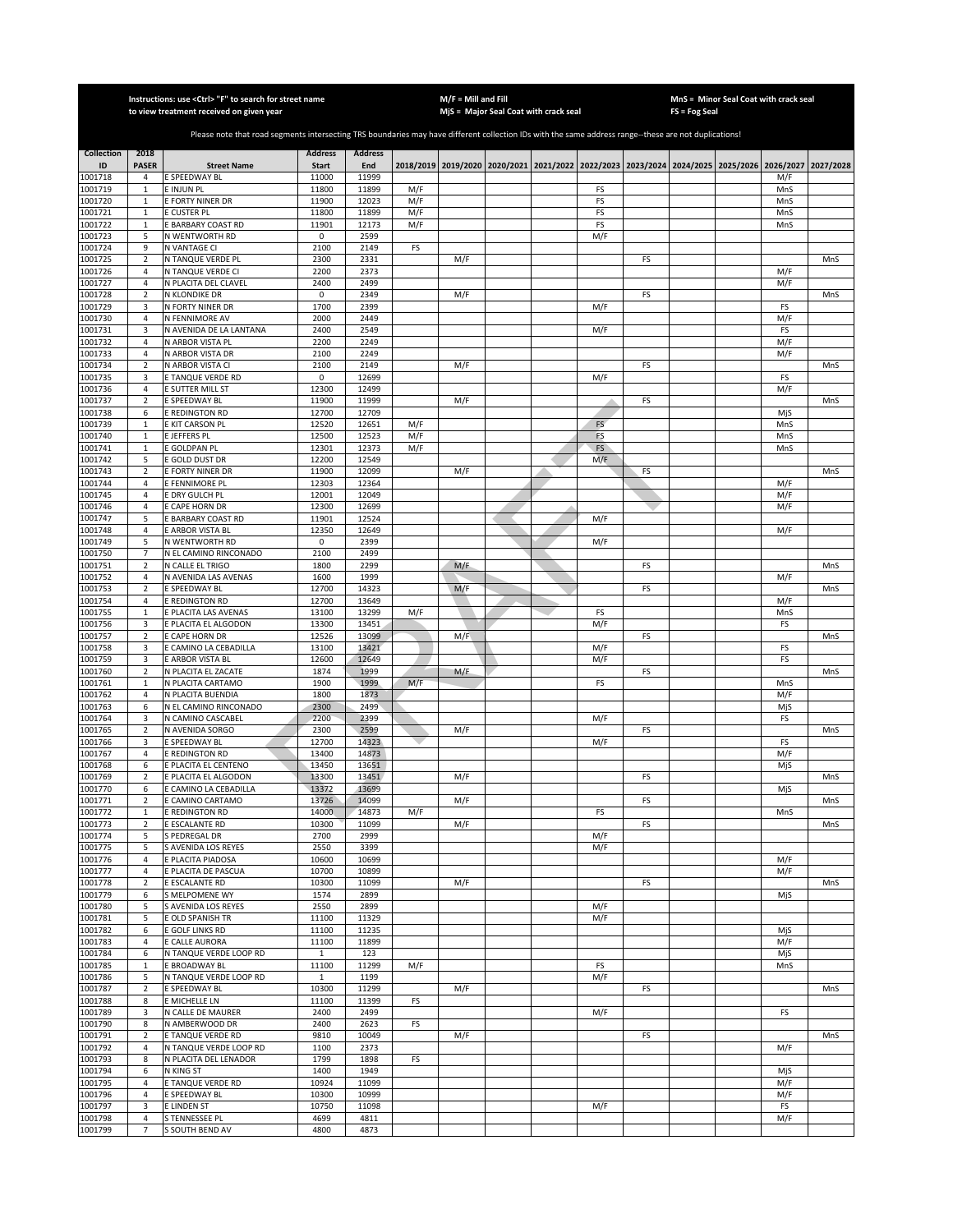Instructions: use <Ctrl> "F" to search for street name to view treatment received on given year

M/F = Mill and Fill
MjS = Major Seal Coat with crack seal

MnS = Minor Seal Coat with crack seal
FS = Fog Seal

Please note that road segments intersecting TRS boundaries may have different collection IDs with the same address range--these are not duplications!

| Collection ID | 2018 PASER | Street Name | Address Start | Address End | 2018/2019 | 2019/2020 | 2020/2021 | 2021/2022 | 2022/2023 | 2023/2024 | 2024/2025 | 2025/2026 | 2026/2027 | 2027/2028 |
|---|---|---|---|---|---|---|---|---|---|---|---|---|---|---|
| 1001718 | 4 | E SPEEDWAY BL | 11000 | 11999 | | | | | | | | | M/F | |
| 1001719 | 1 | E INJUN PL | 11800 | 11899 | M/F | | | | FS | | | | MnS | |
| 1001720 | 1 | E FORTY NINER DR | 11900 | 12023 | M/F | | | | FS | | | | MnS | |
| 1001721 | 1 | E CUSTER PL | 11800 | 11899 | M/F | | | | FS | | | | MnS | |
| 1001722 | 1 | E BARBARY COAST RD | 11901 | 12173 | M/F | | | | FS | | | | MnS | |
| 1001723 | 5 | N WENTWORTH RD | 0 | 2599 | | | | | M/F | | | | | |
| 1001724 | 9 | N VANTAGE CI | 2100 | 2149 | FS | | | | | | | | | |
| 1001725 | 2 | N TANQUE VERDE PL | 2300 | 2331 | | M/F | | | | FS | | | | MnS |
| 1001726 | 4 | N TANQUE VERDE CI | 2200 | 2373 | | | | | | | | | M/F | |
| 1001727 | 4 | N PLACITA DEL CLAVEL | 2400 | 2499 | | | | | | | | | M/F | |
| 1001728 | 2 | N KLONDIKE DR | 0 | 2349 | | M/F | | | | FS | | | | MnS |
| 1001729 | 3 | N FORTY NINER DR | 1700 | 2399 | | | | | M/F | | | | FS | |
| 1001730 | 4 | N FENNIMORE AV | 2000 | 2449 | | | | | | | | | M/F | |
| 1001731 | 3 | N AVENIDA DE LA LANTANA | 2400 | 2549 | | | | | M/F | | | | FS | |
| 1001732 | 4 | N ARBOR VISTA PL | 2200 | 2249 | | | | | | | | | M/F | |
| 1001733 | 4 | N ARBOR VISTA DR | 2100 | 2249 | | | | | | | | | M/F | |
| 1001734 | 2 | N ARBOR VISTA CI | 2100 | 2149 | | M/F | | | | FS | | | | MnS |
| 1001735 | 3 | E TANQUE VERDE RD | 0 | 12699 | | | | | M/F | | | | FS | |
| 1001736 | 4 | E SUTTER MILL ST | 12300 | 12499 | | | | | | | | | M/F | |
| 1001737 | 2 | E SPEEDWAY BL | 11900 | 11999 | | M/F | | | | FS | | | | MnS |
| 1001738 | 6 | E REDINGTON RD | 12700 | 12709 | | | | | | | | | MjS | |
| 1001739 | 1 | E KIT CARSON PL | 12520 | 12651 | M/F | | | | FS | | | | MnS | |
| 1001740 | 1 | E JEFFERS PL | 12500 | 12523 | M/F | | | | FS | | | | MnS | |
| 1001741 | 1 | E GOLDPAN PL | 12301 | 12373 | M/F | | | | FS | | | | MnS | |
| 1001742 | 5 | E GOLD DUST DR | 12200 | 12549 | | | | | M/F | | | | | |
| 1001743 | 2 | E FORTY NINER DR | 11900 | 12099 | | M/F | | | | FS | | | | MnS |
| 1001744 | 4 | E FENNIMORE PL | 12303 | 12364 | | | | | | | | | M/F | |
| 1001745 | 4 | E DRY GULCH PL | 12001 | 12049 | | | | | | | | | M/F | |
| 1001746 | 4 | E CAPE HORN DR | 12300 | 12699 | | | | | | | | | M/F | |
| 1001747 | 5 | E BARBARY COAST RD | 11901 | 12524 | | | | | M/F | | | | | |
| 1001748 | 4 | E ARBOR VISTA BL | 12350 | 12649 | | | | | | | | | M/F | |
| 1001749 | 5 | N WENTWORTH RD | 0 | 2399 | | | | | M/F | | | | | |
| 1001750 | 7 | N EL CAMINO RINCONADO | 2100 | 2499 | | | | | | | | | | |
| 1001751 | 2 | N CALLE EL TRIGO | 1800 | 2299 | | M/F | | | | FS | | | | MnS |
| 1001752 | 4 | N AVENIDA LAS AVENAS | 1600 | 1999 | | | | | | | | | M/F | |
| 1001753 | 2 | E SPEEDWAY BL | 12700 | 14323 | | M/F | | | | FS | | | | MnS |
| 1001754 | 4 | E REDINGTON RD | 12700 | 13649 | | | | | | | | | M/F | |
| 1001755 | 1 | E PLACITA LAS AVENAS | 13100 | 13299 | M/F | | | | FS | | | | MnS | |
| 1001756 | 3 | E PLACITA EL ALGODON | 13300 | 13451 | | | | | M/F | | | | FS | |
| 1001757 | 2 | E CAPE HORN DR | 12526 | 13099 | | M/F | | | | FS | | | | MnS |
| 1001758 | 3 | E CAMINO LA CEBADILLA | 13100 | 13421 | | | | | M/F | | | | FS | |
| 1001759 | 3 | E ARBOR VISTA BL | 12600 | 12649 | | | | | M/F | | | | FS | |
| 1001760 | 2 | N PLACITA EL ZACATE | 1874 | 1999 | | M/F | | | | FS | | | | MnS |
| 1001761 | 1 | N PLACITA CARTAMO | 1900 | 1999 | M/F | | | | FS | | | | MnS | |
| 1001762 | 4 | N PLACITA BUENDIA | 1800 | 1873 | | | | | | | | | M/F | |
| 1001763 | 6 | N EL CAMINO RINCONADO | 2300 | 2499 | | | | | | | | | MjS | |
| 1001764 | 3 | N CAMINO CASCABEL | 2200 | 2399 | | | | | M/F | | | | FS | |
| 1001765 | 2 | N AVENIDA SORGO | 2300 | 2599 | | M/F | | | | FS | | | | MnS |
| 1001766 | 3 | E SPEEDWAY BL | 12700 | 14323 | | | | | M/F | | | | FS | |
| 1001767 | 4 | E REDINGTON RD | 13400 | 14873 | | | | | | | | | M/F | |
| 1001768 | 6 | E PLACITA EL CENTENO | 13450 | 13651 | | | | | | | | | MjS | |
| 1001769 | 2 | E PLACITA EL ALGODON | 13300 | 13451 | | M/F | | | | FS | | | | MnS |
| 1001770 | 6 | E CAMINO LA CEBADILLA | 13372 | 13699 | | | | | | | | | MjS | |
| 1001771 | 2 | E CAMINO CARTAMO | 13726 | 14099 | | M/F | | | | FS | | | | MnS |
| 1001772 | 1 | E REDINGTON RD | 14000 | 14873 | M/F | | | | FS | | | | MnS | |
| 1001773 | 2 | E ESCALANTE RD | 10300 | 11099 | | M/F | | | | FS | | | | MnS |
| 1001774 | 5 | S PEDREGAL DR | 2700 | 2999 | | | | | M/F | | | | | |
| 1001775 | 5 | S AVENIDA LOS REYES | 2550 | 3399 | | | | | M/F | | | | | |
| 1001776 | 4 | E PLACITA PIADOSA | 10600 | 10699 | | | | | | | | | M/F | |
| 1001777 | 4 | E PLACITA DE PASCUA | 10700 | 10899 | | | | | | | | | M/F | |
| 1001778 | 2 | E ESCALANTE RD | 10300 | 11099 | | M/F | | | | FS | | | | MnS |
| 1001779 | 6 | S MELPOMENE WY | 1574 | 2899 | | | | | | | | | MjS | |
| 1001780 | 5 | S AVENIDA LOS REYES | 2550 | 2899 | | | | | M/F | | | | | |
| 1001781 | 5 | E OLD SPANISH TR | 11100 | 11329 | | | | | M/F | | | | | |
| 1001782 | 6 | E GOLF LINKS RD | 11100 | 11235 | | | | | | | | | MjS | |
| 1001783 | 4 | E CALLE AURORA | 11100 | 11899 | | | | | | | | | M/F | |
| 1001784 | 6 | N TANQUE VERDE LOOP RD | 1 | 123 | | | | | | | | | MjS | |
| 1001785 | 1 | E BROADWAY BL | 11100 | 11299 | M/F | | | | FS | | | | MnS | |
| 1001786 | 5 | N TANQUE VERDE LOOP RD | 1 | 1199 | | | | | M/F | | | | | |
| 1001787 | 2 | E SPEEDWAY BL | 10300 | 11299 | | M/F | | | | FS | | | | MnS |
| 1001788 | 8 | E MICHELLE LN | 11100 | 11399 | FS | | | | | | | | | |
| 1001789 | 3 | N CALLE DE MAURER | 2400 | 2499 | | | | | M/F | | | | FS | |
| 1001790 | 8 | N AMBERWOOD DR | 2400 | 2623 | FS | | | | | | | | | |
| 1001791 | 2 | E TANQUE VERDE RD | 9810 | 10049 | | M/F | | | | FS | | | | MnS |
| 1001792 | 4 | N TANQUE VERDE LOOP RD | 1100 | 2373 | | | | | | | | | M/F | |
| 1001793 | 8 | N PLACITA DEL LENADOR | 1799 | 1898 | FS | | | | | | | | | |
| 1001794 | 6 | N KING ST | 1400 | 1949 | | | | | | | | | MjS | |
| 1001795 | 4 | E TANQUE VERDE RD | 10924 | 11099 | | | | | | | | | M/F | |
| 1001796 | 4 | E SPEEDWAY BL | 10300 | 10999 | | | | | | | | | M/F | |
| 1001797 | 3 | E LINDEN ST | 10750 | 11098 | | | | | M/F | | | | FS | |
| 1001798 | 4 | S TENNESSEE PL | 4699 | 4811 | | | | | | | | | M/F | |
| 1001799 | 7 | S SOUTH BEND AV | 4800 | 4873 | | | | | | | | | | |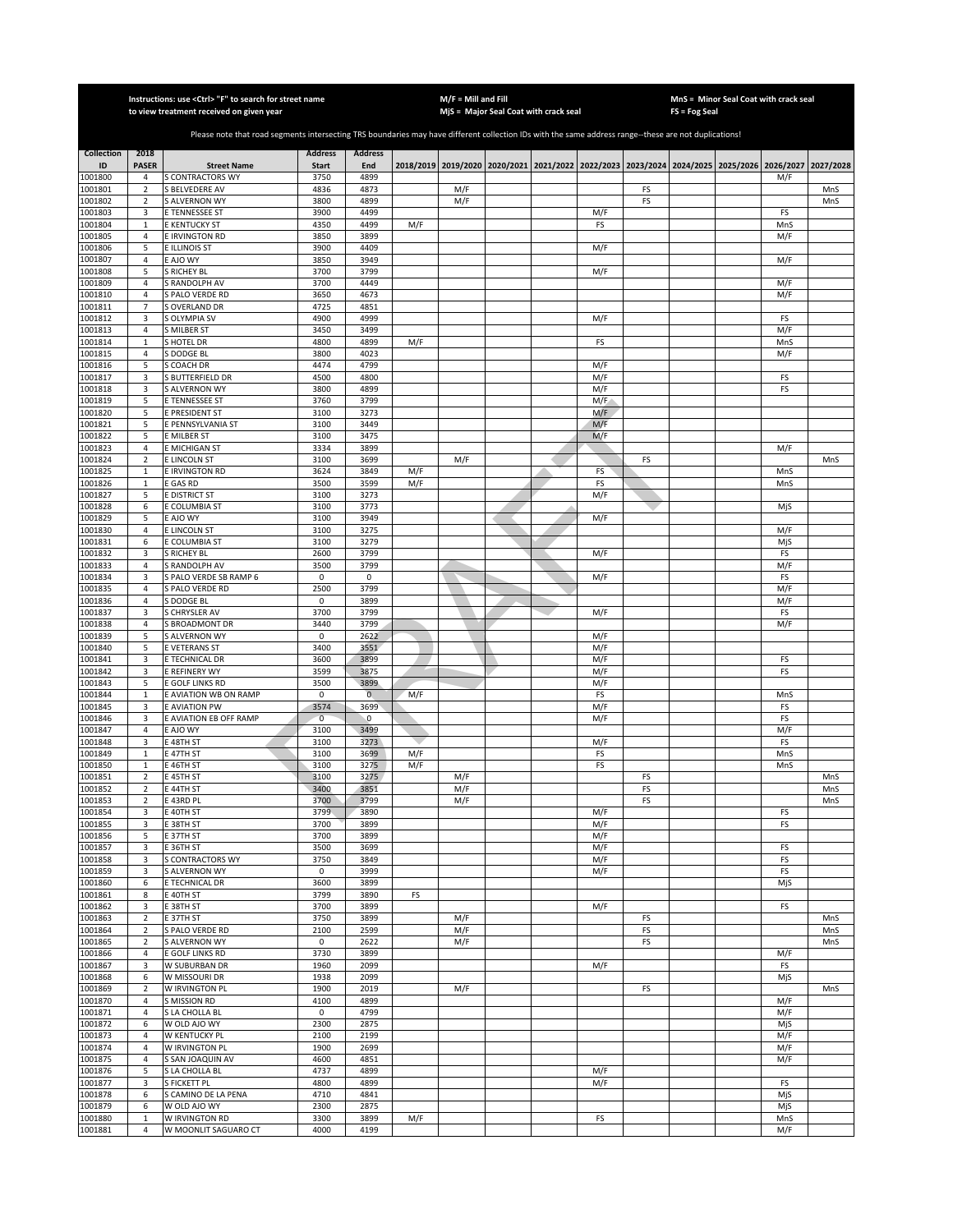Instructions: use <Ctrl> "F" to search for street name to view treatment received on given year

M/F = Mill and Fill
MjS = Major Seal Coat with crack seal

MnS = Minor Seal Coat with crack seal
FS = Fog Seal

Please note that road segments intersecting TRS boundaries may have different collection IDs with the same address range--these are not duplications!

| Collection ID | 2018 PASER | Street Name | Address Start | Address End | 2018/2019 | 2019/2020 | 2020/2021 | 2021/2022 | 2022/2023 | 2023/2024 | 2024/2025 | 2025/2026 | 2026/2027 | 2027/2028 |
|---|---|---|---|---|---|---|---|---|---|---|---|---|---|---|
| 1001800 | 4 | S CONTRACTORS WY | 3750 | 4899 | | | | | | | | | M/F | |
| 1001801 | 2 | S BELVEDERE AV | 4836 | 4873 | | M/F | | | | FS | | | | MnS |
| 1001802 | 2 | S ALVERNON WY | 3800 | 4899 | | M/F | | | | FS | | | | MnS |
| 1001803 | 3 | E TENNESSEE ST | 3900 | 4499 | | | | | M/F | | | | FS | |
| 1001804 | 1 | E KENTUCKY ST | 4350 | 4499 | M/F | | | | FS | | | | MnS | |
| 1001805 | 4 | E IRVINGTON RD | 3850 | 3899 | | | | | | | | | M/F | |
| 1001806 | 5 | E ILLINOIS ST | 3900 | 4409 | | | | | M/F | | | | | |
| 1001807 | 4 | E AJO WY | 3850 | 3949 | | | | | | | | | M/F | |
| 1001808 | 5 | S RICHEY BL | 3700 | 3799 | | | | | M/F | | | | | |
| 1001809 | 4 | S RANDOLPH AV | 3700 | 4449 | | | | | | | | | M/F | |
| 1001810 | 4 | S PALO VERDE RD | 3650 | 4673 | | | | | | | | | M/F | |
| 1001811 | 7 | S OVERLAND DR | 4725 | 4851 | | | | | | | | | | |
| 1001812 | 3 | S OLYMPIA SV | 4900 | 4999 | | | | | M/F | | | | FS | |
| 1001813 | 4 | S MILBER ST | 3450 | 3499 | | | | | | | | | M/F | |
| 1001814 | 1 | S HOTEL DR | 4800 | 4899 | M/F | | | | FS | | | | MnS | |
| 1001815 | 4 | S DODGE BL | 3800 | 4023 | | | | | | | | | M/F | |
| 1001816 | 5 | S COACH DR | 4474 | 4799 | | | | | M/F | | | | | |
| 1001817 | 3 | S BUTTERFIELD DR | 4500 | 4800 | | | | | M/F | | | | FS | |
| 1001818 | 3 | S ALVERNON WY | 3800 | 4899 | | | | | M/F | | | | FS | |
| 1001819 | 5 | E TENNESSEE ST | 3760 | 3799 | | | | | M/F | | | | | |
| 1001820 | 5 | E PRESIDENT ST | 3100 | 3273 | | | | | M/F | | | | | |
| 1001821 | 5 | E PENNSYLVANIA ST | 3100 | 3449 | | | | | M/F | | | | | |
| 1001822 | 5 | E MILBER ST | 3100 | 3475 | | | | | M/F | | | | | |
| 1001823 | 4 | E MICHIGAN ST | 3334 | 3899 | | | | | | | | | M/F | |
| 1001824 | 2 | E LINCOLN ST | 3100 | 3699 | | M/F | | | | FS | | | | MnS |
| 1001825 | 1 | E IRVINGTON RD | 3624 | 3849 | M/F | | | | FS | | | | MnS | |
| 1001826 | 1 | E GAS RD | 3500 | 3599 | M/F | | | | FS | | | | MnS | |
| 1001827 | 5 | E DISTRICT ST | 3100 | 3273 | | | | | M/F | | | | | |
| 1001828 | 6 | E COLUMBIA ST | 3100 | 3773 | | | | | | | | | MjS | |
| 1001829 | 5 | E AJO WY | 3100 | 3949 | | | | | M/F | | | | | |
| 1001830 | 4 | E LINCOLN ST | 3100 | 3275 | | | | | | | | | M/F | |
| 1001831 | 6 | E COLUMBIA ST | 3100 | 3279 | | | | | | | | | MjS | |
| 1001832 | 3 | S RICHEY BL | 2600 | 3799 | | | | | M/F | | | | FS | |
| 1001833 | 4 | S RANDOLPH AV | 3500 | 3799 | | | | | | | | | M/F | |
| 1001834 | 3 | S PALO VERDE SB RAMP 6 | 0 | 0 | | | | | M/F | | | | FS | |
| 1001835 | 4 | S PALO VERDE RD | 2500 | 3799 | | | | | | | | | M/F | |
| 1001836 | 4 | S DODGE BL | 0 | 3899 | | | | | | | | | M/F | |
| 1001837 | 3 | S CHRYSLER AV | 3700 | 3799 | | | | | M/F | | | | FS | |
| 1001838 | 4 | S BROADMONT DR | 3440 | 3799 | | | | | | | | | M/F | |
| 1001839 | 5 | S ALVERNON WY | 0 | 2622 | | | | | M/F | | | | | |
| 1001840 | 5 | E VETERANS ST | 3400 | 3551 | | | | | M/F | | | | | |
| 1001841 | 3 | E TECHNICAL DR | 3600 | 3899 | | | | | M/F | | | | FS | |
| 1001842 | 3 | E REFINERY WY | 3599 | 3875 | | | | | M/F | | | | FS | |
| 1001843 | 5 | E GOLF LINKS RD | 3500 | 3899 | | | | | M/F | | | | | |
| 1001844 | 1 | E AVIATION WB ON RAMP | 0 | 0 | M/F | | | | FS | | | | MnS | |
| 1001845 | 3 | E AVIATION PW | 3574 | 3699 | | | | | M/F | | | | FS | |
| 1001846 | 3 | E AVIATION EB OFF RAMP | 0 | 0 | | | | | M/F | | | | FS | |
| 1001847 | 4 | E AJO WY | 3100 | 3499 | | | | | | | | | M/F | |
| 1001848 | 3 | E 48TH ST | 3100 | 3273 | | | | | M/F | | | | FS | |
| 1001849 | 1 | E 47TH ST | 3100 | 3699 | M/F | | | | FS | | | | MnS | |
| 1001850 | 1 | E 46TH ST | 3100 | 3275 | M/F | | | | FS | | | | MnS | |
| 1001851 | 2 | E 45TH ST | 3100 | 3275 | | M/F | | | | FS | | | | MnS |
| 1001852 | 2 | E 44TH ST | 3400 | 3851 | | M/F | | | | FS | | | | MnS |
| 1001853 | 2 | E 43RD PL | 3700 | 3799 | | M/F | | | | FS | | | | MnS |
| 1001854 | 3 | E 40TH ST | 3799 | 3890 | | | | | M/F | | | | FS | |
| 1001855 | 3 | E 38TH ST | 3700 | 3899 | | | | | M/F | | | | FS | |
| 1001856 | 5 | E 37TH ST | 3700 | 3899 | | | | | M/F | | | | | |
| 1001857 | 3 | E 36TH ST | 3500 | 3699 | | | | | M/F | | | | FS | |
| 1001858 | 3 | S CONTRACTORS WY | 3750 | 3849 | | | | | M/F | | | | FS | |
| 1001859 | 3 | S ALVERNON WY | 0 | 3999 | | | | | M/F | | | | FS | |
| 1001860 | 6 | E TECHNICAL DR | 3600 | 3899 | | | | | | | | | MjS | |
| 1001861 | 8 | E 40TH ST | 3799 | 3890 | FS | | | | | | | | | |
| 1001862 | 3 | E 38TH ST | 3700 | 3899 | | | | | M/F | | | | FS | |
| 1001863 | 2 | E 37TH ST | 3750 | 3899 | | M/F | | | | FS | | | | MnS |
| 1001864 | 2 | S PALO VERDE RD | 2100 | 2599 | | M/F | | | | FS | | | | MnS |
| 1001865 | 2 | S ALVERNON WY | 0 | 2622 | | M/F | | | | FS | | | | MnS |
| 1001866 | 4 | E GOLF LINKS RD | 3730 | 3899 | | | | | | | | | M/F | |
| 1001867 | 3 | W SUBURBAN DR | 1960 | 2099 | | | | | M/F | | | | FS | |
| 1001868 | 6 | W MISSOURI DR | 1938 | 2099 | | | | | | | | | MjS | |
| 1001869 | 2 | W IRVINGTON PL | 1900 | 2019 | | M/F | | | | FS | | | | MnS |
| 1001870 | 4 | S MISSION RD | 4100 | 4899 | | | | | | | | | M/F | |
| 1001871 | 4 | S LA CHOLLA BL | 0 | 4799 | | | | | | | | | M/F | |
| 1001872 | 6 | W OLD AJO WY | 2300 | 2875 | | | | | | | | | MjS | |
| 1001873 | 4 | W KENTUCKY PL | 2100 | 2199 | | | | | | | | | M/F | |
| 1001874 | 4 | W IRVINGTON PL | 1900 | 2699 | | | | | | | | | M/F | |
| 1001875 | 4 | S SAN JOAQUIN AV | 4600 | 4851 | | | | | | | | | M/F | |
| 1001876 | 5 | S LA CHOLLA BL | 4737 | 4899 | | | | | M/F | | | | | |
| 1001877 | 3 | S FICKETT PL | 4800 | 4899 | | | | | M/F | | | | FS | |
| 1001878 | 6 | S CAMINO DE LA PENA | 4710 | 4841 | | | | | | | | | MjS | |
| 1001879 | 6 | W OLD AJO WY | 2300 | 2875 | | | | | | | | | MjS | |
| 1001880 | 1 | W IRVINGTON RD | 3300 | 3899 | M/F | | | | FS | | | | MnS | |
| 1001881 | 4 | W MOONLIT SAGUARO CT | 4000 | 4199 | | | | | | | | | M/F | |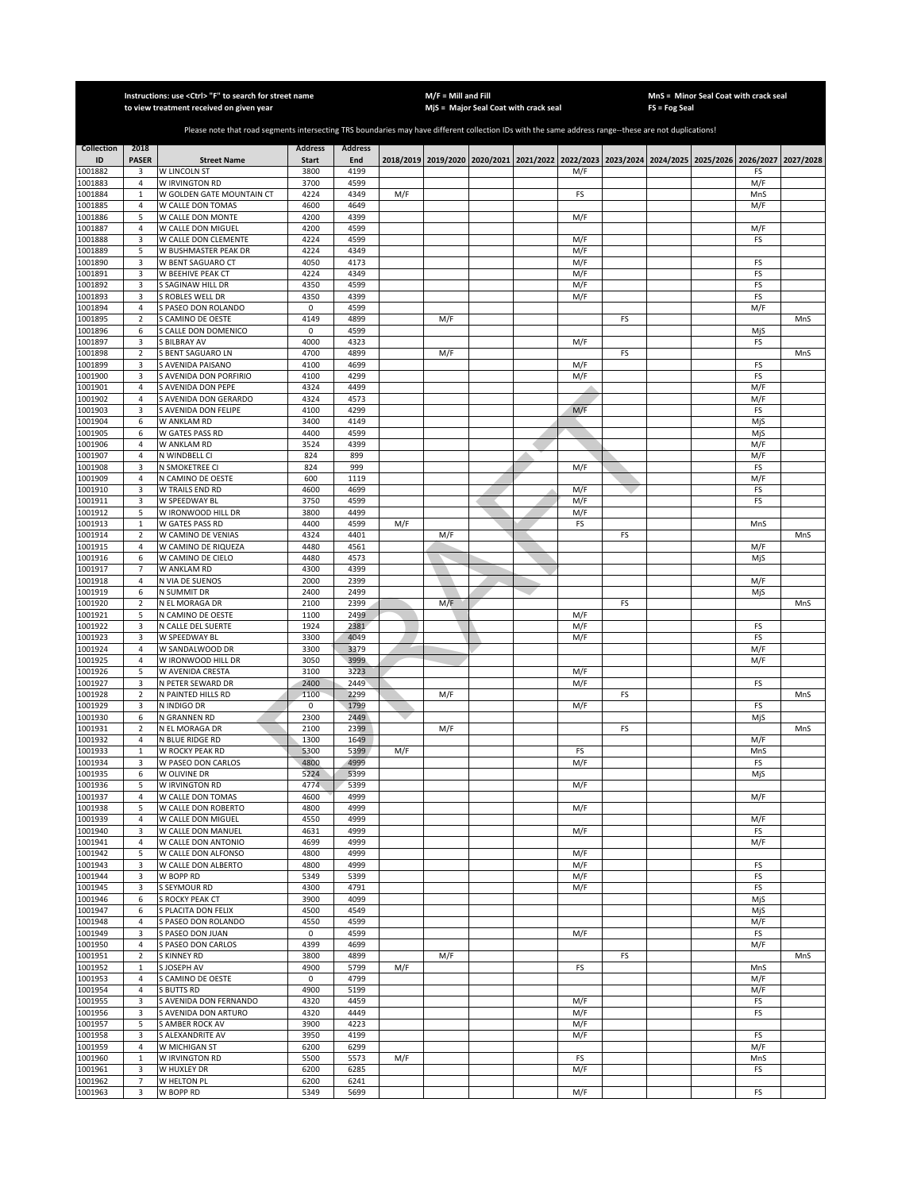Instructions: use <Ctrl> "F" to search for street name to view treatment received on given year

M/F = Mill and Fill
MjS = Major Seal Coat with crack seal

MnS = Minor Seal Coat with crack seal
FS = Fog Seal

Please note that road segments intersecting TRS boundaries may have different collection IDs with the same address range--these are not duplications!

| Collection ID | 2018 PASER | Street Name | Address Start | Address End | 2018/2019 | 2019/2020 | 2020/2021 | 2021/2022 | 2022/2023 | 2023/2024 | 2024/2025 | 2025/2026 | 2026/2027 | 2027/2028 |
|---|---|---|---|---|---|---|---|---|---|---|---|---|---|---|
| 1001882 | 3 | W LINCOLN ST | 3800 | 4199 | | | | | M/F | | | | FS | |
| 1001883 | 4 | W IRVINGTON RD | 3700 | 4599 | | | | | | | | | M/F | |
| 1001884 | 1 | W GOLDEN GATE MOUNTAIN CT | 4224 | 4349 | M/F | | | | FS | | | | MnS | |
| 1001885 | 4 | W CALLE DON TOMAS | 4600 | 4649 | | | | | | | | | M/F | |
| 1001886 | 5 | W CALLE DON MONTE | 4200 | 4399 | | | | | M/F | | | | | |
| 1001887 | 4 | W CALLE DON MIGUEL | 4200 | 4599 | | | | | | | | | M/F | |
| 1001888 | 3 | W CALLE DON CLEMENTE | 4224 | 4599 | | | | | M/F | | | | FS | |
| 1001889 | 5 | W BUSHMASTER PEAK DR | 4224 | 4349 | | | | | M/F | | | | | |
| 1001890 | 3 | W BENT SAGUARO CT | 4050 | 4173 | | | | | M/F | | | | FS | |
| 1001891 | 3 | W BEEHIVE PEAK CT | 4224 | 4349 | | | | | M/F | | | | FS | |
| 1001892 | 3 | S SAGINAW HILL DR | 4350 | 4599 | | | | | M/F | | | | FS | |
| 1001893 | 3 | S ROBLES WELL DR | 4350 | 4399 | | | | | M/F | | | | FS | |
| 1001894 | 4 | S PASEO DON ROLANDO | 0 | 4599 | | | | | | | | | M/F | |
| 1001895 | 2 | S CAMINO DE OESTE | 4149 | 4899 | | M/F | | | | FS | | | | MnS |
| 1001896 | 6 | S CALLE DON DOMENICO | 0 | 4599 | | | | | | | | | MjS | |
| 1001897 | 3 | S BILBRAY AV | 4000 | 4323 | | | | | M/F | | | | FS | |
| 1001898 | 2 | S BENT SAGUARO LN | 4700 | 4899 | | M/F | | | | FS | | | | MnS |
| 1001899 | 3 | S AVENIDA PAISANO | 4100 | 4699 | | | | | M/F | | | | FS | |
| 1001900 | 3 | S AVENIDA DON PORFIRIO | 4100 | 4299 | | | | | M/F | | | | FS | |
| 1001901 | 4 | S AVENIDA DON PEPE | 4324 | 4499 | | | | | | | | | M/F | |
| 1001902 | 4 | S AVENIDA DON GERARDO | 4324 | 4573 | | | | | | | | | M/F | |
| 1001903 | 3 | S AVENIDA DON FELIPE | 4100 | 4299 | | | | | M/F | | | | FS | |
| 1001904 | 6 | W ANKLAM RD | 3400 | 4149 | | | | | | | | | MjS | |
| 1001905 | 6 | W GATES PASS RD | 4400 | 4599 | | | | | | | | | MjS | |
| 1001906 | 4 | W ANKLAM RD | 3524 | 4399 | | | | | | | | | M/F | |
| 1001907 | 4 | N WINDBELL CI | 824 | 899 | | | | | | | | | M/F | |
| 1001908 | 3 | N SMOKETREE CI | 824 | 999 | | | | | M/F | | | | FS | |
| 1001909 | 4 | N CAMINO DE OESTE | 600 | 1119 | | | | | | | | | M/F | |
| 1001910 | 3 | W TRAILS END RD | 4600 | 4699 | | | | | M/F | | | | FS | |
| 1001911 | 3 | W SPEEDWAY BL | 3750 | 4599 | | | | | M/F | | | | FS | |
| 1001912 | 5 | W IRONWOOD HILL DR | 3800 | 4499 | | | | | M/F | | | | | |
| 1001913 | 1 | W GATES PASS RD | 4400 | 4599 | M/F | | | | FS | | | | MnS | |
| 1001914 | 2 | W CAMINO DE VENIAS | 4324 | 4401 | | M/F | | | | FS | | | | MnS |
| 1001915 | 4 | W CAMINO DE RIQUEZA | 4480 | 4561 | | | | | | | | | M/F | |
| 1001916 | 6 | W CAMINO DE CIELO | 4480 | 4573 | | | | | | | | | MjS | |
| 1001917 | 7 | W ANKLAM RD | 4300 | 4399 | | | | | | | | | | |
| 1001918 | 4 | N VIA DE SUENOS | 2000 | 2399 | | | | | | | | | M/F | |
| 1001919 | 6 | N SUMMIT DR | 2400 | 2499 | | | | | | | | | MjS | |
| 1001920 | 2 | N EL MORAGA DR | 2100 | 2399 | | M/F | | | | FS | | | | MnS |
| 1001921 | 5 | N CAMINO DE OESTE | 1100 | 2499 | | | | | M/F | | | | | |
| 1001922 | 3 | N CALLE DEL SUERTE | 1924 | 2381 | | | | | M/F | | | | FS | |
| 1001923 | 3 | W SPEEDWAY BL | 3300 | 4049 | | | | | M/F | | | | FS | |
| 1001924 | 4 | W SANDALWOOD DR | 3300 | 3379 | | | | | | | | | M/F | |
| 1001925 | 4 | W IRONWOOD HILL DR | 3050 | 3999 | | | | | | | | | M/F | |
| 1001926 | 5 | W AVENIDA CRESTA | 3100 | 3223 | | | | | M/F | | | | | |
| 1001927 | 3 | N PETER SEWARD DR | 2400 | 2449 | | | | | M/F | | | | FS | |
| 1001928 | 2 | N PAINTED HILLS RD | 1100 | 2299 | | M/F | | | | FS | | | | MnS |
| 1001929 | 3 | N INDIGO DR | 0 | 1799 | | | | | M/F | | | | FS | |
| 1001930 | 6 | N GRANNEN RD | 2300 | 2449 | | | | | | | | | MjS | |
| 1001931 | 2 | N EL MORAGA DR | 2100 | 2399 | | M/F | | | | FS | | | | MnS |
| 1001932 | 4 | N BLUE RIDGE RD | 1300 | 1649 | | | | | | | | | M/F | |
| 1001933 | 1 | W ROCKY PEAK RD | 5300 | 5399 | M/F | | | | FS | | | | MnS | |
| 1001934 | 3 | W PASEO DON CARLOS | 4800 | 4999 | | | | | M/F | | | | FS | |
| 1001935 | 6 | W OLIVINE DR | 5224 | 5399 | | | | | | | | | MjS | |
| 1001936 | 5 | W IRVINGTON RD | 4774 | 5399 | | | | | M/F | | | | | |
| 1001937 | 4 | W CALLE DON TOMAS | 4600 | 4999 | | | | | | | | | M/F | |
| 1001938 | 5 | W CALLE DON ROBERTO | 4800 | 4999 | | | | | M/F | | | | | |
| 1001939 | 4 | W CALLE DON MIGUEL | 4550 | 4999 | | | | | | | | | M/F | |
| 1001940 | 3 | W CALLE DON MANUEL | 4631 | 4999 | | | | | M/F | | | | FS | |
| 1001941 | 4 | W CALLE DON ANTONIO | 4699 | 4999 | | | | | | | | | M/F | |
| 1001942 | 5 | W CALLE DON ALFONSO | 4800 | 4999 | | | | | M/F | | | | | |
| 1001943 | 3 | W CALLE DON ALBERTO | 4800 | 4999 | | | | | M/F | | | | FS | |
| 1001944 | 3 | W BOPP RD | 5349 | 5399 | | | | | M/F | | | | FS | |
| 1001945 | 3 | S SEYMOUR RD | 4300 | 4791 | | | | | M/F | | | | FS | |
| 1001946 | 6 | S ROCKY PEAK CT | 3900 | 4099 | | | | | | | | | MjS | |
| 1001947 | 6 | S PLACITA DON FELIX | 4500 | 4549 | | | | | | | | | MjS | |
| 1001948 | 4 | S PASEO DON ROLANDO | 4550 | 4599 | | | | | | | | | M/F | |
| 1001949 | 3 | S PASEO DON JUAN | 0 | 4599 | | | | | M/F | | | | FS | |
| 1001950 | 4 | S PASEO DON CARLOS | 4399 | 4699 | | | | | | | | | M/F | |
| 1001951 | 2 | S KINNEY RD | 3800 | 4899 | | M/F | | | | FS | | | | MnS |
| 1001952 | 1 | S JOSEPH AV | 4900 | 5799 | M/F | | | | FS | | | | MnS | |
| 1001953 | 4 | S CAMINO DE OESTE | 0 | 4799 | | | | | | | | | M/F | |
| 1001954 | 4 | S BUTTS RD | 4900 | 5199 | | | | | | | | | M/F | |
| 1001955 | 3 | S AVENIDA DON FERNANDO | 4320 | 4459 | | | | | M/F | | | | FS | |
| 1001956 | 3 | S AVENIDA DON ARTURO | 4320 | 4449 | | | | | M/F | | | | FS | |
| 1001957 | 5 | S AMBER ROCK AV | 3900 | 4223 | | | | | M/F | | | | | |
| 1001958 | 3 | S ALEXANDRITE AV | 3950 | 4199 | | | | | M/F | | | | FS | |
| 1001959 | 4 | W MICHIGAN ST | 6200 | 6299 | | | | | | | | | M/F | |
| 1001960 | 1 | W IRVINGTON RD | 5500 | 5573 | M/F | | | | FS | | | | MnS | |
| 1001961 | 3 | W HUXLEY DR | 6200 | 6285 | | | | | M/F | | | | FS | |
| 1001962 | 7 | W HELTON PL | 6200 | 6241 | | | | | | | | | | |
| 1001963 | 3 | W BOPP RD | 5349 | 5699 | | | | | M/F | | | | FS | |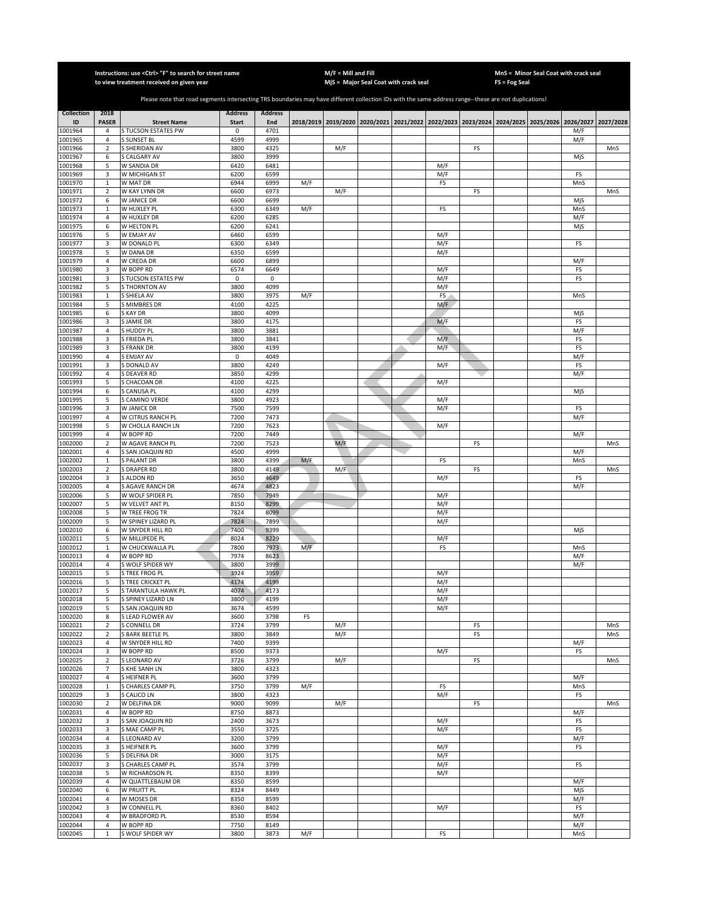Instructions: use <Ctrl> "F" to search for street name to view treatment received on given year

M/F = Mill and Fill
MjS = Major Seal Coat with crack seal

MnS = Minor Seal Coat with crack seal
FS = Fog Seal

Please note that road segments intersecting TRS boundaries may have different collection IDs with the same address range--these are not duplications!

| Collection ID | 2018 PASER | Street Name | Address Start | Address End | 2018/2019 | 2019/2020 | 2020/2021 | 2021/2022 | 2022/2023 | 2023/2024 | 2024/2025 | 2025/2026 | 2026/2027 | 2027/2028 |
|---|---|---|---|---|---|---|---|---|---|---|---|---|---|---|
| 1001964 | 4 | S TUCSON ESTATES PW | 0 | 4701 | | | | | | | | | M/F | |
| 1001965 | 4 | S SUNSET BL | 4599 | 4999 | | | | | | | | | M/F | |
| 1001966 | 2 | S SHERIDAN AV | 3800 | 4325 | | M/F | | | | FS | | | | MnS |
| 1001967 | 6 | S CALGARY AV | 3800 | 3999 | | | | | | | | | MjS | |
| 1001968 | 5 | W SANDIA DR | 6420 | 6481 | | | | | M/F | | | | | |
| 1001969 | 3 | W MICHIGAN ST | 6200 | 6599 | | | | | M/F | | | | FS | |
| 1001970 | 1 | W MAT DR | 6944 | 6999 | M/F | | | | FS | | | | MnS | |
| 1001971 | 2 | W KAY LYNN DR | 6600 | 6973 | | M/F | | | | FS | | | | MnS |
| 1001972 | 6 | W JANICE DR | 6600 | 6699 | | | | | | | | | MjS | |
| 1001973 | 1 | W HUXLEY PL | 6300 | 6349 | M/F | | | | FS | | | | MnS | |
| 1001974 | 4 | W HUXLEY DR | 6200 | 6285 | | | | | | | | | M/F | |
| 1001975 | 6 | W HELTON PL | 6200 | 6241 | | | | | | | | | MjS | |
| 1001976 | 5 | W EMJAY AV | 6460 | 6599 | | | | | M/F | | | | | |
| 1001977 | 3 | W DONALD PL | 6300 | 6349 | | | | | M/F | | | | FS | |
| 1001978 | 5 | W DANA DR | 6350 | 6599 | | | | | M/F | | | | | |
| 1001979 | 4 | W CREDA DR | 6600 | 6899 | | | | | | | | | M/F | |
| 1001980 | 3 | W BOPP RD | 6574 | 6649 | | | | | M/F | | | | FS | |
| 1001981 | 3 | S TUCSON ESTATES PW | 0 | 0 | | | | | M/F | | | | FS | |
| 1001982 | 5 | S THORNTON AV | 3800 | 4099 | | | | | M/F | | | | | |
| 1001983 | 1 | S SHIELA AV | 3800 | 3975 | M/F | | | | FS | | | | MnS | |
| 1001984 | 5 | S MIMBRES DR | 4100 | 4225 | | | | | M/F | | | | | |
| 1001985 | 6 | S KAY DR | 3800 | 4099 | | | | | | | | | MjS | |
| 1001986 | 3 | S JAMIE DR | 3800 | 4175 | | | | | M/F | | | | FS | |
| 1001987 | 4 | S HUDDY PL | 3800 | 3881 | | | | | | | | | M/F | |
| 1001988 | 3 | S FRIEDA PL | 3800 | 3841 | | | | | M/F | | | | FS | |
| 1001989 | 3 | S FRANK DR | 3800 | 4199 | | | | | M/F | | | | FS | |
| 1001990 | 4 | S EMJAY AV | 0 | 4049 | | | | | | | | | M/F | |
| 1001991 | 3 | S DONALD AV | 3800 | 4249 | | | | | M/F | | | | FS | |
| 1001992 | 4 | S DEAVER RD | 3850 | 4299 | | | | | | | | | M/F | |
| 1001993 | 5 | S CHACOAN DR | 4100 | 4225 | | | | | M/F | | | | | |
| 1001994 | 6 | S CANUSA PL | 4100 | 4299 | | | | | | | | | MjS | |
| 1001995 | 5 | S CAMINO VERDE | 3800 | 4923 | | | | | M/F | | | | | |
| 1001996 | 3 | W JANICE DR | 7500 | 7599 | | | | | M/F | | | | FS | |
| 1001997 | 4 | W CITRUS RANCH PL | 7200 | 7473 | | | | | | | | | M/F | |
| 1001998 | 5 | W CHOLLA RANCH LN | 7200 | 7623 | | | | | M/F | | | | | |
| 1001999 | 4 | W BOPP RD | 7200 | 7449 | | | | | | | | | M/F | |
| 1002000 | 2 | W AGAVE RANCH PL | 7200 | 7523 | | M/F | | | | FS | | | | MnS |
| 1002001 | 4 | S SAN JOAQUIN RD | 4500 | 4999 | | | | | | | | | M/F | |
| 1002002 | 1 | S PALANT DR | 3800 | 4399 | M/F | | | | FS | | | | MnS | |
| 1002003 | 2 | S DRAPER RD | 3800 | 4149 | | M/F | | | | FS | | | | MnS |
| 1002004 | 3 | S ALDON RD | 3650 | 4649 | | | | | M/F | | | | FS | |
| 1002005 | 4 | S AGAVE RANCH DR | 4674 | 4823 | | | | | | | | | M/F | |
| 1002006 | 5 | W WOLF SPIDER PL | 7850 | 7949 | | | | | M/F | | | | | |
| 1002007 | 5 | W VELVET ANT PL | 8150 | 8299 | | | | | M/F | | | | | |
| 1002008 | 5 | W TREE FROG TR | 7824 | 8099 | | | | | M/F | | | | | |
| 1002009 | 5 | W SPINEY LIZARD PL | 7824 | 7899 | | | | | M/F | | | | | |
| 1002010 | 6 | W SNYDER HILL RD | 7400 | 9399 | | | | | | | | | MjS | |
| 1002011 | 5 | W MILLIPEDE PL | 8024 | 8229 | | | | | M/F | | | | | |
| 1002012 | 1 | W CHUCKWALLA PL | 7800 | 7973 | M/F | | | | FS | | | | MnS | |
| 1002013 | 4 | W BOPP RD | 7974 | 8623 | | | | | | | | | M/F | |
| 1002014 | 4 | S WOLF SPIDER WY | 3800 | 3999 | | | | | | | | | M/F | |
| 1002015 | 5 | S TREE FROG PL | 3924 | 3959 | | | | | M/F | | | | | |
| 1002016 | 5 | S TREE CRICKET PL | 4174 | 4199 | | | | | M/F | | | | | |
| 1002017 | 5 | S TARANTULA HAWK PL | 4074 | 4173 | | | | | M/F | | | | | |
| 1002018 | 5 | S SPINEY LIZARD LN | 3800 | 4199 | | | | | M/F | | | | | |
| 1002019 | 5 | S SAN JOAQUIN RD | 3674 | 4599 | | | | | M/F | | | | | |
| 1002020 | 8 | S LEAD FLOWER AV | 3600 | 3798 | FS | | | | | | | | | |
| 1002021 | 2 | S CONNELL DR | 3724 | 3799 | | M/F | | | | FS | | | | MnS |
| 1002022 | 2 | S BARK BEETLE PL | 3800 | 3849 | | M/F | | | | FS | | | | MnS |
| 1002023 | 4 | W SNYDER HILL RD | 7400 | 9399 | | | | | | | | | M/F | |
| 1002024 | 3 | W BOPP RD | 8500 | 9373 | | | | | M/F | | | | FS | |
| 1002025 | 2 | S LEONARD AV | 3726 | 3799 | | M/F | | | | FS | | | | MnS |
| 1002026 | 7 | S KHE SANH LN | 3800 | 4323 | | | | | | | | | | |
| 1002027 | 4 | S HEIFNER PL | 3600 | 3799 | | | | | | | | | M/F | |
| 1002028 | 1 | S CHARLES CAMP PL | 3750 | 3799 | M/F | | | | FS | | | | MnS | |
| 1002029 | 3 | S CALICO LN | 3800 | 4323 | | | | | M/F | | | | FS | |
| 1002030 | 2 | W DELFINA DR | 9000 | 9099 | | M/F | | | | FS | | | | MnS |
| 1002031 | 4 | W BOPP RD | 8750 | 8873 | | | | | | | | | M/F | |
| 1002032 | 3 | S SAN JOAQUIN RD | 2400 | 3673 | | | | | M/F | | | | FS | |
| 1002033 | 3 | S MAE CAMP PL | 3550 | 3725 | | | | | M/F | | | | FS | |
| 1002034 | 4 | S LEONARD AV | 3200 | 3799 | | | | | | | | | M/F | |
| 1002035 | 3 | S HEIFNER PL | 3600 | 3799 | | | | | M/F | | | | FS | |
| 1002036 | 5 | S DELFINA DR | 3000 | 3175 | | | | | M/F | | | | | |
| 1002037 | 3 | S CHARLES CAMP PL | 3574 | 3799 | | | | | M/F | | | | FS | |
| 1002038 | 5 | W RICHARDSON PL | 8350 | 8399 | | | | | M/F | | | | | |
| 1002039 | 4 | W QUATTLEBAUM DR | 8350 | 8599 | | | | | | | | | M/F | |
| 1002040 | 6 | W PRUITT PL | 8324 | 8449 | | | | | | | | | MjS | |
| 1002041 | 4 | W MOSES DR | 8350 | 8599 | | | | | | | | | M/F | |
| 1002042 | 3 | W CONNELL PL | 8360 | 8402 | | | | | M/F | | | | FS | |
| 1002043 | 4 | W BRADFORD PL | 8530 | 8594 | | | | | | | | | M/F | |
| 1002044 | 4 | W BOPP RD | 7750 | 8149 | | | | | | | | | M/F | |
| 1002045 | 1 | S WOLF SPIDER WY | 3800 | 3873 | M/F | | | | FS | | | | MnS | |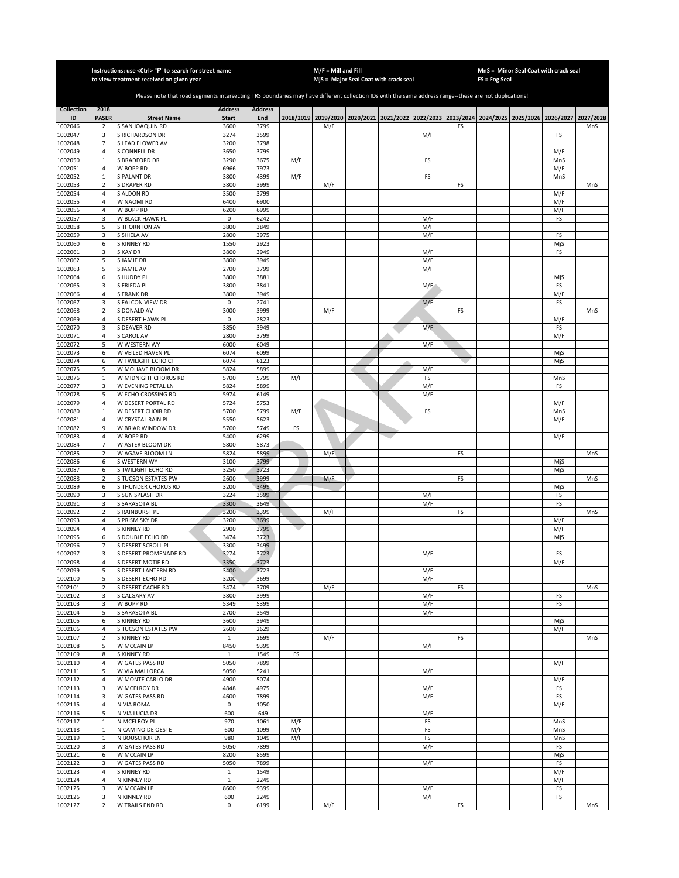Instructions: use <Ctrl> "F" to search for street name to view treatment received on given year

M/F = Mill and Fill
MjS = Major Seal Coat with crack seal

MnS = Minor Seal Coat with crack seal
FS = Fog Seal

Please note that road segments intersecting TRS boundaries may have different collection IDs with the same address range--these are not duplications!

| Collection ID | 2018 PASER | Street Name | Address Start | Address End | 2018/2019 | 2019/2020 | 2020/2021 | 2021/2022 | 2022/2023 | 2023/2024 | 2024/2025 | 2025/2026 | 2026/2027 | 2027/2028 |
|---|---|---|---|---|---|---|---|---|---|---|---|---|---|---|
| 1002046 | 2 | S SAN JOAQUIN RD | 3600 | 3799 | | M/F | | | | FS | | | | MnS |
| 1002047 | 3 | S RICHARDSON DR | 3274 | 3599 | | | | | M/F | | | | FS | |
| 1002048 | 7 | S LEAD FLOWER AV | 3200 | 3798 | | | | | | | | | | |
| 1002049 | 4 | S CONNELL DR | 3650 | 3799 | | | | | | | | | M/F | |
| 1002050 | 1 | S BRADFORD DR | 3290 | 3675 | M/F | | | | FS | | | | MnS | |
| 1002051 | 4 | W BOPP RD | 6966 | 7973 | | | | | | | | | M/F | |
| 1002052 | 1 | S PALANT DR | 3800 | 4399 | M/F | | | | FS | | | | MnS | |
| 1002053 | 2 | S DRAPER RD | 3800 | 3999 | | M/F | | | | FS | | | | MnS |
| 1002054 | 4 | S ALDON RD | 3500 | 3799 | | | | | | | | | M/F | |
| 1002055 | 4 | W NAOMI RD | 6400 | 6900 | | | | | | | | | M/F | |
| 1002056 | 4 | W BOPP RD | 6200 | 6999 | | | | | | | | | M/F | |
| 1002057 | 3 | W BLACK HAWK PL | 0 | 6242 | | | | | M/F | | | | FS | |
| 1002058 | 5 | S THORNTON AV | 3800 | 3849 | | | | | M/F | | | | | |
| 1002059 | 3 | S SHIELA AV | 2800 | 3975 | | | | | M/F | | | | FS | |
| 1002060 | 6 | S KINNEY RD | 1550 | 2923 | | | | | | | | | MjS | |
| 1002061 | 3 | S KAY DR | 3800 | 3949 | | | | | M/F | | | | FS | |
| 1002062 | 5 | S JAMIE DR | 3800 | 3949 | | | | | M/F | | | | | |
| 1002063 | 5 | S JAMIE AV | 2700 | 3799 | | | | | M/F | | | | | |
| 1002064 | 6 | S HUDDY PL | 3800 | 3881 | | | | | | | | | MjS | |
| 1002065 | 3 | S FRIEDA PL | 3800 | 3841 | | | | | M/F | | | | FS | |
| 1002066 | 4 | S FRANK DR | 3800 | 3949 | | | | | | | | | M/F | |
| 1002067 | 3 | S FALCON VIEW DR | 0 | 2741 | | | | | M/F | | | | FS | |
| 1002068 | 2 | S DONALD AV | 3000 | 3999 | | M/F | | | | FS | | | | MnS |
| 1002069 | 4 | S DESERT HAWK PL | 0 | 2823 | | | | | | | | | M/F | |
| 1002070 | 3 | S DEAVER RD | 3850 | 3949 | | | | | M/F | | | | FS | |
| 1002071 | 4 | S CAROL AV | 2800 | 3799 | | | | | | | | | M/F | |
| 1002072 | 5 | W WESTERN WY | 6000 | 6049 | | | | | M/F | | | | | |
| 1002073 | 6 | W VEILED HAVEN PL | 6074 | 6099 | | | | | | | | | MjS | |
| 1002074 | 6 | W TWILIGHT ECHO CT | 6074 | 6123 | | | | | | | | | MjS | |
| 1002075 | 5 | W MOHAVE BLOOM DR | 5824 | 5899 | | | | | M/F | | | | | |
| 1002076 | 1 | W MIDNIGHT CHORUS RD | 5700 | 5799 | M/F | | | | FS | | | | MnS | |
| 1002077 | 3 | W EVENING PETAL LN | 5824 | 5899 | | | | | M/F | | | | FS | |
| 1002078 | 5 | W ECHO CROSSING RD | 5974 | 6149 | | | | | M/F | | | | | |
| 1002079 | 4 | W DESERT PORTAL RD | 5724 | 5753 | | | | | | | | | M/F | |
| 1002080 | 1 | W DESERT CHOIR RD | 5700 | 5799 | M/F | | | | FS | | | | MnS | |
| 1002081 | 4 | W CRYSTAL RAIN PL | 5550 | 5623 | | | | | | | | | M/F | |
| 1002082 | 9 | W BRIAR WINDOW DR | 5700 | 5749 | FS | | | | | | | | | |
| 1002083 | 4 | W BOPP RD | 5400 | 6299 | | | | | | | | | M/F | |
| 1002084 | 7 | W ASTER BLOOM DR | 5800 | 5873 | | | | | | | | | | |
| 1002085 | 2 | W AGAVE BLOOM LN | 5824 | 5899 | | M/F | | | | FS | | | | MnS |
| 1002086 | 6 | S WESTERN WY | 3100 | 3799 | | | | | | | | | MjS | |
| 1002087 | 6 | S TWILIGHT ECHO RD | 3250 | 3723 | | | | | | | | | MjS | |
| 1002088 | 2 | S TUCSON ESTATES PW | 2600 | 3999 | | M/F | | | | FS | | | | MnS |
| 1002089 | 6 | S THUNDER CHORUS RD | 3200 | 3499 | | | | | | | | | MjS | |
| 1002090 | 3 | S SUN SPLASH DR | 3224 | 3599 | | | | | M/F | | | | FS | |
| 1002091 | 3 | S SARASOTA BL | 3300 | 3649 | | | | | M/F | | | | FS | |
| 1002092 | 2 | S RAINBURST PL | 3200 | 3399 | | M/F | | | | FS | | | | MnS |
| 1002093 | 4 | S PRISM SKY DR | 3200 | 3699 | | | | | | | | | M/F | |
| 1002094 | 4 | S KINNEY RD | 2900 | 3799 | | | | | | | | | M/F | |
| 1002095 | 6 | S DOUBLE ECHO RD | 3474 | 3723 | | | | | | | | | MjS | |
| 1002096 | 7 | S DESERT SCROLL PL | 3300 | 3499 | | | | | | | | | | |
| 1002097 | 3 | S DESERT PROMENADE RD | 3274 | 3723 | | | | | M/F | | | | FS | |
| 1002098 | 4 | S DESERT MOTIF RD | 3350 | 3723 | | | | | | | | | M/F | |
| 1002099 | 5 | S DESERT LANTERN RD | 3400 | 3723 | | | | | M/F | | | | | |
| 1002100 | 5 | S DESERT ECHO RD | 3200 | 3699 | | | | | M/F | | | | | |
| 1002101 | 2 | S DESERT CACHE RD | 3474 | 3709 | | M/F | | | | FS | | | | MnS |
| 1002102 | 3 | S CALGARY AV | 3800 | 3999 | | | | | M/F | | | | FS | |
| 1002103 | 3 | W BOPP RD | 5349 | 5399 | | | | | M/F | | | | FS | |
| 1002104 | 5 | S SARASOTA BL | 2700 | 3549 | | | | | M/F | | | | | |
| 1002105 | 6 | S KINNEY RD | 3600 | 3949 | | | | | | | | | MjS | |
| 1002106 | 4 | S TUCSON ESTATES PW | 2600 | 2629 | | | | | | | | | M/F | |
| 1002107 | 2 | S KINNEY RD | 1 | 2699 | | M/F | | | | FS | | | | MnS |
| 1002108 | 5 | W MCCAIN LP | 8450 | 9399 | | | | | M/F | | | | | |
| 1002109 | 8 | S KINNEY RD | 1 | 1549 | FS | | | | | | | | | |
| 1002110 | 4 | W GATES PASS RD | 5050 | 7899 | | | | | | | | | M/F | |
| 1002111 | 5 | W VIA MALLORCA | 5050 | 5241 | | | | | M/F | | | | | |
| 1002112 | 4 | W MONTE CARLO DR | 4900 | 5074 | | | | | | | | | M/F | |
| 1002113 | 3 | W MCELROY DR | 4848 | 4975 | | | | | M/F | | | | FS | |
| 1002114 | 3 | W GATES PASS RD | 4600 | 7899 | | | | | M/F | | | | FS | |
| 1002115 | 4 | N VIA ROMA | 0 | 1050 | | | | | | | | | M/F | |
| 1002116 | 5 | N VIA LUCIA DR | 600 | 649 | | | | | M/F | | | | | |
| 1002117 | 1 | N MCELROY PL | 970 | 1061 | M/F | | | | FS | | | | MnS | |
| 1002118 | 1 | N CAMINO DE OESTE | 600 | 1099 | M/F | | | | FS | | | | MnS | |
| 1002119 | 1 | N BOUSCHOR LN | 980 | 1049 | M/F | | | | FS | | | | MnS | |
| 1002120 | 3 | W GATES PASS RD | 5050 | 7899 | | | | | M/F | | | | FS | |
| 1002121 | 6 | W MCCAIN LP | 8200 | 8599 | | | | | | | | | MjS | |
| 1002122 | 3 | W GATES PASS RD | 5050 | 7899 | | | | | M/F | | | | FS | |
| 1002123 | 4 | S KINNEY RD | 1 | 1549 | | | | | | | | | M/F | |
| 1002124 | 4 | N KINNEY RD | 1 | 2249 | | | | | | | | | M/F | |
| 1002125 | 3 | W MCCAIN LP | 8600 | 9399 | | | | | M/F | | | | FS | |
| 1002126 | 3 | N KINNEY RD | 600 | 2249 | | | | | M/F | | | | FS | |
| 1002127 | 2 | W TRAILS END RD | 0 | 6199 | | M/F | | | | FS | | | | MnS |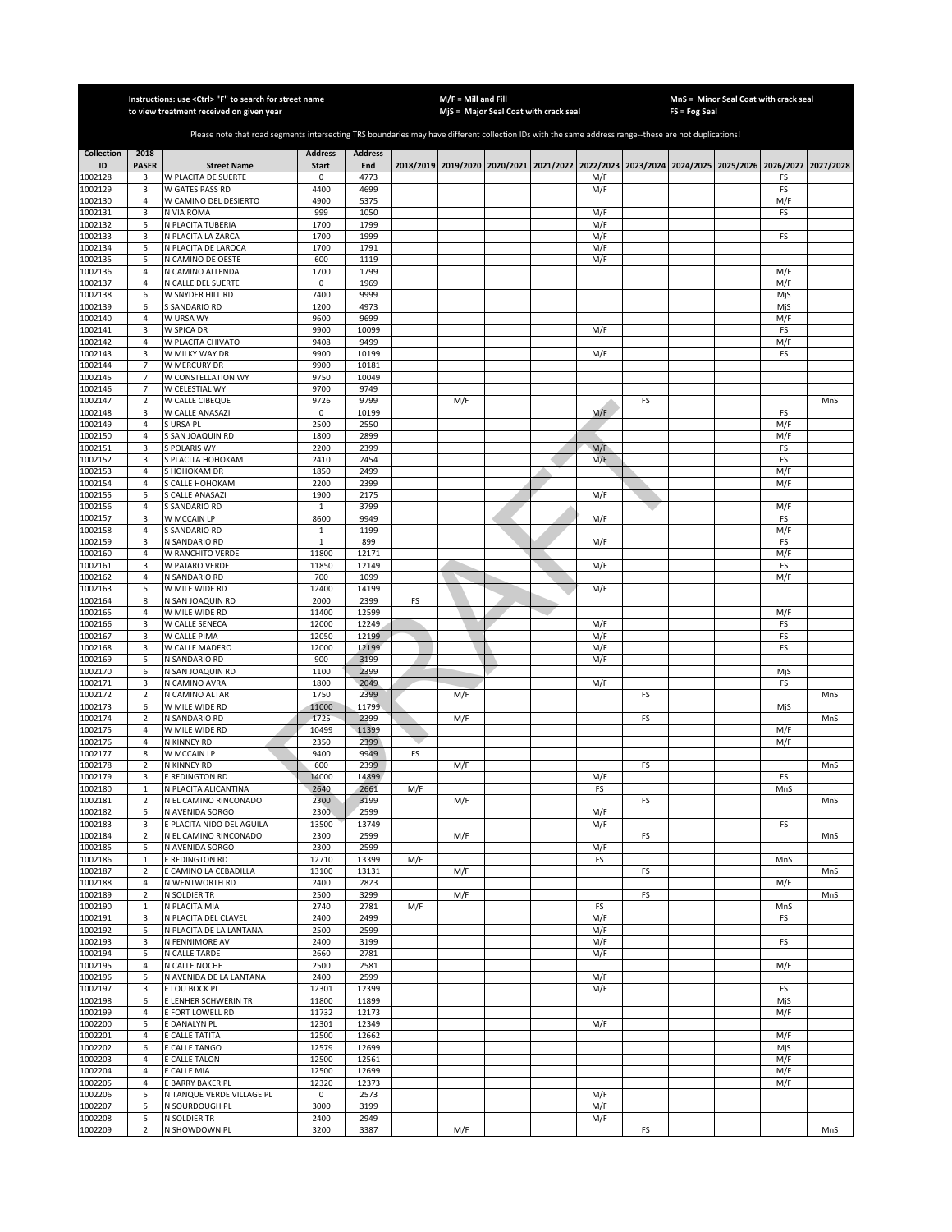Instructions: use <Ctrl> "F" to search for street name to view treatment received on given year

M/F = Mill and Fill
MjS = Major Seal Coat with crack seal

MnS = Minor Seal Coat with crack seal
FS = Fog Seal

Please note that road segments intersecting TRS boundaries may have different collection IDs with the same address range--these are not duplications!

| Collection ID | 2018 PASER | Street Name | Address Start | Address End | 2018/2019 | 2019/2020 | 2020/2021 | 2021/2022 | 2022/2023 | 2023/2024 | 2024/2025 | 2025/2026 | 2026/2027 | 2027/2028 |
|---|---|---|---|---|---|---|---|---|---|---|---|---|---|---|
| 1002128 | 3 | W PLACITA DE SUERTE | 0 | 4773 | | | | | M/F | | | | FS | |
| 1002129 | 3 | W GATES PASS RD | 4400 | 4699 | | | | | M/F | | | | FS | |
| 1002130 | 4 | W CAMINO DEL DESIERTO | 4900 | 5375 | | | | | | | | | M/F | |
| 1002131 | 3 | N VIA ROMA | 999 | 1050 | | | | | M/F | | | | FS | |
| 1002132 | 5 | N PLACITA TUBERIA | 1700 | 1799 | | | | | M/F | | | | | |
| 1002133 | 3 | N PLACITA LA ZARCA | 1700 | 1999 | | | | | M/F | | | | FS | |
| 1002134 | 5 | N PLACITA DE LAROCA | 1700 | 1791 | | | | | M/F | | | | | |
| 1002135 | 5 | N CAMINO DE OESTE | 600 | 1119 | | | | | M/F | | | | | |
| 1002136 | 4 | N CAMINO ALLENDA | 1700 | 1799 | | | | | | | | | M/F | |
| 1002137 | 4 | N CALLE DEL SUERTE | 0 | 1969 | | | | | | | | | M/F | |
| 1002138 | 6 | W SNYDER HILL RD | 7400 | 9999 | | | | | | | | | MjS | |
| 1002139 | 6 | S SANDARIO RD | 1200 | 4973 | | | | | | | | | MjS | |
| 1002140 | 4 | W URSA WY | 9600 | 9699 | | | | | | | | | M/F | |
| 1002141 | 3 | W SPICA DR | 9900 | 10099 | | | | | M/F | | | | FS | |
| 1002142 | 4 | W PLACITA CHIVATO | 9408 | 9499 | | | | | | | | | M/F | |
| 1002143 | 3 | W MILKY WAY DR | 9900 | 10199 | | | | | M/F | | | | FS | |
| 1002144 | 7 | W MERCURY DR | 9900 | 10181 | | | | | | | | | | |
| 1002145 | 7 | W CONSTELLATION WY | 9750 | 10049 | | | | | | | | | | |
| 1002146 | 7 | W CELESTIAL WY | 9700 | 9749 | | | | | | | | | | |
| 1002147 | 2 | W CALLE CIBEQUE | 9726 | 9799 | | M/F | | | | FS | | | | MnS |
| 1002148 | 3 | W CALLE ANASAZI | 0 | 10199 | | | | | M/F | | | | FS | |
| 1002149 | 4 | S URSA PL | 2500 | 2550 | | | | | | | | | M/F | |
| 1002150 | 4 | S SAN JOAQUIN RD | 1800 | 2899 | | | | | | | | | M/F | |
| 1002151 | 3 | S POLARIS WY | 2200 | 2399 | | | | | M/F | | | | FS | |
| 1002152 | 3 | S PLACITA HOHOKAM | 2410 | 2454 | | | | | M/F | | | | FS | |
| 1002153 | 4 | S HOHOKAM DR | 1850 | 2499 | | | | | | | | | M/F | |
| 1002154 | 4 | S CALLE HOHOKAM | 2200 | 2399 | | | | | | | | | M/F | |
| 1002155 | 5 | S CALLE ANASAZI | 1900 | 2175 | | | | | M/F | | | | | |
| 1002156 | 4 | S SANDARIO RD | 1 | 3799 | | | | | | | | | M/F | |
| 1002157 | 3 | W MCCAIN LP | 8600 | 9949 | | | | | M/F | | | | FS | |
| 1002158 | 4 | S SANDARIO RD | 1 | 1199 | | | | | | | | | M/F | |
| 1002159 | 3 | N SANDARIO RD | 1 | 899 | | | | | M/F | | | | FS | |
| 1002160 | 4 | W RANCHITO VERDE | 11800 | 12171 | | | | | | | | | M/F | |
| 1002161 | 3 | W PAJARO VERDE | 11850 | 12149 | | | | | M/F | | | | FS | |
| 1002162 | 4 | N SANDARIO RD | 700 | 1099 | | | | | | | | | M/F | |
| 1002163 | 5 | W MILE WIDE RD | 12400 | 14199 | | | | | M/F | | | | | |
| 1002164 | 8 | N SAN JOAQUIN RD | 2000 | 2399 | FS | | | | | | | | | |
| 1002165 | 4 | W MILE WIDE RD | 11400 | 12599 | | | | | | | | | M/F | |
| 1002166 | 3 | W CALLE SENECA | 12000 | 12249 | | | | | M/F | | | | FS | |
| 1002167 | 3 | W CALLE PIMA | 12050 | 12199 | | | | | M/F | | | | FS | |
| 1002168 | 3 | W CALLE MADERO | 12000 | 12199 | | | | | M/F | | | | FS | |
| 1002169 | 5 | N SANDARIO RD | 900 | 3199 | | | | | M/F | | | | | |
| 1002170 | 6 | N SAN JOAQUIN RD | 1100 | 2399 | | | | | | | | | MjS | |
| 1002171 | 3 | N CAMINO AVRA | 1800 | 2049 | | | | | M/F | | | | FS | |
| 1002172 | 2 | N CAMINO ALTAR | 1750 | 2399 | | M/F | | | | FS | | | | MnS |
| 1002173 | 6 | W MILE WIDE RD | 11000 | 11799 | | | | | | | | | MjS | |
| 1002174 | 2 | N SANDARIO RD | 1725 | 2399 | | M/F | | | | FS | | | | MnS |
| 1002175 | 4 | W MILE WIDE RD | 10499 | 11399 | | | | | | | | | M/F | |
| 1002176 | 4 | N KINNEY RD | 2350 | 2399 | | | | | | | | | M/F | |
| 1002177 | 8 | W MCCAIN LP | 9400 | 9949 | FS | | | | | | | | | |
| 1002178 | 2 | N KINNEY RD | 600 | 2399 | | M/F | | | | FS | | | | MnS |
| 1002179 | 3 | E REDINGTON RD | 14000 | 14899 | | | | | M/F | | | | FS | |
| 1002180 | 1 | N PLACITA ALICANTINA | 2640 | 2661 | M/F | | | | FS | | | | MnS | |
| 1002181 | 2 | N EL CAMINO RINCONADO | 2300 | 3199 | | M/F | | | | FS | | | | MnS |
| 1002182 | 5 | N AVENIDA SORGO | 2300 | 2599 | | | | | M/F | | | | | |
| 1002183 | 3 | E PLACITA NIDO DEL AGUILA | 13500 | 13749 | | | | | M/F | | | | FS | |
| 1002184 | 2 | N EL CAMINO RINCONADO | 2300 | 2599 | | M/F | | | | FS | | | | MnS |
| 1002185 | 5 | N AVENIDA SORGO | 2300 | 2599 | | | | | M/F | | | | | |
| 1002186 | 1 | E REDINGTON RD | 12710 | 13399 | M/F | | | | FS | | | | MnS | |
| 1002187 | 2 | E CAMINO LA CEBADILLA | 13100 | 13131 | | M/F | | | | FS | | | | MnS |
| 1002188 | 4 | N WENTWORTH RD | 2400 | 2823 | | | | | | | | | M/F | |
| 1002189 | 2 | N SOLDIER TR | 2500 | 3299 | | M/F | | | | FS | | | | MnS |
| 1002190 | 1 | N PLACITA MIA | 2740 | 2781 | M/F | | | | FS | | | | MnS | |
| 1002191 | 3 | N PLACITA DEL CLAVEL | 2400 | 2499 | | | | | M/F | | | | FS | |
| 1002192 | 5 | N PLACITA DE LA LANTANA | 2500 | 2599 | | | | | M/F | | | | | |
| 1002193 | 3 | N FENNIMORE AV | 2400 | 3199 | | | | | M/F | | | | FS | |
| 1002194 | 5 | N CALLE TARDE | 2660 | 2781 | | | | | M/F | | | | | |
| 1002195 | 4 | N CALLE NOCHE | 2500 | 2581 | | | | | | | | | M/F | |
| 1002196 | 5 | N AVENIDA DE LA LANTANA | 2400 | 2599 | | | | | M/F | | | | | |
| 1002197 | 3 | E LOU BOCK PL | 12301 | 12399 | | | | | M/F | | | | FS | |
| 1002198 | 6 | E LENHER SCHWERIN TR | 11800 | 11899 | | | | | | | | | MjS | |
| 1002199 | 4 | E FORT LOWELL RD | 11732 | 12173 | | | | | | | | | M/F | |
| 1002200 | 5 | E DANALYN PL | 12301 | 12349 | | | | | M/F | | | | | |
| 1002201 | 4 | E CALLE TATITA | 12500 | 12662 | | | | | | | | | M/F | |
| 1002202 | 6 | E CALLE TANGO | 12579 | 12699 | | | | | | | | | MjS | |
| 1002203 | 4 | E CALLE TALON | 12500 | 12561 | | | | | | | | | M/F | |
| 1002204 | 4 | E CALLE MIA | 12500 | 12699 | | | | | | | | | M/F | |
| 1002205 | 4 | E BARRY BAKER PL | 12320 | 12373 | | | | | | | | | M/F | |
| 1002206 | 5 | N TANQUE VERDE VILLAGE PL | 0 | 2573 | | | | | M/F | | | | | |
| 1002207 | 5 | N SOURDOUGH PL | 3000 | 3199 | | | | | M/F | | | | | |
| 1002208 | 5 | N SOLDIER TR | 2400 | 2949 | | | | | M/F | | | | | |
| 1002209 | 2 | N SHOWDOWN PL | 3200 | 3387 | | M/F | | | | FS | | | | MnS |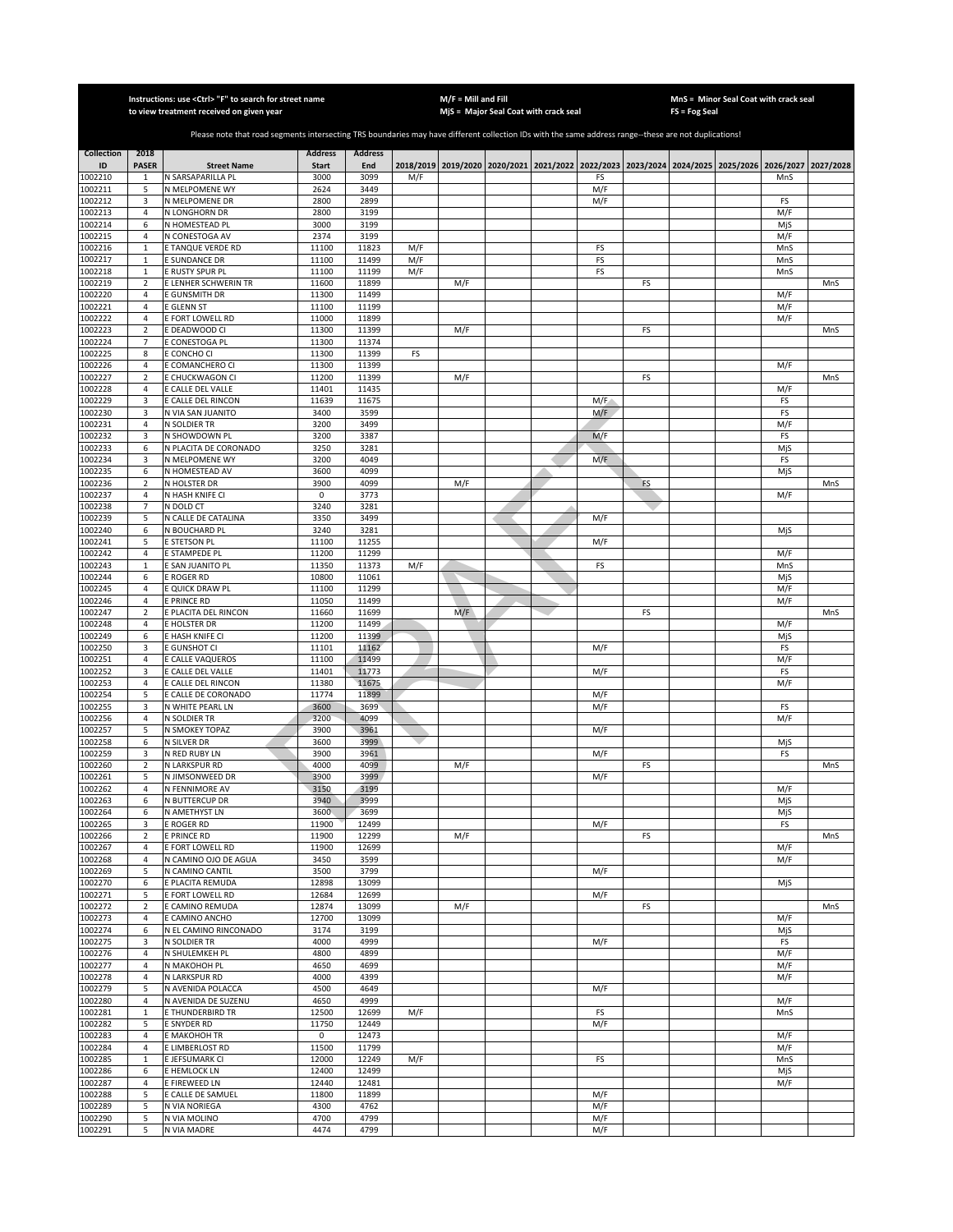Instructions: use <Ctrl> "F" to search for street name to view treatment received on given year

M/F = Mill and Fill
MjS = Major Seal Coat with crack seal

MnS = Minor Seal Coat with crack seal
FS = Fog Seal

Please note that road segments intersecting TRS boundaries may have different collection IDs with the same address range--these are not duplications!

| Collection ID | 2018 PASER | Street Name | Address Start | Address End | 2018/2019 | 2019/2020 | 2020/2021 | 2021/2022 | 2022/2023 | 2023/2024 | 2024/2025 | 2025/2026 | 2026/2027 | 2027/2028 |
|---|---|---|---|---|---|---|---|---|---|---|---|---|---|---|
| 1002210 | 1 | N SARSAPARILLA PL | 3000 | 3099 | M/F | | | | FS | | | | MnS | |
| 1002211 | 5 | N MELPOMENE WY | 2624 | 3449 | | | | | M/F | | | | | |
| 1002212 | 3 | N MELPOMENE DR | 2800 | 2899 | | | | | M/F | | | | FS | |
| 1002213 | 4 | N LONGHORN DR | 2800 | 3199 | | | | | | | | | M/F | |
| 1002214 | 6 | N HOMESTEAD PL | 3000 | 3199 | | | | | | | | | MjS | |
| 1002215 | 4 | N CONESTOGA AV | 2374 | 3199 | | | | | | | | | M/F | |
| 1002216 | 1 | E TANQUE VERDE RD | 11100 | 11823 | M/F | | | | FS | | | | MnS | |
| 1002217 | 1 | E SUNDANCE DR | 11100 | 11499 | M/F | | | | FS | | | | MnS | |
| 1002218 | 1 | E RUSTY SPUR PL | 11100 | 11199 | M/F | | | | FS | | | | MnS | |
| 1002219 | 2 | E LENHER SCHWERIN TR | 11600 | 11899 | | M/F | | | | FS | | | | MnS |
| 1002220 | 4 | E GUNSMITH DR | 11300 | 11499 | | | | | | | | | M/F | |
| 1002221 | 4 | E GLENN ST | 11100 | 11199 | | | | | | | | | M/F | |
| 1002222 | 4 | E FORT LOWELL RD | 11000 | 11899 | | | | | | | | | M/F | |
| 1002223 | 2 | E DEADWOOD CI | 11300 | 11399 | | M/F | | | | FS | | | | MnS |
| 1002224 | 7 | E CONESTOGA PL | 11300 | 11374 | | | | | | | | | | |
| 1002225 | 8 | E CONCHO CI | 11300 | 11399 | FS | | | | | | | | | |
| 1002226 | 4 | E COMANCHERO CI | 11300 | 11399 | | | | | | | | | M/F | |
| 1002227 | 2 | E CHUCKWAGON CI | 11200 | 11399 | | M/F | | | | FS | | | | MnS |
| 1002228 | 4 | E CALLE DEL VALLE | 11401 | 11435 | | | | | | | | | M/F | |
| 1002229 | 3 | E CALLE DEL RINCON | 11639 | 11675 | | | | | M/F | | | | FS | |
| 1002230 | 3 | N VIA SAN JUANITO | 3400 | 3599 | | | | | M/F | | | | FS | |
| 1002231 | 4 | N SOLDIER TR | 3200 | 3499 | | | | | | | | | M/F | |
| 1002232 | 3 | N SHOWDOWN PL | 3200 | 3387 | | | | | M/F | | | | FS | |
| 1002233 | 6 | N PLACITA DE CORONADO | 3250 | 3281 | | | | | | | | | MjS | |
| 1002234 | 3 | N MELPOMENE WY | 3200 | 4049 | | | | | M/F | | | | FS | |
| 1002235 | 6 | N HOMESTEAD AV | 3600 | 4099 | | | | | | | | | MjS | |
| 1002236 | 2 | N HOLSTER DR | 3900 | 4099 | | M/F | | | | FS | | | | MnS |
| 1002237 | 4 | N HASH KNIFE CI | 0 | 3773 | | | | | | | | | M/F | |
| 1002238 | 7 | N DOLD CT | 3240 | 3281 | | | | | | | | | | |
| 1002239 | 5 | N CALLE DE CATALINA | 3350 | 3499 | | | | | M/F | | | | | |
| 1002240 | 6 | N BOUCHARD PL | 3240 | 3281 | | | | | | | | | MjS | |
| 1002241 | 5 | E STETSON PL | 11100 | 11255 | | | | | M/F | | | | | |
| 1002242 | 4 | E STAMPEDE PL | 11200 | 11299 | | | | | | | | | M/F | |
| 1002243 | 1 | E SAN JUANITO PL | 11350 | 11373 | M/F | | | | FS | | | | MnS | |
| 1002244 | 6 | E ROGER RD | 10800 | 11061 | | | | | | | | | MjS | |
| 1002245 | 4 | E QUICK DRAW PL | 11100 | 11299 | | | | | | | | | M/F | |
| 1002246 | 4 | E PRINCE RD | 11050 | 11499 | | | | | | | | | M/F | |
| 1002247 | 2 | E PLACITA DEL RINCON | 11660 | 11699 | | M/F | | | | FS | | | | MnS |
| 1002248 | 4 | E HOLSTER DR | 11200 | 11499 | | | | | | | | | M/F | |
| 1002249 | 6 | E HASH KNIFE CI | 11200 | 11399 | | | | | | | | | MjS | |
| 1002250 | 3 | E GUNSHOT CI | 11101 | 11162 | | | | | M/F | | | | FS | |
| 1002251 | 4 | E CALLE VAQUEROS | 11100 | 11499 | | | | | | | | | M/F | |
| 1002252 | 3 | E CALLE DEL VALLE | 11401 | 11773 | | | | | M/F | | | | FS | |
| 1002253 | 4 | E CALLE DEL RINCON | 11380 | 11675 | | | | | | | | | M/F | |
| 1002254 | 5 | E CALLE DE CORONADO | 11774 | 11899 | | | | | M/F | | | | | |
| 1002255 | 3 | N WHITE PEARL LN | 3600 | 3699 | | | | | M/F | | | | FS | |
| 1002256 | 4 | N SOLDIER TR | 3200 | 4099 | | | | | | | | | M/F | |
| 1002257 | 5 | N SMOKEY TOPAZ | 3900 | 3961 | | | | | M/F | | | | | |
| 1002258 | 6 | N SILVER DR | 3600 | 3999 | | | | | | | | | MjS | |
| 1002259 | 3 | N RED RUBY LN | 3900 | 3961 | | | | | M/F | | | | FS | |
| 1002260 | 2 | N LARKSPUR RD | 4000 | 4099 | | M/F | | | | FS | | | | MnS |
| 1002261 | 5 | N JIMSONWEED DR | 3900 | 3999 | | | | | M/F | | | | | |
| 1002262 | 4 | N FENNIMORE AV | 3150 | 3199 | | | | | | | | | M/F | |
| 1002263 | 6 | N BUTTERCUP DR | 3940 | 3999 | | | | | | | | | MjS | |
| 1002264 | 6 | N AMETHYST LN | 3600 | 3699 | | | | | | | | | MjS | |
| 1002265 | 3 | E ROGER RD | 11900 | 12499 | | | | | M/F | | | | FS | |
| 1002266 | 2 | E PRINCE RD | 11900 | 12299 | | M/F | | | | FS | | | | MnS |
| 1002267 | 4 | E FORT LOWELL RD | 11900 | 12699 | | | | | | | | | M/F | |
| 1002268 | 4 | N CAMINO OJO DE AGUA | 3450 | 3599 | | | | | | | | | M/F | |
| 1002269 | 5 | N CAMINO CANTIL | 3500 | 3799 | | | | | M/F | | | | | |
| 1002270 | 6 | E PLACITA REMUDA | 12898 | 13099 | | | | | | | | | MjS | |
| 1002271 | 5 | E FORT LOWELL RD | 12684 | 12699 | | | | | M/F | | | | | |
| 1002272 | 2 | E CAMINO REMUDA | 12874 | 13099 | | M/F | | | | FS | | | | MnS |
| 1002273 | 4 | E CAMINO ANCHO | 12700 | 13099 | | | | | | | | | M/F | |
| 1002274 | 6 | N EL CAMINO RINCONADO | 3174 | 3199 | | | | | | | | | MjS | |
| 1002275 | 3 | N SOLDIER TR | 4000 | 4999 | | | | | M/F | | | | FS | |
| 1002276 | 4 | N SHULEMKEH PL | 4800 | 4899 | | | | | | | | | M/F | |
| 1002277 | 4 | N MAKOHOH PL | 4650 | 4699 | | | | | | | | | M/F | |
| 1002278 | 4 | N LARKSPUR RD | 4000 | 4399 | | | | | | | | | M/F | |
| 1002279 | 5 | N AVENIDA POLACCA | 4500 | 4649 | | | | | M/F | | | | | |
| 1002280 | 4 | N AVENIDA DE SUZENU | 4650 | 4999 | | | | | | | | | M/F | |
| 1002281 | 1 | E THUNDERBIRD TR | 12500 | 12699 | M/F | | | | FS | | | | MnS | |
| 1002282 | 5 | E SNYDER RD | 11750 | 12449 | | | | | M/F | | | | | |
| 1002283 | 4 | E MAKOHOH TR | 0 | 12473 | | | | | | | | | M/F | |
| 1002284 | 4 | E LIMBERLOST RD | 11500 | 11799 | | | | | | | | | M/F | |
| 1002285 | 1 | E JEFSUMARK CI | 12000 | 12249 | M/F | | | | FS | | | | MnS | |
| 1002286 | 6 | E HEMLOCK LN | 12400 | 12499 | | | | | | | | | MjS | |
| 1002287 | 4 | E FIREWEED LN | 12440 | 12481 | | | | | | | | | M/F | |
| 1002288 | 5 | E CALLE DE SAMUEL | 11800 | 11899 | | | | | M/F | | | | | |
| 1002289 | 5 | N VIA NORIEGA | 4300 | 4762 | | | | | M/F | | | | | |
| 1002290 | 5 | N VIA MOLINO | 4700 | 4799 | | | | | M/F | | | | | |
| 1002291 | 5 | N VIA MADRE | 4474 | 4799 | | | | | M/F | | | | | |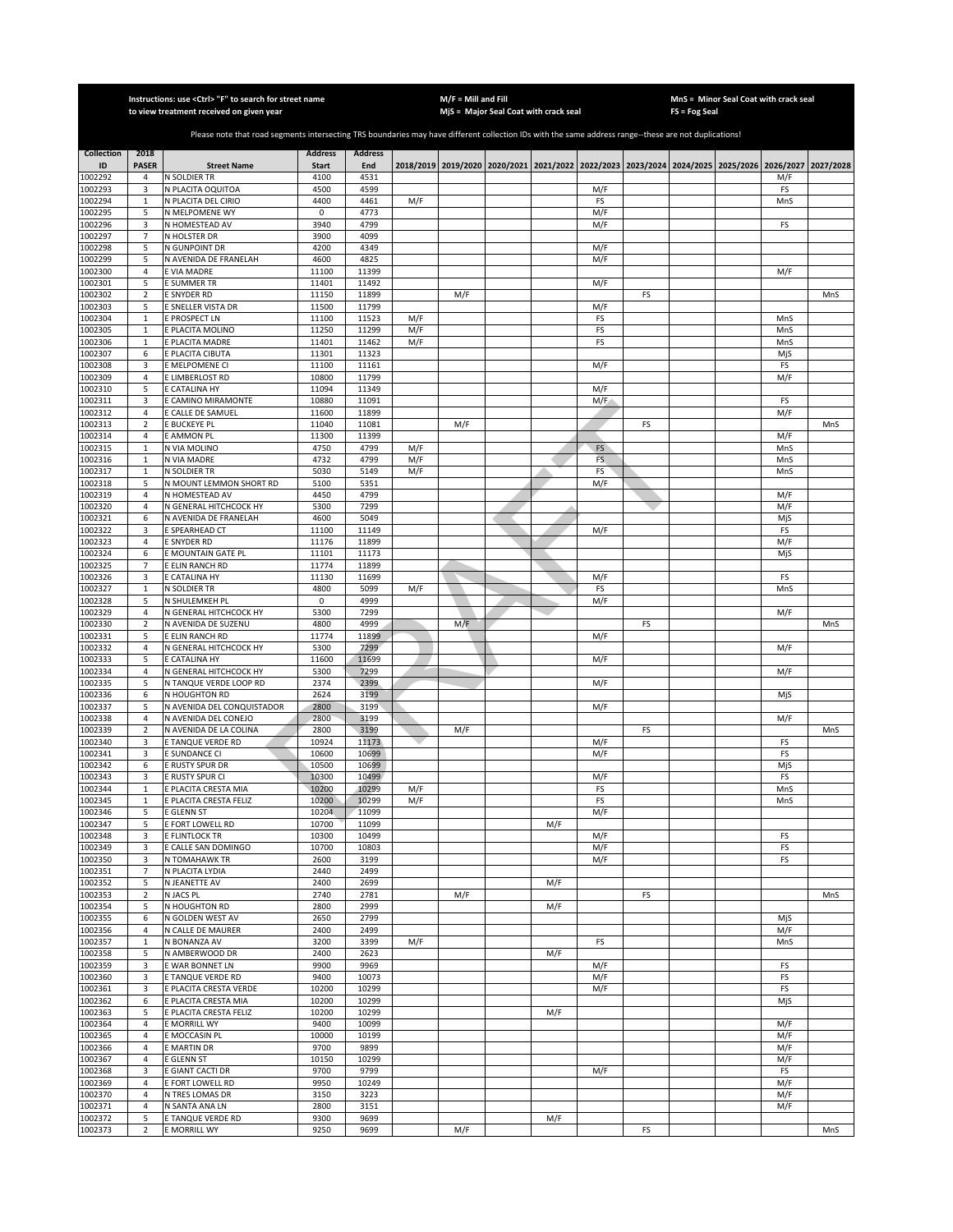Instructions: use <Ctrl> "F" to search for street name to view treatment received on given year

M/F = Mill and Fill
MjS = Major Seal Coat with crack seal

MnS = Minor Seal Coat with crack seal
FS = Fog Seal

Please note that road segments intersecting TRS boundaries may have different collection IDs with the same address range--these are not duplications!

| Collection ID | 2018 PASER | Street Name | Address Start | Address End | 2018/2019 | 2019/2020 | 2020/2021 | 2021/2022 | 2022/2023 | 2023/2024 | 2024/2025 | 2025/2026 | 2026/2027 | 2027/2028 |
|---|---|---|---|---|---|---|---|---|---|---|---|---|---|---|
| 1002292 | 4 | N SOLDIER TR | 4100 | 4531 | | | | | | | | | M/F | |
| 1002293 | 3 | N PLACITA OQUITOA | 4500 | 4599 | | | | | M/F | | | | FS | |
| 1002294 | 1 | N PLACITA DEL CIRIO | 4400 | 4461 | M/F | | | | FS | | | | MnS | |
| 1002295 | 5 | N MELPOMENE WY | 0 | 4773 | | | | | M/F | | | | | |
| 1002296 | 3 | N HOMESTEAD AV | 3940 | 4799 | | | | | M/F | | | | FS | |
| 1002297 | 7 | N HOLSTER DR | 3900 | 4099 | | | | | | | | | | |
| 1002298 | 5 | N GUNPOINT DR | 4200 | 4349 | | | | | M/F | | | | | |
| 1002299 | 5 | N AVENIDA DE FRANELAH | 4600 | 4825 | | | | | M/F | | | | | |
| 1002300 | 4 | E VIA MADRE | 11100 | 11399 | | | | | | | | | M/F | |
| 1002301 | 5 | E SUMMER TR | 11401 | 11492 | | | | | M/F | | | | | |
| 1002302 | 2 | E SNYDER RD | 11150 | 11899 | | M/F | | | | FS | | | | MnS |
| 1002303 | 5 | E SNELLER VISTA DR | 11500 | 11799 | | | | | M/F | | | | | |
| 1002304 | 1 | E PROSPECT LN | 11100 | 11523 | M/F | | | | FS | | | | MnS | |
| 1002305 | 1 | E PLACITA MOLINO | 11250 | 11299 | M/F | | | | FS | | | | MnS | |
| 1002306 | 1 | E PLACITA MADRE | 11401 | 11462 | M/F | | | | FS | | | | MnS | |
| 1002307 | 6 | E PLACITA CIBUTA | 11301 | 11323 | | | | | | | | | MjS | |
| 1002308 | 3 | E MELPOMENE CI | 11100 | 11161 | | | | | M/F | | | | FS | |
| 1002309 | 4 | E LIMBERLOST RD | 10800 | 11799 | | | | | | | | | M/F | |
| 1002310 | 5 | E CATALINA HY | 11094 | 11349 | | | | | M/F | | | | | |
| 1002311 | 3 | E CAMINO MIRAMONTE | 10880 | 11091 | | | | | M/F | | | | FS | |
| 1002312 | 4 | E CALLE DE SAMUEL | 11600 | 11899 | | | | | | | | | M/F | |
| 1002313 | 2 | E BUCKEYE PL | 11040 | 11081 | | M/F | | | | FS | | | | MnS |
| 1002314 | 4 | E AMMON PL | 11300 | 11399 | | | | | | | | | M/F | |
| 1002315 | 1 | N VIA MOLINO | 4750 | 4799 | M/F | | | | FS | | | | MnS | |
| 1002316 | 1 | N VIA MADRE | 4732 | 4799 | M/F | | | | FS | | | | MnS | |
| 1002317 | 1 | N SOLDIER TR | 5030 | 5149 | M/F | | | | FS | | | | MnS | |
| 1002318 | 5 | N MOUNT LEMMON SHORT RD | 5100 | 5351 | | | | | M/F | | | | | |
| 1002319 | 4 | N HOMESTEAD AV | 4450 | 4799 | | | | | | | | | M/F | |
| 1002320 | 4 | N GENERAL HITCHCOCK HY | 5300 | 7299 | | | | | | | | | M/F | |
| 1002321 | 6 | N AVENIDA DE FRANELAH | 4600 | 5049 | | | | | | | | | MjS | |
| 1002322 | 3 | E SPEARHEAD CT | 11100 | 11149 | | | | | M/F | | | | FS | |
| 1002323 | 4 | E SNYDER RD | 11176 | 11899 | | | | | | | | | M/F | |
| 1002324 | 6 | E MOUNTAIN GATE PL | 11101 | 11173 | | | | | | | | | MjS | |
| 1002325 | 7 | E ELIN RANCH RD | 11774 | 11899 | | | | | | | | | | |
| 1002326 | 3 | E CATALINA HY | 11130 | 11699 | | | | | M/F | | | | FS | |
| 1002327 | 1 | N SOLDIER TR | 4800 | 5099 | M/F | | | | FS | | | | MnS | |
| 1002328 | 5 | N SHULEMKEH PL | 0 | 4999 | | | | | M/F | | | | | |
| 1002329 | 4 | N GENERAL HITCHCOCK HY | 5300 | 7299 | | | | | | | | | M/F | |
| 1002330 | 2 | N AVENIDA DE SUZENU | 4800 | 4999 | | M/F | | | | FS | | | | MnS |
| 1002331 | 5 | E ELIN RANCH RD | 11774 | 11899 | | | | | M/F | | | | | |
| 1002332 | 4 | N GENERAL HITCHCOCK HY | 5300 | 7299 | | | | | | | | | M/F | |
| 1002333 | 5 | E CATALINA HY | 11600 | 11699 | | | | | M/F | | | | | |
| 1002334 | 4 | N GENERAL HITCHCOCK HY | 5300 | 7299 | | | | | | | | | M/F | |
| 1002335 | 5 | N TANQUE VERDE LOOP RD | 2374 | 2399 | | | | | M/F | | | | | |
| 1002336 | 6 | N HOUGHTON RD | 2624 | 3199 | | | | | | | | | MjS | |
| 1002337 | 5 | N AVENIDA DEL CONQUISTADOR | 2800 | 3199 | | | | | M/F | | | | | |
| 1002338 | 4 | N AVENIDA DEL CONEJO | 2800 | 3199 | | | | | | | | | M/F | |
| 1002339 | 2 | N AVENIDA DE LA COLINA | 2800 | 3199 | | M/F | | | | FS | | | | MnS |
| 1002340 | 3 | E TANQUE VERDE RD | 10924 | 11173 | | | | | M/F | | | | FS | |
| 1002341 | 3 | E SUNDANCE CI | 10600 | 10699 | | | | | M/F | | | | FS | |
| 1002342 | 6 | E RUSTY SPUR DR | 10500 | 10699 | | | | | | | | | MjS | |
| 1002343 | 3 | E RUSTY SPUR CI | 10300 | 10499 | | | | | M/F | | | | FS | |
| 1002344 | 1 | E PLACITA CRESTA MIA | 10200 | 10299 | M/F | | | | FS | | | | MnS | |
| 1002345 | 1 | E PLACITA CRESTA FELIZ | 10200 | 10299 | M/F | | | | FS | | | | MnS | |
| 1002346 | 5 | E GLENN ST | 10204 | 11099 | | | | | M/F | | | | | |
| 1002347 | 5 | E FORT LOWELL RD | 10700 | 11099 | | | | M/F | | | | | | |
| 1002348 | 3 | E FLINTLOCK TR | 10300 | 10499 | | | | | M/F | | | | FS | |
| 1002349 | 3 | E CALLE SAN DOMINGO | 10700 | 10803 | | | | | M/F | | | | FS | |
| 1002350 | 3 | N TOMAHAWK TR | 2600 | 3199 | | | | | M/F | | | | FS | |
| 1002351 | 7 | N PLACITA LYDIA | 2440 | 2499 | | | | | | | | | | |
| 1002352 | 5 | N JEANETTE AV | 2400 | 2699 | | | | M/F | | | | | | |
| 1002353 | 2 | N JACS PL | 2740 | 2781 | | M/F | | | | FS | | | | MnS |
| 1002354 | 5 | N HOUGHTON RD | 2800 | 2999 | | | | M/F | | | | | | |
| 1002355 | 6 | N GOLDEN WEST AV | 2650 | 2799 | | | | | | | | | MjS | |
| 1002356 | 4 | N CALLE DE MAURER | 2400 | 2499 | | | | | | | | | M/F | |
| 1002357 | 1 | N BONANZA AV | 3200 | 3399 | M/F | | | | FS | | | | MnS | |
| 1002358 | 5 | N AMBERWOOD DR | 2400 | 2623 | | | | M/F | | | | | | |
| 1002359 | 3 | E WAR BONNET LN | 9900 | 9969 | | | | | M/F | | | | FS | |
| 1002360 | 3 | E TANQUE VERDE RD | 9400 | 10073 | | | | | M/F | | | | FS | |
| 1002361 | 3 | E PLACITA CRESTA VERDE | 10200 | 10299 | | | | | M/F | | | | FS | |
| 1002362 | 6 | E PLACITA CRESTA MIA | 10200 | 10299 | | | | | | | | | MjS | |
| 1002363 | 5 | E PLACITA CRESTA FELIZ | 10200 | 10299 | | | | M/F | | | | | | |
| 1002364 | 4 | E MORRILL WY | 9400 | 10099 | | | | | | | | | M/F | |
| 1002365 | 4 | E MOCCASIN PL | 10000 | 10199 | | | | | | | | | M/F | |
| 1002366 | 4 | E MARTIN DR | 9700 | 9899 | | | | | | | | | M/F | |
| 1002367 | 4 | E GLENN ST | 10150 | 10299 | | | | | | | | | M/F | |
| 1002368 | 3 | E GIANT CACTI DR | 9700 | 9799 | | | | | M/F | | | | FS | |
| 1002369 | 4 | E FORT LOWELL RD | 9950 | 10249 | | | | | | | | | M/F | |
| 1002370 | 4 | N TRES LOMAS DR | 3150 | 3223 | | | | | | | | | M/F | |
| 1002371 | 4 | N SANTA ANA LN | 2800 | 3151 | | | | | | | | | M/F | |
| 1002372 | 5 | E TANQUE VERDE RD | 9300 | 9699 | | | | M/F | | | | | | |
| 1002373 | 2 | E MORRILL WY | 9250 | 9699 | | M/F | | | | FS | | | | MnS |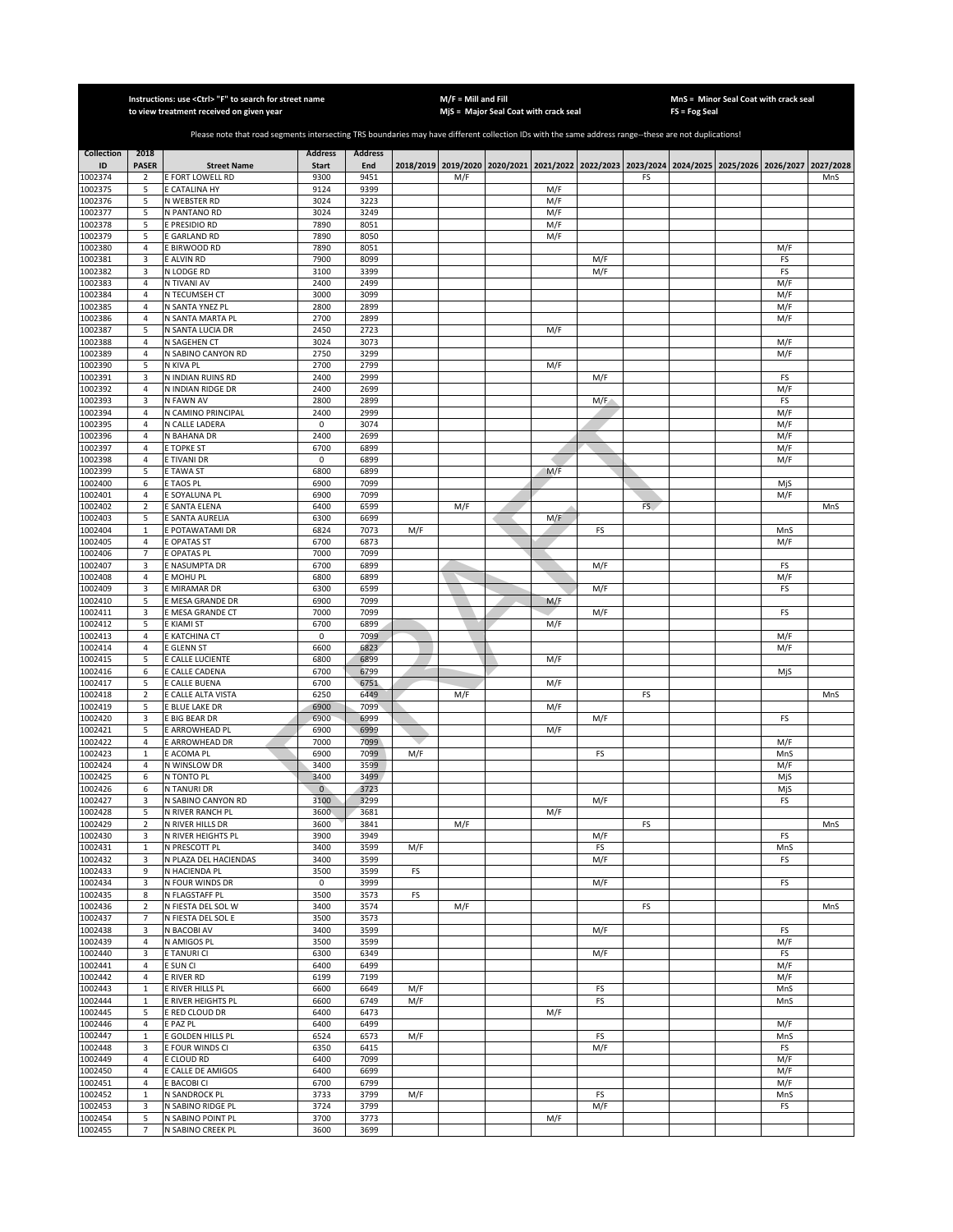Instructions: use <Ctrl> "F" to search for street name to view treatment received on given year

M/F = Mill and Fill
MjS = Major Seal Coat with crack seal

MnS = Minor Seal Coat with crack seal
FS = Fog Seal

Please note that road segments intersecting TRS boundaries may have different collection IDs with the same address range--these are not duplications!

| Collection ID | 2018 PASER | Street Name | Address Start | Address End | 2018/2019 | 2019/2020 | 2020/2021 | 2021/2022 | 2022/2023 | 2023/2024 | 2024/2025 | 2025/2026 | 2026/2027 | 2027/2028 |
|---|---|---|---|---|---|---|---|---|---|---|---|---|---|---|
| 1002374 | 2 | E FORT LOWELL RD | 9300 | 9451 | | M/F | | | | FS | | | | MnS |
| 1002375 | 5 | E CATALINA HY | 9124 | 9399 | | | | M/F | | | | | | |
| 1002376 | 5 | N WEBSTER RD | 3024 | 3223 | | | | M/F | | | | | | |
| 1002377 | 5 | N PANTANO RD | 3024 | 3249 | | | | M/F | | | | | | |
| 1002378 | 5 | E PRESIDIO RD | 7890 | 8051 | | | | M/F | | | | | | |
| 1002379 | 5 | E GARLAND RD | 7890 | 8050 | | | | M/F | | | | | | |
| 1002380 | 4 | E BIRWOOD RD | 7890 | 8051 | | | | | | | | | M/F | |
| 1002381 | 3 | E ALVIN RD | 7900 | 8099 | | | | | M/F | | | | FS | |
| 1002382 | 3 | N LODGE RD | 3100 | 3399 | | | | | M/F | | | | FS | |
| 1002383 | 4 | N TIVANI AV | 2400 | 2499 | | | | | | | | | M/F | |
| 1002384 | 4 | N TECUMSEH CT | 3000 | 3099 | | | | | | | | | M/F | |
| 1002385 | 4 | N SANTA YNEZ PL | 2800 | 2899 | | | | | | | | | M/F | |
| 1002386 | 4 | N SANTA MARTA PL | 2700 | 2899 | | | | | | | | | M/F | |
| 1002387 | 5 | N SANTA LUCIA DR | 2450 | 2723 | | | | M/F | | | | | | |
| 1002388 | 4 | N SAGEHEN CT | 3024 | 3073 | | | | | | | | | M/F | |
| 1002389 | 4 | N SABINO CANYON RD | 2750 | 3299 | | | | | | | | | M/F | |
| 1002390 | 5 | N KIVA PL | 2700 | 2799 | | | | M/F | | | | | | |
| 1002391 | 3 | N INDIAN RUINS RD | 2400 | 2999 | | | | | M/F | | | | FS | |
| 1002392 | 4 | N INDIAN RIDGE DR | 2400 | 2699 | | | | | | | | | M/F | |
| 1002393 | 3 | N FAWN AV | 2800 | 2899 | | | | | M/F | | | | FS | |
| 1002394 | 4 | N CAMINO PRINCIPAL | 2400 | 2999 | | | | | | | | | M/F | |
| 1002395 | 4 | N CALLE LADERA | 0 | 3074 | | | | | | | | | M/F | |
| 1002396 | 4 | N BAHANA DR | 2400 | 2699 | | | | | | | | | M/F | |
| 1002397 | 4 | E TOPKE ST | 6700 | 6899 | | | | | | | | | M/F | |
| 1002398 | 4 | E TIVANI DR | 0 | 6899 | | | | | | | | | M/F | |
| 1002399 | 5 | E TAWA ST | 6800 | 6899 | | | | M/F | | | | | | |
| 1002400 | 6 | E TAOS PL | 6900 | 7099 | | | | | | | | | MjS | |
| 1002401 | 4 | E SOYALUNA PL | 6900 | 7099 | | | | | | | | | M/F | |
| 1002402 | 2 | E SANTA ELENA | 6400 | 6599 | | M/F | | | | FS | | | | MnS |
| 1002403 | 5 | E SANTA AURELIA | 6300 | 6699 | | | | M/F | | | | | | |
| 1002404 | 1 | E POTAWATAMI DR | 6824 | 7073 | M/F | | | | FS | | | | MnS | |
| 1002405 | 4 | E OPATAS ST | 6700 | 6873 | | | | | | | | | M/F | |
| 1002406 | 7 | E OPATAS PL | 7000 | 7099 | | | | | | | | | | |
| 1002407 | 3 | E NASUMPTA DR | 6700 | 6899 | | | | | M/F | | | | FS | |
| 1002408 | 4 | E MOHU PL | 6800 | 6899 | | | | | | | | | M/F | |
| 1002409 | 3 | E MIRAMAR DR | 6300 | 6599 | | | | | M/F | | | | FS | |
| 1002410 | 5 | E MESA GRANDE DR | 6900 | 7099 | | | | M/F | | | | | | |
| 1002411 | 3 | E MESA GRANDE CT | 7000 | 7099 | | | | | M/F | | | | FS | |
| 1002412 | 5 | E KIAMI ST | 6700 | 6899 | | | | M/F | | | | | | |
| 1002413 | 4 | E KATCHINA CT | 0 | 7099 | | | | | | | | | M/F | |
| 1002414 | 4 | E GLENN ST | 6600 | 6823 | | | | | | | | | M/F | |
| 1002415 | 5 | E CALLE LUCIENTE | 6800 | 6899 | | | | M/F | | | | | | |
| 1002416 | 6 | E CALLE CADENA | 6700 | 6799 | | | | | | | | | MjS | |
| 1002417 | 5 | E CALLE BUENA | 6700 | 6751 | | | | M/F | | | | | | |
| 1002418 | 2 | E CALLE ALTA VISTA | 6250 | 6449 | | M/F | | | | FS | | | | MnS |
| 1002419 | 5 | E BLUE LAKE DR | 6900 | 7099 | | | | M/F | | | | | | |
| 1002420 | 3 | E BIG BEAR DR | 6900 | 6999 | | | | | M/F | | | | FS | |
| 1002421 | 5 | E ARROWHEAD PL | 6900 | 6999 | | | | M/F | | | | | | |
| 1002422 | 4 | E ARROWHEAD DR | 7000 | 7099 | | | | | | | | | M/F | |
| 1002423 | 1 | E ACOMA PL | 6900 | 7099 | M/F | | | | FS | | | | MnS | |
| 1002424 | 4 | N WINSLOW DR | 3400 | 3599 | | | | | | | | | M/F | |
| 1002425 | 6 | N TONTO PL | 3400 | 3499 | | | | | | | | | MjS | |
| 1002426 | 6 | N TANURI DR | 0 | 3723 | | | | | | | | | MjS | |
| 1002427 | 3 | N SABINO CANYON RD | 3100 | 3299 | | | | | M/F | | | | FS | |
| 1002428 | 5 | N RIVER RANCH PL | 3600 | 3681 | | | | M/F | | | | | | |
| 1002429 | 2 | N RIVER HILLS DR | 3600 | 3841 | | M/F | | | | FS | | | | MnS |
| 1002430 | 3 | N RIVER HEIGHTS PL | 3900 | 3949 | | | | | M/F | | | | FS | |
| 1002431 | 1 | N PRESCOTT PL | 3400 | 3599 | M/F | | | | FS | | | | MnS | |
| 1002432 | 3 | N PLAZA DEL HACIENDAS | 3400 | 3599 | | | | | M/F | | | | FS | |
| 1002433 | 9 | N HACIENDA PL | 3500 | 3599 | FS | | | | | | | | | |
| 1002434 | 3 | N FOUR WINDS DR | 0 | 3999 | | | | | M/F | | | | FS | |
| 1002435 | 8 | N FLAGSTAFF PL | 3500 | 3573 | FS | | | | | | | | | |
| 1002436 | 2 | N FIESTA DEL SOL W | 3400 | 3574 | | M/F | | | | FS | | | | MnS |
| 1002437 | 7 | N FIESTA DEL SOL E | 3500 | 3573 | | | | | | | | | | |
| 1002438 | 3 | N BACOBI AV | 3400 | 3599 | | | | | M/F | | | | FS | |
| 1002439 | 4 | N AMIGOS PL | 3500 | 3599 | | | | | | | | | M/F | |
| 1002440 | 3 | E TANURI CI | 6300 | 6349 | | | | | M/F | | | | FS | |
| 1002441 | 4 | E SUN CI | 6400 | 6499 | | | | | | | | | M/F | |
| 1002442 | 4 | E RIVER RD | 6199 | 7199 | | | | | | | | | M/F | |
| 1002443 | 1 | E RIVER HILLS PL | 6600 | 6649 | M/F | | | | FS | | | | MnS | |
| 1002444 | 1 | E RIVER HEIGHTS PL | 6600 | 6749 | M/F | | | | FS | | | | MnS | |
| 1002445 | 5 | E RED CLOUD DR | 6400 | 6473 | | | | M/F | | | | | | |
| 1002446 | 4 | E PAZ PL | 6400 | 6499 | | | | | | | | | M/F | |
| 1002447 | 1 | E GOLDEN HILLS PL | 6524 | 6573 | M/F | | | | FS | | | | MnS | |
| 1002448 | 3 | E FOUR WINDS CI | 6350 | 6415 | | | | | M/F | | | | FS | |
| 1002449 | 4 | E CLOUD RD | 6400 | 7099 | | | | | | | | | M/F | |
| 1002450 | 4 | E CALLE DE AMIGOS | 6400 | 6699 | | | | | | | | | M/F | |
| 1002451 | 4 | E BACOBI CI | 6700 | 6799 | | | | | | | | | M/F | |
| 1002452 | 1 | N SANDROCK PL | 3733 | 3799 | M/F | | | | FS | | | | MnS | |
| 1002453 | 3 | N SABINO RIDGE PL | 3724 | 3799 | | | | | M/F | | | | FS | |
| 1002454 | 5 | N SABINO POINT PL | 3700 | 3773 | | | | M/F | | | | | | |
| 1002455 | 7 | N SABINO CREEK PL | 3600 | 3699 | | | | | | | | | | |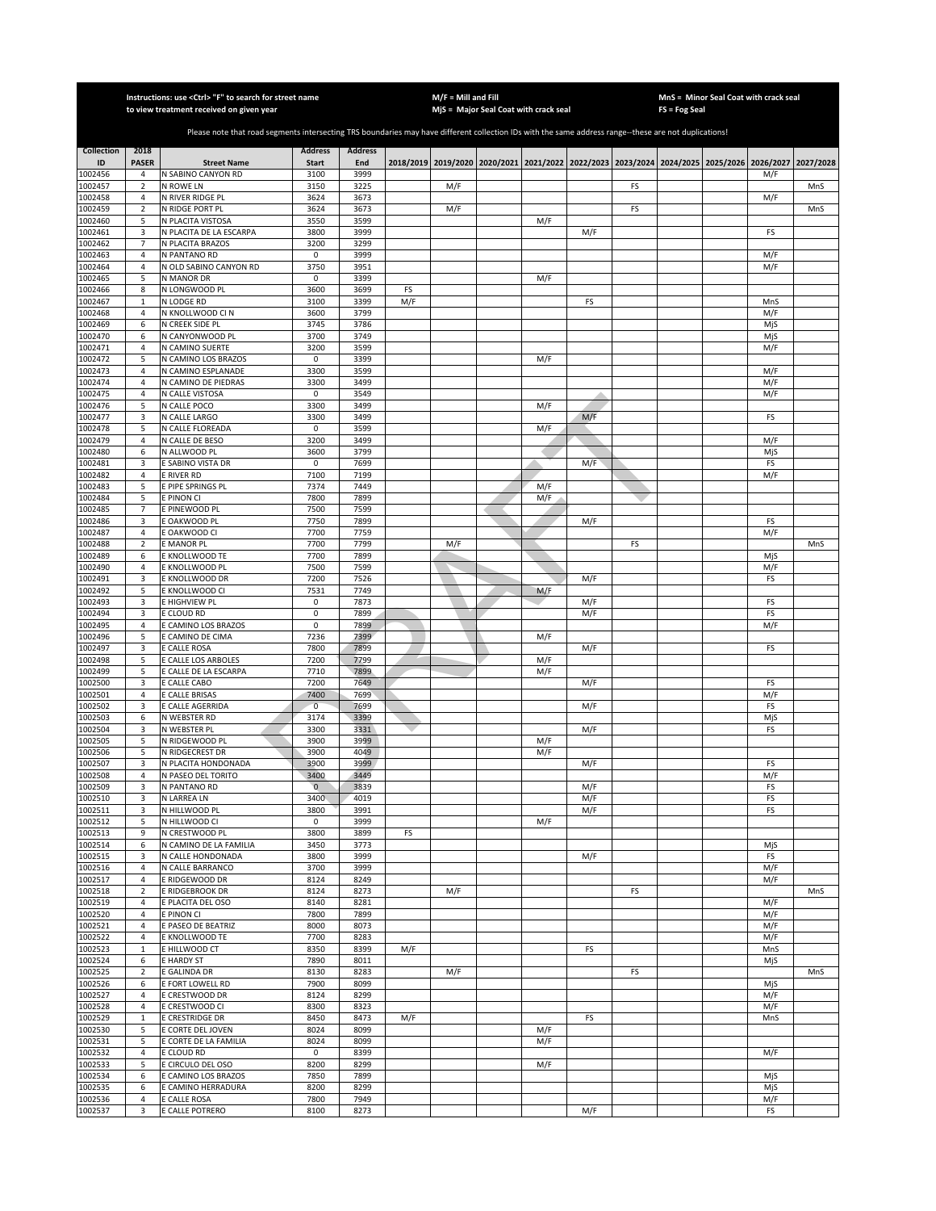Instructions: use <Ctrl> "F" to search for street name to view treatment received on given year

M/F = Mill and Fill
MjS = Major Seal Coat with crack seal

MnS = Minor Seal Coat with crack seal
FS = Fog Seal

Please note that road segments intersecting TRS boundaries may have different collection IDs with the same address range--these are not duplications!

| Collection ID | 2018 PASER | Street Name | Address Start | Address End | 2018/2019 | 2019/2020 | 2020/2021 | 2021/2022 | 2022/2023 | 2023/2024 | 2024/2025 | 2025/2026 | 2026/2027 | 2027/2028 |
|---|---|---|---|---|---|---|---|---|---|---|---|---|---|---|
| 1002456 | 4 | N SABINO CANYON RD | 3100 | 3999 | | | | | | | | | M/F | |
| 1002457 | 2 | N ROWE LN | 3150 | 3225 | | M/F | | | | FS | | | | MnS |
| 1002458 | 4 | N RIVER RIDGE PL | 3624 | 3673 | | | | | | | | | M/F | |
| 1002459 | 2 | N RIDGE PORT PL | 3624 | 3673 | | M/F | | | | FS | | | | MnS |
| 1002460 | 5 | N PLACITA VISTOSA | 3550 | 3599 | | | | M/F | | | | | | |
| 1002461 | 3 | N PLACITA DE LA ESCARPA | 3800 | 3999 | | | | | M/F | | | | FS | |
| 1002462 | 7 | N PLACITA BRAZOS | 3200 | 3299 | | | | | | | | | | |
| 1002463 | 4 | N PANTANO RD | 0 | 3999 | | | | | | | | | M/F | |
| 1002464 | 4 | N OLD SABINO CANYON RD | 3750 | 3951 | | | | | | | | | M/F | |
| 1002465 | 5 | N MANOR DR | 0 | 3399 | | | | M/F | | | | | | |
| 1002466 | 8 | N LONGWOOD PL | 3600 | 3699 | FS | | | | | | | | | |
| 1002467 | 1 | N LODGE RD | 3100 | 3399 | M/F | | | | FS | | | | MnS | |
| 1002468 | 4 | N KNOLLWOOD CI N | 3600 | 3799 | | | | | | | | | M/F | |
| 1002469 | 6 | N CREEK SIDE PL | 3745 | 3786 | | | | | | | | | MjS | |
| 1002470 | 6 | N CANYONWOOD PL | 3700 | 3749 | | | | | | | | | MjS | |
| 1002471 | 4 | N CAMINO SUERTE | 3200 | 3599 | | | | | | | | | M/F | |
| 1002472 | 5 | N CAMINO LOS BRAZOS | 0 | 3399 | | | | M/F | | | | | | |
| 1002473 | 4 | N CAMINO ESPLANADE | 3300 | 3599 | | | | | | | | | M/F | |
| 1002474 | 4 | N CAMINO DE PIEDRAS | 3300 | 3499 | | | | | | | | | M/F | |
| 1002475 | 4 | N CALLE VISTOSA | 0 | 3549 | | | | | | | | | M/F | |
| 1002476 | 5 | N CALLE POCO | 3300 | 3499 | | | | M/F | | | | | | |
| 1002477 | 3 | N CALLE LARGO | 3300 | 3499 | | | | | M/F | | | | FS | |
| 1002478 | 5 | N CALLE FLOREADA | 0 | 3599 | | | | M/F | | | | | | |
| 1002479 | 4 | N CALLE DE BESO | 3200 | 3499 | | | | | | | | | M/F | |
| 1002480 | 6 | N ALLWOOD PL | 3600 | 3799 | | | | | | | | | MjS | |
| 1002481 | 3 | E SABINO VISTA DR | 0 | 7699 | | | | | M/F | | | | FS | |
| 1002482 | 4 | E RIVER RD | 7100 | 7199 | | | | | | | | | M/F | |
| 1002483 | 5 | E PIPE SPRINGS PL | 7374 | 7449 | | | | M/F | | | | | | |
| 1002484 | 5 | E PINON CI | 7800 | 7899 | | | | M/F | | | | | | |
| 1002485 | 7 | E PINEWOOD PL | 7500 | 7599 | | | | | | | | | | |
| 1002486 | 3 | E OAKWOOD PL | 7750 | 7899 | | | | | M/F | | | | FS | |
| 1002487 | 4 | E OAKWOOD CI | 7700 | 7759 | | | | | | | | | M/F | |
| 1002488 | 2 | E MANOR PL | 7700 | 7799 | | M/F | | | | FS | | | | MnS |
| 1002489 | 6 | E KNOLLWOOD TE | 7700 | 7899 | | | | | | | | | MjS | |
| 1002490 | 4 | E KNOLLWOOD PL | 7500 | 7599 | | | | | | | | | M/F | |
| 1002491 | 3 | E KNOLLWOOD DR | 7200 | 7526 | | | | | M/F | | | | FS | |
| 1002492 | 5 | E KNOLLWOOD CI | 7531 | 7749 | | | | M/F | | | | | | |
| 1002493 | 3 | E HIGHVIEW PL | 0 | 7873 | | | | | M/F | | | | FS | |
| 1002494 | 3 | E CLOUD RD | 0 | 7899 | | | | | M/F | | | | FS | |
| 1002495 | 4 | E CAMINO LOS BRAZOS | 0 | 7899 | | | | | | | | | M/F | |
| 1002496 | 5 | E CAMINO DE CIMA | 7236 | 7399 | | | | M/F | | | | | | |
| 1002497 | 3 | E CALLE ROSA | 7800 | 7899 | | | | | M/F | | | | FS | |
| 1002498 | 5 | E CALLE LOS ARBOLES | 7200 | 7799 | | | | M/F | | | | | | |
| 1002499 | 5 | E CALLE DE LA ESCARPA | 7710 | 7899 | | | | M/F | | | | | | |
| 1002500 | 3 | E CALLE CABO | 7200 | 7649 | | | | | M/F | | | | FS | |
| 1002501 | 4 | E CALLE BRISAS | 7400 | 7699 | | | | | | | | | M/F | |
| 1002502 | 3 | E CALLE AGERRIDA | 0 | 7699 | | | | | M/F | | | | FS | |
| 1002503 | 6 | N WEBSTER RD | 3174 | 3399 | | | | | | | | | MjS | |
| 1002504 | 3 | N WEBSTER PL | 3300 | 3331 | | | | | M/F | | | | FS | |
| 1002505 | 5 | N RIDGEWOOD PL | 3900 | 3999 | | | | M/F | | | | | | |
| 1002506 | 5 | N RIDGECREST DR | 3900 | 4049 | | | | M/F | | | | | | |
| 1002507 | 3 | N PLACITA HONDONADA | 3900 | 3999 | | | | | M/F | | | | FS | |
| 1002508 | 4 | N PASEO DEL TORITO | 3400 | 3449 | | | | | | | | | M/F | |
| 1002509 | 3 | N PANTANO RD | 0 | 3839 | | | | | M/F | | | | FS | |
| 1002510 | 3 | N LARREA LN | 3400 | 4019 | | | | | M/F | | | | FS | |
| 1002511 | 3 | N HILLWOOD PL | 3800 | 3991 | | | | | M/F | | | | FS | |
| 1002512 | 5 | N HILLWOOD CI | 0 | 3999 | | | | M/F | | | | | | |
| 1002513 | 9 | N CRESTWOOD PL | 3800 | 3899 | FS | | | | | | | | | |
| 1002514 | 6 | N CAMINO DE LA FAMILIA | 3450 | 3773 | | | | | | | | | MjS | |
| 1002515 | 3 | N CALLE HONDONADA | 3800 | 3999 | | | | | M/F | | | | FS | |
| 1002516 | 4 | N CALLE BARRANCO | 3700 | 3999 | | | | | | | | | M/F | |
| 1002517 | 4 | E RIDGEWOOD DR | 8124 | 8249 | | | | | | | | | M/F | |
| 1002518 | 2 | E RIDGEBROOK DR | 8124 | 8273 | | M/F | | | | FS | | | | MnS |
| 1002519 | 4 | E PLACITA DEL OSO | 8140 | 8281 | | | | | | | | | M/F | |
| 1002520 | 4 | E PINON CI | 7800 | 7899 | | | | | | | | | M/F | |
| 1002521 | 4 | E PASEO DE BEATRIZ | 8000 | 8073 | | | | | | | | | M/F | |
| 1002522 | 4 | E KNOLLWOOD TE | 7700 | 8283 | | | | | | | | | M/F | |
| 1002523 | 1 | E HILLWOOD CT | 8350 | 8399 | M/F | | | | FS | | | | MnS | |
| 1002524 | 6 | E HARDY ST | 7890 | 8011 | | | | | | | | | MjS | |
| 1002525 | 2 | E GALINDA DR | 8130 | 8283 | | M/F | | | | FS | | | | MnS |
| 1002526 | 6 | E FORT LOWELL RD | 7900 | 8099 | | | | | | | | | MjS | |
| 1002527 | 4 | E CRESTWOOD DR | 8124 | 8299 | | | | | | | | | M/F | |
| 1002528 | 4 | E CRESTWOOD CI | 8300 | 8323 | | | | | | | | | M/F | |
| 1002529 | 1 | E CRESTRIDGE DR | 8450 | 8473 | M/F | | | | FS | | | | MnS | |
| 1002530 | 5 | E CORTE DEL JOVEN | 8024 | 8099 | | | | M/F | | | | | | |
| 1002531 | 5 | E CORTE DE LA FAMILIA | 8024 | 8099 | | | | M/F | | | | | | |
| 1002532 | 4 | E CLOUD RD | 0 | 8399 | | | | | | | | | M/F | |
| 1002533 | 5 | E CIRCULO DEL OSO | 8200 | 8299 | | | | M/F | | | | | | |
| 1002534 | 6 | E CAMINO LOS BRAZOS | 7850 | 7899 | | | | | | | | | MjS | |
| 1002535 | 6 | E CAMINO HERRADURA | 8200 | 8299 | | | | | | | | | MjS | |
| 1002536 | 4 | E CALLE ROSA | 7800 | 7949 | | | | | | | | | M/F | |
| 1002537 | 3 | E CALLE POTRERO | 8100 | 8273 | | | | | M/F | | | | FS | |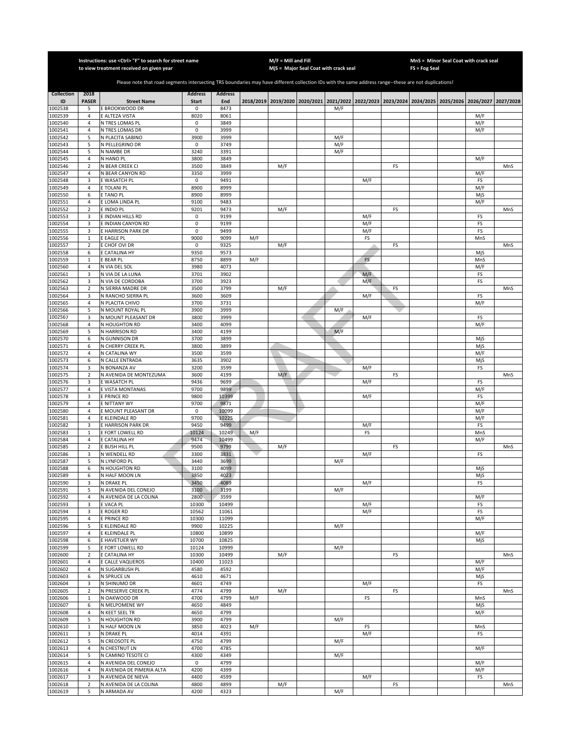Instructions: use <Ctrl> "F" to search for street name to view treatment received on given year

M/F = Mill and Fill
MjS = Major Seal Coat with crack seal

MnS = Minor Seal Coat with crack seal
FS = Fog Seal

Please note that road segments intersecting TRS boundaries may have different collection IDs with the same address range--these are not duplications!

| Collection ID | 2018 PASER | Street Name | Address Start | Address End | 2018/2019 | 2019/2020 | 2020/2021 | 2021/2022 | 2022/2023 | 2023/2024 | 2024/2025 | 2025/2026 | 2026/2027 | 2027/2028 |
|---|---|---|---|---|---|---|---|---|---|---|---|---|---|---|
| 1002538 | 5 | E BROOKWOOD DR | 0 | 8473 | | | | M/F | | | | | | |
| 1002539 | 4 | E ALTEZA VISTA | 8020 | 8061 | | | | | | | | | M/F | |
| 1002540 | 4 | N TRES LOMAS PL | 0 | 3849 | | | | | | | | | M/F | |
| 1002541 | 4 | N TRES LOMAS DR | 0 | 3999 | | | | | | | | | M/F | |
| 1002542 | 5 | N PLACITA SABINO | 3900 | 3999 | | | | M/F | | | | | | |
| 1002543 | 5 | N PELLEGRINO DR | 0 | 3749 | | | | M/F | | | | | | |
| 1002544 | 5 | N NAMBE DR | 3240 | 3391 | | | | M/F | | | | | | |
| 1002545 | 4 | N HANO PL | 3800 | 3849 | | | | | | | | | M/F | |
| 1002546 | 2 | N BEAR CREEK CI | 3500 | 3849 | | M/F | | | | FS | | | | MnS |
| 1002547 | 4 | N BEAR CANYON RD | 3350 | 3999 | | | | | | | | | M/F | |
| 1002548 | 3 | E WASATCH PL | 0 | 9491 | | | | | M/F | | | | FS | |
| 1002549 | 4 | E TOLANI PL | 8900 | 8999 | | | | | | | | | M/F | |
| 1002550 | 6 | E TANO PL | 8900 | 8999 | | | | | | | | | MjS | |
| 1002551 | 4 | E LOMA LINDA PL | 9100 | 9483 | | | | | | | | | M/F | |
| 1002552 | 2 | E INDIO PL | 9201 | 9473 | | M/F | | | | FS | | | | MnS |
| 1002553 | 3 | E INDIAN HILLS RD | 0 | 9199 | | | | | M/F | | | | FS | |
| 1002554 | 3 | E INDIAN CANYON RD | 0 | 9199 | | | | | M/F | | | | FS | |
| 1002555 | 3 | E HARRISON PARK DR | 0 | 9499 | | | | | M/F | | | | FS | |
| 1002556 | 1 | E EAGLE PL | 9000 | 9099 | M/F | | | | FS | | | | MnS | |
| 1002557 | 2 | E CHOF OVI DR | 0 | 9325 | | M/F | | | | FS | | | | MnS |
| 1002558 | 6 | E CATALINA HY | 9350 | 9573 | | | | | | | | | MjS | |
| 1002559 | 1 | E BEAR PL | 8750 | 8899 | M/F | | | | FS | | | | MnS | |
| 1002560 | 4 | N VIA DEL SOL | 3980 | 4073 | | | | | | | | | M/F | |
| 1002561 | 3 | N VIA DE LA LUNA | 3701 | 3902 | | | | | M/F | | | | FS | |
| 1002562 | 3 | N VIA DE CORDOBA | 3700 | 3923 | | | | | M/F | | | | FS | |
| 1002563 | 2 | N SIERRA MADRE DR | 3500 | 3799 | | M/F | | | | FS | | | | MnS |
| 1002564 | 3 | N RANCHO SIERRA PL | 3600 | 3609 | | | | | M/F | | | | FS | |
| 1002565 | 4 | N PLACITA CHIVO | 3700 | 3731 | | | | | | | | | M/F | |
| 1002566 | 5 | N MOUNT ROYAL PL | 3900 | 3999 | | | | M/F | | | | | | |
| 1002567 | 3 | N MOUNT PLEASANT DR | 3800 | 3999 | | | | | M/F | | | | FS | |
| 1002568 | 4 | N HOUGHTON RD | 3400 | 4099 | | | | | | | | | M/F | |
| 1002569 | 5 | N HARRISON RD | 3400 | 4199 | | | | M/F | | | | | | |
| 1002570 | 6 | N GUNNISON DR | 3700 | 3899 | | | | | | | | | MjS | |
| 1002571 | 6 | N CHERRY CREEK PL | 3800 | 3899 | | | | | | | | | MjS | |
| 1002572 | 4 | N CATALINA WY | 3500 | 3599 | | | | | | | | | M/F | |
| 1002573 | 6 | N CALLE ENTRADA | 3635 | 3902 | | | | | | | | | MjS | |
| 1002574 | 3 | N BONANZA AV | 3200 | 3599 | | | | | M/F | | | | FS | |
| 1002575 | 2 | N AVENIDA DE MONTEZUMA | 3600 | 4199 | | M/F | | | | FS | | | | MnS |
| 1002576 | 3 | E WASATCH PL | 9436 | 9699 | | | | | M/F | | | | FS | |
| 1002577 | 4 | E VISTA MONTANAS | 9700 | 9899 | | | | | | | | | M/F | |
| 1002578 | 3 | E PRINCE RD | 9800 | 10399 | | | | | M/F | | | | FS | |
| 1002579 | 4 | E NITTANY WY | 9700 | 9871 | | | | | | | | | M/F | |
| 1002580 | 4 | E MOUNT PLEASANT DR | 0 | 10099 | | | | | | | | | M/F | |
| 1002581 | 4 | E KLEINDALE RD | 9700 | 10225 | | | | | | | | | M/F | |
| 1002582 | 3 | E HARRISON PARK DR | 9450 | 9499 | | | | | M/F | | | | FS | |
| 1002583 | 1 | E FORT LOWELL RD | 10124 | 10249 | M/F | | | | FS | | | | MnS | |
| 1002584 | 4 | E CATALINA HY | 9474 | 10499 | | | | | | | | | M/F | |
| 1002585 | 2 | E BUSH HILL PL | 9500 | 9799 | | M/F | | | | FS | | | | MnS |
| 1002586 | 3 | N WENDELL RD | 3300 | 3831 | | | | | M/F | | | | FS | |
| 1002587 | 5 | N LYNFORD PL | 3440 | 3699 | | | | M/F | | | | | | |
| 1002588 | 6 | N HOUGHTON RD | 3100 | 4099 | | | | | | | | | MjS | |
| 1002589 | 6 | N HALF MOON LN | 3850 | 4023 | | | | | | | | | MjS | |
| 1002590 | 3 | N DRAKE PL | 3450 | 4089 | | | | | M/F | | | | FS | |
| 1002591 | 5 | N AVENIDA DEL CONEJO | 3100 | 3199 | | | | M/F | | | | | | |
| 1002592 | 4 | N AVENIDA DE LA COLINA | 2800 | 3599 | | | | | | | | | M/F | |
| 1002593 | 3 | E VACA PL | 10300 | 10499 | | | | | M/F | | | | FS | |
| 1002594 | 3 | E ROGER RD | 10562 | 11061 | | | | | M/F | | | | FS | |
| 1002595 | 4 | E PRINCE RD | 10300 | 11099 | | | | | | | | | M/F | |
| 1002596 | 5 | E KLEINDALE RD | 9900 | 10225 | | | | M/F | | | | | | |
| 1002597 | 4 | E KLEINDALE PL | 10800 | 10899 | | | | | | | | | M/F | |
| 1002598 | 6 | E HAVETUER WY | 10700 | 10825 | | | | | | | | | MjS | |
| 1002599 | 5 | E FORT LOWELL RD | 10124 | 10999 | | | | M/F | | | | | | |
| 1002600 | 2 | E CATALINA HY | 10300 | 10499 | | M/F | | | | FS | | | | MnS |
| 1002601 | 4 | E CALLE VAQUEROS | 10400 | 11023 | | | | | | | | | M/F | |
| 1002602 | 4 | N SUGARBUSH PL | 4580 | 4592 | | | | | | | | | M/F | |
| 1002603 | 6 | N SPRUCE LN | 4610 | 4671 | | | | | | | | | MjS | |
| 1002604 | 3 | N SHINUMO DR | 4601 | 4749 | | | | | M/F | | | | FS | |
| 1002605 | 2 | N PRESERVE CREEK PL | 4774 | 4799 | | M/F | | | | FS | | | | MnS |
| 1002606 | 1 | N OAKWOOD DR | 4700 | 4799 | M/F | | | | FS | | | | MnS | |
| 1002607 | 6 | N MELPOMENE WY | 4650 | 4849 | | | | | | | | | MjS | |
| 1002608 | 4 | N KEET SEEL TR | 4650 | 4799 | | | | | | | | | M/F | |
| 1002609 | 5 | N HOUGHTON RD | 3900 | 4799 | | | | M/F | | | | | | |
| 1002610 | 1 | N HALF MOON LN | 3850 | 4023 | M/F | | | | FS | | | | MnS | |
| 1002611 | 3 | N DRAKE PL | 4014 | 4391 | | | | | M/F | | | | FS | |
| 1002612 | 5 | N CREOSOTE PL | 4750 | 4799 | | | | M/F | | | | | | |
| 1002613 | 4 | N CHESTNUT LN | 4700 | 4785 | | | | | | | | | M/F | |
| 1002614 | 5 | N CAMINO TESOTE CI | 4300 | 4349 | | | | M/F | | | | | | |
| 1002615 | 4 | N AVENIDA DEL CONEJO | 0 | 4799 | | | | | | | | | M/F | |
| 1002616 | 4 | N AVENIDA DE PIMERIA ALTA | 4200 | 4399 | | | | | | | | | M/F | |
| 1002617 | 3 | N AVENIDA DE NIEVA | 4400 | 4599 | | | | | M/F | | | | FS | |
| 1002618 | 2 | N AVENIDA DE LA COLINA | 4800 | 4899 | | M/F | | | | FS | | | | MnS |
| 1002619 | 5 | N ARMADA AV | 4200 | 4323 | | | | M/F | | | | | | |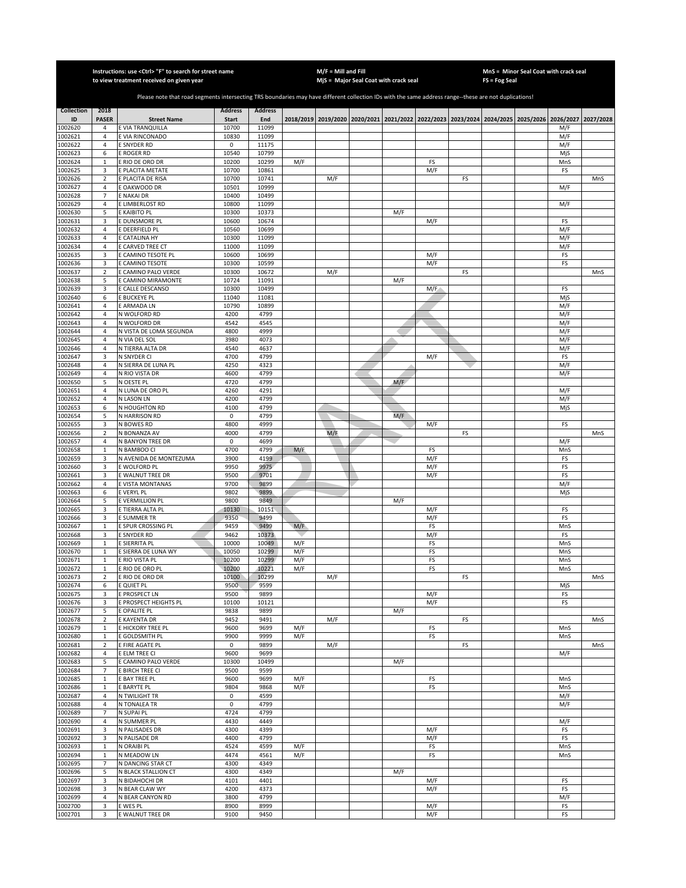Instructions: use <Ctrl> "F" to search for street name to view treatment received on given year

M/F = Mill and Fill
MjS = Major Seal Coat with crack seal

MnS = Minor Seal Coat with crack seal
FS = Fog Seal

Please note that road segments intersecting TRS boundaries may have different collection IDs with the same address range--these are not duplications!

| Collection ID | 2018 PASER | Street Name | Address Start | Address End | 2018/2019 | 2019/2020 | 2020/2021 | 2021/2022 | 2022/2023 | 2023/2024 | 2024/2025 | 2025/2026 | 2026/2027 | 2027/2028 |
|---|---|---|---|---|---|---|---|---|---|---|---|---|---|---|
| 1002620 | 4 | E VIA TRANQUILLA | 10700 | 11099 | | | | | | | | | M/F | |
| 1002621 | 4 | E VIA RINCONADO | 10830 | 11099 | | | | | | | | | M/F | |
| 1002622 | 4 | E SNYDER RD | 0 | 11175 | | | | | | | | | M/F | |
| 1002623 | 6 | E ROGER RD | 10540 | 10799 | | | | | | | | | MjS | |
| 1002624 | 1 | E RIO DE ORO DR | 10200 | 10299 | M/F | | | | FS | | | | MnS | |
| 1002625 | 3 | E PLACITA METATE | 10700 | 10861 | | | | | M/F | | | | FS | |
| 1002626 | 2 | E PLACITA DE RISA | 10700 | 10741 | | M/F | | | | FS | | | | MnS |
| 1002627 | 4 | E OAKWOOD DR | 10501 | 10999 | | | | | | | | | M/F | |
| 1002628 | 7 | E NAKAI DR | 10400 | 10499 | | | | | | | | | | |
| 1002629 | 4 | E LIMBERLOST RD | 10800 | 11099 | | | | | | | | | M/F | |
| 1002630 | 5 | E KAIBITO PL | 10300 | 10373 | | | | M/F | | | | | | |
| 1002631 | 3 | E DUNSMORE PL | 10600 | 10674 | | | | | M/F | | | | FS | |
| 1002632 | 4 | E DEERFIELD PL | 10560 | 10699 | | | | | | | | | M/F | |
| 1002633 | 4 | E CATALINA HY | 10300 | 11099 | | | | | | | | | M/F | |
| 1002634 | 4 | E CARVED TREE CT | 11000 | 11099 | | | | | | | | | M/F | |
| 1002635 | 3 | E CAMINO TESOTE PL | 10600 | 10699 | | | | | M/F | | | | FS | |
| 1002636 | 3 | E CAMINO TESOTE | 10300 | 10599 | | | | | M/F | | | | FS | |
| 1002637 | 2 | E CAMINO PALO VERDE | 10300 | 10672 | | M/F | | | | FS | | | | MnS |
| 1002638 | 5 | E CAMINO MIRAMONTE | 10724 | 11091 | | | | M/F | | | | | | |
| 1002639 | 3 | E CALLE DESCANSO | 10300 | 10499 | | | | | M/F | | | | FS | |
| 1002640 | 6 | E BUCKEYE PL | 11040 | 11081 | | | | | | | | | MjS | |
| 1002641 | 4 | E ARMADA LN | 10790 | 10899 | | | | | | | | | M/F | |
| 1002642 | 4 | N WOLFORD RD | 4200 | 4799 | | | | | | | | | M/F | |
| 1002643 | 4 | N WOLFORD DR | 4542 | 4545 | | | | | | | | | M/F | |
| 1002644 | 4 | N VISTA DE LOMA SEGUNDA | 4800 | 4999 | | | | | | | | | M/F | |
| 1002645 | 4 | N VIA DEL SOL | 3980 | 4073 | | | | | | | | | M/F | |
| 1002646 | 4 | N TIERRA ALTA DR | 4540 | 4637 | | | | | | | | | M/F | |
| 1002647 | 3 | N SNYDER CI | 4700 | 4799 | | | | | M/F | | | | FS | |
| 1002648 | 4 | N SIERRA DE LUNA PL | 4250 | 4323 | | | | | | | | | M/F | |
| 1002649 | 4 | N RIO VISTA DR | 4600 | 4799 | | | | | | | | | M/F | |
| 1002650 | 5 | N OESTE PL | 4720 | 4799 | | | | M/F | | | | | | |
| 1002651 | 4 | N LUNA DE ORO PL | 4260 | 4291 | | | | | | | | | M/F | |
| 1002652 | 4 | N LASON LN | 4200 | 4799 | | | | | | | | | M/F | |
| 1002653 | 6 | N HOUGHTON RD | 4100 | 4799 | | | | | | | | | MjS | |
| 1002654 | 5 | N HARRISON RD | 0 | 4799 | | | | M/F | | | | | | |
| 1002655 | 3 | N BOWES RD | 4800 | 4999 | | | | | M/F | | | | FS | |
| 1002656 | 2 | N BONANZA AV | 4000 | 4799 | | M/F | | | | FS | | | | MnS |
| 1002657 | 4 | N BANYON TREE DR | 0 | 4699 | | | | | | | | | M/F | |
| 1002658 | 1 | N BAMBOO CI | 4700 | 4799 | M/F | | | | FS | | | | MnS | |
| 1002659 | 3 | N AVENIDA DE MONTEZUMA | 3900 | 4199 | | | | | M/F | | | | FS | |
| 1002660 | 3 | E WOLFORD PL | 9950 | 9975 | | | | | M/F | | | | FS | |
| 1002661 | 3 | E WALNUT TREE DR | 9500 | 9701 | | | | | M/F | | | | FS | |
| 1002662 | 4 | E VISTA MONTANAS | 9700 | 9899 | | | | | | | | | M/F | |
| 1002663 | 6 | E VERYL PL | 9802 | 9899 | | | | | | | | | MjS | |
| 1002664 | 5 | E VERMILLION PL | 9800 | 9849 | | | | M/F | | | | | | |
| 1002665 | 3 | E TIERRA ALTA PL | 10130 | 10151 | | | | | M/F | | | | FS | |
| 1002666 | 3 | E SUMMER TR | 9350 | 9499 | | | | | M/F | | | | FS | |
| 1002667 | 1 | E SPUR CROSSING PL | 9459 | 9499 | M/F | | | | FS | | | | MnS | |
| 1002668 | 3 | E SNYDER RD | 9462 | 10373 | | | | | M/F | | | | FS | |
| 1002669 | 1 | E SIERRITA PL | 10000 | 10049 | M/F | | | | FS | | | | MnS | |
| 1002670 | 1 | E SIERRA DE LUNA WY | 10050 | 10299 | M/F | | | | FS | | | | MnS | |
| 1002671 | 1 | E RIO VISTA PL | 10200 | 10299 | M/F | | | | FS | | | | MnS | |
| 1002672 | 1 | E RIO DE ORO PL | 10200 | 10221 | M/F | | | | FS | | | | MnS | |
| 1002673 | 2 | E RIO DE ORO DR | 10100 | 10299 | | M/F | | | | FS | | | | MnS |
| 1002674 | 6 | E QUIET PL | 9500 | 9599 | | | | | | | | | MjS | |
| 1002675 | 3 | E PROSPECT LN | 9500 | 9899 | | | | | M/F | | | | FS | |
| 1002676 | 3 | E PROSPECT HEIGHTS PL | 10100 | 10121 | | | | | M/F | | | | FS | |
| 1002677 | 5 | E OPALITE PL | 9838 | 9899 | | | | M/F | | | | | | |
| 1002678 | 2 | E KAYENTA DR | 9452 | 9491 | | M/F | | | | FS | | | | MnS |
| 1002679 | 1 | E HICKORY TREE PL | 9600 | 9699 | M/F | | | | FS | | | | MnS | |
| 1002680 | 1 | E GOLDSMITH PL | 9900 | 9999 | M/F | | | | FS | | | | MnS | |
| 1002681 | 2 | E FIRE AGATE PL | 0 | 9899 | | M/F | | | | FS | | | | MnS |
| 1002682 | 4 | E ELM TREE CI | 9600 | 9699 | | | | | | | | | M/F | |
| 1002683 | 5 | E CAMINO PALO VERDE | 10300 | 10499 | | | | M/F | | | | | | |
| 1002684 | 7 | E BIRCH TREE CI | 9500 | 9599 | | | | | | | | | | |
| 1002685 | 1 | E BAY TREE PL | 9600 | 9699 | M/F | | | | FS | | | | MnS | |
| 1002686 | 1 | E BARYTE PL | 9804 | 9868 | M/F | | | | FS | | | | MnS | |
| 1002687 | 4 | N TWILIGHT TR | 0 | 4599 | | | | | | | | | M/F | |
| 1002688 | 4 | N TONALEA TR | 0 | 4799 | | | | | | | | | M/F | |
| 1002689 | 7 | N SUPAI PL | 4724 | 4799 | | | | | | | | | | |
| 1002690 | 4 | N SUMMER PL | 4430 | 4449 | | | | | | | | | M/F | |
| 1002691 | 3 | N PALISADES DR | 4300 | 4399 | | | | | M/F | | | | FS | |
| 1002692 | 3 | N PALISADE DR | 4400 | 4799 | | | | | M/F | | | | FS | |
| 1002693 | 1 | N ORAIBI PL | 4524 | 4599 | M/F | | | | FS | | | | MnS | |
| 1002694 | 1 | N MEADOW LN | 4474 | 4561 | M/F | | | | FS | | | | MnS | |
| 1002695 | 7 | N DANCING STAR CT | 4300 | 4349 | | | | | | | | | | |
| 1002696 | 5 | N BLACK STALLION CT | 4300 | 4349 | | | | M/F | | | | | | |
| 1002697 | 3 | N BIDAHOCHI DR | 4101 | 4401 | | | | | M/F | | | | FS | |
| 1002698 | 3 | N BEAR CLAW WY | 4200 | 4373 | | | | | M/F | | | | FS | |
| 1002699 | 4 | N BEAR CANYON RD | 3800 | 4799 | | | | | | | | | M/F | |
| 1002700 | 3 | E WES PL | 8900 | 8999 | | | | | M/F | | | | FS | |
| 1002701 | 3 | E WALNUT TREE DR | 9100 | 9450 | | | | | M/F | | | | FS | |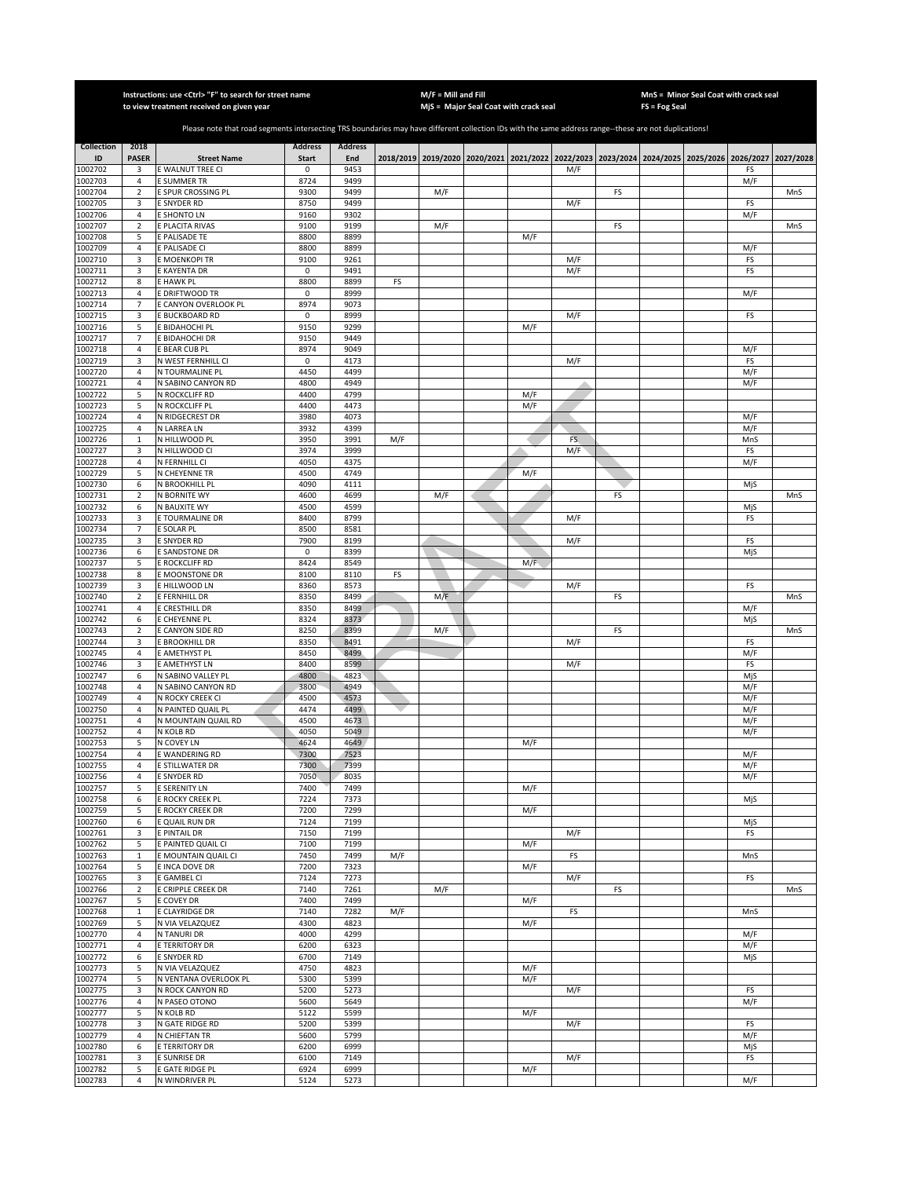Instructions: use <Ctrl> "F" to search for street name to view treatment received on given year

M/F = Mill and Fill
MjS = Major Seal Coat with crack seal

MnS = Minor Seal Coat with crack seal
FS = Fog Seal

Please note that road segments intersecting TRS boundaries may have different collection IDs with the same address range--these are not duplications!

| Collection ID | 2018 PASER | Street Name | Address Start | Address End | 2018/2019 | 2019/2020 | 2020/2021 | 2021/2022 | 2022/2023 | 2023/2024 | 2024/2025 | 2025/2026 | 2026/2027 | 2027/2028 |
|---|---|---|---|---|---|---|---|---|---|---|---|---|---|---|
| 1002702 | 3 | E WALNUT TREE CI | 0 | 9453 | | | | | M/F | | | | FS | |
| 1002703 | 4 | E SUMMER TR | 8724 | 9499 | | | | | | | | | M/F | |
| 1002704 | 2 | E SPUR CROSSING PL | 9300 | 9499 | | M/F | | | | FS | | | | MnS |
| 1002705 | 3 | E SNYDER RD | 8750 | 9499 | | | | | M/F | | | | FS | |
| 1002706 | 4 | E SHONTO LN | 9160 | 9302 | | | | | | | | | M/F | |
| 1002707 | 2 | E PLACITA RIVAS | 9100 | 9199 | | M/F | | | | FS | | | | MnS |
| 1002708 | 5 | E PALISADE TE | 8800 | 8899 | | | | M/F | | | | | | |
| 1002709 | 4 | E PALISADE CI | 8800 | 8899 | | | | | | | | | M/F | |
| 1002710 | 3 | E MOENKOPI TR | 9100 | 9261 | | | | | M/F | | | | FS | |
| 1002711 | 3 | E KAYENTA DR | 0 | 9491 | | | | | M/F | | | | FS | |
| 1002712 | 8 | E HAWK PL | 8800 | 8899 | FS | | | | | | | | | |
| 1002713 | 4 | E DRIFTWOOD TR | 0 | 8999 | | | | | | | | | M/F | |
| 1002714 | 7 | E CANYON OVERLOOK PL | 8974 | 9073 | | | | | | | | | | |
| 1002715 | 3 | E BUCKBOARD RD | 0 | 8999 | | | | | M/F | | | | FS | |
| 1002716 | 5 | E BIDAHOCHI PL | 9150 | 9299 | | | | M/F | | | | | | |
| 1002717 | 7 | E BIDAHOCHI DR | 9150 | 9449 | | | | | | | | | | |
| 1002718 | 4 | E BEAR CUB PL | 8974 | 9049 | | | | | | | | | M/F | |
| 1002719 | 3 | N WEST FERNHILL CI | 0 | 4173 | | | | | M/F | | | | FS | |
| 1002720 | 4 | N TOURMALINE PL | 4450 | 4499 | | | | | | | | | M/F | |
| 1002721 | 4 | N SABINO CANYON RD | 4800 | 4949 | | | | | | | | | M/F | |
| 1002722 | 5 | N ROCKCLIFF RD | 4400 | 4799 | | | | M/F | | | | | | |
| 1002723 | 5 | N ROCKCLIFF PL | 4400 | 4473 | | | | M/F | | | | | | |
| 1002724 | 4 | N RIDGECREST DR | 3980 | 4073 | | | | | | | | | M/F | |
| 1002725 | 4 | N LARREA LN | 3932 | 4399 | | | | | | | | | M/F | |
| 1002726 | 1 | N HILLWOOD PL | 3950 | 3991 | M/F | | | | FS | | | | MnS | |
| 1002727 | 3 | N HILLWOOD CI | 3974 | 3999 | | | | | M/F | | | | FS | |
| 1002728 | 4 | N FERNHILL CI | 4050 | 4375 | | | | | | | | | M/F | |
| 1002729 | 5 | N CHEYENNE TR | 4500 | 4749 | | | | M/F | | | | | | |
| 1002730 | 6 | N BROOKHILL PL | 4090 | 4111 | | | | | | | | | MjS | |
| 1002731 | 2 | N BORNITE WY | 4600 | 4699 | | M/F | | | | FS | | | | MnS |
| 1002732 | 6 | N BAUXITE WY | 4500 | 4599 | | | | | | | | | MjS | |
| 1002733 | 3 | E TOURMALINE DR | 8400 | 8799 | | | | | M/F | | | | FS | |
| 1002734 | 7 | E SOLAR PL | 8500 | 8581 | | | | | | | | | | |
| 1002735 | 3 | E SNYDER RD | 7900 | 8199 | | | | | M/F | | | | FS | |
| 1002736 | 6 | E SANDSTONE DR | 0 | 8399 | | | | | | | | | MjS | |
| 1002737 | 5 | E ROCKCLIFF RD | 8424 | 8549 | | | | M/F | | | | | | |
| 1002738 | 8 | E MOONSTONE DR | 8100 | 8110 | FS | | | | | | | | | |
| 1002739 | 3 | E HILLWOOD LN | 8360 | 8573 | | | | | M/F | | | | FS | |
| 1002740 | 2 | E FERNHILL DR | 8350 | 8499 | | M/F | | | | FS | | | | MnS |
| 1002741 | 4 | E CRESTHILL DR | 8350 | 8499 | | | | | | | | | M/F | |
| 1002742 | 6 | E CHEYENNE PL | 8324 | 8373 | | | | | | | | | MjS | |
| 1002743 | 2 | E CANYON SIDE RD | 8250 | 8399 | | M/F | | | | FS | | | | MnS |
| 1002744 | 3 | E BROOKHILL DR | 8350 | 8491 | | | | | M/F | | | | FS | |
| 1002745 | 4 | E AMETHYST PL | 8450 | 8499 | | | | | | | | | M/F | |
| 1002746 | 3 | E AMETHYST LN | 8400 | 8599 | | | | | M/F | | | | FS | |
| 1002747 | 6 | N SABINO VALLEY PL | 4800 | 4823 | | | | | | | | | MjS | |
| 1002748 | 4 | N SABINO CANYON RD | 3800 | 4949 | | | | | | | | | M/F | |
| 1002749 | 4 | N ROCKY CREEK CI | 4500 | 4573 | | | | | | | | | M/F | |
| 1002750 | 4 | N PAINTED QUAIL PL | 4474 | 4499 | | | | | | | | | M/F | |
| 1002751 | 4 | N MOUNTAIN QUAIL RD | 4500 | 4673 | | | | | | | | | M/F | |
| 1002752 | 4 | N KOLB RD | 4050 | 5049 | | | | | | | | | M/F | |
| 1002753 | 5 | N COVEY LN | 4624 | 4649 | | | | M/F | | | | | | |
| 1002754 | 4 | E WANDERING RD | 7300 | 7523 | | | | | | | | | M/F | |
| 1002755 | 4 | E STILLWATER DR | 7300 | 7399 | | | | | | | | | M/F | |
| 1002756 | 4 | E SNYDER RD | 7050 | 8035 | | | | | | | | | M/F | |
| 1002757 | 5 | E SERENITY LN | 7400 | 7499 | | | | M/F | | | | | | |
| 1002758 | 6 | E ROCKY CREEK PL | 7224 | 7373 | | | | | | | | | MjS | |
| 1002759 | 5 | E ROCKY CREEK DR | 7200 | 7299 | | | | M/F | | | | | | |
| 1002760 | 6 | E QUAIL RUN DR | 7124 | 7199 | | | | | | | | | MjS | |
| 1002761 | 3 | E PINTAIL DR | 7150 | 7199 | | | | | M/F | | | | FS | |
| 1002762 | 5 | E PAINTED QUAIL CI | 7100 | 7199 | | | | M/F | | | | | | |
| 1002763 | 1 | E MOUNTAIN QUAIL CI | 7450 | 7499 | M/F | | | | FS | | | | MnS | |
| 1002764 | 5 | E INCA DOVE DR | 7200 | 7323 | | | | M/F | | | | | | |
| 1002765 | 3 | E GAMBEL CI | 7124 | 7273 | | | | | M/F | | | | FS | |
| 1002766 | 2 | E CRIPPLE CREEK DR | 7140 | 7261 | | M/F | | | | FS | | | | MnS |
| 1002767 | 5 | E COVEY DR | 7400 | 7499 | | | | M/F | | | | | | |
| 1002768 | 1 | E CLAYRIDGE DR | 7140 | 7282 | M/F | | | | FS | | | | MnS | |
| 1002769 | 5 | N VIA VELAZQUEZ | 4300 | 4823 | | | | M/F | | | | | | |
| 1002770 | 4 | N TANURI DR | 4000 | 4299 | | | | | | | | | M/F | |
| 1002771 | 4 | E TERRITORY DR | 6200 | 6323 | | | | | | | | | M/F | |
| 1002772 | 6 | E SNYDER RD | 6700 | 7149 | | | | | | | | | MjS | |
| 1002773 | 5 | N VIA VELAZQUEZ | 4750 | 4823 | | | | M/F | | | | | | |
| 1002774 | 5 | N VENTANA OVERLOOK PL | 5300 | 5399 | | | | M/F | | | | | | |
| 1002775 | 3 | N ROCK CANYON RD | 5200 | 5273 | | | | | M/F | | | | FS | |
| 1002776 | 4 | N PASEO OTONO | 5600 | 5649 | | | | | | | | | M/F | |
| 1002777 | 5 | N KOLB RD | 5122 | 5599 | | | | M/F | | | | | | |
| 1002778 | 3 | N GATE RIDGE RD | 5200 | 5399 | | | | | M/F | | | | FS | |
| 1002779 | 4 | N CHIEFTAN TR | 5600 | 5799 | | | | | | | | | M/F | |
| 1002780 | 6 | E TERRITORY DR | 6200 | 6999 | | | | | | | | | MjS | |
| 1002781 | 3 | E SUNRISE DR | 6100 | 7149 | | | | | M/F | | | | FS | |
| 1002782 | 5 | E GATE RIDGE PL | 6924 | 6999 | | | | M/F | | | | | | |
| 1002783 | 4 | N WINDRIVER PL | 5124 | 5273 | | | | | | | | | M/F | |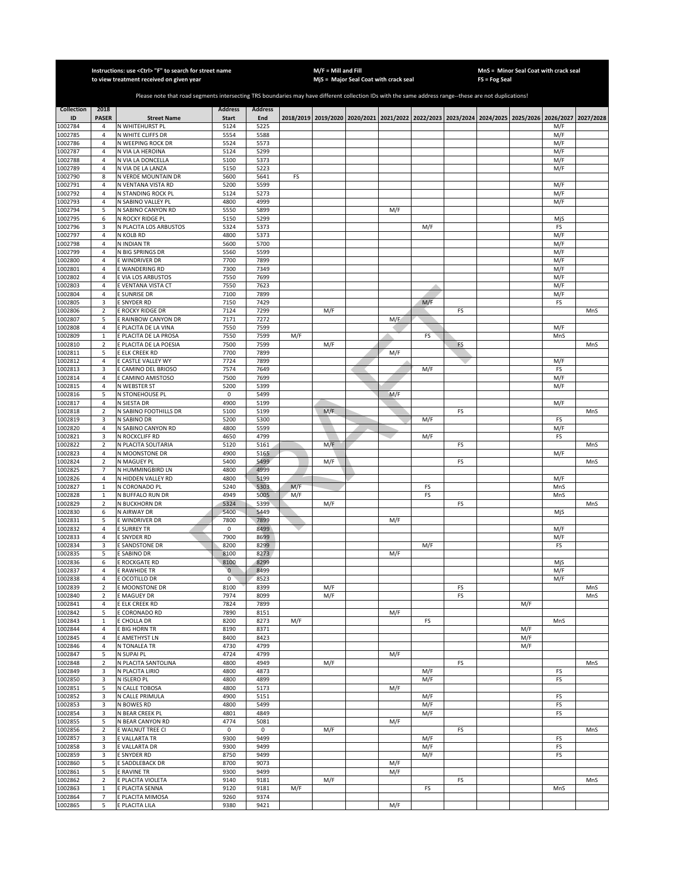Instructions: use <Ctrl> "F" to search for street name to view treatment received on given year

M/F = Mill and Fill
MjS = Major Seal Coat with crack seal

MnS = Minor Seal Coat with crack seal
FS = Fog Seal

Please note that road segments intersecting TRS boundaries may have different collection IDs with the same address range--these are not duplications!

| Collection ID | 2018 PASER | Street Name | Address Start | Address End | 2018/2019 | 2019/2020 | 2020/2021 | 2021/2022 | 2022/2023 | 2023/2024 | 2024/2025 | 2025/2026 | 2026/2027 | 2027/2028 |
|---|---|---|---|---|---|---|---|---|---|---|---|---|---|---|
| 1002784 | 4 | N WHITEHURST PL | 5124 | 5225 | | | | | | | | | M/F | |
| 1002785 | 4 | N WHITE CLIFFS DR | 5554 | 5588 | | | | | | | | | M/F | |
| 1002786 | 4 | N WEEPING ROCK DR | 5524 | 5573 | | | | | | | | | M/F | |
| 1002787 | 4 | N VIA LA HEROINA | 5124 | 5299 | | | | | | | | | M/F | |
| 1002788 | 4 | N VIA LA DONCELLA | 5100 | 5373 | | | | | | | | | M/F | |
| 1002789 | 4 | N VIA DE LA LANZA | 5150 | 5223 | | | | | | | | | M/F | |
| 1002790 | 8 | N VERDE MOUNTAIN DR | 5600 | 5641 | FS | | | | | | | | | |
| 1002791 | 4 | N VENTANA VISTA RD | 5200 | 5599 | | | | | | | | | M/F | |
| 1002792 | 4 | N STANDING ROCK PL | 5124 | 5273 | | | | | | | | | M/F | |
| 1002793 | 4 | N SABINO VALLEY PL | 4800 | 4999 | | | | | | | | | M/F | |
| 1002794 | 5 | N SABINO CANYON RD | 5550 | 5899 | | | | M/F | | | | | | |
| 1002795 | 6 | N ROCKY RIDGE PL | 5150 | 5299 | | | | | | | | | MjS | |
| 1002796 | 3 | N PLACITA LOS ARBUSTOS | 5324 | 5373 | | | | | M/F | | | | FS | |
| 1002797 | 4 | N KOLB RD | 4800 | 5373 | | | | | | | | | M/F | |
| 1002798 | 4 | N INDIAN TR | 5600 | 5700 | | | | | | | | | M/F | |
| 1002799 | 4 | N BIG SPRINGS DR | 5560 | 5599 | | | | | | | | | M/F | |
| 1002800 | 4 | E WINDRIVER DR | 7700 | 7899 | | | | | | | | | M/F | |
| 1002801 | 4 | E WANDERING RD | 7300 | 7349 | | | | | | | | | M/F | |
| 1002802 | 4 | E VIA LOS ARBUSTOS | 7550 | 7699 | | | | | | | | | M/F | |
| 1002803 | 4 | E VENTANA VISTA CT | 7550 | 7623 | | | | | | | | | M/F | |
| 1002804 | 4 | E SUNRISE DR | 7100 | 7899 | | | | | | | | | M/F | |
| 1002805 | 3 | E SNYDER RD | 7150 | 7429 | | | | | M/F | | | | FS | |
| 1002806 | 2 | E ROCKY RIDGE DR | 7124 | 7299 | | M/F | | | | FS | | | | MnS |
| 1002807 | 5 | E RAINBOW CANYON DR | 7171 | 7272 | | | | M/F | | | | | | |
| 1002808 | 4 | E PLACITA DE LA VINA | 7550 | 7599 | | | | | | | | | M/F | |
| 1002809 | 1 | E PLACITA DE LA PROSA | 7550 | 7599 | M/F | | | | FS | | | | MnS | |
| 1002810 | 2 | E PLACITA DE LA POESIA | 7500 | 7599 | | M/F | | | | FS | | | | MnS |
| 1002811 | 5 | E ELK CREEK RD | 7700 | 7899 | | | | M/F | | | | | | |
| 1002812 | 4 | E CASTLE VALLEY WY | 7724 | 7899 | | | | | | | | | M/F | |
| 1002813 | 3 | E CAMINO DEL BRIOSO | 7574 | 7649 | | | | | M/F | | | | FS | |
| 1002814 | 4 | E CAMINO AMISTOSO | 7500 | 7699 | | | | | | | | | M/F | |
| 1002815 | 4 | N WEBSTER ST | 5200 | 5399 | | | | | | | | | M/F | |
| 1002816 | 5 | N STONEHOUSE PL | 0 | 5499 | | | | M/F | | | | | | |
| 1002817 | 4 | N SIESTA DR | 4900 | 5199 | | | | | | | | | M/F | |
| 1002818 | 2 | N SABINO FOOTHILLS DR | 5100 | 5199 | | M/F | | | | FS | | | | MnS |
| 1002819 | 3 | N SABINO DR | 5200 | 5300 | | | | | M/F | | | | FS | |
| 1002820 | 4 | N SABINO CANYON RD | 4800 | 5599 | | | | | | | | | M/F | |
| 1002821 | 3 | N ROCKCLIFF RD | 4650 | 4799 | | | | | M/F | | | | FS | |
| 1002822 | 2 | N PLACITA SOLITARIA | 5120 | 5161 | | M/F | | | | FS | | | | MnS |
| 1002823 | 4 | N MOONSTONE DR | 4900 | 5165 | | | | | | | | | M/F | |
| 1002824 | 2 | N MAGUEY PL | 5400 | 5499 | | M/F | | | | FS | | | | MnS |
| 1002825 | 7 | N HUMMINGBIRD LN | 4800 | 4999 | | | | | | | | | | |
| 1002826 | 4 | N HIDDEN VALLEY RD | 4800 | 5199 | | | | | | | | | M/F | |
| 1002827 | 1 | N CORONADO PL | 5240 | 5303 | M/F | | | | FS | | | | MnS | |
| 1002828 | 1 | N BUFFALO RUN DR | 4949 | 5005 | M/F | | | | FS | | | | MnS | |
| 1002829 | 2 | N BUCKHORN DR | 5324 | 5399 | | M/F | | | | FS | | | | MnS |
| 1002830 | 6 | N AIRWAY DR | 5400 | 5449 | | | | | | | | | MjS | |
| 1002831 | 5 | E WINDRIVER DR | 7800 | 7899 | | | | M/F | | | | | | |
| 1002832 | 4 | E SURREY TR | 0 | 8499 | | | | | | | | | M/F | |
| 1002833 | 4 | E SNYDER RD | 7900 | 8699 | | | | | | | | | M/F | |
| 1002834 | 3 | E SANDSTONE DR | 8200 | 8299 | | | | | M/F | | | | FS | |
| 1002835 | 5 | E SABINO DR | 8100 | 8273 | | | | M/F | | | | | | |
| 1002836 | 6 | E ROCKGATE RD | 8100 | 8299 | | | | | | | | | MjS | |
| 1002837 | 4 | E RAWHIDE TR | 0 | 8499 | | | | | | | | | M/F | |
| 1002838 | 4 | E OCOTILLO DR | 0 | 8523 | | | | | | | | | M/F | |
| 1002839 | 2 | E MOONSTONE DR | 8100 | 8399 | | M/F | | | | FS | | | | MnS |
| 1002840 | 2 | E MAGUEY DR | 7974 | 8099 | | M/F | | | | FS | | | | MnS |
| 1002841 | 4 | E ELK CREEK RD | 7824 | 7899 | | | | | | | | M/F | | |
| 1002842 | 5 | E CORONADO RD | 7890 | 8151 | | | | M/F | | | | | | |
| 1002843 | 1 | E CHOLLA DR | 8200 | 8273 | M/F | | | | FS | | | | MnS | |
| 1002844 | 4 | E BIG HORN TR | 8190 | 8371 | | | | | | | | M/F | | |
| 1002845 | 4 | E AMETHYST LN | 8400 | 8423 | | | | | | | | M/F | | |
| 1002846 | 4 | N TONALEA TR | 4730 | 4799 | | | | | | | | M/F | | |
| 1002847 | 5 | N SUPAI PL | 4724 | 4799 | | | | M/F | | | | | | |
| 1002848 | 2 | N PLACITA SANTOLINA | 4800 | 4949 | | M/F | | | | FS | | | | MnS |
| 1002849 | 3 | N PLACITA LIRIO | 4800 | 4873 | | | | | M/F | | | | FS | |
| 1002850 | 3 | N ISLERO PL | 4800 | 4899 | | | | | M/F | | | | FS | |
| 1002851 | 5 | N CALLE TOBOSA | 4800 | 5173 | | | | M/F | | | | | | |
| 1002852 | 3 | N CALLE PRIMULA | 4900 | 5151 | | | | | M/F | | | | FS | |
| 1002853 | 3 | N BOWES RD | 4800 | 5499 | | | | | M/F | | | | FS | |
| 1002854 | 3 | N BEAR CREEK PL | 4801 | 4849 | | | | | M/F | | | | FS | |
| 1002855 | 5 | N BEAR CANYON RD | 4774 | 5081 | | | | M/F | | | | | | |
| 1002856 | 2 | E WALNUT TREE CI | 0 | 0 | | M/F | | | | FS | | | | MnS |
| 1002857 | 3 | E VALLARTA TR | 9300 | 9499 | | | | | M/F | | | | FS | |
| 1002858 | 3 | E VALLARTA DR | 9300 | 9499 | | | | | M/F | | | | FS | |
| 1002859 | 3 | E SNYDER RD | 8750 | 9499 | | | | | M/F | | | | FS | |
| 1002860 | 5 | E SADDLEBACK DR | 8700 | 9073 | | | | M/F | | | | | | |
| 1002861 | 5 | E RAVINE TR | 9300 | 9499 | | | | M/F | | | | | | |
| 1002862 | 2 | E PLACITA VIOLETA | 9140 | 9181 | | M/F | | | | FS | | | | MnS |
| 1002863 | 1 | E PLACITA SENNA | 9120 | 9181 | M/F | | | | FS | | | | MnS | |
| 1002864 | 7 | E PLACITA MIMOSA | 9260 | 9374 | | | | | | | | | | |
| 1002865 | 5 | E PLACITA LILA | 9380 | 9421 | | | | M/F | | | | | | |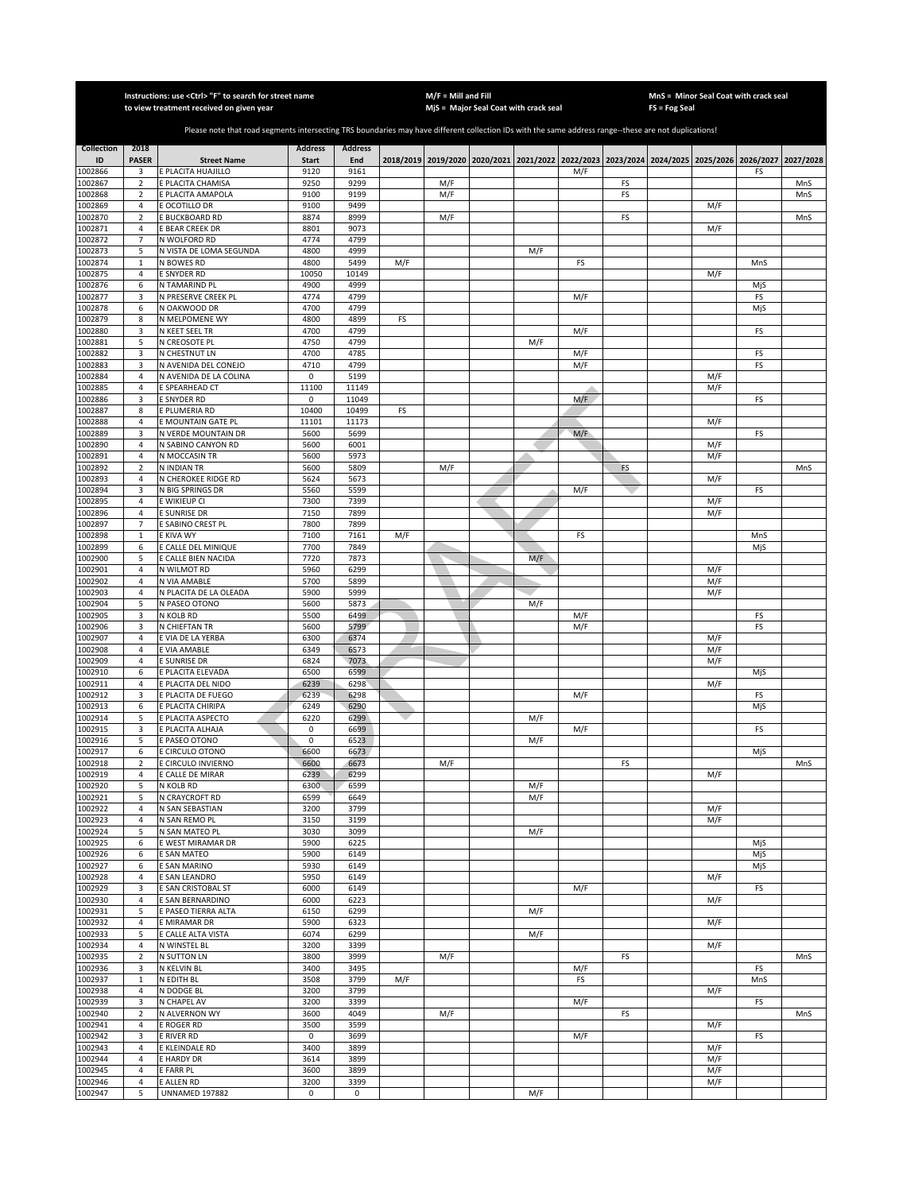Instructions: use <Ctrl> "F" to search for street name to view treatment received on given year

M/F = Mill and Fill
MjS = Major Seal Coat with crack seal

MnS = Minor Seal Coat with crack seal
FS = Fog Seal

Please note that road segments intersecting TRS boundaries may have different collection IDs with the same address range--these are not duplications!

| Collection ID | 2018 PASER | Street Name | Address Start | Address End | 2018/2019 | 2019/2020 | 2020/2021 | 2021/2022 | 2022/2023 | 2023/2024 | 2024/2025 | 2025/2026 | 2026/2027 | 2027/2028 |
|---|---|---|---|---|---|---|---|---|---|---|---|---|---|---|
| 1002866 | 3 | E PLACITA HUAJILLO | 9120 | 9161 | | | | | M/F | | | | FS | |
| 1002867 | 2 | E PLACITA CHAMISA | 9250 | 9299 | | M/F | | | | FS | | | | MnS |
| 1002868 | 2 | E PLACITA AMAPOLA | 9100 | 9199 | | M/F | | | | FS | | | | MnS |
| 1002869 | 4 | E OCOTILLO DR | 9100 | 9499 | | | | | | | | M/F | | |
| 1002870 | 2 | E BUCKBOARD RD | 8874 | 8999 | | M/F | | | | FS | | | | MnS |
| 1002871 | 4 | E BEAR CREEK DR | 8801 | 9073 | | | | | | | | M/F | | |
| 1002872 | 7 | N WOLFORD RD | 4774 | 4799 | | | | | | | | | | |
| 1002873 | 5 | N VISTA DE LOMA SEGUNDA | 4800 | 4999 | | | | M/F | | | | | | |
| 1002874 | 1 | N BOWES RD | 4800 | 5499 | M/F | | | | FS | | | | MnS | |
| 1002875 | 4 | E SNYDER RD | 10050 | 10149 | | | | | | | | M/F | | |
| 1002876 | 6 | N TAMARIND PL | 4900 | 4999 | | | | | | | | | MjS | |
| 1002877 | 3 | N PRESERVE CREEK PL | 4774 | 4799 | | | | | M/F | | | | FS | |
| 1002878 | 6 | N OAKWOOD DR | 4700 | 4799 | | | | | | | | | MjS | |
| 1002879 | 8 | N MELPOMENE WY | 4800 | 4899 | FS | | | | | | | | | |
| 1002880 | 3 | N KEET SEEL TR | 4700 | 4799 | | | | | M/F | | | | FS | |
| 1002881 | 5 | N CREOSOTE PL | 4750 | 4799 | | | | M/F | | | | | | |
| 1002882 | 3 | N CHESTNUT LN | 4700 | 4785 | | | | | M/F | | | | FS | |
| 1002883 | 3 | N AVENIDA DEL CONEJO | 4710 | 4799 | | | | | M/F | | | | FS | |
| 1002884 | 4 | N AVENIDA DE LA COLINA | 0 | 5199 | | | | | | | | M/F | | |
| 1002885 | 4 | E SPEARHEAD CT | 11100 | 11149 | | | | | | | | M/F | | |
| 1002886 | 3 | E SNYDER RD | 0 | 11049 | | | | | M/F | | | | FS | |
| 1002887 | 8 | E PLUMERIA RD | 10400 | 10499 | FS | | | | | | | | | |
| 1002888 | 4 | E MOUNTAIN GATE PL | 11101 | 11173 | | | | | | | | M/F | | |
| 1002889 | 3 | N VERDE MOUNTAIN DR | 5600 | 5699 | | | | | M/F | | | | FS | |
| 1002890 | 4 | N SABINO CANYON RD | 5600 | 6001 | | | | | | | | M/F | | |
| 1002891 | 4 | N MOCCASIN TR | 5600 | 5973 | | | | | | | | M/F | | |
| 1002892 | 2 | N INDIAN TR | 5600 | 5809 | | M/F | | | | FS | | | | MnS |
| 1002893 | 4 | N CHEROKEE RIDGE RD | 5624 | 5673 | | | | | | | | M/F | | |
| 1002894 | 3 | N BIG SPRINGS DR | 5560 | 5599 | | | | | M/F | | | | FS | |
| 1002895 | 4 | E WIKIEUP CI | 7300 | 7399 | | | | | | | | M/F | | |
| 1002896 | 4 | E SUNRISE DR | 7150 | 7899 | | | | | | | | M/F | | |
| 1002897 | 7 | E SABINO CREST PL | 7800 | 7899 | | | | | | | | | | |
| 1002898 | 1 | E KIVA WY | 7100 | 7161 | M/F | | | | FS | | | | MnS | |
| 1002899 | 6 | E CALLE DEL MINIQUE | 7700 | 7849 | | | | | | | | | MjS | |
| 1002900 | 5 | E CALLE BIEN NACIDA | 7720 | 7873 | | | | M/F | | | | | | |
| 1002901 | 4 | N WILMOT RD | 5960 | 6299 | | | | | | | | M/F | | |
| 1002902 | 4 | N VIA AMABLE | 5700 | 5899 | | | | | | | | M/F | | |
| 1002903 | 4 | N PLACITA DE LA OLEADA | 5900 | 5999 | | | | | | | | M/F | | |
| 1002904 | 5 | N PASEO OTONO | 5600 | 5873 | | | | M/F | | | | | | |
| 1002905 | 3 | N KOLB RD | 5500 | 6499 | | | | | M/F | | | | FS | |
| 1002906 | 3 | N CHIEFTAN TR | 5600 | 5799 | | | | | M/F | | | | FS | |
| 1002907 | 4 | E VIA DE LA YERBA | 6300 | 6374 | | | | | | | | M/F | | |
| 1002908 | 4 | E VIA AMABLE | 6349 | 6573 | | | | | | | | M/F | | |
| 1002909 | 4 | E SUNRISE DR | 6824 | 7073 | | | | | | | | M/F | | |
| 1002910 | 6 | E PLACITA ELEVADA | 6500 | 6599 | | | | | | | | | MjS | |
| 1002911 | 4 | E PLACITA DEL NIDO | 6239 | 6298 | | | | | | | | M/F | | |
| 1002912 | 3 | E PLACITA DE FUEGO | 6239 | 6298 | | | | | M/F | | | | FS | |
| 1002913 | 6 | E PLACITA CHIRIPA | 6249 | 6290 | | | | | | | | | MjS | |
| 1002914 | 5 | E PLACITA ASPECTO | 6220 | 6299 | | | | M/F | | | | | | |
| 1002915 | 3 | E PLACITA ALHAJA | 0 | 6699 | | | | | M/F | | | | FS | |
| 1002916 | 5 | E PASEO OTONO | 0 | 6523 | | | | M/F | | | | | | |
| 1002917 | 6 | E CIRCULO OTONO | 6600 | 6673 | | | | | | | | | MjS | |
| 1002918 | 2 | E CIRCULO INVIERNO | 6600 | 6673 | | M/F | | | | FS | | | | MnS |
| 1002919 | 4 | E CALLE DE MIRAR | 6239 | 6299 | | | | | | | | M/F | | |
| 1002920 | 5 | N KOLB RD | 6300 | 6599 | | | | M/F | | | | | | |
| 1002921 | 5 | N CRAYCROFT RD | 6599 | 6649 | | | | M/F | | | | | | |
| 1002922 | 4 | N SAN SEBASTIAN | 3200 | 3799 | | | | | | | | M/F | | |
| 1002923 | 4 | N SAN REMO PL | 3150 | 3199 | | | | | | | | M/F | | |
| 1002924 | 5 | N SAN MATEO PL | 3030 | 3099 | | | | M/F | | | | | | |
| 1002925 | 6 | E WEST MIRAMAR DR | 5900 | 6225 | | | | | | | | | MjS | |
| 1002926 | 6 | E SAN MATEO | 5900 | 6149 | | | | | | | | | MjS | |
| 1002927 | 6 | E SAN MARINO | 5930 | 6149 | | | | | | | | | MjS | |
| 1002928 | 4 | E SAN LEANDRO | 5950 | 6149 | | | | | | | | M/F | | |
| 1002929 | 3 | E SAN CRISTOBAL ST | 6000 | 6149 | | | | | M/F | | | | FS | |
| 1002930 | 4 | E SAN BERNARDINO | 6000 | 6223 | | | | | | | | M/F | | |
| 1002931 | 5 | E PASEO TIERRA ALTA | 6150 | 6299 | | | | M/F | | | | | | |
| 1002932 | 4 | E MIRAMAR DR | 5900 | 6323 | | | | | | | | M/F | | |
| 1002933 | 5 | E CALLE ALTA VISTA | 6074 | 6299 | | | | M/F | | | | | | |
| 1002934 | 4 | N WINSTEL BL | 3200 | 3399 | | | | | | | | M/F | | |
| 1002935 | 2 | N SUTTON LN | 3800 | 3999 | | M/F | | | | FS | | | | MnS |
| 1002936 | 3 | N KELVIN BL | 3400 | 3495 | | | | | M/F | | | | FS | |
| 1002937 | 1 | N EDITH BL | 3508 | 3799 | M/F | | | | FS | | | | MnS | |
| 1002938 | 4 | N DODGE BL | 3200 | 3799 | | | | | | | | M/F | | |
| 1002939 | 3 | N CHAPEL AV | 3200 | 3399 | | | | | M/F | | | | FS | |
| 1002940 | 2 | N ALVERNON WY | 3600 | 4049 | | M/F | | | | FS | | | | MnS |
| 1002941 | 4 | E ROGER RD | 3500 | 3599 | | | | | | | | M/F | | |
| 1002942 | 3 | E RIVER RD | 0 | 3699 | | | | | M/F | | | | FS | |
| 1002943 | 4 | E KLEINDALE RD | 3400 | 3899 | | | | | | | | M/F | | |
| 1002944 | 4 | E HARDY DR | 3614 | 3899 | | | | | | | | M/F | | |
| 1002945 | 4 | E FARR PL | 3600 | 3899 | | | | | | | | M/F | | |
| 1002946 | 4 | E ALLEN RD | 3200 | 3399 | | | | | | | | M/F | | |
| 1002947 | 5 | UNNAMED 197882 | 0 | 0 | | | | M/F | | | | | | |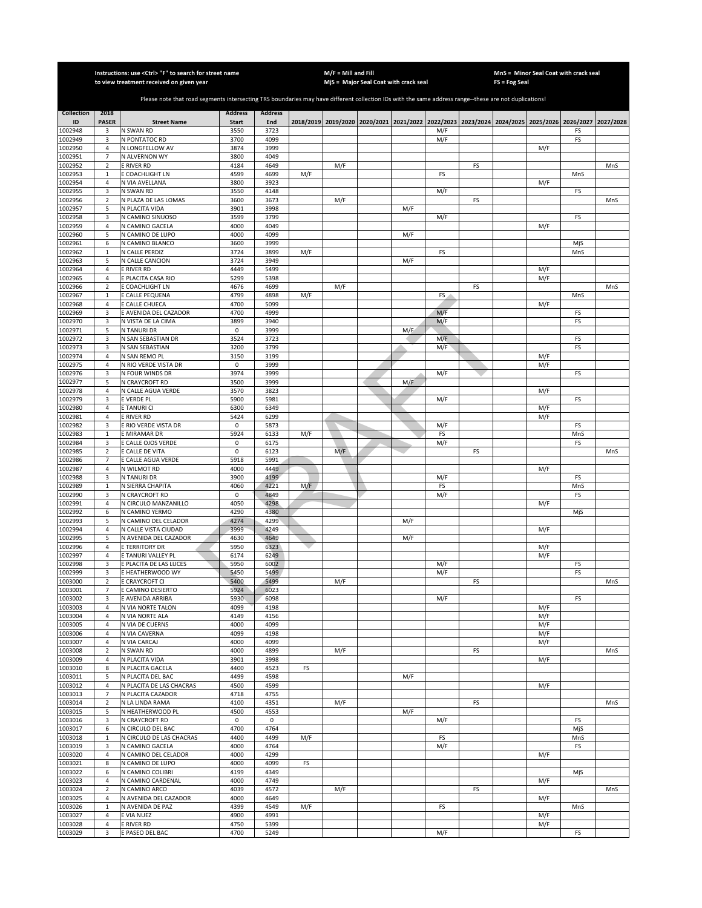Instructions: use <Ctrl> "F" to search for street name to view treatment received on given year

M/F = Mill and Fill
MjS = Major Seal Coat with crack seal

MnS = Minor Seal Coat with crack seal
FS = Fog Seal

Please note that road segments intersecting TRS boundaries may have different collection IDs with the same address range--these are not duplications!

| Collection ID | 2018 PASER | Street Name | Address Start | Address End | 2018/2019 | 2019/2020 | 2020/2021 | 2021/2022 | 2022/2023 | 2023/2024 | 2024/2025 | 2025/2026 | 2026/2027 | 2027/2028 |
|---|---|---|---|---|---|---|---|---|---|---|---|---|---|---|
| 1002948 | 3 | N SWAN RD | 3550 | 3723 | | | | | M/F | | | | FS | |
| 1002949 | 3 | N PONTATOC RD | 3700 | 4099 | | | | | M/F | | | | FS | |
| 1002950 | 4 | N LONGFELLOW AV | 3874 | 3999 | | | | | | | | M/F | | |
| 1002951 | 7 | N ALVERNON WY | 3800 | 4049 | | | | | | | | | | |
| 1002952 | 2 | E RIVER RD | 4184 | 4649 | | M/F | | | | FS | | | | MnS |
| 1002953 | 1 | E COACHLIGHT LN | 4599 | 4699 | M/F | | | | FS | | | | MnS | |
| 1002954 | 4 | N VIA AVELLANA | 3800 | 3923 | | | | | | | | M/F | | |
| 1002955 | 3 | N SWAN RD | 3550 | 4148 | | | | | M/F | | | | FS | |
| 1002956 | 2 | N PLAZA DE LAS LOMAS | 3600 | 3673 | | M/F | | | | FS | | | | MnS |
| 1002957 | 5 | N PLACITA VIDA | 3901 | 3998 | | | | M/F | | | | | | |
| 1002958 | 3 | N CAMINO SINUOSO | 3599 | 3799 | | | | | M/F | | | | FS | |
| 1002959 | 4 | N CAMINO GACELA | 4000 | 4049 | | | | | | | | M/F | | |
| 1002960 | 5 | N CAMINO DE LUPO | 4000 | 4099 | | | | M/F | | | | | | |
| 1002961 | 6 | N CAMINO BLANCO | 3600 | 3999 | | | | | | | | | MjS | |
| 1002962 | 1 | N CALLE PERDIZ | 3724 | 3899 | M/F | | | | FS | | | | MnS | |
| 1002963 | 5 | N CALLE CANCION | 3724 | 3949 | | | | M/F | | | | | | |
| 1002964 | 4 | E RIVER RD | 4449 | 5499 | | | | | | | | M/F | | |
| 1002965 | 4 | E PLACITA CASA RIO | 5299 | 5398 | | | | | | | | M/F | | |
| 1002966 | 2 | E COACHLIGHT LN | 4676 | 4699 | | M/F | | | | FS | | | | MnS |
| 1002967 | 1 | E CALLE PEQUENA | 4799 | 4898 | M/F | | | | FS | | | | MnS | |
| 1002968 | 4 | E CALLE CHUECA | 4700 | 5099 | | | | | | | | M/F | | |
| 1002969 | 3 | E AVENIDA DEL CAZADOR | 4700 | 4999 | | | | | M/F | | | | FS | |
| 1002970 | 3 | N VISTA DE LA CIMA | 3899 | 3940 | | | | | M/F | | | | FS | |
| 1002971 | 5 | N TANURI DR | 0 | 3999 | | | | M/F | | | | | | |
| 1002972 | 3 | N SAN SEBASTIAN DR | 3524 | 3723 | | | | | M/F | | | | FS | |
| 1002973 | 3 | N SAN SEBASTIAN | 3200 | 3799 | | | | | M/F | | | | FS | |
| 1002974 | 4 | N SAN REMO PL | 3150 | 3199 | | | | | | | | M/F | | |
| 1002975 | 4 | N RIO VERDE VISTA DR | 0 | 3999 | | | | | | | | M/F | | |
| 1002976 | 3 | N FOUR WINDS DR | 3974 | 3999 | | | | | M/F | | | | FS | |
| 1002977 | 5 | N CRAYCROFT RD | 3500 | 3999 | | | | M/F | | | | | | |
| 1002978 | 4 | N CALLE AGUA VERDE | 3570 | 3823 | | | | | | | | M/F | | |
| 1002979 | 3 | E VERDE PL | 5900 | 5981 | | | | | M/F | | | | FS | |
| 1002980 | 4 | E TANURI CI | 6300 | 6349 | | | | | | | | M/F | | |
| 1002981 | 4 | E RIVER RD | 5424 | 6299 | | | | | | | | M/F | | |
| 1002982 | 3 | E RIO VERDE VISTA DR | 0 | 5873 | | | | | M/F | | | | FS | |
| 1002983 | 1 | E MIRAMAR DR | 5924 | 6133 | M/F | | | | FS | | | | MnS | |
| 1002984 | 3 | E CALLE OJOS VERDE | 0 | 6175 | | | | | M/F | | | | FS | |
| 1002985 | 2 | E CALLE DE VITA | 0 | 6123 | | M/F | | | | FS | | | | MnS |
| 1002986 | 7 | E CALLE AGUA VERDE | 5918 | 5991 | | | | | | | | | | |
| 1002987 | 4 | N WILMOT RD | 4000 | 4449 | | | | | | | | M/F | | |
| 1002988 | 3 | N TANURI DR | 3900 | 4199 | | | | | M/F | | | | FS | |
| 1002989 | 1 | N SIERRA CHAPITA | 4060 | 4221 | M/F | | | | FS | | | | MnS | |
| 1002990 | 3 | N CRAYCROFT RD | 0 | 4849 | | | | | M/F | | | | FS | |
| 1002991 | 4 | N CIRCULO MANZANILLO | 4050 | 4298 | | | | | | | | M/F | | |
| 1002992 | 6 | N CAMINO YERMO | 4290 | 4380 | | | | | | | | | MjS | |
| 1002993 | 5 | N CAMINO DEL CELADOR | 4274 | 4299 | | | | M/F | | | | | | |
| 1002994 | 4 | N CALLE VISTA CIUDAD | 3999 | 4249 | | | | | | | | M/F | | |
| 1002995 | 5 | N AVENIDA DEL CAZADOR | 4630 | 4649 | | | | M/F | | | | | | |
| 1002996 | 4 | E TERRITORY DR | 5950 | 6323 | | | | | | | | M/F | | |
| 1002997 | 4 | E TANURI VALLEY PL | 6174 | 6249 | | | | | | | | M/F | | |
| 1002998 | 3 | E PLACITA DE LAS LUCES | 5950 | 6002 | | | | | M/F | | | | FS | |
| 1002999 | 3 | E HEATHERWOOD WY | 5450 | 5499 | | | | | M/F | | | | FS | |
| 1003000 | 2 | E CRAYCROFT CI | 5400 | 5499 | | M/F | | | | FS | | | | MnS |
| 1003001 | 7 | E CAMINO DESIERTO | 5924 | 6023 | | | | | | | | | | |
| 1003002 | 3 | E AVENIDA ARRIBA | 5930 | 6098 | | | | | M/F | | | | FS | |
| 1003003 | 4 | N VIA NORTE TALON | 4099 | 4198 | | | | | | | | M/F | | |
| 1003004 | 4 | N VIA NORTE ALA | 4149 | 4156 | | | | | | | | M/F | | |
| 1003005 | 4 | N VIA DE CUERNS | 4000 | 4099 | | | | | | | | M/F | | |
| 1003006 | 4 | N VIA CAVERNA | 4099 | 4198 | | | | | | | | M/F | | |
| 1003007 | 4 | N VIA CARCAJ | 4000 | 4099 | | | | | | | | M/F | | |
| 1003008 | 2 | N SWAN RD | 4000 | 4899 | | M/F | | | | FS | | | | MnS |
| 1003009 | 4 | N PLACITA VIDA | 3901 | 3998 | | | | | | | | M/F | | |
| 1003010 | 8 | N PLACITA GACELA | 4400 | 4523 | FS | | | | | | | | | |
| 1003011 | 5 | N PLACITA DEL BAC | 4499 | 4598 | | | | M/F | | | | | | |
| 1003012 | 4 | N PLACITA DE LAS CHACRAS | 4500 | 4599 | | | | | | | | M/F | | |
| 1003013 | 7 | N PLACITA CAZADOR | 4718 | 4755 | | | | | | | | | | |
| 1003014 | 2 | N LA LINDA RAMA | 4100 | 4351 | | M/F | | | | FS | | | | MnS |
| 1003015 | 5 | N HEATHERWOOD PL | 4500 | 4553 | | | | M/F | | | | | | |
| 1003016 | 3 | N CRAYCROFT RD | 0 | 0 | | | | | M/F | | | | FS | |
| 1003017 | 6 | N CIRCULO DEL BAC | 4700 | 4764 | | | | | | | | | MjS | |
| 1003018 | 1 | N CIRCULO DE LAS CHACRAS | 4400 | 4499 | M/F | | | | FS | | | | MnS | |
| 1003019 | 3 | N CAMINO GACELA | 4000 | 4764 | | | | | M/F | | | | FS | |
| 1003020 | 4 | N CAMINO DEL CELADOR | 4000 | 4299 | | | | | | | | M/F | | |
| 1003021 | 8 | N CAMINO DE LUPO | 4000 | 4099 | FS | | | | | | | | | |
| 1003022 | 6 | N CAMINO COLIBRI | 4199 | 4349 | | | | | | | | | MjS | |
| 1003023 | 4 | N CAMINO CARDENAL | 4000 | 4749 | | | | | | | | M/F | | |
| 1003024 | 2 | N CAMINO ARCO | 4039 | 4572 | | M/F | | | | FS | | | | MnS |
| 1003025 | 4 | N AVENIDA DEL CAZADOR | 4000 | 4649 | | | | | | | | M/F | | |
| 1003026 | 1 | N AVENIDA DE PAZ | 4399 | 4549 | M/F | | | | FS | | | | MnS | |
| 1003027 | 4 | E VIA NUEZ | 4900 | 4991 | | | | | | | | M/F | | |
| 1003028 | 4 | E RIVER RD | 4750 | 5399 | | | | | | | | M/F | | |
| 1003029 | 3 | E PASEO DEL BAC | 4700 | 5249 | | | | | M/F | | | | FS | |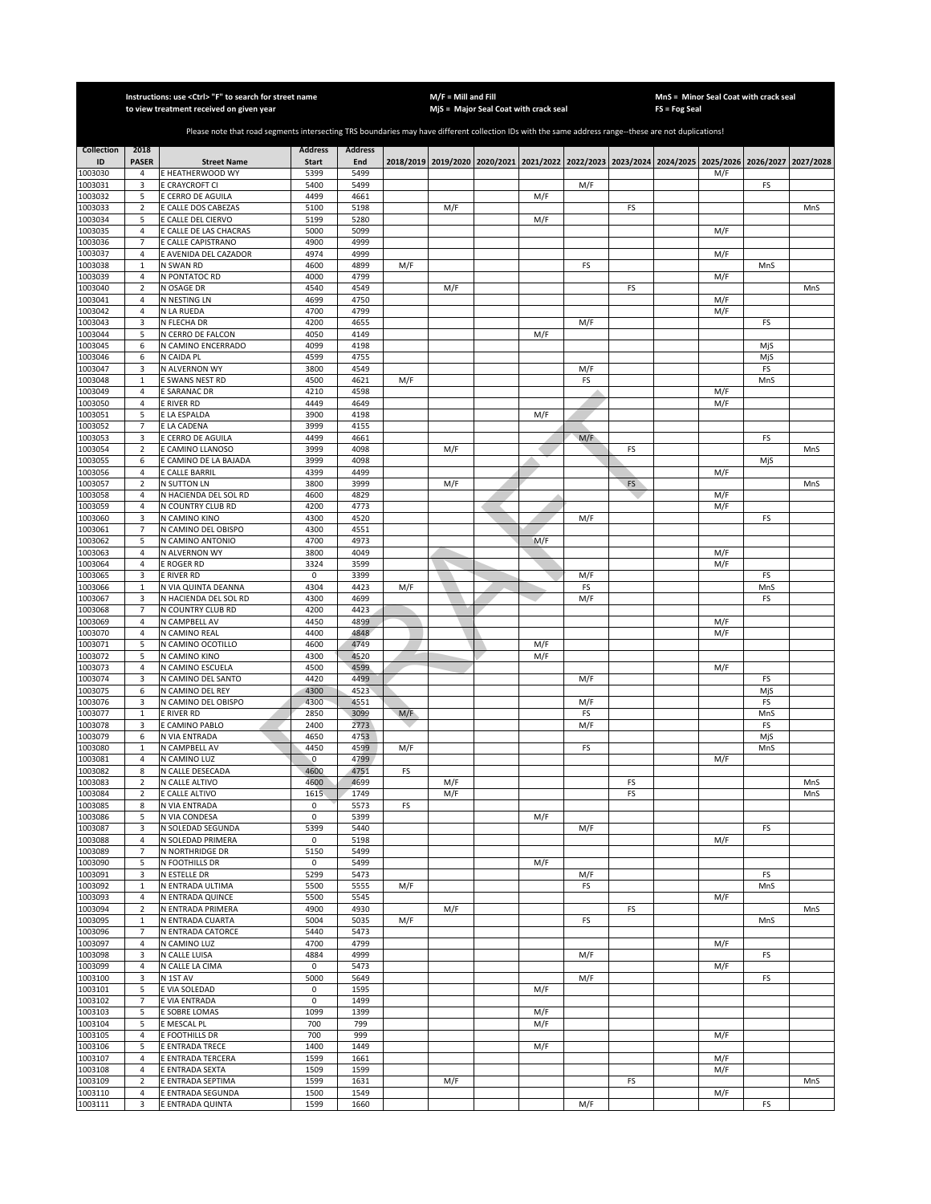Instructions: use <Ctrl> "F" to search for street name to view treatment received on given year

M/F = Mill and Fill
MjS = Major Seal Coat with crack seal

MnS = Minor Seal Coat with crack seal
FS = Fog Seal

Please note that road segments intersecting TRS boundaries may have different collection IDs with the same address range--these are not duplications!

| Collection ID | 2018 PASER | Street Name | Address Start | Address End | 2018/2019 | 2019/2020 | 2020/2021 | 2021/2022 | 2022/2023 | 2023/2024 | 2024/2025 | 2025/2026 | 2026/2027 | 2027/2028 |
|---|---|---|---|---|---|---|---|---|---|---|---|---|---|---|
| 1003030 | 4 | E HEATHERWOOD WY | 5399 | 5499 | | | | | | | | M/F | | |
| 1003031 | 3 | E CRAYCROFT CI | 5400 | 5499 | | | | | M/F | | | | FS | |
| 1003032 | 5 | E CERRO DE AGUILA | 4499 | 4661 | | | | M/F | | | | | | |
| 1003033 | 2 | E CALLE DOS CABEZAS | 5100 | 5198 | | M/F | | | | FS | | | | MnS |
| 1003034 | 5 | E CALLE DEL CIERVO | 5199 | 5280 | | | | M/F | | | | | | |
| 1003035 | 4 | E CALLE DE LAS CHACRAS | 5000 | 5099 | | | | | | | | M/F | | |
| 1003036 | 7 | E CALLE CAPISTRANO | 4900 | 4999 | | | | | | | | | | |
| 1003037 | 4 | E AVENIDA DEL CAZADOR | 4974 | 4999 | | | | | | | | M/F | | |
| 1003038 | 1 | N SWAN RD | 4600 | 4899 | M/F | | | | FS | | | | MnS | |
| 1003039 | 4 | N PONTATOC RD | 4000 | 4799 | | | | | | | | M/F | | |
| 1003040 | 2 | N OSAGE DR | 4540 | 4549 | | M/F | | | | FS | | | | MnS |
| 1003041 | 4 | N NESTING LN | 4699 | 4750 | | | | | | | | M/F | | |
| 1003042 | 4 | N LA RUEDA | 4700 | 4799 | | | | | | | | M/F | | |
| 1003043 | 3 | N FLECHA DR | 4200 | 4655 | | | | | M/F | | | | FS | |
| 1003044 | 5 | N CERRO DE FALCON | 4050 | 4149 | | | | M/F | | | | | | |
| 1003045 | 6 | N CAMINO ENCERRADO | 4099 | 4198 | | | | | | | | | MjS | |
| 1003046 | 6 | N CAIDA PL | 4599 | 4755 | | | | | | | | | MjS | |
| 1003047 | 3 | N ALVERNON WY | 3800 | 4549 | | | | | M/F | | | | FS | |
| 1003048 | 1 | E SWANS NEST RD | 4500 | 4621 | M/F | | | | FS | | | | MnS | |
| 1003049 | 4 | E SARANAC DR | 4210 | 4598 | | | | | | | | M/F | | |
| 1003050 | 4 | E RIVER RD | 4449 | 4649 | | | | | | | | M/F | | |
| 1003051 | 5 | E LA ESPALDA | 3900 | 4198 | | | | M/F | | | | | | |
| 1003052 | 7 | E LA CADENA | 3999 | 4155 | | | | | | | | | | |
| 1003053 | 3 | E CERRO DE AGUILA | 4499 | 4661 | | | | | M/F | | | | FS | |
| 1003054 | 2 | E CAMINO LLANOSO | 3999 | 4098 | | M/F | | | | FS | | | | MnS |
| 1003055 | 6 | E CAMINO DE LA BAJADA | 3999 | 4098 | | | | | | | | | MjS | |
| 1003056 | 4 | E CALLE BARRIL | 4399 | 4499 | | | | | | | | M/F | | |
| 1003057 | 2 | N SUTTON LN | 3800 | 3999 | | M/F | | | | FS | | | | MnS |
| 1003058 | 4 | N HACIENDA DEL SOL RD | 4600 | 4829 | | | | | | | | M/F | | |
| 1003059 | 4 | N COUNTRY CLUB RD | 4200 | 4773 | | | | | | | | M/F | | |
| 1003060 | 3 | N CAMINO KINO | 4300 | 4520 | | | | | M/F | | | | FS | |
| 1003061 | 7 | N CAMINO DEL OBISPO | 4300 | 4551 | | | | | | | | | | |
| 1003062 | 5 | N CAMINO ANTONIO | 4700 | 4973 | | | | M/F | | | | | | |
| 1003063 | 4 | N ALVERNON WY | 3800 | 4049 | | | | | | | | M/F | | |
| 1003064 | 4 | E ROGER RD | 3324 | 3599 | | | | | | | | M/F | | |
| 1003065 | 3 | E RIVER RD | 0 | 3399 | | | | | M/F | | | | FS | |
| 1003066 | 1 | N VIA QUINTA DEANNA | 4304 | 4423 | M/F | | | | FS | | | | MnS | |
| 1003067 | 3 | N HACIENDA DEL SOL RD | 4300 | 4699 | | | | | M/F | | | | FS | |
| 1003068 | 7 | N COUNTRY CLUB RD | 4200 | 4423 | | | | | | | | | | |
| 1003069 | 4 | N CAMPBELL AV | 4450 | 4899 | | | | | | | | M/F | | |
| 1003070 | 4 | N CAMINO REAL | 4400 | 4848 | | | | | | | | M/F | | |
| 1003071 | 5 | N CAMINO OCOTILLO | 4600 | 4749 | | | | M/F | | | | | | |
| 1003072 | 5 | N CAMINO KINO | 4300 | 4520 | | | | M/F | | | | | | |
| 1003073 | 4 | N CAMINO ESCUELA | 4500 | 4599 | | | | | | | | M/F | | |
| 1003074 | 3 | N CAMINO DEL SANTO | 4420 | 4499 | | | | | M/F | | | | FS | |
| 1003075 | 6 | N CAMINO DEL REY | 4300 | 4523 | | | | | | | | | MjS | |
| 1003076 | 3 | N CAMINO DEL OBISPO | 4300 | 4551 | | | | | M/F | | | | FS | |
| 1003077 | 1 | E RIVER RD | 2850 | 3099 | M/F | | | | FS | | | | MnS | |
| 1003078 | 3 | E CAMINO PABLO | 2400 | 2773 | | | | | M/F | | | | FS | |
| 1003079 | 6 | N VIA ENTRADA | 4650 | 4753 | | | | | | | | | MjS | |
| 1003080 | 1 | N CAMPBELL AV | 4450 | 4599 | M/F | | | | FS | | | | MnS | |
| 1003081 | 4 | N CAMINO LUZ | 0 | 4799 | | | | | | | | M/F | | |
| 1003082 | 8 | N CALLE DESECADA | 4600 | 4751 | FS | | | | | | | | | |
| 1003083 | 2 | N CALLE ALTIVO | 4600 | 4699 | | M/F | | | | FS | | | | MnS |
| 1003084 | 2 | E CALLE ALTIVO | 1615 | 1749 | | M/F | | | | FS | | | | MnS |
| 1003085 | 8 | N VIA ENTRADA | 0 | 5573 | FS | | | | | | | | | |
| 1003086 | 5 | N VIA CONDESA | 0 | 5399 | | | | M/F | | | | | | |
| 1003087 | 3 | N SOLEDAD SEGUNDA | 5399 | 5440 | | | | | M/F | | | | FS | |
| 1003088 | 4 | N SOLEDAD PRIMERA | 0 | 5198 | | | | | | | | M/F | | |
| 1003089 | 7 | N NORTHRIDGE DR | 5150 | 5499 | | | | | | | | | | |
| 1003090 | 5 | N FOOTHILLS DR | 0 | 5499 | | | | M/F | | | | | | |
| 1003091 | 3 | N ESTELLE DR | 5299 | 5473 | | | | | M/F | | | | FS | |
| 1003092 | 1 | N ENTRADA ULTIMA | 5500 | 5555 | M/F | | | | FS | | | | MnS | |
| 1003093 | 4 | N ENTRADA QUINCE | 5500 | 5545 | | | | | | | | M/F | | |
| 1003094 | 2 | N ENTRADA PRIMERA | 4900 | 4930 | | M/F | | | | FS | | | | MnS |
| 1003095 | 1 | N ENTRADA CUARTA | 5004 | 5035 | M/F | | | | FS | | | | MnS | |
| 1003096 | 7 | N ENTRADA CATORCE | 5440 | 5473 | | | | | | | | | | |
| 1003097 | 4 | N CAMINO LUZ | 4700 | 4799 | | | | | | | | M/F | | |
| 1003098 | 3 | N CALLE LUISA | 4884 | 4999 | | | | | M/F | | | | FS | |
| 1003099 | 4 | N CALLE LA CIMA | 0 | 5473 | | | | | | | | M/F | | |
| 1003100 | 3 | N 1ST AV | 5000 | 5649 | | | | | M/F | | | | FS | |
| 1003101 | 5 | E VIA SOLEDAD | 0 | 1595 | | | | M/F | | | | | | |
| 1003102 | 7 | E VIA ENTRADA | 0 | 1499 | | | | | | | | | | |
| 1003103 | 5 | E SOBRE LOMAS | 1099 | 1399 | | | | M/F | | | | | | |
| 1003104 | 5 | E MESCAL PL | 700 | 799 | | | | M/F | | | | | | |
| 1003105 | 4 | E FOOTHILLS DR | 700 | 999 | | | | | | | | M/F | | |
| 1003106 | 5 | E ENTRADA TRECE | 1400 | 1449 | | | | M/F | | | | | | |
| 1003107 | 4 | E ENTRADA TERCERA | 1599 | 1661 | | | | | | | | M/F | | |
| 1003108 | 4 | E ENTRADA SEXTA | 1509 | 1599 | | | | | | | | M/F | | |
| 1003109 | 2 | E ENTRADA SEPTIMA | 1599 | 1631 | | M/F | | | | FS | | | | MnS |
| 1003110 | 4 | E ENTRADA SEGUNDA | 1500 | 1549 | | | | | | | | M/F | | |
| 1003111 | 3 | E ENTRADA QUINTA | 1599 | 1660 | | | | | M/F | | | | FS | |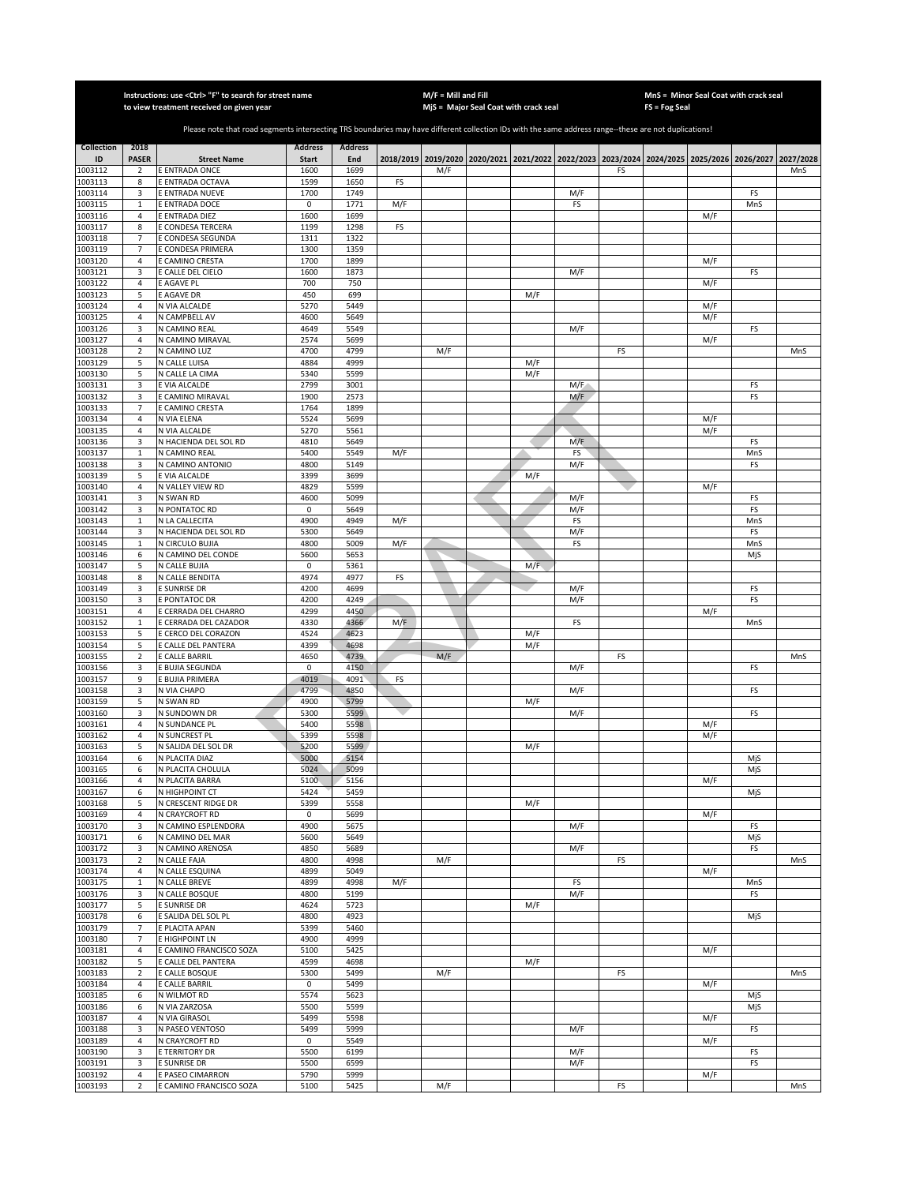Instructions: use <Ctrl> "F" to search for street name to view treatment received on given year

M/F = Mill and Fill
MjS = Major Seal Coat with crack seal

MnS = Minor Seal Coat with crack seal
FS = Fog Seal

Please note that road segments intersecting TRS boundaries may have different collection IDs with the same address range--these are not duplications!

| Collection ID | 2018 PASER | Street Name | Address Start | Address End | 2018/2019 | 2019/2020 | 2020/2021 | 2021/2022 | 2022/2023 | 2023/2024 | 2024/2025 | 2025/2026 | 2026/2027 | 2027/2028 |
|---|---|---|---|---|---|---|---|---|---|---|---|---|---|---|
| 1003112 | 2 | E ENTRADA ONCE | 1600 | 1699 | | M/F | | | | FS | | | | MnS |
| 1003113 | 8 | E ENTRADA OCTAVA | 1599 | 1650 | FS | | | | | | | | | |
| 1003114 | 3 | E ENTRADA NUEVE | 1700 | 1749 | | | | | M/F | | | | FS | |
| 1003115 | 1 | E ENTRADA DOCE | 0 | 1771 | M/F | | | | FS | | | | MnS | |
| 1003116 | 4 | E ENTRADA DIEZ | 1600 | 1699 | | | | | | | | M/F | | |
| 1003117 | 8 | E CONDESA TERCERA | 1199 | 1298 | FS | | | | | | | | | |
| 1003118 | 7 | E CONDESA SEGUNDA | 1311 | 1322 | | | | | | | | | | |
| 1003119 | 7 | E CONDESA PRIMERA | 1300 | 1359 | | | | | | | | | | |
| 1003120 | 4 | E CAMINO CRESTA | 1700 | 1899 | | | | | | | | M/F | | |
| 1003121 | 3 | E CALLE DEL CIELO | 1600 | 1873 | | | | | M/F | | | | FS | |
| 1003122 | 4 | E AGAVE PL | 700 | 750 | | | | | | | | M/F | | |
| 1003123 | 5 | E AGAVE DR | 450 | 699 | | | | M/F | | | | | | |
| 1003124 | 4 | N VIA ALCALDE | 5270 | 5449 | | | | | | | | M/F | | |
| 1003125 | 4 | N CAMPBELL AV | 4600 | 5649 | | | | | | | | M/F | | |
| 1003126 | 3 | N CAMINO REAL | 4649 | 5549 | | | | | M/F | | | | FS | |
| 1003127 | 4 | N CAMINO MIRAVAL | 2574 | 5699 | | | | | | | | M/F | | |
| 1003128 | 2 | N CAMINO LUZ | 4700 | 4799 | | M/F | | | | FS | | | | MnS |
| 1003129 | 5 | N CALLE LUISA | 4884 | 4999 | | | | M/F | | | | | | |
| 1003130 | 5 | N CALLE LA CIMA | 5340 | 5599 | | | | M/F | | | | | | |
| 1003131 | 3 | E VIA ALCALDE | 2799 | 3001 | | | | | M/F | | | | FS | |
| 1003132 | 3 | E CAMINO MIRAVAL | 1900 | 2573 | | | | | M/F | | | | FS | |
| 1003133 | 7 | E CAMINO CRESTA | 1764 | 1899 | | | | | | | | | | |
| 1003134 | 4 | N VIA ELENA | 5524 | 5699 | | | | | | | | M/F | | |
| 1003135 | 4 | N VIA ALCALDE | 5270 | 5561 | | | | | | | | M/F | | |
| 1003136 | 3 | N HACIENDA DEL SOL RD | 4810 | 5649 | | | | | M/F | | | | FS | |
| 1003137 | 1 | N CAMINO REAL | 5400 | 5549 | M/F | | | | FS | | | | MnS | |
| 1003138 | 3 | N CAMINO ANTONIO | 4800 | 5149 | | | | | M/F | | | | FS | |
| 1003139 | 5 | E VIA ALCALDE | 3399 | 3699 | | | | M/F | | | | | | |
| 1003140 | 4 | N VALLEY VIEW RD | 4829 | 5599 | | | | | | | | M/F | | |
| 1003141 | 3 | N SWAN RD | 4600 | 5099 | | | | | M/F | | | | FS | |
| 1003142 | 3 | N PONTATOC RD | 0 | 5649 | | | | | M/F | | | | FS | |
| 1003143 | 1 | N LA CALLECITA | 4900 | 4949 | M/F | | | | FS | | | | MnS | |
| 1003144 | 3 | N HACIENDA DEL SOL RD | 5300 | 5649 | | | | | M/F | | | | FS | |
| 1003145 | 1 | N CIRCULO BUJIA | 4800 | 5009 | M/F | | | | FS | | | | MnS | |
| 1003146 | 6 | N CAMINO DEL CONDE | 5600 | 5653 | | | | | | | | | MjS | |
| 1003147 | 5 | N CALLE BUJIA | 0 | 5361 | | | | M/F | | | | | | |
| 1003148 | 8 | N CALLE BENDITA | 4974 | 4977 | FS | | | | | | | | | |
| 1003149 | 3 | E SUNRISE DR | 4200 | 4699 | | | | | M/F | | | | FS | |
| 1003150 | 3 | E PONTATOC DR | 4200 | 4249 | | | | | M/F | | | | FS | |
| 1003151 | 4 | E CERRADA DEL CHARRO | 4299 | 4450 | | | | | | | | M/F | | |
| 1003152 | 1 | E CERRADA DEL CAZADOR | 4330 | 4366 | M/F | | | | FS | | | | MnS | |
| 1003153 | 5 | E CERCO DEL CORAZON | 4524 | 4623 | | | | M/F | | | | | | |
| 1003154 | 5 | E CALLE DEL PANTERA | 4399 | 4698 | | | | M/F | | | | | | |
| 1003155 | 2 | E CALLE BARRIL | 4650 | 4739 | | M/F | | | | FS | | | | MnS |
| 1003156 | 3 | E BUJIA SEGUNDA | 0 | 4150 | | | | | M/F | | | | FS | |
| 1003157 | 9 | E BUJIA PRIMERA | 4019 | 4091 | FS | | | | | | | | | |
| 1003158 | 3 | N VIA CHAPO | 4799 | 4850 | | | | | M/F | | | | FS | |
| 1003159 | 5 | N SWAN RD | 4900 | 5799 | | | | M/F | | | | | | |
| 1003160 | 3 | N SUNDOWN DR | 5300 | 5599 | | | | | M/F | | | | FS | |
| 1003161 | 4 | N SUNDANCE PL | 5400 | 5598 | | | | | | | | M/F | | |
| 1003162 | 4 | N SUNCREST PL | 5399 | 5598 | | | | | | | | M/F | | |
| 1003163 | 5 | N SALIDA DEL SOL DR | 5200 | 5599 | | | | M/F | | | | | | |
| 1003164 | 6 | N PLACITA DIAZ | 5000 | 5154 | | | | | | | | | MjS | |
| 1003165 | 6 | N PLACITA CHOLULA | 5024 | 5099 | | | | | | | | | MjS | |
| 1003166 | 4 | N PLACITA BARRA | 5100 | 5156 | | | | | | | | M/F | | |
| 1003167 | 6 | N HIGHPOINT CT | 5424 | 5459 | | | | | | | | | MjS | |
| 1003168 | 5 | N CRESCENT RIDGE DR | 5399 | 5558 | | | | M/F | | | | | | |
| 1003169 | 4 | N CRAYCROFT RD | 0 | 5699 | | | | | | | | M/F | | |
| 1003170 | 3 | N CAMINO ESPLENDORA | 4900 | 5675 | | | | | M/F | | | | FS | |
| 1003171 | 6 | N CAMINO DEL MAR | 5600 | 5649 | | | | | | | | | MjS | |
| 1003172 | 3 | N CAMINO ARENOSA | 4850 | 5689 | | | | | M/F | | | | FS | |
| 1003173 | 2 | N CALLE FAJA | 4800 | 4998 | | M/F | | | | FS | | | | MnS |
| 1003174 | 4 | N CALLE ESQUINA | 4899 | 5049 | | | | | | | | M/F | | |
| 1003175 | 1 | N CALLE BREVE | 4899 | 4998 | M/F | | | | FS | | | | MnS | |
| 1003176 | 3 | N CALLE BOSQUE | 4800 | 5199 | | | | | M/F | | | | FS | |
| 1003177 | 5 | E SUNRISE DR | 4624 | 5723 | | | | M/F | | | | | | |
| 1003178 | 6 | E SALIDA DEL SOL PL | 4800 | 4923 | | | | | | | | | MjS | |
| 1003179 | 7 | E PLACITA APAN | 5399 | 5460 | | | | | | | | | | |
| 1003180 | 7 | E HIGHPOINT LN | 4900 | 4999 | | | | | | | | | | |
| 1003181 | 4 | E CAMINO FRANCISCO SOZA | 5100 | 5425 | | | | | | | | M/F | | |
| 1003182 | 5 | E CALLE DEL PANTERA | 4599 | 4698 | | | | M/F | | | | | | |
| 1003183 | 2 | E CALLE BOSQUE | 5300 | 5499 | | M/F | | | | FS | | | | MnS |
| 1003184 | 4 | E CALLE BARRIL | 0 | 5499 | | | | | | | | M/F | | |
| 1003185 | 6 | N WILMOT RD | 5574 | 5623 | | | | | | | | | MjS | |
| 1003186 | 6 | N VIA ZARZOSA | 5500 | 5599 | | | | | | | | | MjS | |
| 1003187 | 4 | N VIA GIRASOL | 5499 | 5598 | | | | | | | | M/F | | |
| 1003188 | 3 | N PASEO VENTOSO | 5499 | 5999 | | | | | M/F | | | | FS | |
| 1003189 | 4 | N CRAYCROFT RD | 0 | 5549 | | | | | | | | M/F | | |
| 1003190 | 3 | E TERRITORY DR | 5500 | 6199 | | | | | M/F | | | | FS | |
| 1003191 | 3 | E SUNRISE DR | 5500 | 6599 | | | | | M/F | | | | FS | |
| 1003192 | 4 | E PASEO CIMARRON | 5790 | 5999 | | | | | | | | M/F | | |
| 1003193 | 2 | E CAMINO FRANCISCO SOZA | 5100 | 5425 | | M/F | | | | FS | | | | MnS |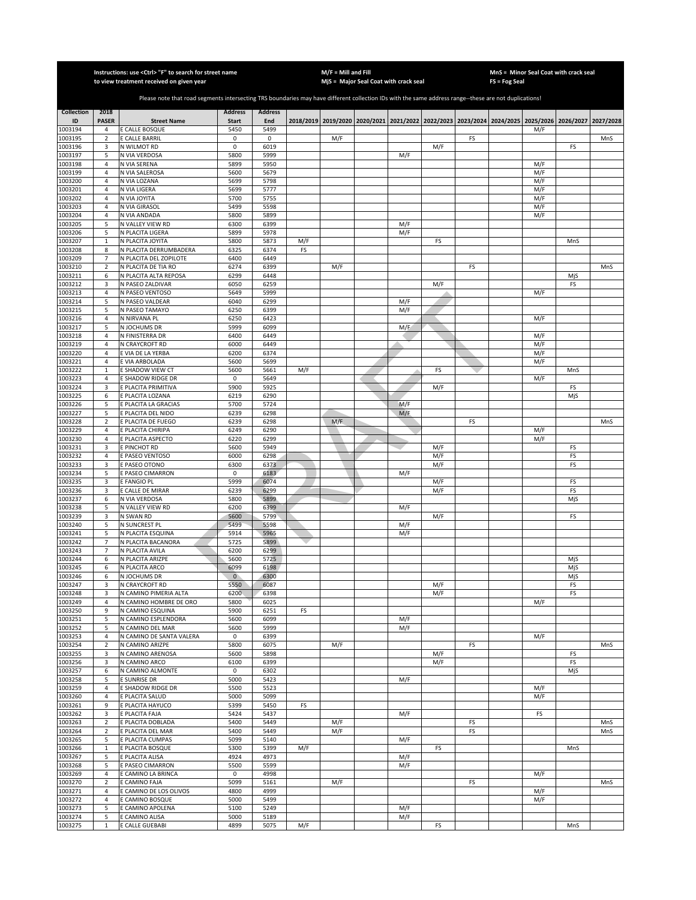Instructions: use <Ctrl> "F" to search for street name to view treatment received on given year

M/F = Mill and Fill
MjS = Major Seal Coat with crack seal

MnS = Minor Seal Coat with crack seal
FS = Fog Seal

Please note that road segments intersecting TRS boundaries may have different collection IDs with the same address range--these are not duplications!

| Collection ID | 2018 PASER | Street Name | Address Start | Address End | 2018/2019 | 2019/2020 | 2020/2021 | 2021/2022 | 2022/2023 | 2023/2024 | 2024/2025 | 2025/2026 | 2026/2027 | 2027/2028 |
|---|---|---|---|---|---|---|---|---|---|---|---|---|---|---|
| 1003194 | 4 | E CALLE BOSQUE | 5450 | 5499 | | | | | | | | M/F | | |
| 1003195 | 2 | E CALLE BARRIL | 0 | 0 | | M/F | | | | FS | | | | MnS |
| 1003196 | 3 | N WILMOT RD | 0 | 6019 | | | | | M/F | | | | FS | |
| 1003197 | 5 | N VIA VERDOSA | 5800 | 5999 | | | | M/F | | | | | | |
| 1003198 | 4 | N VIA SERENA | 5899 | 5950 | | | | | | | | M/F | | |
| 1003199 | 4 | N VIA SALEROSA | 5600 | 5679 | | | | | | | | M/F | | |
| 1003200 | 4 | N VIA LOZANA | 5699 | 5798 | | | | | | | | M/F | | |
| 1003201 | 4 | N VIA LIGERA | 5699 | 5777 | | | | | | | | M/F | | |
| 1003202 | 4 | N VIA JOYITA | 5700 | 5755 | | | | | | | | M/F | | |
| 1003203 | 4 | N VIA GIRASOL | 5499 | 5598 | | | | | | | | M/F | | |
| 1003204 | 4 | N VIA ANDADA | 5800 | 5899 | | | | | | | | M/F | | |
| 1003205 | 5 | N VALLEY VIEW RD | 6300 | 6399 | | | | M/F | | | | | | |
| 1003206 | 5 | N PLACITA LIGERA | 5899 | 5978 | | | | M/F | | | | | | |
| 1003207 | 1 | N PLACITA JOYITA | 5800 | 5873 | M/F | | | | FS | | | | MnS | |
| 1003208 | 8 | N PLACITA DERRUMBADERA | 6325 | 6374 | FS | | | | | | | | | |
| 1003209 | 7 | N PLACITA DEL ZOPILOTE | 6400 | 6449 | | | | | | | | | | |
| 1003210 | 2 | N PLACITA DE TIA RO | 6274 | 6399 | | M/F | | | | FS | | | | MnS |
| 1003211 | 6 | N PLACITA ALTA REPOSA | 6299 | 6448 | | | | | | | | | MjS | |
| 1003212 | 3 | N PASEO ZALDIVAR | 6050 | 6259 | | | | | M/F | | | | FS | |
| 1003213 | 4 | N PASEO VENTOSO | 5649 | 5999 | | | | | | | | M/F | | |
| 1003214 | 5 | N PASEO VALDEAR | 6040 | 6299 | | | | M/F | | | | | | |
| 1003215 | 5 | N PASEO TAMAYO | 6250 | 6399 | | | | M/F | | | | | | |
| 1003216 | 4 | N NIRVANA PL | 6250 | 6423 | | | | | | | | M/F | | |
| 1003217 | 5 | N JOCHUMS DR | 5999 | 6099 | | | | M/F | | | | | | |
| 1003218 | 4 | N FINISTERRA DR | 6400 | 6449 | | | | | | | | M/F | | |
| 1003219 | 4 | N CRAYCROFT RD | 6000 | 6449 | | | | | | | | M/F | | |
| 1003220 | 4 | E VIA DE LA YERBA | 6200 | 6374 | | | | | | | | M/F | | |
| 1003221 | 4 | E VIA ARBOLADA | 5600 | 5699 | | | | | | | | M/F | | |
| 1003222 | 1 | E SHADOW VIEW CT | 5600 | 5661 | M/F | | | | FS | | | | MnS | |
| 1003223 | 4 | E SHADOW RIDGE DR | 0 | 5649 | | | | | | | | M/F | | |
| 1003224 | 3 | E PLACITA PRIMITIVA | 5900 | 5925 | | | | | M/F | | | | FS | |
| 1003225 | 6 | E PLACITA LOZANA | 6219 | 6290 | | | | | | | | | MjS | |
| 1003226 | 5 | E PLACITA LA GRACIAS | 5700 | 5724 | | | | M/F | | | | | | |
| 1003227 | 5 | E PLACITA DEL NIDO | 6239 | 6298 | | | | M/F | | | | | | |
| 1003228 | 2 | E PLACITA DE FUEGO | 6239 | 6298 | | M/F | | | | FS | | | | MnS |
| 1003229 | 4 | E PLACITA CHIRIPA | 6249 | 6290 | | | | | | | | M/F | | |
| 1003230 | 4 | E PLACITA ASPECTO | 6220 | 6299 | | | | | | | | M/F | | |
| 1003231 | 3 | E PINCHOT RD | 5600 | 5949 | | | | | M/F | | | | FS | |
| 1003232 | 4 | E PASEO VENTOSO | 6000 | 6298 | | | | | M/F | | | | FS | |
| 1003233 | 3 | E PASEO OTONO | 6300 | 6373 | | | | | M/F | | | | FS | |
| 1003234 | 5 | E PASEO CIMARRON | 0 | 6183 | | | | M/F | | | | | | |
| 1003235 | 3 | E FANGIO PL | 5999 | 6074 | | | | | M/F | | | | FS | |
| 1003236 | 3 | E CALLE DE MIRAR | 6239 | 6299 | | | | | M/F | | | | FS | |
| 1003237 | 6 | N VIA VERDOSA | 5800 | 5899 | | | | | | | | | MjS | |
| 1003238 | 5 | N VALLEY VIEW RD | 6200 | 6399 | | | | M/F | | | | | | |
| 1003239 | 3 | N SWAN RD | 5600 | 5799 | | | | | M/F | | | | FS | |
| 1003240 | 5 | N SUNCREST PL | 5499 | 5598 | | | | M/F | | | | | | |
| 1003241 | 5 | N PLACITA ESQUINA | 5914 | 5965 | | | | M/F | | | | | | |
| 1003242 | 7 | N PLACITA BACANORA | 5725 | 5899 | | | | | | | | | | |
| 1003243 | 7 | N PLACITA AVILA | 6200 | 6299 | | | | | | | | | | |
| 1003244 | 6 | N PLACITA ARIZPE | 5600 | 5725 | | | | | | | | | MjS | |
| 1003245 | 6 | N PLACITA ARCO | 6099 | 6198 | | | | | | | | | MjS | |
| 1003246 | 6 | N JOCHUMS DR | 0 | 6300 | | | | | | | | | MjS | |
| 1003247 | 3 | N CRAYCROFT RD | 5550 | 6087 | | | | | M/F | | | | FS | |
| 1003248 | 3 | N CAMINO PIMERIA ALTA | 6200 | 6398 | | | | | M/F | | | | FS | |
| 1003249 | 4 | N CAMINO HOMBRE DE ORO | 5800 | 6025 | | | | | | | | M/F | | |
| 1003250 | 9 | N CAMINO ESQUINA | 5900 | 6251 | FS | | | | | | | | | |
| 1003251 | 5 | N CAMINO ESPLENDORA | 5600 | 6099 | | | | M/F | | | | | | |
| 1003252 | 5 | N CAMINO DEL MAR | 5600 | 5999 | | | | M/F | | | | | | |
| 1003253 | 4 | N CAMINO DE SANTA VALERA | 0 | 6399 | | | | | | | | M/F | | |
| 1003254 | 2 | N CAMINO ARIZPE | 5800 | 6075 | | M/F | | | | FS | | | | MnS |
| 1003255 | 3 | N CAMINO ARENOSA | 5600 | 5898 | | | | | M/F | | | | FS | |
| 1003256 | 3 | N CAMINO ARCO | 6100 | 6399 | | | | | M/F | | | | FS | |
| 1003257 | 6 | N CAMINO ALMONTE | 0 | 6302 | | | | | | | | | MjS | |
| 1003258 | 5 | E SUNRISE DR | 5000 | 5423 | | | | M/F | | | | | | |
| 1003259 | 4 | E SHADOW RIDGE DR | 5500 | 5523 | | | | | | | | M/F | | |
| 1003260 | 4 | E PLACITA SALUD | 5000 | 5099 | | | | | | | | M/F | | |
| 1003261 | 9 | E PLACITA HAYUCO | 5399 | 5450 | FS | | | | | | | | | |
| 1003262 | 3 | E PLACITA FAJA | 5424 | 5437 | | | | M/F | | | | FS | | |
| 1003263 | 2 | E PLACITA DOBLADA | 5400 | 5449 | | M/F | | | | FS | | | | MnS |
| 1003264 | 2 | E PLACITA DEL MAR | 5400 | 5449 | | M/F | | | | FS | | | | MnS |
| 1003265 | 5 | E PLACITA CUMPAS | 5099 | 5140 | | | | M/F | | | | | | |
| 1003266 | 1 | E PLACITA BOSQUE | 5300 | 5399 | M/F | | | | FS | | | | MnS | |
| 1003267 | 5 | E PLACITA ALISA | 4924 | 4973 | | | | M/F | | | | | | |
| 1003268 | 5 | E PASEO CIMARRON | 5500 | 5599 | | | | M/F | | | | | | |
| 1003269 | 4 | E CAMINO LA BRINCA | 0 | 4998 | | | | | | | | M/F | | |
| 1003270 | 2 | E CAMINO FAJA | 5099 | 5161 | | M/F | | | | FS | | | | MnS |
| 1003271 | 4 | E CAMINO DE LOS OLIVOS | 4800 | 4999 | | | | | | | | M/F | | |
| 1003272 | 4 | E CAMINO BOSQUE | 5000 | 5499 | | | | | | | | M/F | | |
| 1003273 | 5 | E CAMINO APOLENA | 5100 | 5249 | | | | M/F | | | | | | |
| 1003274 | 5 | E CAMINO ALISA | 5000 | 5189 | | | | M/F | | | | | | |
| 1003275 | 1 | E CALLE GUEBABI | 4899 | 5075 | M/F | | | | FS | | | | MnS | |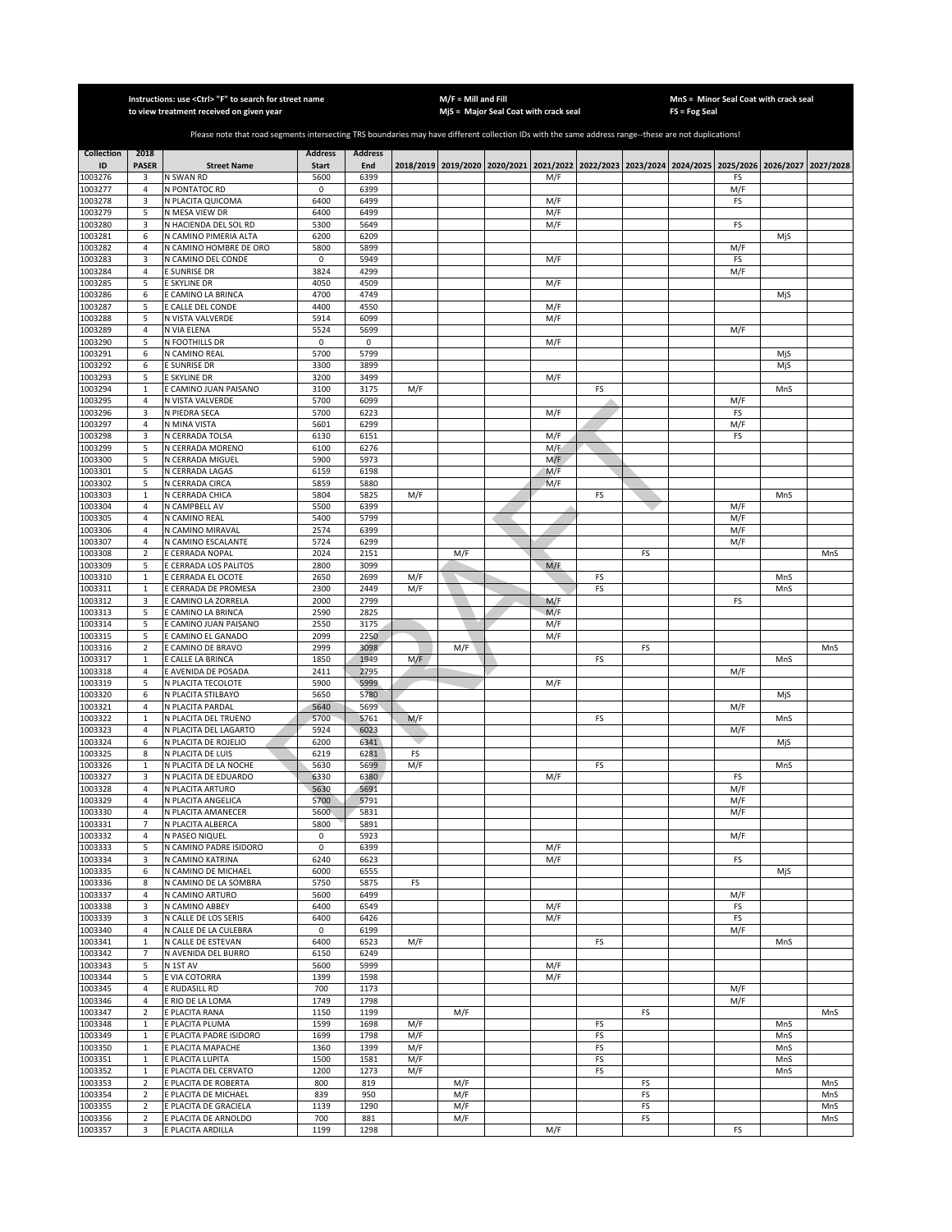Instructions: use <Ctrl> "F" to search for street name to view treatment received on given year

M/F = Mill and Fill
MjS = Major Seal Coat with crack seal

MnS = Minor Seal Coat with crack seal
FS = Fog Seal

Please note that road segments intersecting TRS boundaries may have different collection IDs with the same address range--these are not duplications!

| Collection ID | 2018 PASER | Street Name | Address Start | Address End | 2018/2019 | 2019/2020 | 2020/2021 | 2021/2022 | 2022/2023 | 2023/2024 | 2024/2025 | 2025/2026 | 2026/2027 | 2027/2028 |
|---|---|---|---|---|---|---|---|---|---|---|---|---|---|---|
| 1003276 | 3 | N SWAN RD | 5600 | 6399 | | | | M/F | | | | FS | | |
| 1003277 | 4 | N PONTATOC RD | 0 | 6399 | | | | | | | | M/F | | |
| 1003278 | 3 | N PLACITA QUICOMA | 6400 | 6499 | | | | M/F | | | | FS | | |
| 1003279 | 5 | N MESA VIEW DR | 6400 | 6499 | | | | M/F | | | | | | |
| 1003280 | 3 | N HACIENDA DEL SOL RD | 5300 | 5649 | | | | M/F | | | | FS | | |
| 1003281 | 6 | N CAMINO PIMERIA ALTA | 6200 | 6209 | | | | | | | | | MjS | |
| 1003282 | 4 | N CAMINO HOMBRE DE ORO | 5800 | 5899 | | | | | | | | M/F | | |
| 1003283 | 3 | N CAMINO DEL CONDE | 0 | 5949 | | | | M/F | | | | FS | | |
| 1003284 | 4 | E SUNRISE DR | 3824 | 4299 | | | | | | | | M/F | | |
| 1003285 | 5 | E SKYLINE DR | 4050 | 4509 | | | | M/F | | | | | | |
| 1003286 | 6 | E CAMINO LA BRINCA | 4700 | 4749 | | | | | | | | | MjS | |
| 1003287 | 5 | E CALLE DEL CONDE | 4400 | 4550 | | | | M/F | | | | | | |
| 1003288 | 5 | N VISTA VALVERDE | 5914 | 6099 | | | | M/F | | | | | | |
| 1003289 | 4 | N VIA ELENA | 5524 | 5699 | | | | | | | | M/F | | |
| 1003290 | 5 | N FOOTHILLS DR | 0 | 0 | | | | M/F | | | | | | |
| 1003291 | 6 | N CAMINO REAL | 5700 | 5799 | | | | | | | | | MjS | |
| 1003292 | 6 | E SUNRISE DR | 3300 | 3899 | | | | | | | | | MjS | |
| 1003293 | 5 | E SKYLINE DR | 3200 | 3499 | | | | M/F | | | | | | |
| 1003294 | 1 | E CAMINO JUAN PAISANO | 3100 | 3175 | M/F | | | | FS | | | | MnS | |
| 1003295 | 4 | N VISTA VALVERDE | 5700 | 6099 | | | | | | | | M/F | | |
| 1003296 | 3 | N PIEDRA SECA | 5700 | 6223 | | | | M/F | | | | FS | | |
| 1003297 | 4 | N MINA VISTA | 5601 | 6299 | | | | | | | | M/F | | |
| 1003298 | 3 | N CERRADA TOLSA | 6130 | 6151 | | | | M/F | | | | FS | | |
| 1003299 | 5 | N CERRADA MORENO | 6100 | 6276 | | | | M/F | | | | | | |
| 1003300 | 5 | N CERRADA MIGUEL | 5900 | 5973 | | | | M/F | | | | | | |
| 1003301 | 5 | N CERRADA LAGAS | 6159 | 6198 | | | | M/F | | | | | | |
| 1003302 | 5 | N CERRADA CIRCA | 5859 | 5880 | | | | M/F | | | | | | |
| 1003303 | 1 | N CERRADA CHICA | 5804 | 5825 | M/F | | | | FS | | | | MnS | |
| 1003304 | 4 | N CAMPBELL AV | 5500 | 6399 | | | | | | | | M/F | | |
| 1003305 | 4 | N CAMINO REAL | 5400 | 5799 | | | | | | | | M/F | | |
| 1003306 | 4 | N CAMINO MIRAVAL | 2574 | 6399 | | | | | | | | M/F | | |
| 1003307 | 4 | N CAMINO ESCALANTE | 5724 | 6299 | | | | | | | | M/F | | |
| 1003308 | 2 | E CERRADA NOPAL | 2024 | 2151 | | M/F | | | | FS | | | | MnS |
| 1003309 | 5 | E CERRADA LOS PALITOS | 2800 | 3099 | | | | M/F | | | | | | |
| 1003310 | 1 | E CERRADA EL OCOTE | 2650 | 2699 | M/F | | | | FS | | | | MnS | |
| 1003311 | 1 | E CERRADA DE PROMESA | 2300 | 2449 | M/F | | | | FS | | | | MnS | |
| 1003312 | 3 | E CAMINO LA ZORRELA | 2000 | 2799 | | | | M/F | | | | FS | | |
| 1003313 | 5 | E CAMINO LA BRINCA | 2590 | 2825 | | | | M/F | | | | | | |
| 1003314 | 5 | E CAMINO JUAN PAISANO | 2550 | 3175 | | | | M/F | | | | | | |
| 1003315 | 5 | E CAMINO EL GANADO | 2099 | 2250 | | | | M/F | | | | | | |
| 1003316 | 2 | E CAMINO DE BRAVO | 2999 | 3098 | | M/F | | | | FS | | | | MnS |
| 1003317 | 1 | E CALLE LA BRINCA | 1850 | 1949 | M/F | | | | FS | | | | MnS | |
| 1003318 | 4 | E AVENIDA DE POSADA | 2411 | 2795 | | | | | | | | M/F | | |
| 1003319 | 5 | N PLACITA TECOLOTE | 5900 | 5999 | | | | M/F | | | | | | |
| 1003320 | 6 | N PLACITA STILBAYO | 5650 | 5780 | | | | | | | | | MjS | |
| 1003321 | 4 | N PLACITA PARDAL | 5640 | 5699 | | | | | | | | M/F | | |
| 1003322 | 1 | N PLACITA DEL TRUENO | 5700 | 5761 | M/F | | | | FS | | | | MnS | |
| 1003323 | 4 | N PLACITA DEL LAGARTO | 5924 | 6023 | | | | | | | | M/F | | |
| 1003324 | 6 | N PLACITA DE ROJELIO | 6200 | 6341 | | | | | | | | | MjS | |
| 1003325 | 8 | N PLACITA DE LUIS | 6219 | 6281 | FS | | | | | | | | | |
| 1003326 | 1 | N PLACITA DE LA NOCHE | 5630 | 5699 | M/F | | | | FS | | | | MnS | |
| 1003327 | 3 | N PLACITA DE EDUARDO | 6330 | 6380 | | | | M/F | | | | FS | | |
| 1003328 | 4 | N PLACITA ARTURO | 5630 | 5691 | | | | | | | | M/F | | |
| 1003329 | 4 | N PLACITA ANGELICA | 5700 | 5791 | | | | | | | | M/F | | |
| 1003330 | 4 | N PLACITA AMANECER | 5600 | 5831 | | | | | | | | M/F | | |
| 1003331 | 7 | N PLACITA ALBERCA | 5800 | 5891 | | | | | | | | | | |
| 1003332 | 4 | N PASEO NIQUEL | 0 | 5923 | | | | | | | | M/F | | |
| 1003333 | 5 | N CAMINO PADRE ISIDORO | 0 | 6399 | | | | M/F | | | | | | |
| 1003334 | 3 | N CAMINO KATRINA | 6240 | 6623 | | | | M/F | | | | FS | | |
| 1003335 | 6 | N CAMINO DE MICHAEL | 6000 | 6555 | | | | | | | | | MjS | |
| 1003336 | 8 | N CAMINO DE LA SOMBRA | 5750 | 5875 | FS | | | | | | | | | |
| 1003337 | 4 | N CAMINO ARTURO | 5600 | 6499 | | | | | | | | M/F | | |
| 1003338 | 3 | N CAMINO ABBEY | 6400 | 6549 | | | | M/F | | | | FS | | |
| 1003339 | 3 | N CALLE DE LOS SERIS | 6400 | 6426 | | | | M/F | | | | FS | | |
| 1003340 | 4 | N CALLE DE LA CULEBRA | 0 | 6199 | | | | | | | | M/F | | |
| 1003341 | 1 | N CALLE DE ESTEVAN | 6400 | 6523 | M/F | | | | FS | | | | MnS | |
| 1003342 | 7 | N AVENIDA DEL BURRO | 6150 | 6249 | | | | | | | | | | |
| 1003343 | 5 | N 1ST AV | 5600 | 5999 | | | | M/F | | | | | | |
| 1003344 | 5 | E VIA COTORRA | 1399 | 1598 | | | | M/F | | | | | | |
| 1003345 | 4 | E RUDASILL RD | 700 | 1173 | | | | | | | | M/F | | |
| 1003346 | 4 | E RIO DE LA LOMA | 1749 | 1798 | | | | | | | | M/F | | |
| 1003347 | 2 | E PLACITA RANA | 1150 | 1199 | | M/F | | | | FS | | | | MnS |
| 1003348 | 1 | E PLACITA PLUMA | 1599 | 1698 | M/F | | | | FS | | | | MnS | |
| 1003349 | 1 | E PLACITA PADRE ISIDORO | 1699 | 1798 | M/F | | | | FS | | | | MnS | |
| 1003350 | 1 | E PLACITA MAPACHE | 1360 | 1399 | M/F | | | | FS | | | | MnS | |
| 1003351 | 1 | E PLACITA LUPITA | 1500 | 1581 | M/F | | | | FS | | | | MnS | |
| 1003352 | 1 | E PLACITA DEL CERVATO | 1200 | 1273 | M/F | | | | FS | | | | MnS | |
| 1003353 | 2 | E PLACITA DE ROBERTA | 800 | 819 | | M/F | | | | FS | | | | MnS |
| 1003354 | 2 | E PLACITA DE MICHAEL | 839 | 950 | | M/F | | | | FS | | | | MnS |
| 1003355 | 2 | E PLACITA DE GRACIELA | 1139 | 1290 | | M/F | | | | FS | | | | MnS |
| 1003356 | 2 | E PLACITA DE ARNOLDO | 700 | 881 | | M/F | | | | FS | | | | MnS |
| 1003357 | 3 | E PLACITA ARDILLA | 1199 | 1298 | | | | M/F | | | | FS | | |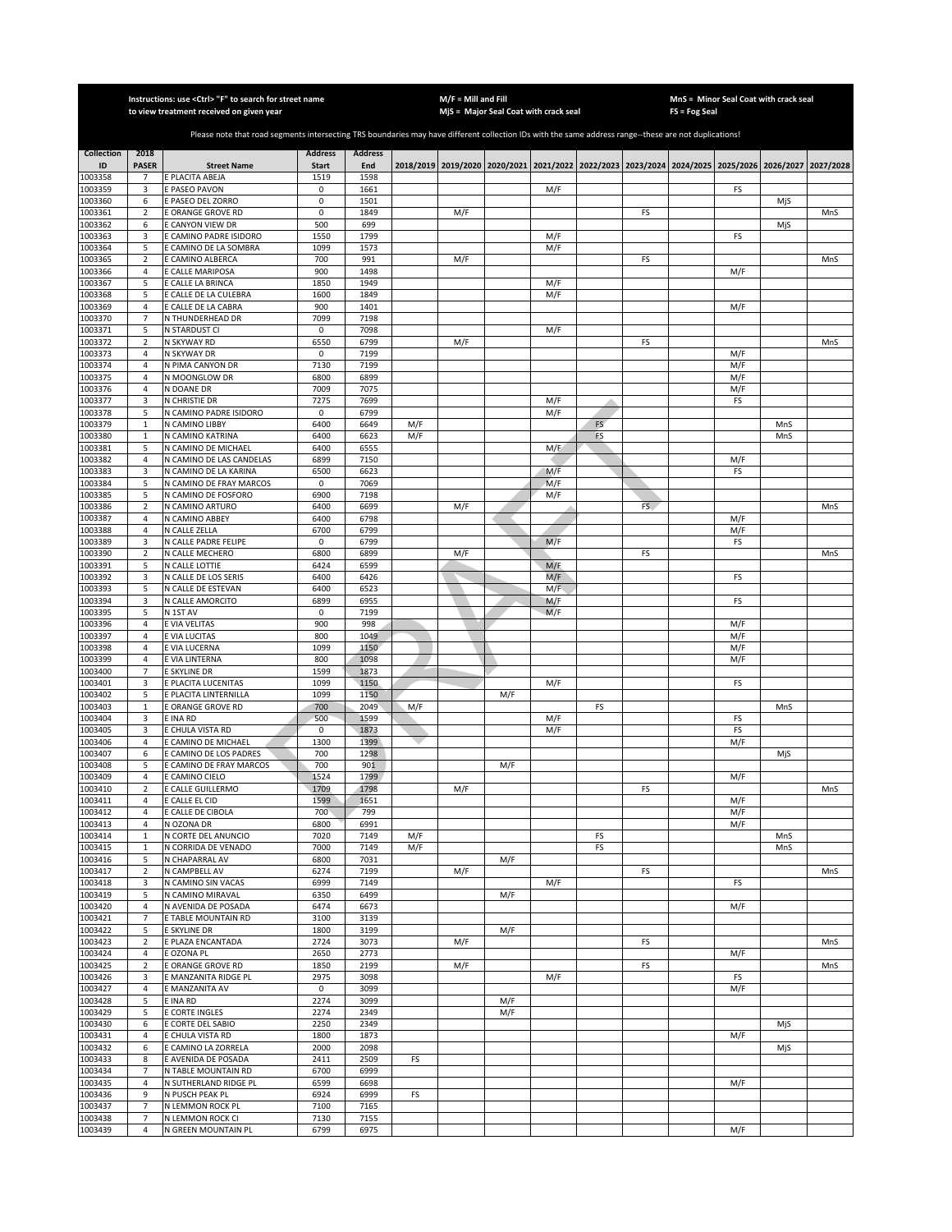Instructions: use <Ctrl> "F" to search for street name to view treatment received on given year

M/F = Mill and Fill
MjS = Major Seal Coat with crack seal

MnS = Minor Seal Coat with crack seal
FS = Fog Seal

Please note that road segments intersecting TRS boundaries may have different collection IDs with the same address range--these are not duplications!

| Collection ID | 2018 PASER | Street Name | Address Start | Address End | 2018/2019 | 2019/2020 | 2020/2021 | 2021/2022 | 2022/2023 | 2023/2024 | 2024/2025 | 2025/2026 | 2026/2027 | 2027/2028 |
|---|---|---|---|---|---|---|---|---|---|---|---|---|---|---|
| 1003358 | 7 | E PLACITA ABEJA | 1519 | 1598 | | | | | | | | | | |
| 1003359 | 3 | E PASEO PAVON | 0 | 1661 | | | | M/F | | | | FS | | |
| 1003360 | 6 | E PASEO DEL ZORRO | 0 | 1501 | | | | | | | | | MjS | |
| 1003361 | 2 | E ORANGE GROVE RD | 0 | 1849 | | M/F | | | | FS | | | | MnS |
| 1003362 | 6 | E CANYON VIEW DR | 500 | 699 | | | | | | | | | MjS | |
| 1003363 | 3 | E CAMINO PADRE ISIDORO | 1550 | 1799 | | | | M/F | | | | FS | | |
| 1003364 | 5 | E CAMINO DE LA SOMBRA | 1099 | 1573 | | | | M/F | | | | | | |
| 1003365 | 2 | E CAMINO ALBERCA | 700 | 991 | | M/F | | | | FS | | | | MnS |
| 1003366 | 4 | E CALLE MARIPOSA | 900 | 1498 | | | | | | | | M/F | | |
| 1003367 | 5 | E CALLE LA BRINCA | 1850 | 1949 | | | | M/F | | | | | | |
| 1003368 | 5 | E CALLE DE LA CULEBRA | 1600 | 1849 | | | | M/F | | | | | | |
| 1003369 | 4 | E CALLE DE LA CABRA | 900 | 1401 | | | | | | | | M/F | | |
| 1003370 | 7 | N THUNDERHEAD DR | 7099 | 7198 | | | | | | | | | | |
| 1003371 | 5 | N STARDUST CI | 0 | 7098 | | | | M/F | | | | | | |
| 1003372 | 2 | N SKYWAY RD | 6550 | 6799 | | M/F | | | | FS | | | | MnS |
| 1003373 | 4 | N SKYWAY DR | 0 | 7199 | | | | | | | | M/F | | |
| 1003374 | 4 | N PIMA CANYON DR | 7130 | 7199 | | | | | | | | M/F | | |
| 1003375 | 4 | N MOONGLOW DR | 6800 | 6899 | | | | | | | | M/F | | |
| 1003376 | 4 | N DOANE DR | 7009 | 7075 | | | | | | | | M/F | | |
| 1003377 | 3 | N CHRISTIE DR | 7275 | 7699 | | | | M/F | | | | FS | | |
| 1003378 | 5 | N CAMINO PADRE ISIDORO | 0 | 6799 | | | | M/F | | | | | | |
| 1003379 | 1 | N CAMINO LIBBY | 6400 | 6649 | M/F | | | | FS | | | | MnS | |
| 1003380 | 1 | N CAMINO KATRINA | 6400 | 6623 | M/F | | | | FS | | | | MnS | |
| 1003381 | 5 | N CAMINO DE MICHAEL | 6400 | 6555 | | | | M/F | | | | | | |
| 1003382 | 4 | N CAMINO DE LAS CANDELAS | 6899 | 7150 | | | | | | | | M/F | | |
| 1003383 | 3 | N CAMINO DE LA KARINA | 6500 | 6623 | | | | M/F | | | | FS | | |
| 1003384 | 5 | N CAMINO DE FRAY MARCOS | 0 | 7069 | | | | M/F | | | | | | |
| 1003385 | 5 | N CAMINO DE FOSFORO | 6900 | 7198 | | | | M/F | | | | | | |
| 1003386 | 2 | N CAMINO ARTURO | 6400 | 6699 | | M/F | | | | FS | | | | MnS |
| 1003387 | 4 | N CAMINO ABBEY | 6400 | 6798 | | | | | | | | M/F | | |
| 1003388 | 4 | N CALLE ZELLA | 6700 | 6799 | | | | | | | | M/F | | |
| 1003389 | 3 | N CALLE PADRE FELIPE | 0 | 6799 | | | | M/F | | | | FS | | |
| 1003390 | 2 | N CALLE MECHERO | 6800 | 6899 | | M/F | | | | FS | | | | MnS |
| 1003391 | 5 | N CALLE LOTTIE | 6424 | 6599 | | | | M/F | | | | | | |
| 1003392 | 3 | N CALLE DE LOS SERIS | 6400 | 6426 | | | | M/F | | | | FS | | |
| 1003393 | 5 | N CALLE DE ESTEVAN | 6400 | 6523 | | | | M/F | | | | | | |
| 1003394 | 3 | N CALLE AMORCITO | 6899 | 6955 | | | | M/F | | | | FS | | |
| 1003395 | 5 | N 1ST AV | 0 | 7199 | | | | M/F | | | | | | |
| 1003396 | 4 | E VIA VELITAS | 900 | 998 | | | | | | | | M/F | | |
| 1003397 | 4 | E VIA LUCITAS | 800 | 1049 | | | | | | | | M/F | | |
| 1003398 | 4 | E VIA LUCERNA | 1099 | 1150 | | | | | | | | M/F | | |
| 1003399 | 4 | E VIA LINTERNA | 800 | 1098 | | | | | | | | M/F | | |
| 1003400 | 7 | E SKYLINE DR | 1599 | 1873 | | | | | | | | | | |
| 1003401 | 3 | E PLACITA LUCENITAS | 1099 | 1150 | | | | M/F | | | | FS | | |
| 1003402 | 5 | E PLACITA LINTERNILLA | 1099 | 1150 | | | M/F | | | | | | | |
| 1003403 | 1 | E ORANGE GROVE RD | 700 | 2049 | M/F | | | | FS | | | | MnS | |
| 1003404 | 3 | E INA RD | 500 | 1599 | | | | M/F | | | | FS | | |
| 1003405 | 3 | E CHULA VISTA RD | 0 | 1873 | | | | M/F | | | | FS | | |
| 1003406 | 4 | E CAMINO DE MICHAEL | 1300 | 1399 | | | | | | | | M/F | | |
| 1003407 | 6 | E CAMINO DE LOS PADRES | 700 | 1298 | | | | | | | | | MjS | |
| 1003408 | 5 | E CAMINO DE FRAY MARCOS | 700 | 901 | | | M/F | | | | | | | |
| 1003409 | 4 | E CAMINO CIELO | 1524 | 1799 | | | | | | | | M/F | | |
| 1003410 | 2 | E CALLE GUILLERMO | 1709 | 1798 | | M/F | | | | FS | | | | MnS |
| 1003411 | 4 | E CALLE EL CID | 1599 | 1651 | | | | | | | | M/F | | |
| 1003412 | 4 | E CALLE DE CIBOLA | 700 | 799 | | | | | | | | M/F | | |
| 1003413 | 4 | N OZONA DR | 6800 | 6991 | | | | | | | | M/F | | |
| 1003414 | 1 | N CORTE DEL ANUNCIO | 7020 | 7149 | M/F | | | | FS | | | | MnS | |
| 1003415 | 1 | N CORRIDA DE VENADO | 7000 | 7149 | M/F | | | | FS | | | | MnS | |
| 1003416 | 5 | N CHAPARRAL AV | 6800 | 7031 | | | M/F | | | | | | | |
| 1003417 | 2 | N CAMPBELL AV | 6274 | 7199 | | M/F | | | | FS | | | | MnS |
| 1003418 | 3 | N CAMINO SIN VACAS | 6999 | 7149 | | | | M/F | | | | FS | | |
| 1003419 | 5 | N CAMINO MIRAVAL | 6350 | 6499 | | | M/F | | | | | | | |
| 1003420 | 4 | N AVENIDA DE POSADA | 6474 | 6673 | | | | | | | | M/F | | |
| 1003421 | 7 | E TABLE MOUNTAIN RD | 3100 | 3139 | | | | | | | | | | |
| 1003422 | 5 | E SKYLINE DR | 1800 | 3199 | | | M/F | | | | | | | |
| 1003423 | 2 | E PLAZA ENCANTADA | 2724 | 3073 | | M/F | | | | FS | | | | MnS |
| 1003424 | 4 | E OZONA PL | 2650 | 2773 | | | | | | | | M/F | | |
| 1003425 | 2 | E ORANGE GROVE RD | 1850 | 2199 | | M/F | | | | FS | | | | MnS |
| 1003426 | 3 | E MANZANITA RIDGE PL | 2975 | 3098 | | | | M/F | | | | FS | | |
| 1003427 | 4 | E MANZANITA AV | 0 | 3099 | | | | | | | | M/F | | |
| 1003428 | 5 | E INA RD | 2274 | 3099 | | | M/F | | | | | | | |
| 1003429 | 5 | E CORTE INGLES | 2274 | 2349 | | | M/F | | | | | | | |
| 1003430 | 6 | E CORTE DEL SABIO | 2250 | 2349 | | | | | | | | | MjS | |
| 1003431 | 4 | E CHULA VISTA RD | 1800 | 1873 | | | | | | | | M/F | | |
| 1003432 | 6 | E CAMINO LA ZORRELA | 2000 | 2098 | | | | | | | | | MjS | |
| 1003433 | 8 | E AVENIDA DE POSADA | 2411 | 2509 | FS | | | | | | | | | |
| 1003434 | 7 | N TABLE MOUNTAIN RD | 6700 | 6999 | | | | | | | | | | |
| 1003435 | 4 | N SUTHERLAND RIDGE PL | 6599 | 6698 | | | | | | | | M/F | | |
| 1003436 | 9 | N PUSCH PEAK PL | 6924 | 6999 | FS | | | | | | | | | |
| 1003437 | 7 | N LEMMON ROCK PL | 7100 | 7165 | | | | | | | | | | |
| 1003438 | 7 | N LEMMON ROCK CI | 7130 | 7155 | | | | | | | | | | |
| 1003439 | 4 | N GREEN MOUNTAIN PL | 6799 | 6975 | | | | | | | | M/F | | |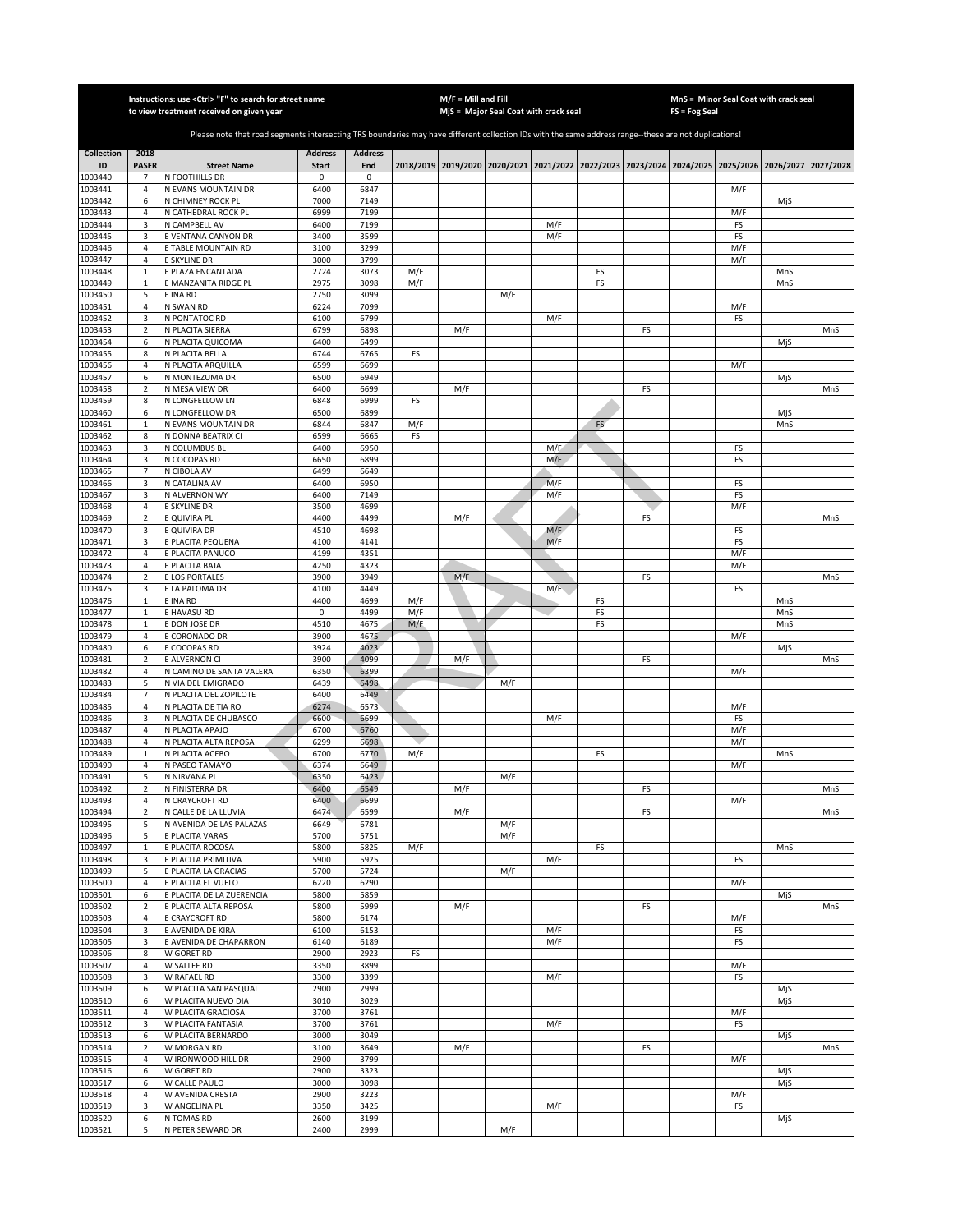Instructions: use <Ctrl> "F" to search for street name to view treatment received on given year

M/F = Mill and Fill
MjS = Major Seal Coat with crack seal

MnS = Minor Seal Coat with crack seal
FS = Fog Seal

Please note that road segments intersecting TRS boundaries may have different collection IDs with the same address range--these are not duplications!

| Collection ID | 2018 PASER | Street Name | Address Start | Address End | 2018/2019 | 2019/2020 | 2020/2021 | 2021/2022 | 2022/2023 | 2023/2024 | 2024/2025 | 2025/2026 | 2026/2027 | 2027/2028 |
|---|---|---|---|---|---|---|---|---|---|---|---|---|---|---|
| 1003440 | 7 | N FOOTHILLS DR | 0 | 0 | | | | | | | | | | |
| 1003441 | 4 | N EVANS MOUNTAIN DR | 6400 | 6847 | | | | | | | | M/F | | |
| 1003442 | 6 | N CHIMNEY ROCK PL | 7000 | 7149 | | | | | | | | | MjS | |
| 1003443 | 4 | N CATHEDRAL ROCK PL | 6999 | 7199 | | | | | | | | M/F | | |
| 1003444 | 3 | N CAMPBELL AV | 6400 | 7199 | | | | M/F | | | | FS | | |
| 1003445 | 3 | E VENTANA CANYON DR | 3400 | 3599 | | | | M/F | | | | FS | | |
| 1003446 | 4 | E TABLE MOUNTAIN RD | 3100 | 3299 | | | | | | | | M/F | | |
| 1003447 | 4 | E SKYLINE DR | 3000 | 3799 | | | | | | | | M/F | | |
| 1003448 | 1 | E PLAZA ENCANTADA | 2724 | 3073 | M/F | | | | FS | | | | MnS | |
| 1003449 | 1 | E MANZANITA RIDGE PL | 2975 | 3098 | M/F | | | | FS | | | | MnS | |
| 1003450 | 5 | E INA RD | 2750 | 3099 | | | M/F | | | | | | | |
| 1003451 | 4 | N SWAN RD | 6224 | 7099 | | | | | | | | M/F | | |
| 1003452 | 3 | N PONTATOC RD | 6100 | 6799 | | | | M/F | | | | FS | | |
| 1003453 | 2 | N PLACITA SIERRA | 6799 | 6898 | | M/F | | | | FS | | | | MnS |
| 1003454 | 6 | N PLACITA QUICOMA | 6400 | 6499 | | | | | | | | | MjS | |
| 1003455 | 8 | N PLACITA BELLA | 6744 | 6765 | FS | | | | | | | | | |
| 1003456 | 4 | N PLACITA ARQUILLA | 6599 | 6699 | | | | | | | | M/F | | |
| 1003457 | 6 | N MONTEZUMA DR | 6500 | 6949 | | | | | | | | | MjS | |
| 1003458 | 2 | N MESA VIEW DR | 6400 | 6699 | | M/F | | | | FS | | | | MnS |
| 1003459 | 8 | N LONGFELLOW LN | 6848 | 6999 | FS | | | | | | | | | |
| 1003460 | 6 | N LONGFELLOW DR | 6500 | 6899 | | | | | | | | | MjS | |
| 1003461 | 1 | N EVANS MOUNTAIN DR | 6844 | 6847 | M/F | | | | FS | | | | MnS | |
| 1003462 | 8 | N DONNA BEATRIX CI | 6599 | 6665 | FS | | | | | | | | | |
| 1003463 | 3 | N COLUMBUS BL | 6400 | 6950 | | | | M/F | | | | FS | | |
| 1003464 | 3 | N COCOPAS RD | 6650 | 6899 | | | | M/F | | | | FS | | |
| 1003465 | 7 | N CIBOLA AV | 6499 | 6649 | | | | | | | | | | |
| 1003466 | 3 | N CATALINA AV | 6400 | 6950 | | | | M/F | | | | FS | | |
| 1003467 | 3 | N ALVERNON WY | 6400 | 7149 | | | | M/F | | | | FS | | |
| 1003468 | 4 | E SKYLINE DR | 3500 | 4699 | | | | | | | | M/F | | |
| 1003469 | 2 | E QUIVIRA PL | 4400 | 4499 | | M/F | | | | FS | | | | MnS |
| 1003470 | 3 | E QUIVIRA DR | 4510 | 4698 | | | | M/F | | | | FS | | |
| 1003471 | 3 | E PLACITA PEQUENA | 4100 | 4141 | | | | M/F | | | | FS | | |
| 1003472 | 4 | E PLACITA PANUCO | 4199 | 4351 | | | | | | | | M/F | | |
| 1003473 | 4 | E PLACITA BAJA | 4250 | 4323 | | | | | | | | M/F | | |
| 1003474 | 2 | E LOS PORTALES | 3900 | 3949 | | M/F | | | | FS | | | | MnS |
| 1003475 | 3 | E LA PALOMA DR | 4100 | 4449 | | | | M/F | | | | FS | | |
| 1003476 | 1 | E INA RD | 4400 | 4699 | M/F | | | | FS | | | | MnS | |
| 1003477 | 1 | E HAVASU RD | 0 | 4499 | M/F | | | | FS | | | | MnS | |
| 1003478 | 1 | E DON JOSE DR | 4510 | 4675 | M/F | | | | FS | | | | MnS | |
| 1003479 | 4 | E CORONADO DR | 3900 | 4675 | | | | | | | | M/F | | |
| 1003480 | 6 | E COCOPAS RD | 3924 | 4023 | | | | | | | | | MjS | |
| 1003481 | 2 | E ALVERNON CI | 3900 | 4099 | | M/F | | | | FS | | | | MnS |
| 1003482 | 4 | N CAMINO DE SANTA VALERA | 6350 | 6399 | | | | | | | | M/F | | |
| 1003483 | 5 | N VIA DEL EMIGRADO | 6439 | 6498 | | | M/F | | | | | | | |
| 1003484 | 7 | N PLACITA DEL ZOPILOTE | 6400 | 6449 | | | | | | | | | | |
| 1003485 | 4 | N PLACITA DE TIA RO | 6274 | 6573 | | | | | | | | M/F | | |
| 1003486 | 3 | N PLACITA DE CHUBASCO | 6600 | 6699 | | | | M/F | | | | FS | | |
| 1003487 | 4 | N PLACITA APAJO | 6700 | 6760 | | | | | | | | M/F | | |
| 1003488 | 4 | N PLACITA ALTA REPOSA | 6299 | 6698 | | | | | | | | M/F | | |
| 1003489 | 1 | N PLACITA ACEBO | 6700 | 6770 | M/F | | | | FS | | | | MnS | |
| 1003490 | 4 | N PASEO TAMAYO | 6374 | 6649 | | | | | | | | M/F | | |
| 1003491 | 5 | N NIRVANA PL | 6350 | 6423 | | | M/F | | | | | | | |
| 1003492 | 2 | N FINISTERRA DR | 6400 | 6549 | | M/F | | | | FS | | | | MnS |
| 1003493 | 4 | N CRAYCROFT RD | 6400 | 6699 | | | | | | | | M/F | | |
| 1003494 | 2 | N CALLE DE LA LLUVIA | 6474 | 6599 | | M/F | | | | FS | | | | MnS |
| 1003495 | 5 | N AVENIDA DE LAS PALAZAS | 6649 | 6781 | | | M/F | | | | | | | |
| 1003496 | 5 | E PLACITA VARAS | 5700 | 5751 | | | M/F | | | | | | | |
| 1003497 | 1 | E PLACITA ROCOSA | 5800 | 5825 | M/F | | | | FS | | | | MnS | |
| 1003498 | 3 | E PLACITA PRIMITIVA | 5900 | 5925 | | | | M/F | | | | FS | | |
| 1003499 | 5 | E PLACITA LA GRACIAS | 5700 | 5724 | | | M/F | | | | | | | |
| 1003500 | 4 | E PLACITA EL VUELO | 6220 | 6290 | | | | | | | | M/F | | |
| 1003501 | 6 | E PLACITA DE LA ZUERENCIA | 5800 | 5859 | | | | | | | | | MjS | |
| 1003502 | 2 | E PLACITA ALTA REPOSA | 5800 | 5999 | | M/F | | | | FS | | | | MnS |
| 1003503 | 4 | E CRAYCROFT RD | 5800 | 6174 | | | | | | | | M/F | | |
| 1003504 | 3 | E AVENIDA DE KIRA | 6100 | 6153 | | | | M/F | | | | FS | | |
| 1003505 | 3 | E AVENIDA DE CHAPARRON | 6140 | 6189 | | | | M/F | | | | FS | | |
| 1003506 | 8 | W GORET RD | 2900 | 2923 | FS | | | | | | | | | |
| 1003507 | 4 | W SALLEE RD | 3350 | 3899 | | | | | | | | M/F | | |
| 1003508 | 3 | W RAFAEL RD | 3300 | 3399 | | | | M/F | | | | FS | | |
| 1003509 | 6 | W PLACITA SAN PASQUAL | 2900 | 2999 | | | | | | | | | MjS | |
| 1003510 | 6 | W PLACITA NUEVO DIA | 3010 | 3029 | | | | | | | | | MjS | |
| 1003511 | 4 | W PLACITA GRACIOSA | 3700 | 3761 | | | | | | | | M/F | | |
| 1003512 | 3 | W PLACITA FANTASIA | 3700 | 3761 | | | | M/F | | | | FS | | |
| 1003513 | 6 | W PLACITA BERNARDO | 3000 | 3049 | | | | | | | | | MjS | |
| 1003514 | 2 | W MORGAN RD | 3100 | 3649 | | M/F | | | | FS | | | | MnS |
| 1003515 | 4 | W IRONWOOD HILL DR | 2900 | 3799 | | | | | | | | M/F | | |
| 1003516 | 6 | W GORET RD | 2900 | 3323 | | | | | | | | | MjS | |
| 1003517 | 6 | W CALLE PAULO | 3000 | 3098 | | | | | | | | | MjS | |
| 1003518 | 4 | W AVENIDA CRESTA | 2900 | 3223 | | | | | | | | M/F | | |
| 1003519 | 3 | W ANGELINA PL | 3350 | 3425 | | | | M/F | | | | FS | | |
| 1003520 | 6 | N TOMAS RD | 2600 | 3199 | | | | | | | | | MjS | |
| 1003521 | 5 | N PETER SEWARD DR | 2400 | 2999 | | | M/F | | | | | | | |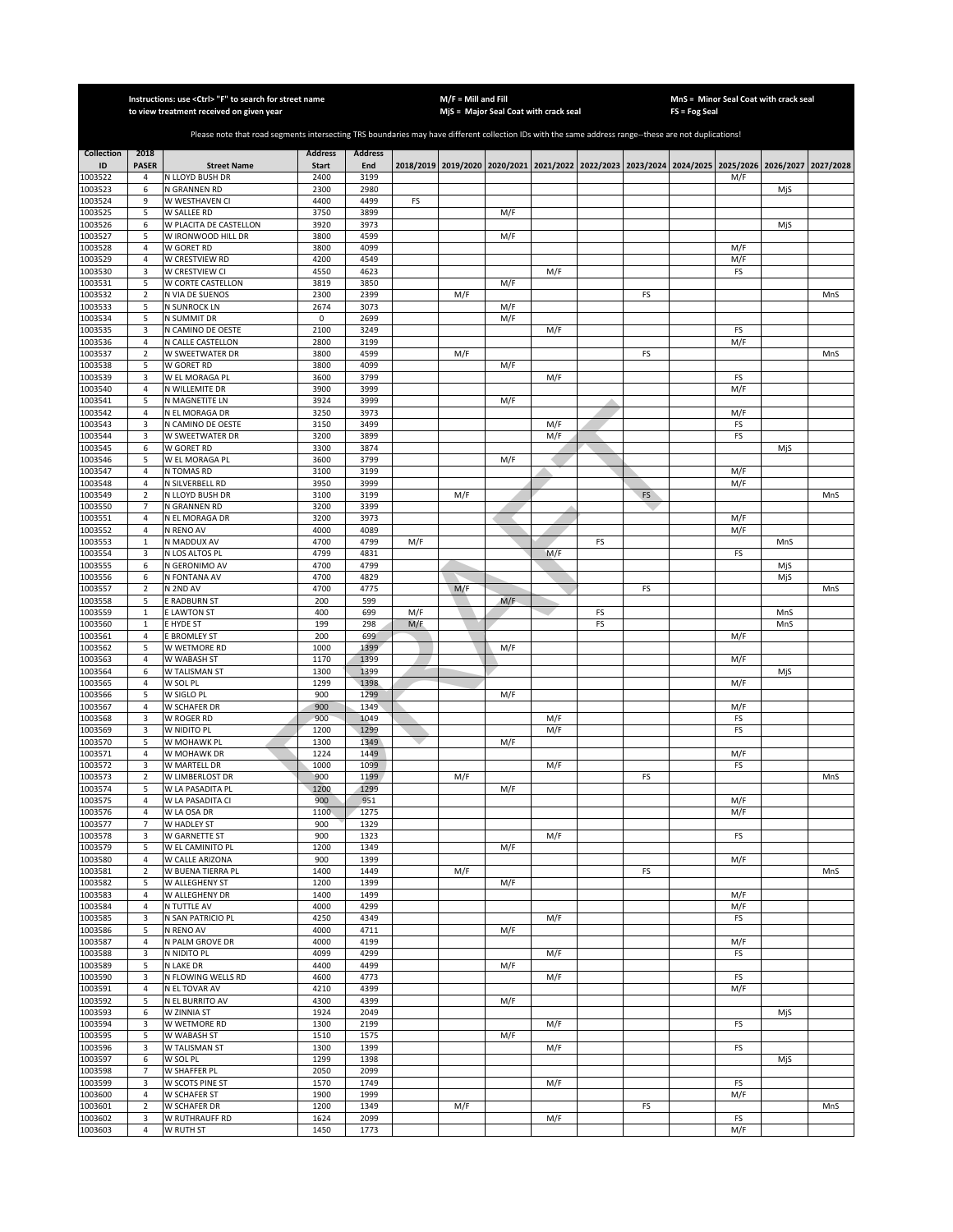Instructions: use <Ctrl> "F" to search for street name to view treatment received on given year

M/F = Mill and Fill
MjS = Major Seal Coat with crack seal

MnS = Minor Seal Coat with crack seal
FS = Fog Seal

Please note that road segments intersecting TRS boundaries may have different collection IDs with the same address range--these are not duplications!

| Collection ID | 2018 PASER | Street Name | Address Start | Address End | 2018/2019 | 2019/2020 | 2020/2021 | 2021/2022 | 2022/2023 | 2023/2024 | 2024/2025 | 2025/2026 | 2026/2027 | 2027/2028 |
|---|---|---|---|---|---|---|---|---|---|---|---|---|---|---|
| 1003522 | 4 | N LLOYD BUSH DR | 2400 | 3199 | | | | | | | | M/F | | |
| 1003523 | 6 | N GRANNEN RD | 2300 | 2980 | | | | | | | | | MjS | |
| 1003524 | 9 | W WESTHAVEN CI | 4400 | 4499 | FS | | | | | | | | | |
| 1003525 | 5 | W SALLEE RD | 3750 | 3899 | | | M/F | | | | | | | |
| 1003526 | 6 | W PLACITA DE CASTELLON | 3920 | 3973 | | | | | | | | | MjS | |
| 1003527 | 5 | W IRONWOOD HILL DR | 3800 | 4599 | | | M/F | | | | | | | |
| 1003528 | 4 | W GORET RD | 3800 | 4099 | | | | | | | | M/F | | |
| 1003529 | 4 | W CRESTVIEW RD | 4200 | 4549 | | | | | | | | M/F | | |
| 1003530 | 3 | W CRESTVIEW CI | 4550 | 4623 | | | | M/F | | | | FS | | |
| 1003531 | 5 | W CORTE CASTELLON | 3819 | 3850 | | | M/F | | | | | | | |
| 1003532 | 2 | N VIA DE SUENOS | 2300 | 2399 | | M/F | | | | FS | | | | MnS |
| 1003533 | 5 | N SUNROCK LN | 2674 | 3073 | | | M/F | | | | | | | |
| 1003534 | 5 | N SUMMIT DR | 0 | 2699 | | | M/F | | | | | | | |
| 1003535 | 3 | N CAMINO DE OESTE | 2100 | 3249 | | | | M/F | | | | FS | | |
| 1003536 | 4 | N CALLE CASTELLON | 2800 | 3199 | | | | | | | | M/F | | |
| 1003537 | 2 | W SWEETWATER DR | 3800 | 4599 | | M/F | | | | FS | | | | MnS |
| 1003538 | 5 | W GORET RD | 3800 | 4099 | | | M/F | | | | | | | |
| 1003539 | 3 | W EL MORAGA PL | 3600 | 3799 | | | | M/F | | | | FS | | |
| 1003540 | 4 | N WILLEMITE DR | 3900 | 3999 | | | | | | | | M/F | | |
| 1003541 | 5 | N MAGNETITE LN | 3924 | 3999 | | | M/F | | | | | | | |
| 1003542 | 4 | N EL MORAGA DR | 3250 | 3973 | | | | | | | | M/F | | |
| 1003543 | 3 | N CAMINO DE OESTE | 3150 | 3499 | | | | M/F | | | | FS | | |
| 1003544 | 3 | N SWEETWATER DR | 3200 | 3899 | | | | M/F | | | | FS | | |
| 1003545 | 6 | W GORET RD | 3300 | 3874 | | | | | | | | | MjS | |
| 1003546 | 5 | W EL MORAGA PL | 3600 | 3799 | | | M/F | | | | | | | |
| 1003547 | 4 | N TOMAS RD | 3100 | 3199 | | | | | | | | M/F | | |
| 1003548 | 4 | N SILVERBELL RD | 3950 | 3999 | | | | | | | | M/F | | |
| 1003549 | 2 | N LLOYD BUSH DR | 3100 | 3199 | | M/F | | | | FS | | | | MnS |
| 1003550 | 7 | N GRANNEN RD | 3200 | 3399 | | | | | | | | | | |
| 1003551 | 4 | N EL MORAGA DR | 3200 | 3973 | | | | | | | | M/F | | |
| 1003552 | 4 | N RENO AV | 4000 | 4089 | | | | | | | | M/F | | |
| 1003553 | 1 | N MADDUX AV | 4700 | 4799 | M/F | | | | FS | | | | MnS | |
| 1003554 | 3 | N LOS ALTOS PL | 4799 | 4831 | | | | M/F | | | | FS | | |
| 1003555 | 6 | N GERONIMO AV | 4700 | 4799 | | | | | | | | | MjS | |
| 1003556 | 6 | N FONTANA AV | 4700 | 4829 | | | | | | | | | MjS | |
| 1003557 | 2 | N 2ND AV | 4700 | 4775 | | M/F | | | | FS | | | | MnS |
| 1003558 | 5 | E RADBURN ST | 200 | 599 | | | M/F | | | | | | | |
| 1003559 | 1 | E LAWTON ST | 400 | 699 | M/F | | | | FS | | | | MnS | |
| 1003560 | 1 | E HYDE ST | 199 | 298 | M/F | | | | FS | | | | MnS | |
| 1003561 | 4 | E BROMLEY ST | 200 | 699 | | | | | | | | M/F | | |
| 1003562 | 5 | W WETMORE RD | 1000 | 1399 | | | M/F | | | | | | | |
| 1003563 | 4 | W WABASH ST | 1170 | 1399 | | | | | | | | M/F | | |
| 1003564 | 6 | W TALISMAN ST | 1300 | 1399 | | | | | | | | | MjS | |
| 1003565 | 4 | W SOL PL | 1299 | 1398 | | | | | | | | M/F | | |
| 1003566 | 5 | W SIGLO PL | 900 | 1299 | | | M/F | | | | | | | |
| 1003567 | 4 | W SCHAFER DR | 900 | 1349 | | | | | | | | M/F | | |
| 1003568 | 3 | W ROGER RD | 900 | 1049 | | | | M/F | | | | FS | | |
| 1003569 | 3 | W NIDITO PL | 1200 | 1299 | | | | M/F | | | | FS | | |
| 1003570 | 5 | W MOHAWK PL | 1300 | 1349 | | | M/F | | | | | | | |
| 1003571 | 4 | W MOHAWK DR | 1224 | 1449 | | | | | | | | M/F | | |
| 1003572 | 3 | W MARTELL DR | 1000 | 1099 | | | | M/F | | | | FS | | |
| 1003573 | 2 | W LIMBERLOST DR | 900 | 1199 | | M/F | | | | FS | | | | MnS |
| 1003574 | 5 | W LA PASADITA PL | 1200 | 1299 | | | M/F | | | | | | | |
| 1003575 | 4 | W LA PASADITA CI | 900 | 951 | | | | | | | | M/F | | |
| 1003576 | 4 | W LA OSA DR | 1100 | 1275 | | | | | | | | M/F | | |
| 1003577 | 7 | W HADLEY ST | 900 | 1329 | | | | | | | | | | |
| 1003578 | 3 | W GARNETTE ST | 900 | 1323 | | | | M/F | | | | FS | | |
| 1003579 | 5 | W EL CAMINITO PL | 1200 | 1349 | | | M/F | | | | | | | |
| 1003580 | 4 | W CALLE ARIZONA | 900 | 1399 | | | | | | | | M/F | | |
| 1003581 | 2 | W BUENA TIERRA PL | 1400 | 1449 | | M/F | | | | FS | | | | MnS |
| 1003582 | 5 | W ALLEGHENY ST | 1200 | 1399 | | | M/F | | | | | | | |
| 1003583 | 4 | W ALLEGHENY DR | 1400 | 1499 | | | | | | | | M/F | | |
| 1003584 | 4 | N TUTTLE AV | 4000 | 4299 | | | | | | | | M/F | | |
| 1003585 | 3 | N SAN PATRICIO PL | 4250 | 4349 | | | | M/F | | | | FS | | |
| 1003586 | 5 | N RENO AV | 4000 | 4711 | | | M/F | | | | | | | |
| 1003587 | 4 | N PALM GROVE DR | 4000 | 4199 | | | | | | | | M/F | | |
| 1003588 | 3 | N NIDITO PL | 4099 | 4299 | | | | M/F | | | | FS | | |
| 1003589 | 5 | N LAKE DR | 4400 | 4499 | | | M/F | | | | | | | |
| 1003590 | 3 | N FLOWING WELLS RD | 4600 | 4773 | | | | M/F | | | | FS | | |
| 1003591 | 4 | N EL TOVAR AV | 4210 | 4399 | | | | | | | | M/F | | |
| 1003592 | 5 | N EL BURRITO AV | 4300 | 4399 | | | M/F | | | | | | | |
| 1003593 | 6 | W ZINNIA ST | 1924 | 2049 | | | | | | | | | MjS | |
| 1003594 | 3 | W WETMORE RD | 1300 | 2199 | | | | M/F | | | | FS | | |
| 1003595 | 5 | W WABASH ST | 1510 | 1575 | | | M/F | | | | | | | |
| 1003596 | 3 | W TALISMAN ST | 1300 | 1399 | | | | M/F | | | | FS | | |
| 1003597 | 6 | W SOL PL | 1299 | 1398 | | | | | | | | | MjS | |
| 1003598 | 7 | W SHAFFER PL | 2050 | 2099 | | | | | | | | | | |
| 1003599 | 3 | W SCOTS PINE ST | 1570 | 1749 | | | | M/F | | | | FS | | |
| 1003600 | 4 | W SCHAFER ST | 1900 | 1999 | | | | | | | | M/F | | |
| 1003601 | 2 | W SCHAFER DR | 1200 | 1349 | | M/F | | | | FS | | | | MnS |
| 1003602 | 3 | W RUTHRAUFF RD | 1624 | 2099 | | | | M/F | | | | FS | | |
| 1003603 | 4 | W RUTH ST | 1450 | 1773 | | | | | | | | M/F | | |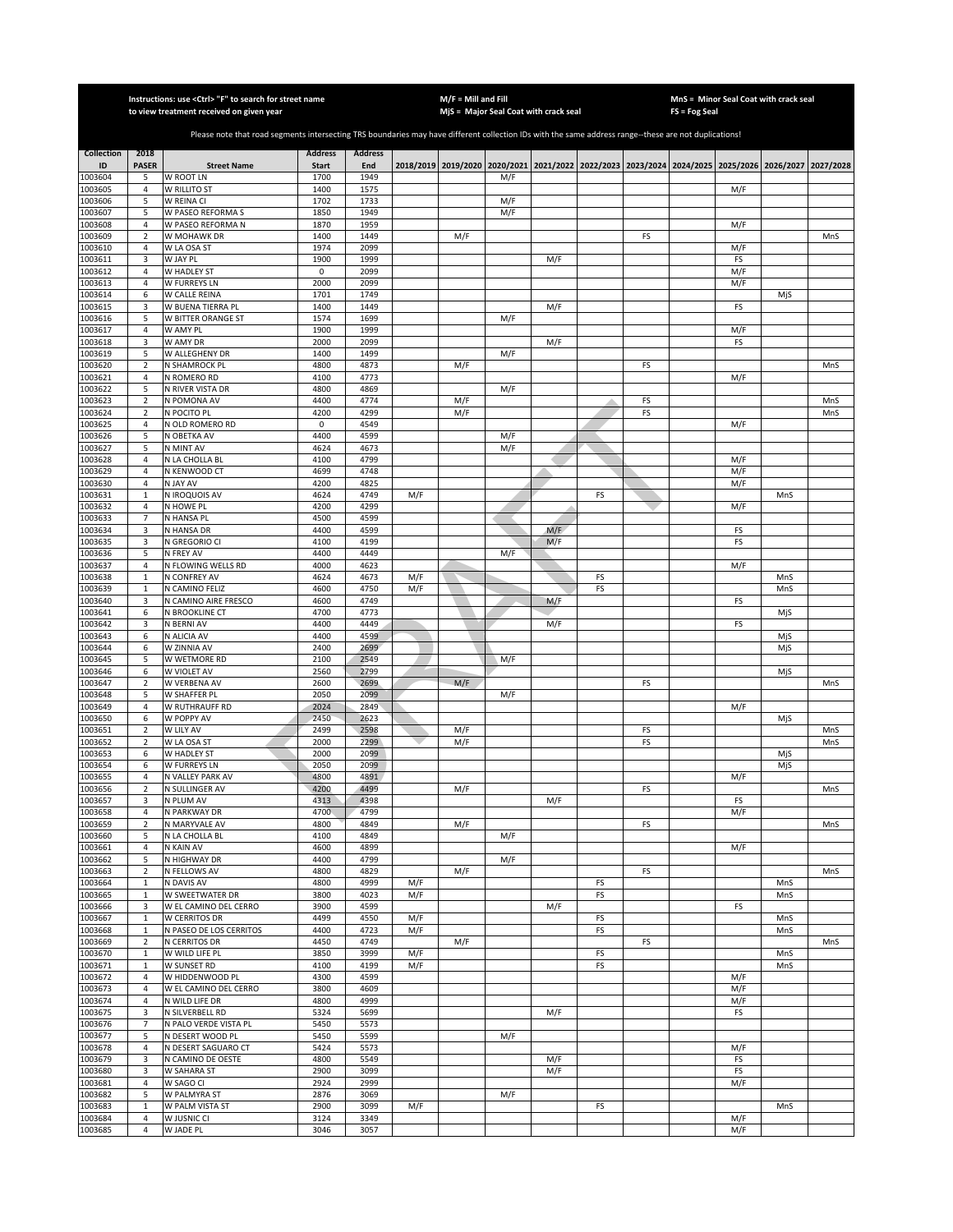Instructions: use <Ctrl> "F" to search for street name to view treatment received on given year

M/F = Mill and Fill
MjS = Major Seal Coat with crack seal

MnS = Minor Seal Coat with crack seal
FS = Fog Seal

Please note that road segments intersecting TRS boundaries may have different collection IDs with the same address range--these are not duplications!

| Collection ID | 2018 PASER | Street Name | Address Start | Address End | 2018/2019 | 2019/2020 | 2020/2021 | 2021/2022 | 2022/2023 | 2023/2024 | 2024/2025 | 2025/2026 | 2026/2027 | 2027/2028 |
|---|---|---|---|---|---|---|---|---|---|---|---|---|---|---|
| 1003604 | 5 | W ROOT LN | 1700 | 1949 | | | M/F | | | | | | | |
| 1003605 | 4 | W RILLITO ST | 1400 | 1575 | | | | | | | | M/F | | |
| 1003606 | 5 | W REINA CI | 1702 | 1733 | | | M/F | | | | | | | |
| 1003607 | 5 | W PASEO REFORMA S | 1850 | 1949 | | | M/F | | | | | | | |
| 1003608 | 4 | W PASEO REFORMA N | 1870 | 1959 | | | | | | | | M/F | | |
| 1003609 | 2 | W MOHAWK DR | 1400 | 1449 | | M/F | | | | FS | | | | MnS |
| 1003610 | 4 | W LA OSA ST | 1974 | 2099 | | | | | | | | M/F | | |
| 1003611 | 3 | W JAY PL | 1900 | 1999 | | | | M/F | | | | FS | | |
| 1003612 | 4 | W HADLEY ST | 0 | 2099 | | | | | | | | M/F | | |
| 1003613 | 4 | W FURREYS LN | 2000 | 2099 | | | | | | | | M/F | | |
| 1003614 | 6 | W CALLE REINA | 1701 | 1749 | | | | | | | | | MjS | |
| 1003615 | 3 | W BUENA TIERRA PL | 1400 | 1449 | | | | M/F | | | | FS | | |
| 1003616 | 5 | W BITTER ORANGE ST | 1574 | 1699 | | | M/F | | | | | | | |
| 1003617 | 4 | W AMY PL | 1900 | 1999 | | | | | | | | M/F | | |
| 1003618 | 3 | W AMY DR | 2000 | 2099 | | | | M/F | | | | FS | | |
| 1003619 | 5 | W ALLEGHENY DR | 1400 | 1499 | | | M/F | | | | | | | |
| 1003620 | 2 | N SHAMROCK PL | 4800 | 4873 | | M/F | | | | FS | | | | MnS |
| 1003621 | 4 | N ROMERO RD | 4100 | 4773 | | | | | | | | M/F | | |
| 1003622 | 5 | N RIVER VISTA DR | 4800 | 4869 | | | M/F | | | | | | | |
| 1003623 | 2 | N POMONA AV | 4400 | 4774 | | M/F | | | | FS | | | | MnS |
| 1003624 | 2 | N POCITO PL | 4200 | 4299 | | M/F | | | | FS | | | | MnS |
| 1003625 | 4 | N OLD ROMERO RD | 0 | 4549 | | | | | | | | M/F | | |
| 1003626 | 5 | N OBETKA AV | 4400 | 4599 | | | M/F | | | | | | | |
| 1003627 | 5 | N MINT AV | 4624 | 4673 | | | M/F | | | | | | | |
| 1003628 | 4 | N LA CHOLLA BL | 4100 | 4799 | | | | | | | | M/F | | |
| 1003629 | 4 | N KENWOOD CT | 4699 | 4748 | | | | | | | | M/F | | |
| 1003630 | 4 | N JAY AV | 4200 | 4825 | | | | | | | | M/F | | |
| 1003631 | 1 | N IROQUOIS AV | 4624 | 4749 | M/F | | | | FS | | | | MnS | |
| 1003632 | 4 | N HOWE PL | 4200 | 4299 | | | | | | | | M/F | | |
| 1003633 | 7 | N HANSA PL | 4500 | 4599 | | | | | | | | | | |
| 1003634 | 3 | N HANSA DR | 4400 | 4599 | | | | M/F | | | | FS | | |
| 1003635 | 3 | N GREGORIO CI | 4100 | 4199 | | | | M/F | | | | FS | | |
| 1003636 | 5 | N FREY AV | 4400 | 4449 | | | M/F | | | | | | | |
| 1003637 | 4 | N FLOWING WELLS RD | 4000 | 4623 | | | | | | | | M/F | | |
| 1003638 | 1 | N CONFREY AV | 4624 | 4673 | M/F | | | | FS | | | | MnS | |
| 1003639 | 1 | N CAMINO FELIZ | 4600 | 4750 | M/F | | | | FS | | | | MnS | |
| 1003640 | 3 | N CAMINO AIRE FRESCO | 4600 | 4749 | | | | M/F | | | | FS | | |
| 1003641 | 6 | N BROOKLINE CT | 4700 | 4773 | | | | | | | | | MjS | |
| 1003642 | 3 | N BERNI AV | 4400 | 4449 | | | | M/F | | | | FS | | |
| 1003643 | 6 | N ALICIA AV | 4400 | 4599 | | | | | | | | | MjS | |
| 1003644 | 6 | W ZINNIA AV | 2400 | 2699 | | | | | | | | | MjS | |
| 1003645 | 5 | W WETMORE RD | 2100 | 2549 | | | M/F | | | | | | | |
| 1003646 | 6 | W VIOLET AV | 2560 | 2799 | | | | | | | | | MjS | |
| 1003647 | 2 | W VERBENA AV | 2600 | 2699 | | M/F | | | | FS | | | | MnS |
| 1003648 | 5 | W SHAFFER PL | 2050 | 2099 | | | M/F | | | | | | | |
| 1003649 | 4 | W RUTHRAUFF RD | 2024 | 2849 | | | | | | | | M/F | | |
| 1003650 | 6 | W POPPY AV | 2450 | 2623 | | | | | | | | | MjS | |
| 1003651 | 2 | W LILY AV | 2499 | 2598 | | M/F | | | | FS | | | | MnS |
| 1003652 | 2 | W LA OSA ST | 2000 | 2299 | | M/F | | | | FS | | | | MnS |
| 1003653 | 6 | W HADLEY ST | 2000 | 2099 | | | | | | | | | MjS | |
| 1003654 | 6 | W FURREYS LN | 2050 | 2099 | | | | | | | | | MjS | |
| 1003655 | 4 | N VALLEY PARK AV | 4800 | 4891 | | | | | | | | M/F | | |
| 1003656 | 2 | N SULLINGER AV | 4200 | 4499 | | M/F | | | | FS | | | | MnS |
| 1003657 | 3 | N PLUM AV | 4313 | 4398 | | | | M/F | | | | FS | | |
| 1003658 | 4 | N PARKWAY DR | 4700 | 4799 | | | | | | | | M/F | | |
| 1003659 | 2 | N MARYVALE AV | 4800 | 4849 | | M/F | | | | FS | | | | MnS |
| 1003660 | 5 | N LA CHOLLA BL | 4100 | 4849 | | | M/F | | | | | | | |
| 1003661 | 4 | N KAIN AV | 4600 | 4899 | | | | | | | | M/F | | |
| 1003662 | 5 | N HIGHWAY DR | 4400 | 4799 | | | M/F | | | | | | | |
| 1003663 | 2 | N FELLOWS AV | 4800 | 4829 | | M/F | | | | FS | | | | MnS |
| 1003664 | 1 | N DAVIS AV | 4800 | 4999 | M/F | | | | FS | | | | MnS | |
| 1003665 | 1 | W SWEETWATER DR | 3800 | 4023 | M/F | | | | FS | | | | MnS | |
| 1003666 | 3 | W EL CAMINO DEL CERRO | 3900 | 4599 | | | | M/F | | | | FS | | |
| 1003667 | 1 | W CERRITOS DR | 4499 | 4550 | M/F | | | | FS | | | | MnS | |
| 1003668 | 1 | N PASEO DE LOS CERRITOS | 4400 | 4723 | M/F | | | | FS | | | | MnS | |
| 1003669 | 2 | N CERRITOS DR | 4450 | 4749 | | M/F | | | | FS | | | | MnS |
| 1003670 | 1 | W WILD LIFE PL | 3850 | 3999 | M/F | | | | FS | | | | MnS | |
| 1003671 | 1 | W SUNSET RD | 4100 | 4199 | M/F | | | | FS | | | | MnS | |
| 1003672 | 4 | W HIDDENWOOD PL | 4300 | 4599 | | | | | | | | M/F | | |
| 1003673 | 4 | W EL CAMINO DEL CERRO | 3800 | 4609 | | | | | | | | M/F | | |
| 1003674 | 4 | N WILD LIFE DR | 4800 | 4999 | | | | | | | | M/F | | |
| 1003675 | 3 | N SILVERBELL RD | 5324 | 5699 | | | | M/F | | | | FS | | |
| 1003676 | 7 | N PALO VERDE VISTA PL | 5450 | 5573 | | | | | | | | | | |
| 1003677 | 5 | N DESERT WOOD PL | 5450 | 5599 | | | M/F | | | | | | | |
| 1003678 | 4 | N DESERT SAGUARO CT | 5424 | 5573 | | | | | | | | M/F | | |
| 1003679 | 3 | N CAMINO DE OESTE | 4800 | 5549 | | | | M/F | | | | FS | | |
| 1003680 | 3 | W SAHARA ST | 2900 | 3099 | | | | M/F | | | | FS | | |
| 1003681 | 4 | W SAGO CI | 2924 | 2999 | | | | | | | | M/F | | |
| 1003682 | 5 | W PALMYRA ST | 2876 | 3069 | | | M/F | | | | | | | |
| 1003683 | 1 | W PALM VISTA ST | 2900 | 3099 | M/F | | | | FS | | | | MnS | |
| 1003684 | 4 | W JUSNIC CI | 3124 | 3349 | | | | | | | | M/F | | |
| 1003685 | 4 | W JADE PL | 3046 | 3057 | | | | | | | | M/F | | |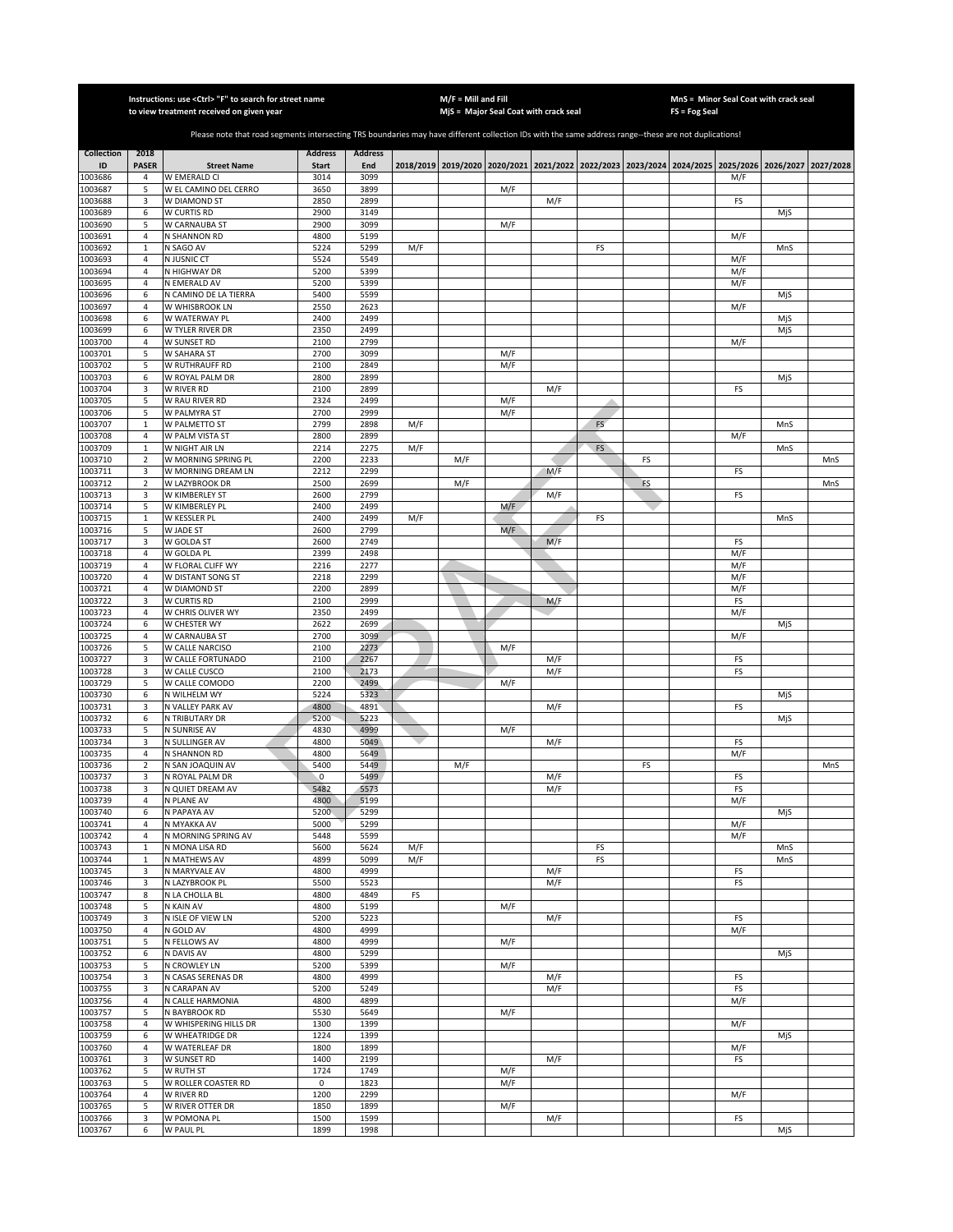Instructions: use <Ctrl> "F" to search for street name to view treatment received on given year

M/F = Mill and Fill
MjS = Major Seal Coat with crack seal

MnS = Minor Seal Coat with crack seal
FS = Fog Seal

Please note that road segments intersecting TRS boundaries may have different collection IDs with the same address range--these are not duplications!

| Collection ID | 2018 PASER | Street Name | Address Start | Address End | 2018/2019 | 2019/2020 | 2020/2021 | 2021/2022 | 2022/2023 | 2023/2024 | 2024/2025 | 2025/2026 | 2026/2027 | 2027/2028 |
|---|---|---|---|---|---|---|---|---|---|---|---|---|---|---|
| 1003686 | 4 | W EMERALD CI | 3014 | 3099 | | | | | | | | M/F | | |
| 1003687 | 5 | W EL CAMINO DEL CERRO | 3650 | 3899 | | | M/F | | | | | | | |
| 1003688 | 3 | W DIAMOND ST | 2850 | 2899 | | | | M/F | | | | FS | | |
| 1003689 | 6 | W CURTIS RD | 2900 | 3149 | | | | | | | | | MjS | |
| 1003690 | 5 | W CARNAUBA ST | 2900 | 3099 | | | M/F | | | | | | | |
| 1003691 | 4 | N SHANNON RD | 4800 | 5199 | | | | | | | | M/F | | |
| 1003692 | 1 | N SAGO AV | 5224 | 5299 | M/F | | | | FS | | | | MnS | |
| 1003693 | 4 | N JUSNIC CT | 5524 | 5549 | | | | | | | | M/F | | |
| 1003694 | 4 | N HIGHWAY DR | 5200 | 5399 | | | | | | | | M/F | | |
| 1003695 | 4 | N EMERALD AV | 5200 | 5399 | | | | | | | | M/F | | |
| 1003696 | 6 | N CAMINO DE LA TIERRA | 5400 | 5599 | | | | | | | | | MjS | |
| 1003697 | 4 | W WHISBROOK LN | 2550 | 2623 | | | | | | | | M/F | | |
| 1003698 | 6 | W WATERWAY PL | 2400 | 2499 | | | | | | | | | MjS | |
| 1003699 | 6 | W TYLER RIVER DR | 2350 | 2499 | | | | | | | | | MjS | |
| 1003700 | 4 | W SUNSET RD | 2100 | 2799 | | | | | | | | M/F | | |
| 1003701 | 5 | W SAHARA ST | 2700 | 3099 | | | M/F | | | | | | | |
| 1003702 | 5 | W RUTHRAUFF RD | 2100 | 2849 | | | M/F | | | | | | | |
| 1003703 | 6 | W ROYAL PALM DR | 2800 | 2899 | | | | | | | | | MjS | |
| 1003704 | 3 | W RIVER RD | 2100 | 2899 | | | | M/F | | | | FS | | |
| 1003705 | 5 | W RAU RIVER RD | 2324 | 2499 | | | M/F | | | | | | | |
| 1003706 | 5 | W PALMYRA ST | 2700 | 2999 | | | M/F | | | | | | | |
| 1003707 | 1 | W PALMETTO ST | 2799 | 2898 | M/F | | | | FS | | | | MnS | |
| 1003708 | 4 | W PALM VISTA ST | 2800 | 2899 | | | | | | | | M/F | | |
| 1003709 | 1 | W NIGHT AIR LN | 2214 | 2275 | M/F | | | | FS | | | | MnS | |
| 1003710 | 2 | W MORNING SPRING PL | 2200 | 2233 | | M/F | | | | FS | | | | MnS |
| 1003711 | 3 | W MORNING DREAM LN | 2212 | 2299 | | | | M/F | | | | FS | | |
| 1003712 | 2 | W LAZYBROOK DR | 2500 | 2699 | | M/F | | | | FS | | | | MnS |
| 1003713 | 3 | W KIMBERLEY ST | 2600 | 2799 | | | | M/F | | | | FS | | |
| 1003714 | 5 | W KIMBERLEY PL | 2400 | 2499 | | | M/F | | | | | | | |
| 1003715 | 1 | W KESSLER PL | 2400 | 2499 | M/F | | | | FS | | | | MnS | |
| 1003716 | 5 | W JADE ST | 2600 | 2799 | | | M/F | | | | | | | |
| 1003717 | 3 | W GOLDA ST | 2600 | 2749 | | | | M/F | | | | FS | | |
| 1003718 | 4 | W GOLDA PL | 2399 | 2498 | | | | | | | | M/F | | |
| 1003719 | 4 | W FLORAL CLIFF WY | 2216 | 2277 | | | | | | | | M/F | | |
| 1003720 | 4 | W DISTANT SONG ST | 2218 | 2299 | | | | | | | | M/F | | |
| 1003721 | 4 | W DIAMOND ST | 2200 | 2899 | | | | | | | | M/F | | |
| 1003722 | 3 | W CURTIS RD | 2100 | 2999 | | | | M/F | | | | FS | | |
| 1003723 | 4 | W CHRIS OLIVER WY | 2350 | 2499 | | | | | | | | M/F | | |
| 1003724 | 6 | W CHESTER WY | 2622 | 2699 | | | | | | | | | MjS | |
| 1003725 | 4 | W CARNAUBA ST | 2700 | 3099 | | | | | | | | M/F | | |
| 1003726 | 5 | W CALLE NARCISO | 2100 | 2273 | | | M/F | | | | | | | |
| 1003727 | 3 | W CALLE FORTUNADO | 2100 | 2267 | | | | M/F | | | | FS | | |
| 1003728 | 3 | W CALLE CUSCO | 2100 | 2173 | | | | M/F | | | | FS | | |
| 1003729 | 5 | W CALLE COMODO | 2200 | 2499 | | | M/F | | | | | | | |
| 1003730 | 6 | N WILHELM WY | 5224 | 5323 | | | | | | | | | MjS | |
| 1003731 | 3 | N VALLEY PARK AV | 4800 | 4891 | | | | M/F | | | | FS | | |
| 1003732 | 6 | N TRIBUTARY DR | 5200 | 5223 | | | | | | | | | MjS | |
| 1003733 | 5 | N SUNRISE AV | 4830 | 4999 | | | M/F | | | | | | | |
| 1003734 | 3 | N SULLINGER AV | 4800 | 5049 | | | | M/F | | | | FS | | |
| 1003735 | 4 | N SHANNON RD | 4800 | 5649 | | | | | | | | M/F | | |
| 1003736 | 2 | N SAN JOAQUIN AV | 5400 | 5449 | | M/F | | | | FS | | | | MnS |
| 1003737 | 3 | N ROYAL PALM DR | 0 | 5499 | | | | M/F | | | | FS | | |
| 1003738 | 3 | N QUIET DREAM AV | 5482 | 5573 | | | | M/F | | | | FS | | |
| 1003739 | 4 | N PLANE AV | 4800 | 5199 | | | | | | | | M/F | | |
| 1003740 | 6 | N PAPAYA AV | 5200 | 5299 | | | | | | | | | MjS | |
| 1003741 | 4 | N MYAKKA AV | 5000 | 5299 | | | | | | | | M/F | | |
| 1003742 | 4 | N MORNING SPRING AV | 5448 | 5599 | | | | | | | | M/F | | |
| 1003743 | 1 | N MONA LISA RD | 5600 | 5624 | M/F | | | | FS | | | | MnS | |
| 1003744 | 1 | N MATHEWS AV | 4899 | 5099 | M/F | | | | FS | | | | MnS | |
| 1003745 | 3 | N MARYVALE AV | 4800 | 4999 | | | | M/F | | | | FS | | |
| 1003746 | 3 | N LAZYBROOK PL | 5500 | 5523 | | | | M/F | | | | FS | | |
| 1003747 | 8 | N LA CHOLLA BL | 4800 | 4849 | FS | | | | | | | | | |
| 1003748 | 5 | N KAIN AV | 4800 | 5199 | | | M/F | | | | | | | |
| 1003749 | 3 | N ISLE OF VIEW LN | 5200 | 5223 | | | | M/F | | | | FS | | |
| 1003750 | 4 | N GOLD AV | 4800 | 4999 | | | | | | | | M/F | | |
| 1003751 | 5 | N FELLOWS AV | 4800 | 4999 | | | M/F | | | | | | | |
| 1003752 | 6 | N DAVIS AV | 4800 | 5299 | | | | | | | | | MjS | |
| 1003753 | 5 | N CROWLEY LN | 5200 | 5399 | | | M/F | | | | | | | |
| 1003754 | 3 | N CASAS SERENAS DR | 4800 | 4999 | | | | M/F | | | | FS | | |
| 1003755 | 3 | N CARAPAN AV | 5200 | 5249 | | | | M/F | | | | FS | | |
| 1003756 | 4 | N CALLE HARMONIA | 4800 | 4899 | | | | | | | | M/F | | |
| 1003757 | 5 | N BAYBROOK RD | 5530 | 5649 | | | M/F | | | | | | | |
| 1003758 | 4 | W WHISPERING HILLS DR | 1300 | 1399 | | | | | | | | M/F | | |
| 1003759 | 6 | W WHEATRIDGE DR | 1224 | 1399 | | | | | | | | | MjS | |
| 1003760 | 4 | W WATERLEAF DR | 1800 | 1899 | | | | | | | | M/F | | |
| 1003761 | 3 | W SUNSET RD | 1400 | 2199 | | | | M/F | | | | FS | | |
| 1003762 | 5 | W RUTH ST | 1724 | 1749 | | | M/F | | | | | | | |
| 1003763 | 5 | W ROLLER COASTER RD | 0 | 1823 | | | M/F | | | | | | | |
| 1003764 | 4 | W RIVER RD | 1200 | 2299 | | | | | | | | M/F | | |
| 1003765 | 5 | W RIVER OTTER DR | 1850 | 1899 | | | M/F | | | | | | | |
| 1003766 | 3 | W POMONA PL | 1500 | 1599 | | | | M/F | | | | FS | | |
| 1003767 | 6 | W PAUL PL | 1899 | 1998 | | | | | | | | | MjS | |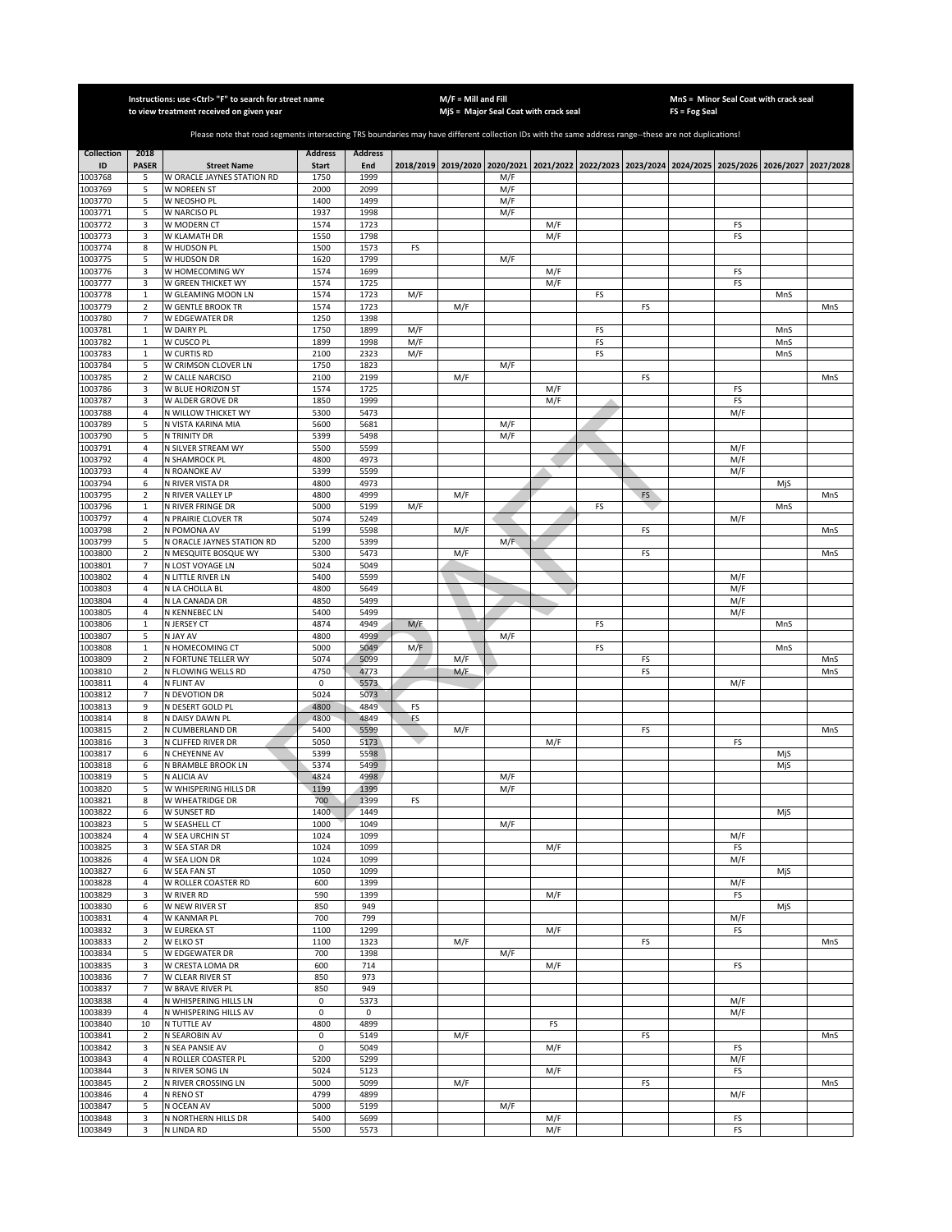Instructions: use <Ctrl> "F" to search for street name to view treatment received on given year

M/F = Mill and Fill
MjS = Major Seal Coat with crack seal

MnS = Minor Seal Coat with crack seal
FS = Fog Seal

Please note that road segments intersecting TRS boundaries may have different collection IDs with the same address range--these are not duplications!

| Collection ID | 2018 PASER | Street Name | Address Start | Address End | 2018/2019 | 2019/2020 | 2020/2021 | 2021/2022 | 2022/2023 | 2023/2024 | 2024/2025 | 2025/2026 | 2026/2027 | 2027/2028 |
|---|---|---|---|---|---|---|---|---|---|---|---|---|---|---|
| 1003768 | 5 | W ORACLE JAYNES STATION RD | 1750 | 1999 | | | M/F | | | | | | | |
| 1003769 | 5 | W NOREEN ST | 2000 | 2099 | | | M/F | | | | | | | |
| 1003770 | 5 | W NEOSHO PL | 1400 | 1499 | | | M/F | | | | | | | |
| 1003771 | 5 | W NARCISO PL | 1937 | 1998 | | | M/F | | | | | | | |
| 1003772 | 3 | W MODERN CT | 1574 | 1723 | | | | M/F | | | | FS | | |
| 1003773 | 3 | W KLAMATH DR | 1550 | 1798 | | | | M/F | | | | FS | | |
| 1003774 | 8 | W HUDSON PL | 1500 | 1573 | FS | | | | | | | | | |
| 1003775 | 5 | W HUDSON DR | 1620 | 1799 | | | M/F | | | | | | | |
| 1003776 | 3 | W HOMECOMING WY | 1574 | 1699 | | | | M/F | | | | FS | | |
| 1003777 | 3 | W GREEN THICKET WY | 1574 | 1725 | | | | M/F | | | | FS | | |
| 1003778 | 1 | W GLEAMING MOON LN | 1574 | 1723 | M/F | | | | FS | | | | MnS | |
| 1003779 | 2 | W GENTLE BROOK TR | 1574 | 1723 | | M/F | | | | FS | | | | MnS |
| 1003780 | 7 | W EDGEWATER DR | 1250 | 1398 | | | | | | | | | | |
| 1003781 | 1 | W DAIRY PL | 1750 | 1899 | M/F | | | | FS | | | | MnS | |
| 1003782 | 1 | W CUSCO PL | 1899 | 1998 | M/F | | | | FS | | | | MnS | |
| 1003783 | 1 | W CURTIS RD | 2100 | 2323 | M/F | | | | FS | | | | MnS | |
| 1003784 | 5 | W CRIMSON CLOVER LN | 1750 | 1823 | | | M/F | | | | | | | |
| 1003785 | 2 | W CALLE NARCISO | 2100 | 2199 | | M/F | | | | FS | | | | MnS |
| 1003786 | 3 | W BLUE HORIZON ST | 1574 | 1725 | | | | M/F | | | | FS | | |
| 1003787 | 3 | W ALDER GROVE DR | 1850 | 1999 | | | | M/F | | | | FS | | |
| 1003788 | 4 | N WILLOW THICKET WY | 5300 | 5473 | | | | | | | | M/F | | |
| 1003789 | 5 | N VISTA KARINA MIA | 5600 | 5681 | | | M/F | | | | | | | |
| 1003790 | 5 | N TRINITY DR | 5399 | 5498 | | | M/F | | | | | | | |
| 1003791 | 4 | N SILVER STREAM WY | 5500 | 5599 | | | | | | | | M/F | | |
| 1003792 | 4 | N SHAMROCK PL | 4800 | 4973 | | | | | | | | M/F | | |
| 1003793 | 4 | N ROANOKE AV | 5399 | 5599 | | | | | | | | M/F | | |
| 1003794 | 6 | N RIVER VISTA DR | 4800 | 4973 | | | | | | | | | MjS | |
| 1003795 | 2 | N RIVER VALLEY LP | 4800 | 4999 | | M/F | | | | FS | | | | MnS |
| 1003796 | 1 | N RIVER FRINGE DR | 5000 | 5199 | M/F | | | | FS | | | | MnS | |
| 1003797 | 4 | N PRAIRIE CLOVER TR | 5074 | 5249 | | | | | | | | M/F | | |
| 1003798 | 2 | N POMONA AV | 5199 | 5598 | | M/F | | | | FS | | | | MnS |
| 1003799 | 5 | N ORACLE JAYNES STATION RD | 5200 | 5399 | | | M/F | | | | | | | |
| 1003800 | 2 | N MESQUITE BOSQUE WY | 5300 | 5473 | | M/F | | | | FS | | | | MnS |
| 1003801 | 7 | N LOST VOYAGE LN | 5024 | 5049 | | | | | | | | | | |
| 1003802 | 4 | N LITTLE RIVER LN | 5400 | 5599 | | | | | | | | M/F | | |
| 1003803 | 4 | N LA CHOLLA BL | 4800 | 5649 | | | | | | | | M/F | | |
| 1003804 | 4 | N LA CANADA DR | 4850 | 5499 | | | | | | | | M/F | | |
| 1003805 | 4 | N KENNEBEC LN | 5400 | 5499 | | | | | | | | M/F | | |
| 1003806 | 1 | N JERSEY CT | 4874 | 4949 | M/F | | | | FS | | | | MnS | |
| 1003807 | 5 | N JAY AV | 4800 | 4999 | | | M/F | | | | | | | |
| 1003808 | 1 | N HOMECOMING CT | 5000 | 5049 | M/F | | | | FS | | | | MnS | |
| 1003809 | 2 | N FORTUNE TELLER WY | 5074 | 5099 | | M/F | | | | FS | | | | MnS |
| 1003810 | 2 | N FLOWING WELLS RD | 4750 | 4773 | | M/F | | | | FS | | | | MnS |
| 1003811 | 4 | N FLINT AV | 0 | 5573 | | | | | | | | M/F | | |
| 1003812 | 7 | N DEVOTION DR | 5024 | 5073 | | | | | | | | | | |
| 1003813 | 9 | N DESERT GOLD PL | 4800 | 4849 | FS | | | | | | | | | |
| 1003814 | 8 | N DAISY DAWN PL | 4800 | 4849 | FS | | | | | | | | | |
| 1003815 | 2 | N CUMBERLAND DR | 5400 | 5599 | | M/F | | | | FS | | | | MnS |
| 1003816 | 3 | N CLIFFED RIVER DR | 5050 | 5173 | | | | M/F | | | | FS | | |
| 1003817 | 6 | N CHEYENNE AV | 5399 | 5598 | | | | | | | | | MjS | |
| 1003818 | 6 | N BRAMBLE BROOK LN | 5374 | 5499 | | | | | | | | | MjS | |
| 1003819 | 5 | N ALICIA AV | 4824 | 4998 | | | M/F | | | | | | | |
| 1003820 | 5 | W WHISPERING HILLS DR | 1199 | 1399 | | | M/F | | | | | | | |
| 1003821 | 8 | W WHEATRIDGE DR | 700 | 1399 | FS | | | | | | | | | |
| 1003822 | 6 | W SUNSET RD | 1400 | 1449 | | | | | | | | | MjS | |
| 1003823 | 5 | W SEASHELL CT | 1000 | 1049 | | | M/F | | | | | | | |
| 1003824 | 4 | W SEA URCHIN ST | 1024 | 1099 | | | | | | | | M/F | | |
| 1003825 | 3 | W SEA STAR DR | 1024 | 1099 | | | | M/F | | | | FS | | |
| 1003826 | 4 | W SEA LION DR | 1024 | 1099 | | | | | | | | M/F | | |
| 1003827 | 6 | W SEA FAN ST | 1050 | 1099 | | | | | | | | | MjS | |
| 1003828 | 4 | W ROLLER COASTER RD | 600 | 1399 | | | | | | | | M/F | | |
| 1003829 | 3 | W RIVER RD | 590 | 1399 | | | | M/F | | | | FS | | |
| 1003830 | 6 | W NEW RIVER ST | 850 | 949 | | | | | | | | | MjS | |
| 1003831 | 4 | W KANMAR PL | 700 | 799 | | | | | | | | M/F | | |
| 1003832 | 3 | W EUREKA ST | 1100 | 1299 | | | | M/F | | | | FS | | |
| 1003833 | 2 | W ELKO ST | 1100 | 1323 | | M/F | | | | FS | | | | MnS |
| 1003834 | 5 | W EDGEWATER DR | 700 | 1398 | | | M/F | | | | | | | |
| 1003835 | 3 | W CRESTA LOMA DR | 600 | 714 | | | | M/F | | | | FS | | |
| 1003836 | 7 | W CLEAR RIVER ST | 850 | 973 | | | | | | | | | | |
| 1003837 | 7 | W BRAVE RIVER PL | 850 | 949 | | | | | | | | | | |
| 1003838 | 4 | N WHISPERING HILLS LN | 0 | 5373 | | | | | | | | M/F | | |
| 1003839 | 4 | N WHISPERING HILLS AV | 0 | 0 | | | | | | | | M/F | | |
| 1003840 | 10 | N TUTTLE AV | 4800 | 4899 | | | | FS | | | | | | |
| 1003841 | 2 | N SEAROBIN AV | 0 | 5149 | | M/F | | | | FS | | | | MnS |
| 1003842 | 3 | N SEA PANSIE AV | 0 | 5049 | | | | M/F | | | | FS | | |
| 1003843 | 4 | N ROLLER COASTER PL | 5200 | 5299 | | | | | | | | M/F | | |
| 1003844 | 3 | N RIVER SONG LN | 5024 | 5123 | | | | M/F | | | | FS | | |
| 1003845 | 2 | N RIVER CROSSING LN | 5000 | 5099 | | M/F | | | | FS | | | | MnS |
| 1003846 | 4 | N RENO ST | 4799 | 4899 | | | | | | | | M/F | | |
| 1003847 | 5 | N OCEAN AV | 5000 | 5199 | | | M/F | | | | | | | |
| 1003848 | 3 | N NORTHERN HILLS DR | 5400 | 5699 | | | | M/F | | | | FS | | |
| 1003849 | 3 | N LINDA RD | 5500 | 5573 | | | | M/F | | | | FS | | |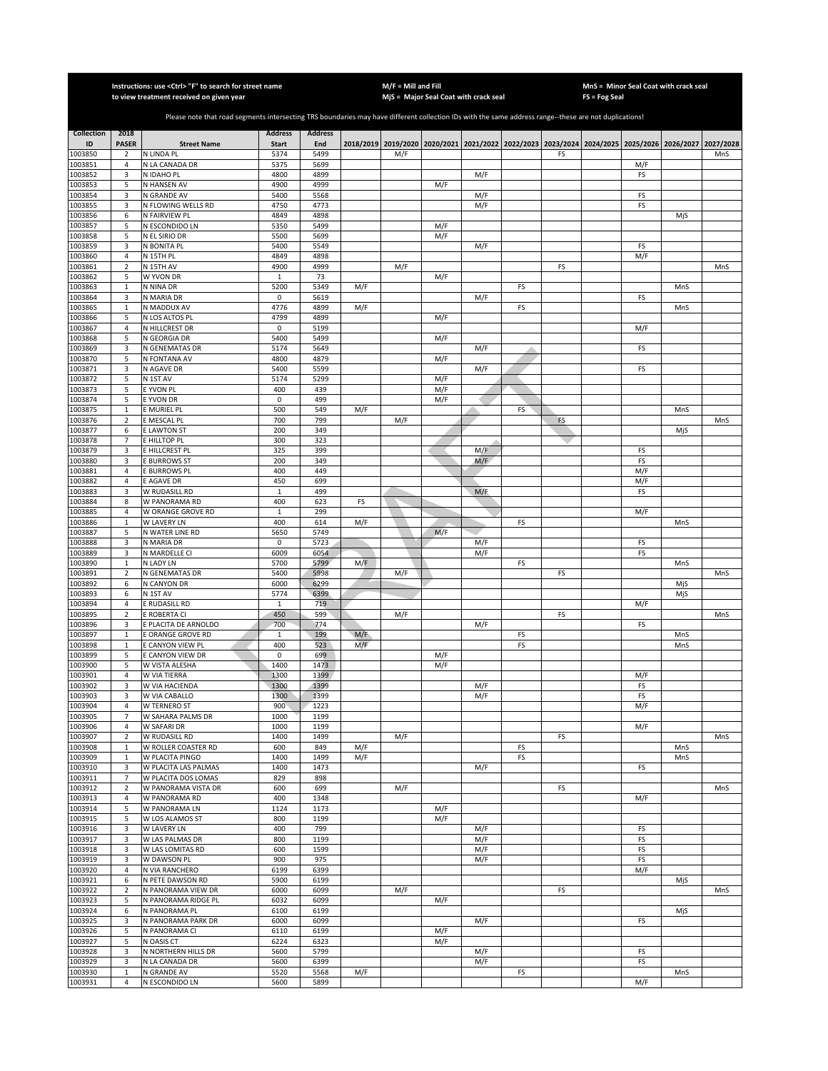Instructions: use <Ctrl> "F" to search for street name to view treatment received on given year

M/F = Mill and Fill
MjS = Major Seal Coat with crack seal

MnS = Minor Seal Coat with crack seal
FS = Fog Seal

Please note that road segments intersecting TRS boundaries may have different collection IDs with the same address range--these are not duplications!

| Collection ID | 2018 PASER | Street Name | Address Start | Address End | 2018/2019 | 2019/2020 | 2020/2021 | 2021/2022 | 2022/2023 | 2023/2024 | 2024/2025 | 2025/2026 | 2026/2027 | 2027/2028 |
|---|---|---|---|---|---|---|---|---|---|---|---|---|---|---|
| 1003850 | 2 | N LINDA PL | 5374 | 5499 | | M/F | | | | FS | | | | MnS |
| 1003851 | 4 | N LA CANADA DR | 5375 | 5699 | | | | | | | | M/F | | |
| 1003852 | 3 | N IDAHO PL | 4800 | 4899 | | | | M/F | | | | FS | | |
| 1003853 | 5 | N HANSEN AV | 4900 | 4999 | | | M/F | | | | | | | |
| 1003854 | 3 | N GRANDE AV | 5400 | 5568 | | | | M/F | | | | FS | | |
| 1003855 | 3 | N FLOWING WELLS RD | 4750 | 4773 | | | | M/F | | | | FS | | |
| 1003856 | 6 | N FAIRVIEW PL | 4849 | 4898 | | | | | | | | | MjS | |
| 1003857 | 5 | N ESCONDIDO LN | 5350 | 5499 | | | M/F | | | | | | | |
| 1003858 | 5 | N EL SIRIO DR | 5500 | 5699 | | | M/F | | | | | | | |
| 1003859 | 3 | N BONITA PL | 5400 | 5549 | | | | M/F | | | | FS | | |
| 1003860 | 4 | N 15TH PL | 4849 | 4898 | | | | | | | | M/F | | |
| 1003861 | 2 | N 15TH AV | 4900 | 4999 | | M/F | | | | FS | | | | MnS |
| 1003862 | 5 | W YVON DR | 1 | 73 | | | M/F | | | | | | | |
| 1003863 | 1 | N NINA DR | 5200 | 5349 | M/F | | | | FS | | | | MnS | |
| 1003864 | 3 | N MARIA DR | 0 | 5619 | | | | M/F | | | | FS | | |
| 1003865 | 1 | N MADDUX AV | 4776 | 4899 | M/F | | | | FS | | | | MnS | |
| 1003866 | 5 | N LOS ALTOS PL | 4799 | 4899 | | | M/F | | | | | | | |
| 1003867 | 4 | N HILLCREST DR | 0 | 5199 | | | | | | | | M/F | | |
| 1003868 | 5 | N GEORGIA DR | 5400 | 5499 | | | M/F | | | | | | | |
| 1003869 | 3 | N GENEMATAS DR | 5174 | 5649 | | | | M/F | | | | FS | | |
| 1003870 | 5 | N FONTANA AV | 4800 | 4879 | | | M/F | | | | | | | |
| 1003871 | 3 | N AGAVE DR | 5400 | 5599 | | | | M/F | | | | FS | | |
| 1003872 | 5 | N 1ST AV | 5174 | 5299 | | | M/F | | | | | | | |
| 1003873 | 5 | E YVON PL | 400 | 439 | | | M/F | | | | | | | |
| 1003874 | 5 | E YVON DR | 0 | 499 | | | M/F | | | | | | | |
| 1003875 | 1 | E MURIEL PL | 500 | 549 | M/F | | | | FS | | | | MnS | |
| 1003876 | 2 | E MESCAL PL | 700 | 799 | | M/F | | | | FS | | | | MnS |
| 1003877 | 6 | E LAWTON ST | 200 | 349 | | | | | | | | | MjS | |
| 1003878 | 7 | E HILLTOP PL | 300 | 323 | | | | | | | | | | |
| 1003879 | 3 | E HILLCREST PL | 325 | 399 | | | | M/F | | | | FS | | |
| 1003880 | 3 | E BURROWS ST | 200 | 349 | | | | M/F | | | | FS | | |
| 1003881 | 4 | E BURROWS PL | 400 | 449 | | | | | | | | M/F | | |
| 1003882 | 4 | E AGAVE DR | 450 | 699 | | | | | | | | M/F | | |
| 1003883 | 3 | W RUDASILL RD | 1 | 499 | | | | M/F | | | | FS | | |
| 1003884 | 8 | W PANORAMA RD | 400 | 623 | FS | | | | | | | | | |
| 1003885 | 4 | W ORANGE GROVE RD | 1 | 299 | | | | | | | | M/F | | |
| 1003886 | 1 | W LAVERY LN | 400 | 614 | M/F | | | | FS | | | | MnS | |
| 1003887 | 5 | N WATER LINE RD | 5650 | 5749 | | | M/F | | | | | | | |
| 1003888 | 3 | N MARIA DR | 0 | 5723 | | | | M/F | | | | FS | | |
| 1003889 | 3 | N MARDELLE CI | 6009 | 6054 | | | | M/F | | | | FS | | |
| 1003890 | 1 | N LADY LN | 5700 | 5799 | M/F | | | | FS | | | | MnS | |
| 1003891 | 2 | N GENEMATAS DR | 5400 | 5998 | | M/F | | | | FS | | | | MnS |
| 1003892 | 6 | N CANYON DR | 6000 | 6299 | | | | | | | | | MjS | |
| 1003893 | 6 | N 1ST AV | 5774 | 6399 | | | | | | | | | MjS | |
| 1003894 | 4 | E RUDASILL RD | 1 | 719 | | | | | | | | M/F | | |
| 1003895 | 2 | E ROBERTA CI | 450 | 599 | | M/F | | | | FS | | | | MnS |
| 1003896 | 3 | E PLACITA DE ARNOLDO | 700 | 774 | | | | M/F | | | | FS | | |
| 1003897 | 1 | E ORANGE GROVE RD | 1 | 199 | M/F | | | | FS | | | | MnS | |
| 1003898 | 1 | E CANYON VIEW PL | 400 | 523 | M/F | | | | FS | | | | MnS | |
| 1003899 | 5 | E CANYON VIEW DR | 0 | 699 | | | M/F | | | | | | | |
| 1003900 | 5 | W VISTA ALESHA | 1400 | 1473 | | | M/F | | | | | | | |
| 1003901 | 4 | W VIA TIERRA | 1300 | 1399 | | | | | | | | M/F | | |
| 1003902 | 3 | W VIA HACIENDA | 1300 | 1399 | | | | M/F | | | | FS | | |
| 1003903 | 3 | W VIA CABALLO | 1300 | 1399 | | | | M/F | | | | FS | | |
| 1003904 | 4 | W TERNERO ST | 900 | 1223 | | | | | | | | M/F | | |
| 1003905 | 7 | W SAHARA PALMS DR | 1000 | 1199 | | | | | | | | | | |
| 1003906 | 4 | W SAFARI DR | 1000 | 1199 | | | | | | | | M/F | | |
| 1003907 | 2 | W RUDASILL RD | 1400 | 1499 | | M/F | | | | FS | | | | MnS |
| 1003908 | 1 | W ROLLER COASTER RD | 600 | 849 | M/F | | | | FS | | | | MnS | |
| 1003909 | 1 | W PLACITA PINGO | 1400 | 1499 | M/F | | | | FS | | | | MnS | |
| 1003910 | 3 | W PLACITA LAS PALMAS | 1400 | 1473 | | | | M/F | | | | FS | | |
| 1003911 | 7 | W PLACITA DOS LOMAS | 829 | 898 | | | | | | | | | | |
| 1003912 | 2 | W PANORAMA VISTA DR | 600 | 699 | | M/F | | | | FS | | | | MnS |
| 1003913 | 4 | W PANORAMA RD | 400 | 1348 | | | | | | | | M/F | | |
| 1003914 | 5 | W PANORAMA LN | 1124 | 1173 | | | M/F | | | | | | | |
| 1003915 | 5 | W LOS ALAMOS ST | 800 | 1199 | | | M/F | | | | | | | |
| 1003916 | 3 | W LAVERY LN | 400 | 799 | | | | M/F | | | | FS | | |
| 1003917 | 3 | W LAS PALMAS DR | 800 | 1199 | | | | M/F | | | | FS | | |
| 1003918 | 3 | W LAS LOMITAS RD | 600 | 1599 | | | | M/F | | | | FS | | |
| 1003919 | 3 | W DAWSON PL | 900 | 975 | | | | M/F | | | | FS | | |
| 1003920 | 4 | N VIA RANCHERO | 6199 | 6399 | | | | | | | | M/F | | |
| 1003921 | 6 | N PETE DAWSON RD | 5900 | 6199 | | | | | | | | | MjS | |
| 1003922 | 2 | N PANORAMA VIEW DR | 6000 | 6099 | | M/F | | | | FS | | | | MnS |
| 1003923 | 5 | N PANORAMA RIDGE PL | 6032 | 6099 | | | M/F | | | | | | | |
| 1003924 | 6 | N PANORAMA PL | 6100 | 6199 | | | | | | | | | MjS | |
| 1003925 | 3 | N PANORAMA PARK DR | 6000 | 6099 | | | | M/F | | | | FS | | |
| 1003926 | 5 | N PANORAMA CI | 6110 | 6199 | | | M/F | | | | | | | |
| 1003927 | 5 | N OASIS CT | 6224 | 6323 | | | M/F | | | | | | | |
| 1003928 | 3 | N NORTHERN HILLS DR | 5600 | 5799 | | | | M/F | | | | FS | | |
| 1003929 | 3 | N LA CANADA DR | 5600 | 6399 | | | | M/F | | | | FS | | |
| 1003930 | 1 | N GRANDE AV | 5520 | 5568 | M/F | | | | FS | | | | MnS | |
| 1003931 | 4 | N ESCONDIDO LN | 5600 | 5899 | | | | | | | | M/F | | |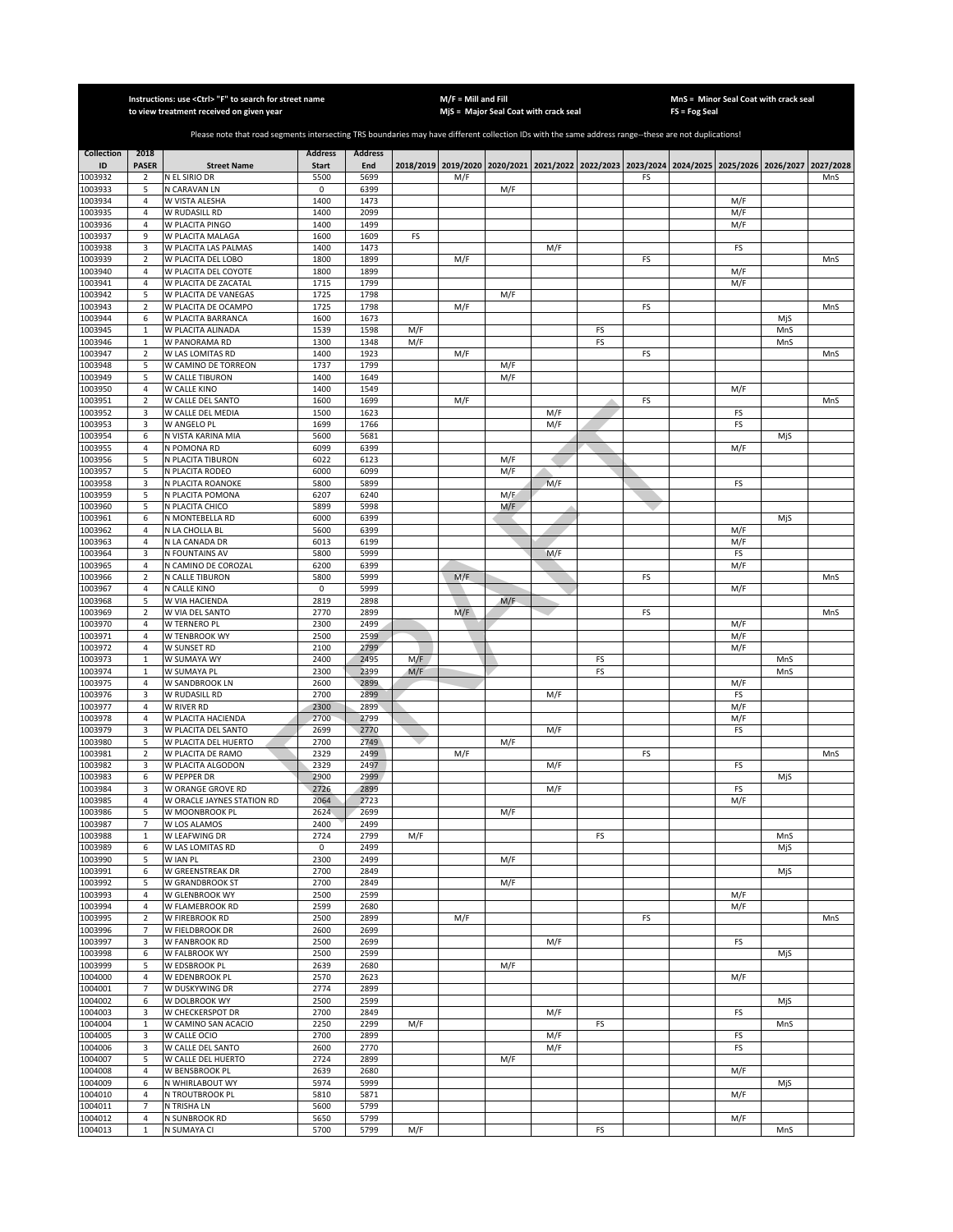Instructions: use <Ctrl> "F" to search for street name to view treatment received on given year

M/F = Mill and Fill
MjS = Major Seal Coat with crack seal

MnS = Minor Seal Coat with crack seal
FS = Fog Seal

Please note that road segments intersecting TRS boundaries may have different collection IDs with the same address range--these are not duplications!

| Collection ID | 2018 PASER | Street Name | Address Start | Address End | 2018/2019 | 2019/2020 | 2020/2021 | 2021/2022 | 2022/2023 | 2023/2024 | 2024/2025 | 2025/2026 | 2026/2027 | 2027/2028 |
|---|---|---|---|---|---|---|---|---|---|---|---|---|---|---|
| 1003932 | 2 | N EL SIRIO DR | 5500 | 5699 | | M/F | | | | FS | | | | MnS |
| 1003933 | 5 | N CARAVAN LN | 0 | 6399 | | | M/F | | | | | | | |
| 1003934 | 4 | W VISTA ALESHA | 1400 | 1473 | | | | | | | | M/F | | |
| 1003935 | 4 | W RUDASILL RD | 1400 | 2099 | | | | | | | | M/F | | |
| 1003936 | 4 | W PLACITA PINGO | 1400 | 1499 | | | | | | | | M/F | | |
| 1003937 | 9 | W PLACITA MALAGA | 1600 | 1609 | FS | | | | | | | | | |
| 1003938 | 3 | W PLACITA LAS PALMAS | 1400 | 1473 | | | | M/F | | | | FS | | |
| 1003939 | 2 | W PLACITA DEL LOBO | 1800 | 1899 | | M/F | | | | FS | | | | MnS |
| 1003940 | 4 | W PLACITA DEL COYOTE | 1800 | 1899 | | | | | | | | M/F | | |
| 1003941 | 4 | W PLACITA DE ZACATAL | 1715 | 1799 | | | | | | | | M/F | | |
| 1003942 | 5 | W PLACITA DE VANEGAS | 1725 | 1798 | | | M/F | | | | | | | |
| 1003943 | 2 | W PLACITA DE OCAMPO | 1725 | 1798 | | M/F | | | | FS | | | | MnS |
| 1003944 | 6 | W PLACITA BARRANCA | 1600 | 1673 | | | | | | | | | MjS | |
| 1003945 | 1 | W PLACITA ALINADA | 1539 | 1598 | M/F | | | | FS | | | | MnS | |
| 1003946 | 1 | W PANORAMA RD | 1300 | 1348 | M/F | | | | FS | | | | MnS | |
| 1003947 | 2 | W LAS LOMITAS RD | 1400 | 1923 | | M/F | | | | FS | | | | MnS |
| 1003948 | 5 | W CAMINO DE TORREON | 1737 | 1799 | | | M/F | | | | | | | |
| 1003949 | 5 | W CALLE TIBURON | 1400 | 1649 | | | M/F | | | | | | | |
| 1003950 | 4 | W CALLE KINO | 1400 | 1549 | | | | | | | | M/F | | |
| 1003951 | 2 | W CALLE DEL SANTO | 1600 | 1699 | | M/F | | | | FS | | | | MnS |
| 1003952 | 3 | W CALLE DEL MEDIA | 1500 | 1623 | | | | M/F | | | | FS | | |
| 1003953 | 3 | W ANGELO PL | 1699 | 1766 | | | | M/F | | | | FS | | |
| 1003954 | 6 | N VISTA KARINA MIA | 5600 | 5681 | | | | | | | | | MjS | |
| 1003955 | 4 | N POMONA RD | 6099 | 6399 | | | | | | | | M/F | | |
| 1003956 | 5 | N PLACITA TIBURON | 6022 | 6123 | | | M/F | | | | | | | |
| 1003957 | 5 | N PLACITA RODEO | 6000 | 6099 | | | M/F | | | | | | | |
| 1003958 | 3 | N PLACITA ROANOKE | 5800 | 5899 | | | | M/F | | | | FS | | |
| 1003959 | 5 | N PLACITA POMONA | 6207 | 6240 | | | M/F | | | | | | | |
| 1003960 | 5 | N PLACITA CHICO | 5899 | 5998 | | | M/F | | | | | | | |
| 1003961 | 6 | N MONTEBELLA RD | 6000 | 6399 | | | | | | | | | MjS | |
| 1003962 | 4 | N LA CHOLLA BL | 5600 | 6399 | | | | | | | | M/F | | |
| 1003963 | 4 | N LA CANADA DR | 6013 | 6199 | | | | | | | | M/F | | |
| 1003964 | 3 | N FOUNTAINS AV | 5800 | 5999 | | | | M/F | | | | FS | | |
| 1003965 | 4 | N CAMINO DE COROZAL | 6200 | 6399 | | | | | | | | M/F | | |
| 1003966 | 2 | N CALLE TIBURON | 5800 | 5999 | | M/F | | | | FS | | | | MnS |
| 1003967 | 4 | N CALLE KINO | 0 | 5999 | | | | | | | | M/F | | |
| 1003968 | 5 | W VIA HACIENDA | 2819 | 2898 | | | M/F | | | | | | | |
| 1003969 | 2 | W VIA DEL SANTO | 2770 | 2899 | | M/F | | | | FS | | | | MnS |
| 1003970 | 4 | W TERNERO PL | 2300 | 2499 | | | | | | | | M/F | | |
| 1003971 | 4 | W TENBROOK WY | 2500 | 2599 | | | | | | | | M/F | | |
| 1003972 | 4 | W SUNSET RD | 2100 | 2799 | | | | | | | | M/F | | |
| 1003973 | 1 | W SUMAYA WY | 2400 | 2495 | M/F | | | | FS | | | | MnS | |
| 1003974 | 1 | W SUMAYA PL | 2300 | 2399 | M/F | | | | FS | | | | MnS | |
| 1003975 | 4 | W SANDBROOK LN | 2600 | 2899 | | | | | | | | M/F | | |
| 1003976 | 3 | W RUDASILL RD | 2700 | 2899 | | | | M/F | | | | FS | | |
| 1003977 | 4 | W RIVER RD | 2300 | 2899 | | | | | | | | M/F | | |
| 1003978 | 4 | W PLACITA HACIENDA | 2700 | 2799 | | | | | | | | M/F | | |
| 1003979 | 3 | W PLACITA DEL SANTO | 2699 | 2770 | | | | M/F | | | | FS | | |
| 1003980 | 5 | W PLACITA DEL HUERTO | 2700 | 2749 | | | M/F | | | | | | | |
| 1003981 | 2 | W PLACITA DE RAMO | 2329 | 2499 | | M/F | | | | FS | | | | MnS |
| 1003982 | 3 | W PLACITA ALGODON | 2329 | 2497 | | | | M/F | | | | FS | | |
| 1003983 | 6 | W PEPPER DR | 2900 | 2999 | | | | | | | | | MjS | |
| 1003984 | 3 | W ORANGE GROVE RD | 2726 | 2899 | | | | M/F | | | | FS | | |
| 1003985 | 4 | W ORACLE JAYNES STATION RD | 2064 | 2723 | | | | | | | | M/F | | |
| 1003986 | 5 | W MOONBROOK PL | 2624 | 2699 | | | M/F | | | | | | | |
| 1003987 | 7 | W LOS ALAMOS | 2400 | 2499 | | | | | | | | | | |
| 1003988 | 1 | W LEAFWING DR | 2724 | 2799 | M/F | | | | FS | | | | MnS | |
| 1003989 | 6 | W LAS LOMITAS RD | 0 | 2499 | | | | | | | | | MjS | |
| 1003990 | 5 | W IAN PL | 2300 | 2499 | | | M/F | | | | | | | |
| 1003991 | 6 | W GREENSTREAK DR | 2700 | 2849 | | | | | | | | | MjS | |
| 1003992 | 5 | W GRANDBROOK ST | 2700 | 2849 | | | M/F | | | | | | | |
| 1003993 | 4 | W GLENBROOK WY | 2500 | 2599 | | | | | | | | M/F | | |
| 1003994 | 4 | W FLAMEBROOK RD | 2599 | 2680 | | | | | | | | M/F | | |
| 1003995 | 2 | W FIREBROOK RD | 2500 | 2899 | | M/F | | | | FS | | | | MnS |
| 1003996 | 7 | W FIELDBROOK DR | 2600 | 2699 | | | | | | | | | | |
| 1003997 | 3 | W FANBROOK RD | 2500 | 2699 | | | | M/F | | | | FS | | |
| 1003998 | 6 | W FALBROOK WY | 2500 | 2599 | | | | | | | | | MjS | |
| 1003999 | 5 | W EDSBROOK PL | 2639 | 2680 | | | M/F | | | | | | | |
| 1004000 | 4 | W EDENBROOK PL | 2570 | 2623 | | | | | | | | M/F | | |
| 1004001 | 7 | W DUSKYWING DR | 2774 | 2899 | | | | | | | | | | |
| 1004002 | 6 | W DOLBROOK WY | 2500 | 2599 | | | | | | | | | MjS | |
| 1004003 | 3 | W CHECKERSPOT DR | 2700 | 2849 | | | | M/F | | | | FS | | |
| 1004004 | 1 | W CAMINO SAN ACACIO | 2250 | 2299 | M/F | | | | FS | | | | MnS | |
| 1004005 | 3 | W CALLE OCIO | 2700 | 2899 | | | | M/F | | | | FS | | |
| 1004006 | 3 | W CALLE DEL SANTO | 2600 | 2770 | | | | M/F | | | | FS | | |
| 1004007 | 5 | W CALLE DEL HUERTO | 2724 | 2899 | | | M/F | | | | | | | |
| 1004008 | 4 | W BENSBROOK PL | 2639 | 2680 | | | | | | | | M/F | | |
| 1004009 | 6 | N WHIRLABOUT WY | 5974 | 5999 | | | | | | | | | MjS | |
| 1004010 | 4 | N TROUTBROOK PL | 5810 | 5871 | | | | | | | | M/F | | |
| 1004011 | 7 | N TRISHA LN | 5600 | 5799 | | | | | | | | | | |
| 1004012 | 4 | N SUNBROOK RD | 5650 | 5799 | | | | | | | | M/F | | |
| 1004013 | 1 | N SUMAYA CI | 5700 | 5799 | M/F | | | | FS | | | | MnS | |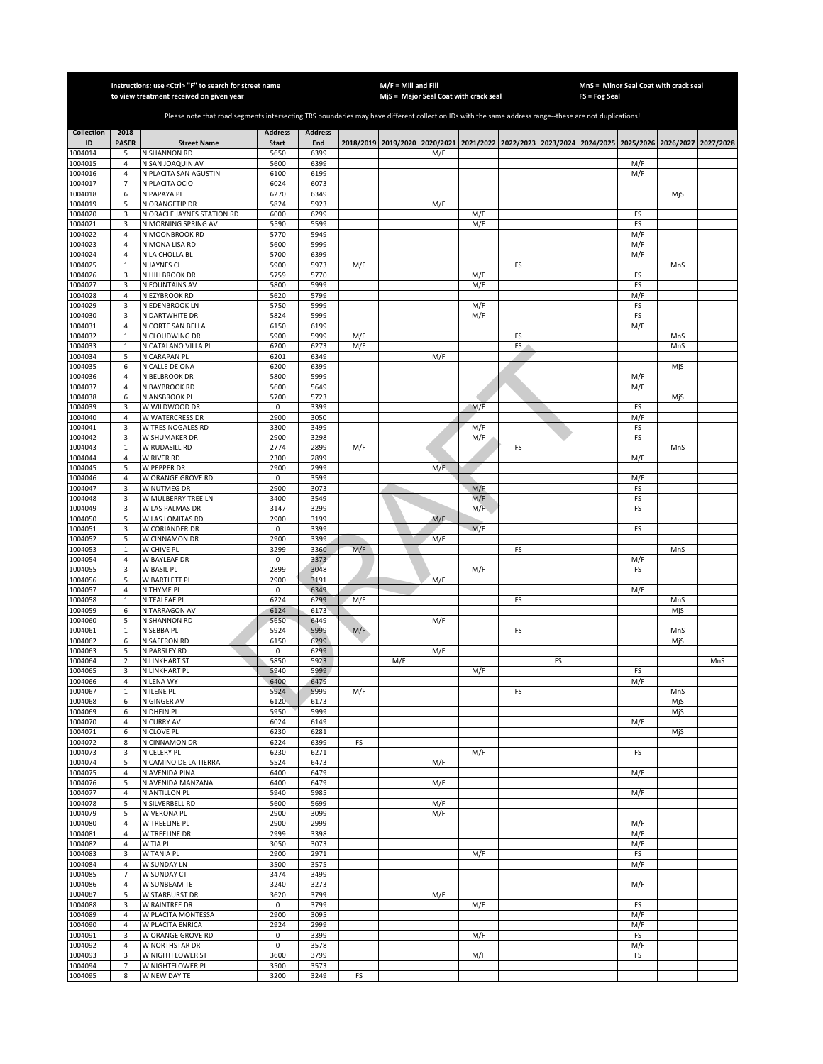Instructions: use <Ctrl> "F" to search for street name to view treatment received on given year

M/F = Mill and Fill
MjS = Major Seal Coat with crack seal

MnS = Minor Seal Coat with crack seal
FS = Fog Seal

Please note that road segments intersecting TRS boundaries may have different collection IDs with the same address range--these are not duplications!

| Collection ID | 2018 PASER | Street Name | Address Start | Address End | 2018/2019 | 2019/2020 | 2020/2021 | 2021/2022 | 2022/2023 | 2023/2024 | 2024/2025 | 2025/2026 | 2026/2027 | 2027/2028 |
|---|---|---|---|---|---|---|---|---|---|---|---|---|---|---|
| 1004014 | 5 | N SHANNON RD | 5650 | 6399 | | | M/F | | | | | | | |
| 1004015 | 4 | N SAN JOAQUIN AV | 5600 | 6399 | | | | | | | | M/F | | |
| 1004016 | 4 | N PLACITA SAN AGUSTIN | 6100 | 6199 | | | | | | | | M/F | | |
| 1004017 | 7 | N PLACITA OCIO | 6024 | 6073 | | | | | | | | | | |
| 1004018 | 6 | N PAPAYA PL | 6270 | 6349 | | | | | | | | | MjS | |
| 1004019 | 5 | N ORANGETIP DR | 5824 | 5923 | | | M/F | | | | | | | |
| 1004020 | 3 | N ORACLE JAYNES STATION RD | 6000 | 6299 | | | | M/F | | | | FS | | |
| 1004021 | 3 | N MORNING SPRING AV | 5590 | 5599 | | | | M/F | | | | FS | | |
| 1004022 | 4 | N MOONBROOK RD | 5770 | 5949 | | | | | | | | M/F | | |
| 1004023 | 4 | N MONA LISA RD | 5600 | 5999 | | | | | | | | M/F | | |
| 1004024 | 4 | N LA CHOLLA BL | 5700 | 6399 | | | | | | | | M/F | | |
| 1004025 | 1 | N JAYNES CI | 5900 | 5973 | M/F | | | | FS | | | | MnS | |
| 1004026 | 3 | N HILLBROOK DR | 5759 | 5770 | | | | M/F | | | | FS | | |
| 1004027 | 3 | N FOUNTAINS AV | 5800 | 5999 | | | | M/F | | | | FS | | |
| 1004028 | 4 | N EZYBROOK RD | 5620 | 5799 | | | | | | | | M/F | | |
| 1004029 | 3 | N EDENBROOK LN | 5750 | 5999 | | | | M/F | | | | FS | | |
| 1004030 | 3 | N DARTWHITE DR | 5824 | 5999 | | | | M/F | | | | FS | | |
| 1004031 | 4 | N CORTE SAN BELLA | 6150 | 6199 | | | | | | | | M/F | | |
| 1004032 | 1 | N CLOUDWING DR | 5900 | 5999 | M/F | | | | FS | | | | MnS | |
| 1004033 | 1 | N CATALANO VILLA PL | 6200 | 6273 | M/F | | | | FS | | | | MnS | |
| 1004034 | 5 | N CARAPAN PL | 6201 | 6349 | | | M/F | | | | | | | |
| 1004035 | 6 | N CALLE DE ONA | 6200 | 6399 | | | | | | | | | MjS | |
| 1004036 | 4 | N BELBROOK DR | 5800 | 5999 | | | | | | | | M/F | | |
| 1004037 | 4 | N BAYBROOK RD | 5600 | 5649 | | | | | | | | M/F | | |
| 1004038 | 6 | N ANSBROOK PL | 5700 | 5723 | | | | | | | | | MjS | |
| 1004039 | 3 | W WILDWOOD DR | 0 | 3399 | | | | M/F | | | | FS | | |
| 1004040 | 4 | W WATERCRESS DR | 2900 | 3050 | | | | | | | | M/F | | |
| 1004041 | 3 | W TRES NOGALES RD | 3300 | 3499 | | | | M/F | | | | FS | | |
| 1004042 | 3 | W SHUMAKER DR | 2900 | 3298 | | | | M/F | | | | FS | | |
| 1004043 | 1 | W RUDASILL RD | 2774 | 2899 | M/F | | | | FS | | | | MnS | |
| 1004044 | 4 | W RIVER RD | 2300 | 2899 | | | | | | | | M/F | | |
| 1004045 | 5 | W PEPPER DR | 2900 | 2999 | | | M/F | | | | | | | |
| 1004046 | 4 | W ORANGE GROVE RD | 0 | 3599 | | | | | | | | M/F | | |
| 1004047 | 3 | W NUTMEG DR | 2900 | 3073 | | | | M/F | | | | FS | | |
| 1004048 | 3 | W MULBERRY TREE LN | 3400 | 3549 | | | | M/F | | | | FS | | |
| 1004049 | 3 | W LAS PALMAS DR | 3147 | 3299 | | | | M/F | | | | FS | | |
| 1004050 | 5 | W LAS LOMITAS RD | 2900 | 3199 | | | M/F | | | | | | | |
| 1004051 | 3 | W CORIANDER DR | 0 | 3399 | | | | M/F | | | | FS | | |
| 1004052 | 5 | W CINNAMON DR | 2900 | 3399 | | | M/F | | | | | | | |
| 1004053 | 1 | W CHIVE PL | 3299 | 3360 | M/F | | | | FS | | | | MnS | |
| 1004054 | 4 | W BAYLEAF DR | 0 | 3373 | | | | | | | | M/F | | |
| 1004055 | 3 | W BASIL PL | 2899 | 3048 | | | | M/F | | | | FS | | |
| 1004056 | 5 | W BARTLETT PL | 2900 | 3191 | | | M/F | | | | | | | |
| 1004057 | 4 | N THYME PL | 0 | 6349 | | | | | | | | M/F | | |
| 1004058 | 1 | N TEALEAF PL | 6224 | 6299 | M/F | | | | FS | | | | MnS | |
| 1004059 | 6 | N TARRAGON AV | 6124 | 6173 | | | | | | | | | MjS | |
| 1004060 | 5 | N SHANNON RD | 5650 | 6449 | | | M/F | | | | | | | |
| 1004061 | 1 | N SEBBA PL | 5924 | 5999 | M/F | | | | FS | | | | MnS | |
| 1004062 | 6 | N SAFFRON RD | 6150 | 6299 | | | | | | | | | MjS | |
| 1004063 | 5 | N PARSLEY RD | 0 | 6299 | | | M/F | | | | | | | |
| 1004064 | 2 | N LINKHART ST | 5850 | 5923 | | M/F | | | | FS | | | | MnS |
| 1004065 | 3 | N LINKHART PL | 5940 | 5999 | | | | M/F | | | | FS | | |
| 1004066 | 4 | N LENA WY | 6400 | 6479 | | | | | | | | M/F | | |
| 1004067 | 1 | N ILENE PL | 5924 | 5999 | M/F | | | | FS | | | | MnS | |
| 1004068 | 6 | N GINGER AV | 6120 | 6173 | | | | | | | | | MjS | |
| 1004069 | 6 | N DHEIN PL | 5950 | 5999 | | | | | | | | | MjS | |
| 1004070 | 4 | N CURRY AV | 6024 | 6149 | | | | | | | | M/F | | |
| 1004071 | 6 | N CLOVE PL | 6230 | 6281 | | | | | | | | | MjS | |
| 1004072 | 8 | N CINNAMON DR | 6224 | 6399 | FS | | | | | | | | | |
| 1004073 | 3 | N CELERY PL | 6230 | 6271 | | | | M/F | | | | FS | | |
| 1004074 | 5 | N CAMINO DE LA TIERRA | 5524 | 6473 | | | M/F | | | | | | | |
| 1004075 | 4 | N AVENIDA PINA | 6400 | 6479 | | | | | | | | M/F | | |
| 1004076 | 5 | N AVENIDA MANZANA | 6400 | 6479 | | | M/F | | | | | | | |
| 1004077 | 4 | N ANTILLON PL | 5940 | 5985 | | | | | | | | M/F | | |
| 1004078 | 5 | N SILVERBELL RD | 5600 | 5699 | | | M/F | | | | | | | |
| 1004079 | 5 | W VERONA PL | 2900 | 3099 | | | M/F | | | | | | | |
| 1004080 | 4 | W TREELINE PL | 2900 | 2999 | | | | | | | | M/F | | |
| 1004081 | 4 | W TREELINE DR | 2999 | 3398 | | | | | | | | M/F | | |
| 1004082 | 4 | W TIA PL | 3050 | 3073 | | | | | | | | M/F | | |
| 1004083 | 3 | W TANIA PL | 2900 | 2971 | | | | M/F | | | | FS | | |
| 1004084 | 4 | W SUNDAY LN | 3500 | 3575 | | | | | | | | M/F | | |
| 1004085 | 7 | W SUNDAY CT | 3474 | 3499 | | | | | | | | | | |
| 1004086 | 4 | W SUNBEAM TE | 3240 | 3273 | | | | | | | | M/F | | |
| 1004087 | 5 | W STARBURST DR | 3620 | 3799 | | | M/F | | | | | | | |
| 1004088 | 3 | W RAINTREE DR | 0 | 3799 | | | | M/F | | | | FS | | |
| 1004089 | 4 | W PLACITA MONTESSA | 2900 | 3095 | | | | | | | | M/F | | |
| 1004090 | 4 | W PLACITA ENRICA | 2924 | 2999 | | | | | | | | M/F | | |
| 1004091 | 3 | W ORANGE GROVE RD | 0 | 3399 | | | | M/F | | | | FS | | |
| 1004092 | 4 | W NORTHSTAR DR | 0 | 3578 | | | | | | | | M/F | | |
| 1004093 | 3 | W NIGHTFLOWER ST | 3600 | 3799 | | | | M/F | | | | FS | | |
| 1004094 | 7 | W NIGHTFLOWER PL | 3500 | 3573 | | | | | | | | | | |
| 1004095 | 8 | W NEW DAY TE | 3200 | 3249 | FS | | | | | | | | | |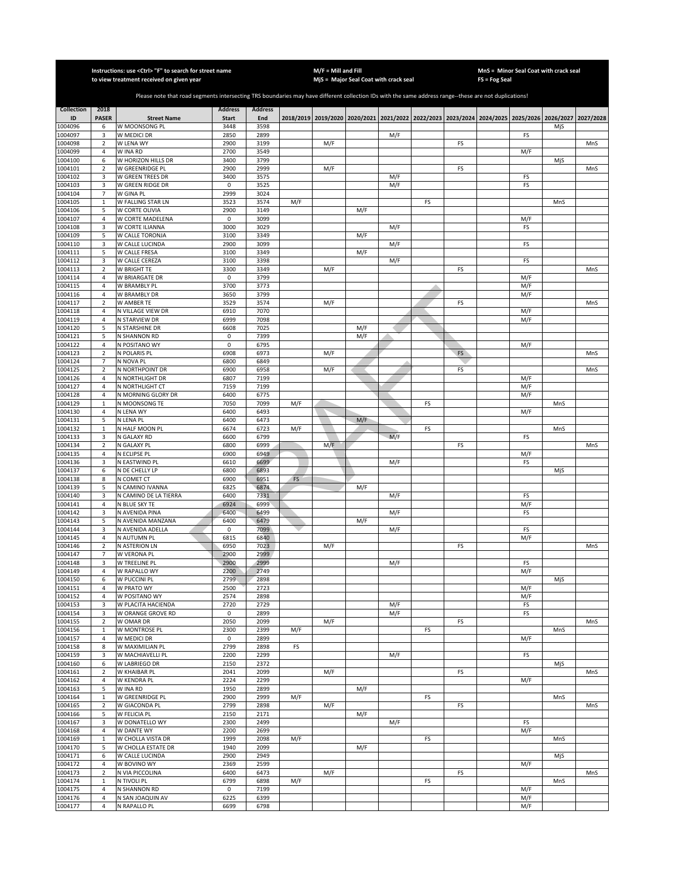Instructions: use <Ctrl> "F" to search for street name to view treatment received on given year

M/F = Mill and Fill
MjS = Major Seal Coat with crack seal

MnS = Minor Seal Coat with crack seal
FS = Fog Seal

Please note that road segments intersecting TRS boundaries may have different collection IDs with the same address range--these are not duplications!

| Collection ID | 2018 PASER | Street Name | Address Start | Address End | 2018/2019 | 2019/2020 | 2020/2021 | 2021/2022 | 2022/2023 | 2023/2024 | 2024/2025 | 2025/2026 | 2026/2027 | 2027/2028 |
|---|---|---|---|---|---|---|---|---|---|---|---|---|---|---|
| 1004096 | 6 | W MOONSONG PL | 3448 | 3598 | | | | | | | | | MjS | |
| 1004097 | 3 | W MEDICI DR | 2850 | 2899 | | | | M/F | | | | FS | | |
| 1004098 | 2 | W LENA WY | 2900 | 3199 | | M/F | | | | FS | | | | MnS |
| 1004099 | 4 | W INA RD | 2700 | 3549 | | | | | | | | M/F | | |
| 1004100 | 6 | W HORIZON HILLS DR | 3400 | 3799 | | | | | | | | | MjS | |
| 1004101 | 2 | W GREENRIDGE PL | 2900 | 2999 | | M/F | | | | FS | | | | MnS |
| 1004102 | 3 | W GREEN TREES DR | 3400 | 3575 | | | | M/F | | | | FS | | |
| 1004103 | 3 | W GREEN RIDGE DR | 0 | 3525 | | | | M/F | | | | FS | | |
| 1004104 | 7 | W GINA PL | 2999 | 3024 | | | | | | | | | | |
| 1004105 | 1 | W FALLING STAR LN | 3523 | 3574 | M/F | | | | FS | | | | MnS | |
| 1004106 | 5 | W CORTE OLIVIA | 2900 | 3149 | | | M/F | | | | | | | |
| 1004107 | 4 | W CORTE MADELENA | 0 | 3099 | | | | | | | | M/F | | |
| 1004108 | 3 | W CORTE ILIANNA | 3000 | 3029 | | | | M/F | | | | FS | | |
| 1004109 | 5 | W CALLE TORONJA | 3100 | 3349 | | | M/F | | | | | | | |
| 1004110 | 3 | W CALLE LUCINDA | 2900 | 3099 | | | | M/F | | | | FS | | |
| 1004111 | 5 | W CALLE FRESA | 3100 | 3349 | | | M/F | | | | | | | |
| 1004112 | 3 | W CALLE CEREZA | 3100 | 3398 | | | | M/F | | | | FS | | |
| 1004113 | 2 | W BRIGHT TE | 3300 | 3349 | | M/F | | | | FS | | | | MnS |
| 1004114 | 4 | W BRIARGATE DR | 0 | 3799 | | | | | | | | M/F | | |
| 1004115 | 4 | W BRAMBLY PL | 3700 | 3773 | | | | | | | | M/F | | |
| 1004116 | 4 | W BRAMBLY DR | 3650 | 3799 | | | | | | | | M/F | | |
| 1004117 | 2 | W AMBER TE | 3529 | 3574 | | M/F | | | | FS | | | | MnS |
| 1004118 | 4 | N VILLAGE VIEW DR | 6910 | 7070 | | | | | | | | M/F | | |
| 1004119 | 4 | N STARVIEW DR | 6999 | 7098 | | | | | | | | M/F | | |
| 1004120 | 5 | N STARSHINE DR | 6608 | 7025 | | | M/F | | | | | | | |
| 1004121 | 5 | N SHANNON RD | 0 | 7399 | | | M/F | | | | | | | |
| 1004122 | 4 | N POSITANO WY | 0 | 6795 | | | | | | | | M/F | | |
| 1004123 | 2 | N POLARIS PL | 6908 | 6973 | | M/F | | | | FS | | | | MnS |
| 1004124 | 7 | N NOVA PL | 6800 | 6849 | | | | | | | | | | |
| 1004125 | 2 | N NORTHPOINT DR | 6900 | 6958 | | M/F | | | | FS | | | | MnS |
| 1004126 | 4 | N NORTHLIGHT DR | 6807 | 7199 | | | | | | | | M/F | | |
| 1004127 | 4 | N NORTHLIGHT CT | 7159 | 7199 | | | | | | | | M/F | | |
| 1004128 | 4 | N MORNING GLORY DR | 6400 | 6775 | | | | | | | | M/F | | |
| 1004129 | 1 | N MOONSONG TE | 7050 | 7099 | M/F | | | | FS | | | | MnS | |
| 1004130 | 4 | N LENA WY | 6400 | 6493 | | | | | | | | M/F | | |
| 1004131 | 5 | N LENA PL | 6400 | 6473 | | | M/F | | | | | | | |
| 1004132 | 1 | N HALF MOON PL | 6674 | 6723 | M/F | | | | FS | | | | MnS | |
| 1004133 | 3 | N GALAXY RD | 6600 | 6799 | | | | M/F | | | | FS | | |
| 1004134 | 2 | N GALAXY PL | 6800 | 6999 | | M/F | | | | FS | | | | MnS |
| 1004135 | 4 | N ECLIPSE PL | 6900 | 6949 | | | | | | | | M/F | | |
| 1004136 | 3 | N EASTWIND PL | 6610 | 6699 | | | | M/F | | | | FS | | |
| 1004137 | 6 | N DE CHELLY LP | 6800 | 6893 | | | | | | | | | MjS | |
| 1004138 | 8 | N COMET CT | 6900 | 6951 | FS | | | | | | | | | |
| 1004139 | 5 | N CAMINO IVANNA | 6825 | 6874 | | | M/F | | | | | | | |
| 1004140 | 3 | N CAMINO DE LA TIERRA | 6400 | 7331 | | | | M/F | | | | FS | | |
| 1004141 | 4 | N BLUE SKY TE | 6924 | 6999 | | | | | | | | M/F | | |
| 1004142 | 3 | N AVENIDA PINA | 6400 | 6499 | | | | M/F | | | | FS | | |
| 1004143 | 5 | N AVENIDA MANZANA | 6400 | 6479 | | | M/F | | | | | | | |
| 1004144 | 3 | N AVENIDA ADELLA | 0 | 7099 | | | | M/F | | | | FS | | |
| 1004145 | 4 | N AUTUMN PL | 6815 | 6840 | | | | | | | | M/F | | |
| 1004146 | 2 | N ASTERION LN | 6950 | 7023 | | M/F | | | | FS | | | | MnS |
| 1004147 | 7 | W VERONA PL | 2900 | 2999 | | | | | | | | | | |
| 1004148 | 3 | W TREELINE PL | 2900 | 2999 | | | | M/F | | | | FS | | |
| 1004149 | 4 | W RAPALLO WY | 2200 | 2749 | | | | | | | | M/F | | |
| 1004150 | 6 | W PUCCINI PL | 2799 | 2898 | | | | | | | | | MjS | |
| 1004151 | 4 | W PRATO WY | 2500 | 2723 | | | | | | | | M/F | | |
| 1004152 | 4 | W POSITANO WY | 2574 | 2898 | | | | | | | | M/F | | |
| 1004153 | 3 | W PLACITA HACIENDA | 2720 | 2729 | | | | M/F | | | | FS | | |
| 1004154 | 3 | W ORANGE GROVE RD | 0 | 2899 | | | | M/F | | | | FS | | |
| 1004155 | 2 | W OMAR DR | 2050 | 2099 | | M/F | | | | FS | | | | MnS |
| 1004156 | 1 | W MONTROSE PL | 2300 | 2399 | M/F | | | | FS | | | | MnS | |
| 1004157 | 4 | W MEDICI DR | 0 | 2899 | | | | | | | | M/F | | |
| 1004158 | 8 | W MAXIMILIAN PL | 2799 | 2898 | FS | | | | | | | | | |
| 1004159 | 3 | W MACHIAVELLI PL | 2200 | 2299 | | | | M/F | | | | FS | | |
| 1004160 | 6 | W LABRIEGO DR | 2150 | 2372 | | | | | | | | | MjS | |
| 1004161 | 2 | W KHAIBAR PL | 2041 | 2099 | | M/F | | | | FS | | | | MnS |
| 1004162 | 4 | W KENDRA PL | 2224 | 2299 | | | | | | | | M/F | | |
| 1004163 | 5 | W INA RD | 1950 | 2899 | | | M/F | | | | | | | |
| 1004164 | 1 | W GREENRIDGE PL | 2900 | 2999 | M/F | | | | FS | | | | MnS | |
| 1004165 | 2 | W GIACONDA PL | 2799 | 2898 | | M/F | | | | FS | | | | MnS |
| 1004166 | 5 | W FELICIA PL | 2150 | 2171 | | | M/F | | | | | | | |
| 1004167 | 3 | W DONATELLO WY | 2300 | 2499 | | | | M/F | | | | FS | | |
| 1004168 | 4 | W DANTE WY | 2200 | 2699 | | | | | | | | M/F | | |
| 1004169 | 1 | W CHOLLA VISTA DR | 1999 | 2098 | M/F | | | | FS | | | | MnS | |
| 1004170 | 5 | W CHOLLA ESTATE DR | 1940 | 2099 | | | M/F | | | | | | | |
| 1004171 | 6 | W CALLE LUCINDA | 2900 | 2949 | | | | | | | | | MjS | |
| 1004172 | 4 | W BOVINO WY | 2369 | 2599 | | | | | | | | M/F | | |
| 1004173 | 2 | N VIA PICCOLINA | 6400 | 6473 | | M/F | | | | FS | | | | MnS |
| 1004174 | 1 | N TIVOLI PL | 6799 | 6898 | M/F | | | | FS | | | | MnS | |
| 1004175 | 4 | N SHANNON RD | 0 | 7199 | | | | | | | | M/F | | |
| 1004176 | 4 | N SAN JOAQUIN AV | 6225 | 6399 | | | | | | | | M/F | | |
| 1004177 | 4 | N RAPALLO PL | 6699 | 6798 | | | | | | | | M/F | | |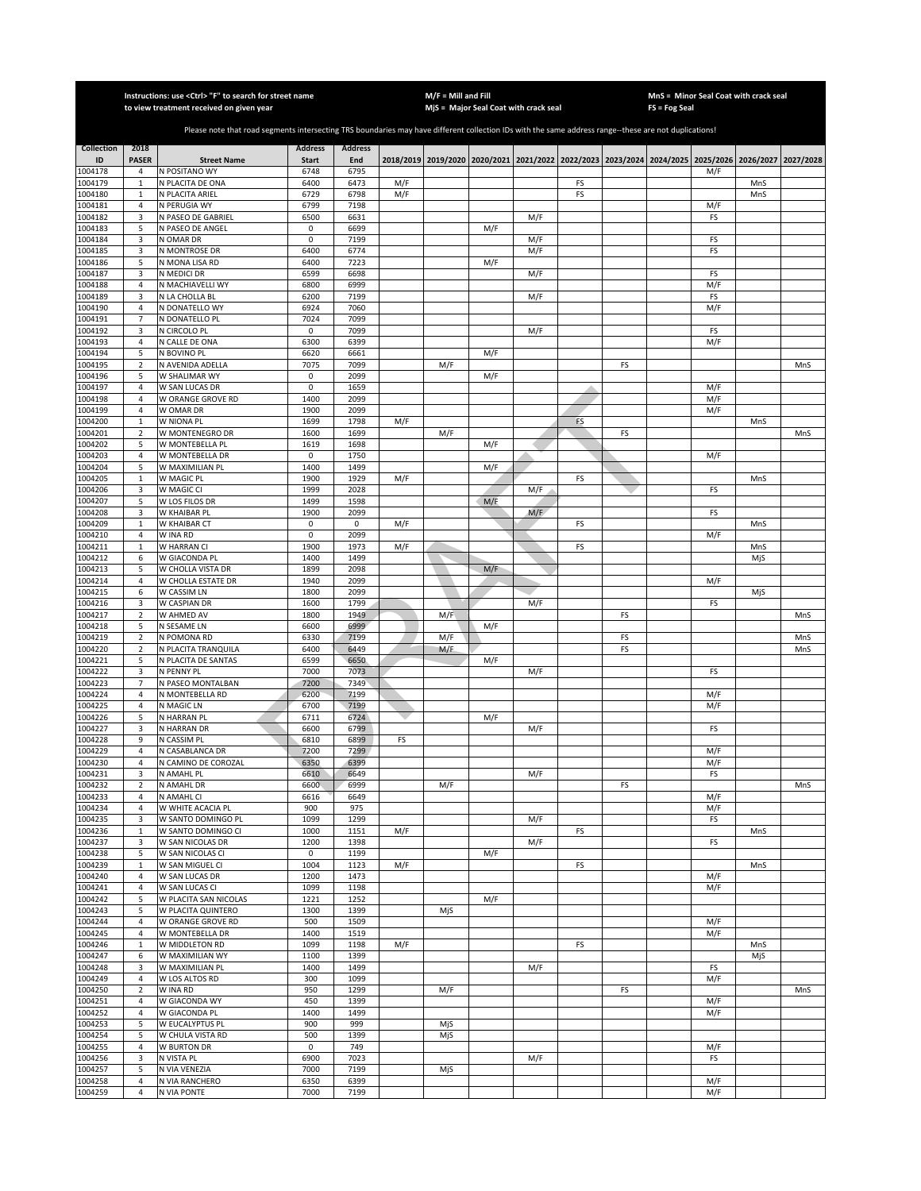Instructions: use <Ctrl> "F" to search for street name to view treatment received on given year

M/F = Mill and Fill
MjS = Major Seal Coat with crack seal

MnS = Minor Seal Coat with crack seal
FS = Fog Seal

Please note that road segments intersecting TRS boundaries may have different collection IDs with the same address range--these are not duplications!

| Collection ID | 2018 PASER | Street Name | Address Start | Address End | 2018/2019 | 2019/2020 | 2020/2021 | 2021/2022 | 2022/2023 | 2023/2024 | 2024/2025 | 2025/2026 | 2026/2027 | 2027/2028 |
|---|---|---|---|---|---|---|---|---|---|---|---|---|---|---|
| 1004178 | 4 | N POSITANO WY | 6748 | 6795 | | | | | | | | M/F | | |
| 1004179 | 1 | N PLACITA DE ONA | 6400 | 6473 | M/F | | | | FS | | | | MnS | |
| 1004180 | 1 | N PLACITA ARIEL | 6729 | 6798 | M/F | | | | FS | | | | MnS | |
| 1004181 | 4 | N PERUGIA WY | 6799 | 7198 | | | | | | | | M/F | | |
| 1004182 | 3 | N PASEO DE GABRIEL | 6500 | 6631 | | | | M/F | | | | FS | | |
| 1004183 | 5 | N PASEO DE ANGEL | 0 | 6699 | | | M/F | | | | | | | |
| 1004184 | 3 | N OMAR DR | 0 | 7199 | | | | M/F | | | | FS | | |
| 1004185 | 3 | N MONTROSE DR | 6400 | 6774 | | | | M/F | | | | FS | | |
| 1004186 | 5 | N MONA LISA RD | 6400 | 7223 | | | M/F | | | | | | | |
| 1004187 | 3 | N MEDICI DR | 6599 | 6698 | | | | M/F | | | | FS | | |
| 1004188 | 4 | N MACHIAVELLI WY | 6800 | 6999 | | | | | | | | M/F | | |
| 1004189 | 3 | N LA CHOLLA BL | 6200 | 7199 | | | | M/F | | | | FS | | |
| 1004190 | 4 | N DONATELLO WY | 6924 | 7060 | | | | | | | | M/F | | |
| 1004191 | 7 | N DONATELLO PL | 7024 | 7099 | | | | | | | | | | |
| 1004192 | 3 | N CIRCOLO PL | 0 | 7099 | | | | M/F | | | | FS | | |
| 1004193 | 4 | N CALLE DE ONA | 6300 | 6399 | | | | | | | | M/F | | |
| 1004194 | 5 | N BOVINO PL | 6620 | 6661 | | | M/F | | | | | | | |
| 1004195 | 2 | N AVENIDA ADELLA | 7075 | 7099 | | M/F | | | | FS | | | | MnS |
| 1004196 | 5 | W SHALIMAR WY | 0 | 2099 | | | M/F | | | | | | | |
| 1004197 | 4 | W SAN LUCAS DR | 0 | 1659 | | | | | | | | M/F | | |
| 1004198 | 4 | W ORANGE GROVE RD | 1400 | 2099 | | | | | | | | M/F | | |
| 1004199 | 4 | W OMAR DR | 1900 | 2099 | | | | | | | | M/F | | |
| 1004200 | 1 | W NIONA PL | 1699 | 1798 | M/F | | | | FS | | | | MnS | |
| 1004201 | 2 | W MONTENEGRO DR | 1600 | 1699 | | M/F | | | | FS | | | | MnS |
| 1004202 | 5 | W MONTEBELLA PL | 1619 | 1698 | | | M/F | | | | | | | |
| 1004203 | 4 | W MONTEBELLA DR | 0 | 1750 | | | | | | | | M/F | | |
| 1004204 | 5 | W MAXIMILIAN PL | 1400 | 1499 | | | M/F | | | | | | | |
| 1004205 | 1 | W MAGIC PL | 1900 | 1929 | M/F | | | | FS | | | | MnS | |
| 1004206 | 3 | W MAGIC CI | 1999 | 2028 | | | | M/F | | | | FS | | |
| 1004207 | 5 | W LOS FILOS DR | 1499 | 1598 | | | M/F | | | | | | | |
| 1004208 | 3 | W KHAIBAR PL | 1900 | 2099 | | | | M/F | | | | FS | | |
| 1004209 | 1 | W KHAIBAR CT | 0 | 0 | M/F | | | | FS | | | | MnS | |
| 1004210 | 4 | W INA RD | 0 | 2099 | | | | | | | | M/F | | |
| 1004211 | 1 | W HARRAN CI | 1900 | 1973 | M/F | | | | FS | | | | MnS | |
| 1004212 | 6 | W GIACONDA PL | 1400 | 1499 | | | | | | | | | MjS | |
| 1004213 | 5 | W CHOLLA VISTA DR | 1899 | 2098 | | | M/F | | | | | | | |
| 1004214 | 4 | W CHOLLA ESTATE DR | 1940 | 2099 | | | | | | | | M/F | | |
| 1004215 | 6 | W CASSIM LN | 1800 | 2099 | | | | | | | | | MjS | |
| 1004216 | 3 | W CASPIAN DR | 1600 | 1799 | | | | M/F | | | | FS | | |
| 1004217 | 2 | W AHMED AV | 1800 | 1949 | | M/F | | | | FS | | | | MnS |
| 1004218 | 5 | N SESAME LN | 6600 | 6999 | | | M/F | | | | | | | |
| 1004219 | 2 | N POMONA RD | 6330 | 7199 | | M/F | | | | FS | | | | MnS |
| 1004220 | 2 | N PLACITA TRANQUILA | 6400 | 6449 | | M/F | | | | FS | | | | MnS |
| 1004221 | 5 | N PLACITA DE SANTAS | 6599 | 6650 | | | M/F | | | | | | | |
| 1004222 | 3 | N PENNY PL | 7000 | 7073 | | | | M/F | | | | FS | | |
| 1004223 | 7 | N PASEO MONTALBAN | 7200 | 7349 | | | | | | | | | | |
| 1004224 | 4 | N MONTEBELLA RD | 6200 | 7199 | | | | | | | | M/F | | |
| 1004225 | 4 | N MAGIC LN | 6700 | 7199 | | | | | | | | M/F | | |
| 1004226 | 5 | N HARRAN PL | 6711 | 6724 | | | M/F | | | | | | | |
| 1004227 | 3 | N HARRAN DR | 6600 | 6799 | | | | M/F | | | | FS | | |
| 1004228 | 9 | N CASSIM PL | 6810 | 6899 | FS | | | | | | | | | |
| 1004229 | 4 | N CASABLANCA DR | 7200 | 7299 | | | | | | | | M/F | | |
| 1004230 | 4 | N CAMINO DE COROZAL | 6350 | 6399 | | | | | | | | M/F | | |
| 1004231 | 3 | N AMAHL PL | 6610 | 6649 | | | | M/F | | | | FS | | |
| 1004232 | 2 | N AMAHL DR | 6600 | 6999 | | M/F | | | | FS | | | | MnS |
| 1004233 | 4 | N AMAHL CI | 6616 | 6649 | | | | | | | | M/F | | |
| 1004234 | 4 | W WHITE ACACIA PL | 900 | 975 | | | | | | | | M/F | | |
| 1004235 | 3 | W SANTO DOMINGO PL | 1099 | 1299 | | | | M/F | | | | FS | | |
| 1004236 | 1 | W SANTO DOMINGO CI | 1000 | 1151 | M/F | | | | FS | | | | MnS | |
| 1004237 | 3 | W SAN NICOLAS DR | 1200 | 1398 | | | | M/F | | | | FS | | |
| 1004238 | 5 | W SAN NICOLAS CI | 0 | 1199 | | | M/F | | | | | | | |
| 1004239 | 1 | W SAN MIGUEL CI | 1004 | 1123 | M/F | | | | FS | | | | MnS | |
| 1004240 | 4 | W SAN LUCAS DR | 1200 | 1473 | | | | | | | | M/F | | |
| 1004241 | 4 | W SAN LUCAS CI | 1099 | 1198 | | | | | | | | M/F | | |
| 1004242 | 5 | W PLACITA SAN NICOLAS | 1221 | 1252 | | | M/F | | | | | | | |
| 1004243 | 5 | W PLACITA QUINTERO | 1300 | 1399 | | MjS | | | | | | | | |
| 1004244 | 4 | W ORANGE GROVE RD | 500 | 1509 | | | | | | | | M/F | | |
| 1004245 | 4 | W MONTEBELLA DR | 1400 | 1519 | | | | | | | | M/F | | |
| 1004246 | 1 | W MIDDLETON RD | 1099 | 1198 | M/F | | | | FS | | | | MnS | |
| 1004247 | 6 | W MAXIMILIAN WY | 1100 | 1399 | | | | | | | | | MjS | |
| 1004248 | 3 | W MAXIMILIAN PL | 1400 | 1499 | | | | M/F | | | | FS | | |
| 1004249 | 4 | W LOS ALTOS RD | 300 | 1099 | | | | | | | | M/F | | |
| 1004250 | 2 | W INA RD | 950 | 1299 | | M/F | | | | FS | | | | MnS |
| 1004251 | 4 | W GIACONDA WY | 450 | 1399 | | | | | | | | M/F | | |
| 1004252 | 4 | W GIACONDA PL | 1400 | 1499 | | | | | | | | M/F | | |
| 1004253 | 5 | W EUCALYPTUS PL | 900 | 999 | | MjS | | | | | | | | |
| 1004254 | 5 | W CHULA VISTA RD | 500 | 1399 | | MjS | | | | | | | | |
| 1004255 | 4 | W BURTON DR | 0 | 749 | | | | | | | | M/F | | |
| 1004256 | 3 | N VISTA PL | 6900 | 7023 | | | | M/F | | | | FS | | |
| 1004257 | 5 | N VIA VENEZIA | 7000 | 7199 | | MjS | | | | | | | | |
| 1004258 | 4 | N VIA RANCHERO | 6350 | 6399 | | | | | | | | M/F | | |
| 1004259 | 4 | N VIA PONTE | 7000 | 7199 | | | | | | | | M/F | | |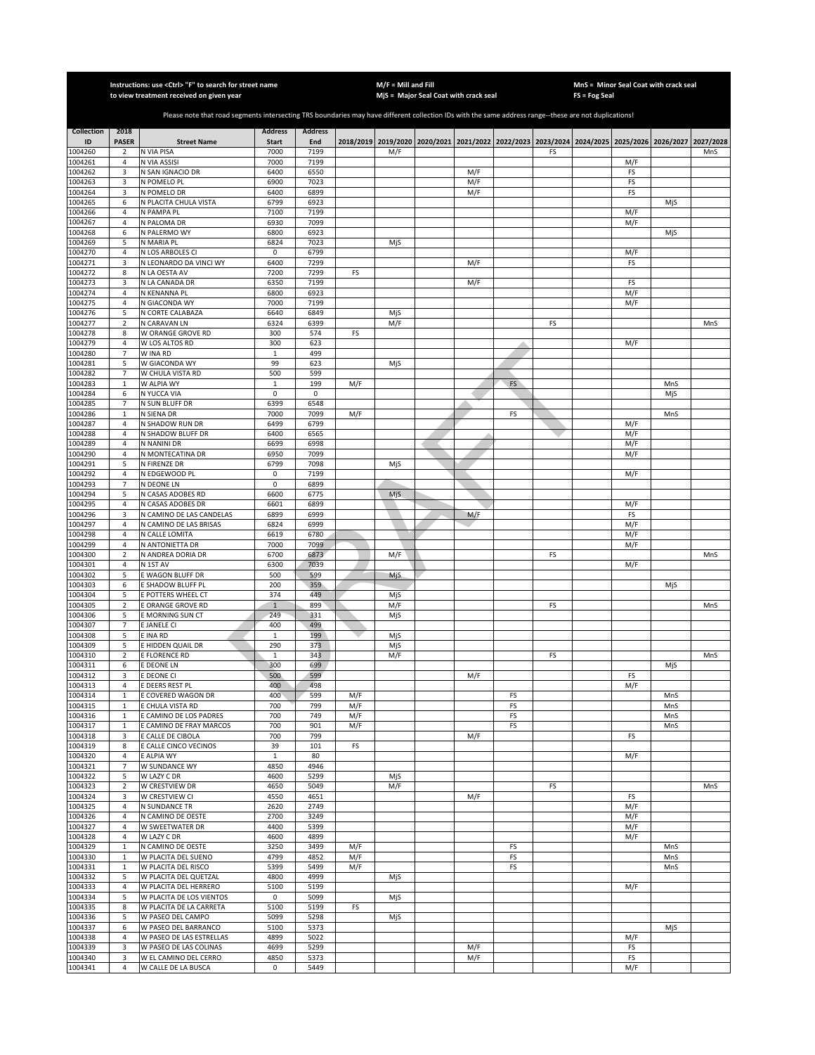Instructions: use <Ctrl> "F" to search for street name to view treatment received on given year

M/F = Mill and Fill
MjS = Major Seal Coat with crack seal

MnS = Minor Seal Coat with crack seal
FS = Fog Seal

Please note that road segments intersecting TRS boundaries may have different collection IDs with the same address range--these are not duplications!

| Collection ID | 2018 PASER | Street Name | Address Start | Address End | 2018/2019 | 2019/2020 | 2020/2021 | 2021/2022 | 2022/2023 | 2023/2024 | 2024/2025 | 2025/2026 | 2026/2027 | 2027/2028 |
|---|---|---|---|---|---|---|---|---|---|---|---|---|---|---|
| 1004260 | 2 | N VIA PISA | 7000 | 7199 | | M/F | | | | FS | | | | MnS |
| 1004261 | 4 | N VIA ASSISI | 7000 | 7199 | | | | | | | | M/F | | |
| 1004262 | 3 | N SAN IGNACIO DR | 6400 | 6550 | | | | M/F | | | | FS | | |
| 1004263 | 3 | N POMELO PL | 6900 | 7023 | | | | M/F | | | | FS | | |
| 1004264 | 3 | N POMELO DR | 6400 | 6899 | | | | M/F | | | | FS | | |
| 1004265 | 6 | N PLACITA CHULA VISTA | 6799 | 6923 | | | | | | | | | MjS | |
| 1004266 | 4 | N PAMPA PL | 7100 | 7199 | | | | | | | | M/F | | |
| 1004267 | 4 | N PALOMA DR | 6930 | 7099 | | | | | | | | M/F | | |
| 1004268 | 6 | N PALERMO WY | 6800 | 6923 | | | | | | | | | MjS | |
| 1004269 | 5 | N MARIA PL | 6824 | 7023 | | MjS | | | | | | | | |
| 1004270 | 4 | N LOS ARBOLES CI | 0 | 6799 | | | | | | | | M/F | | |
| 1004271 | 3 | N LEONARDO DA VINCI WY | 6400 | 7299 | | | | M/F | | | | FS | | |
| 1004272 | 8 | N LA OESTA AV | 7200 | 7299 | FS | | | | | | | | | |
| 1004273 | 3 | N LA CANADA DR | 6350 | 7199 | | | | M/F | | | | FS | | |
| 1004274 | 4 | N KENANNA PL | 6800 | 6923 | | | | | | | | M/F | | |
| 1004275 | 4 | N GIACONDA WY | 7000 | 7199 | | | | | | | | M/F | | |
| 1004276 | 5 | N CORTE CALABAZA | 6640 | 6849 | | MjS | | | | | | | | |
| 1004277 | 2 | N CARAVAN LN | 6324 | 6399 | | M/F | | | | FS | | | | MnS |
| 1004278 | 8 | W ORANGE GROVE RD | 300 | 574 | FS | | | | | | | | | |
| 1004279 | 4 | W LOS ALTOS RD | 300 | 623 | | | | | | | | M/F | | |
| 1004280 | 7 | W INA RD | 1 | 499 | | | | | | | | | | |
| 1004281 | 5 | W GIACONDA WY | 99 | 623 | | MjS | | | | | | | | |
| 1004282 | 7 | W CHULA VISTA RD | 500 | 599 | | | | | | | | | | |
| 1004283 | 1 | W ALPIA WY | 1 | 199 | M/F | | | | FS | | | | MnS | |
| 1004284 | 6 | N YUCCA VIA | 0 | 0 | | | | | | | | | MjS | |
| 1004285 | 7 | N SUN BLUFF DR | 6399 | 6548 | | | | | | | | | | |
| 1004286 | 1 | N SIENA DR | 7000 | 7099 | M/F | | | | FS | | | | MnS | |
| 1004287 | 4 | N SHADOW RUN DR | 6499 | 6799 | | | | | | | | M/F | | |
| 1004288 | 4 | N SHADOW BLUFF DR | 6400 | 6565 | | | | | | | | M/F | | |
| 1004289 | 4 | N NANINI DR | 6699 | 6998 | | | | | | | | M/F | | |
| 1004290 | 4 | N MONTECATINA DR | 6950 | 7099 | | | | | | | | M/F | | |
| 1004291 | 5 | N FIRENZE DR | 6799 | 7098 | | MjS | | | | | | | | |
| 1004292 | 4 | N EDGEWOOD PL | 0 | 7199 | | | | | | | | M/F | | |
| 1004293 | 7 | N DEONE LN | 0 | 6899 | | | | | | | | | | |
| 1004294 | 5 | N CASAS ADOBES RD | 6600 | 6775 | | MjS | | | | | | | | |
| 1004295 | 4 | N CASAS ADOBES DR | 6601 | 6899 | | | | | | | | M/F | | |
| 1004296 | 3 | N CAMINO DE LAS CANDELAS | 6899 | 6999 | | | | M/F | | | | FS | | |
| 1004297 | 4 | N CAMINO DE LAS BRISAS | 6824 | 6999 | | | | | | | | M/F | | |
| 1004298 | 4 | N CALLE LOMITA | 6619 | 6780 | | | | | | | | M/F | | |
| 1004299 | 4 | N ANTONIETTA DR | 7000 | 7099 | | | | | | | | M/F | | |
| 1004300 | 2 | N ANDREA DORIA DR | 6700 | 6873 | | M/F | | | | FS | | | | MnS |
| 1004301 | 4 | N 1ST AV | 6300 | 7039 | | | | | | | | M/F | | |
| 1004302 | 5 | E WAGON BLUFF DR | 500 | 599 | | MjS | | | | | | | | |
| 1004303 | 6 | E SHADOW BLUFF PL | 200 | 359 | | | | | | | | | MjS | |
| 1004304 | 5 | E POTTERS WHEEL CT | 374 | 449 | | MjS | | | | | | | | |
| 1004305 | 2 | E ORANGE GROVE RD | 1 | 899 | | M/F | | | | FS | | | | MnS |
| 1004306 | 5 | E MORNING SUN CT | 249 | 331 | | MjS | | | | | | | | |
| 1004307 | 7 | E JANELE CI | 400 | 499 | | | | | | | | | | |
| 1004308 | 5 | E INA RD | 1 | 199 | | MjS | | | | | | | | |
| 1004309 | 5 | E HIDDEN QUAIL DR | 290 | 373 | | MjS | | | | | | | | |
| 1004310 | 2 | E FLORENCE RD | 1 | 343 | | M/F | | | | FS | | | | MnS |
| 1004311 | 6 | E DEONE LN | 300 | 699 | | | | | | | | | MjS | |
| 1004312 | 3 | E DEONE CI | 500 | 599 | | | | M/F | | | | FS | | |
| 1004313 | 4 | E DEERS REST PL | 400 | 498 | | | | | | | | M/F | | |
| 1004314 | 1 | E COVERED WAGON DR | 400 | 599 | M/F | | | | FS | | | | MnS | |
| 1004315 | 1 | E CHULA VISTA RD | 700 | 799 | M/F | | | | FS | | | | MnS | |
| 1004316 | 1 | E CAMINO DE LOS PADRES | 700 | 749 | M/F | | | | FS | | | | MnS | |
| 1004317 | 1 | E CAMINO DE FRAY MARCOS | 700 | 901 | M/F | | | | FS | | | | MnS | |
| 1004318 | 3 | E CALLE DE CIBOLA | 700 | 799 | | | | M/F | | | | FS | | |
| 1004319 | 8 | E CALLE CINCO VECINOS | 39 | 101 | FS | | | | | | | | | |
| 1004320 | 4 | E ALPIA WY | 1 | 80 | | | | | | | | M/F | | |
| 1004321 | 7 | W SUNDANCE WY | 4850 | 4946 | | | | | | | | | | |
| 1004322 | 5 | W LAZY C DR | 4600 | 5299 | | MjS | | | | | | | | |
| 1004323 | 2 | W CRESTVIEW DR | 4650 | 5049 | | M/F | | | | FS | | | | MnS |
| 1004324 | 3 | W CRESTVIEW CI | 4550 | 4651 | | | | M/F | | | | FS | | |
| 1004325 | 4 | N SUNDANCE TR | 2620 | 2749 | | | | | | | | M/F | | |
| 1004326 | 4 | N CAMINO DE OESTE | 2700 | 3249 | | | | | | | | M/F | | |
| 1004327 | 4 | W SWEETWATER DR | 4400 | 5399 | | | | | | | | M/F | | |
| 1004328 | 4 | W LAZY C DR | 4600 | 4899 | | | | | | | | M/F | | |
| 1004329 | 1 | N CAMINO DE OESTE | 3250 | 3499 | M/F | | | | FS | | | | MnS | |
| 1004330 | 1 | W PLACITA DEL SUENO | 4799 | 4852 | M/F | | | | FS | | | | MnS | |
| 1004331 | 1 | W PLACITA DEL RISCO | 5399 | 5499 | M/F | | | | FS | | | | MnS | |
| 1004332 | 5 | W PLACITA DEL QUETZAL | 4800 | 4999 | | MjS | | | | | | | | |
| 1004333 | 4 | W PLACITA DEL HERRERO | 5100 | 5199 | | | | | | | | M/F | | |
| 1004334 | 5 | W PLACITA DE LOS VIENTOS | 0 | 5099 | | MjS | | | | | | | | |
| 1004335 | 8 | W PLACITA DE LA CARRETA | 5100 | 5199 | FS | | | | | | | | | |
| 1004336 | 5 | W PASEO DEL CAMPO | 5099 | 5298 | | MjS | | | | | | | | |
| 1004337 | 6 | W PASEO DEL BARRANCO | 5100 | 5373 | | | | | | | | | MjS | |
| 1004338 | 4 | W PASEO DE LAS ESTRELLAS | 4899 | 5022 | | | | | | | | M/F | | |
| 1004339 | 3 | W PASEO DE LAS COLINAS | 4699 | 5299 | | | | M/F | | | | FS | | |
| 1004340 | 3 | W EL CAMINO DEL CERRO | 4850 | 5373 | | | | M/F | | | | FS | | |
| 1004341 | 4 | W CALLE DE LA BUSCA | 0 | 5449 | | | | | | | | M/F | | |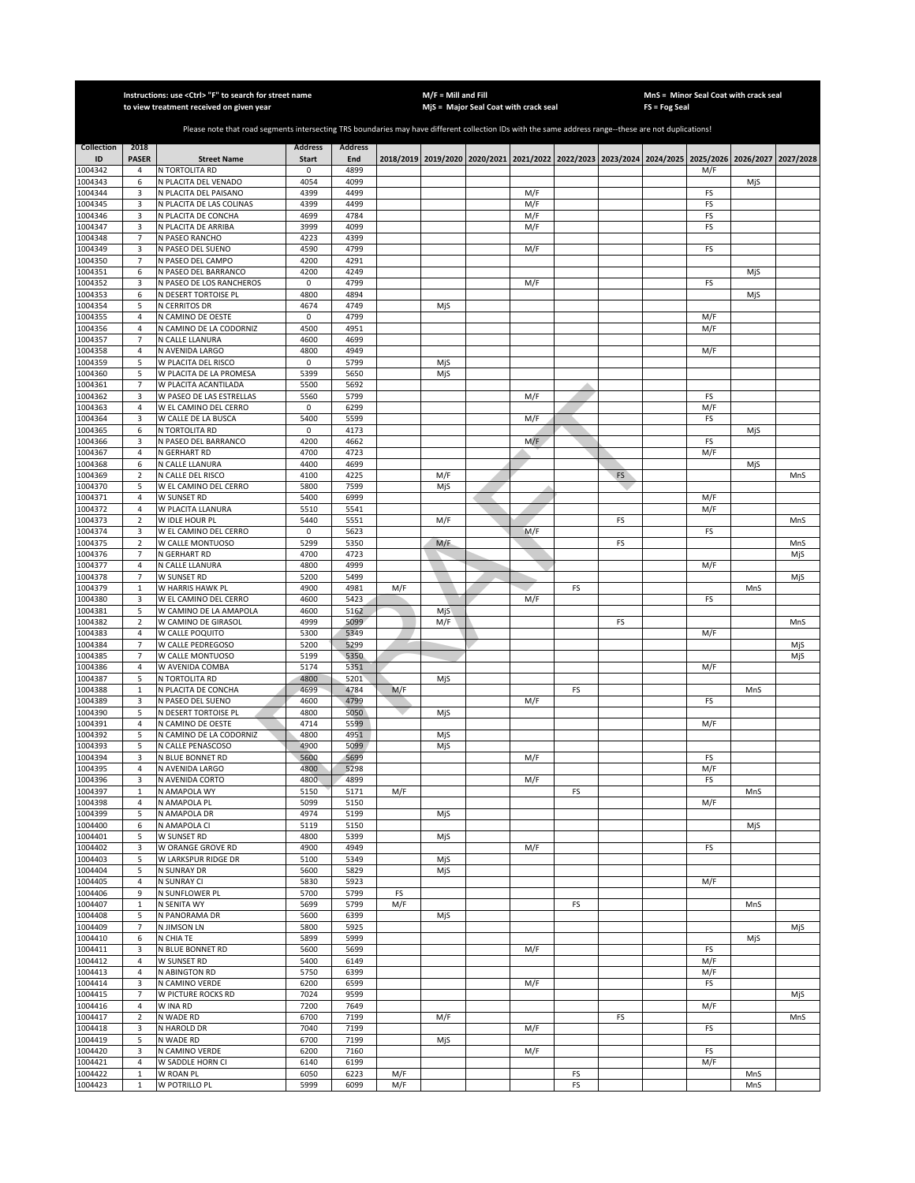Instructions: use <Ctrl> "F" to search for street name to view treatment received on given year

M/F = Mill and Fill
MjS = Major Seal Coat with crack seal

MnS = Minor Seal Coat with crack seal
FS = Fog Seal

Please note that road segments intersecting TRS boundaries may have different collection IDs with the same address range--these are not duplications!

| Collection ID | 2018 PASER | Street Name | Address Start | Address End | 2018/2019 | 2019/2020 | 2020/2021 | 2021/2022 | 2022/2023 | 2023/2024 | 2024/2025 | 2025/2026 | 2026/2027 | 2027/2028 |
|---|---|---|---|---|---|---|---|---|---|---|---|---|---|---|
| 1004342 | 4 | N TORTOLITA RD | 0 | 4899 | | | | | | | | M/F | | |
| 1004343 | 6 | N PLACITA DEL VENADO | 4054 | 4099 | | | | | | | | | MjS | |
| 1004344 | 3 | N PLACITA DEL PAISANO | 4399 | 4499 | | | | M/F | | | | FS | | |
| 1004345 | 3 | N PLACITA DE LAS COLINAS | 4399 | 4499 | | | | M/F | | | | FS | | |
| 1004346 | 3 | N PLACITA DE CONCHA | 4699 | 4784 | | | | M/F | | | | FS | | |
| 1004347 | 3 | N PLACITA DE ARRIBA | 3999 | 4099 | | | | M/F | | | | FS | | |
| 1004348 | 7 | N PASEO RANCHO | 4223 | 4399 | | | | | | | | | | |
| 1004349 | 3 | N PASEO DEL SUENO | 4590 | 4799 | | | | M/F | | | | FS | | |
| 1004350 | 7 | N PASEO DEL CAMPO | 4200 | 4291 | | | | | | | | | | |
| 1004351 | 6 | N PASEO DEL BARRANCO | 4200 | 4249 | | | | | | | | | MjS | |
| 1004352 | 3 | N PASEO DE LOS RANCHEROS | 0 | 4799 | | | | M/F | | | | FS | | |
| 1004353 | 6 | N DESERT TORTOISE PL | 4800 | 4894 | | | | | | | | | MjS | |
| 1004354 | 5 | N CERRITOS DR | 4674 | 4749 | | MjS | | | | | | | | |
| 1004355 | 4 | N CAMINO DE OESTE | 0 | 4799 | | | | | | | | M/F | | |
| 1004356 | 4 | N CAMINO DE LA CODORNIZ | 4500 | 4951 | | | | | | | | M/F | | |
| 1004357 | 7 | N CALLE LLANURA | 4600 | 4699 | | | | | | | | | | |
| 1004358 | 4 | N AVENIDA LARGO | 4800 | 4949 | | | | | | | | M/F | | |
| 1004359 | 5 | W PLACITA DEL RISCO | 0 | 5799 | | MjS | | | | | | | | |
| 1004360 | 5 | W PLACITA DE LA PROMESA | 5399 | 5650 | | MjS | | | | | | | | |
| 1004361 | 7 | W PLACITA ACANTILADA | 5500 | 5692 | | | | | | | | | | |
| 1004362 | 3 | W PASEO DE LAS ESTRELLAS | 5560 | 5799 | | | | M/F | | | | FS | | |
| 1004363 | 4 | W EL CAMINO DEL CERRO | 0 | 6299 | | | | | | | | M/F | | |
| 1004364 | 3 | W CALLE DE LA BUSCA | 5400 | 5599 | | | | M/F | | | | FS | | |
| 1004365 | 6 | N TORTOLITA RD | 0 | 4173 | | | | | | | | | MjS | |
| 1004366 | 3 | N PASEO DEL BARRANCO | 4200 | 4662 | | | | M/F | | | | FS | | |
| 1004367 | 4 | N GERHART RD | 4700 | 4723 | | | | | | | | M/F | | |
| 1004368 | 6 | N CALLE LLANURA | 4400 | 4699 | | | | | | | | | MjS | |
| 1004369 | 2 | N CALLE DEL RISCO | 4100 | 4225 | | M/F | | | | FS | | | | MnS |
| 1004370 | 5 | W EL CAMINO DEL CERRO | 5800 | 7599 | | MjS | | | | | | | | |
| 1004371 | 4 | W SUNSET RD | 5400 | 6999 | | | | | | | | M/F | | |
| 1004372 | 4 | W PLACITA LLANURA | 5510 | 5541 | | | | | | | | M/F | | |
| 1004373 | 2 | W IDLE HOUR PL | 5440 | 5551 | | M/F | | | | FS | | | | MnS |
| 1004374 | 3 | W EL CAMINO DEL CERRO | 0 | 5623 | | | | M/F | | | | FS | | |
| 1004375 | 2 | W CALLE MONTUOSO | 5299 | 5350 | | M/F | | | | FS | | | | MnS |
| 1004376 | 7 | N GERHART RD | 4700 | 4723 | | | | | | | | | | MjS |
| 1004377 | 4 | N CALLE LLANURA | 4800 | 4999 | | | | | | | | M/F | | |
| 1004378 | 7 | W SUNSET RD | 5200 | 5499 | | | | | | | | | | MjS |
| 1004379 | 1 | W HARRIS HAWK PL | 4900 | 4981 | M/F | | | | FS | | | | MnS | |
| 1004380 | 3 | W EL CAMINO DEL CERRO | 4600 | 5423 | | | | M/F | | | | FS | | |
| 1004381 | 5 | W CAMINO DE LA AMAPOLA | 4600 | 5162 | | MjS | | | | | | | | |
| 1004382 | 2 | W CAMINO DE GIRASOL | 4999 | 5099 | | M/F | | | | FS | | | | MnS |
| 1004383 | 4 | W CALLE POQUITO | 5300 | 5349 | | | | | | | | M/F | | |
| 1004384 | 7 | W CALLE PEDREGOSO | 5200 | 5299 | | | | | | | | | | MjS |
| 1004385 | 7 | W CALLE MONTUOSO | 5199 | 5350 | | | | | | | | | | MjS |
| 1004386 | 4 | W AVENIDA COMBA | 5174 | 5351 | | | | | | | | M/F | | |
| 1004387 | 5 | N TORTOLITA RD | 4800 | 5201 | | MjS | | | | | | | | |
| 1004388 | 1 | N PLACITA DE CONCHA | 4699 | 4784 | M/F | | | | FS | | | | MnS | |
| 1004389 | 3 | N PASEO DEL SUENO | 4600 | 4799 | | | | M/F | | | | FS | | |
| 1004390 | 5 | N DESERT TORTOISE PL | 4800 | 5050 | | MjS | | | | | | | | |
| 1004391 | 4 | N CAMINO DE OESTE | 4714 | 5599 | | | | | | | | M/F | | |
| 1004392 | 5 | N CAMINO DE LA CODORNIZ | 4800 | 4951 | | MjS | | | | | | | | |
| 1004393 | 5 | N CALLE PENASCOSO | 4900 | 5099 | | MjS | | | | | | | | |
| 1004394 | 3 | N BLUE BONNET RD | 5600 | 5699 | | | | M/F | | | | FS | | |
| 1004395 | 4 | N AVENIDA LARGO | 4800 | 5298 | | | | | | | | M/F | | |
| 1004396 | 3 | N AVENIDA CORTO | 4800 | 4899 | | | | M/F | | | | FS | | |
| 1004397 | 1 | N AMAPOLA WY | 5150 | 5171 | M/F | | | | FS | | | | MnS | |
| 1004398 | 4 | N AMAPOLA PL | 5099 | 5150 | | | | | | | | M/F | | |
| 1004399 | 5 | N AMAPOLA DR | 4974 | 5199 | | MjS | | | | | | | | |
| 1004400 | 6 | N AMAPOLA CI | 5119 | 5150 | | | | | | | | | MjS | |
| 1004401 | 5 | W SUNSET RD | 4800 | 5399 | | MjS | | | | | | | | |
| 1004402 | 3 | W ORANGE GROVE RD | 4900 | 4949 | | | | M/F | | | | FS | | |
| 1004403 | 5 | W LARKSPUR RIDGE DR | 5100 | 5349 | | MjS | | | | | | | | |
| 1004404 | 5 | N SUNRAY DR | 5600 | 5829 | | MjS | | | | | | | | |
| 1004405 | 4 | N SUNRAY CI | 5830 | 5923 | | | | | | | | M/F | | |
| 1004406 | 9 | N SUNFLOWER PL | 5700 | 5799 | FS | | | | | | | | | |
| 1004407 | 1 | N SENITA WY | 5699 | 5799 | M/F | | | | FS | | | | MnS | |
| 1004408 | 5 | N PANORAMA DR | 5600 | 6399 | | MjS | | | | | | | | |
| 1004409 | 7 | N JIMSON LN | 5800 | 5925 | | | | | | | | | | MjS |
| 1004410 | 6 | N CHIA TE | 5899 | 5999 | | | | | | | | | MjS | |
| 1004411 | 3 | N BLUE BONNET RD | 5600 | 5699 | | | | M/F | | | | FS | | |
| 1004412 | 4 | W SUNSET RD | 5400 | 6149 | | | | | | | | M/F | | |
| 1004413 | 4 | N ABINGTON RD | 5750 | 6399 | | | | | | | | M/F | | |
| 1004414 | 3 | N CAMINO VERDE | 6200 | 6599 | | | | M/F | | | | FS | | |
| 1004415 | 7 | W PICTURE ROCKS RD | 7024 | 9599 | | | | | | | | | | MjS |
| 1004416 | 4 | W INA RD | 7200 | 7649 | | | | | | | | M/F | | |
| 1004417 | 2 | N WADE RD | 6700 | 7199 | | M/F | | | | FS | | | | MnS |
| 1004418 | 3 | N HAROLD DR | 7040 | 7199 | | | | M/F | | | | FS | | |
| 1004419 | 5 | N WADE RD | 6700 | 7199 | | MjS | | | | | | | | |
| 1004420 | 3 | N CAMINO VERDE | 6200 | 7160 | | | | M/F | | | | FS | | |
| 1004421 | 4 | W SADDLE HORN CI | 6140 | 6199 | | | | | | | | M/F | | |
| 1004422 | 1 | W ROAN PL | 6050 | 6223 | M/F | | | | FS | | | | MnS | |
| 1004423 | 1 | W POTRILLO PL | 5999 | 6099 | M/F | | | | FS | | | | MnS | |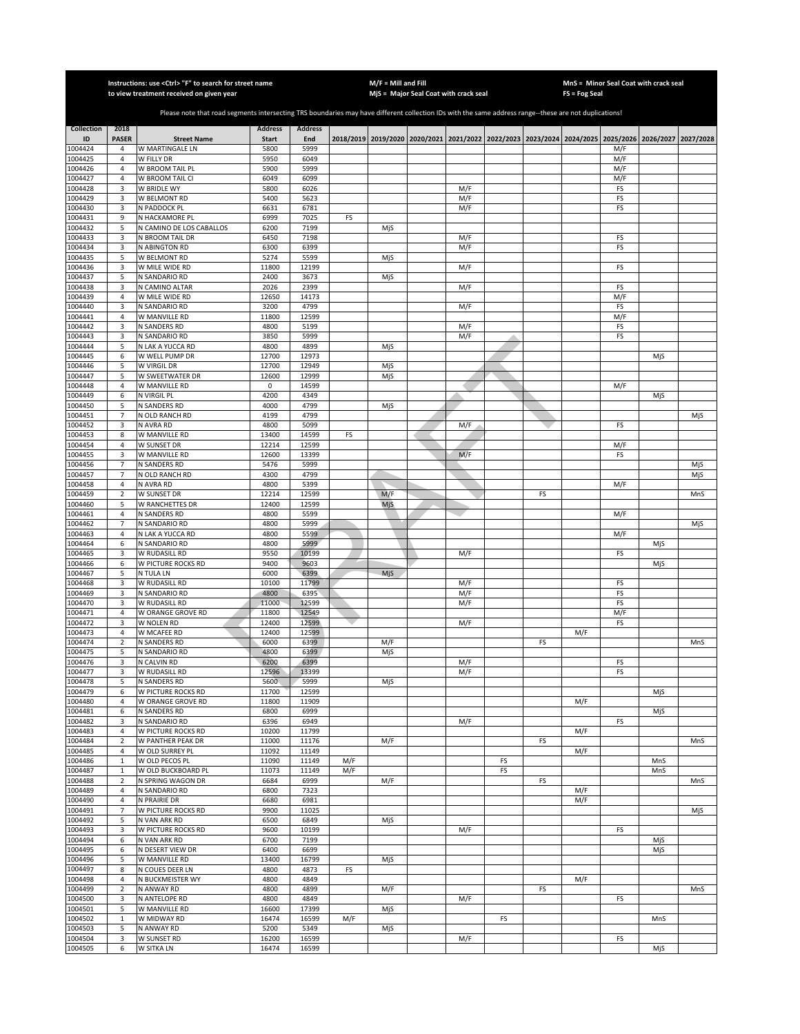Instructions: use <Ctrl> "F" to search for street name to view treatment received on given year

M/F = Mill and Fill
MjS = Major Seal Coat with crack seal

MnS = Minor Seal Coat with crack seal
FS = Fog Seal

Please note that road segments intersecting TRS boundaries may have different collection IDs with the same address range--these are not duplications!

| Collection ID | 2018 PASER | Street Name | Address Start | Address End | 2018/2019 | 2019/2020 | 2020/2021 | 2021/2022 | 2022/2023 | 2023/2024 | 2024/2025 | 2025/2026 | 2026/2027 | 2027/2028 |
|---|---|---|---|---|---|---|---|---|---|---|---|---|---|---|
| 1004424 | 4 | W MARTINGALE LN | 5800 | 5999 | | | | | | | | M/F | | |
| 1004425 | 4 | W FILLY DR | 5950 | 6049 | | | | | | | | M/F | | |
| 1004426 | 4 | W BROOM TAIL PL | 5900 | 5999 | | | | | | | | M/F | | |
| 1004427 | 4 | W BROOM TAIL CI | 6049 | 6099 | | | | | | | | M/F | | |
| 1004428 | 3 | W BRIDLE WY | 5800 | 6026 | | | | M/F | | | | FS | | |
| 1004429 | 3 | W BELMONT RD | 5400 | 5623 | | | | M/F | | | | FS | | |
| 1004430 | 3 | N PADDOCK PL | 6631 | 6781 | | | | M/F | | | | FS | | |
| 1004431 | 9 | N HACKAMORE PL | 6999 | 7025 | FS | | | | | | | | | |
| 1004432 | 5 | N CAMINO DE LOS CABALLOS | 6200 | 7199 | | MjS | | | | | | | | |
| 1004433 | 3 | N BROOM TAIL DR | 6450 | 7198 | | | | M/F | | | | FS | | |
| 1004434 | 3 | N ABINGTON RD | 6300 | 6399 | | | | M/F | | | | FS | | |
| 1004435 | 5 | W BELMONT RD | 5274 | 5599 | | MjS | | | | | | | | |
| 1004436 | 3 | W MILE WIDE RD | 11800 | 12199 | | | | M/F | | | | FS | | |
| 1004437 | 5 | N SANDARIO RD | 2400 | 3673 | | MjS | | | | | | | | |
| 1004438 | 3 | N CAMINO ALTAR | 2026 | 2399 | | | | M/F | | | | FS | | |
| 1004439 | 4 | W MILE WIDE RD | 12650 | 14173 | | | | | | | | M/F | | |
| 1004440 | 3 | N SANDARIO RD | 3200 | 4799 | | | | M/F | | | | FS | | |
| 1004441 | 4 | W MANVILLE RD | 11800 | 12599 | | | | | | | | M/F | | |
| 1004442 | 3 | N SANDERS RD | 4800 | 5199 | | | | M/F | | | | FS | | |
| 1004443 | 3 | N SANDARIO RD | 3850 | 5999 | | | | M/F | | | | FS | | |
| 1004444 | 5 | N LAK A YUCCA RD | 4800 | 4899 | | MjS | | | | | | | | |
| 1004445 | 6 | W WELL PUMP DR | 12700 | 12973 | | | | | | | | | MjS | |
| 1004446 | 5 | W VIRGIL DR | 12700 | 12949 | | MjS | | | | | | | | |
| 1004447 | 5 | W SWEETWATER DR | 12600 | 12999 | | MjS | | | | | | | | |
| 1004448 | 4 | W MANVILLE RD | 0 | 14599 | | | | | | | | M/F | | |
| 1004449 | 6 | N VIRGIL PL | 4200 | 4349 | | | | | | | | | MjS | |
| 1004450 | 5 | N SANDERS RD | 4000 | 4799 | | MjS | | | | | | | | |
| 1004451 | 7 | N OLD RANCH RD | 4199 | 4799 | | | | | | | | | | MjS |
| 1004452 | 3 | N AVRA RD | 4800 | 5099 | | | | M/F | | | | FS | | |
| 1004453 | 8 | W MANVILLE RD | 13400 | 14599 | FS | | | | | | | | | |
| 1004454 | 4 | W SUNSET DR | 12214 | 12599 | | | | | | | | M/F | | |
| 1004455 | 3 | W MANVILLE RD | 12600 | 13399 | | | | M/F | | | | FS | | |
| 1004456 | 7 | N SANDERS RD | 5476 | 5999 | | | | | | | | | | MjS |
| 1004457 | 7 | N OLD RANCH RD | 4300 | 4799 | | | | | | | | | | MjS |
| 1004458 | 4 | N AVRA RD | 4800 | 5399 | | | | | | | | M/F | | |
| 1004459 | 2 | W SUNSET DR | 12214 | 12599 | | M/F | | | | FS | | | | MnS |
| 1004460 | 5 | W RANCHETTES DR | 12400 | 12599 | | MjS | | | | | | | | |
| 1004461 | 4 | N SANDERS RD | 4800 | 5599 | | | | | | | | M/F | | |
| 1004462 | 7 | N SANDARIO RD | 4800 | 5999 | | | | | | | | | | MjS |
| 1004463 | 4 | N LAK A YUCCA RD | 4800 | 5599 | | | | | | | | M/F | | |
| 1004464 | 6 | N SANDARIO RD | 4800 | 5999 | | | | | | | | | MjS | |
| 1004465 | 3 | W RUDASILL RD | 9550 | 10199 | | | | M/F | | | | FS | | |
| 1004466 | 6 | W PICTURE ROCKS RD | 9400 | 9603 | | | | | | | | | MjS | |
| 1004467 | 5 | N TULA LN | 6000 | 6399 | | MjS | | | | | | | | |
| 1004468 | 3 | W RUDASILL RD | 10100 | 11799 | | | | M/F | | | | FS | | |
| 1004469 | 3 | N SANDARIO RD | 4800 | 6395 | | | | M/F | | | | FS | | |
| 1004470 | 3 | W RUDASILL RD | 11000 | 12599 | | | | M/F | | | | FS | | |
| 1004471 | 4 | W ORANGE GROVE RD | 11800 | 12549 | | | | | | | | M/F | | |
| 1004472 | 3 | W NOLEN RD | 12400 | 12599 | | | | M/F | | | | FS | | |
| 1004473 | 4 | W MCAFEE RD | 12400 | 12599 | | | | | | | M/F | | | |
| 1004474 | 2 | N SANDERS RD | 6000 | 6399 | | M/F | | | | FS | | | | MnS |
| 1004475 | 5 | N SANDARIO RD | 4800 | 6399 | | MjS | | | | | | | | |
| 1004476 | 3 | N CALVIN RD | 6200 | 6399 | | | | M/F | | | | FS | | |
| 1004477 | 3 | W RUDASILL RD | 12596 | 13399 | | | | M/F | | | | FS | | |
| 1004478 | 5 | N SANDERS RD | 5600 | 5999 | | MjS | | | | | | | | |
| 1004479 | 6 | W PICTURE ROCKS RD | 11700 | 12599 | | | | | | | | | MjS | |
| 1004480 | 4 | W ORANGE GROVE RD | 11800 | 11909 | | | | | | | M/F | | | |
| 1004481 | 6 | N SANDERS RD | 6800 | 6999 | | | | | | | | | MjS | |
| 1004482 | 3 | N SANDARIO RD | 6396 | 6949 | | | | M/F | | | | FS | | |
| 1004483 | 4 | W PICTURE ROCKS RD | 10200 | 11799 | | | | | | | M/F | | | |
| 1004484 | 2 | W PANTHER PEAK DR | 11000 | 11176 | | M/F | | | | FS | | | | MnS |
| 1004485 | 4 | W OLD SURREY PL | 11092 | 11149 | | | | | | | M/F | | | |
| 1004486 | 1 | W OLD PECOS PL | 11090 | 11149 | M/F | | | | FS | | | | MnS | |
| 1004487 | 1 | W OLD BUCKBOARD PL | 11073 | 11149 | M/F | | | | FS | | | | MnS | |
| 1004488 | 2 | N SPRING WAGON DR | 6684 | 6999 | | M/F | | | | FS | | | | MnS |
| 1004489 | 4 | N SANDARIO RD | 6800 | 7323 | | | | | | | M/F | | | |
| 1004490 | 4 | N PRAIRIE DR | 6680 | 6981 | | | | | | | M/F | | | |
| 1004491 | 7 | W PICTURE ROCKS RD | 9900 | 11025 | | | | | | | | | | MjS |
| 1004492 | 5 | N VAN ARK RD | 6500 | 6849 | | MjS | | | | | | | | |
| 1004493 | 3 | W PICTURE ROCKS RD | 9600 | 10199 | | | | M/F | | | | FS | | |
| 1004494 | 6 | N VAN ARK RD | 6700 | 7199 | | | | | | | | | MjS | |
| 1004495 | 6 | N DESERT VIEW DR | 6400 | 6699 | | | | | | | | | MjS | |
| 1004496 | 5 | W MANVILLE RD | 13400 | 16799 | | MjS | | | | | | | | |
| 1004497 | 8 | N COUES DEER LN | 4800 | 4873 | FS | | | | | | | | | |
| 1004498 | 4 | N BUCKMEISTER WY | 4800 | 4849 | | | | | | | M/F | | | |
| 1004499 | 2 | N ANWAY RD | 4800 | 4899 | | M/F | | | | FS | | | | MnS |
| 1004500 | 3 | N ANTELOPE RD | 4800 | 4849 | | | | M/F | | | | FS | | |
| 1004501 | 5 | W MANVILLE RD | 16600 | 17399 | | MjS | | | | | | | | |
| 1004502 | 1 | W MIDWAY RD | 16474 | 16599 | M/F | | | | FS | | | | MnS | |
| 1004503 | 5 | N ANWAY RD | 5200 | 5349 | | MjS | | | | | | | | |
| 1004504 | 3 | W SUNSET RD | 16200 | 16599 | | | | M/F | | | | FS | | |
| 1004505 | 6 | W SITKA LN | 16474 | 16599 | | | | | | | | | MjS | |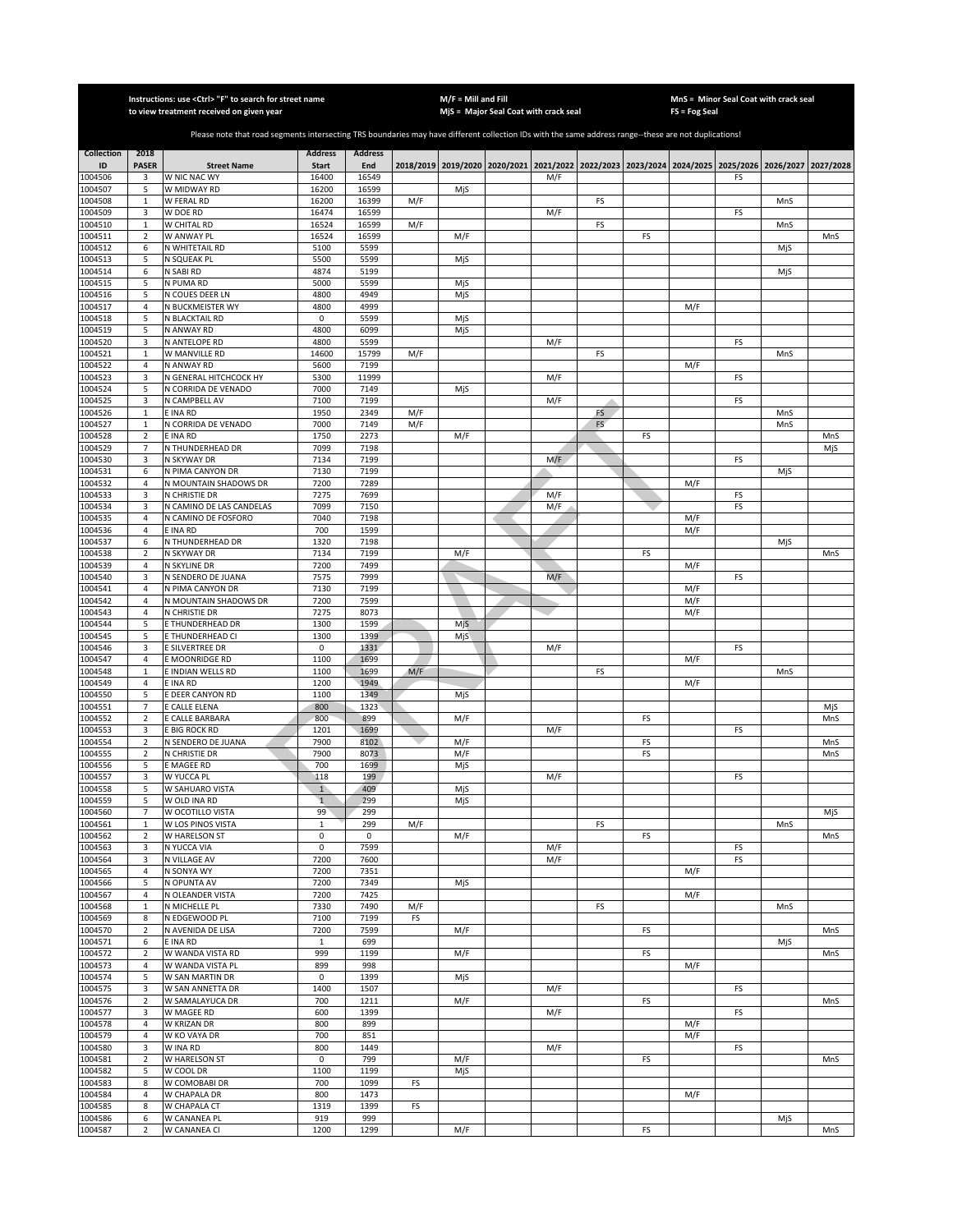Instructions: use <Ctrl> "F" to search for street name to view treatment received on given year

M/F = Mill and Fill
MjS = Major Seal Coat with crack seal

MnS = Minor Seal Coat with crack seal
FS = Fog Seal

Please note that road segments intersecting TRS boundaries may have different collection IDs with the same address range--these are not duplications!

| Collection ID | 2018 PASER | Street Name | Address Start | Address End | 2018/2019 | 2019/2020 | 2020/2021 | 2021/2022 | 2022/2023 | 2023/2024 | 2024/2025 | 2025/2026 | 2026/2027 | 2027/2028 |
|---|---|---|---|---|---|---|---|---|---|---|---|---|---|---|
| 1004506 | 3 | W NIC NAC WY | 16400 | 16549 | | | | M/F | | | | FS | | |
| 1004507 | 5 | W MIDWAY RD | 16200 | 16599 | | MjS | | | | | | | | |
| 1004508 | 1 | W FERAL RD | 16200 | 16399 | M/F | | | | FS | | | | MnS | |
| 1004509 | 3 | W DOE RD | 16474 | 16599 | | | | M/F | | | | FS | | |
| 1004510 | 1 | W CHITAL RD | 16524 | 16599 | M/F | | | | FS | | | | MnS | |
| 1004511 | 2 | W ANWAY PL | 16524 | 16599 | | M/F | | | | FS | | | | MnS |
| 1004512 | 6 | N WHITETAIL RD | 5100 | 5599 | | | | | | | | | MjS | |
| 1004513 | 5 | N SQUEAK PL | 5500 | 5599 | | MjS | | | | | | | | |
| 1004514 | 6 | N SABI RD | 4874 | 5199 | | | | | | | | | MjS | |
| 1004515 | 5 | N PUMA RD | 5000 | 5599 | | MjS | | | | | | | | |
| 1004516 | 5 | N COUES DEER LN | 4800 | 4949 | | MjS | | | | | | | | |
| 1004517 | 4 | N BUCKMEISTER WY | 4800 | 4999 | | | | | | | M/F | | | |
| 1004518 | 5 | N BLACKTAIL RD | 0 | 5599 | | MjS | | | | | | | | |
| 1004519 | 5 | N ANWAY RD | 4800 | 6099 | | MjS | | | | | | | | |
| 1004520 | 3 | N ANTELOPE RD | 4800 | 5599 | | | | M/F | | | | FS | | |
| 1004521 | 1 | W MANVILLE RD | 14600 | 15799 | M/F | | | | FS | | | | MnS | |
| 1004522 | 4 | N ANWAY RD | 5600 | 7199 | | | | | | | M/F | | | |
| 1004523 | 3 | N GENERAL HITCHCOCK HY | 5300 | 11999 | | | | M/F | | | | FS | | |
| 1004524 | 5 | N CORRIDA DE VENADO | 7000 | 7149 | | MjS | | | | | | | | |
| 1004525 | 3 | N CAMPBELL AV | 7100 | 7199 | | | | M/F | | | | FS | | |
| 1004526 | 1 | E INA RD | 1950 | 2349 | M/F | | | | FS | | | | MnS | |
| 1004527 | 1 | N CORRIDA DE VENADO | 7000 | 7149 | M/F | | | | FS | | | | MnS | |
| 1004528 | 2 | E INA RD | 1750 | 2273 | | M/F | | | | FS | | | | MnS |
| 1004529 | 7 | N THUNDERHEAD DR | 7099 | 7198 | | | | | | | | | | MjS |
| 1004530 | 3 | N SKYWAY DR | 7134 | 7199 | | | | M/F | | | | FS | | |
| 1004531 | 6 | N PIMA CANYON DR | 7130 | 7199 | | | | | | | | | MjS | |
| 1004532 | 4 | N MOUNTAIN SHADOWS DR | 7200 | 7289 | | | | | | | M/F | | | |
| 1004533 | 3 | N CHRISTIE DR | 7275 | 7699 | | | | M/F | | | | FS | | |
| 1004534 | 3 | N CAMINO DE LAS CANDELAS | 7099 | 7150 | | | | M/F | | | | FS | | |
| 1004535 | 4 | N CAMINO DE FOSFORO | 7040 | 7198 | | | | | | | M/F | | | |
| 1004536 | 4 | E INA RD | 700 | 1599 | | | | | | | M/F | | | |
| 1004537 | 6 | N THUNDERHEAD DR | 1320 | 7198 | | | | | | | | | MjS | |
| 1004538 | 2 | N SKYWAY DR | 7134 | 7199 | | M/F | | | | FS | | | | MnS |
| 1004539 | 4 | N SKYLINE DR | 7200 | 7499 | | | | | | | M/F | | | |
| 1004540 | 3 | N SENDERO DE JUANA | 7575 | 7999 | | | | M/F | | | | FS | | |
| 1004541 | 4 | N PIMA CANYON DR | 7130 | 7199 | | | | | | | M/F | | | |
| 1004542 | 4 | N MOUNTAIN SHADOWS DR | 7200 | 7599 | | | | | | | M/F | | | |
| 1004543 | 4 | N CHRISTIE DR | 7275 | 8073 | | | | | | | M/F | | | |
| 1004544 | 5 | E THUNDERHEAD DR | 1300 | 1599 | | MjS | | | | | | | | |
| 1004545 | 5 | E THUNDERHEAD CI | 1300 | 1399 | | MjS | | | | | | | | |
| 1004546 | 3 | E SILVERTREE DR | 0 | 1331 | | | | M/F | | | | FS | | |
| 1004547 | 4 | E MOONRIDGE RD | 1100 | 1699 | | | | | | | M/F | | | |
| 1004548 | 1 | E INDIAN WELLS RD | 1100 | 1699 | M/F | | | | FS | | | | MnS | |
| 1004549 | 4 | E INA RD | 1200 | 1949 | | | | | | | M/F | | | |
| 1004550 | 5 | E DEER CANYON RD | 1100 | 1349 | | MjS | | | | | | | | |
| 1004551 | 7 | E CALLE ELENA | 800 | 1323 | | | | | | | | | | MjS |
| 1004552 | 2 | E CALLE BARBARA | 800 | 899 | | M/F | | | | FS | | | | MnS |
| 1004553 | 3 | E BIG ROCK RD | 1201 | 1699 | | | | M/F | | | | FS | | |
| 1004554 | 2 | N SENDERO DE JUANA | 7900 | 8102 | | M/F | | | | FS | | | | MnS |
| 1004555 | 2 | N CHRISTIE DR | 7900 | 8073 | | M/F | | | | FS | | | | MnS |
| 1004556 | 5 | E MAGEE RD | 700 | 1699 | | MjS | | | | | | | | |
| 1004557 | 3 | W YUCCA PL | 118 | 199 | | | | M/F | | | | FS | | |
| 1004558 | 5 | W SAHUARO VISTA | 1 | 409 | | MjS | | | | | | | | |
| 1004559 | 5 | W OLD INA RD | 1 | 299 | | MjS | | | | | | | | |
| 1004560 | 7 | W OCOTILLO VISTA | 99 | 299 | | | | | | | | | | MjS |
| 1004561 | 1 | W LOS PINOS VISTA | 1 | 299 | M/F | | | | FS | | | | MnS | |
| 1004562 | 2 | W HARELSON ST | 0 | 0 | | M/F | | | | FS | | | | MnS |
| 1004563 | 3 | N YUCCA VIA | 0 | 7599 | | | | M/F | | | | FS | | |
| 1004564 | 3 | N VILLAGE AV | 7200 | 7600 | | | | M/F | | | | FS | | |
| 1004565 | 4 | N SONYA WY | 7200 | 7351 | | | | | | | M/F | | | |
| 1004566 | 5 | N OPUNTA AV | 7200 | 7349 | | MjS | | | | | | | | |
| 1004567 | 4 | N OLEANDER VISTA | 7200 | 7425 | | | | | | | M/F | | | |
| 1004568 | 1 | N MICHELLE PL | 7330 | 7490 | M/F | | | | FS | | | | MnS | |
| 1004569 | 8 | N EDGEWOOD PL | 7100 | 7199 | FS | | | | | | | | | |
| 1004570 | 2 | N AVENIDA DE LISA | 7200 | 7599 | | M/F | | | | FS | | | | MnS |
| 1004571 | 6 | E INA RD | 1 | 699 | | | | | | | | | MjS | |
| 1004572 | 2 | W WANDA VISTA RD | 999 | 1199 | | M/F | | | | FS | | | | MnS |
| 1004573 | 4 | W WANDA VISTA PL | 899 | 998 | | | | | | | M/F | | | |
| 1004574 | 5 | W SAN MARTIN DR | 0 | 1399 | | MjS | | | | | | | | |
| 1004575 | 3 | W SAN ANNETTA DR | 1400 | 1507 | | | | M/F | | | | FS | | |
| 1004576 | 2 | W SAMALAYUCA DR | 700 | 1211 | | M/F | | | | FS | | | | MnS |
| 1004577 | 3 | W MAGEE RD | 600 | 1399 | | | | M/F | | | | FS | | |
| 1004578 | 4 | W KRIZAN DR | 800 | 899 | | | | | | | M/F | | | |
| 1004579 | 4 | W KO VAYA DR | 700 | 851 | | | | | | | M/F | | | |
| 1004580 | 3 | W INA RD | 800 | 1449 | | | | M/F | | | | FS | | |
| 1004581 | 2 | W HARELSON ST | 0 | 799 | | M/F | | | | FS | | | | MnS |
| 1004582 | 5 | W COOL DR | 1100 | 1199 | | MjS | | | | | | | | |
| 1004583 | 8 | W COMOBABI DR | 700 | 1099 | FS | | | | | | | | | |
| 1004584 | 4 | W CHAPALA DR | 800 | 1473 | | | | | | | M/F | | | |
| 1004585 | 8 | W CHAPALA CT | 1319 | 1399 | FS | | | | | | | | | |
| 1004586 | 6 | W CANANEA PL | 919 | 999 | | | | | | | | | MjS | |
| 1004587 | 2 | W CANANEA CI | 1200 | 1299 | | M/F | | | | FS | | | | MnS |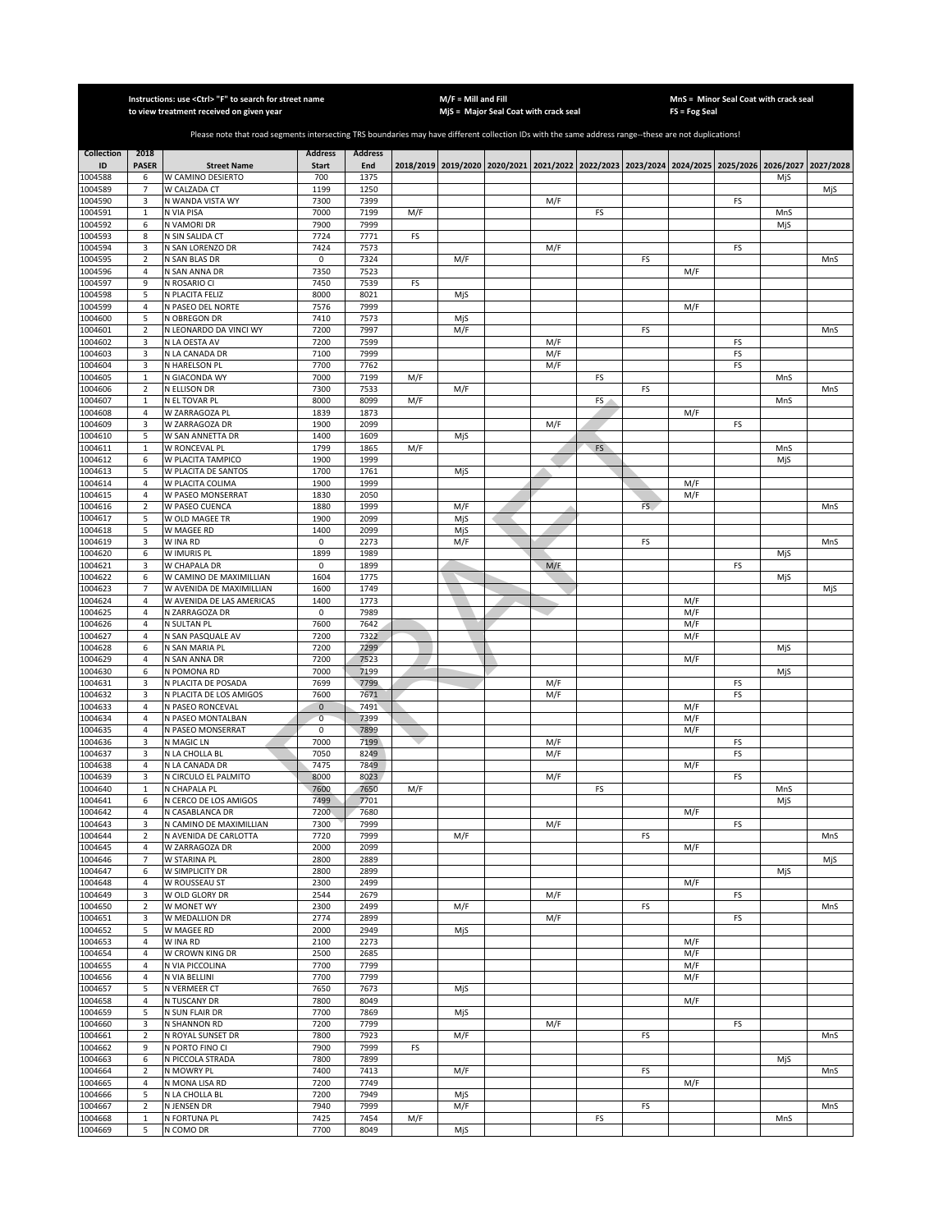Instructions: use <Ctrl> "F" to search for street name to view treatment received on given year

M/F = Mill and Fill
MjS = Major Seal Coat with crack seal

MnS = Minor Seal Coat with crack seal
FS = Fog Seal

Please note that road segments intersecting TRS boundaries may have different collection IDs with the same address range--these are not duplications!

| Collection ID | 2018 PASER | Street Name | Address Start | Address End | 2018/2019 | 2019/2020 | 2020/2021 | 2021/2022 | 2022/2023 | 2023/2024 | 2024/2025 | 2025/2026 | 2026/2027 | 2027/2028 |
|---|---|---|---|---|---|---|---|---|---|---|---|---|---|---|
| 1004588 | 6 | W CAMINO DESIERTO | 700 | 1375 | | | | | | | | | MjS | |
| 1004589 | 7 | W CALZADA CT | 1199 | 1250 | | | | | | | | | | MjS |
| 1004590 | 3 | N WANDA VISTA WY | 7300 | 7399 | | | | M/F | | | | FS | | |
| 1004591 | 1 | N VIA PISA | 7000 | 7199 | M/F | | | | FS | | | | MnS | |
| 1004592 | 6 | N VAMORI DR | 7900 | 7999 | | | | | | | | | MjS | |
| 1004593 | 8 | N SIN SALIDA CT | 7724 | 7771 | FS | | | | | | | | | |
| 1004594 | 3 | N SAN LORENZO DR | 7424 | 7573 | | | | M/F | | | | FS | | |
| 1004595 | 2 | N SAN BLAS DR | 0 | 7324 | | M/F | | | | FS | | | | MnS |
| 1004596 | 4 | N SAN ANNA DR | 7350 | 7523 | | | | | | | M/F | | | |
| 1004597 | 9 | N ROSARIO CI | 7450 | 7539 | FS | | | | | | | | | |
| 1004598 | 5 | N PLACITA FELIZ | 8000 | 8021 | | MjS | | | | | | | | |
| 1004599 | 4 | N PASEO DEL NORTE | 7576 | 7999 | | | | | | | M/F | | | |
| 1004600 | 5 | N OBREGON DR | 7410 | 7573 | | MjS | | | | | | | | |
| 1004601 | 2 | N LEONARDO DA VINCI WY | 7200 | 7997 | | M/F | | | | FS | | | | MnS |
| 1004602 | 3 | N LA OESTA AV | 7200 | 7599 | | | | M/F | | | | FS | | |
| 1004603 | 3 | N LA CANADA DR | 7100 | 7999 | | | | M/F | | | | FS | | |
| 1004604 | 3 | N HARELSON PL | 7700 | 7762 | | | | M/F | | | | FS | | |
| 1004605 | 1 | N GIACONDA WY | 7000 | 7199 | M/F | | | | FS | | | | MnS | |
| 1004606 | 2 | N ELLISON DR | 7300 | 7533 | | M/F | | | | FS | | | | MnS |
| 1004607 | 1 | N EL TOVAR PL | 8000 | 8099 | M/F | | | | FS | | | | MnS | |
| 1004608 | 4 | W ZARRAGOZA PL | 1839 | 1873 | | | | | | | M/F | | | |
| 1004609 | 3 | W ZARRAGOZA DR | 1900 | 2099 | | | | M/F | | | | FS | | |
| 1004610 | 5 | W SAN ANNETTA DR | 1400 | 1609 | | MjS | | | | | | | | |
| 1004611 | 1 | W RONCEVAL PL | 1799 | 1865 | M/F | | | | FS | | | | MnS | |
| 1004612 | 6 | W PLACITA TAMPICO | 1900 | 1999 | | | | | | | | | MjS | |
| 1004613 | 5 | W PLACITA DE SANTOS | 1700 | 1761 | | MjS | | | | | | | | |
| 1004614 | 4 | W PLACITA COLIMA | 1900 | 1999 | | | | | | | M/F | | | |
| 1004615 | 4 | W PASEO MONSERRAT | 1830 | 2050 | | | | | | | M/F | | | |
| 1004616 | 2 | W PASEO CUENCA | 1880 | 1999 | | M/F | | | | FS | | | | MnS |
| 1004617 | 5 | W OLD MAGEE TR | 1900 | 2099 | | MjS | | | | | | | | |
| 1004618 | 5 | W MAGEE RD | 1400 | 2099 | | MjS | | | | | | | | |
| 1004619 | 3 | W INA RD | 0 | 2273 | | M/F | | | | FS | | | | MnS |
| 1004620 | 6 | W IMURIS PL | 1899 | 1989 | | | | | | | | | MjS | |
| 1004621 | 3 | W CHAPALA DR | 0 | 1899 | | | | M/F | | | | FS | | |
| 1004622 | 6 | W CAMINO DE MAXIMILLIAN | 1604 | 1775 | | | | | | | | | MjS | |
| 1004623 | 7 | W AVENIDA DE MAXIMILLIAN | 1600 | 1749 | | | | | | | | | | MjS |
| 1004624 | 4 | W AVENIDA DE LAS AMERICAS | 1400 | 1773 | | | | | | | M/F | | | |
| 1004625 | 4 | N ZARRAGOZA DR | 0 | 7989 | | | | | | | M/F | | | |
| 1004626 | 4 | N SULTAN PL | 7600 | 7642 | | | | | | | M/F | | | |
| 1004627 | 4 | N SAN PASQUALE AV | 7200 | 7322 | | | | | | | M/F | | | |
| 1004628 | 6 | N SAN MARIA PL | 7200 | 7299 | | | | | | | | | MjS | |
| 1004629 | 4 | N SAN ANNA DR | 7200 | 7523 | | | | | | | M/F | | | |
| 1004630 | 6 | N POMONA RD | 7000 | 7199 | | | | | | | | | MjS | |
| 1004631 | 3 | N PLACITA DE POSADA | 7699 | 7799 | | | | M/F | | | | FS | | |
| 1004632 | 3 | N PLACITA DE LOS AMIGOS | 7600 | 7671 | | | | M/F | | | | FS | | |
| 1004633 | 4 | N PASEO RONCEVAL | 0 | 7491 | | | | | | | M/F | | | |
| 1004634 | 4 | N PASEO MONTALBAN | 0 | 7399 | | | | | | | M/F | | | |
| 1004635 | 4 | N PASEO MONSERRAT | 0 | 7899 | | | | | | | M/F | | | |
| 1004636 | 3 | N MAGIC LN | 7000 | 7199 | | | | M/F | | | | FS | | |
| 1004637 | 3 | N LA CHOLLA BL | 7050 | 8249 | | | | M/F | | | | FS | | |
| 1004638 | 4 | N LA CANADA DR | 7475 | 7849 | | | | | | | M/F | | | |
| 1004639 | 3 | N CIRCULO EL PALMITO | 8000 | 8023 | | | | M/F | | | | FS | | |
| 1004640 | 1 | N CHAPALA PL | 7600 | 7650 | M/F | | | | FS | | | | MnS | |
| 1004641 | 6 | N CERCO DE LOS AMIGOS | 7499 | 7701 | | | | | | | | | MjS | |
| 1004642 | 4 | N CASABLANCA DR | 7200 | 7680 | | | | | | | M/F | | | |
| 1004643 | 3 | N CAMINO DE MAXIMILLIAN | 7300 | 7999 | | | | M/F | | | | FS | | |
| 1004644 | 2 | N AVENIDA DE CARLOTTA | 7720 | 7999 | | M/F | | | | FS | | | | MnS |
| 1004645 | 4 | W ZARRAGOZA DR | 2000 | 2099 | | | | | | | M/F | | | |
| 1004646 | 7 | W STARINA PL | 2800 | 2889 | | | | | | | | | | MjS |
| 1004647 | 6 | W SIMPLICITY DR | 2800 | 2899 | | | | | | | | | MjS | |
| 1004648 | 4 | W ROUSSEAU ST | 2300 | 2499 | | | | | | | M/F | | | |
| 1004649 | 3 | W OLD GLORY DR | 2544 | 2679 | | | | M/F | | | | FS | | |
| 1004650 | 2 | W MONET WY | 2300 | 2499 | | M/F | | | | FS | | | | MnS |
| 1004651 | 3 | W MEDALLION DR | 2774 | 2899 | | | | M/F | | | | FS | | |
| 1004652 | 5 | W MAGEE RD | 2000 | 2949 | | MjS | | | | | | | | |
| 1004653 | 4 | W INA RD | 2100 | 2273 | | | | | | | M/F | | | |
| 1004654 | 4 | W CROWN KING DR | 2500 | 2685 | | | | | | | M/F | | | |
| 1004655 | 4 | N VIA PICCOLINA | 7700 | 7799 | | | | | | | M/F | | | |
| 1004656 | 4 | N VIA BELLINI | 7700 | 7799 | | | | | | | M/F | | | |
| 1004657 | 5 | N VERMEER CT | 7650 | 7673 | | MjS | | | | | | | | |
| 1004658 | 4 | N TUSCANY DR | 7800 | 8049 | | | | | | | M/F | | | |
| 1004659 | 5 | N SUN FLAIR DR | 7700 | 7869 | | MjS | | | | | | | | |
| 1004660 | 3 | N SHANNON RD | 7200 | 7799 | | | | M/F | | | | FS | | |
| 1004661 | 2 | N ROYAL SUNSET DR | 7800 | 7923 | | M/F | | | | FS | | | | MnS |
| 1004662 | 9 | N PORTO FINO CI | 7900 | 7999 | FS | | | | | | | | | |
| 1004663 | 6 | N PICCOLA STRADA | 7800 | 7899 | | | | | | | | | MjS | |
| 1004664 | 2 | N MOWRY PL | 7400 | 7413 | | M/F | | | | FS | | | | MnS |
| 1004665 | 4 | N MONA LISA RD | 7200 | 7749 | | | | | | | M/F | | | |
| 1004666 | 5 | N LA CHOLLA BL | 7200 | 7949 | | MjS | | | | | | | | |
| 1004667 | 2 | N JENSEN DR | 7940 | 7999 | | M/F | | | | FS | | | | MnS |
| 1004668 | 1 | N FORTUNA PL | 7425 | 7454 | M/F | | | | FS | | | | MnS | |
| 1004669 | 5 | N COMO DR | 7700 | 8049 | | MjS | | | | | | | | |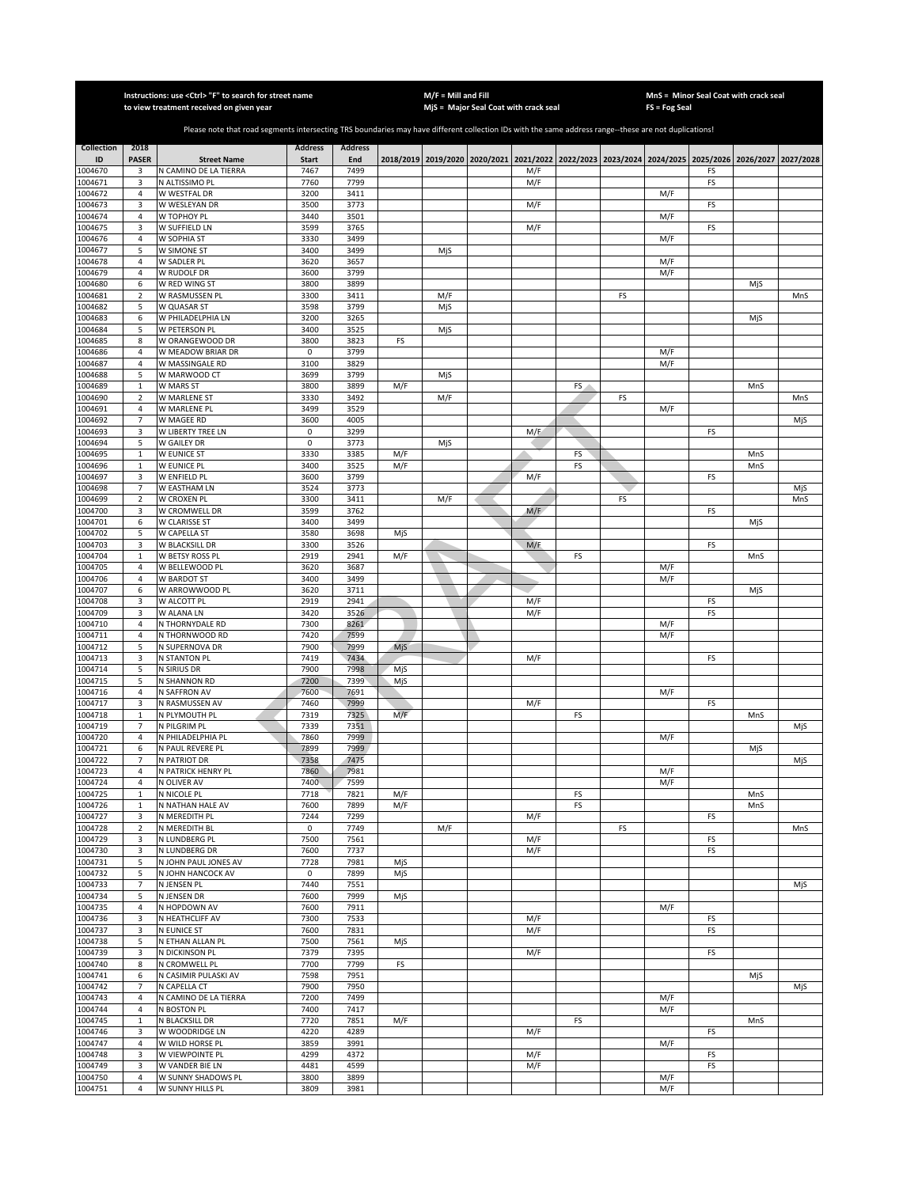Instructions: use <Ctrl> "F" to search for street name to view treatment received on given year

M/F = Mill and Fill
MjS = Major Seal Coat with crack seal

MnS = Minor Seal Coat with crack seal
FS = Fog Seal

Please note that road segments intersecting TRS boundaries may have different collection IDs with the same address range--these are not duplications!

| Collection ID | 2018 PASER | Street Name | Address Start | Address End | 2018/2019 | 2019/2020 | 2020/2021 | 2021/2022 | 2022/2023 | 2023/2024 | 2024/2025 | 2025/2026 | 2026/2027 | 2027/2028 |
|---|---|---|---|---|---|---|---|---|---|---|---|---|---|---|
| 1004670 | 3 | N CAMINO DE LA TIERRA | 7467 | 7499 | | | | M/F | | | | FS | | |
| 1004671 | 3 | N ALTISSIMO PL | 7760 | 7799 | | | | M/F | | | | FS | | |
| 1004672 | 4 | W WESTFAL DR | 3200 | 3411 | | | | | | | M/F | | | |
| 1004673 | 3 | W WESLEYAN DR | 3500 | 3773 | | | | M/F | | | | FS | | |
| 1004674 | 4 | W TOPHOY PL | 3440 | 3501 | | | | | | | M/F | | | |
| 1004675 | 3 | W SUFFIELD LN | 3599 | 3765 | | | | M/F | | | | FS | | |
| 1004676 | 4 | W SOPHIA ST | 3330 | 3499 | | | | | | | M/F | | | |
| 1004677 | 5 | W SIMONE ST | 3400 | 3499 | | MjS | | | | | | | | |
| 1004678 | 4 | W SADLER PL | 3620 | 3657 | | | | | | | M/F | | | |
| 1004679 | 4 | W RUDOLF DR | 3600 | 3799 | | | | | | | M/F | | | |
| 1004680 | 6 | W RED WING ST | 3800 | 3899 | | | | | | | | | MjS | |
| 1004681 | 2 | W RASMUSSEN PL | 3300 | 3411 | | M/F | | | | FS | | | | MnS |
| 1004682 | 5 | W QUASAR ST | 3598 | 3799 | | MjS | | | | | | | | |
| 1004683 | 6 | W PHILADELPHIA LN | 3200 | 3265 | | | | | | | | | MjS | |
| 1004684 | 5 | W PETERSON PL | 3400 | 3525 | | MjS | | | | | | | | |
| 1004685 | 8 | W ORANGEWOOD DR | 3800 | 3823 | FS | | | | | | | | | |
| 1004686 | 4 | W MEADOW BRIAR DR | 0 | 3799 | | | | | | | M/F | | | |
| 1004687 | 4 | W MASSINGALE RD | 3100 | 3829 | | | | | | | M/F | | | |
| 1004688 | 5 | W MARWOOD CT | 3699 | 3799 | | MjS | | | | | | | | |
| 1004689 | 1 | W MARS ST | 3800 | 3899 | M/F | | | | FS | | | | MnS | |
| 1004690 | 2 | W MARLENE ST | 3330 | 3492 | | M/F | | | | FS | | | | MnS |
| 1004691 | 4 | W MARLENE PL | 3499 | 3529 | | | | | | | M/F | | | |
| 1004692 | 7 | W MAGEE RD | 3600 | 4005 | | | | | | | | | | MjS |
| 1004693 | 3 | W LIBERTY TREE LN | 0 | 3299 | | | | M/F | | | | FS | | |
| 1004694 | 5 | W GAILEY DR | 0 | 3773 | | MjS | | | | | | | | |
| 1004695 | 1 | W EUNICE ST | 3330 | 3385 | M/F | | | | FS | | | | MnS | |
| 1004696 | 1 | W EUNICE PL | 3400 | 3525 | M/F | | | | FS | | | | MnS | |
| 1004697 | 3 | W ENFIELD PL | 3600 | 3799 | | | | M/F | | | | FS | | |
| 1004698 | 7 | W EASTHAM LN | 3524 | 3773 | | | | | | | | | | MjS |
| 1004699 | 2 | W CROXEN PL | 3300 | 3411 | | M/F | | | | FS | | | | MnS |
| 1004700 | 3 | W CROMWELL DR | 3599 | 3762 | | | | M/F | | | | FS | | |
| 1004701 | 6 | W CLARISSE ST | 3400 | 3499 | | | | | | | | | MjS | |
| 1004702 | 5 | W CAPELLA ST | 3580 | 3698 | MjS | | | | | | | | | |
| 1004703 | 3 | W BLACKSILL DR | 3300 | 3526 | | | | M/F | | | | FS | | |
| 1004704 | 1 | W BETSY ROSS PL | 2919 | 2941 | M/F | | | | FS | | | | MnS | |
| 1004705 | 4 | W BELLEWOOD PL | 3620 | 3687 | | | | | | | M/F | | | |
| 1004706 | 4 | W BARDOT ST | 3400 | 3499 | | | | | | | M/F | | | |
| 1004707 | 6 | W ARROWWOOD PL | 3620 | 3711 | | | | | | | | | MjS | |
| 1004708 | 3 | W ALCOTT PL | 2919 | 2941 | | | | M/F | | | | FS | | |
| 1004709 | 3 | W ALANA LN | 3420 | 3526 | | | | M/F | | | | FS | | |
| 1004710 | 4 | N THORNYDALE RD | 7300 | 8261 | | | | | | | M/F | | | |
| 1004711 | 4 | N THORNWOOD RD | 7420 | 7599 | | | | | | | M/F | | | |
| 1004712 | 5 | N SUPERNOVA DR | 7900 | 7999 | MjS | | | | | | | | | |
| 1004713 | 3 | N STANTON PL | 7419 | 7434 | | | | M/F | | | | FS | | |
| 1004714 | 5 | N SIRIUS DR | 7900 | 7998 | MjS | | | | | | | | | |
| 1004715 | 5 | N SHANNON RD | 7200 | 7399 | MjS | | | | | | | | | |
| 1004716 | 4 | N SAFFRON AV | 7600 | 7691 | | | | | | | M/F | | | |
| 1004717 | 3 | N RASMUSSEN AV | 7460 | 7999 | | | | M/F | | | | FS | | |
| 1004718 | 1 | N PLYMOUTH PL | 7319 | 7325 | M/F | | | | FS | | | | MnS | |
| 1004719 | 7 | N PILGRIM PL | 7339 | 7351 | | | | | | | | | | MjS |
| 1004720 | 4 | N PHILADELPHIA PL | 7860 | 7999 | | | | | | | M/F | | | |
| 1004721 | 6 | N PAUL REVERE PL | 7899 | 7999 | | | | | | | | | MjS | |
| 1004722 | 7 | N PATRIOT DR | 7358 | 7475 | | | | | | | | | | MjS |
| 1004723 | 4 | N PATRICK HENRY PL | 7860 | 7981 | | | | | | | M/F | | | |
| 1004724 | 4 | N OLIVER AV | 7400 | 7599 | | | | | | | M/F | | | |
| 1004725 | 1 | N NICOLE PL | 7718 | 7821 | M/F | | | | FS | | | | MnS | |
| 1004726 | 1 | N NATHAN HALE AV | 7600 | 7899 | M/F | | | | FS | | | | MnS | |
| 1004727 | 3 | N MEREDITH PL | 7244 | 7299 | | | | M/F | | | | FS | | |
| 1004728 | 2 | N MEREDITH BL | 0 | 7749 | | M/F | | | | FS | | | | MnS |
| 1004729 | 3 | N LUNDBERG PL | 7500 | 7561 | | | | M/F | | | | FS | | |
| 1004730 | 3 | N LUNDBERG DR | 7600 | 7737 | | | | M/F | | | | FS | | |
| 1004731 | 5 | N JOHN PAUL JONES AV | 7728 | 7981 | MjS | | | | | | | | | |
| 1004732 | 5 | N JOHN HANCOCK AV | 0 | 7899 | MjS | | | | | | | | | |
| 1004733 | 7 | N JENSEN PL | 7440 | 7551 | | | | | | | | | | MjS |
| 1004734 | 5 | N JENSEN DR | 7600 | 7999 | MjS | | | | | | | | | |
| 1004735 | 4 | N HOPDOWN AV | 7600 | 7911 | | | | | | | M/F | | | |
| 1004736 | 3 | N HEATHCLIFF AV | 7300 | 7533 | | | | M/F | | | | FS | | |
| 1004737 | 3 | N EUNICE ST | 7600 | 7831 | | | | M/F | | | | FS | | |
| 1004738 | 5 | N ETHAN ALLAN PL | 7500 | 7561 | MjS | | | | | | | | | |
| 1004739 | 3 | N DICKINSON PL | 7379 | 7395 | | | | M/F | | | | FS | | |
| 1004740 | 8 | N CROMWELL PL | 7700 | 7799 | FS | | | | | | | | | |
| 1004741 | 6 | N CASIMIR PULASKI AV | 7598 | 7951 | | | | | | | | | MjS | |
| 1004742 | 7 | N CAPELLA CT | 7900 | 7950 | | | | | | | | | | MjS |
| 1004743 | 4 | N CAMINO DE LA TIERRA | 7200 | 7499 | | | | | | | M/F | | | |
| 1004744 | 4 | N BOSTON PL | 7400 | 7417 | | | | | | | M/F | | | |
| 1004745 | 1 | N BLACKSILL DR | 7720 | 7851 | M/F | | | | FS | | | | MnS | |
| 1004746 | 3 | W WOODRIDGE LN | 4220 | 4289 | | | | M/F | | | | FS | | |
| 1004747 | 4 | W WILD HORSE PL | 3859 | 3991 | | | | | | | M/F | | | |
| 1004748 | 3 | W VIEWPOINTE PL | 4299 | 4372 | | | | M/F | | | | FS | | |
| 1004749 | 3 | W VANDER BIE LN | 4481 | 4599 | | | | M/F | | | | FS | | |
| 1004750 | 4 | W SUNNY SHADOWS PL | 3800 | 3899 | | | | | | | M/F | | | |
| 1004751 | 4 | W SUNNY HILLS PL | 3809 | 3981 | | | | | | | M/F | | | |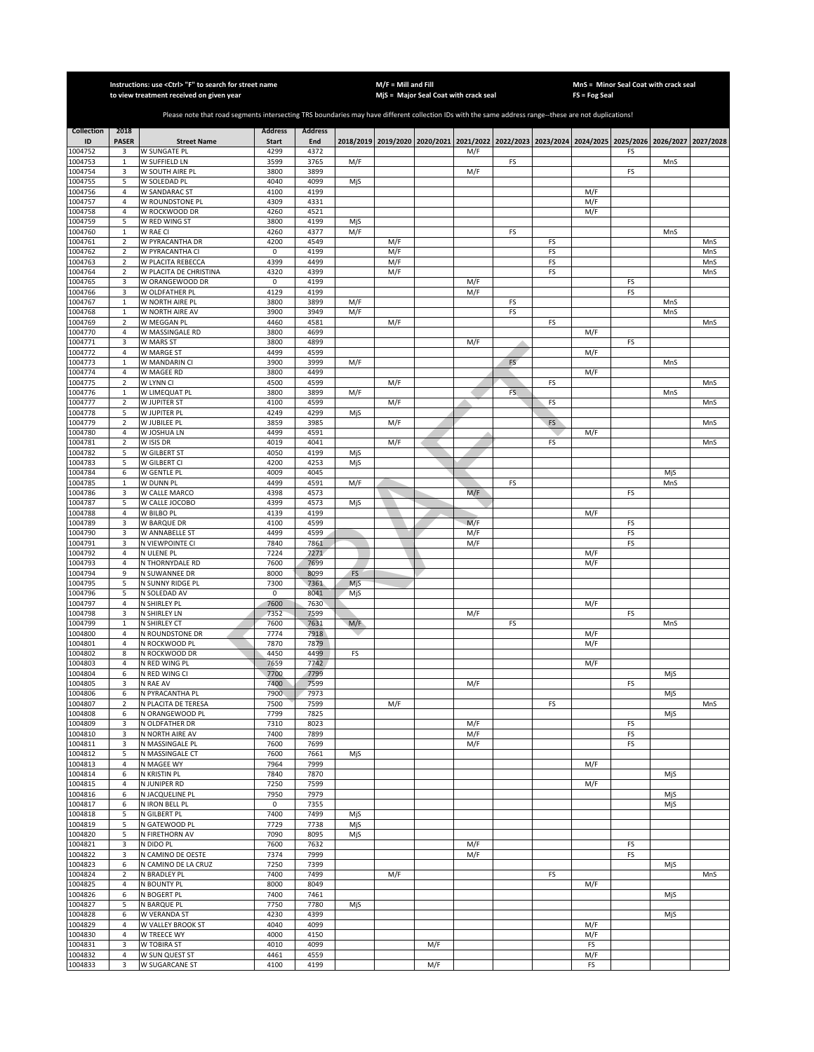Instructions: use <Ctrl> "F" to search for street name to view treatment received on given year

M/F = Mill and Fill
MjS = Major Seal Coat with crack seal

MnS = Minor Seal Coat with crack seal
FS = Fog Seal

Please note that road segments intersecting TRS boundaries may have different collection IDs with the same address range--these are not duplications!

| Collection ID | 2018 PASER | Street Name | Address Start | Address End | 2018/2019 | 2019/2020 | 2020/2021 | 2021/2022 | 2022/2023 | 2023/2024 | 2024/2025 | 2025/2026 | 2026/2027 | 2027/2028 |
|---|---|---|---|---|---|---|---|---|---|---|---|---|---|---|
| 1004752 | 3 | W SUNGATE PL | 4299 | 4372 | | | | M/F | | | | FS | | |
| 1004753 | 1 | W SUFFIELD LN | 3599 | 3765 | M/F | | | | FS | | | | MnS | |
| 1004754 | 3 | W SOUTH AIRE PL | 3800 | 3899 | | | | M/F | | | | FS | | |
| 1004755 | 5 | W SOLEDAD PL | 4040 | 4099 | MjS | | | | | | | | | |
| 1004756 | 4 | W SANDARAC ST | 4100 | 4199 | | | | | | | M/F | | | |
| 1004757 | 4 | W ROUNDSTONE PL | 4309 | 4331 | | | | | | | M/F | | | |
| 1004758 | 4 | W ROCKWOOD DR | 4260 | 4521 | | | | | | | M/F | | | |
| 1004759 | 5 | W RED WING ST | 3800 | 4199 | MjS | | | | | | | | | |
| 1004760 | 1 | W RAE CI | 4260 | 4377 | M/F | | | | FS | | | | MnS | |
| 1004761 | 2 | W PYRACANTHA DR | 4200 | 4549 | | M/F | | | | FS | | | | MnS |
| 1004762 | 2 | W PYRACANTHA CI | 0 | 4199 | | M/F | | | | FS | | | | MnS |
| 1004763 | 2 | W PLACITA REBECCA | 4399 | 4499 | | M/F | | | | FS | | | | MnS |
| 1004764 | 2 | W PLACITA DE CHRISTINA | 4320 | 4399 | | M/F | | | | FS | | | | MnS |
| 1004765 | 3 | W ORANGEWOOD DR | 0 | 4199 | | | | M/F | | | | FS | | |
| 1004766 | 3 | W OLDFATHER PL | 4129 | 4199 | | | | M/F | | | | FS | | |
| 1004767 | 1 | W NORTH AIRE PL | 3800 | 3899 | M/F | | | | FS | | | | MnS | |
| 1004768 | 1 | W NORTH AIRE AV | 3900 | 3949 | M/F | | | | FS | | | | MnS | |
| 1004769 | 2 | W MEGGAN PL | 4460 | 4581 | | M/F | | | | FS | | | | MnS |
| 1004770 | 4 | W MASSINGALE RD | 3800 | 4699 | | | | | | | M/F | | | |
| 1004771 | 3 | W MARS ST | 3800 | 4899 | | | | M/F | | | | FS | | |
| 1004772 | 4 | W MARGE ST | 4499 | 4599 | | | | | | | M/F | | | |
| 1004773 | 1 | W MANDARIN CI | 3900 | 3999 | M/F | | | | FS | | | | MnS | |
| 1004774 | 4 | W MAGEE RD | 3800 | 4499 | | | | | | | M/F | | | |
| 1004775 | 2 | W LYNN CI | 4500 | 4599 | | M/F | | | | FS | | | | MnS |
| 1004776 | 1 | W LIMEQUAT PL | 3800 | 3899 | M/F | | | | FS | | | | MnS | |
| 1004777 | 2 | W JUPITER ST | 4100 | 4599 | | M/F | | | | FS | | | | MnS |
| 1004778 | 5 | W JUPITER PL | 4249 | 4299 | MjS | | | | | | | | | |
| 1004779 | 2 | W JUBILEE PL | 3859 | 3985 | | M/F | | | | FS | | | | MnS |
| 1004780 | 4 | W JOSHUA LN | 4499 | 4591 | | | | | | | M/F | | | |
| 1004781 | 2 | W ISIS DR | 4019 | 4041 | | M/F | | | | FS | | | | MnS |
| 1004782 | 5 | W GILBERT ST | 4050 | 4199 | MjS | | | | | | | | | |
| 1004783 | 5 | W GILBERT CI | 4200 | 4253 | MjS | | | | | | | | | |
| 1004784 | 6 | W GENTLE PL | 4009 | 4045 | | | | | | | | | MjS | |
| 1004785 | 1 | W DUNN PL | 4499 | 4591 | M/F | | | | FS | | | | MnS | |
| 1004786 | 3 | W CALLE MARCO | 4398 | 4573 | | | | M/F | | | | FS | | |
| 1004787 | 5 | W CALLE JOCOBO | 4399 | 4573 | MjS | | | | | | | | | |
| 1004788 | 4 | W BILBO PL | 4139 | 4199 | | | | | | | M/F | | | |
| 1004789 | 3 | W BARQUE DR | 4100 | 4599 | | | | M/F | | | | FS | | |
| 1004790 | 3 | W ANNABELLE ST | 4499 | 4599 | | | | M/F | | | | FS | | |
| 1004791 | 3 | N VIEWPOINTE CI | 7840 | 7861 | | | | M/F | | | | FS | | |
| 1004792 | 4 | N ULENE PL | 7224 | 7271 | | | | | | | M/F | | | |
| 1004793 | 4 | N THORNYDALE RD | 7600 | 7699 | | | | | | | M/F | | | |
| 1004794 | 9 | N SUWANNEE DR | 8000 | 8099 | FS | | | | | | | | | |
| 1004795 | 5 | N SUNNY RIDGE PL | 7300 | 7361 | MjS | | | | | | | | | |
| 1004796 | 5 | N SOLEDAD AV | 0 | 8041 | MjS | | | | | | | | | |
| 1004797 | 4 | N SHIRLEY PL | 7600 | 7630 | | | | | | | M/F | | | |
| 1004798 | 3 | N SHIRLEY LN | 7352 | 7599 | | | | M/F | | | | FS | | |
| 1004799 | 1 | N SHIRLEY CT | 7600 | 7631 | M/F | | | | FS | | | | MnS | |
| 1004800 | 4 | N ROUNDSTONE DR | 7774 | 7918 | | | | | | | M/F | | | |
| 1004801 | 4 | N ROCKWOOD PL | 7870 | 7879 | | | | | | | M/F | | | |
| 1004802 | 8 | N ROCKWOOD DR | 4450 | 4499 | FS | | | | | | | | | |
| 1004803 | 4 | N RED WING PL | 7659 | 7742 | | | | | | | M/F | | | |
| 1004804 | 6 | N RED WING CI | 7700 | 7799 | | | | | | | | | MjS | |
| 1004805 | 3 | N RAE AV | 7400 | 7599 | | | | M/F | | | | FS | | |
| 1004806 | 6 | N PYRACANTHA PL | 7900 | 7973 | | | | | | | | | MjS | |
| 1004807 | 2 | N PLACITA DE TERESA | 7500 | 7599 | | M/F | | | | FS | | | | MnS |
| 1004808 | 6 | N ORANGEWOOD PL | 7799 | 7825 | | | | | | | | | MjS | |
| 1004809 | 3 | N OLDFATHER DR | 7310 | 8023 | | | | M/F | | | | FS | | |
| 1004810 | 3 | N NORTH AIRE AV | 7400 | 7899 | | | | M/F | | | | FS | | |
| 1004811 | 3 | N MASSINGALE PL | 7600 | 7699 | | | | M/F | | | | FS | | |
| 1004812 | 5 | N MASSINGALE CT | 7600 | 7661 | MjS | | | | | | | | | |
| 1004813 | 4 | N MAGEE WY | 7964 | 7999 | | | | | | | M/F | | | |
| 1004814 | 6 | N KRISTIN PL | 7840 | 7870 | | | | | | | | | MjS | |
| 1004815 | 4 | N JUNIPER RD | 7250 | 7599 | | | | | | | M/F | | | |
| 1004816 | 6 | N JACQUELINE PL | 7950 | 7979 | | | | | | | | | MjS | |
| 1004817 | 6 | N IRON BELL PL | 0 | 7355 | | | | | | | | | MjS | |
| 1004818 | 5 | N GILBERT PL | 7400 | 7499 | MjS | | | | | | | | | |
| 1004819 | 5 | N GATEWOOD PL | 7729 | 7738 | MjS | | | | | | | | | |
| 1004820 | 5 | N FIRETHORN AV | 7090 | 8095 | MjS | | | | | | | | | |
| 1004821 | 3 | N DIDO PL | 7600 | 7632 | | | | M/F | | | | FS | | |
| 1004822 | 3 | N CAMINO DE OESTE | 7374 | 7999 | | | | M/F | | | | FS | | |
| 1004823 | 6 | N CAMINO DE LA CRUZ | 7250 | 7399 | | | | | | | | | MjS | |
| 1004824 | 2 | N BRADLEY PL | 7400 | 7499 | | M/F | | | | FS | | | | MnS |
| 1004825 | 4 | N BOUNTY PL | 8000 | 8049 | | | | | | | M/F | | | |
| 1004826 | 6 | N BOGERT PL | 7400 | 7461 | | | | | | | | | MjS | |
| 1004827 | 5 | N BARQUE PL | 7750 | 7780 | MjS | | | | | | | | | |
| 1004828 | 6 | W VERANDA ST | 4230 | 4399 | | | | | | | | | MjS | |
| 1004829 | 4 | W VALLEY BROOK ST | 4040 | 4099 | | | | | | | M/F | | | |
| 1004830 | 4 | W TREECE WY | 4000 | 4150 | | | | | | | M/F | | | |
| 1004831 | 3 | W TOBIRA ST | 4010 | 4099 | | | M/F | | | | FS | | | |
| 1004832 | 4 | W SUN QUEST ST | 4461 | 4559 | | | | | | | M/F | | | |
| 1004833 | 3 | W SUGARCANE ST | 4100 | 4199 | | | M/F | | | | FS | | | |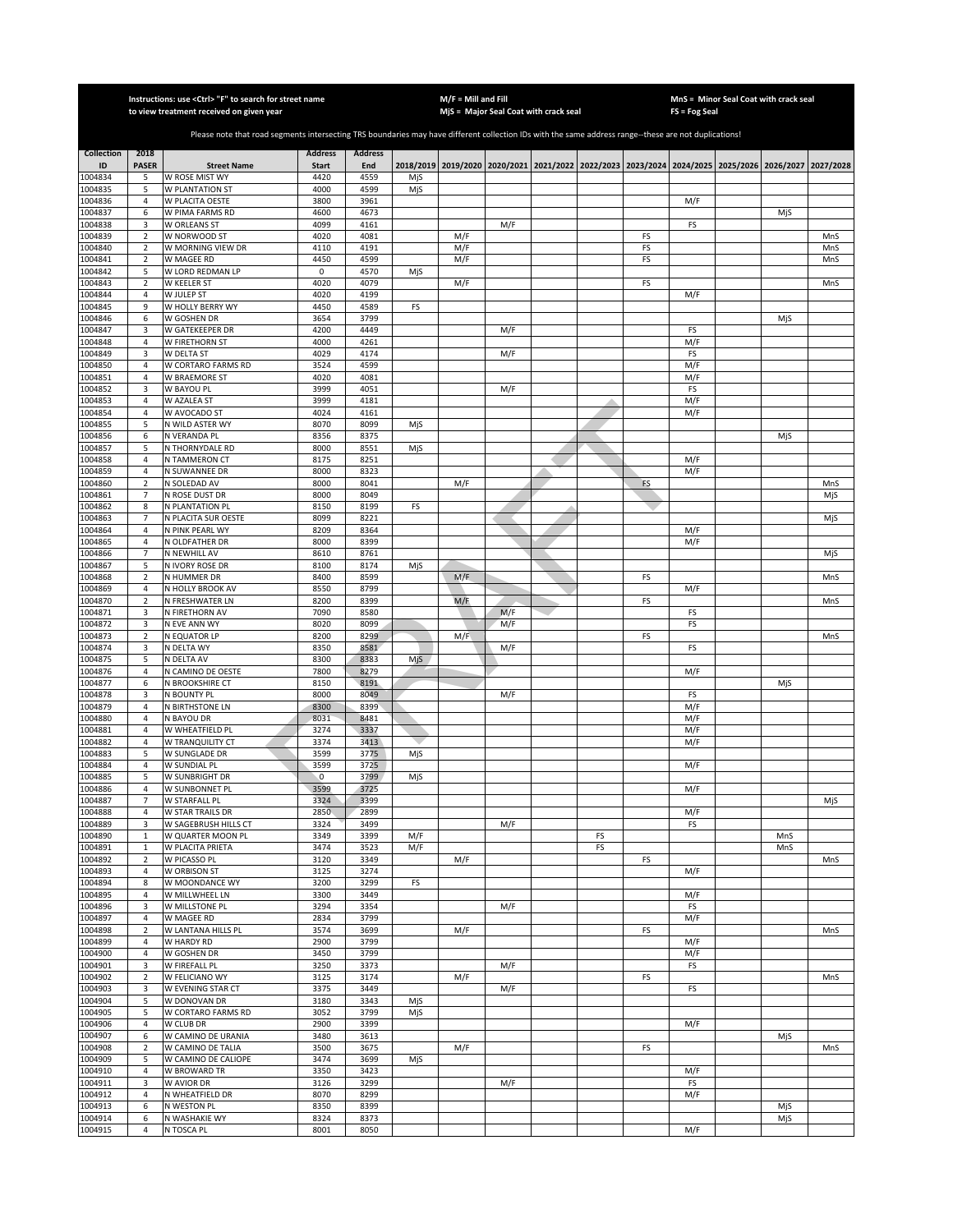Instructions: use <Ctrl> "F" to search for street name to view treatment received on given year

M/F = Mill and Fill
MjS = Major Seal Coat with crack seal

MnS = Minor Seal Coat with crack seal
FS = Fog Seal

Please note that road segments intersecting TRS boundaries may have different collection IDs with the same address range--these are not duplications!

| Collection ID | 2018 PASER | Street Name | Address Start | Address End | 2018/2019 | 2019/2020 | 2020/2021 | 2021/2022 | 2022/2023 | 2023/2024 | 2024/2025 | 2025/2026 | 2026/2027 | 2027/2028 |
|---|---|---|---|---|---|---|---|---|---|---|---|---|---|---|
| 1004834 | 5 | W ROSE MIST WY | 4420 | 4559 | MjS | | | | | | | | | |
| 1004835 | 5 | W PLANTATION ST | 4000 | 4599 | MjS | | | | | | | | | |
| 1004836 | 4 | W PLACITA OESTE | 3800 | 3961 | | | | | | | M/F | | | |
| 1004837 | 6 | W PIMA FARMS RD | 4600 | 4673 | | | | | | | | | MjS | |
| 1004838 | 3 | W ORLEANS ST | 4099 | 4161 | | | M/F | | | | FS | | | |
| 1004839 | 2 | W NORWOOD ST | 4020 | 4081 | | M/F | | | | FS | | | | MnS |
| 1004840 | 2 | W MORNING VIEW DR | 4110 | 4191 | | M/F | | | | FS | | | | MnS |
| 1004841 | 2 | W MAGEE RD | 4450 | 4599 | | M/F | | | | FS | | | | MnS |
| 1004842 | 5 | W LORD REDMAN LP | 0 | 4570 | MjS | | | | | | | | | |
| 1004843 | 2 | W KEELER ST | 4020 | 4079 | | M/F | | | | FS | | | | MnS |
| 1004844 | 4 | W JULEP ST | 4020 | 4199 | | | | | | | M/F | | | |
| 1004845 | 9 | W HOLLY BERRY WY | 4450 | 4589 | FS | | | | | | | | | |
| 1004846 | 6 | W GOSHEN DR | 3654 | 3799 | | | | | | | | | MjS | |
| 1004847 | 3 | W GATEKEEPER DR | 4200 | 4449 | | | M/F | | | | FS | | | |
| 1004848 | 4 | W FIRETHORN ST | 4000 | 4261 | | | | | | | M/F | | | |
| 1004849 | 3 | W DELTA ST | 4029 | 4174 | | | M/F | | | | FS | | | |
| 1004850 | 4 | W CORTARO FARMS RD | 3524 | 4599 | | | | | | | M/F | | | |
| 1004851 | 4 | W BRAEMORE ST | 4020 | 4081 | | | | | | | M/F | | | |
| 1004852 | 3 | W BAYOU PL | 3999 | 4051 | | | M/F | | | | FS | | | |
| 1004853 | 4 | W AZALEA ST | 3999 | 4181 | | | | | | | M/F | | | |
| 1004854 | 4 | W AVOCADO ST | 4024 | 4161 | | | | | | | M/F | | | |
| 1004855 | 5 | N WILD ASTER WY | 8070 | 8099 | MjS | | | | | | | | | |
| 1004856 | 6 | N VERANDA PL | 8356 | 8375 | | | | | | | | | MjS | |
| 1004857 | 5 | N THORNYDALE RD | 8000 | 8551 | MjS | | | | | | | | | |
| 1004858 | 4 | N TAMMERON CT | 8175 | 8251 | | | | | | | M/F | | | |
| 1004859 | 4 | N SUWANNEE DR | 8000 | 8323 | | | | | | | M/F | | | |
| 1004860 | 2 | N SOLEDAD AV | 8000 | 8041 | | M/F | | | | FS | | | | MnS |
| 1004861 | 7 | N ROSE DUST DR | 8000 | 8049 | | | | | | | | | | MjS |
| 1004862 | 8 | N PLANTATION PL | 8150 | 8199 | FS | | | | | | | | | |
| 1004863 | 7 | N PLACITA SUR OESTE | 8099 | 8221 | | | | | | | | | | MjS |
| 1004864 | 4 | N PINK PEARL WY | 8209 | 8364 | | | | | | | M/F | | | |
| 1004865 | 4 | N OLDFATHER DR | 8000 | 8399 | | | | | | | M/F | | | |
| 1004866 | 7 | N NEWHILL AV | 8610 | 8761 | | | | | | | | | | MjS |
| 1004867 | 5 | N IVORY ROSE DR | 8100 | 8174 | MjS | | | | | | | | | |
| 1004868 | 2 | N HUMMER DR | 8400 | 8599 | | M/F | | | | FS | | | | MnS |
| 1004869 | 4 | N HOLLY BROOK AV | 8550 | 8799 | | | | | | | M/F | | | |
| 1004870 | 2 | N FRESHWATER LN | 8200 | 8399 | | M/F | | | | FS | | | | MnS |
| 1004871 | 3 | N FIRETHORN AV | 7090 | 8580 | | | M/F | | | | FS | | | |
| 1004872 | 3 | N EVE ANN WY | 8020 | 8099 | | | M/F | | | | FS | | | |
| 1004873 | 2 | N EQUATOR LP | 8200 | 8299 | | M/F | | | | FS | | | | MnS |
| 1004874 | 3 | N DELTA WY | 8350 | 8581 | | | M/F | | | | FS | | | |
| 1004875 | 5 | N DELTA AV | 8300 | 8383 | MjS | | | | | | | | | |
| 1004876 | 4 | N CAMINO DE OESTE | 7800 | 8279 | | | | | | | M/F | | | |
| 1004877 | 6 | N BROOKSHIRE CT | 8150 | 8191 | | | | | | | | | MjS | |
| 1004878 | 3 | N BOUNTY PL | 8000 | 8049 | | | M/F | | | | FS | | | |
| 1004879 | 4 | N BIRTHSTONE LN | 8300 | 8399 | | | | | | | M/F | | | |
| 1004880 | 4 | N BAYOU DR | 8031 | 8481 | | | | | | | M/F | | | |
| 1004881 | 4 | W WHEATFIELD PL | 3274 | 3337 | | | | | | | M/F | | | |
| 1004882 | 4 | W TRANQUILITY CT | 3374 | 3413 | | | | | | | M/F | | | |
| 1004883 | 5 | W SUNGLADE DR | 3599 | 3775 | MjS | | | | | | | | | |
| 1004884 | 4 | W SUNDIAL PL | 3599 | 3725 | | | | | | | M/F | | | |
| 1004885 | 5 | W SUNBRIGHT DR | 0 | 3799 | MjS | | | | | | | | | |
| 1004886 | 4 | W SUNBONNET PL | 3599 | 3725 | | | | | | | M/F | | | |
| 1004887 | 7 | W STARFALL PL | 3324 | 3399 | | | | | | | | | | MjS |
| 1004888 | 4 | W STAR TRAILS DR | 2850 | 2899 | | | | | | | M/F | | | |
| 1004889 | 3 | W SAGEBRUSH HILLS CT | 3324 | 3499 | | | M/F | | | | FS | | | |
| 1004890 | 1 | W QUARTER MOON PL | 3349 | 3399 | M/F | | | | FS | | | | MnS | |
| 1004891 | 1 | W PLACITA PRIETA | 3474 | 3523 | M/F | | | | FS | | | | MnS | |
| 1004892 | 2 | W PICASSO PL | 3120 | 3349 | | M/F | | | | FS | | | | MnS |
| 1004893 | 4 | W ORBISON ST | 3125 | 3274 | | | | | | | M/F | | | |
| 1004894 | 8 | W MOONDANCE WY | 3200 | 3299 | FS | | | | | | | | | |
| 1004895 | 4 | W MILLWHEEL LN | 3300 | 3449 | | | | | | | M/F | | | |
| 1004896 | 3 | W MILLSTONE PL | 3294 | 3354 | | | M/F | | | | FS | | | |
| 1004897 | 4 | W MAGEE RD | 2834 | 3799 | | | | | | | M/F | | | |
| 1004898 | 2 | W LANTANA HILLS PL | 3574 | 3699 | | M/F | | | | FS | | | | MnS |
| 1004899 | 4 | W HARDY RD | 2900 | 3799 | | | | | | | M/F | | | |
| 1004900 | 4 | W GOSHEN DR | 3450 | 3799 | | | | | | | M/F | | | |
| 1004901 | 3 | W FIREFALL PL | 3250 | 3373 | | | M/F | | | | FS | | | |
| 1004902 | 2 | W FELICIANO WY | 3125 | 3174 | | M/F | | | | FS | | | | MnS |
| 1004903 | 3 | W EVENING STAR CT | 3375 | 3449 | | | M/F | | | | FS | | | |
| 1004904 | 5 | W DONOVAN DR | 3180 | 3343 | MjS | | | | | | | | | |
| 1004905 | 5 | W CORTARO FARMS RD | 3052 | 3799 | MjS | | | | | | | | | |
| 1004906 | 4 | W CLUB DR | 2900 | 3399 | | | | | | | M/F | | | |
| 1004907 | 6 | W CAMINO DE URANIA | 3480 | 3613 | | | | | | | | | MjS | |
| 1004908 | 2 | W CAMINO DE TALIA | 3500 | 3675 | | M/F | | | | FS | | | | MnS |
| 1004909 | 5 | W CAMINO DE CALIOPE | 3474 | 3699 | MjS | | | | | | | | | |
| 1004910 | 4 | W BROWARD TR | 3350 | 3423 | | | | | | | M/F | | | |
| 1004911 | 3 | W AVIOR DR | 3126 | 3299 | | | M/F | | | | FS | | | |
| 1004912 | 4 | N WHEATFIELD DR | 8070 | 8299 | | | | | | | M/F | | | |
| 1004913 | 6 | N WESTON PL | 8350 | 8399 | | | | | | | | | MjS | |
| 1004914 | 6 | N WASHAKIE WY | 8324 | 8373 | | | | | | | | | MjS | |
| 1004915 | 4 | N TOSCA PL | 8001 | 8050 | | | | | | | M/F | | | |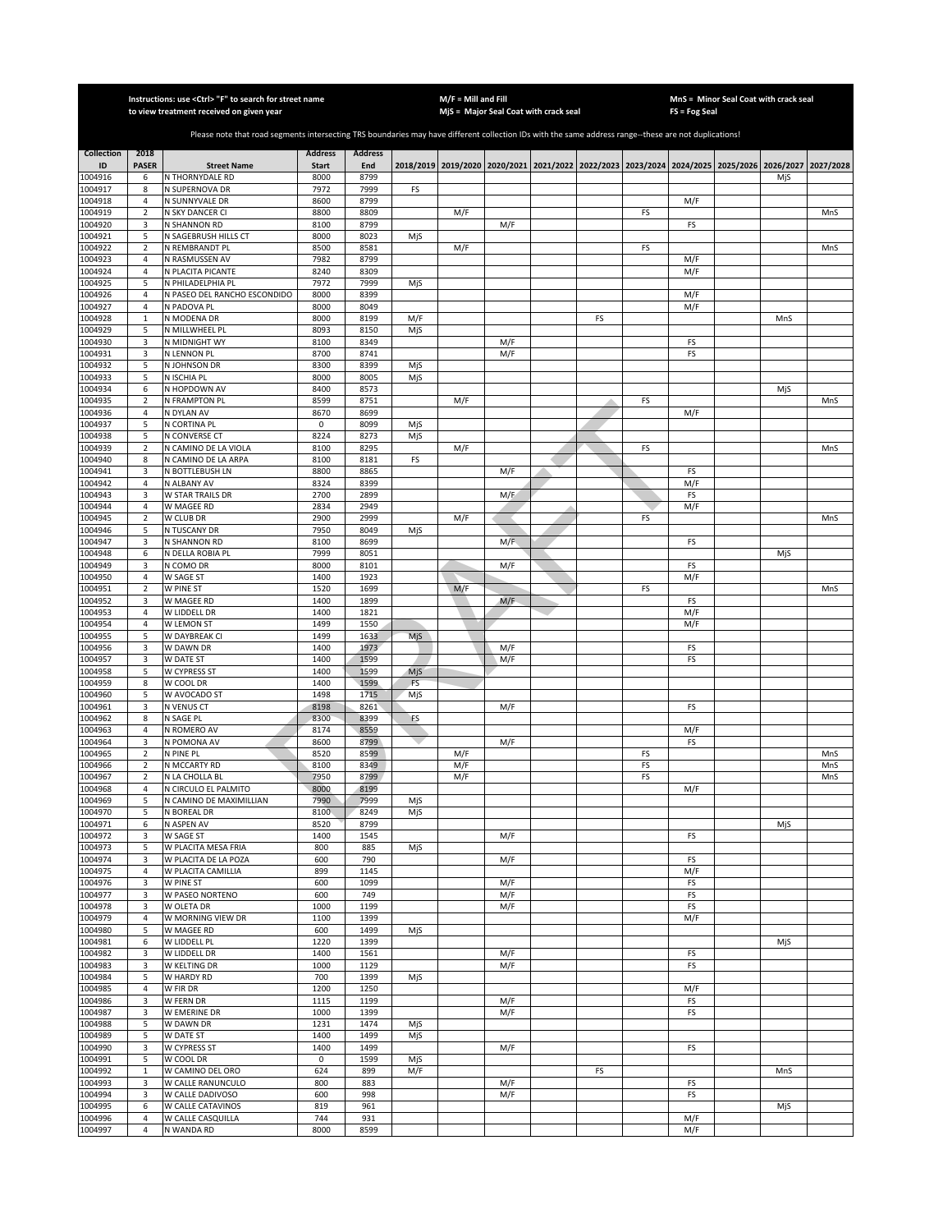Instructions: use <Ctrl> "F" to search for street name to view treatment received on given year

M/F = Mill and Fill
MjS = Major Seal Coat with crack seal

MnS = Minor Seal Coat with crack seal
FS = Fog Seal

Please note that road segments intersecting TRS boundaries may have different collection IDs with the same address range--these are not duplications!

| Collection ID | 2018 PASER | Street Name | Address Start | Address End | 2018/2019 | 2019/2020 | 2020/2021 | 2021/2022 | 2022/2023 | 2023/2024 | 2024/2025 | 2025/2026 | 2026/2027 | 2027/2028 |
|---|---|---|---|---|---|---|---|---|---|---|---|---|---|---|
| 1004916 | 6 | N THORNYDALE RD | 8000 | 8799 | | | | | | | | | MjS | |
| 1004917 | 8 | N SUPERNOVA DR | 7972 | 7999 | FS | | | | | | | | | |
| 1004918 | 4 | N SUNNYVALE DR | 8600 | 8799 | | | | | | | M/F | | | |
| 1004919 | 2 | N SKY DANCER CI | 8800 | 8809 | | M/F | | | | FS | | | | MnS |
| 1004920 | 3 | N SHANNON RD | 8100 | 8799 | | | M/F | | | | FS | | | |
| 1004921 | 5 | N SAGEBRUSH HILLS CT | 8000 | 8023 | MjS | | | | | | | | | |
| 1004922 | 2 | N REMBRANDT PL | 8500 | 8581 | | M/F | | | | FS | | | | MnS |
| 1004923 | 4 | N RASMUSSEN AV | 7982 | 8799 | | | | | | | M/F | | | |
| 1004924 | 4 | N PLACITA PICANTE | 8240 | 8309 | | | | | | | M/F | | | |
| 1004925 | 5 | N PHILADELPHIA PL | 7972 | 7999 | MjS | | | | | | | | | |
| 1004926 | 4 | N PASEO DEL RANCHO ESCONDIDO | 8000 | 8399 | | | | | | | M/F | | | |
| 1004927 | 4 | N PADOVA PL | 8000 | 8049 | | | | | | | M/F | | | |
| 1004928 | 1 | N MODENA DR | 8000 | 8199 | M/F | | | | FS | | | | MnS | |
| 1004929 | 5 | N MILLWHEEL PL | 8093 | 8150 | MjS | | | | | | | | | |
| 1004930 | 3 | N MIDNIGHT WY | 8100 | 8349 | | | M/F | | | | FS | | | |
| 1004931 | 3 | N LENNON PL | 8700 | 8741 | | | M/F | | | | FS | | | |
| 1004932 | 5 | N JOHNSON DR | 8300 | 8399 | MjS | | | | | | | | | |
| 1004933 | 5 | N ISCHIA PL | 8000 | 8005 | MjS | | | | | | | | | |
| 1004934 | 6 | N HOPDOWN AV | 8400 | 8573 | | | | | | | | | MjS | |
| 1004935 | 2 | N FRAMPTON PL | 8599 | 8751 | | M/F | | | | FS | | | | MnS |
| 1004936 | 4 | N DYLAN AV | 8670 | 8699 | | | | | | | M/F | | | |
| 1004937 | 5 | N CORTINA PL | 0 | 8099 | MjS | | | | | | | | | |
| 1004938 | 5 | N CONVERSE CT | 8224 | 8273 | MjS | | | | | | | | | |
| 1004939 | 2 | N CAMINO DE LA VIOLA | 8100 | 8295 | | M/F | | | | FS | | | | MnS |
| 1004940 | 8 | N CAMINO DE LA ARPA | 8100 | 8181 | FS | | | | | | | | | |
| 1004941 | 3 | N BOTTLEBUSH LN | 8800 | 8865 | | | M/F | | | | FS | | | |
| 1004942 | 4 | N ALBANY AV | 8324 | 8399 | | | | | | | M/F | | | |
| 1004943 | 3 | W STAR TRAILS DR | 2700 | 2899 | | | M/F | | | | FS | | | |
| 1004944 | 4 | W MAGEE RD | 2834 | 2949 | | | | | | | M/F | | | |
| 1004945 | 2 | W CLUB DR | 2900 | 2999 | | M/F | | | | FS | | | | MnS |
| 1004946 | 5 | N TUSCANY DR | 7950 | 8049 | MjS | | | | | | | | | |
| 1004947 | 3 | N SHANNON RD | 8100 | 8699 | | | M/F | | | | FS | | | |
| 1004948 | 6 | N DELLA ROBIA PL | 7999 | 8051 | | | | | | | | | MjS | |
| 1004949 | 3 | N COMO DR | 8000 | 8101 | | | M/F | | | | FS | | | |
| 1004950 | 4 | W SAGE ST | 1400 | 1923 | | | | | | | M/F | | | |
| 1004951 | 2 | W PINE ST | 1520 | 1699 | | M/F | | | | FS | | | | MnS |
| 1004952 | 3 | W MAGEE RD | 1400 | 1899 | | | M/F | | | | FS | | | |
| 1004953 | 4 | W LIDDELL DR | 1400 | 1821 | | | | | | | M/F | | | |
| 1004954 | 4 | W LEMON ST | 1499 | 1550 | | | | | | | M/F | | | |
| 1004955 | 5 | W DAYBREAK CI | 1499 | 1633 | MjS | | | | | | | | | |
| 1004956 | 3 | W DAWN DR | 1400 | 1973 | | | M/F | | | | FS | | | |
| 1004957 | 3 | W DATE ST | 1400 | 1599 | | | M/F | | | | FS | | | |
| 1004958 | 5 | W CYPRESS ST | 1400 | 1599 | MjS | | | | | | | | | |
| 1004959 | 8 | W COOL DR | 1400 | 1599 | FS | | | | | | | | | |
| 1004960 | 5 | W AVOCADO ST | 1498 | 1715 | MjS | | | | | | | | | |
| 1004961 | 3 | N VENUS CT | 8198 | 8261 | | | M/F | | | | FS | | | |
| 1004962 | 8 | N SAGE PL | 8300 | 8399 | FS | | | | | | | | | |
| 1004963 | 4 | N ROMERO AV | 8174 | 8559 | | | | | | | M/F | | | |
| 1004964 | 3 | N POMONA AV | 8600 | 8799 | | | M/F | | | | FS | | | |
| 1004965 | 2 | N PINE PL | 8520 | 8599 | | M/F | | | | FS | | | | MnS |
| 1004966 | 2 | N MCCARTY RD | 8100 | 8349 | | M/F | | | | FS | | | | MnS |
| 1004967 | 2 | N LA CHOLLA BL | 7950 | 8799 | | M/F | | | | FS | | | | MnS |
| 1004968 | 4 | N CIRCULO EL PALMITO | 8000 | 8199 | | | | | | | M/F | | | |
| 1004969 | 5 | N CAMINO DE MAXIMILLIAN | 7990 | 7999 | MjS | | | | | | | | | |
| 1004970 | 5 | N BOREAL DR | 8100 | 8249 | MjS | | | | | | | | | |
| 1004971 | 6 | N ASPEN AV | 8520 | 8799 | | | | | | | | | MjS | |
| 1004972 | 3 | W SAGE ST | 1400 | 1545 | | | M/F | | | | FS | | | |
| 1004973 | 5 | W PLACITA MESA FRIA | 800 | 885 | MjS | | | | | | | | | |
| 1004974 | 3 | W PLACITA DE LA POZA | 600 | 790 | | | M/F | | | | FS | | | |
| 1004975 | 4 | W PLACITA CAMILLIA | 899 | 1145 | | | | | | | M/F | | | |
| 1004976 | 3 | W PINE ST | 600 | 1099 | | | M/F | | | | FS | | | |
| 1004977 | 3 | W PASEO NORTENO | 600 | 749 | | | M/F | | | | FS | | | |
| 1004978 | 3 | W OLETA DR | 1000 | 1199 | | | M/F | | | | FS | | | |
| 1004979 | 4 | W MORNING VIEW DR | 1100 | 1399 | | | | | | | M/F | | | |
| 1004980 | 5 | W MAGEE RD | 600 | 1499 | MjS | | | | | | | | | |
| 1004981 | 6 | W LIDDELL PL | 1220 | 1399 | | | | | | | | | MjS | |
| 1004982 | 3 | W LIDDELL DR | 1400 | 1561 | | | M/F | | | | FS | | | |
| 1004983 | 3 | W KELTING DR | 1000 | 1129 | | | M/F | | | | FS | | | |
| 1004984 | 5 | W HARDY RD | 700 | 1399 | MjS | | | | | | | | | |
| 1004985 | 4 | W FIR DR | 1200 | 1250 | | | | | | | M/F | | | |
| 1004986 | 3 | W FERN DR | 1115 | 1199 | | | M/F | | | | FS | | | |
| 1004987 | 3 | W EMERINE DR | 1000 | 1399 | | | M/F | | | | FS | | | |
| 1004988 | 5 | W DAWN DR | 1231 | 1474 | MjS | | | | | | | | | |
| 1004989 | 5 | W DATE ST | 1400 | 1499 | MjS | | | | | | | | | |
| 1004990 | 3 | W CYPRESS ST | 1400 | 1499 | | | M/F | | | | FS | | | |
| 1004991 | 5 | W COOL DR | 0 | 1599 | MjS | | | | | | | | | |
| 1004992 | 1 | W CAMINO DEL ORO | 624 | 899 | M/F | | | | FS | | | | MnS | |
| 1004993 | 3 | W CALLE RANUNCULO | 800 | 883 | | | M/F | | | | FS | | | |
| 1004994 | 3 | W CALLE DADIVOSO | 600 | 998 | | | M/F | | | | FS | | | |
| 1004995 | 6 | W CALLE CATAVINOS | 819 | 961 | | | | | | | | | MjS | |
| 1004996 | 4 | W CALLE CASQUILLA | 744 | 931 | | | | | | | M/F | | | |
| 1004997 | 4 | N WANDA RD | 8000 | 8599 | | | | | | | M/F | | | |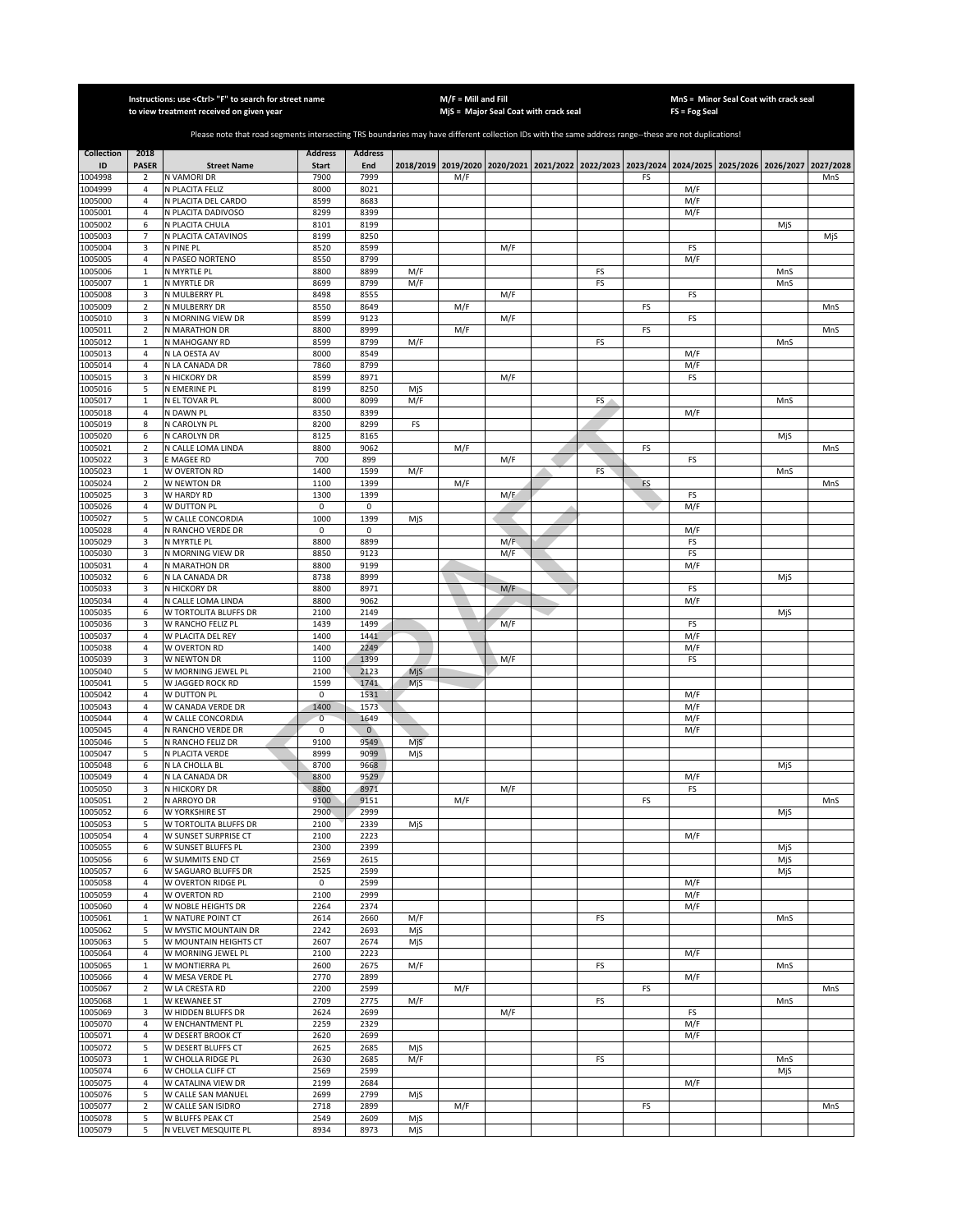Instructions: use <Ctrl> "F" to search for street name to view treatment received on given year

M/F = Mill and Fill
MjS = Major Seal Coat with crack seal

MnS = Minor Seal Coat with crack seal
FS = Fog Seal

Please note that road segments intersecting TRS boundaries may have different collection IDs with the same address range--these are not duplications!

| Collection ID | 2018 PASER | Street Name | Address Start | Address End | 2018/2019 | 2019/2020 | 2020/2021 | 2021/2022 | 2022/2023 | 2023/2024 | 2024/2025 | 2025/2026 | 2026/2027 | 2027/2028 |
|---|---|---|---|---|---|---|---|---|---|---|---|---|---|---|
| 1004998 | 2 | N VAMORI DR | 7900 | 7999 | | M/F | | | | FS | | | | MnS |
| 1004999 | 4 | N PLACITA FELIZ | 8000 | 8021 | | | | | | | M/F | | | |
| 1005000 | 4 | N PLACITA DEL CARDO | 8599 | 8683 | | | | | | | M/F | | | |
| 1005001 | 4 | N PLACITA DADIVOSO | 8299 | 8399 | | | | | | | M/F | | | |
| 1005002 | 6 | N PLACITA CHULA | 8101 | 8199 | | | | | | | | | MjS | |
| 1005003 | 7 | N PLACITA CATAVINOS | 8199 | 8250 | | | | | | | | | | MjS |
| 1005004 | 3 | N PINE PL | 8520 | 8599 | | | M/F | | | | FS | | | |
| 1005005 | 4 | N PASEO NORTENO | 8550 | 8799 | | | | | | | M/F | | | |
| 1005006 | 1 | N MYRTLE PL | 8800 | 8899 | M/F | | | | FS | | | | MnS | |
| 1005007 | 1 | N MYRTLE DR | 8699 | 8799 | M/F | | | | FS | | | | MnS | |
| 1005008 | 3 | N MULBERRY PL | 8498 | 8555 | | | M/F | | | | FS | | | |
| 1005009 | 2 | N MULBERRY DR | 8550 | 8649 | | M/F | | | | FS | | | | MnS |
| 1005010 | 3 | N MORNING VIEW DR | 8599 | 9123 | | | M/F | | | | FS | | | |
| 1005011 | 2 | N MARATHON DR | 8800 | 8999 | | M/F | | | | FS | | | | MnS |
| 1005012 | 1 | N MAHOGANY RD | 8599 | 8799 | M/F | | | | FS | | | | MnS | |
| 1005013 | 4 | N LA OESTA AV | 8000 | 8549 | | | | | | | M/F | | | |
| 1005014 | 4 | N LA CANADA DR | 7860 | 8799 | | | | | | | M/F | | | |
| 1005015 | 3 | N HICKORY DR | 8599 | 8971 | | | M/F | | | | FS | | | |
| 1005016 | 5 | N EMERINE PL | 8199 | 8250 | MjS | | | | | | | | | |
| 1005017 | 1 | N EL TOVAR PL | 8000 | 8099 | M/F | | | | FS | | | | MnS | |
| 1005018 | 4 | N DAWN PL | 8350 | 8399 | | | | | | | M/F | | | |
| 1005019 | 8 | N CAROLYN PL | 8200 | 8299 | FS | | | | | | | | | |
| 1005020 | 6 | N CAROLYN DR | 8125 | 8165 | | | | | | | | | MjS | |
| 1005021 | 2 | N CALLE LOMA LINDA | 8800 | 9062 | | M/F | | | | FS | | | | MnS |
| 1005022 | 3 | E MAGEE RD | 700 | 899 | | | M/F | | | | FS | | | |
| 1005023 | 1 | W OVERTON RD | 1400 | 1599 | M/F | | | | FS | | | | MnS | |
| 1005024 | 2 | W NEWTON DR | 1100 | 1399 | | M/F | | | | FS | | | | MnS |
| 1005025 | 3 | W HARDY RD | 1300 | 1399 | | | M/F | | | | FS | | | |
| 1005026 | 4 | W DUTTON PL | 0 | 0 | | | | | | | M/F | | | |
| 1005027 | 5 | W CALLE CONCORDIA | 1000 | 1399 | MjS | | | | | | | | | |
| 1005028 | 4 | N RANCHO VERDE DR | 0 | 0 | | | | | | | M/F | | | |
| 1005029 | 3 | N MYRTLE PL | 8800 | 8899 | | | M/F | | | | FS | | | |
| 1005030 | 3 | N MORNING VIEW DR | 8850 | 9123 | | | M/F | | | | FS | | | |
| 1005031 | 4 | N MARATHON DR | 8800 | 9199 | | | | | | | M/F | | | |
| 1005032 | 6 | N LA CANADA DR | 8738 | 8999 | | | | | | | | | MjS | |
| 1005033 | 3 | N HICKORY DR | 8800 | 8971 | | | M/F | | | | FS | | | |
| 1005034 | 4 | N CALLE LOMA LINDA | 8800 | 9062 | | | | | | | M/F | | | |
| 1005035 | 6 | W TORTOLITA BLUFFS DR | 2100 | 2149 | | | | | | | | | MjS | |
| 1005036 | 3 | W RANCHO FELIZ PL | 1439 | 1499 | | | M/F | | | | FS | | | |
| 1005037 | 4 | W PLACITA DEL REY | 1400 | 1441 | | | | | | | M/F | | | |
| 1005038 | 4 | W OVERTON RD | 1400 | 2249 | | | | | | | M/F | | | |
| 1005039 | 3 | W NEWTON DR | 1100 | 1399 | | | M/F | | | | FS | | | |
| 1005040 | 5 | W MORNING JEWEL PL | 2100 | 2123 | MjS | | | | | | | | | |
| 1005041 | 5 | W JAGGED ROCK RD | 1599 | 1741 | MjS | | | | | | | | | |
| 1005042 | 4 | W DUTTON PL | 0 | 1531 | | | | | | | M/F | | | |
| 1005043 | 4 | W CANADA VERDE DR | 1400 | 1573 | | | | | | | M/F | | | |
| 1005044 | 4 | W CALLE CONCORDIA | 0 | 1649 | | | | | | | M/F | | | |
| 1005045 | 4 | N RANCHO VERDE DR | 0 | 0 | | | | | | | M/F | | | |
| 1005046 | 5 | N RANCHO FELIZ DR | 9100 | 9549 | MjS | | | | | | | | | |
| 1005047 | 5 | N PLACITA VERDE | 8999 | 9099 | MjS | | | | | | | | | |
| 1005048 | 6 | N LA CHOLLA BL | 8700 | 9668 | | | | | | | | | MjS | |
| 1005049 | 4 | N LA CANADA DR | 8800 | 9529 | | | | | | | M/F | | | |
| 1005050 | 3 | N HICKORY DR | 8800 | 8971 | | | M/F | | | | FS | | | |
| 1005051 | 2 | N ARROYO DR | 9100 | 9151 | | M/F | | | | FS | | | | MnS |
| 1005052 | 6 | W YORKSHIRE ST | 2900 | 2999 | | | | | | | | | MjS | |
| 1005053 | 5 | W TORTOLITA BLUFFS DR | 2100 | 2339 | MjS | | | | | | | | | |
| 1005054 | 4 | W SUNSET SURPRISE CT | 2100 | 2223 | | | | | | | M/F | | | |
| 1005055 | 6 | W SUNSET BLUFFS PL | 2300 | 2399 | | | | | | | | | MjS | |
| 1005056 | 6 | W SUMMITS END CT | 2569 | 2615 | | | | | | | | | MjS | |
| 1005057 | 6 | W SAGUARO BLUFFS DR | 2525 | 2599 | | | | | | | | | MjS | |
| 1005058 | 4 | W OVERTON RIDGE PL | 0 | 2599 | | | | | | | M/F | | | |
| 1005059 | 4 | W OVERTON RD | 2100 | 2999 | | | | | | | M/F | | | |
| 1005060 | 4 | W NOBLE HEIGHTS DR | 2264 | 2374 | | | | | | | M/F | | | |
| 1005061 | 1 | W NATURE POINT CT | 2614 | 2660 | M/F | | | | FS | | | | MnS | |
| 1005062 | 5 | W MYSTIC MOUNTAIN DR | 2242 | 2693 | MjS | | | | | | | | | |
| 1005063 | 5 | W MOUNTAIN HEIGHTS CT | 2607 | 2674 | MjS | | | | | | | | | |
| 1005064 | 4 | W MORNING JEWEL PL | 2100 | 2223 | | | | | | | M/F | | | |
| 1005065 | 1 | W MONTIERRA PL | 2600 | 2675 | M/F | | | | FS | | | | MnS | |
| 1005066 | 4 | W MESA VERDE PL | 2770 | 2899 | | | | | | | M/F | | | |
| 1005067 | 2 | W LA CRESTA RD | 2200 | 2599 | | M/F | | | | FS | | | | MnS |
| 1005068 | 1 | W KEWANEE ST | 2709 | 2775 | M/F | | | | FS | | | | MnS | |
| 1005069 | 3 | W HIDDEN BLUFFS DR | 2624 | 2699 | | | M/F | | | | FS | | | |
| 1005070 | 4 | W ENCHANTMENT PL | 2259 | 2329 | | | | | | | M/F | | | |
| 1005071 | 4 | W DESERT BROOK CT | 2620 | 2699 | | | | | | | M/F | | | |
| 1005072 | 5 | W DESERT BLUFFS CT | 2625 | 2685 | MjS | | | | | | | | | |
| 1005073 | 1 | W CHOLLA RIDGE PL | 2630 | 2685 | M/F | | | | FS | | | | MnS | |
| 1005074 | 6 | W CHOLLA CLIFF CT | 2569 | 2599 | | | | | | | | | MjS | |
| 1005075 | 4 | W CATALINA VIEW DR | 2199 | 2684 | | | | | | | M/F | | | |
| 1005076 | 5 | W CALLE SAN MANUEL | 2699 | 2799 | MjS | | | | | | | | | |
| 1005077 | 2 | W CALLE SAN ISIDRO | 2718 | 2899 | | M/F | | | | FS | | | | MnS |
| 1005078 | 5 | W BLUFFS PEAK CT | 2549 | 2609 | MjS | | | | | | | | | |
| 1005079 | 5 | N VELVET MESQUITE PL | 8934 | 8973 | MjS | | | | | | | | | |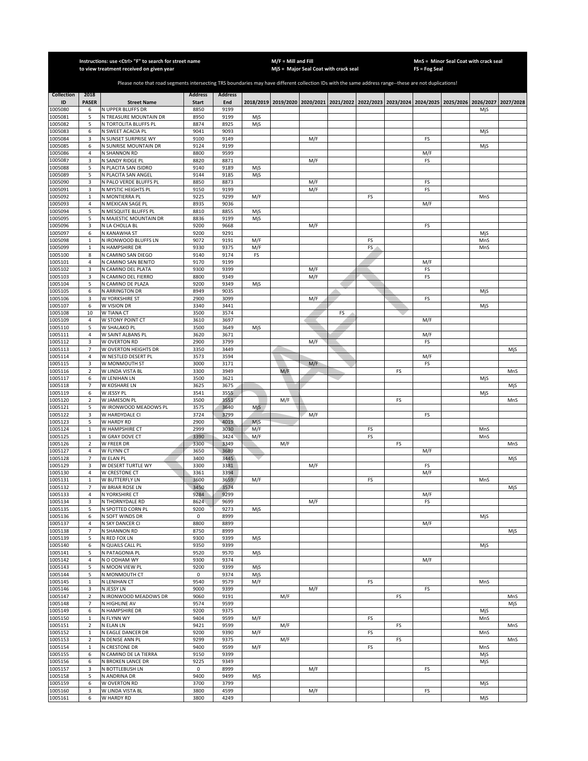Instructions: use <Ctrl> "F" to search for street name to view treatment received on given year

M/F = Mill and Fill
MjS = Major Seal Coat with crack seal

MnS = Minor Seal Coat with crack seal
FS = Fog Seal

Please note that road segments intersecting TRS boundaries may have different collection IDs with the same address range--these are not duplications!

| Collection ID | 2018 PASER | Street Name | Address Start | Address End | 2018/2019 | 2019/2020 | 2020/2021 | 2021/2022 | 2022/2023 | 2023/2024 | 2024/2025 | 2025/2026 | 2026/2027 | 2027/2028 |
|---|---|---|---|---|---|---|---|---|---|---|---|---|---|---|
| 1005080 | 6 | N UPPER BLUFFS DR | 8850 | 9199 | | | | | | | | | MjS | |
| 1005081 | 5 | N TREASURE MOUNTAIN DR | 8950 | 9199 | MjS | | | | | | | | | |
| 1005082 | 5 | N TORTOLITA BLUFFS PL | 8874 | 8925 | MjS | | | | | | | | | |
| 1005083 | 6 | N SWEET ACACIA PL | 9041 | 9093 | | | | | | | | | MjS | |
| 1005084 | 3 | N SUNSET SURPRISE WY | 9100 | 9149 | | | M/F | | | | FS | | | |
| 1005085 | 6 | N SUNRISE MOUNTAIN DR | 9124 | 9199 | | | | | | | | | MjS | |
| 1005086 | 4 | N SHANNON RD | 8800 | 9599 | | | | | | | M/F | | | |
| 1005087 | 3 | N SANDY RIDGE PL | 8820 | 8871 | | | M/F | | | | FS | | | |
| 1005088 | 5 | N PLACITA SAN ISIDRO | 9140 | 9189 | MjS | | | | | | | | | |
| 1005089 | 5 | N PLACITA SAN ANGEL | 9144 | 9185 | MjS | | | | | | | | | |
| 1005090 | 3 | N PALO VERDE BLUFFS PL | 8850 | 8873 | | | M/F | | | | FS | | | |
| 1005091 | 3 | N MYSTIC HEIGHTS PL | 9150 | 9199 | | | M/F | | | | FS | | | |
| 1005092 | 1 | N MONTIERRA PL | 9225 | 9299 | M/F | | | | FS | | | | MnS | |
| 1005093 | 4 | N MEXICAN SAGE PL | 8935 | 9036 | | | | | | | M/F | | | |
| 1005094 | 5 | N MESQUITE BLUFFS PL | 8810 | 8855 | MjS | | | | | | | | | |
| 1005095 | 5 | N MAJESTIC MOUNTAIN DR | 8836 | 9199 | MjS | | | | | | | | | |
| 1005096 | 3 | N LA CHOLLA BL | 9200 | 9668 | | | M/F | | | | FS | | | |
| 1005097 | 6 | N KANAWHA ST | 9200 | 9291 | | | | | | | | | MjS | |
| 1005098 | 1 | N IRONWOOD BLUFFS LN | 9072 | 9191 | M/F | | | | FS | | | | MnS | |
| 1005099 | 1 | N HAMPSHIRE DR | 9330 | 9375 | M/F | | | | FS | | | | MnS | |
| 1005100 | 8 | N CAMINO SAN DIEGO | 9140 | 9174 | FS | | | | | | | | | |
| 1005101 | 4 | N CAMINO SAN BENITO | 9170 | 9199 | | | | | | | M/F | | | |
| 1005102 | 3 | N CAMINO DEL PLATA | 9300 | 9399 | | | M/F | | | | FS | | | |
| 1005103 | 3 | N CAMINO DEL FIERRO | 8800 | 9349 | | | M/F | | | | FS | | | |
| 1005104 | 5 | N CAMINO DE PLAZA | 9200 | 9349 | MjS | | | | | | | | | |
| 1005105 | 6 | N ARRINGTON DR | 8949 | 9035 | | | | | | | | | MjS | |
| 1005106 | 3 | W YORKSHIRE ST | 2900 | 3099 | | | M/F | | | | FS | | | |
| 1005107 | 6 | W VISION DR | 3340 | 3441 | | | | | | | | | MjS | |
| 1005108 | 10 | W TIANA CT | 3500 | 3574 | | | | FS | | | | | | |
| 1005109 | 4 | W STONY POINT CT | 3610 | 3697 | | | | | | | M/F | | | |
| 1005110 | 5 | W SHALAKO PL | 3500 | 3649 | MjS | | | | | | | | | |
| 1005111 | 4 | W SAINT ALBANS PL | 3620 | 3671 | | | | | | | M/F | | | |
| 1005112 | 3 | W OVERTON RD | 2900 | 3799 | | | M/F | | | | FS | | | |
| 1005113 | 7 | W OVERTON HEIGHTS DR | 3350 | 3449 | | | | | | | | | | MjS |
| 1005114 | 4 | W NESTLED DESERT PL | 3573 | 3594 | | | | | | | M/F | | | |
| 1005115 | 3 | W MONMOUTH ST | 3000 | 3171 | | | M/F | | | | FS | | | |
| 1005116 | 2 | W LINDA VISTA BL | 3300 | 3949 | | M/F | | | | FS | | | | MnS |
| 1005117 | 6 | W LENIHAN LN | 3500 | 3621 | | | | | | | | | MjS | |
| 1005118 | 7 | W KOSHARE LN | 3625 | 3675 | | | | | | | | | | MjS |
| 1005119 | 6 | W JESSY PL | 3541 | 3555 | | | | | | | | | MjS | |
| 1005120 | 2 | W JAMESON PL | 3500 | 3551 | | M/F | | | | FS | | | | MnS |
| 1005121 | 5 | W IRONWOOD MEADOWS PL | 3575 | 3640 | MjS | | | | | | | | | |
| 1005122 | 3 | W HARDYDALE CI | 3724 | 3799 | | | M/F | | | | FS | | | |
| 1005123 | 5 | W HARDY RD | 2900 | 4019 | MjS | | | | | | | | | |
| 1005124 | 1 | W HAMPSHIRE CT | 2999 | 3030 | M/F | | | | FS | | | | MnS | |
| 1005125 | 1 | W GRAY DOVE CT | 3390 | 3424 | M/F | | | | FS | | | | MnS | |
| 1005126 | 2 | W FREER DR | 3300 | 3349 | | M/F | | | | FS | | | | MnS |
| 1005127 | 4 | W FLYNN CT | 3650 | 3689 | | | | | | | M/F | | | |
| 1005128 | 7 | W ELAN PL | 3400 | 3445 | | | | | | | | | | MjS |
| 1005129 | 3 | W DESERT TURTLE WY | 3300 | 3381 | | | M/F | | | | FS | | | |
| 1005130 | 4 | W CRESTONE CT | 3361 | 3394 | | | | | | | M/F | | | |
| 1005131 | 1 | W BUTTERFLY LN | 3600 | 3659 | M/F | | | | FS | | | | MnS | |
| 1005132 | 7 | W BRIAR ROSE LN | 3450 | 3574 | | | | | | | | | | MjS |
| 1005133 | 4 | N YORKSHIRE CT | 9284 | 9299 | | | | | | | M/F | | | |
| 1005134 | 3 | N THORNYDALE RD | 8624 | 9699 | | | M/F | | | | FS | | | |
| 1005135 | 5 | N SPOTTED CORN PL | 9200 | 9273 | MjS | | | | | | | | | |
| 1005136 | 6 | N SOFT WINDS DR | 0 | 8999 | | | | | | | | | MjS | |
| 1005137 | 4 | N SKY DANCER CI | 8800 | 8899 | | | | | | | M/F | | | |
| 1005138 | 7 | N SHANNON RD | 8750 | 8999 | | | | | | | | | | MjS |
| 1005139 | 5 | N RED FOX LN | 9300 | 9399 | MjS | | | | | | | | | |
| 1005140 | 6 | N QUAILS CALL PL | 9350 | 9399 | | | | | | | | | MjS | |
| 1005141 | 5 | N PATAGONIA PL | 9520 | 9570 | MjS | | | | | | | | | |
| 1005142 | 4 | N O ODHAM WY | 9300 | 9374 | | | | | | | M/F | | | |
| 1005143 | 5 | N MOON VIEW PL | 9200 | 9399 | MjS | | | | | | | | | |
| 1005144 | 5 | N MONMOUTH CT | 0 | 9374 | MjS | | | | | | | | | |
| 1005145 | 1 | N LENIHAN CT | 9540 | 9579 | M/F | | | | FS | | | | MnS | |
| 1005146 | 3 | N JESSY LN | 9000 | 9399 | | | M/F | | | | FS | | | |
| 1005147 | 2 | N IRONWOOD MEADOWS DR | 9060 | 9191 | | M/F | | | | FS | | | | MnS |
| 1005148 | 7 | N HIGHLINE AV | 9574 | 9599 | | | | | | | | | | MjS |
| 1005149 | 6 | N HAMPSHIRE DR | 9200 | 9375 | | | | | | | | | MjS | |
| 1005150 | 1 | N FLYNN WY | 9404 | 9599 | M/F | | | | FS | | | | MnS | |
| 1005151 | 2 | N ELAN LN | 9421 | 9599 | | M/F | | | | FS | | | | MnS |
| 1005152 | 1 | N EAGLE DANCER DR | 9200 | 9390 | M/F | | | | FS | | | | MnS | |
| 1005153 | 2 | N DENISE ANN PL | 9299 | 9375 | | M/F | | | | FS | | | | MnS |
| 1005154 | 1 | N CRESTONE DR | 9400 | 9599 | M/F | | | | FS | | | | MnS | |
| 1005155 | 6 | N CAMINO DE LA TIERRA | 9150 | 9399 | | | | | | | | | MjS | |
| 1005156 | 6 | N BROKEN LANCE DR | 9225 | 9349 | | | | | | | | | MjS | |
| 1005157 | 3 | N BOTTLEBUSH LN | 0 | 8999 | | | M/F | | | | FS | | | |
| 1005158 | 5 | N ANDRINA DR | 9400 | 9499 | MjS | | | | | | | | | |
| 1005159 | 6 | W OVERTON RD | 3700 | 3799 | | | | | | | | | MjS | |
| 1005160 | 3 | W LINDA VISTA BL | 3800 | 4599 | | | M/F | | | | FS | | | |
| 1005161 | 6 | W HARDY RD | 3800 | 4249 | | | | | | | | | MjS | |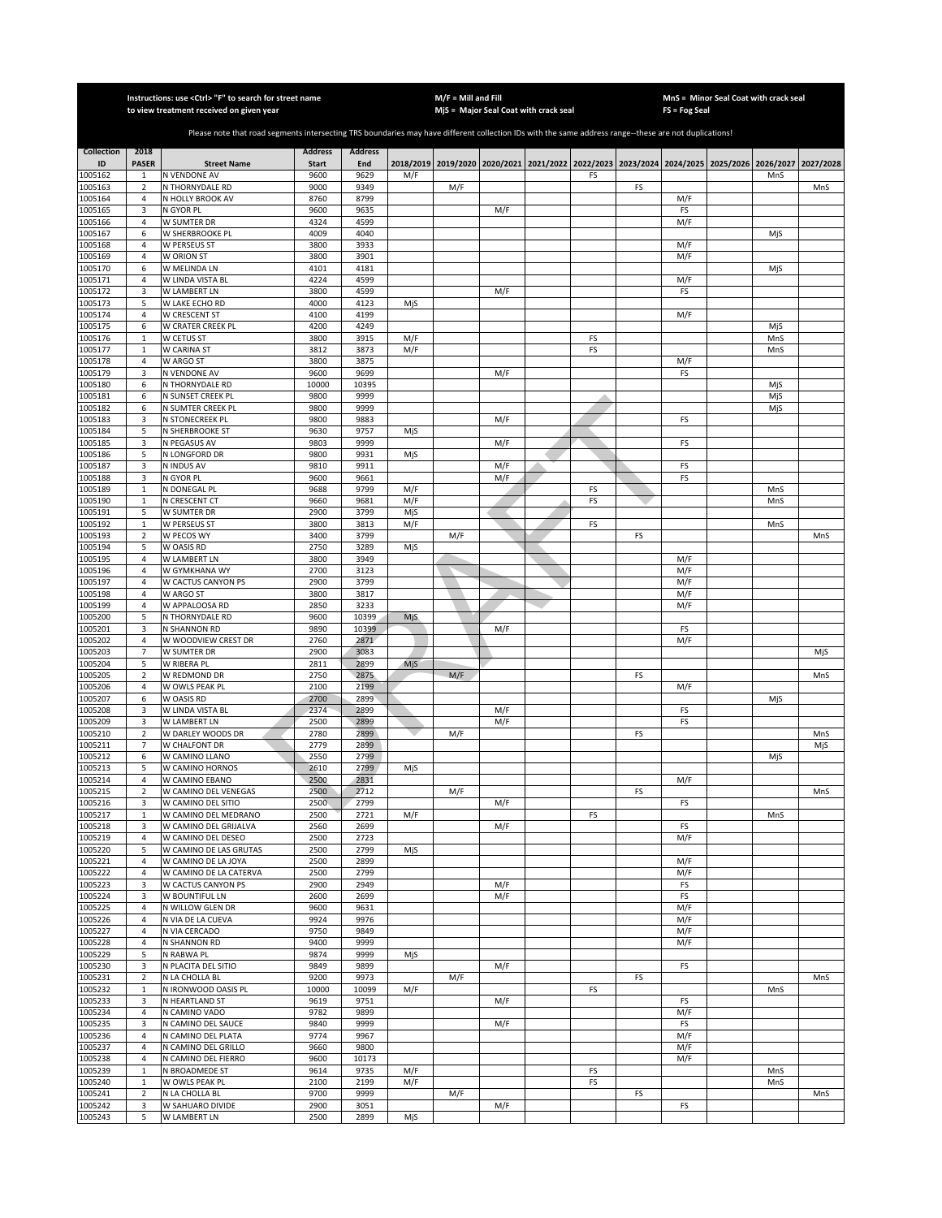Instructions: use <Ctrl> "F" to search for street name to view treatment received on given year

M/F = Mill and Fill
MjS = Major Seal Coat with crack seal

MnS = Minor Seal Coat with crack seal
FS = Fog Seal

Please note that road segments intersecting TRS boundaries may have different collection IDs with the same address range--these are not duplications!

| Collection ID | 2018 PASER | Street Name | Address Start | Address End | 2018/2019 | 2019/2020 | 2020/2021 | 2021/2022 | 2022/2023 | 2023/2024 | 2024/2025 | 2025/2026 | 2026/2027 | 2027/2028 |
|---|---|---|---|---|---|---|---|---|---|---|---|---|---|---|
| 1005162 | 1 | N VENDONE AV | 9600 | 9629 | M/F | | | | FS | | | | MnS | |
| 1005163 | 2 | N THORNYDALE RD | 9000 | 9349 | | M/F | | | | FS | | | | MnS |
| 1005164 | 4 | N HOLLY BROOK AV | 8760 | 8799 | | | | | | | M/F | | | |
| 1005165 | 3 | N GYOR PL | 9600 | 9635 | | | M/F | | | | FS | | | |
| 1005166 | 4 | W SUMTER DR | 4324 | 4599 | | | | | | | M/F | | | |
| 1005167 | 6 | W SHERBROOKE PL | 4009 | 4040 | | | | | | | | | MjS | |
| 1005168 | 4 | W PERSEUS ST | 3800 | 3933 | | | | | | | M/F | | | |
| 1005169 | 4 | W ORION ST | 3800 | 3901 | | | | | | | M/F | | | |
| 1005170 | 6 | W MELINDA LN | 4101 | 4181 | | | | | | | | | MjS | |
| 1005171 | 4 | W LINDA VISTA BL | 4224 | 4599 | | | | | | | M/F | | | |
| 1005172 | 3 | W LAMBERT LN | 3800 | 4599 | | | M/F | | | | FS | | | |
| 1005173 | 5 | W LAKE ECHO RD | 4000 | 4123 | MjS | | | | | | | | | |
| 1005174 | 4 | W CRESCENT ST | 4100 | 4199 | | | | | | | M/F | | | |
| 1005175 | 6 | W CRATER CREEK PL | 4200 | 4249 | | | | | | | | | MjS | |
| 1005176 | 1 | W CETUS ST | 3800 | 3915 | M/F | | | | FS | | | | MnS | |
| 1005177 | 1 | W CARINA ST | 3812 | 3873 | M/F | | | | FS | | | | MnS | |
| 1005178 | 4 | W ARGO ST | 3800 | 3875 | | | | | | | M/F | | | |
| 1005179 | 3 | N VENDONE AV | 9600 | 9699 | | | M/F | | | | FS | | | |
| 1005180 | 6 | N THORNYDALE RD | 10000 | 10395 | | | | | | | | | MjS | |
| 1005181 | 6 | N SUNSET CREEK PL | 9800 | 9999 | | | | | | | | | MjS | |
| 1005182 | 6 | N SUMTER CREEK PL | 9800 | 9999 | | | | | | | | | MjS | |
| 1005183 | 3 | N STONECREEK PL | 9800 | 9883 | | | M/F | | | | FS | | | |
| 1005184 | 5 | N SHERBROOKE ST | 9630 | 9757 | MjS | | | | | | | | | |
| 1005185 | 3 | N PEGASUS AV | 9803 | 9999 | | | M/F | | | | FS | | | |
| 1005186 | 5 | N LONGFORD DR | 9800 | 9931 | MjS | | | | | | | | | |
| 1005187 | 3 | N INDUS AV | 9810 | 9911 | | | M/F | | | | FS | | | |
| 1005188 | 3 | N GYOR PL | 9600 | 9661 | | | M/F | | | | FS | | | |
| 1005189 | 1 | N DONEGAL PL | 9688 | 9799 | M/F | | | | FS | | | | MnS | |
| 1005190 | 1 | N CRESCENT CT | 9660 | 9681 | M/F | | | | FS | | | | MnS | |
| 1005191 | 5 | W SUMTER DR | 2900 | 3799 | MjS | | | | | | | | | |
| 1005192 | 1 | W PERSEUS ST | 3800 | 3813 | M/F | | | | FS | | | | MnS | |
| 1005193 | 2 | W PECOS WY | 3400 | 3799 | | M/F | | | | FS | | | | MnS |
| 1005194 | 5 | W OASIS RD | 2750 | 3289 | MjS | | | | | | | | | |
| 1005195 | 4 | W LAMBERT LN | 3800 | 3949 | | | | | | | M/F | | | |
| 1005196 | 4 | W GYMKHANA WY | 2700 | 3123 | | | | | | | M/F | | | |
| 1005197 | 4 | W CACTUS CANYON PS | 2900 | 3799 | | | | | | | M/F | | | |
| 1005198 | 4 | W ARGO ST | 3800 | 3817 | | | | | | | M/F | | | |
| 1005199 | 4 | W APPALOOSA RD | 2850 | 3233 | | | | | | | M/F | | | |
| 1005200 | 5 | N THORNYDALE RD | 9600 | 10399 | MjS | | | | | | | | | |
| 1005201 | 3 | N SHANNON RD | 9890 | 10399 | | | M/F | | | | FS | | | |
| 1005202 | 4 | W WOODVIEW CREST DR | 2760 | 2871 | | | | | | | M/F | | | |
| 1005203 | 7 | W SUMTER DR | 2900 | 3083 | | | | | | | | | | MjS |
| 1005204 | 5 | W RIBERA PL | 2811 | 2899 | MjS | | | | | | | | | |
| 1005205 | 2 | W REDMOND DR | 2750 | 2875 | | M/F | | | | FS | | | | MnS |
| 1005206 | 4 | W OWLS PEAK PL | 2100 | 2199 | | | | | | | M/F | | | |
| 1005207 | 6 | W OASIS RD | 2700 | 2899 | | | | | | | | | MjS | |
| 1005208 | 3 | W LINDA VISTA BL | 2374 | 2899 | | | M/F | | | | FS | | | |
| 1005209 | 3 | W LAMBERT LN | 2500 | 2899 | | | M/F | | | | FS | | | |
| 1005210 | 2 | W DARLEY WOODS DR | 2780 | 2899 | | M/F | | | | FS | | | | MnS |
| 1005211 | 7 | W CHALFONT DR | 2779 | 2899 | | | | | | | | | | MjS |
| 1005212 | 6 | W CAMINO LLANO | 2550 | 2799 | | | | | | | | | MjS | |
| 1005213 | 5 | W CAMINO HORNOS | 2610 | 2799 | MjS | | | | | | | | | |
| 1005214 | 4 | W CAMINO EBANO | 2500 | 2831 | | | | | | | M/F | | | |
| 1005215 | 2 | W CAMINO DEL VENEGAS | 2500 | 2712 | | M/F | | | | FS | | | | MnS |
| 1005216 | 3 | W CAMINO DEL SITIO | 2500 | 2799 | | | M/F | | | | FS | | | |
| 1005217 | 1 | W CAMINO DEL MEDRANO | 2500 | 2721 | M/F | | | | FS | | | | MnS | |
| 1005218 | 3 | W CAMINO DEL GRIJALVA | 2560 | 2699 | | | M/F | | | | FS | | | |
| 1005219 | 4 | W CAMINO DEL DESEO | 2500 | 2723 | | | | | | | M/F | | | |
| 1005220 | 5 | W CAMINO DE LAS GRUTAS | 2500 | 2799 | MjS | | | | | | | | | |
| 1005221 | 4 | W CAMINO DE LA JOYA | 2500 | 2899 | | | | | | | M/F | | | |
| 1005222 | 4 | W CAMINO DE LA CATERVA | 2500 | 2799 | | | | | | | M/F | | | |
| 1005223 | 3 | W CACTUS CANYON PS | 2900 | 2949 | | | M/F | | | | FS | | | |
| 1005224 | 3 | W BOUNTIFUL LN | 2600 | 2699 | | | M/F | | | | FS | | | |
| 1005225 | 4 | N WILLOW GLEN DR | 9600 | 9631 | | | | | | | M/F | | | |
| 1005226 | 4 | N VIA DE LA CUEVA | 9924 | 9976 | | | | | | | M/F | | | |
| 1005227 | 4 | N VIA CERCADO | 9750 | 9849 | | | | | | | M/F | | | |
| 1005228 | 4 | N SHANNON RD | 9400 | 9999 | | | | | | | M/F | | | |
| 1005229 | 5 | N RABWA PL | 9874 | 9999 | MjS | | | | | | | | | |
| 1005230 | 3 | N PLACITA DEL SITIO | 9849 | 9899 | | | M/F | | | | FS | | | |
| 1005231 | 2 | N LA CHOLLA BL | 9200 | 9973 | | M/F | | | | FS | | | | MnS |
| 1005232 | 1 | N IRONWOOD OASIS PL | 10000 | 10099 | M/F | | | | FS | | | | MnS | |
| 1005233 | 3 | N HEARTLAND ST | 9619 | 9751 | | | M/F | | | | FS | | | |
| 1005234 | 4 | N CAMINO VADO | 9782 | 9899 | | | | | | | M/F | | | |
| 1005235 | 3 | N CAMINO DEL SAUCE | 9840 | 9999 | | | M/F | | | | FS | | | |
| 1005236 | 4 | N CAMINO DEL PLATA | 9774 | 9967 | | | | | | | M/F | | | |
| 1005237 | 4 | N CAMINO DEL GRILLO | 9660 | 9800 | | | | | | | M/F | | | |
| 1005238 | 4 | N CAMINO DEL FIERRO | 9600 | 10173 | | | | | | | M/F | | | |
| 1005239 | 1 | N BROADMEDE ST | 9614 | 9735 | M/F | | | | FS | | | | MnS | |
| 1005240 | 1 | W OWLS PEAK PL | 2100 | 2199 | M/F | | | | FS | | | | MnS | |
| 1005241 | 2 | N LA CHOLLA BL | 9700 | 9999 | | M/F | | | | FS | | | | MnS |
| 1005242 | 3 | W SAHUARO DIVIDE | 2900 | 3051 | | | M/F | | | | FS | | | |
| 1005243 | 5 | W LAMBERT LN | 2500 | 2899 | MjS | | | | | | | | | |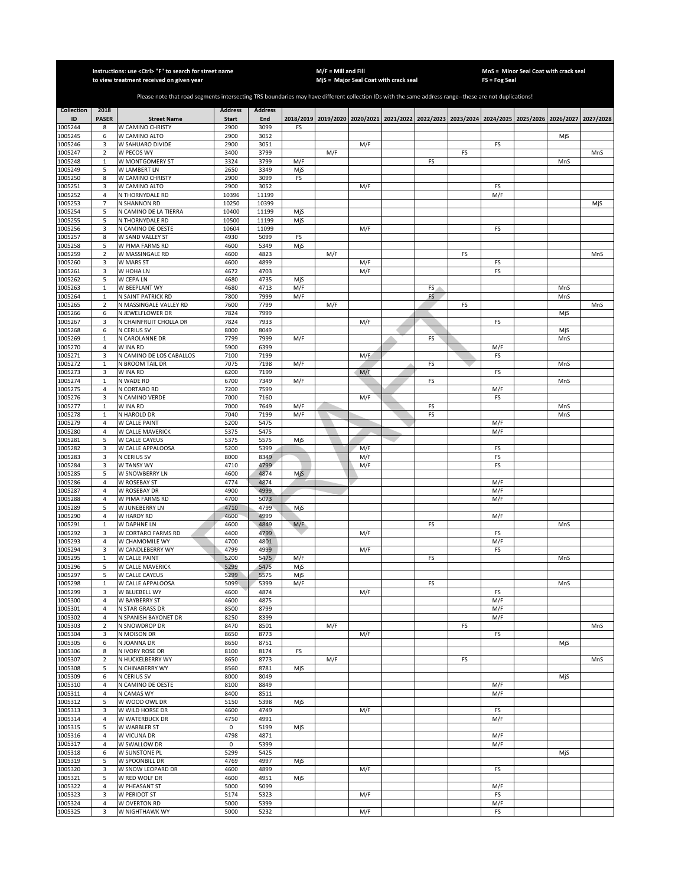Instructions: use <Ctrl> "F" to search for street name to view treatment received on given year

M/F = Mill and Fill
MjS = Major Seal Coat with crack seal

MnS = Minor Seal Coat with crack seal
FS = Fog Seal

Please note that road segments intersecting TRS boundaries may have different collection IDs with the same address range--these are not duplications!

| Collection ID | 2018 PASER | Street Name | Address Start | Address End | 2018/2019 | 2019/2020 | 2020/2021 | 2021/2022 | 2022/2023 | 2023/2024 | 2024/2025 | 2025/2026 | 2026/2027 | 2027/2028 |
|---|---|---|---|---|---|---|---|---|---|---|---|---|---|---|
| 1005244 | 8 | W CAMINO CHRISTY | 2900 | 3099 | FS | | | | | | | | | |
| 1005245 | 6 | W CAMINO ALTO | 2900 | 3052 | | | | | | | | | MjS | |
| 1005246 | 3 | W SAHUARO DIVIDE | 2900 | 3051 | | | M/F | | | | FS | | | |
| 1005247 | 2 | W PECOS WY | 3400 | 3799 | | M/F | | | | FS | | | | MnS |
| 1005248 | 1 | W MONTGOMERY ST | 3324 | 3799 | M/F | | | | FS | | | | MnS | |
| 1005249 | 5 | W LAMBERT LN | 2650 | 3349 | MjS | | | | | | | | | |
| 1005250 | 8 | W CAMINO CHRISTY | 2900 | 3099 | FS | | | | | | | | | |
| 1005251 | 3 | W CAMINO ALTO | 2900 | 3052 | | | M/F | | | | FS | | | |
| 1005252 | 4 | N THORNYDALE RD | 10396 | 11199 | | | | | | | M/F | | | |
| 1005253 | 7 | N SHANNON RD | 10250 | 10399 | | | | | | | | | | MjS |
| 1005254 | 5 | N CAMINO DE LA TIERRA | 10400 | 11199 | MjS | | | | | | | | | |
| 1005255 | 5 | N THORNYDALE RD | 10500 | 11199 | MjS | | | | | | | | | |
| 1005256 | 3 | N CAMINO DE OESTE | 10604 | 11099 | | | M/F | | | | FS | | | |
| 1005257 | 8 | W SAND VALLEY ST | 4930 | 5099 | FS | | | | | | | | | |
| 1005258 | 5 | W PIMA FARMS RD | 4600 | 5349 | MjS | | | | | | | | | |
| 1005259 | 2 | W MASSINGALE RD | 4600 | 4823 | | M/F | | | | FS | | | | MnS |
| 1005260 | 3 | W MARS ST | 4600 | 4899 | | | M/F | | | | FS | | | |
| 1005261 | 3 | W HOHA LN | 4672 | 4703 | | | M/F | | | | FS | | | |
| 1005262 | 5 | W CEPA LN | 4680 | 4735 | MjS | | | | | | | | | |
| 1005263 | 1 | W BEEPLANT WY | 4680 | 4713 | M/F | | | | FS | | | | MnS | |
| 1005264 | 1 | N SAINT PATRICK RD | 7800 | 7999 | M/F | | | | FS | | | | MnS | |
| 1005265 | 2 | N MASSINGALE VALLEY RD | 7600 | 7799 | | M/F | | | | FS | | | | MnS |
| 1005266 | 6 | N JEWELFLOWER DR | 7824 | 7999 | | | | | | | | | MjS | |
| 1005267 | 3 | N CHAINFRUIT CHOLLA DR | 7824 | 7933 | | | M/F | | | | FS | | | |
| 1005268 | 6 | N CERIUS SV | 8000 | 8049 | | | | | | | | | MjS | |
| 1005269 | 1 | N CAROLANNE DR | 7799 | 7999 | M/F | | | | FS | | | | MnS | |
| 1005270 | 4 | W INA RD | 5900 | 6399 | | | | | | | M/F | | | |
| 1005271 | 3 | N CAMINO DE LOS CABALLOS | 7100 | 7199 | | | M/F | | | | FS | | | |
| 1005272 | 1 | N BROOM TAIL DR | 7075 | 7198 | M/F | | | | FS | | | | MnS | |
| 1005273 | 3 | W INA RD | 6200 | 7199 | | | M/F | | | | FS | | | |
| 1005274 | 1 | N WADE RD | 6700 | 7349 | M/F | | | | FS | | | | MnS | |
| 1005275 | 4 | N CORTARO RD | 7200 | 7599 | | | | | | | M/F | | | |
| 1005276 | 3 | N CAMINO VERDE | 7000 | 7160 | | | M/F | | | | FS | | | |
| 1005277 | 1 | W INA RD | 7000 | 7649 | M/F | | | | FS | | | | MnS | |
| 1005278 | 1 | N HAROLD DR | 7040 | 7199 | M/F | | | | FS | | | | MnS | |
| 1005279 | 4 | W CALLE PAINT | 5200 | 5475 | | | | | | | M/F | | | |
| 1005280 | 4 | W CALLE MAVERICK | 5375 | 5475 | | | | | | | M/F | | | |
| 1005281 | 5 | W CALLE CAYEUS | 5375 | 5575 | MjS | | | | | | | | | |
| 1005282 | 3 | W CALLE APPALOOSA | 5200 | 5399 | | | M/F | | | | FS | | | |
| 1005283 | 3 | N CERIUS SV | 8000 | 8349 | | | M/F | | | | FS | | | |
| 1005284 | 3 | W TANSY WY | 4710 | 4799 | | | M/F | | | | FS | | | |
| 1005285 | 5 | W SNOWBERRY LN | 4600 | 4874 | MjS | | | | | | | | | |
| 1005286 | 4 | W ROSEBAY ST | 4774 | 4874 | | | | | | | M/F | | | |
| 1005287 | 4 | W ROSEBAY DR | 4900 | 4999 | | | | | | | M/F | | | |
| 1005288 | 4 | W PIMA FARMS RD | 4700 | 5073 | | | | | | | M/F | | | |
| 1005289 | 5 | W JUNEBERRY LN | 4710 | 4799 | MjS | | | | | | | | | |
| 1005290 | 4 | W HARDY RD | 4600 | 4999 | | | | | | | M/F | | | |
| 1005291 | 1 | W DAPHNE LN | 4600 | 4849 | M/F | | | | FS | | | | MnS | |
| 1005292 | 3 | W CORTARO FARMS RD | 4400 | 4799 | | | M/F | | | | FS | | | |
| 1005293 | 4 | W CHAMOMILE WY | 4700 | 4801 | | | | | | | M/F | | | |
| 1005294 | 3 | W CANDLEBERRY WY | 4799 | 4999 | | | M/F | | | | FS | | | |
| 1005295 | 1 | W CALLE PAINT | 5200 | 5475 | M/F | | | | FS | | | | MnS | |
| 1005296 | 5 | W CALLE MAVERICK | 5299 | 5475 | MjS | | | | | | | | | |
| 1005297 | 5 | W CALLE CAYEUS | 5299 | 5575 | MjS | | | | | | | | | |
| 1005298 | 1 | W CALLE APPALOOSA | 5099 | 5399 | M/F | | | | FS | | | | MnS | |
| 1005299 | 3 | W BLUEBELL WY | 4600 | 4874 | | | M/F | | | | FS | | | |
| 1005300 | 4 | W BAYBERRY ST | 4600 | 4875 | | | | | | | M/F | | | |
| 1005301 | 4 | N STAR GRASS DR | 8500 | 8799 | | | | | | | M/F | | | |
| 1005302 | 4 | N SPANISH BAYONET DR | 8250 | 8399 | | | | | | | M/F | | | |
| 1005303 | 2 | N SNOWDROP DR | 8470 | 8501 | | M/F | | | | FS | | | | MnS |
| 1005304 | 3 | N MOISON DR | 8650 | 8773 | | | M/F | | | | FS | | | |
| 1005305 | 6 | N JOANNA DR | 8650 | 8751 | | | | | | | | | MjS | |
| 1005306 | 8 | N IVORY ROSE DR | 8100 | 8174 | FS | | | | | | | | | |
| 1005307 | 2 | N HUCKELBERRY WY | 8650 | 8773 | | M/F | | | | FS | | | | MnS |
| 1005308 | 5 | N CHINABERRY WY | 8560 | 8781 | MjS | | | | | | | | | |
| 1005309 | 6 | N CERIUS SV | 8000 | 8049 | | | | | | | | | MjS | |
| 1005310 | 4 | N CAMINO DE OESTE | 8100 | 8849 | | | | | | | M/F | | | |
| 1005311 | 4 | N CAMAS WY | 8400 | 8511 | | | | | | | M/F | | | |
| 1005312 | 5 | W WOOD OWL DR | 5150 | 5398 | MjS | | | | | | | | | |
| 1005313 | 3 | W WILD HORSE DR | 4600 | 4749 | | | M/F | | | | FS | | | |
| 1005314 | 4 | W WATERBUCK DR | 4750 | 4991 | | | | | | | M/F | | | |
| 1005315 | 5 | W WARBLER ST | 0 | 5199 | MjS | | | | | | | | | |
| 1005316 | 4 | W VICUNA DR | 4798 | 4871 | | | | | | | M/F | | | |
| 1005317 | 4 | W SWALLOW DR | 0 | 5399 | | | | | | | M/F | | | |
| 1005318 | 6 | W SUNSTONE PL | 5299 | 5425 | | | | | | | | | MjS | |
| 1005319 | 5 | W SPOONBILL DR | 4769 | 4997 | MjS | | | | | | | | | |
| 1005320 | 3 | W SNOW LEOPARD DR | 4600 | 4899 | | | M/F | | | | FS | | | |
| 1005321 | 5 | W RED WOLF DR | 4600 | 4951 | MjS | | | | | | | | | |
| 1005322 | 4 | W PHEASANT ST | 5000 | 5099 | | | | | | | M/F | | | |
| 1005323 | 3 | W PERIDOT ST | 5174 | 5323 | | | M/F | | | | FS | | | |
| 1005324 | 4 | W OVERTON RD | 5000 | 5399 | | | | | | | M/F | | | |
| 1005325 | 3 | W NIGHTHAWK WY | 5000 | 5232 | | | M/F | | | | FS | | | |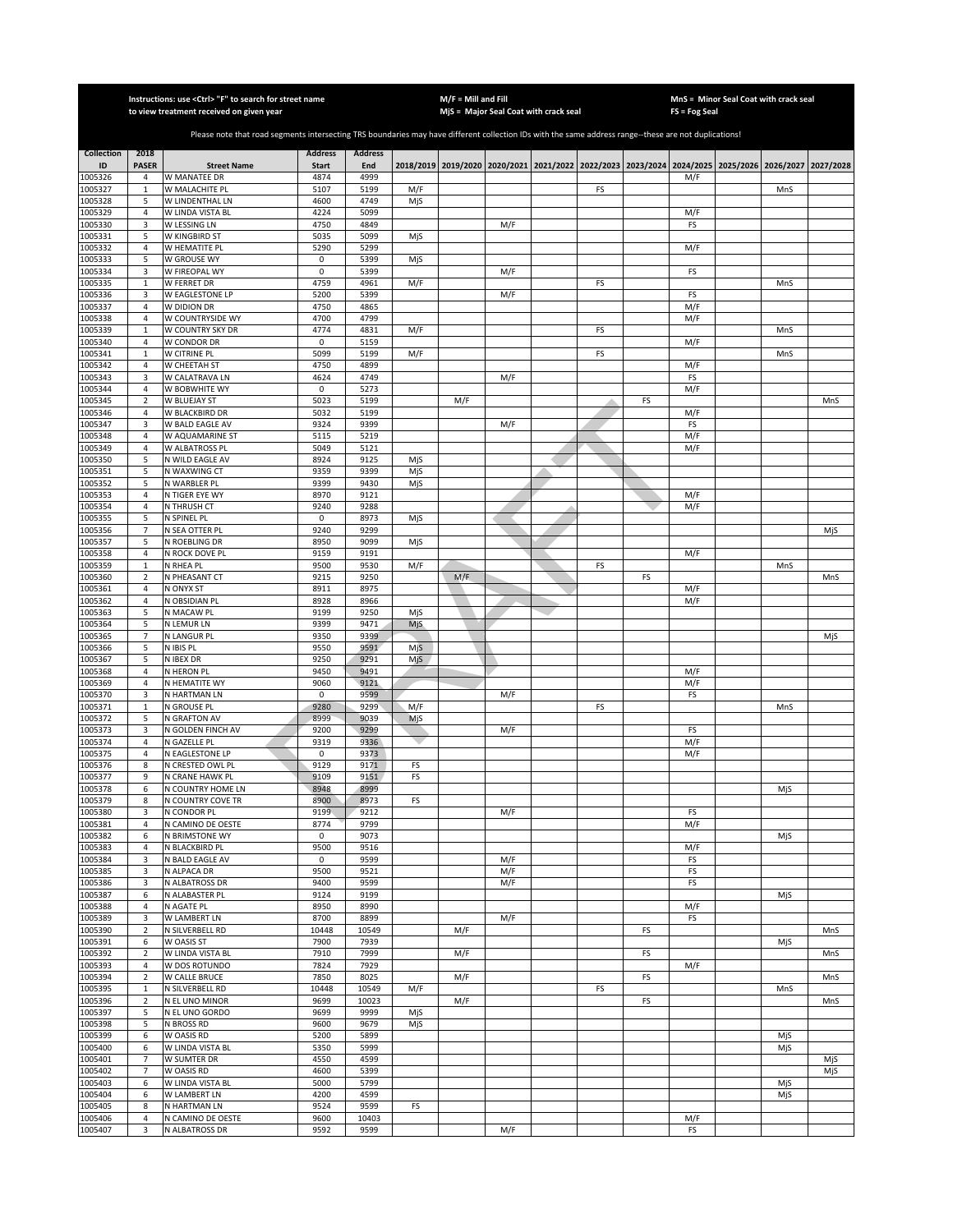Instructions: use <Ctrl> "F" to search for street name to view treatment received on given year

M/F = Mill and Fill
MjS = Major Seal Coat with crack seal

MnS = Minor Seal Coat with crack seal
FS = Fog Seal

Please note that road segments intersecting TRS boundaries may have different collection IDs with the same address range--these are not duplications!

| Collection ID | 2018 PASER | Street Name | Address Start | Address End | 2018/2019 | 2019/2020 | 2020/2021 | 2021/2022 | 2022/2023 | 2023/2024 | 2024/2025 | 2025/2026 | 2026/2027 | 2027/2028 |
|---|---|---|---|---|---|---|---|---|---|---|---|---|---|---|
| 1005326 | 4 | W MANATEE DR | 4874 | 4999 | | | | | | | M/F | | | |
| 1005327 | 1 | W MALACHITE PL | 5107 | 5199 | M/F | | | | FS | | | | MnS | |
| 1005328 | 5 | W LINDENTHAL LN | 4600 | 4749 | MjS | | | | | | | | | |
| 1005329 | 4 | W LINDA VISTA BL | 4224 | 5099 | | | | | | | M/F | | | |
| 1005330 | 3 | W LESSING LN | 4750 | 4849 | | | M/F | | | | FS | | | |
| 1005331 | 5 | W KINGBIRD ST | 5035 | 5099 | MjS | | | | | | | | | |
| 1005332 | 4 | W HEMATITE PL | 5290 | 5299 | | | | | | | M/F | | | |
| 1005333 | 5 | W GROUSE WY | 0 | 5399 | MjS | | | | | | | | | |
| 1005334 | 3 | W FIREOPAL WY | 0 | 5399 | | | M/F | | | | FS | | | |
| 1005335 | 1 | W FERRET DR | 4759 | 4961 | M/F | | | | FS | | | | MnS | |
| 1005336 | 3 | W EAGLESTONE LP | 5200 | 5399 | | | M/F | | | | FS | | | |
| 1005337 | 4 | W DIDION DR | 4750 | 4865 | | | | | | | M/F | | | |
| 1005338 | 4 | W COUNTRYSIDE WY | 4700 | 4799 | | | | | | | M/F | | | |
| 1005339 | 1 | W COUNTRY SKY DR | 4774 | 4831 | M/F | | | | FS | | | | MnS | |
| 1005340 | 4 | W CONDOR DR | 0 | 5159 | | | | | | | M/F | | | |
| 1005341 | 1 | W CITRINE PL | 5099 | 5199 | M/F | | | | FS | | | | MnS | |
| 1005342 | 4 | W CHEETAH ST | 4750 | 4899 | | | | | | | M/F | | | |
| 1005343 | 3 | W CALATRAVA LN | 4624 | 4749 | | | M/F | | | | FS | | | |
| 1005344 | 4 | W BOBWHITE WY | 0 | 5273 | | | | | | | M/F | | | |
| 1005345 | 2 | W BLUEJAY ST | 5023 | 5199 | | M/F | | | | FS | | | | MnS |
| 1005346 | 4 | W BLACKBIRD DR | 5032 | 5199 | | | | | | | M/F | | | |
| 1005347 | 3 | W BALD EAGLE AV | 9324 | 9399 | | | M/F | | | | FS | | | |
| 1005348 | 4 | W AQUAMARINE ST | 5115 | 5219 | | | | | | | M/F | | | |
| 1005349 | 4 | W ALBATROSS PL | 5049 | 5121 | | | | | | | M/F | | | |
| 1005350 | 5 | N WILD EAGLE AV | 8924 | 9125 | MjS | | | | | | | | | |
| 1005351 | 5 | N WAXWING CT | 9359 | 9399 | MjS | | | | | | | | | |
| 1005352 | 5 | N WARBLER PL | 9399 | 9430 | MjS | | | | | | | | | |
| 1005353 | 4 | N TIGER EYE WY | 8970 | 9121 | | | | | | | M/F | | | |
| 1005354 | 4 | N THRUSH CT | 9240 | 9288 | | | | | | | M/F | | | |
| 1005355 | 5 | N SPINEL PL | 0 | 8973 | MjS | | | | | | | | | |
| 1005356 | 7 | N SEA OTTER PL | 9240 | 9299 | | | | | | | | | | MjS |
| 1005357 | 5 | N ROEBLING DR | 8950 | 9099 | MjS | | | | | | | | | |
| 1005358 | 4 | N ROCK DOVE PL | 9159 | 9191 | | | | | | | M/F | | | |
| 1005359 | 1 | N RHEA PL | 9500 | 9530 | M/F | | | | FS | | | | MnS | |
| 1005360 | 2 | N PHEASANT CT | 9215 | 9250 | | M/F | | | | FS | | | | MnS |
| 1005361 | 4 | N ONYX ST | 8911 | 8975 | | | | | | | M/F | | | |
| 1005362 | 4 | N OBSIDIAN PL | 8928 | 8966 | | | | | | | M/F | | | |
| 1005363 | 5 | N MACAW PL | 9199 | 9250 | MjS | | | | | | | | | |
| 1005364 | 5 | N LEMUR LN | 9399 | 9471 | MjS | | | | | | | | | |
| 1005365 | 7 | N LANGUR PL | 9350 | 9399 | | | | | | | | | | MjS |
| 1005366 | 5 | N IBIS PL | 9550 | 9591 | MjS | | | | | | | | | |
| 1005367 | 5 | N IBEX DR | 9250 | 9291 | MjS | | | | | | | | | |
| 1005368 | 4 | N HERON PL | 9450 | 9491 | | | | | | | M/F | | | |
| 1005369 | 4 | N HEMATITE WY | 9060 | 9121 | | | | | | | M/F | | | |
| 1005370 | 3 | N HARTMAN LN | 0 | 9599 | | | M/F | | | | FS | | | |
| 1005371 | 1 | N GROUSE PL | 9280 | 9299 | M/F | | | | FS | | | | MnS | |
| 1005372 | 5 | N GRAFTON AV | 8999 | 9039 | MjS | | | | | | | | | |
| 1005373 | 3 | N GOLDEN FINCH AV | 9200 | 9299 | | | M/F | | | | FS | | | |
| 1005374 | 4 | N GAZELLE PL | 9319 | 9336 | | | | | | | M/F | | | |
| 1005375 | 4 | N EAGLESTONE LP | 0 | 9373 | | | | | | | M/F | | | |
| 1005376 | 8 | N CRESTED OWL PL | 9129 | 9171 | FS | | | | | | | | | |
| 1005377 | 9 | N CRANE HAWK PL | 9109 | 9151 | FS | | | | | | | | | |
| 1005378 | 6 | N COUNTRY HOME LN | 8948 | 8999 | | | | | | | | | MjS | |
| 1005379 | 8 | N COUNTRY COVE TR | 8900 | 8973 | FS | | | | | | | | | |
| 1005380 | 3 | N CONDOR PL | 9199 | 9212 | | | M/F | | | | FS | | | |
| 1005381 | 4 | N CAMINO DE OESTE | 8774 | 9799 | | | | | | | M/F | | | |
| 1005382 | 6 | N BRIMSTONE WY | 0 | 9073 | | | | | | | | | MjS | |
| 1005383 | 4 | N BLACKBIRD PL | 9500 | 9516 | | | | | | | M/F | | | |
| 1005384 | 3 | N BALD EAGLE AV | 0 | 9599 | | | M/F | | | | FS | | | |
| 1005385 | 3 | N ALPACA DR | 9500 | 9521 | | | M/F | | | | FS | | | |
| 1005386 | 3 | N ALBATROSS DR | 9400 | 9599 | | | M/F | | | | FS | | | |
| 1005387 | 6 | N ALABASTER PL | 9124 | 9199 | | | | | | | | | MjS | |
| 1005388 | 4 | N AGATE PL | 8950 | 8990 | | | | | | | M/F | | | |
| 1005389 | 3 | W LAMBERT LN | 8700 | 8899 | | | M/F | | | | FS | | | |
| 1005390 | 2 | N SILVERBELL RD | 10448 | 10549 | | M/F | | | | FS | | | | MnS |
| 1005391 | 6 | W OASIS ST | 7900 | 7939 | | | | | | | | | MjS | |
| 1005392 | 2 | W LINDA VISTA BL | 7910 | 7999 | | M/F | | | | FS | | | | MnS |
| 1005393 | 4 | W DOS ROTUNDO | 7824 | 7929 | | | | | | | M/F | | | |
| 1005394 | 2 | W CALLE BRUCE | 7850 | 8025 | | M/F | | | | FS | | | | MnS |
| 1005395 | 1 | N SILVERBELL RD | 10448 | 10549 | M/F | | | | FS | | | | MnS | |
| 1005396 | 2 | N EL UNO MINOR | 9699 | 10023 | | M/F | | | | FS | | | | MnS |
| 1005397 | 5 | N EL UNO GORDO | 9699 | 9999 | MjS | | | | | | | | | |
| 1005398 | 5 | N BROSS RD | 9600 | 9679 | MjS | | | | | | | | | |
| 1005399 | 6 | W OASIS RD | 5200 | 5899 | | | | | | | | | MjS | |
| 1005400 | 6 | W LINDA VISTA BL | 5350 | 5999 | | | | | | | | | MjS | |
| 1005401 | 7 | W SUMTER DR | 4550 | 4599 | | | | | | | | | | MjS |
| 1005402 | 7 | W OASIS RD | 4600 | 5399 | | | | | | | | | | MjS |
| 1005403 | 6 | W LINDA VISTA BL | 5000 | 5799 | | | | | | | | | MjS | |
| 1005404 | 6 | W LAMBERT LN | 4200 | 4599 | | | | | | | | | MjS | |
| 1005405 | 8 | N HARTMAN LN | 9524 | 9599 | FS | | | | | | | | | |
| 1005406 | 4 | N CAMINO DE OESTE | 9600 | 10403 | | | | | | | M/F | | | |
| 1005407 | 3 | N ALBATROSS DR | 9592 | 9599 | | | M/F | | | | FS | | | |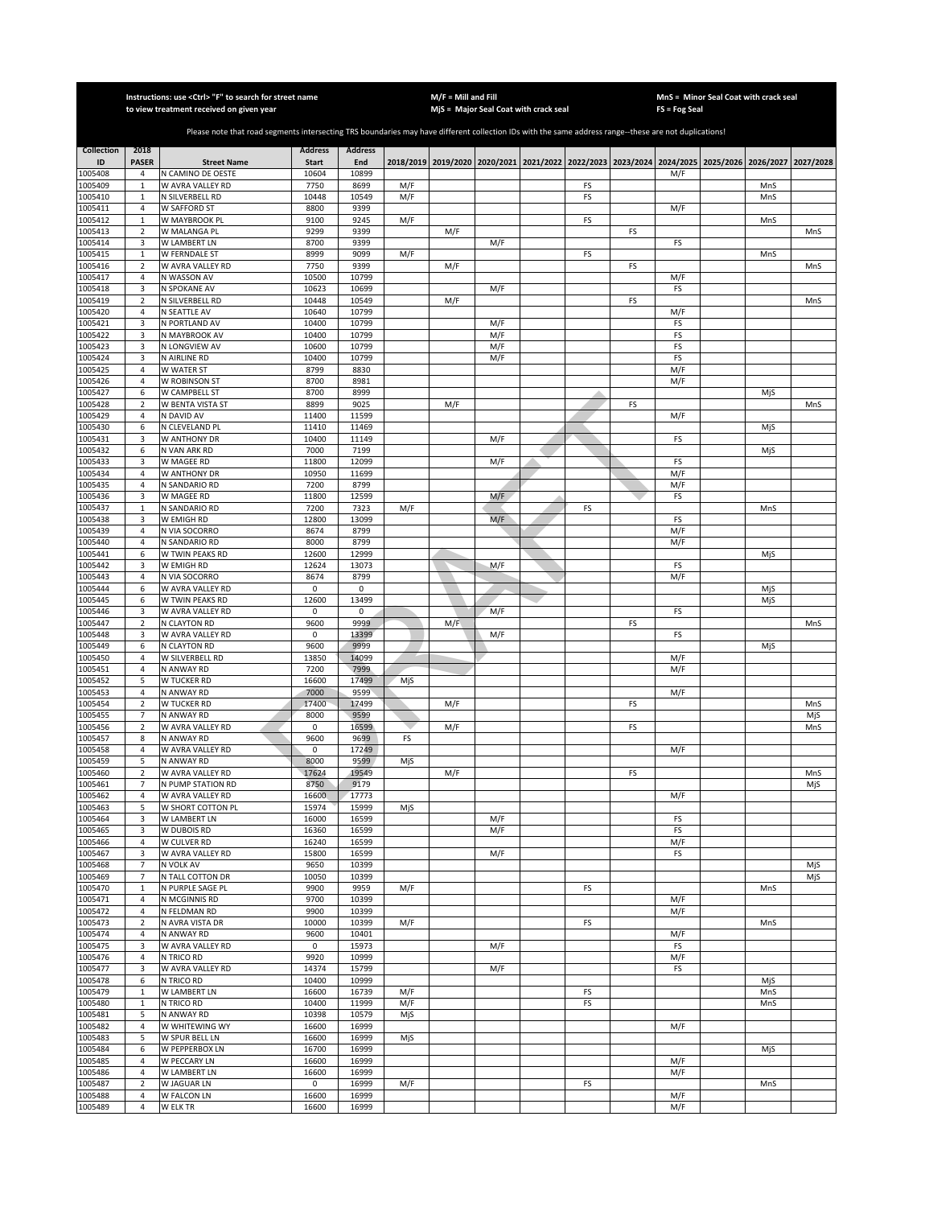Instructions: use <Ctrl> "F" to search for street name to view treatment received on given year

M/F = Mill and Fill
MjS = Major Seal Coat with crack seal

MnS = Minor Seal Coat with crack seal
FS = Fog Seal

Please note that road segments intersecting TRS boundaries may have different collection IDs with the same address range--these are not duplications!

| Collection ID | 2018 PASER | Street Name | Address Start | Address End | 2018/2019 | 2019/2020 | 2020/2021 | 2021/2022 | 2022/2023 | 2023/2024 | 2024/2025 | 2025/2026 | 2026/2027 | 2027/2028 |
|---|---|---|---|---|---|---|---|---|---|---|---|---|---|---|
| 1005408 | 4 | N CAMINO DE OESTE | 10604 | 10899 | | | | | | | M/F | | | |
| 1005409 | 1 | W AVRA VALLEY RD | 7750 | 8699 | M/F | | | | FS | | | | MnS | |
| 1005410 | 1 | N SILVERBELL RD | 10448 | 10549 | M/F | | | | FS | | | | MnS | |
| 1005411 | 4 | W SAFFORD ST | 8800 | 9399 | | | | | | | M/F | | | |
| 1005412 | 1 | W MAYBROOK PL | 9100 | 9245 | M/F | | | | FS | | | | MnS | |
| 1005413 | 2 | W MALANGA PL | 9299 | 9399 | | M/F | | | | FS | | | | MnS |
| 1005414 | 3 | W LAMBERT LN | 8700 | 9399 | | | M/F | | | | FS | | | |
| 1005415 | 1 | W FERNDALE ST | 8999 | 9099 | M/F | | | | FS | | | | MnS | |
| 1005416 | 2 | W AVRA VALLEY RD | 7750 | 9399 | | M/F | | | | FS | | | | MnS |
| 1005417 | 4 | N WASSON AV | 10500 | 10799 | | | | | | | M/F | | | |
| 1005418 | 3 | N SPOKANE AV | 10623 | 10699 | | | M/F | | | | FS | | | |
| 1005419 | 2 | N SILVERBELL RD | 10448 | 10549 | | M/F | | | | FS | | | | MnS |
| 1005420 | 4 | N SEATTLE AV | 10640 | 10799 | | | | | | | M/F | | | |
| 1005421 | 3 | N PORTLAND AV | 10400 | 10799 | | | M/F | | | | FS | | | |
| 1005422 | 3 | N MAYBROOK AV | 10400 | 10799 | | | M/F | | | | FS | | | |
| 1005423 | 3 | N LONGVIEW AV | 10600 | 10799 | | | M/F | | | | FS | | | |
| 1005424 | 3 | N AIRLINE RD | 10400 | 10799 | | | M/F | | | | FS | | | |
| 1005425 | 4 | W WATER ST | 8799 | 8830 | | | | | | | M/F | | | |
| 1005426 | 4 | W ROBINSON ST | 8700 | 8981 | | | | | | | M/F | | | |
| 1005427 | 6 | W CAMPBELL ST | 8700 | 8999 | | | | | | | | | MjS | |
| 1005428 | 2 | W BENTA VISTA ST | 8899 | 9025 | | M/F | | | | FS | | | | MnS |
| 1005429 | 4 | N DAVID AV | 11400 | 11599 | | | | | | | M/F | | | |
| 1005430 | 6 | N CLEVELAND PL | 11410 | 11469 | | | | | | | | | MjS | |
| 1005431 | 3 | W ANTHONY DR | 10400 | 11149 | | | M/F | | | | FS | | | |
| 1005432 | 6 | N VAN ARK RD | 7000 | 7199 | | | | | | | | | MjS | |
| 1005433 | 3 | W MAGEE RD | 11800 | 12099 | | | M/F | | | | FS | | | |
| 1005434 | 4 | W ANTHONY DR | 10950 | 11699 | | | | | | | M/F | | | |
| 1005435 | 4 | N SANDARIO RD | 7200 | 8799 | | | | | | | M/F | | | |
| 1005436 | 3 | W MAGEE RD | 11800 | 12599 | | | M/F | | | | FS | | | |
| 1005437 | 1 | N SANDARIO RD | 7200 | 7323 | M/F | | | | FS | | | | MnS | |
| 1005438 | 3 | W EMIGH RD | 12800 | 13099 | | | M/F | | | | FS | | | |
| 1005439 | 4 | N VIA SOCORRO | 8674 | 8799 | | | | | | | M/F | | | |
| 1005440 | 4 | N SANDARIO RD | 8000 | 8799 | | | | | | | M/F | | | |
| 1005441 | 6 | W TWIN PEAKS RD | 12600 | 12999 | | | | | | | | | MjS | |
| 1005442 | 3 | W EMIGH RD | 12624 | 13073 | | | M/F | | | | FS | | | |
| 1005443 | 4 | N VIA SOCORRO | 8674 | 8799 | | | | | | | M/F | | | |
| 1005444 | 6 | W AVRA VALLEY RD | 0 | 0 | | | | | | | | | MjS | |
| 1005445 | 6 | W TWIN PEAKS RD | 12600 | 13499 | | | | | | | | | MjS | |
| 1005446 | 3 | W AVRA VALLEY RD | 0 | 0 | | | M/F | | | | FS | | | |
| 1005447 | 2 | N CLAYTON RD | 9600 | 9999 | | M/F | | | | FS | | | | MnS |
| 1005448 | 3 | W AVRA VALLEY RD | 0 | 13399 | | | M/F | | | | FS | | | |
| 1005449 | 6 | N CLAYTON RD | 9600 | 9999 | | | | | | | | | MjS | |
| 1005450 | 4 | W SILVERBELL RD | 13850 | 14099 | | | | | | | M/F | | | |
| 1005451 | 4 | N ANWAY RD | 7200 | 7999 | | | | | | | M/F | | | |
| 1005452 | 5 | W TUCKER RD | 16600 | 17499 | MjS | | | | | | | | | |
| 1005453 | 4 | N ANWAY RD | 7000 | 9599 | | | | | | | M/F | | | |
| 1005454 | 2 | W TUCKER RD | 17400 | 17499 | | M/F | | | | FS | | | | MnS |
| 1005455 | 7 | N ANWAY RD | 8000 | 9599 | | | | | | | | | | MjS |
| 1005456 | 2 | W AVRA VALLEY RD | 0 | 16599 | | M/F | | | | FS | | | | MnS |
| 1005457 | 8 | N ANWAY RD | 9600 | 9699 | FS | | | | | | | | | |
| 1005458 | 4 | W AVRA VALLEY RD | 0 | 17249 | | | | | | | M/F | | | |
| 1005459 | 5 | N ANWAY RD | 8000 | 9599 | MjS | | | | | | | | | |
| 1005460 | 2 | W AVRA VALLEY RD | 17624 | 19549 | | M/F | | | | FS | | | | MnS |
| 1005461 | 7 | N PUMP STATION RD | 8750 | 9179 | | | | | | | | | | MjS |
| 1005462 | 4 | W AVRA VALLEY RD | 16600 | 17773 | | | | | | | M/F | | | |
| 1005463 | 5 | W SHORT COTTON PL | 15974 | 15999 | MjS | | | | | | | | | |
| 1005464 | 3 | W LAMBERT LN | 16000 | 16599 | | | M/F | | | | FS | | | |
| 1005465 | 3 | W DUBOIS RD | 16360 | 16599 | | | M/F | | | | FS | | | |
| 1005466 | 4 | W CULVER RD | 16240 | 16599 | | | | | | | M/F | | | |
| 1005467 | 3 | W AVRA VALLEY RD | 15800 | 16599 | | | M/F | | | | FS | | | |
| 1005468 | 7 | N VOLK AV | 9650 | 10399 | | | | | | | | | | MjS |
| 1005469 | 7 | N TALL COTTON DR | 10050 | 10399 | | | | | | | | | | MjS |
| 1005470 | 1 | N PURPLE SAGE PL | 9900 | 9959 | M/F | | | | FS | | | | MnS | |
| 1005471 | 4 | N MCGINNIS RD | 9700 | 10399 | | | | | | | M/F | | | |
| 1005472 | 4 | N FELDMAN RD | 9900 | 10399 | | | | | | | M/F | | | |
| 1005473 | 2 | N AVRA VISTA DR | 10000 | 10399 | M/F | | | | FS | | | | MnS | |
| 1005474 | 4 | N ANWAY RD | 9600 | 10401 | | | | | | | M/F | | | |
| 1005475 | 3 | W AVRA VALLEY RD | 0 | 15973 | | | M/F | | | | FS | | | |
| 1005476 | 4 | N TRICO RD | 9920 | 10999 | | | | | | | M/F | | | |
| 1005477 | 3 | W AVRA VALLEY RD | 14374 | 15799 | | | M/F | | | | FS | | | |
| 1005478 | 6 | N TRICO RD | 10400 | 10999 | | | | | | | | | MjS | |
| 1005479 | 1 | W LAMBERT LN | 16600 | 16739 | M/F | | | | FS | | | | MnS | |
| 1005480 | 1 | N TRICO RD | 10400 | 11999 | M/F | | | | FS | | | | MnS | |
| 1005481 | 5 | N ANWAY RD | 10398 | 10579 | MjS | | | | | | | | | |
| 1005482 | 4 | W WHITEWING WY | 16600 | 16999 | | | | | | | M/F | | | |
| 1005483 | 5 | W SPUR BELL LN | 16600 | 16999 | MjS | | | | | | | | | |
| 1005484 | 6 | W PEPPERBOX LN | 16700 | 16999 | | | | | | | | | MjS | |
| 1005485 | 4 | W PECCARY LN | 16600 | 16999 | | | | | | | M/F | | | |
| 1005486 | 4 | W LAMBERT LN | 16600 | 16999 | | | | | | | M/F | | | |
| 1005487 | 2 | W JAGUAR LN | 0 | 16999 | M/F | | | | FS | | | | MnS | |
| 1005488 | 4 | W FALCON LN | 16600 | 16999 | | | | | | | M/F | | | |
| 1005489 | 4 | W ELK TR | 16600 | 16999 | | | | | | | M/F | | | |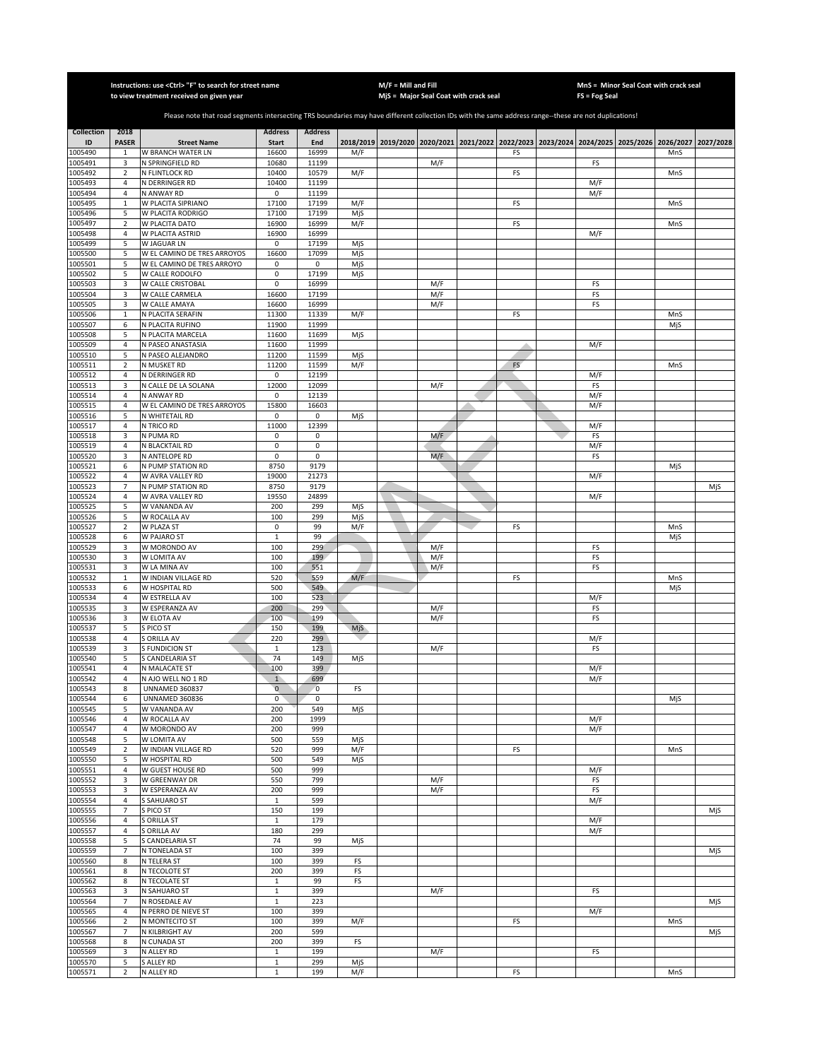Instructions: use <Ctrl> "F" to search for street name to view treatment received on given year

M/F = Mill and Fill
MjS = Major Seal Coat with crack seal

MnS = Minor Seal Coat with crack seal
FS = Fog Seal

Please note that road segments intersecting TRS boundaries may have different collection IDs with the same address range--these are not duplications!

| Collection ID | 2018 PASER | Street Name | Address Start | Address End | 2018/2019 | 2019/2020 | 2020/2021 | 2021/2022 | 2022/2023 | 2023/2024 | 2024/2025 | 2025/2026 | 2026/2027 | 2027/2028 |
|---|---|---|---|---|---|---|---|---|---|---|---|---|---|---|
| 1005490 | 1 | W BRANCH WATER LN | 16600 | 16999 | M/F | | | | FS | | | | MnS | |
| 1005491 | 3 | N SPRINGFIELD RD | 10680 | 11199 | | | M/F | | | | FS | | | |
| 1005492 | 2 | N FLINTLOCK RD | 10400 | 10579 | M/F | | | | FS | | | | MnS | |
| 1005493 | 4 | N DERRINGER RD | 10400 | 11199 | | | | | | | M/F | | | |
| 1005494 | 4 | N ANWAY RD | 0 | 11199 | | | | | | | M/F | | | |
| 1005495 | 1 | W PLACITA SIPRIANO | 17100 | 17199 | M/F | | | | FS | | | | MnS | |
| 1005496 | 5 | W PLACITA RODRIGO | 17100 | 17199 | MjS | | | | | | | | | |
| 1005497 | 2 | W PLACITA DATO | 16900 | 16999 | M/F | | | | FS | | | | MnS | |
| 1005498 | 4 | W PLACITA ASTRID | 16900 | 16999 | | | | | | | M/F | | | |
| 1005499 | 5 | W JAGUAR LN | 0 | 17199 | MjS | | | | | | | | | |
| 1005500 | 5 | W EL CAMINO DE TRES ARROYOS | 16600 | 17099 | MjS | | | | | | | | | |
| 1005501 | 5 | W EL CAMINO DE TRES ARROYO | 0 | 0 | MjS | | | | | | | | | |
| 1005502 | 5 | W CALLE RODOLFO | 0 | 17199 | MjS | | | | | | | | | |
| 1005503 | 3 | W CALLE CRISTOBAL | 0 | 16999 | | | M/F | | | | FS | | | |
| 1005504 | 3 | W CALLE CARMELA | 16600 | 17199 | | | M/F | | | | FS | | | |
| 1005505 | 3 | W CALLE AMAYA | 16600 | 16999 | | | M/F | | | | FS | | | |
| 1005506 | 1 | N PLACITA SERAFIN | 11300 | 11339 | M/F | | | | FS | | | | MnS | |
| 1005507 | 6 | N PLACITA RUFINO | 11900 | 11999 | | | | | | | | | MjS | |
| 1005508 | 5 | N PLACITA MARCELA | 11600 | 11699 | MjS | | | | | | | | | |
| 1005509 | 4 | N PASEO ANASTASIA | 11600 | 11999 | | | | | | | M/F | | | |
| 1005510 | 5 | N PASEO ALEJANDRO | 11200 | 11599 | MjS | | | | | | | | | |
| 1005511 | 2 | N MUSKET RD | 11200 | 11599 | M/F | | | | FS | | | | MnS | |
| 1005512 | 4 | N DERRINGER RD | 0 | 12199 | | | | | | | M/F | | | |
| 1005513 | 3 | N CALLE DE LA SOLANA | 12000 | 12099 | | | M/F | | | | FS | | | |
| 1005514 | 4 | N ANWAY RD | 0 | 12139 | | | | | | | M/F | | | |
| 1005515 | 4 | W EL CAMINO DE TRES ARROYOS | 15800 | 16603 | | | | | | | M/F | | | |
| 1005516 | 5 | N WHITETAIL RD | 0 | 0 | MjS | | | | | | | | | |
| 1005517 | 4 | N TRICO RD | 11000 | 12399 | | | | | | | M/F | | | |
| 1005518 | 3 | N PUMA RD | 0 | 0 | | | M/F | | | | FS | | | |
| 1005519 | 4 | N BLACKTAIL RD | 0 | 0 | | | | | | | M/F | | | |
| 1005520 | 3 | N ANTELOPE RD | 0 | 0 | | | M/F | | | | FS | | | |
| 1005521 | 6 | N PUMP STATION RD | 8750 | 9179 | | | | | | | | | MjS | |
| 1005522 | 4 | W AVRA VALLEY RD | 19000 | 21273 | | | | | | | M/F | | | |
| 1005523 | 7 | N PUMP STATION RD | 8750 | 9179 | | | | | | | | | | MjS |
| 1005524 | 4 | W AVRA VALLEY RD | 19550 | 24899 | | | | | | | M/F | | | |
| 1005525 | 5 | W VANANDA AV | 200 | 299 | MjS | | | | | | | | | |
| 1005526 | 5 | W ROCALLA AV | 100 | 299 | MjS | | | | | | | | | |
| 1005527 | 2 | W PLAZA ST | 0 | 99 | M/F | | | | FS | | | | MnS | |
| 1005528 | 6 | W PAJARO ST | 1 | 99 | | | | | | | | | MjS | |
| 1005529 | 3 | W MORONDO AV | 100 | 299 | | | M/F | | | | FS | | | |
| 1005530 | 3 | W LOMITA AV | 100 | 199 | | | M/F | | | | FS | | | |
| 1005531 | 3 | W LA MINA AV | 100 | 551 | | | M/F | | | | FS | | | |
| 1005532 | 1 | W INDIAN VILLAGE RD | 520 | 559 | M/F | | | | FS | | | | MnS | |
| 1005533 | 6 | W HOSPITAL RD | 500 | 549 | | | | | | | | | MjS | |
| 1005534 | 4 | W ESTRELLA AV | 100 | 523 | | | | | | | M/F | | | |
| 1005535 | 3 | W ESPERANZA AV | 200 | 299 | | | M/F | | | | FS | | | |
| 1005536 | 3 | W ELOTA AV | 100 | 199 | | | M/F | | | | FS | | | |
| 1005537 | 5 | S PICO ST | 150 | 199 | MjS | | | | | | | | | |
| 1005538 | 4 | S ORILLA AV | 220 | 299 | | | | | | | M/F | | | |
| 1005539 | 3 | S FUNDICION ST | 1 | 123 | | | M/F | | | | FS | | | |
| 1005540 | 5 | S CANDELARIA ST | 74 | 149 | MjS | | | | | | | | | |
| 1005541 | 4 | N MALACATE ST | 100 | 399 | | | | | | | M/F | | | |
| 1005542 | 4 | N AJO WELL NO 1 RD | 1 | 699 | | | | | | | M/F | | | |
| 1005543 | 8 | UNNAMED 360837 | 0 | 0 | FS | | | | | | | | | |
| 1005544 | 6 | UNNAMED 360836 | 0 | 0 | | | | | | | | | MjS | |
| 1005545 | 5 | W VANANDA AV | 200 | 549 | MjS | | | | | | | | | |
| 1005546 | 4 | W ROCALLA AV | 200 | 1999 | | | | | | | M/F | | | |
| 1005547 | 4 | W MORONDO AV | 200 | 999 | | | | | | | M/F | | | |
| 1005548 | 5 | W LOMITA AV | 500 | 559 | MjS | | | | | | | | | |
| 1005549 | 2 | W INDIAN VILLAGE RD | 520 | 999 | M/F | | | | FS | | | | MnS | |
| 1005550 | 5 | W HOSPITAL RD | 500 | 549 | MjS | | | | | | | | | |
| 1005551 | 4 | W GUEST HOUSE RD | 500 | 999 | | | | | | | M/F | | | |
| 1005552 | 3 | W GREENWAY DR | 550 | 799 | | | M/F | | | | FS | | | |
| 1005553 | 3 | W ESPERANZA AV | 200 | 999 | | | M/F | | | | FS | | | |
| 1005554 | 4 | S SAHUARO ST | 1 | 599 | | | | | | | M/F | | | |
| 1005555 | 7 | S PICO ST | 150 | 199 | | | | | | | | | | MjS |
| 1005556 | 4 | S ORILLA ST | 1 | 179 | | | | | | | M/F | | | |
| 1005557 | 4 | S ORILLA AV | 180 | 299 | | | | | | | M/F | | | |
| 1005558 | 5 | S CANDELARIA ST | 74 | 99 | MjS | | | | | | | | | |
| 1005559 | 7 | N TONELADA ST | 100 | 399 | | | | | | | | | | MjS |
| 1005560 | 8 | N TELERA ST | 100 | 399 | FS | | | | | | | | | |
| 1005561 | 8 | N TECOLOTE ST | 200 | 399 | FS | | | | | | | | | |
| 1005562 | 8 | N TECOLATE ST | 1 | 99 | FS | | | | | | | | | |
| 1005563 | 3 | N SAHUARO ST | 1 | 399 | | | M/F | | | | FS | | | |
| 1005564 | 7 | N ROSEDALE AV | 1 | 223 | | | | | | | | | | MjS |
| 1005565 | 4 | N PERRO DE NIEVE ST | 100 | 399 | | | | | | | M/F | | | |
| 1005566 | 2 | N MONTECITO ST | 100 | 399 | M/F | | | | FS | | | | MnS | |
| 1005567 | 7 | N KILBRIGHT AV | 200 | 599 | | | | | | | | | | MjS |
| 1005568 | 8 | N CUNADA ST | 200 | 399 | FS | | | | | | | | | |
| 1005569 | 3 | N ALLEY RD | 1 | 199 | | | M/F | | | | FS | | | |
| 1005570 | 5 | S ALLEY RD | 1 | 299 | MjS | | | | | | | | | |
| 1005571 | 2 | N ALLEY RD | 1 | 199 | M/F | | | | FS | | | | MnS | |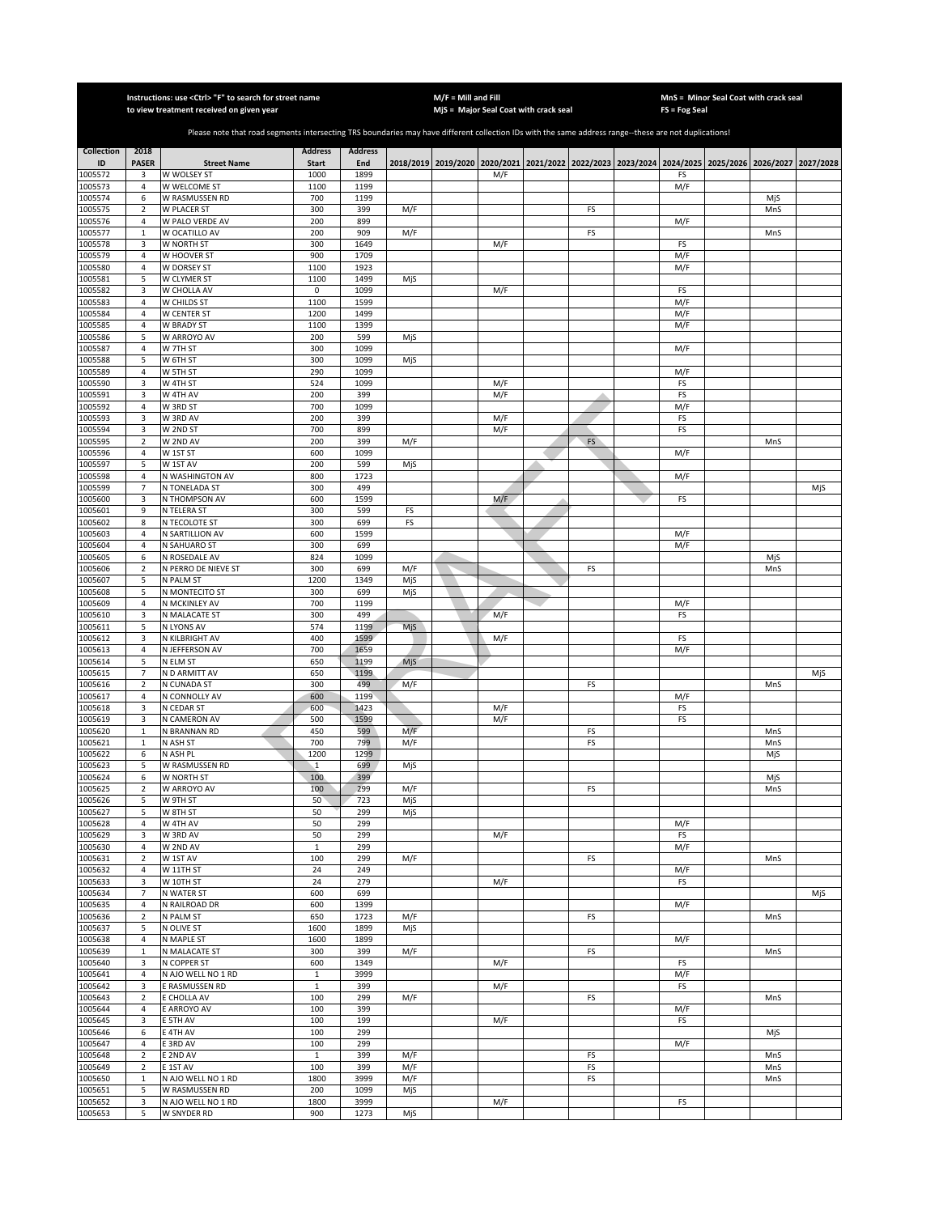Instructions: use <Ctrl> "F" to search for street name to view treatment received on given year

M/F = Mill and Fill
MjS = Major Seal Coat with crack seal

MnS = Minor Seal Coat with crack seal
FS = Fog Seal

Please note that road segments intersecting TRS boundaries may have different collection IDs with the same address range--these are not duplications!

| Collection ID | 2018 PASER | Street Name | Address Start | Address End | 2018/2019 | 2019/2020 | 2020/2021 | 2021/2022 | 2022/2023 | 2023/2024 | 2024/2025 | 2025/2026 | 2026/2027 | 2027/2028 |
|---|---|---|---|---|---|---|---|---|---|---|---|---|---|---|
| 1005572 | 3 | W WOLSEY ST | 1000 | 1899 | | | M/F | | | | FS | | | |
| 1005573 | 4 | W WELCOME ST | 1100 | 1199 | | | | | | | M/F | | | |
| 1005574 | 6 | W RASMUSSEN RD | 700 | 1199 | | | | | | | | | MjS | |
| 1005575 | 2 | W PLACER ST | 300 | 399 | M/F | | | | FS | | | | MnS | |
| 1005576 | 4 | W PALO VERDE AV | 200 | 899 | | | | | | | M/F | | | |
| 1005577 | 1 | W OCATILLO AV | 200 | 909 | M/F | | | | FS | | | | MnS | |
| 1005578 | 3 | W NORTH ST | 300 | 1649 | | | M/F | | | | FS | | | |
| 1005579 | 4 | W HOOVER ST | 900 | 1709 | | | | | | | M/F | | | |
| 1005580 | 4 | W DORSEY ST | 1100 | 1923 | | | | | | | M/F | | | |
| 1005581 | 5 | W CLYMER ST | 1100 | 1499 | MjS | | | | | | | | | |
| 1005582 | 3 | W CHOLLA AV | 0 | 1099 | | | M/F | | | | FS | | | |
| 1005583 | 4 | W CHILDS ST | 1100 | 1599 | | | | | | | M/F | | | |
| 1005584 | 4 | W CENTER ST | 1200 | 1499 | | | | | | | M/F | | | |
| 1005585 | 4 | W BRADY ST | 1100 | 1399 | | | | | | | M/F | | | |
| 1005586 | 5 | W ARROYO AV | 200 | 599 | MjS | | | | | | | | | |
| 1005587 | 4 | W 7TH ST | 300 | 1099 | | | | | | | M/F | | | |
| 1005588 | 5 | W 6TH ST | 300 | 1099 | MjS | | | | | | | | | |
| 1005589 | 4 | W 5TH ST | 290 | 1099 | | | | | | | M/F | | | |
| 1005590 | 3 | W 4TH ST | 524 | 1099 | | | M/F | | | | FS | | | |
| 1005591 | 3 | W 4TH AV | 200 | 399 | | | M/F | | | | FS | | | |
| 1005592 | 4 | W 3RD ST | 700 | 1099 | | | | | | | M/F | | | |
| 1005593 | 3 | W 3RD AV | 200 | 399 | | | M/F | | | | FS | | | |
| 1005594 | 3 | W 2ND ST | 700 | 899 | | | M/F | | | | FS | | | |
| 1005595 | 2 | W 2ND AV | 200 | 399 | M/F | | | | FS | | | | MnS | |
| 1005596 | 4 | W 1ST ST | 600 | 1099 | | | | | | | M/F | | | |
| 1005597 | 5 | W 1ST AV | 200 | 599 | MjS | | | | | | | | | |
| 1005598 | 4 | N WASHINGTON AV | 800 | 1723 | | | | | | | M/F | | | |
| 1005599 | 7 | N TONELADA ST | 300 | 499 | | | | | | | | | | MjS |
| 1005600 | 3 | N THOMPSON AV | 600 | 1599 | | | M/F | | | | FS | | | |
| 1005601 | 9 | N TELERA ST | 300 | 599 | FS | | | | | | | | | |
| 1005602 | 8 | N TECOLOTE ST | 300 | 699 | FS | | | | | | | | | |
| 1005603 | 4 | N SARTILLION AV | 600 | 1599 | | | | | | | M/F | | | |
| 1005604 | 4 | N SAHUARO ST | 300 | 699 | | | | | | | M/F | | | |
| 1005605 | 6 | N ROSEDALE AV | 824 | 1099 | | | | | | | | | MjS | |
| 1005606 | 2 | N PERRO DE NIEVE ST | 300 | 699 | M/F | | | | FS | | | | MnS | |
| 1005607 | 5 | N PALM ST | 1200 | 1349 | MjS | | | | | | | | | |
| 1005608 | 5 | N MONTECITO ST | 300 | 699 | MjS | | | | | | | | | |
| 1005609 | 4 | N MCKINLEY AV | 700 | 1199 | | | | | | | M/F | | | |
| 1005610 | 3 | N MALACATE ST | 300 | 499 | | | M/F | | | | FS | | | |
| 1005611 | 5 | N LYONS AV | 574 | 1199 | MjS | | | | | | | | | |
| 1005612 | 3 | N KILBRIGHT AV | 400 | 1599 | | | M/F | | | | FS | | | |
| 1005613 | 4 | N JEFFERSON AV | 700 | 1659 | | | | | | | M/F | | | |
| 1005614 | 5 | N ELM ST | 650 | 1199 | MjS | | | | | | | | | |
| 1005615 | 7 | N D ARMITT AV | 650 | 1199 | | | | | | | | | | MjS |
| 1005616 | 2 | N CUNADA ST | 300 | 499 | M/F | | | | FS | | | | MnS | |
| 1005617 | 4 | N CONNOLLY AV | 600 | 1199 | | | | | | | M/F | | | |
| 1005618 | 3 | N CEDAR ST | 600 | 1423 | | | M/F | | | | FS | | | |
| 1005619 | 3 | N CAMERON AV | 500 | 1599 | | | M/F | | | | FS | | | |
| 1005620 | 1 | N BRANNAN RD | 450 | 599 | M/F | | | | FS | | | | MnS | |
| 1005621 | 1 | N ASH ST | 700 | 799 | M/F | | | | FS | | | | MnS | |
| 1005622 | 6 | N ASH PL | 1200 | 1299 | | | | | | | | | MjS | |
| 1005623 | 5 | W RASMUSSEN RD | 1 | 699 | MjS | | | | | | | | | |
| 1005624 | 6 | W NORTH ST | 100 | 399 | | | | | | | | | MjS | |
| 1005625 | 2 | W ARROYO AV | 100 | 299 | M/F | | | | FS | | | | MnS | |
| 1005626 | 5 | W 9TH ST | 50 | 723 | MjS | | | | | | | | | |
| 1005627 | 5 | W 8TH ST | 50 | 299 | MjS | | | | | | | | | |
| 1005628 | 4 | W 4TH AV | 50 | 299 | | | | | | | M/F | | | |
| 1005629 | 3 | W 3RD AV | 50 | 299 | | | M/F | | | | FS | | | |
| 1005630 | 4 | W 2ND AV | 1 | 299 | | | | | | | M/F | | | |
| 1005631 | 2 | W 1ST AV | 100 | 299 | M/F | | | | FS | | | | MnS | |
| 1005632 | 4 | W 11TH ST | 24 | 249 | | | | | | | M/F | | | |
| 1005633 | 3 | W 10TH ST | 24 | 279 | | | M/F | | | | FS | | | |
| 1005634 | 7 | N WATER ST | 600 | 699 | | | | | | | | | | MjS |
| 1005635 | 4 | N RAILROAD DR | 600 | 1399 | | | | | | | M/F | | | |
| 1005636 | 2 | N PALM ST | 650 | 1723 | M/F | | | | FS | | | | MnS | |
| 1005637 | 5 | N OLIVE ST | 1600 | 1899 | MjS | | | | | | | | | |
| 1005638 | 4 | N MAPLE ST | 1600 | 1899 | | | | | | | M/F | | | |
| 1005639 | 1 | N MALACATE ST | 300 | 399 | M/F | | | | FS | | | | MnS | |
| 1005640 | 3 | N COPPER ST | 600 | 1349 | | | M/F | | | | FS | | | |
| 1005641 | 4 | N AJO WELL NO 1 RD | 1 | 3999 | | | | | | | M/F | | | |
| 1005642 | 3 | E RASMUSSEN RD | 1 | 399 | | | M/F | | | | FS | | | |
| 1005643 | 2 | E CHOLLA AV | 100 | 299 | M/F | | | | FS | | | | MnS | |
| 1005644 | 4 | E ARROYO AV | 100 | 399 | | | | | | | M/F | | | |
| 1005645 | 3 | E 5TH AV | 100 | 199 | | | M/F | | | | FS | | | |
| 1005646 | 6 | E 4TH AV | 100 | 299 | | | | | | | | | MjS | |
| 1005647 | 4 | E 3RD AV | 100 | 299 | | | | | | | M/F | | | |
| 1005648 | 2 | E 2ND AV | 1 | 399 | M/F | | | | FS | | | | MnS | |
| 1005649 | 2 | E 1ST AV | 100 | 399 | M/F | | | | FS | | | | MnS | |
| 1005650 | 1 | N AJO WELL NO 1 RD | 1800 | 3999 | M/F | | | | FS | | | | MnS | |
| 1005651 | 5 | W RASMUSSEN RD | 200 | 1099 | MjS | | | | | | | | | |
| 1005652 | 3 | N AJO WELL NO 1 RD | 1800 | 3999 | | | M/F | | | | FS | | | |
| 1005653 | 5 | W SNYDER RD | 900 | 1273 | MjS | | | | | | | | | |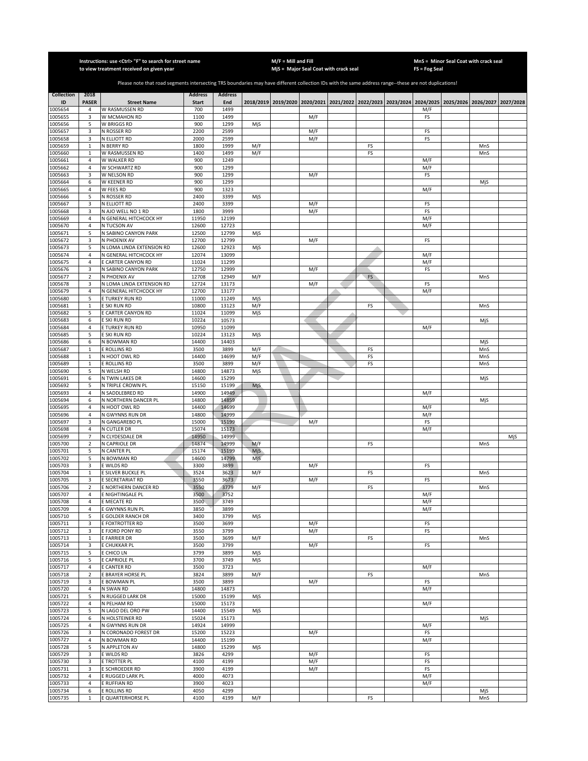Instructions: use <Ctrl> "F" to search for street name to view treatment received on given year

M/F = Mill and Fill
MjS = Major Seal Coat with crack seal

MnS = Minor Seal Coat with crack seal
FS = Fog Seal

Please note that road segments intersecting TRS boundaries may have different collection IDs with the same address range--these are not duplications!

| Collection ID | 2018 PASER | Street Name | Address Start | Address End | 2018/2019 | 2019/2020 | 2020/2021 | 2021/2022 | 2022/2023 | 2023/2024 | 2024/2025 | 2025/2026 | 2026/2027 | 2027/2028 |
|---|---|---|---|---|---|---|---|---|---|---|---|---|---|---|
| 1005654 | 4 | W RASMUSSEN RD | 700 | 1499 | | | | | | | M/F | | | |
| 1005655 | 3 | W MCMAHON RD | 1100 | 1499 | | | M/F | | | | FS | | | |
| 1005656 | 5 | W BRIGGS RD | 900 | 1299 | MjS | | | | | | | | | |
| 1005657 | 3 | N ROSSER RD | 2200 | 2599 | | | M/F | | | | FS | | | |
| 1005658 | 3 | N ELLIOTT RD | 2000 | 2599 | | | M/F | | | | FS | | | |
| 1005659 | 1 | N BERRY RD | 1800 | 1999 | M/F | | | | FS | | | | MnS | |
| 1005660 | 1 | W RASMUSSEN RD | 1400 | 1499 | M/F | | | | FS | | | | MnS | |
| 1005661 | 4 | W WALKER RD | 900 | 1249 | | | | | | | M/F | | | |
| 1005662 | 4 | W SCHWARTZ RD | 900 | 1299 | | | | | | | M/F | | | |
| 1005663 | 3 | W NELSON RD | 900 | 1299 | | | M/F | | | | FS | | | |
| 1005664 | 6 | W KEENER RD | 900 | 1299 | | | | | | | | | MjS | |
| 1005665 | 4 | W FEES RD | 900 | 1323 | | | | | | | M/F | | | |
| 1005666 | 5 | N ROSSER RD | 2400 | 3399 | MjS | | | | | | | | | |
| 1005667 | 3 | N ELLIOTT RD | 2400 | 3399 | | | M/F | | | | FS | | | |
| 1005668 | 3 | N AJO WELL NO 1 RD | 1800 | 3999 | | | M/F | | | | FS | | | |
| 1005669 | 4 | N GENERAL HITCHCOCK HY | 11950 | 12199 | | | | | | | M/F | | | |
| 1005670 | 4 | N TUCSON AV | 12600 | 12723 | | | | | | | M/F | | | |
| 1005671 | 5 | N SABINO CANYON PARK | 12500 | 12799 | MjS | | | | | | | | | |
| 1005672 | 3 | N PHOENIX AV | 12700 | 12799 | | | M/F | | | | FS | | | |
| 1005673 | 5 | N LOMA LINDA EXTENSION RD | 12600 | 12923 | MjS | | | | | | | | | |
| 1005674 | 4 | N GENERAL HITCHCOCK HY | 12074 | 13099 | | | | | | | M/F | | | |
| 1005675 | 4 | E CARTER CANYON RD | 11024 | 11299 | | | | | | | M/F | | | |
| 1005676 | 3 | N SABINO CANYON PARK | 12750 | 12999 | | | M/F | | | | FS | | | |
| 1005677 | 2 | N PHOENIX AV | 12708 | 12949 | M/F | | | | FS | | | | MnS | |
| 1005678 | 3 | N LOMA LINDA EXTENSION RD | 12724 | 13173 | | | M/F | | | | FS | | | |
| 1005679 | 4 | N GENERAL HITCHCOCK HY | 12700 | 13177 | | | | | | | M/F | | | |
| 1005680 | 5 | E TURKEY RUN RD | 11000 | 11249 | MjS | | | | | | | | | |
| 1005681 | 1 | E SKI RUN RD | 10800 | 13123 | M/F | | | | FS | | | | MnS | |
| 1005682 | 5 | E CARTER CANYON RD | 11024 | 11099 | MjS | | | | | | | | | |
| 1005683 | 6 | E SKI RUN RD | 10224 | 10573 | | | | | | | | | MjS | |
| 1005684 | 4 | E TURKEY RUN RD | 10950 | 11099 | | | | | | | M/F | | | |
| 1005685 | 5 | E SKI RUN RD | 10224 | 13123 | MjS | | | | | | | | | |
| 1005686 | 6 | N BOWMAN RD | 14400 | 14403 | | | | | | | | | MjS | |
| 1005687 | 1 | E ROLLINS RD | 3500 | 3899 | M/F | | | | FS | | | | MnS | |
| 1005688 | 1 | N HOOT OWL RD | 14400 | 14699 | M/F | | | | FS | | | | MnS | |
| 1005689 | 1 | E ROLLINS RD | 3500 | 3899 | M/F | | | | FS | | | | MnS | |
| 1005690 | 5 | N WELSH RD | 14800 | 14873 | MjS | | | | | | | | | |
| 1005691 | 6 | N TWIN LAKES DR | 14600 | 15299 | | | | | | | | | MjS | |
| 1005692 | 5 | N TRIPLE CROWN PL | 15150 | 15199 | MjS | | | | | | | | | |
| 1005693 | 4 | N SADDLEBRED RD | 14900 | 14949 | | | | | | | M/F | | | |
| 1005694 | 6 | N NORTHERN DANCER PL | 14800 | 14859 | | | | | | | | | MjS | |
| 1005695 | 4 | N HOOT OWL RD | 14400 | 14699 | | | | | | | M/F | | | |
| 1005696 | 4 | N GWYNNS RUN DR | 14800 | 14999 | | | | | | | M/F | | | |
| 1005697 | 3 | N GANGAREBO PL | 15000 | 15199 | | | M/F | | | | FS | | | |
| 1005698 | 4 | N CUTLER DR | 15074 | 15173 | | | | | | | M/F | | | |
| 1005699 | 7 | N CLYDESDALE DR | 14950 | 14999 | | | | | | | | | | MjS |
| 1005700 | 2 | N CAPRIOLE DR | 14874 | 14999 | M/F | | | | FS | | | | MnS | |
| 1005701 | 5 | N CANTER PL | 15174 | 15199 | MjS | | | | | | | | | |
| 1005702 | 5 | N BOWMAN RD | 14600 | 14799 | MjS | | | | | | | | | |
| 1005703 | 3 | E WILDS RD | 3300 | 3899 | | | M/F | | | | FS | | | |
| 1005704 | 1 | E SILVER BUCKLE PL | 3524 | 3623 | M/F | | | | FS | | | | MnS | |
| 1005705 | 3 | E SECRETARIAT RD | 3550 | 3673 | | | M/F | | | | FS | | | |
| 1005706 | 2 | E NORTHERN DANCER RD | 3550 | 3779 | M/F | | | | FS | | | | MnS | |
| 1005707 | 4 | E NIGHTINGALE PL | 3500 | 3752 | | | | | | | M/F | | | |
| 1005708 | 4 | E MECATE RD | 3500 | 3749 | | | | | | | M/F | | | |
| 1005709 | 4 | E GWYNNS RUN PL | 3850 | 3899 | | | | | | | M/F | | | |
| 1005710 | 5 | E GOLDER RANCH DR | 3400 | 3799 | MjS | | | | | | | | | |
| 1005711 | 3 | E FOXTROTTER RD | 3500 | 3699 | | | M/F | | | | FS | | | |
| 1005712 | 3 | E FJORD PONY RD | 3550 | 3799 | | | M/F | | | | FS | | | |
| 1005713 | 1 | E FARRIER DR | 3500 | 3699 | M/F | | | | FS | | | | MnS | |
| 1005714 | 3 | E CHUKKAR PL | 3500 | 3799 | | | M/F | | | | FS | | | |
| 1005715 | 5 | E CHICO LN | 3799 | 3899 | MjS | | | | | | | | | |
| 1005716 | 5 | E CAPRIOLE PL | 3700 | 3749 | MjS | | | | | | | | | |
| 1005717 | 4 | E CANTER RD | 3500 | 3723 | | | | | | | M/F | | | |
| 1005718 | 2 | E BRAYER HORSE PL | 3824 | 3899 | M/F | | | | FS | | | | MnS | |
| 1005719 | 3 | E BOWMAN PL | 3500 | 3899 | | | M/F | | | | FS | | | |
| 1005720 | 4 | N SWAN RD | 14800 | 14873 | | | | | | | M/F | | | |
| 1005721 | 5 | N RUGGED LARK DR | 15000 | 15199 | MjS | | | | | | | | | |
| 1005722 | 4 | N PELHAM RD | 15000 | 15173 | | | | | | | M/F | | | |
| 1005723 | 5 | N LAGO DEL ORO PW | 14400 | 15549 | MjS | | | | | | | | | |
| 1005724 | 6 | N HOLSTEINER RD | 15024 | 15173 | | | | | | | | | MjS | |
| 1005725 | 4 | N GWYNNS RUN DR | 14924 | 14999 | | | | | | | M/F | | | |
| 1005726 | 3 | N CORONADO FOREST DR | 15200 | 15223 | | | M/F | | | | FS | | | |
| 1005727 | 4 | N BOWMAN RD | 14400 | 15199 | | | | | | | M/F | | | |
| 1005728 | 5 | N APPLETON AV | 14800 | 15299 | MjS | | | | | | | | | |
| 1005729 | 3 | E WILDS RD | 3826 | 4299 | | | M/F | | | | FS | | | |
| 1005730 | 3 | E TROTTER PL | 4100 | 4199 | | | M/F | | | | FS | | | |
| 1005731 | 3 | E SCHROEDER RD | 3900 | 4199 | | | M/F | | | | FS | | | |
| 1005732 | 4 | E RUGGED LARK PL | 4000 | 4073 | | | | | | | M/F | | | |
| 1005733 | 4 | E RUFFIAN RD | 3900 | 4023 | | | | | | | M/F | | | |
| 1005734 | 6 | E ROLLINS RD | 4050 | 4299 | | | | | | | | | MjS | |
| 1005735 | 1 | E QUARTERHORSE PL | 4100 | 4199 | M/F | | | | FS | | | | MnS | |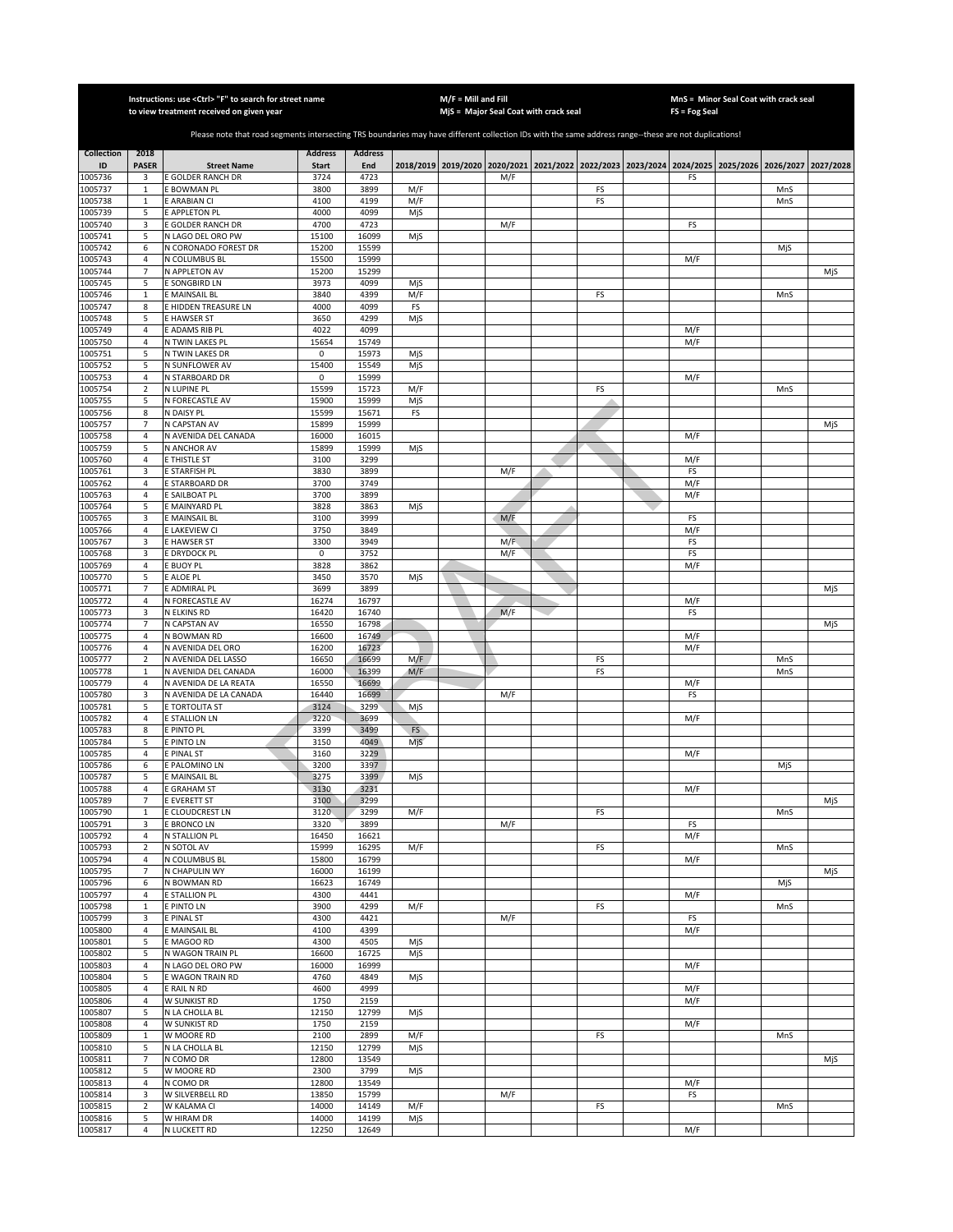Instructions: use <Ctrl> "F" to search for street name to view treatment received on given year

M/F = Mill and Fill
MjS = Major Seal Coat with crack seal

MnS = Minor Seal Coat with crack seal
FS = Fog Seal

Please note that road segments intersecting TRS boundaries may have different collection IDs with the same address range--these are not duplications!

| Collection ID | 2018 PASER | Street Name | Address Start | Address End | 2018/2019 | 2019/2020 | 2020/2021 | 2021/2022 | 2022/2023 | 2023/2024 | 2024/2025 | 2025/2026 | 2026/2027 | 2027/2028 |
|---|---|---|---|---|---|---|---|---|---|---|---|---|---|---|
| 1005736 | 3 | E GOLDER RANCH DR | 3724 | 4723 | | | M/F | | | | FS | | | |
| 1005737 | 1 | E BOWMAN PL | 3800 | 3899 | M/F | | | | FS | | | | MnS | |
| 1005738 | 1 | E ARABIAN CI | 4100 | 4199 | M/F | | | | FS | | | | MnS | |
| 1005739 | 5 | E APPLETON PL | 4000 | 4099 | MjS | | | | | | | | | |
| 1005740 | 3 | E GOLDER RANCH DR | 4700 | 4723 | | | M/F | | | | FS | | | |
| 1005741 | 5 | N LAGO DEL ORO PW | 15100 | 16099 | MjS | | | | | | | | | |
| 1005742 | 6 | N CORONADO FOREST DR | 15200 | 15599 | | | | | | | | | MjS | |
| 1005743 | 4 | N COLUMBUS BL | 15500 | 15999 | | | | | | | M/F | | | |
| 1005744 | 7 | N APPLETON AV | 15200 | 15299 | | | | | | | | | | MjS |
| 1005745 | 5 | E SONGBIRD LN | 3973 | 4099 | MjS | | | | | | | | | |
| 1005746 | 1 | E MAINSAIL BL | 3840 | 4399 | M/F | | | | FS | | | | MnS | |
| 1005747 | 8 | E HIDDEN TREASURE LN | 4000 | 4099 | FS | | | | | | | | | |
| 1005748 | 5 | E HAWSER ST | 3650 | 4299 | MjS | | | | | | | | | |
| 1005749 | 4 | E ADAMS RIB PL | 4022 | 4099 | | | | | | | M/F | | | |
| 1005750 | 4 | N TWIN LAKES PL | 15654 | 15749 | | | | | | | M/F | | | |
| 1005751 | 5 | N TWIN LAKES DR | 0 | 15973 | MjS | | | | | | | | | |
| 1005752 | 5 | N SUNFLOWER AV | 15400 | 15549 | MjS | | | | | | | | | |
| 1005753 | 4 | N STARBOARD DR | 0 | 15999 | | | | | | | M/F | | | |
| 1005754 | 2 | N LUPINE PL | 15599 | 15723 | M/F | | | | FS | | | | MnS | |
| 1005755 | 5 | N FORECASTLE AV | 15900 | 15999 | MjS | | | | | | | | | |
| 1005756 | 8 | N DAISY PL | 15599 | 15671 | FS | | | | | | | | | |
| 1005757 | 7 | N CAPSTAN AV | 15899 | 15999 | | | | | | | | | | MjS |
| 1005758 | 4 | N AVENIDA DEL CANADA | 16000 | 16015 | | | | | | | M/F | | | |
| 1005759 | 5 | N ANCHOR AV | 15899 | 15999 | MjS | | | | | | | | | |
| 1005760 | 4 | E THISTLE ST | 3100 | 3299 | | | | | | | M/F | | | |
| 1005761 | 3 | E STARFISH PL | 3830 | 3899 | | | M/F | | | | FS | | | |
| 1005762 | 4 | E STARBOARD DR | 3700 | 3749 | | | | | | | M/F | | | |
| 1005763 | 4 | E SAILBOAT PL | 3700 | 3899 | | | | | | | M/F | | | |
| 1005764 | 5 | E MAINYARD PL | 3828 | 3863 | MjS | | | | | | | | | |
| 1005765 | 3 | E MAINSAIL BL | 3100 | 3999 | | | M/F | | | | FS | | | |
| 1005766 | 4 | E LAKEVIEW CI | 3750 | 3849 | | | | | | | M/F | | | |
| 1005767 | 3 | E HAWSER ST | 3300 | 3949 | | | M/F | | | | FS | | | |
| 1005768 | 3 | E DRYDOCK PL | 0 | 3752 | | | M/F | | | | FS | | | |
| 1005769 | 4 | E BUOY PL | 3828 | 3862 | | | | | | | M/F | | | |
| 1005770 | 5 | E ALOE PL | 3450 | 3570 | MjS | | | | | | | | | |
| 1005771 | 7 | E ADMIRAL PL | 3699 | 3899 | | | | | | | | | | MjS |
| 1005772 | 4 | N FORECASTLE AV | 16274 | 16797 | | | | | | | M/F | | | |
| 1005773 | 3 | N ELKINS RD | 16420 | 16740 | | | M/F | | | | FS | | | |
| 1005774 | 7 | N CAPSTAN AV | 16550 | 16798 | | | | | | | | | | MjS |
| 1005775 | 4 | N BOWMAN RD | 16600 | 16749 | | | | | | | M/F | | | |
| 1005776 | 4 | N AVENIDA DEL ORO | 16200 | 16723 | | | | | | | M/F | | | |
| 1005777 | 2 | N AVENIDA DEL LASSO | 16650 | 16699 | M/F | | | | FS | | | | MnS | |
| 1005778 | 1 | N AVENIDA DEL CANADA | 16000 | 16399 | M/F | | | | FS | | | | MnS | |
| 1005779 | 4 | N AVENIDA DE LA REATA | 16550 | 16699 | | | | | | | M/F | | | |
| 1005780 | 3 | N AVENIDA DE LA CANADA | 16440 | 16699 | | | M/F | | | | FS | | | |
| 1005781 | 5 | E TORTOLITA ST | 3124 | 3299 | MjS | | | | | | | | | |
| 1005782 | 4 | E STALLION LN | 3220 | 3699 | | | | | | | M/F | | | |
| 1005783 | 8 | E PINTO PL | 3399 | 3499 | FS | | | | | | | | | |
| 1005784 | 5 | E PINTO LN | 3150 | 4049 | MjS | | | | | | | | | |
| 1005785 | 4 | E PINAL ST | 3160 | 3229 | | | | | | | M/F | | | |
| 1005786 | 6 | E PALOMINO LN | 3200 | 3397 | | | | | | | | | MjS | |
| 1005787 | 5 | E MAINSAIL BL | 3275 | 3399 | MjS | | | | | | | | | |
| 1005788 | 4 | E GRAHAM ST | 3130 | 3231 | | | | | | | M/F | | | |
| 1005789 | 7 | E EVERETT ST | 3100 | 3299 | | | | | | | | | | MjS |
| 1005790 | 1 | E CLOUDCREST LN | 3120 | 3299 | M/F | | | | FS | | | | MnS | |
| 1005791 | 3 | E BRONCO LN | 3320 | 3899 | | | M/F | | | | FS | | | |
| 1005792 | 4 | N STALLION PL | 16450 | 16621 | | | | | | | M/F | | | |
| 1005793 | 2 | N SOTOL AV | 15999 | 16295 | M/F | | | | FS | | | | MnS | |
| 1005794 | 4 | N COLUMBUS BL | 15800 | 16799 | | | | | | | M/F | | | |
| 1005795 | 7 | N CHAPULIN WY | 16000 | 16199 | | | | | | | | | | MjS |
| 1005796 | 6 | N BOWMAN RD | 16623 | 16749 | | | | | | | | | MjS | |
| 1005797 | 4 | E STALLION PL | 4300 | 4441 | | | | | | | M/F | | | |
| 1005798 | 1 | E PINTO LN | 3900 | 4299 | M/F | | | | FS | | | | MnS | |
| 1005799 | 3 | E PINAL ST | 4300 | 4421 | | | M/F | | | | FS | | | |
| 1005800 | 4 | E MAINSAIL BL | 4100 | 4399 | | | | | | | M/F | | | |
| 1005801 | 5 | E MAGOO RD | 4300 | 4505 | MjS | | | | | | | | | |
| 1005802 | 5 | N WAGON TRAIN PL | 16600 | 16725 | MjS | | | | | | | | | |
| 1005803 | 4 | N LAGO DEL ORO PW | 16000 | 16999 | | | | | | | M/F | | | |
| 1005804 | 5 | E WAGON TRAIN RD | 4760 | 4849 | MjS | | | | | | | | | |
| 1005805 | 4 | E RAIL N RD | 4600 | 4999 | | | | | | | M/F | | | |
| 1005806 | 4 | W SUNKIST RD | 1750 | 2159 | | | | | | | M/F | | | |
| 1005807 | 5 | N LA CHOLLA BL | 12150 | 12799 | MjS | | | | | | | | | |
| 1005808 | 4 | W SUNKIST RD | 1750 | 2159 | | | | | | | M/F | | | |
| 1005809 | 1 | W MOORE RD | 2100 | 2899 | M/F | | | | FS | | | | MnS | |
| 1005810 | 5 | N LA CHOLLA BL | 12150 | 12799 | MjS | | | | | | | | | |
| 1005811 | 7 | N COMO DR | 12800 | 13549 | | | | | | | | | | MjS |
| 1005812 | 5 | W MOORE RD | 2300 | 3799 | MjS | | | | | | | | | |
| 1005813 | 4 | N COMO DR | 12800 | 13549 | | | | | | | M/F | | | |
| 1005814 | 3 | W SILVERBELL RD | 13850 | 15799 | | | M/F | | | | FS | | | |
| 1005815 | 2 | W KALAMA CI | 14000 | 14149 | M/F | | | | FS | | | | MnS | |
| 1005816 | 5 | W HIRAM DR | 14000 | 14199 | MjS | | | | | | | | | |
| 1005817 | 4 | N LUCKETT RD | 12250 | 12649 | | | | | | | M/F | | | |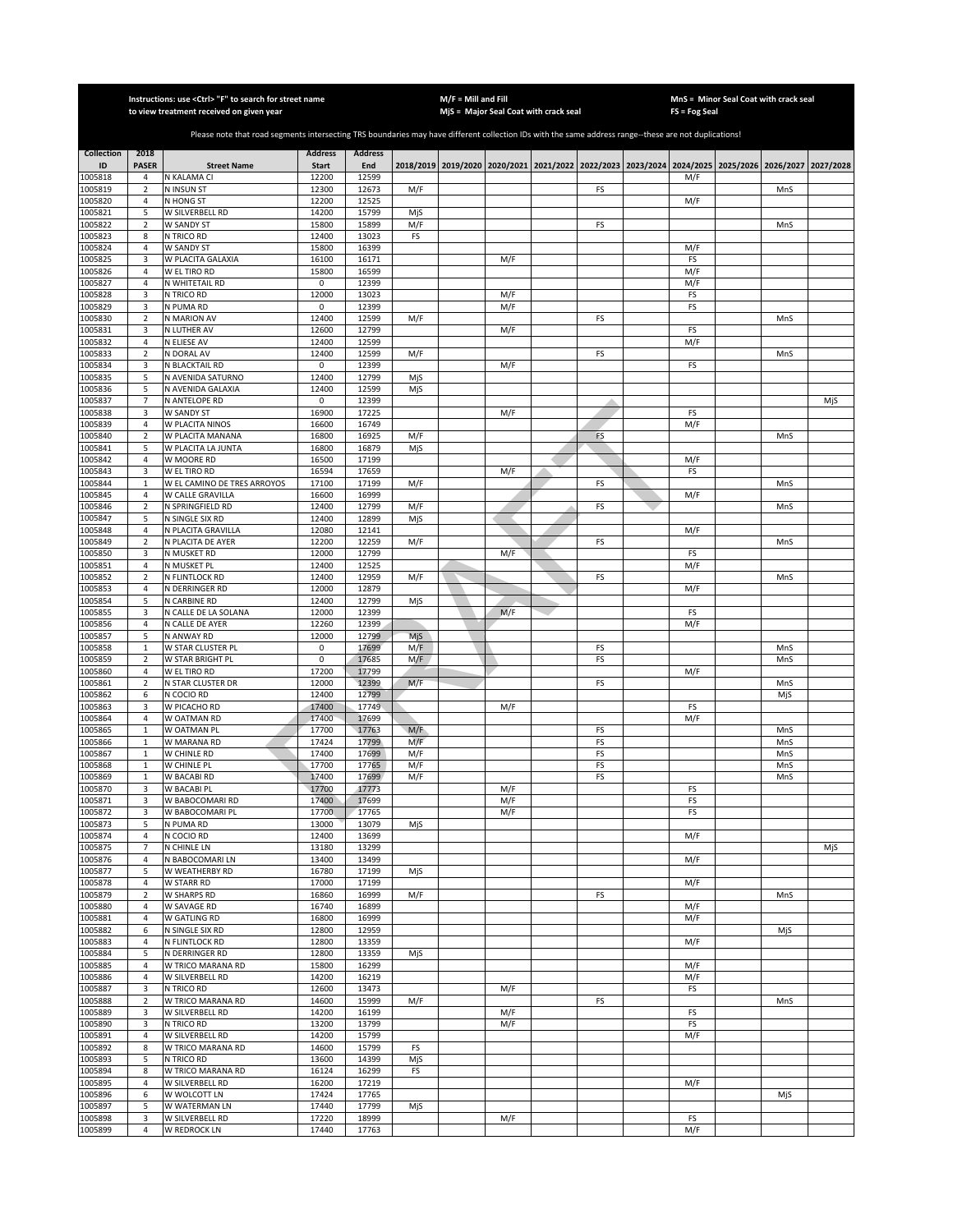Instructions: use <Ctrl> "F" to search for street name to view treatment received on given year

M/F = Mill and Fill
MjS = Major Seal Coat with crack seal

MnS = Minor Seal Coat with crack seal
FS = Fog Seal

Please note that road segments intersecting TRS boundaries may have different collection IDs with the same address range--these are not duplications!

| Collection ID | 2018 PASER | Street Name | Address Start | Address End | 2018/2019 | 2019/2020 | 2020/2021 | 2021/2022 | 2022/2023 | 2023/2024 | 2024/2025 | 2025/2026 | 2026/2027 | 2027/2028 |
|---|---|---|---|---|---|---|---|---|---|---|---|---|---|---|
| 1005818 | 4 | N KALAMA CI | 12200 | 12599 | | | | | | | M/F | | | |
| 1005819 | 2 | N INSUN ST | 12300 | 12673 | M/F | | | | FS | | | | MnS | |
| 1005820 | 4 | N HONG ST | 12200 | 12525 | | | | | | | M/F | | | |
| 1005821 | 5 | W SILVERBELL RD | 14200 | 15799 | MjS | | | | | | | | | |
| 1005822 | 2 | W SANDY ST | 15800 | 15899 | M/F | | | | FS | | | | MnS | |
| 1005823 | 8 | N TRICO RD | 12400 | 13023 | FS | | | | | | | | | |
| 1005824 | 4 | W SANDY ST | 15800 | 16399 | | | | | | | M/F | | | |
| 1005825 | 3 | W PLACITA GALAXIA | 16100 | 16171 | | | M/F | | | | FS | | | |
| 1005826 | 4 | W EL TIRO RD | 15800 | 16599 | | | | | | | M/F | | | |
| 1005827 | 4 | N WHITETAIL RD | 0 | 12399 | | | | | | | M/F | | | |
| 1005828 | 3 | N TRICO RD | 12000 | 13023 | | | M/F | | | | FS | | | |
| 1005829 | 3 | N PUMA RD | 0 | 12399 | | | M/F | | | | FS | | | |
| 1005830 | 2 | N MARION AV | 12400 | 12599 | M/F | | | | FS | | | | MnS | |
| 1005831 | 3 | N LUTHER AV | 12600 | 12799 | | | M/F | | | | FS | | | |
| 1005832 | 4 | N ELIESE AV | 12400 | 12599 | | | | | | | M/F | | | |
| 1005833 | 2 | N DORAL AV | 12400 | 12599 | M/F | | | | FS | | | | MnS | |
| 1005834 | 3 | N BLACKTAIL RD | 0 | 12399 | | | M/F | | | | FS | | | |
| 1005835 | 5 | N AVENIDA SATURNO | 12400 | 12799 | MjS | | | | | | | | | |
| 1005836 | 5 | N AVENIDA GALAXIA | 12400 | 12599 | MjS | | | | | | | | | |
| 1005837 | 7 | N ANTELOPE RD | 0 | 12399 | | | | | | | | | | MjS |
| 1005838 | 3 | W SANDY ST | 16900 | 17225 | | | M/F | | | | FS | | | |
| 1005839 | 4 | W PLACITA NINOS | 16600 | 16749 | | | | | | | M/F | | | |
| 1005840 | 2 | W PLACITA MANANA | 16800 | 16925 | M/F | | | | FS | | | | MnS | |
| 1005841 | 5 | W PLACITA LA JUNTA | 16800 | 16879 | MjS | | | | | | | | | |
| 1005842 | 4 | W MOORE RD | 16500 | 17199 | | | | | | | M/F | | | |
| 1005843 | 3 | W EL TIRO RD | 16594 | 17659 | | | M/F | | | | FS | | | |
| 1005844 | 1 | W EL CAMINO DE TRES ARROYOS | 17100 | 17199 | M/F | | | | FS | | | | MnS | |
| 1005845 | 4 | W CALLE GRAVILLA | 16600 | 16999 | | | | | | | M/F | | | |
| 1005846 | 2 | N SPRINGFIELD RD | 12400 | 12799 | M/F | | | | FS | | | | MnS | |
| 1005847 | 5 | N SINGLE SIX RD | 12400 | 12899 | MjS | | | | | | | | | |
| 1005848 | 4 | N PLACITA GRAVILLA | 12080 | 12141 | | | | | | | M/F | | | |
| 1005849 | 2 | N PLACITA DE AYER | 12200 | 12259 | M/F | | | | FS | | | | MnS | |
| 1005850 | 3 | N MUSKET RD | 12000 | 12799 | | | M/F | | | | FS | | | |
| 1005851 | 4 | N MUSKET PL | 12400 | 12525 | | | | | | | M/F | | | |
| 1005852 | 2 | N FLINTLOCK RD | 12400 | 12959 | M/F | | | | FS | | | | MnS | |
| 1005853 | 4 | N DERRINGER RD | 12000 | 12879 | | | | | | | M/F | | | |
| 1005854 | 5 | N CARBINE RD | 12400 | 12799 | MjS | | | | | | | | | |
| 1005855 | 3 | N CALLE DE LA SOLANA | 12000 | 12399 | | | M/F | | | | FS | | | |
| 1005856 | 4 | N CALLE DE AYER | 12260 | 12399 | | | | | | | M/F | | | |
| 1005857 | 5 | N ANWAY RD | 12000 | 12799 | MjS | | | | | | | | | |
| 1005858 | 1 | W STAR CLUSTER PL | 0 | 17699 | M/F | | | | FS | | | | MnS | |
| 1005859 | 2 | W STAR BRIGHT PL | 0 | 17685 | M/F | | | | FS | | | | MnS | |
| 1005860 | 4 | W EL TIRO RD | 17200 | 17799 | | | | | | | M/F | | | |
| 1005861 | 2 | N STAR CLUSTER DR | 12000 | 12399 | M/F | | | | FS | | | | MnS | |
| 1005862 | 6 | N COCIO RD | 12400 | 12799 | | | | | | | | | MjS | |
| 1005863 | 3 | W PICACHO RD | 17400 | 17749 | | | M/F | | | | FS | | | |
| 1005864 | 4 | W OATMAN RD | 17400 | 17699 | | | | | | | M/F | | | |
| 1005865 | 1 | W OATMAN PL | 17700 | 17763 | M/F | | | | FS | | | | MnS | |
| 1005866 | 1 | W MARANA RD | 17424 | 17799 | M/F | | | | FS | | | | MnS | |
| 1005867 | 1 | W CHINLE RD | 17400 | 17699 | M/F | | | | FS | | | | MnS | |
| 1005868 | 1 | W CHINLE PL | 17700 | 17765 | M/F | | | | FS | | | | MnS | |
| 1005869 | 1 | W BACABI RD | 17400 | 17699 | M/F | | | | FS | | | | MnS | |
| 1005870 | 3 | W BACABI PL | 17700 | 17773 | | | M/F | | | | FS | | | |
| 1005871 | 3 | W BABOCOMARI RD | 17400 | 17699 | | | M/F | | | | FS | | | |
| 1005872 | 3 | W BABOCOMARI PL | 17700 | 17765 | | | M/F | | | | FS | | | |
| 1005873 | 5 | N PUMA RD | 13000 | 13079 | MjS | | | | | | | | | |
| 1005874 | 4 | N COCIO RD | 12400 | 13699 | | | | | | | M/F | | | |
| 1005875 | 7 | N CHINLE LN | 13180 | 13299 | | | | | | | | | | MjS |
| 1005876 | 4 | N BABOCOMARI LN | 13400 | 13499 | | | | | | | M/F | | | |
| 1005877 | 5 | W WEATHERBY RD | 16780 | 17199 | MjS | | | | | | | | | |
| 1005878 | 4 | W STARR RD | 17000 | 17199 | | | | | | | M/F | | | |
| 1005879 | 2 | W SHARPS RD | 16860 | 16999 | M/F | | | | FS | | | | MnS | |
| 1005880 | 4 | W SAVAGE RD | 16740 | 16899 | | | | | | | M/F | | | |
| 1005881 | 4 | W GATLING RD | 16800 | 16999 | | | | | | | M/F | | | |
| 1005882 | 6 | N SINGLE SIX RD | 12800 | 12959 | | | | | | | | | MjS | |
| 1005883 | 4 | N FLINTLOCK RD | 12800 | 13359 | | | | | | | M/F | | | |
| 1005884 | 5 | N DERRINGER RD | 12800 | 13359 | MjS | | | | | | | | | |
| 1005885 | 4 | W TRICO MARANA RD | 15800 | 16299 | | | | | | | M/F | | | |
| 1005886 | 4 | W SILVERBELL RD | 14200 | 16219 | | | | | | | M/F | | | |
| 1005887 | 3 | N TRICO RD | 12600 | 13473 | | | M/F | | | | FS | | | |
| 1005888 | 2 | W TRICO MARANA RD | 14600 | 15999 | M/F | | | | FS | | | | MnS | |
| 1005889 | 3 | W SILVERBELL RD | 14200 | 16199 | | | M/F | | | | FS | | | |
| 1005890 | 3 | N TRICO RD | 13200 | 13799 | | | M/F | | | | FS | | | |
| 1005891 | 4 | W SILVERBELL RD | 14200 | 15799 | | | | | | | M/F | | | |
| 1005892 | 8 | W TRICO MARANA RD | 14600 | 15799 | FS | | | | | | | | | |
| 1005893 | 5 | N TRICO RD | 13600 | 14399 | MjS | | | | | | | | | |
| 1005894 | 8 | W TRICO MARANA RD | 16124 | 16299 | FS | | | | | | | | | |
| 1005895 | 4 | W SILVERBELL RD | 16200 | 17219 | | | | | | | M/F | | | |
| 1005896 | 6 | W WOLCOTT LN | 17424 | 17765 | | | | | | | | | MjS | |
| 1005897 | 5 | W WATERMAN LN | 17440 | 17799 | MjS | | | | | | | | | |
| 1005898 | 3 | W SILVERBELL RD | 17220 | 18999 | | | M/F | | | | FS | | | |
| 1005899 | 4 | W REDROCK LN | 17440 | 17763 | | | | | | | M/F | | | |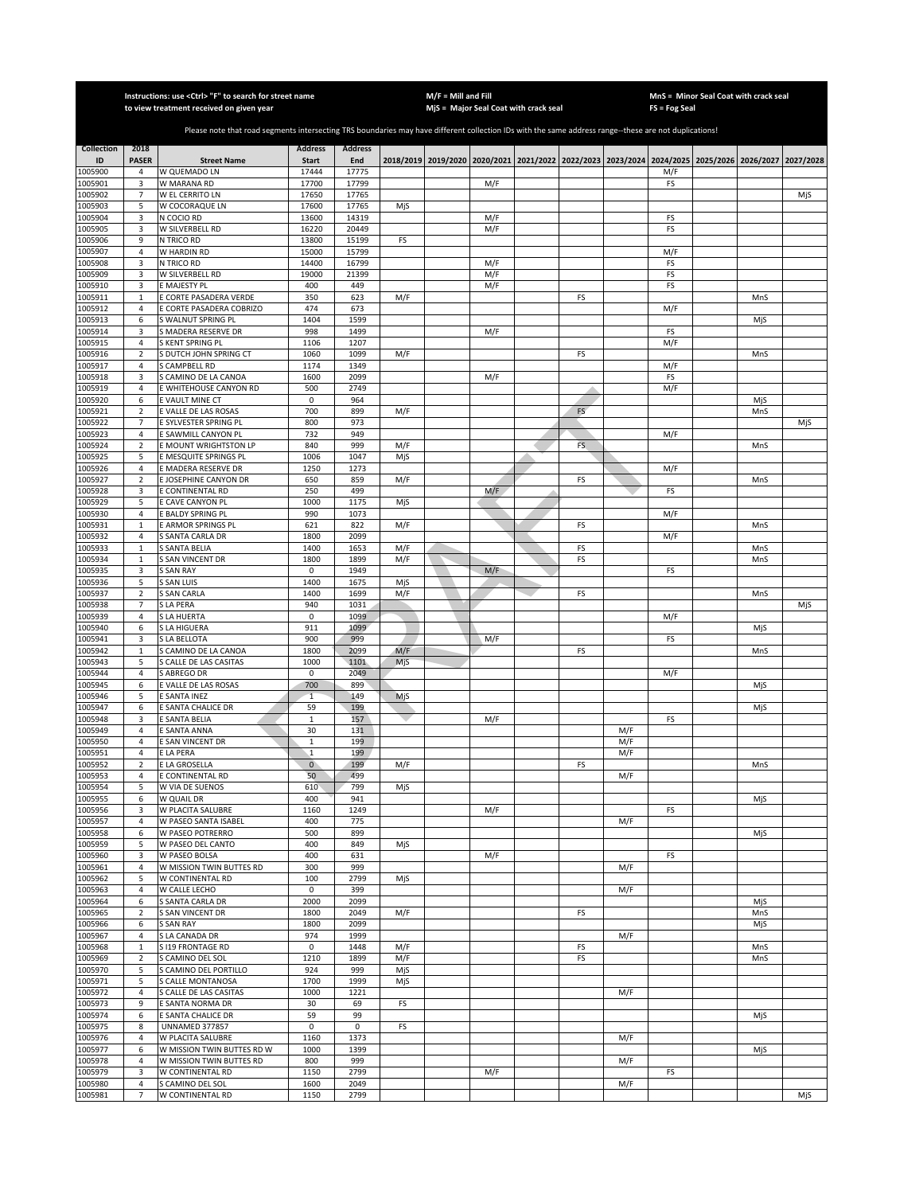Instructions: use <Ctrl> "F" to search for street name to view treatment received on given year

M/F = Mill and Fill
MjS = Major Seal Coat with crack seal

MnS = Minor Seal Coat with crack seal
FS = Fog Seal

Please note that road segments intersecting TRS boundaries may have different collection IDs with the same address range--these are not duplications!

| Collection ID | 2018 PASER | Street Name | Address Start | Address End | 2018/2019 | 2019/2020 | 2020/2021 | 2021/2022 | 2022/2023 | 2023/2024 | 2024/2025 | 2025/2026 | 2026/2027 | 2027/2028 |
|---|---|---|---|---|---|---|---|---|---|---|---|---|---|---|
| 1005900 | 4 | W QUEMADO LN | 17444 | 17775 | | | | | | | M/F | | | |
| 1005901 | 3 | W MARANA RD | 17700 | 17799 | | | M/F | | | | FS | | | |
| 1005902 | 7 | W EL CERRITO LN | 17650 | 17765 | | | | | | | | | | MjS |
| 1005903 | 5 | W COCORAQUE LN | 17600 | 17765 | MjS | | | | | | | | | |
| 1005904 | 3 | N COCIO RD | 13600 | 14319 | | | M/F | | | | FS | | | |
| 1005905 | 3 | W SILVERBELL RD | 16220 | 20449 | | | M/F | | | | FS | | | |
| 1005906 | 9 | N TRICO RD | 13800 | 15199 | FS | | | | | | | | | |
| 1005907 | 4 | W HARDIN RD | 15000 | 15799 | | | | | | | M/F | | | |
| 1005908 | 3 | N TRICO RD | 14400 | 16799 | | | M/F | | | | FS | | | |
| 1005909 | 3 | W SILVERBELL RD | 19000 | 21399 | | | M/F | | | | FS | | | |
| 1005910 | 3 | E MAJESTY PL | 400 | 449 | | | M/F | | | | FS | | | |
| 1005911 | 1 | E CORTE PASADERA VERDE | 350 | 623 | M/F | | | | FS | | | | MnS | |
| 1005912 | 4 | E CORTE PASADERA COBRIZO | 474 | 673 | | | | | | | M/F | | | |
| 1005913 | 6 | S WALNUT SPRING PL | 1404 | 1599 | | | | | | | | | MjS | |
| 1005914 | 3 | S MADERA RESERVE DR | 998 | 1499 | | | M/F | | | | FS | | | |
| 1005915 | 4 | S KENT SPRING PL | 1106 | 1207 | | | | | | | M/F | | | |
| 1005916 | 2 | S DUTCH JOHN SPRING CT | 1060 | 1099 | M/F | | | | FS | | | | MnS | |
| 1005917 | 4 | S CAMPBELL RD | 1174 | 1349 | | | | | | | M/F | | | |
| 1005918 | 3 | S CAMINO DE LA CANOA | 1600 | 2099 | | | M/F | | | | FS | | | |
| 1005919 | 4 | E WHITEHOUSE CANYON RD | 500 | 2749 | | | | | | | M/F | | | |
| 1005920 | 6 | E VAULT MINE CT | 0 | 964 | | | | | | | | | MjS | |
| 1005921 | 2 | E VALLE DE LAS ROSAS | 700 | 899 | M/F | | | | FS | | | | MnS | |
| 1005922 | 7 | E SYLVESTER SPRING PL | 800 | 973 | | | | | | | | | | MjS |
| 1005923 | 4 | E SAWMILL CANYON PL | 732 | 949 | | | | | | | M/F | | | |
| 1005924 | 2 | E MOUNT WRIGHTSTON LP | 840 | 999 | M/F | | | | FS | | | | MnS | |
| 1005925 | 5 | E MESQUITE SPRINGS PL | 1006 | 1047 | MjS | | | | | | | | | |
| 1005926 | 4 | E MADERA RESERVE DR | 1250 | 1273 | | | | | | | M/F | | | |
| 1005927 | 2 | E JOSEPHINE CANYON DR | 650 | 859 | M/F | | | | FS | | | | MnS | |
| 1005928 | 3 | E CONTINENTAL RD | 250 | 499 | | | M/F | | | | FS | | | |
| 1005929 | 5 | E CAVE CANYON PL | 1000 | 1175 | MjS | | | | | | | | | |
| 1005930 | 4 | E BALDY SPRING PL | 990 | 1073 | | | | | | | M/F | | | |
| 1005931 | 1 | E ARMOR SPRINGS PL | 621 | 822 | M/F | | | | FS | | | | MnS | |
| 1005932 | 4 | S SANTA CARLA DR | 1800 | 2099 | | | | | | | M/F | | | |
| 1005933 | 1 | S SANTA BELIA | 1400 | 1653 | M/F | | | | FS | | | | MnS | |
| 1005934 | 1 | S SAN VINCENT DR | 1800 | 1899 | M/F | | | | FS | | | | MnS | |
| 1005935 | 3 | S SAN RAY | 0 | 1949 | | | M/F | | | | FS | | | |
| 1005936 | 5 | S SAN LUIS | 1400 | 1675 | MjS | | | | | | | | | |
| 1005937 | 2 | S SAN CARLA | 1400 | 1699 | M/F | | | | FS | | | | MnS | |
| 1005938 | 7 | S LA PERA | 940 | 1031 | | | | | | | | | | MjS |
| 1005939 | 4 | S LA HUERTA | 0 | 1099 | | | | | | | M/F | | | |
| 1005940 | 6 | S LA HIGUERA | 911 | 1099 | | | | | | | | | MjS | |
| 1005941 | 3 | S LA BELLOTA | 900 | 999 | | | M/F | | | | FS | | | |
| 1005942 | 1 | S CAMINO DE LA CANOA | 1800 | 2099 | M/F | | | | FS | | | | MnS | |
| 1005943 | 5 | S CALLE DE LAS CASITAS | 1000 | 1101 | MjS | | | | | | | | | |
| 1005944 | 4 | S ABREGO DR | 0 | 2049 | | | | | | | M/F | | | |
| 1005945 | 6 | E VALLE DE LAS ROSAS | 700 | 899 | | | | | | | | | MjS | |
| 1005946 | 5 | E SANTA INEZ | 1 | 149 | MjS | | | | | | | | | |
| 1005947 | 6 | E SANTA CHALICE DR | 59 | 199 | | | | | | | | | MjS | |
| 1005948 | 3 | E SANTA BELIA | 1 | 157 | | | M/F | | | | FS | | | |
| 1005949 | 4 | E SANTA ANNA | 30 | 131 | | | | | | M/F | | | | |
| 1005950 | 4 | E SAN VINCENT DR | 1 | 199 | | | | | | M/F | | | | |
| 1005951 | 4 | E LA PERA | 1 | 199 | | | | | | M/F | | | | |
| 1005952 | 2 | E LA GROSELLA | 0 | 199 | M/F | | | | FS | | | | MnS | |
| 1005953 | 4 | E CONTINENTAL RD | 50 | 499 | | | | | | M/F | | | | |
| 1005954 | 5 | W VIA DE SUENOS | 610 | 799 | MjS | | | | | | | | | |
| 1005955 | 6 | W QUAIL DR | 400 | 941 | | | | | | | | | MjS | |
| 1005956 | 3 | W PLACITA SALUBRE | 1160 | 1249 | | | M/F | | | | FS | | | |
| 1005957 | 4 | W PASEO SANTA ISABEL | 400 | 775 | | | | | | M/F | | | | |
| 1005958 | 6 | W PASEO POTRERRO | 500 | 899 | | | | | | | | | MjS | |
| 1005959 | 5 | W PASEO DEL CANTO | 400 | 849 | MjS | | | | | | | | | |
| 1005960 | 3 | W PASEO BOLSA | 400 | 631 | | | M/F | | | | FS | | | |
| 1005961 | 4 | W MISSION TWIN BUTTES RD | 300 | 999 | | | | | | M/F | | | | |
| 1005962 | 5 | W CONTINENTAL RD | 100 | 2799 | MjS | | | | | | | | | |
| 1005963 | 4 | W CALLE LECHO | 0 | 399 | | | | | | M/F | | | | |
| 1005964 | 6 | S SANTA CARLA DR | 2000 | 2099 | | | | | | | | | MjS | |
| 1005965 | 2 | S SAN VINCENT DR | 1800 | 2049 | M/F | | | | FS | | | | MnS | |
| 1005966 | 6 | S SAN RAY | 1800 | 2099 | | | | | | | | | MjS | |
| 1005967 | 4 | S LA CANADA DR | 974 | 1999 | | | | | | M/F | | | | |
| 1005968 | 1 | S I19 FRONTAGE RD | 0 | 1448 | M/F | | | | FS | | | | MnS | |
| 1005969 | 2 | S CAMINO DEL SOL | 1210 | 1899 | M/F | | | | FS | | | | MnS | |
| 1005970 | 5 | S CAMINO DEL PORTILLO | 924 | 999 | MjS | | | | | | | | | |
| 1005971 | 5 | S CALLE MONTANOSA | 1700 | 1999 | MjS | | | | | | | | | |
| 1005972 | 4 | S CALLE DE LAS CASITAS | 1000 | 1221 | | | | | | M/F | | | | |
| 1005973 | 9 | E SANTA NORMA DR | 30 | 69 | FS | | | | | | | | | |
| 1005974 | 6 | E SANTA CHALICE DR | 59 | 99 | | | | | | | | | MjS | |
| 1005975 | 8 | UNNAMED 377857 | 0 | 0 | FS | | | | | | | | | |
| 1005976 | 4 | W PLACITA SALUBRE | 1160 | 1373 | | | | | | M/F | | | | |
| 1005977 | 6 | W MISSION TWIN BUTTES RD W | 1000 | 1399 | | | | | | | | | MjS | |
| 1005978 | 4 | W MISSION TWIN BUTTES RD | 800 | 999 | | | | | | M/F | | | | |
| 1005979 | 3 | W CONTINENTAL RD | 1150 | 2799 | | | M/F | | | | FS | | | |
| 1005980 | 4 | S CAMINO DEL SOL | 1600 | 2049 | | | | | | M/F | | | | |
| 1005981 | 7 | W CONTINENTAL RD | 1150 | 2799 | | | | | | | | | | MjS |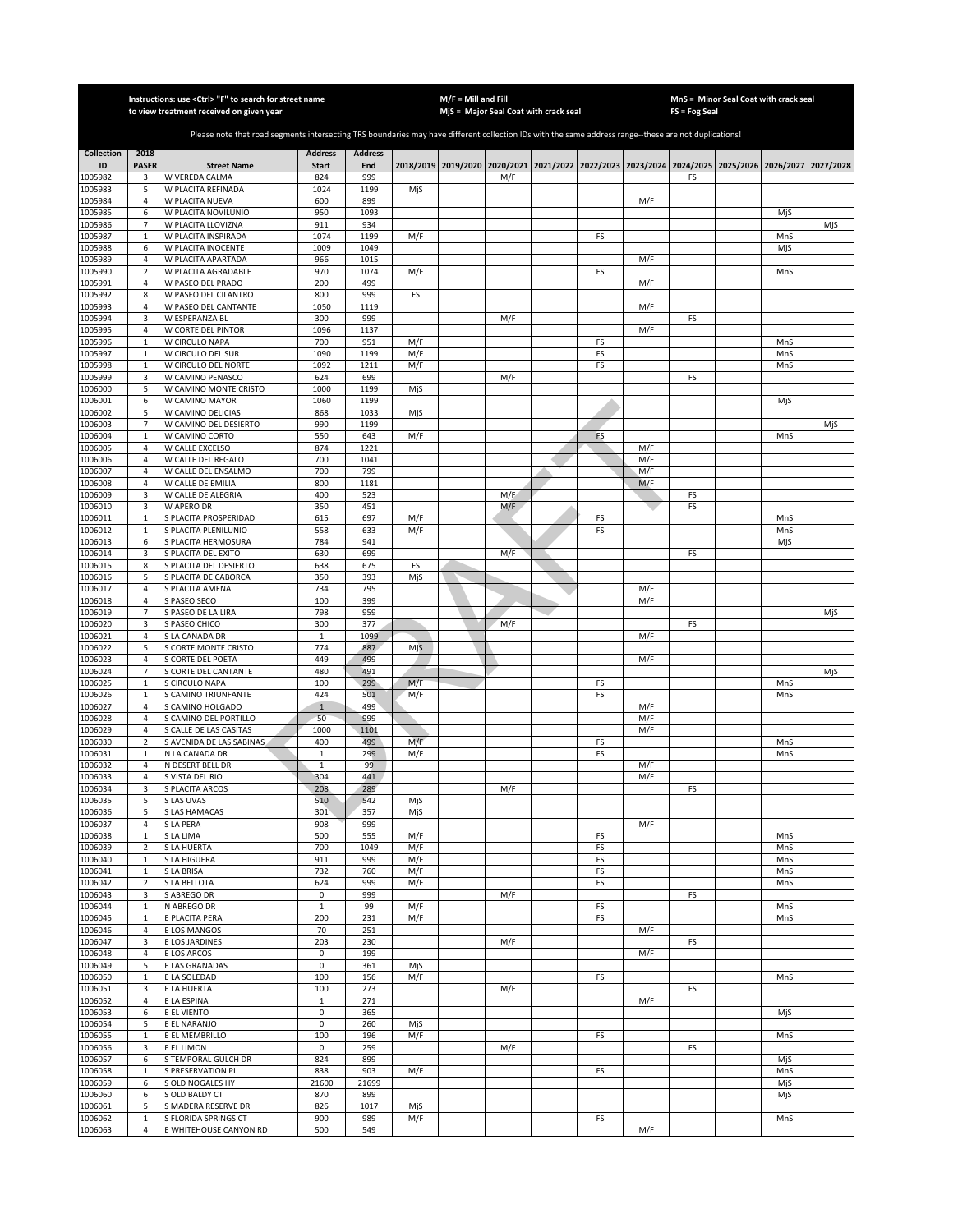Instructions: use <Ctrl> "F" to search for street name to view treatment received on given year

M/F = Mill and Fill
MjS = Major Seal Coat with crack seal

MnS = Minor Seal Coat with crack seal
FS = Fog Seal

Please note that road segments intersecting TRS boundaries may have different collection IDs with the same address range--these are not duplications!

| Collection ID | 2018 PASER | Street Name | Address Start | Address End | 2018/2019 | 2019/2020 | 2020/2021 | 2021/2022 | 2022/2023 | 2023/2024 | 2024/2025 | 2025/2026 | 2026/2027 | 2027/2028 |
|---|---|---|---|---|---|---|---|---|---|---|---|---|---|---|
| 1005982 | 3 | W VEREDA CALMA | 824 | 999 | | | M/F | | | | FS | | | |
| 1005983 | 5 | W PLACITA REFINADA | 1024 | 1199 | MjS | | | | | | | | | |
| 1005984 | 4 | W PLACITA NUEVA | 600 | 899 | | | | | | M/F | | | | |
| 1005985 | 6 | W PLACITA NOVILUNIO | 950 | 1093 | | | | | | | | | MjS | |
| 1005986 | 7 | W PLACITA LLOVIZNA | 911 | 934 | | | | | | | | | | MjS |
| 1005987 | 1 | W PLACITA INSPIRADA | 1074 | 1199 | M/F | | | | FS | | | | MnS | |
| 1005988 | 6 | W PLACITA INOCENTE | 1009 | 1049 | | | | | | | | | MjS | |
| 1005989 | 4 | W PLACITA APARTADA | 966 | 1015 | | | | | | M/F | | | | |
| 1005990 | 2 | W PLACITA AGRADABLE | 970 | 1074 | M/F | | | | FS | | | | MnS | |
| 1005991 | 4 | W PASEO DEL PRADO | 200 | 499 | | | | | | M/F | | | | |
| 1005992 | 8 | W PASEO DEL CILANTRO | 800 | 999 | FS | | | | | | | | | |
| 1005993 | 4 | W PASEO DEL CANTANTE | 1050 | 1119 | | | | | | M/F | | | | |
| 1005994 | 3 | W ESPERANZA BL | 300 | 999 | | | M/F | | | | FS | | | |
| 1005995 | 4 | W CORTE DEL PINTOR | 1096 | 1137 | | | | | | M/F | | | | |
| 1005996 | 1 | W CIRCULO NAPA | 700 | 951 | M/F | | | | FS | | | | MnS | |
| 1005997 | 1 | W CIRCULO DEL SUR | 1090 | 1199 | M/F | | | | FS | | | | MnS | |
| 1005998 | 1 | W CIRCULO DEL NORTE | 1092 | 1211 | M/F | | | | FS | | | | MnS | |
| 1005999 | 3 | W CAMINO PENASCO | 624 | 699 | | | M/F | | | | FS | | | |
| 1006000 | 5 | W CAMINO MONTE CRISTO | 1000 | 1199 | MjS | | | | | | | | | |
| 1006001 | 6 | W CAMINO MAYOR | 1060 | 1199 | | | | | | | | | MjS | |
| 1006002 | 5 | W CAMINO DELICIAS | 868 | 1033 | MjS | | | | | | | | | |
| 1006003 | 7 | W CAMINO DEL DESIERTO | 990 | 1199 | | | | | | | | | | MjS |
| 1006004 | 1 | W CAMINO CORTO | 550 | 643 | M/F | | | | FS | | | | MnS | |
| 1006005 | 4 | W CALLE EXCELSO | 874 | 1221 | | | | | | M/F | | | | |
| 1006006 | 4 | W CALLE DEL REGALO | 700 | 1041 | | | | | | M/F | | | | |
| 1006007 | 4 | W CALLE DEL ENSALMO | 700 | 799 | | | | | | M/F | | | | |
| 1006008 | 4 | W CALLE DE EMILIA | 800 | 1181 | | | | | | M/F | | | | |
| 1006009 | 3 | W CALLE DE ALEGRIA | 400 | 523 | | | M/F | | | | FS | | | |
| 1006010 | 3 | W APERO DR | 350 | 451 | | | M/F | | | | FS | | | |
| 1006011 | 1 | S PLACITA PROSPERIDAD | 615 | 697 | M/F | | | | FS | | | | MnS | |
| 1006012 | 1 | S PLACITA PLENILUNIO | 558 | 633 | M/F | | | | FS | | | | MnS | |
| 1006013 | 6 | S PLACITA HERMOSURA | 784 | 941 | | | | | | | | | MjS | |
| 1006014 | 3 | S PLACITA DEL EXITO | 630 | 699 | | | M/F | | | | FS | | | |
| 1006015 | 8 | S PLACITA DEL DESIERTO | 638 | 675 | FS | | | | | | | | | |
| 1006016 | 5 | S PLACITA DE CABORCA | 350 | 393 | MjS | | | | | | | | | |
| 1006017 | 4 | S PLACITA AMENA | 734 | 795 | | | | | | M/F | | | | |
| 1006018 | 4 | S PASEO SECO | 100 | 399 | | | | | | M/F | | | | |
| 1006019 | 7 | S PASEO DE LA LIRA | 798 | 959 | | | | | | | | | | MjS |
| 1006020 | 3 | S PASEO CHICO | 300 | 377 | | | M/F | | | | FS | | | |
| 1006021 | 4 | S LA CANADA DR | 1 | 1099 | | | | | | M/F | | | | |
| 1006022 | 5 | S CORTE MONTE CRISTO | 774 | 887 | MjS | | | | | | | | | |
| 1006023 | 4 | S CORTE DEL POETA | 449 | 499 | | | | | | M/F | | | | |
| 1006024 | 7 | S CORTE DEL CANTANTE | 480 | 491 | | | | | | | | | | MjS |
| 1006025 | 1 | S CIRCULO NAPA | 100 | 299 | M/F | | | | FS | | | | MnS | |
| 1006026 | 1 | S CAMINO TRIUNFANTE | 424 | 501 | M/F | | | | FS | | | | MnS | |
| 1006027 | 4 | S CAMINO HOLGADO | 1 | 499 | | | | | | M/F | | | | |
| 1006028 | 4 | S CAMINO DEL PORTILLO | 50 | 999 | | | | | | M/F | | | | |
| 1006029 | 4 | S CALLE DE LAS CASITAS | 1000 | 1101 | | | | | | M/F | | | | |
| 1006030 | 2 | S AVENIDA DE LAS SABINAS | 400 | 499 | M/F | | | | FS | | | | MnS | |
| 1006031 | 1 | N LA CANADA DR | 1 | 299 | M/F | | | | FS | | | | MnS | |
| 1006032 | 4 | N DESERT BELL DR | 1 | 99 | | | | | | M/F | | | | |
| 1006033 | 4 | S VISTA DEL RIO | 304 | 441 | | | | | | M/F | | | | |
| 1006034 | 3 | S PLACITA ARCOS | 208 | 289 | | | M/F | | | | FS | | | |
| 1006035 | 5 | S LAS UVAS | 510 | 542 | MjS | | | | | | | | | |
| 1006036 | 5 | S LAS HAMACAS | 301 | 357 | MjS | | | | | | | | | |
| 1006037 | 4 | S LA PERA | 908 | 999 | | | | | | M/F | | | | |
| 1006038 | 1 | S LA LIMA | 500 | 555 | M/F | | | | FS | | | | MnS | |
| 1006039 | 2 | S LA HUERTA | 700 | 1049 | M/F | | | | FS | | | | MnS | |
| 1006040 | 1 | S LA HIGUERA | 911 | 999 | M/F | | | | FS | | | | MnS | |
| 1006041 | 1 | S LA BRISA | 732 | 760 | M/F | | | | FS | | | | MnS | |
| 1006042 | 2 | S LA BELLOTA | 624 | 999 | M/F | | | | FS | | | | MnS | |
| 1006043 | 3 | S ABREGO DR | 0 | 999 | | | M/F | | | | FS | | | |
| 1006044 | 1 | N ABREGO DR | 1 | 99 | M/F | | | | FS | | | | MnS | |
| 1006045 | 1 | E PLACITA PERA | 200 | 231 | M/F | | | | FS | | | | MnS | |
| 1006046 | 4 | E LOS MANGOS | 70 | 251 | | | | | | M/F | | | | |
| 1006047 | 3 | E LOS JARDINES | 203 | 230 | | | M/F | | | | FS | | | |
| 1006048 | 4 | E LOS ARCOS | 0 | 199 | | | | | | M/F | | | | |
| 1006049 | 5 | E LAS GRANADAS | 0 | 361 | MjS | | | | | | | | | |
| 1006050 | 1 | E LA SOLEDAD | 100 | 156 | M/F | | | | FS | | | | MnS | |
| 1006051 | 3 | E LA HUERTA | 100 | 273 | | | M/F | | | | FS | | | |
| 1006052 | 4 | E LA ESPINA | 1 | 271 | | | | | | M/F | | | | |
| 1006053 | 6 | E EL VIENTO | 0 | 365 | | | | | | | | | MjS | |
| 1006054 | 5 | E EL NARANJO | 0 | 260 | MjS | | | | | | | | | |
| 1006055 | 1 | E EL MEMBRILLO | 100 | 196 | M/F | | | | FS | | | | MnS | |
| 1006056 | 3 | E EL LIMON | 0 | 259 | | | M/F | | | | FS | | | |
| 1006057 | 6 | S TEMPORAL GULCH DR | 824 | 899 | | | | | | | | | MjS | |
| 1006058 | 1 | S PRESERVATION PL | 838 | 903 | M/F | | | | FS | | | | MnS | |
| 1006059 | 6 | S OLD NOGALES HY | 21600 | 21699 | | | | | | | | | MjS | |
| 1006060 | 6 | S OLD BALDY CT | 870 | 899 | | | | | | | | | MjS | |
| 1006061 | 5 | S MADERA RESERVE DR | 826 | 1017 | MjS | | | | | | | | | |
| 1006062 | 1 | S FLORIDA SPRINGS CT | 900 | 989 | M/F | | | | FS | | | | MnS | |
| 1006063 | 4 | E WHITEHOUSE CANYON RD | 500 | 549 | | | | | | M/F | | | | |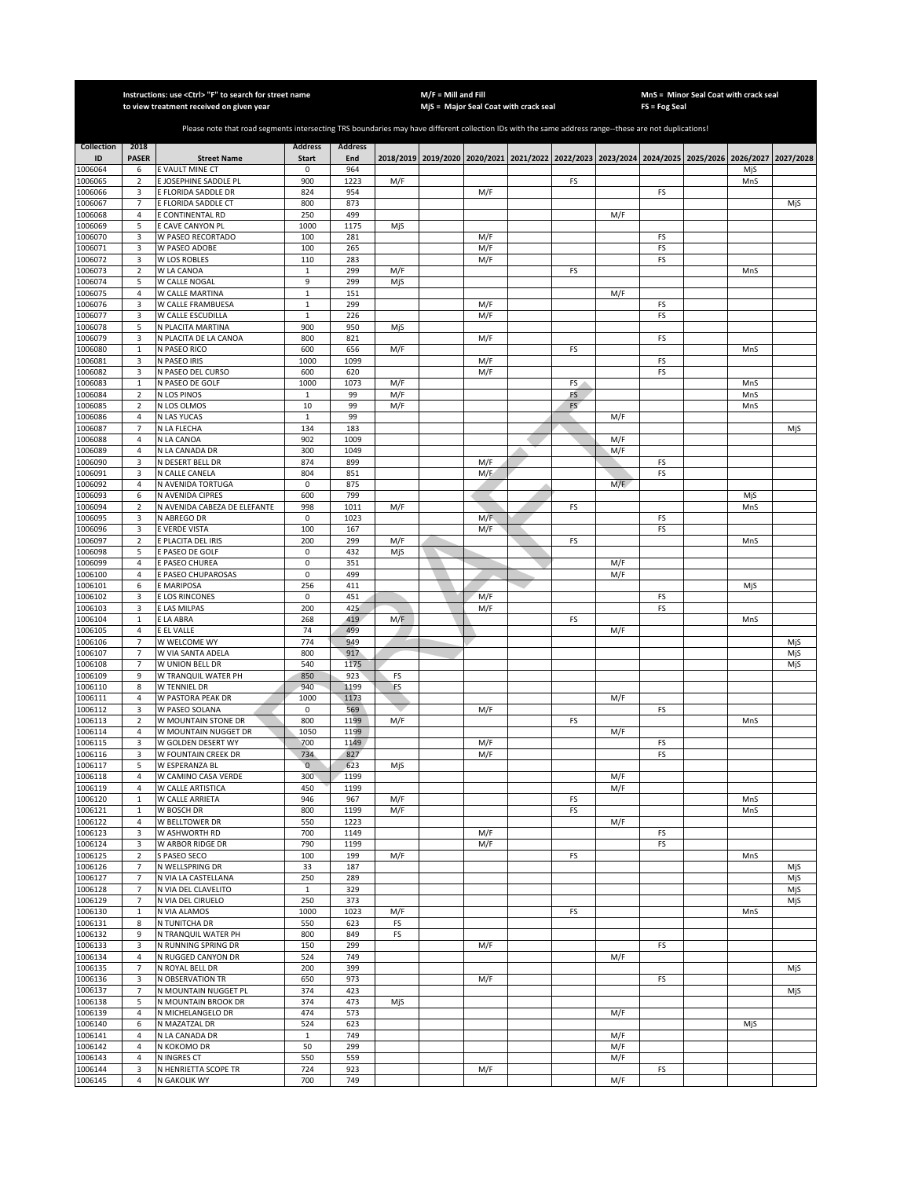Instructions: use <Ctrl> "F" to search for street name to view treatment received on given year

M/F = Mill and Fill
MjS = Major Seal Coat with crack seal

MnS = Minor Seal Coat with crack seal
FS = Fog Seal

Please note that road segments intersecting TRS boundaries may have different collection IDs with the same address range--these are not duplications!

| Collection ID | 2018 PASER | Street Name | Address Start | Address End | 2018/2019 | 2019/2020 | 2020/2021 | 2021/2022 | 2022/2023 | 2023/2024 | 2024/2025 | 2025/2026 | 2026/2027 | 2027/2028 |
|---|---|---|---|---|---|---|---|---|---|---|---|---|---|---|
| 1006064 | 6 | E VAULT MINE CT | 0 | 964 | | | | | | | | | MjS | |
| 1006065 | 2 | E JOSEPHINE SADDLE PL | 900 | 1223 | M/F | | | | FS | | | | MnS | |
| 1006066 | 3 | E FLORIDA SADDLE DR | 824 | 954 | | | M/F | | | | FS | | | |
| 1006067 | 7 | E FLORIDA SADDLE CT | 800 | 873 | | | | | | | | | | MjS |
| 1006068 | 4 | E CONTINENTAL RD | 250 | 499 | | | | | | M/F | | | | |
| 1006069 | 5 | E CAVE CANYON PL | 1000 | 1175 | MjS | | | | | | | | | |
| 1006070 | 3 | W PASEO RECORTADO | 100 | 281 | | | M/F | | | | FS | | | |
| 1006071 | 3 | W PASEO ADOBE | 100 | 265 | | | M/F | | | | FS | | | |
| 1006072 | 3 | W LOS ROBLES | 110 | 283 | | | M/F | | | | FS | | | |
| 1006073 | 2 | W LA CANOA | 1 | 299 | M/F | | | | FS | | | | MnS | |
| 1006074 | 5 | W CALLE NOGAL | 9 | 299 | MjS | | | | | | | | | |
| 1006075 | 4 | W CALLE MARTINA | 1 | 151 | | | | | | M/F | | | | |
| 1006076 | 3 | W CALLE FRAMBUESA | 1 | 299 | | | M/F | | | | FS | | | |
| 1006077 | 3 | W CALLE ESCUDILLA | 1 | 226 | | | M/F | | | | FS | | | |
| 1006078 | 5 | N PLACITA MARTINA | 900 | 950 | MjS | | | | | | | | | |
| 1006079 | 3 | N PLACITA DE LA CANOA | 800 | 821 | | | M/F | | | | FS | | | |
| 1006080 | 1 | N PASEO RICO | 600 | 656 | M/F | | | | FS | | | | MnS | |
| 1006081 | 3 | N PASEO IRIS | 1000 | 1099 | | | M/F | | | | FS | | | |
| 1006082 | 3 | N PASEO DEL CURSO | 600 | 620 | | | M/F | | | | FS | | | |
| 1006083 | 1 | N PASEO DE GOLF | 1000 | 1073 | M/F | | | | FS | | | | MnS | |
| 1006084 | 2 | N LOS PINOS | 1 | 99 | M/F | | | | FS | | | | MnS | |
| 1006085 | 2 | N LOS OLMOS | 10 | 99 | M/F | | | | FS | | | | MnS | |
| 1006086 | 4 | N LAS YUCAS | 1 | 99 | | | | | | M/F | | | | |
| 1006087 | 7 | N LA FLECHA | 134 | 183 | | | | | | | | | | MjS |
| 1006088 | 4 | N LA CANOA | 902 | 1009 | | | | | | M/F | | | | |
| 1006089 | 4 | N LA CANADA DR | 300 | 1049 | | | | | | M/F | | | | |
| 1006090 | 3 | N DESERT BELL DR | 874 | 899 | | | M/F | | | | FS | | | |
| 1006091 | 3 | N CALLE CANELA | 804 | 851 | | | M/F | | | | FS | | | |
| 1006092 | 4 | N AVENIDA TORTUGA | 0 | 875 | | | | | | M/F | | | | |
| 1006093 | 6 | N AVENIDA CIPRES | 600 | 799 | | | | | | | | | MjS | |
| 1006094 | 2 | N AVENIDA CABEZA DE ELEFANTE | 998 | 1011 | M/F | | | | FS | | | | MnS | |
| 1006095 | 3 | N ABREGO DR | 0 | 1023 | | | M/F | | | | FS | | | |
| 1006096 | 3 | E VERDE VISTA | 100 | 167 | | | M/F | | | | FS | | | |
| 1006097 | 2 | E PLACITA DEL IRIS | 200 | 299 | M/F | | | | FS | | | | MnS | |
| 1006098 | 5 | E PASEO DE GOLF | 0 | 432 | MjS | | | | | | | | | |
| 1006099 | 4 | E PASEO CHUREA | 0 | 351 | | | | | | M/F | | | | |
| 1006100 | 4 | E PASEO CHUPAROSAS | 0 | 499 | | | | | | M/F | | | | |
| 1006101 | 6 | E MARIPOSA | 256 | 411 | | | | | | | | | MjS | |
| 1006102 | 3 | E LOS RINCONES | 0 | 451 | | | M/F | | | | FS | | | |
| 1006103 | 3 | E LAS MILPAS | 200 | 425 | | | M/F | | | | FS | | | |
| 1006104 | 1 | E LA ABRA | 268 | 419 | M/F | | | | FS | | | | MnS | |
| 1006105 | 4 | E EL VALLE | 74 | 499 | | | | | | M/F | | | | |
| 1006106 | 7 | W WELCOME WY | 774 | 949 | | | | | | | | | | MjS |
| 1006107 | 7 | W VIA SANTA ADELA | 800 | 917 | | | | | | | | | | MjS |
| 1006108 | 7 | W UNION BELL DR | 540 | 1175 | | | | | | | | | | MjS |
| 1006109 | 9 | W TRANQUIL WATER PH | 850 | 923 | FS | | | | | | | | | |
| 1006110 | 8 | W TENNIEL DR | 940 | 1199 | FS | | | | | | | | | |
| 1006111 | 4 | W PASTORA PEAK DR | 1000 | 1173 | | | | | | M/F | | | | |
| 1006112 | 3 | W PASEO SOLANA | 0 | 569 | | | M/F | | | | FS | | | |
| 1006113 | 2 | W MOUNTAIN STONE DR | 800 | 1199 | M/F | | | | FS | | | | MnS | |
| 1006114 | 4 | W MOUNTAIN NUGGET DR | 1050 | 1199 | | | | | | M/F | | | | |
| 1006115 | 3 | W GOLDEN DESERT WY | 700 | 1149 | | | M/F | | | | FS | | | |
| 1006116 | 3 | W FOUNTAIN CREEK DR | 734 | 827 | | | M/F | | | | FS | | | |
| 1006117 | 5 | W ESPERANZA BL | 0 | 623 | MjS | | | | | | | | | |
| 1006118 | 4 | W CAMINO CASA VERDE | 300 | 1199 | | | | | | M/F | | | | |
| 1006119 | 4 | W CALLE ARTISTICA | 450 | 1199 | | | | | | M/F | | | | |
| 1006120 | 1 | W CALLE ARRIETA | 946 | 967 | M/F | | | | FS | | | | MnS | |
| 1006121 | 1 | W BOSCH DR | 800 | 1199 | M/F | | | | FS | | | | MnS | |
| 1006122 | 4 | W BELLTOWER DR | 550 | 1223 | | | | | | M/F | | | | |
| 1006123 | 3 | W ASHWORTH RD | 700 | 1149 | | | M/F | | | | FS | | | |
| 1006124 | 3 | W ARBOR RIDGE DR | 790 | 1199 | | | M/F | | | | FS | | | |
| 1006125 | 2 | S PASEO SECO | 100 | 199 | M/F | | | | FS | | | | MnS | |
| 1006126 | 7 | N WELLSPRING DR | 33 | 187 | | | | | | | | | | MjS |
| 1006127 | 7 | N VIA LA CASTELLANA | 250 | 289 | | | | | | | | | | MjS |
| 1006128 | 7 | N VIA DEL CLAVELITO | 1 | 329 | | | | | | | | | | MjS |
| 1006129 | 7 | N VIA DEL CIRUELO | 250 | 373 | | | | | | | | | | MjS |
| 1006130 | 1 | N VIA ALAMOS | 1000 | 1023 | M/F | | | | FS | | | | MnS | |
| 1006131 | 8 | N TUNITCHA DR | 550 | 623 | FS | | | | | | | | | |
| 1006132 | 9 | N TRANQUIL WATER PH | 800 | 849 | FS | | | | | | | | | |
| 1006133 | 3 | N RUNNING SPRING DR | 150 | 299 | | | M/F | | | | FS | | | |
| 1006134 | 4 | N RUGGED CANYON DR | 524 | 749 | | | | | | M/F | | | | |
| 1006135 | 7 | N ROYAL BELL DR | 200 | 399 | | | | | | | | | | MjS |
| 1006136 | 3 | N OBSERVATION TR | 650 | 973 | | | M/F | | | | FS | | | |
| 1006137 | 7 | N MOUNTAIN NUGGET PL | 374 | 423 | | | | | | | | | | MjS |
| 1006138 | 5 | N MOUNTAIN BROOK DR | 374 | 473 | MjS | | | | | | | | | |
| 1006139 | 4 | N MICHELANGELO DR | 474 | 573 | | | | | | M/F | | | | |
| 1006140 | 6 | N MAZATZAL DR | 524 | 623 | | | | | | | | | MjS | |
| 1006141 | 4 | N LA CANADA DR | 1 | 749 | | | | | | M/F | | | | |
| 1006142 | 4 | N KOKOMO DR | 50 | 299 | | | | | | M/F | | | | |
| 1006143 | 4 | N INGRES CT | 550 | 559 | | | | | | M/F | | | | |
| 1006144 | 3 | N HENRIETTA SCOPE TR | 724 | 923 | | | M/F | | | | FS | | | |
| 1006145 | 4 | N GAKOLIK WY | 700 | 749 | | | | | | M/F | | | | |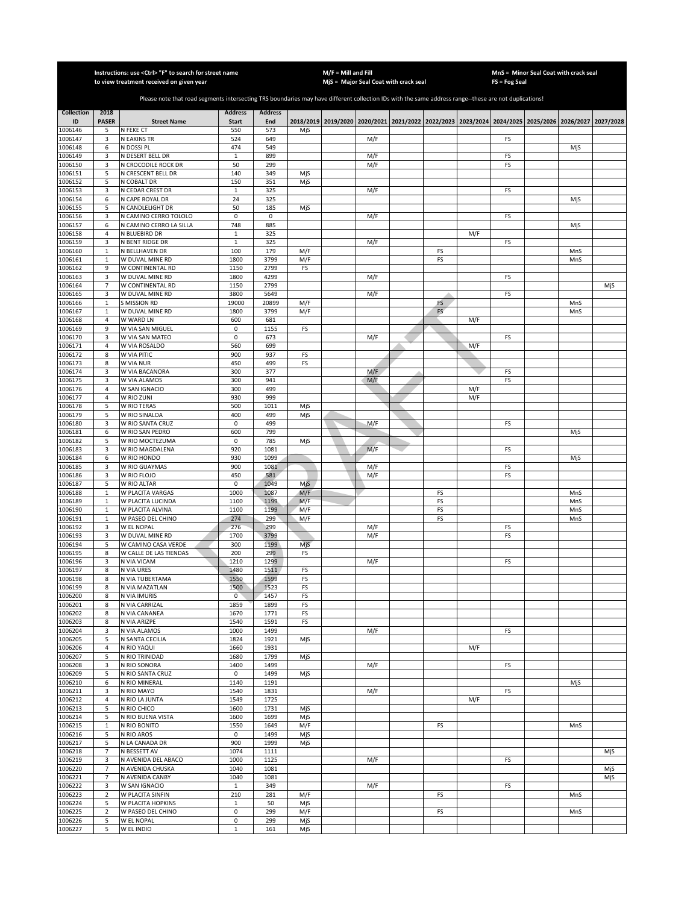Instructions: use <Ctrl> "F" to search for street name to view treatment received on given year

M/F = Mill and Fill
MjS = Major Seal Coat with crack seal

MnS = Minor Seal Coat with crack seal
FS = Fog Seal

Please note that road segments intersecting TRS boundaries may have different collection IDs with the same address range--these are not duplications!

| Collection ID | 2018 PASER | Street Name | Address Start | Address End | 2018/2019 | 2019/2020 | 2020/2021 | 2021/2022 | 2022/2023 | 2023/2024 | 2024/2025 | 2025/2026 | 2026/2027 | 2027/2028 |
|---|---|---|---|---|---|---|---|---|---|---|---|---|---|---|
| 1006146 | 5 | N FEKE CT | 550 | 573 | MjS | | | | | | | | | |
| 1006147 | 3 | N EAKINS TR | 524 | 649 | | | M/F | | | | FS | | | |
| 1006148 | 6 | N DOSSI PL | 474 | 549 | | | | | | | | | MjS | |
| 1006149 | 3 | N DESERT BELL DR | 1 | 899 | | | M/F | | | | FS | | | |
| 1006150 | 3 | N CROCODILE ROCK DR | 50 | 299 | | | M/F | | | | FS | | | |
| 1006151 | 5 | N CRESCENT BELL DR | 140 | 349 | MjS | | | | | | | | | |
| 1006152 | 5 | N COBALT DR | 150 | 351 | MjS | | | | | | | | | |
| 1006153 | 3 | N CEDAR CREST DR | 1 | 325 | | | M/F | | | | FS | | | |
| 1006154 | 6 | N CAPE ROYAL DR | 24 | 325 | | | | | | | | | MjS | |
| 1006155 | 5 | N CANDLELIGHT DR | 50 | 185 | MjS | | | | | | | | | |
| 1006156 | 3 | N CAMINO CERRO TOLOLO | 0 | 0 | | | M/F | | | | FS | | | |
| 1006157 | 6 | N CAMINO CERRO LA SILLA | 748 | 885 | | | | | | | | | MjS | |
| 1006158 | 4 | N BLUEBIRD DR | 1 | 325 | | | | | | M/F | | | | |
| 1006159 | 3 | N BENT RIDGE DR | 1 | 325 | | | M/F | | | | FS | | | |
| 1006160 | 1 | N BELLHAVEN DR | 100 | 179 | M/F | | | | FS | | | | MnS | |
| 1006161 | 1 | W DUVAL MINE RD | 1800 | 3799 | M/F | | | | FS | | | | MnS | |
| 1006162 | 9 | W CONTINENTAL RD | 1150 | 2799 | FS | | | | | | | | | |
| 1006163 | 3 | W DUVAL MINE RD | 1800 | 4299 | | | M/F | | | | FS | | | |
| 1006164 | 7 | W CONTINENTAL RD | 1150 | 2799 | | | | | | | | | | MjS |
| 1006165 | 3 | W DUVAL MINE RD | 3800 | 5649 | | | M/F | | | | FS | | | |
| 1006166 | 1 | S MISSION RD | 19000 | 20899 | M/F | | | | FS | | | | MnS | |
| 1006167 | 1 | W DUVAL MINE RD | 1800 | 3799 | M/F | | | | FS | | | | MnS | |
| 1006168 | 4 | W WARD LN | 600 | 681 | | | | | | M/F | | | | |
| 1006169 | 9 | W VIA SAN MIGUEL | 0 | 1155 | FS | | | | | | | | | |
| 1006170 | 3 | W VIA SAN MATEO | 0 | 673 | | | M/F | | | | FS | | | |
| 1006171 | 4 | W VIA ROSALDO | 560 | 699 | | | | | | M/F | | | | |
| 1006172 | 8 | W VIA PITIC | 900 | 937 | FS | | | | | | | | | |
| 1006173 | 8 | W VIA NUR | 450 | 499 | FS | | | | | | | | | |
| 1006174 | 3 | W VIA BACANORA | 300 | 377 | | | M/F | | | | FS | | | |
| 1006175 | 3 | W VIA ALAMOS | 300 | 941 | | | M/F | | | | FS | | | |
| 1006176 | 4 | W SAN IGNACIO | 300 | 499 | | | | | | M/F | | | | |
| 1006177 | 4 | W RIO ZUNI | 930 | 999 | | | | | | M/F | | | | |
| 1006178 | 5 | W RIO TERAS | 500 | 1011 | MjS | | | | | | | | | |
| 1006179 | 5 | W RIO SINALOA | 400 | 499 | MjS | | | | | | | | | |
| 1006180 | 3 | W RIO SANTA CRUZ | 0 | 499 | | | M/F | | | | FS | | | |
| 1006181 | 6 | W RIO SAN PEDRO | 600 | 799 | | | | | | | | | MjS | |
| 1006182 | 5 | W RIO MOCTEZUMA | 0 | 785 | MjS | | | | | | | | | |
| 1006183 | 3 | W RIO MAGDALENA | 920 | 1081 | | | M/F | | | | FS | | | |
| 1006184 | 6 | W RIO HONDO | 930 | 1099 | | | | | | | | | MjS | |
| 1006185 | 3 | W RIO GUAYMAS | 900 | 1081 | | | M/F | | | | FS | | | |
| 1006186 | 3 | W RIO FLOJO | 450 | 581 | | | M/F | | | | FS | | | |
| 1006187 | 5 | W RIO ALTAR | 0 | 1049 | MjS | | | | | | | | | |
| 1006188 | 1 | W PLACITA VARGAS | 1000 | 1087 | M/F | | | | FS | | | | MnS | |
| 1006189 | 1 | W PLACITA LUCINDA | 1100 | 1199 | M/F | | | | FS | | | | MnS | |
| 1006190 | 1 | W PLACITA ALVINA | 1100 | 1199 | M/F | | | | FS | | | | MnS | |
| 1006191 | 1 | W PASEO DEL CHINO | 274 | 299 | M/F | | | | FS | | | | MnS | |
| 1006192 | 3 | W EL NOPAL | 276 | 299 | | | M/F | | | | FS | | | |
| 1006193 | 3 | W DUVAL MINE RD | 1700 | 3799 | | | M/F | | | | FS | | | |
| 1006194 | 5 | W CAMINO CASA VERDE | 300 | 1199 | MjS | | | | | | | | | |
| 1006195 | 8 | W CALLE DE LAS TIENDAS | 200 | 299 | FS | | | | | | | | | |
| 1006196 | 3 | N VIA VICAM | 1210 | 1299 | | | M/F | | | | FS | | | |
| 1006197 | 8 | N VIA URES | 1480 | 1511 | FS | | | | | | | | | |
| 1006198 | 8 | N VIA TUBERTAMA | 1550 | 1599 | FS | | | | | | | | | |
| 1006199 | 8 | N VIA MAZATLAN | 1500 | 1523 | FS | | | | | | | | | |
| 1006200 | 8 | N VIA IMURIS | 0 | 1457 | FS | | | | | | | | | |
| 1006201 | 8 | N VIA CARRIZAL | 1859 | 1899 | FS | | | | | | | | | |
| 1006202 | 8 | N VIA CANANEA | 1670 | 1771 | FS | | | | | | | | | |
| 1006203 | 8 | N VIA ARIZPE | 1540 | 1591 | FS | | | | | | | | | |
| 1006204 | 3 | N VIA ALAMOS | 1000 | 1499 | | | M/F | | | | FS | | | |
| 1006205 | 5 | N SANTA CECILIA | 1824 | 1921 | MjS | | | | | | | | | |
| 1006206 | 4 | N RIO YAQUI | 1660 | 1931 | | | | | | M/F | | | | |
| 1006207 | 5 | N RIO TRINIDAD | 1680 | 1799 | MjS | | | | | | | | | |
| 1006208 | 3 | N RIO SONORA | 1400 | 1499 | | | M/F | | | | FS | | | |
| 1006209 | 5 | N RIO SANTA CRUZ | 0 | 1499 | MjS | | | | | | | | | |
| 1006210 | 6 | N RIO MINERAL | 1140 | 1191 | | | | | | | | | MjS | |
| 1006211 | 3 | N RIO MAYO | 1540 | 1831 | | | M/F | | | | FS | | | |
| 1006212 | 4 | N RIO LA JUNTA | 1549 | 1725 | | | | | | M/F | | | | |
| 1006213 | 5 | N RIO CHICO | 1600 | 1731 | MjS | | | | | | | | | |
| 1006214 | 5 | N RIO BUENA VISTA | 1600 | 1699 | MjS | | | | | | | | | |
| 1006215 | 1 | N RIO BONITO | 1550 | 1649 | M/F | | | | FS | | | | MnS | |
| 1006216 | 5 | N RIO AROS | 0 | 1499 | MjS | | | | | | | | | |
| 1006217 | 5 | N LA CANADA DR | 900 | 1999 | MjS | | | | | | | | | |
| 1006218 | 7 | N BESSETT AV | 1074 | 1111 | | | | | | | | | | MjS |
| 1006219 | 3 | N AVENIDA DEL ABACO | 1000 | 1125 | | | M/F | | | | FS | | | |
| 1006220 | 7 | N AVENIDA CHUSKA | 1040 | 1081 | | | | | | | | | | MjS |
| 1006221 | 7 | N AVENIDA CANBY | 1040 | 1081 | | | | | | | | | | MjS |
| 1006222 | 3 | W SAN IGNACIO | 1 | 349 | | | M/F | | | | FS | | | |
| 1006223 | 2 | W PLACITA SINFIN | 210 | 281 | M/F | | | | FS | | | | MnS | |
| 1006224 | 5 | W PLACITA HOPKINS | 1 | 50 | MjS | | | | | | | | | |
| 1006225 | 2 | W PASEO DEL CHINO | 0 | 299 | M/F | | | | FS | | | | MnS | |
| 1006226 | 5 | W EL NOPAL | 0 | 299 | MjS | | | | | | | | | |
| 1006227 | 5 | W EL INDIO | 1 | 161 | MjS | | | | | | | | | |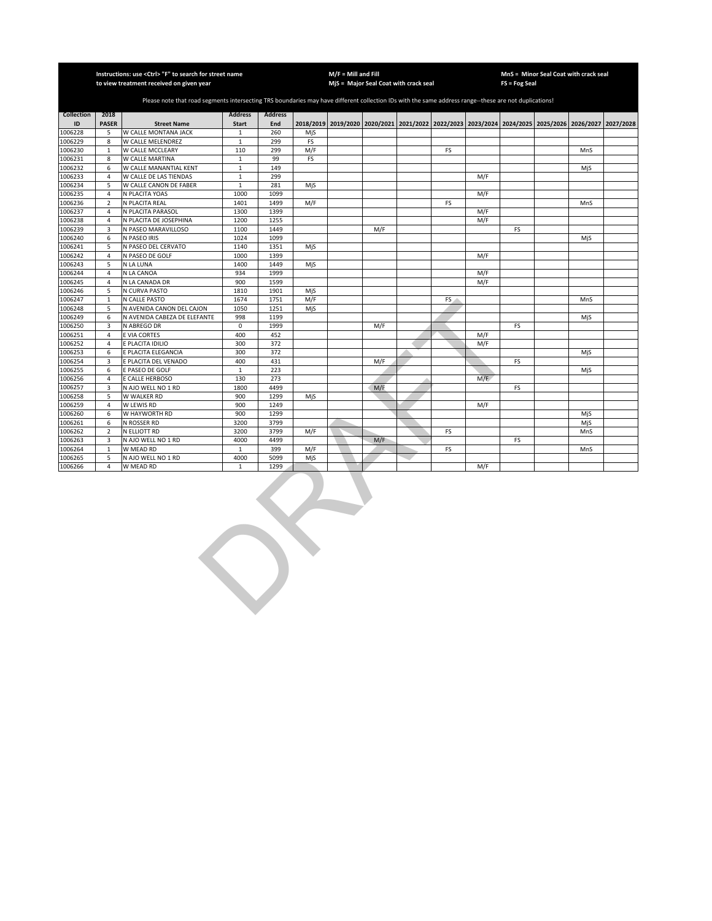**Instructions: use <Ctrl> "F" to search for street name to view treatment received on given year**

**M/F = Mill and Fill**
**MjS = Major Seal Coat with crack seal**

**MnS = Minor Seal Coat with crack seal**
**FS = Fog Seal**

Please note that road segments intersecting TRS boundaries may have different collection IDs with the same address range--these are not duplications!

| Collection ID | 2018 PASER | Street Name | Address Start | Address End | 2018/2019 | 2019/2020 | 2020/2021 | 2021/2022 | 2022/2023 | 2023/2024 | 2024/2025 | 2025/2026 | 2026/2027 | 2027/2028 |
|---|---|---|---|---|---|---|---|---|---|---|---|---|---|---|
| 1006228 | 5 | W CALLE MONTANA JACK | 1 | 260 | MjS | | | | | | | | | |
| 1006229 | 8 | W CALLE MELENDREZ | 1 | 299 | FS | | | | | | | | | |
| 1006230 | 1 | W CALLE MCCLEARY | 110 | 299 | M/F | | | | FS | | | | MnS | |
| 1006231 | 8 | W CALLE MARTINA | 1 | 99 | FS | | | | | | | | | |
| 1006232 | 6 | W CALLE MANANTIAL KENT | 1 | 149 | | | | | | | | | MjS | |
| 1006233 | 4 | W CALLE DE LAS TIENDAS | 1 | 299 | | | | | | M/F | | | | |
| 1006234 | 5 | W CALLE CANON DE FABER | 1 | 281 | MjS | | | | | | | | | |
| 1006235 | 4 | N PLACITA YOAS | 1000 | 1099 | | | | | | M/F | | | | |
| 1006236 | 2 | N PLACITA REAL | 1401 | 1499 | M/F | | | | FS | | | | MnS | |
| 1006237 | 4 | N PLACITA PARASOL | 1300 | 1399 | | | | | | M/F | | | | |
| 1006238 | 4 | N PLACITA DE JOSEPHINA | 1200 | 1255 | | | | | | M/F | | | | |
| 1006239 | 3 | N PASEO MARAVILLOSO | 1100 | 1449 | | | M/F | | | | FS | | | |
| 1006240 | 6 | N PASEO IRIS | 1024 | 1099 | | | | | | | | | MjS | |
| 1006241 | 5 | N PASEO DEL CERVATO | 1140 | 1351 | MjS | | | | | | | | | |
| 1006242 | 4 | N PASEO DE GOLF | 1000 | 1399 | | | | | | M/F | | | | |
| 1006243 | 5 | N LA LUNA | 1400 | 1449 | MjS | | | | | | | | | |
| 1006244 | 4 | N LA CANOA | 934 | 1999 | | | | | | M/F | | | | |
| 1006245 | 4 | N LA CANADA DR | 900 | 1599 | | | | | | M/F | | | | |
| 1006246 | 5 | N CURVA PASTO | 1810 | 1901 | MjS | | | | | | | | | |
| 1006247 | 1 | N CALLE PASTO | 1674 | 1751 | M/F | | | | FS | | | | MnS | |
| 1006248 | 5 | N AVENIDA CANON DEL CAJON | 1050 | 1251 | MjS | | | | | | | | | |
| 1006249 | 6 | N AVENIDA CABEZA DE ELEFANTE | 998 | 1199 | | | | | | | | | MjS | |
| 1006250 | 3 | N ABREGO DR | 0 | 1999 | | | M/F | | | | FS | | | |
| 1006251 | 4 | E VIA CORTES | 400 | 452 | | | | | | M/F | | | | |
| 1006252 | 4 | E PLACITA IDILIO | 300 | 372 | | | | | | M/F | | | | |
| 1006253 | 6 | E PLACITA ELEGANCIA | 300 | 372 | | | | | | | | | MjS | |
| 1006254 | 3 | E PLACITA DEL VENADO | 400 | 431 | | | M/F | | | | FS | | | |
| 1006255 | 6 | E PASEO DE GOLF | 1 | 223 | | | | | | | | | MjS | |
| 1006256 | 4 | E CALLE HERBOSO | 130 | 273 | | | | | | M/F | | | | |
| 1006257 | 3 | N AJO WELL NO 1 RD | 1800 | 4499 | | | M/F | | | | FS | | | |
| 1006258 | 5 | W WALKER RD | 900 | 1299 | MjS | | | | | | | | | |
| 1006259 | 4 | W LEWIS RD | 900 | 1249 | | | | | | M/F | | | | |
| 1006260 | 6 | W HAYWORTH RD | 900 | 1299 | | | | | | | | | MjS | |
| 1006261 | 6 | N ROSSER RD | 3200 | 3799 | | | | | | | | | MjS | |
| 1006262 | 2 | N ELLIOTT RD | 3200 | 3799 | M/F | | | | FS | | | | MnS | |
| 1006263 | 3 | N AJO WELL NO 1 RD | 4000 | 4499 | | | M/F | | | | FS | | | |
| 1006264 | 1 | W MEAD RD | 1 | 399 | M/F | | | | FS | | | | MnS | |
| 1006265 | 5 | N AJO WELL NO 1 RD | 4000 | 5099 | MjS | | | | | | | | | |
| 1006266 | 4 | W MEAD RD | 1 | 1299 | | | | | | M/F | | | | |

DRAFT